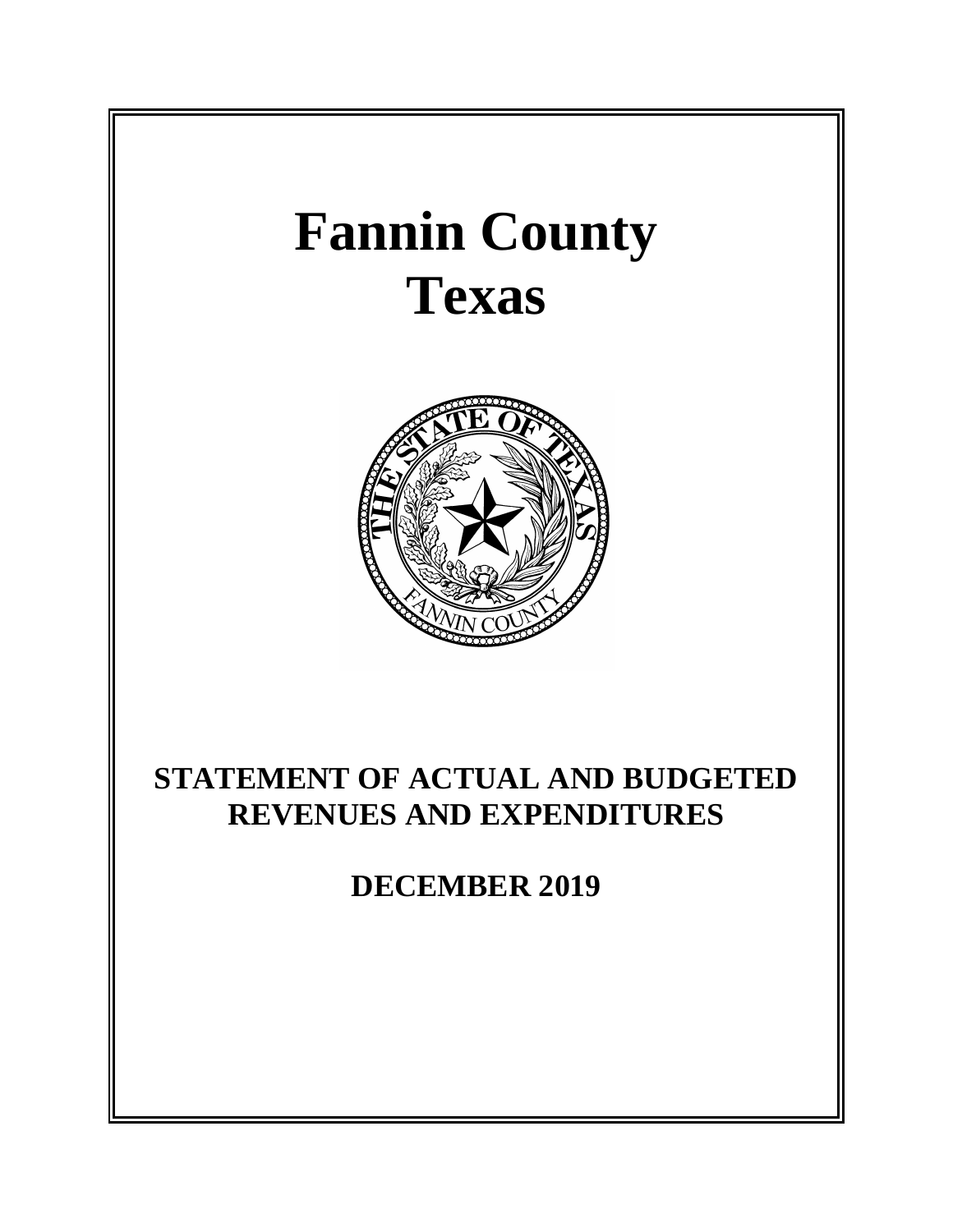# Fannin County
# Texas

## STATEMENT OF ACTUAL AND BUDGETED REVENUES AND EXPENDITURES

## DECEMBER 2019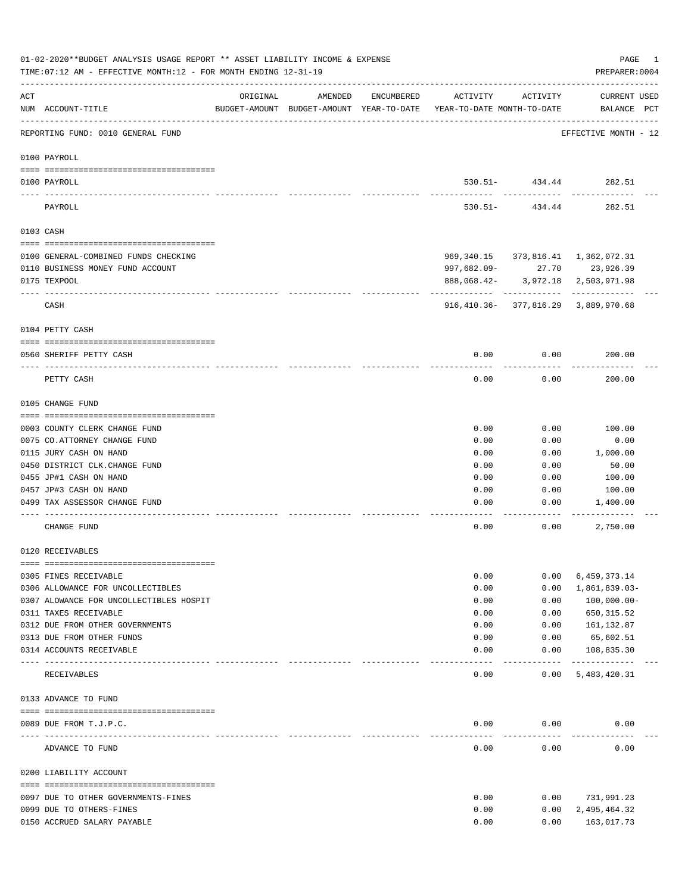01-02-2020**BUDGET ANALYSIS USAGE REPORT ** ASSET LIABILITY INCOME & EXPENSE

TIME:07:12 AM - EFFECTIVE MONTH:12 - FOR MONTH ENDING 12-31-19

PREPARER:0004

| ACT NUM | ACCOUNT-TITLE | ORIGINAL BUDGET-AMOUNT | AMENDED BUDGET-AMOUNT | ENCUMBERED YEAR-TO-DATE | ACTIVITY YEAR-TO-DATE | ACTIVITY MONTH-TO-DATE | CURRENT BALANCE | USED PCT |
|---|---|---|---|---|---|---|---|---|
| | REPORTING FUND: 0010 GENERAL FUND | | | | | | EFFECTIVE MONTH - 12 | |
| | **0100 PAYROLL** | | | | | | | |
| 0100 | PAYROLL | | | | 530.51- | 434.44 | 282.51 | |
| | PAYROLL | | | | 530.51- | 434.44 | 282.51 | |
| | **0103 CASH** | | | | | | | |
| 0100 | GENERAL-COMBINED FUNDS CHECKING | | | | 969,340.15 | 373,816.41 | 1,362,072.31 | |
| 0110 | BUSINESS MONEY FUND ACCOUNT | | | | 997,682.09- | 27.70 | 23,926.39 | |
| 0175 | TEXPOOL | | | | 888,068.42- | 3,972.18 | 2,503,971.98 | |
| | CASH | | | | 916,410.36- | 377,816.29 | 3,889,970.68 | |
| | **0104 PETTY CASH** | | | | | | | |
| 0560 | SHERIFF PETTY CASH | | | | 0.00 | 0.00 | 200.00 | |
| | PETTY CASH | | | | 0.00 | 0.00 | 200.00 | |
| | **0105 CHANGE FUND** | | | | | | | |
| 0003 | COUNTY CLERK CHANGE FUND | | | | 0.00 | 0.00 | 100.00 | |
| 0075 | CO.ATTORNEY CHANGE FUND | | | | 0.00 | 0.00 | 0.00 | |
| 0115 | JURY CASH ON HAND | | | | 0.00 | 0.00 | 1,000.00 | |
| 0450 | DISTRICT CLK.CHANGE FUND | | | | 0.00 | 0.00 | 50.00 | |
| 0455 | JP#1 CASH ON HAND | | | | 0.00 | 0.00 | 100.00 | |
| 0457 | JP#3 CASH ON HAND | | | | 0.00 | 0.00 | 100.00 | |
| 0499 | TAX ASSESSOR CHANGE FUND | | | | 0.00 | 0.00 | 1,400.00 | |
| | CHANGE FUND | | | | 0.00 | 0.00 | 2,750.00 | |
| | **0120 RECEIVABLES** | | | | | | | |
| 0305 | FINES RECEIVABLE | | | | 0.00 | 0.00 | 6,459,373.14 | |
| 0306 | ALLOWANCE FOR UNCOLLECTIBLES | | | | 0.00 | 0.00 | 1,861,839.03- | |
| 0307 | ALOWANCE FOR UNCOLLECTIBLES HOSPIT | | | | 0.00 | 0.00 | 100,000.00- | |
| 0311 | TAXES RECEIVABLE | | | | 0.00 | 0.00 | 650,315.52 | |
| 0312 | DUE FROM OTHER GOVERNMENTS | | | | 0.00 | 0.00 | 161,132.87 | |
| 0313 | DUE FROM OTHER FUNDS | | | | 0.00 | 0.00 | 65,602.51 | |
| 0314 | ACCOUNTS RECEIVABLE | | | | 0.00 | 0.00 | 108,835.30 | |
| | RECEIVABLES | | | | 0.00 | 0.00 | 5,483,420.31 | |
| | **0133 ADVANCE TO FUND** | | | | | | | |
| 0089 | DUE FROM T.J.P.C. | | | | 0.00 | 0.00 | 0.00 | |
| | ADVANCE TO FUND | | | | 0.00 | 0.00 | 0.00 | |
| | **0200 LIABILITY ACCOUNT** | | | | | | | |
| 0097 | DUE TO OTHER GOVERNMENTS-FINES | | | | 0.00 | 0.00 | 731,991.23 | |
| 0099 | DUE TO OTHERS-FINES | | | | 0.00 | 0.00 | 2,495,464.32 | |
| 0150 | ACCRUED SALARY PAYABLE | | | | 0.00 | 0.00 | 163,017.73 | |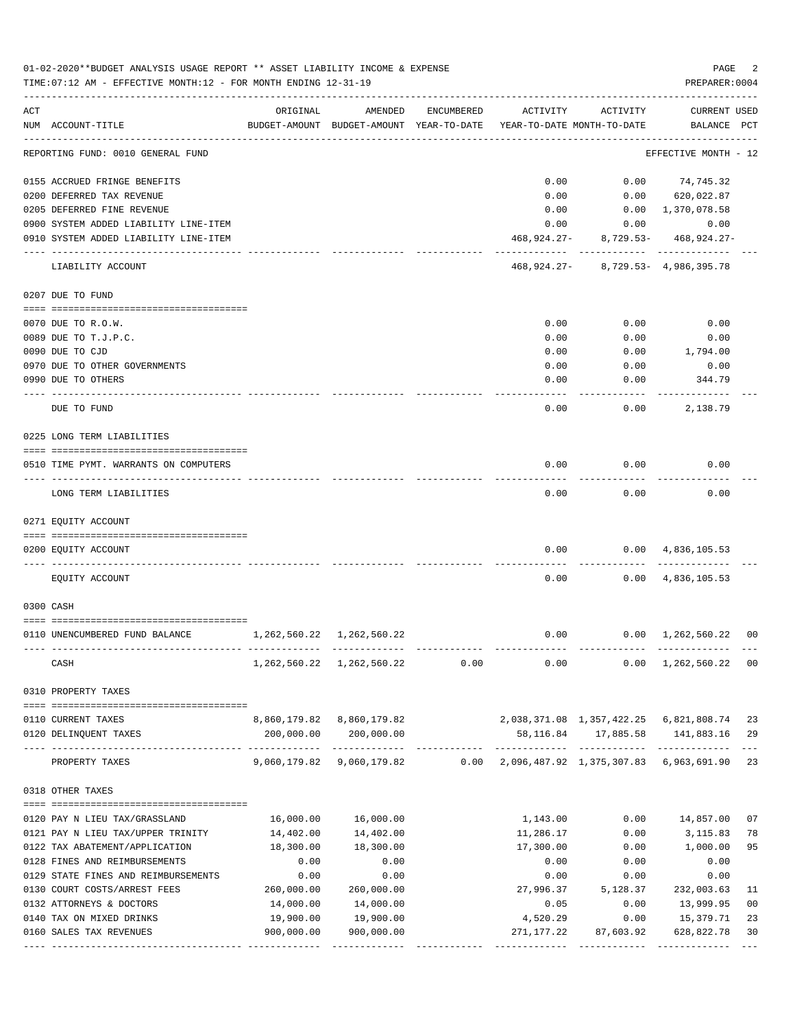01-02-2020**BUDGET ANALYSIS USAGE REPORT ** ASSET LIABILITY INCOME & EXPENSE

TIME:07:12 AM - EFFECTIVE MONTH:12 - FOR MONTH ENDING 12-31-19

PREPARER:0004

| ACT NUM | ACCOUNT-TITLE | ORIGINAL BUDGET-AMOUNT | AMENDED BUDGET-AMOUNT | ENCUMBERED YEAR-TO-DATE | ACTIVITY YEAR-TO-DATE | ACTIVITY MONTH-TO-DATE | CURRENT BALANCE | USED PCT |
|---|---|---|---|---|---|---|---|---|
| | REPORTING FUND: 0010 GENERAL FUND | | | | | | EFFECTIVE MONTH - 12 | |
| 0155 | ACCRUED FRINGE BENEFITS | | | | 0.00 | 0.00 | 74,745.32 | |
| 0200 | DEFERRED TAX REVENUE | | | | 0.00 | 0.00 | 620,022.87 | |
| 0205 | DEFERRED FINE REVENUE | | | | 0.00 | 0.00 | 1,370,078.58 | |
| 0900 | SYSTEM ADDED LIABILITY LINE-ITEM | | | | 0.00 | 0.00 | 0.00 | |
| 0910 | SYSTEM ADDED LIABILITY LINE-ITEM | | | | 468,924.27- | 8,729.53- | 468,924.27- | |
| | LIABILITY ACCOUNT | | | | 468,924.27- | 8,729.53- | 4,986,395.78 | |
| | 0207 DUE TO FUND | | | | | | | |
| 0070 | DUE TO R.O.W. | | | | 0.00 | 0.00 | 0.00 | |
| 0089 | DUE TO T.J.P.C. | | | | 0.00 | 0.00 | 0.00 | |
| 0090 | DUE TO CJD | | | | 0.00 | 0.00 | 1,794.00 | |
| 0970 | DUE TO OTHER GOVERNMENTS | | | | 0.00 | 0.00 | 0.00 | |
| 0990 | DUE TO OTHERS | | | | 0.00 | 0.00 | 344.79 | |
| | DUE TO FUND | | | | 0.00 | 0.00 | 2,138.79 | |
| | 0225 LONG TERM LIABILITIES | | | | | | | |
| 0510 | TIME PYMT. WARRANTS ON COMPUTERS | | | | 0.00 | 0.00 | 0.00 | |
| | LONG TERM LIABILITIES | | | | 0.00 | 0.00 | 0.00 | |
| | 0271 EQUITY ACCOUNT | | | | | | | |
| 0200 | EQUITY ACCOUNT | | | | 0.00 | 0.00 | 4,836,105.53 | |
| | EQUITY ACCOUNT | | | | 0.00 | 0.00 | 4,836,105.53 | |
| | 0300 CASH | | | | | | | |
| 0110 | UNENCUMBERED FUND BALANCE | 1,262,560.22 | 1,262,560.22 | | 0.00 | 0.00 | 1,262,560.22 | 00 |
| | CASH | 1,262,560.22 | 1,262,560.22 | 0.00 | 0.00 | 0.00 | 1,262,560.22 | 00 |
| | 0310 PROPERTY TAXES | | | | | | | |
| 0110 | CURRENT TAXES | 8,860,179.82 | 8,860,179.82 | | 2,038,371.08 | 1,357,422.25 | 6,821,808.74 | 23 |
| 0120 | DELINQUENT TAXES | 200,000.00 | 200,000.00 | | 58,116.84 | 17,885.58 | 141,883.16 | 29 |
| | PROPERTY TAXES | 9,060,179.82 | 9,060,179.82 | 0.00 | 2,096,487.92 | 1,375,307.83 | 6,963,691.90 | 23 |
| | 0318 OTHER TAXES | | | | | | | |
| 0120 | PAY N LIEU TAX/GRASSLAND | 16,000.00 | 16,000.00 | | 1,143.00 | 0.00 | 14,857.00 | 07 |
| 0121 | PAY N LIEU TAX/UPPER TRINITY | 14,402.00 | 14,402.00 | | 11,286.17 | 0.00 | 3,115.83 | 78 |
| 0122 | TAX ABATEMENT/APPLICATION | 18,300.00 | 18,300.00 | | 17,300.00 | 0.00 | 1,000.00 | 95 |
| 0128 | FINES AND REIMBURSEMENTS | 0.00 | 0.00 | | 0.00 | 0.00 | 0.00 | |
| 0129 | STATE FINES AND REIMBURSEMENTS | 0.00 | 0.00 | | 0.00 | 0.00 | 0.00 | |
| 0130 | COURT COSTS/ARREST FEES | 260,000.00 | 260,000.00 | | 27,996.37 | 5,128.37 | 232,003.63 | 11 |
| 0132 | ATTORNEYS & DOCTORS | 14,000.00 | 14,000.00 | | 0.05 | 0.00 | 13,999.95 | 00 |
| 0140 | TAX ON MIXED DRINKS | 19,900.00 | 19,900.00 | | 4,520.29 | 0.00 | 15,379.71 | 23 |
| 0160 | SALES TAX REVENUES | 900,000.00 | 900,000.00 | | 271,177.22 | 87,603.92 | 628,822.78 | 30 |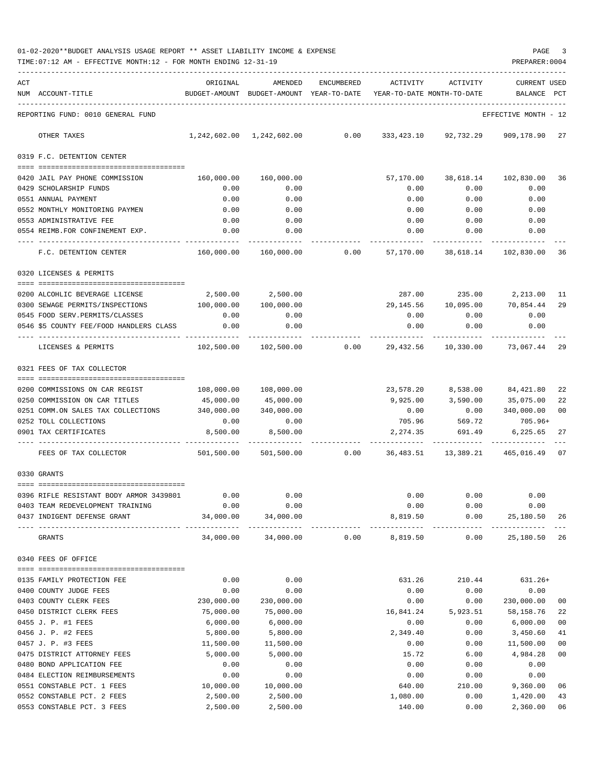01-02-2020**BUDGET ANALYSIS USAGE REPORT ** ASSET LIABILITY INCOME & EXPENSE

TIME:07:12 AM - EFFECTIVE MONTH:12 - FOR MONTH ENDING 12-31-19

| ACT NUM | ACCOUNT-TITLE | ORIGINAL BUDGET-AMOUNT | AMENDED BUDGET-AMOUNT | ENCUMBERED YEAR-TO-DATE | ACTIVITY YEAR-TO-DATE | ACTIVITY MONTH-TO-DATE | CURRENT USED BALANCE | PCT |
|---|---|---|---|---|---|---|---|---|
| | REPORTING FUND: 0010 GENERAL FUND | | | | | | EFFECTIVE MONTH - 12 | |
| | OTHER TAXES | 1,242,602.00 | 1,242,602.00 | 0.00 | 333,423.10 | 92,732.29 | 909,178.90 | 27 |
| | **0319 F.C. DETENTION CENTER** | | | | | | | |
| 0420 | JAIL PAY PHONE COMMISSION | 160,000.00 | 160,000.00 | | 57,170.00 | 38,618.14 | 102,830.00 | 36 |
| 0429 | SCHOLARSHIP FUNDS | 0.00 | 0.00 | | 0.00 | 0.00 | 0.00 | |
| 0551 | ANNUAL PAYMENT | 0.00 | 0.00 | | 0.00 | 0.00 | 0.00 | |
| 0552 | MONTHLY MONITORING PAYMEN | 0.00 | 0.00 | | 0.00 | 0.00 | 0.00 | |
| 0553 | ADMINISTRATIVE FEE | 0.00 | 0.00 | | 0.00 | 0.00 | 0.00 | |
| 0554 | REIMB.FOR CONFINEMENT EXP. | 0.00 | 0.00 | | 0.00 | 0.00 | 0.00 | |
| | F.C. DETENTION CENTER | 160,000.00 | 160,000.00 | 0.00 | 57,170.00 | 38,618.14 | 102,830.00 | 36 |
| | **0320 LICENSES & PERMITS** | | | | | | | |
| 0200 | ALCOHLIC BEVERAGE LICENSE | 2,500.00 | 2,500.00 | | 287.00 | 235.00 | 2,213.00 | 11 |
| 0300 | SEWAGE PERMITS/INSPECTIONS | 100,000.00 | 100,000.00 | | 29,145.56 | 10,095.00 | 70,854.44 | 29 |
| 0545 | FOOD SERV.PERMITS/CLASSES | 0.00 | 0.00 | | 0.00 | 0.00 | 0.00 | |
| 0546 | $5 COUNTY FEE/FOOD HANDLERS CLASS | 0.00 | 0.00 | | 0.00 | 0.00 | 0.00 | |
| | LICENSES & PERMITS | 102,500.00 | 102,500.00 | 0.00 | 29,432.56 | 10,330.00 | 73,067.44 | 29 |
| | **0321 FEES OF TAX COLLECTOR** | | | | | | | |
| 0200 | COMMISSIONS ON CAR REGIST | 108,000.00 | 108,000.00 | | 23,578.20 | 8,538.00 | 84,421.80 | 22 |
| 0250 | COMMISSION ON CAR TITLES | 45,000.00 | 45,000.00 | | 9,925.00 | 3,590.00 | 35,075.00 | 22 |
| 0251 | COMM.ON SALES TAX COLLECTIONS | 340,000.00 | 340,000.00 | | 0.00 | 0.00 | 340,000.00 | 00 |
| 0252 | TOLL COLLECTIONS | 0.00 | 0.00 | | 705.96 | 569.72 | 705.96+ | |
| 0901 | TAX CERTIFICATES | 8,500.00 | 8,500.00 | | 2,274.35 | 691.49 | 6,225.65 | 27 |
| | FEES OF TAX COLLECTOR | 501,500.00 | 501,500.00 | 0.00 | 36,483.51 | 13,389.21 | 465,016.49 | 07 |
| | **0330 GRANTS** | | | | | | | |
| 0396 | RIFLE RESISTANT BODY ARMOR 3439801 | 0.00 | 0.00 | | 0.00 | 0.00 | 0.00 | |
| 0403 | TEAM REDEVELOPMENT TRAINING | 0.00 | 0.00 | | 0.00 | 0.00 | 0.00 | |
| 0437 | INDIGENT DEFENSE GRANT | 34,000.00 | 34,000.00 | | 8,819.50 | 0.00 | 25,180.50 | 26 |
| | GRANTS | 34,000.00 | 34,000.00 | 0.00 | 8,819.50 | 0.00 | 25,180.50 | 26 |
| | **0340 FEES OF OFFICE** | | | | | | | |
| 0135 | FAMILY PROTECTION FEE | 0.00 | 0.00 | | 631.26 | 210.44 | 631.26+ | |
| 0400 | COUNTY JUDGE FEES | 0.00 | 0.00 | | 0.00 | 0.00 | 0.00 | |
| 0403 | COUNTY CLERK FEES | 230,000.00 | 230,000.00 | | 0.00 | 0.00 | 230,000.00 | 00 |
| 0450 | DISTRICT CLERK FEES | 75,000.00 | 75,000.00 | | 16,841.24 | 5,923.51 | 58,158.76 | 22 |
| 0455 | J. P. #1 FEES | 6,000.00 | 6,000.00 | | 0.00 | 0.00 | 6,000.00 | 00 |
| 0456 | J. P. #2 FEES | 5,800.00 | 5,800.00 | | 2,349.40 | 0.00 | 3,450.60 | 41 |
| 0457 | J. P. #3 FEES | 11,500.00 | 11,500.00 | | 0.00 | 0.00 | 11,500.00 | 00 |
| 0475 | DISTRICT ATTORNEY FEES | 5,000.00 | 5,000.00 | | 15.72 | 6.00 | 4,984.28 | 00 |
| 0480 | BOND APPLICATION FEE | 0.00 | 0.00 | | 0.00 | 0.00 | 0.00 | |
| 0484 | ELECTION REIMBURSEMENTS | 0.00 | 0.00 | | 0.00 | 0.00 | 0.00 | |
| 0551 | CONSTABLE PCT. 1 FEES | 10,000.00 | 10,000.00 | | 640.00 | 210.00 | 9,360.00 | 06 |
| 0552 | CONSTABLE PCT. 2 FEES | 2,500.00 | 2,500.00 | | 1,080.00 | 0.00 | 1,420.00 | 43 |
| 0553 | CONSTABLE PCT. 3 FEES | 2,500.00 | 2,500.00 | | 140.00 | 0.00 | 2,360.00 | 06 |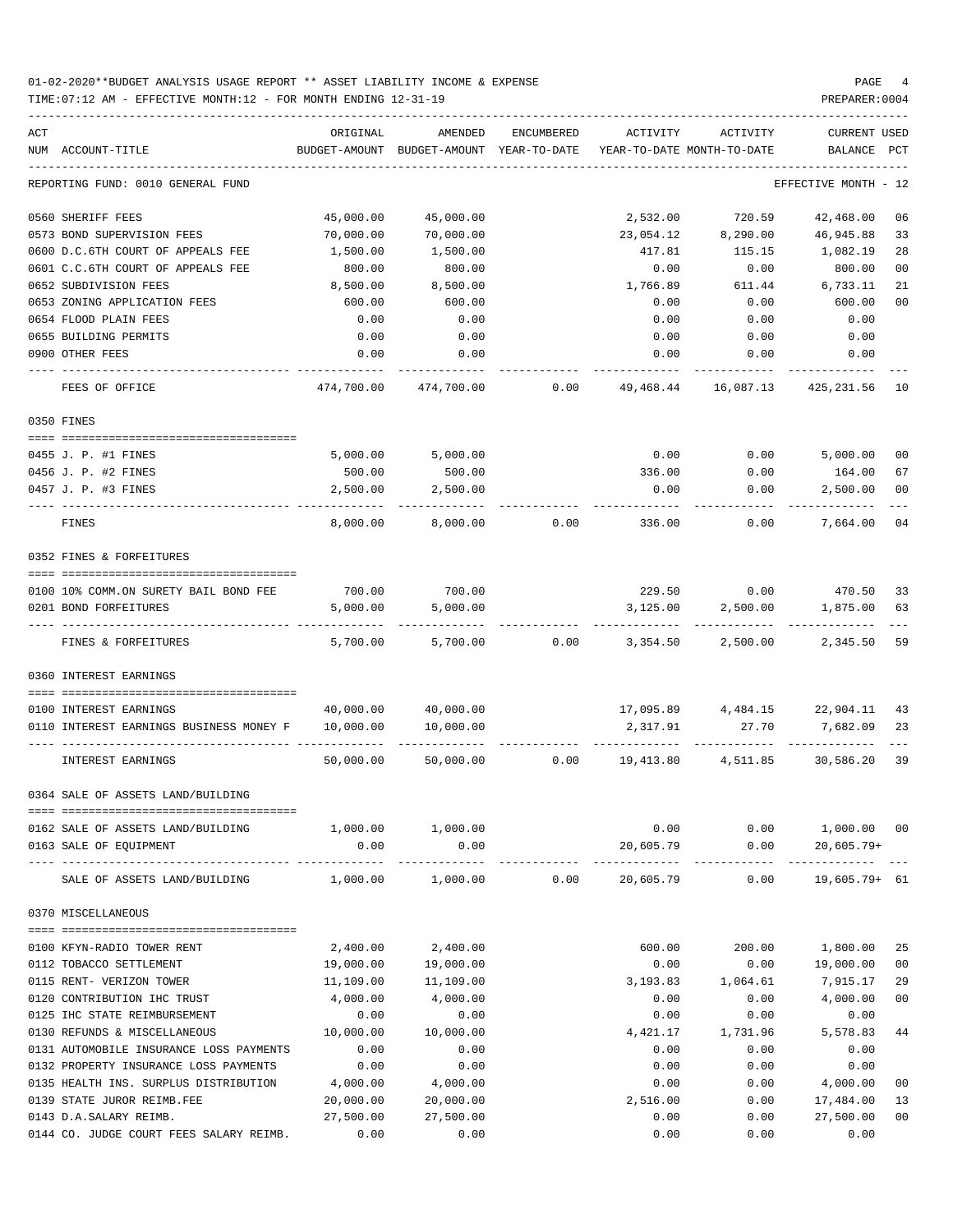01-02-2020**BUDGET ANALYSIS USAGE REPORT ** ASSET LIABILITY INCOME & EXPENSE

TIME:07:12 AM - EFFECTIVE MONTH:12 - FOR MONTH ENDING 12-31-19

PREPARER:0004

REPORTING FUND: 0010 GENERAL FUND — EFFECTIVE MONTH - 12

| ACT NUM | ACCOUNT-TITLE | ORIGINAL BUDGET-AMOUNT | AMENDED BUDGET-AMOUNT | ENCUMBERED YEAR-TO-DATE | ACTIVITY YEAR-TO-DATE | ACTIVITY MONTH-TO-DATE | CURRENT BALANCE | USED PCT |
|---|---|---|---|---|---|---|---|---|
| 0560 | SHERIFF FEES | 45,000.00 | 45,000.00 | | 2,532.00 | 720.59 | 42,468.00 | 06 |
| 0573 | BOND SUPERVISION FEES | 70,000.00 | 70,000.00 | | 23,054.12 | 8,290.00 | 46,945.88 | 33 |
| 0600 | D.C.6TH COURT OF APPEALS FEE | 1,500.00 | 1,500.00 | | 417.81 | 115.15 | 1,082.19 | 28 |
| 0601 | C.C.6TH COURT OF APPEALS FEE | 800.00 | 800.00 | | 0.00 | 0.00 | 800.00 | 00 |
| 0652 | SUBDIVISION FEES | 8,500.00 | 8,500.00 | | 1,766.89 | 611.44 | 6,733.11 | 21 |
| 0653 | ZONING APPLICATION FEES | 600.00 | 600.00 | | 0.00 | 0.00 | 600.00 | 00 |
| 0654 | FLOOD PLAIN FEES | 0.00 | 0.00 | | 0.00 | 0.00 | 0.00 | |
| 0655 | BUILDING PERMITS | 0.00 | 0.00 | | 0.00 | 0.00 | 0.00 | |
| 0900 | OTHER FEES | 0.00 | 0.00 | | 0.00 | 0.00 | 0.00 | |
| | FEES OF OFFICE | 474,700.00 | 474,700.00 | 0.00 | 49,468.44 | 16,087.13 | 425,231.56 | 10 |
| | **0350 FINES** | | | | | | | |
| 0455 | J. P. #1 FINES | 5,000.00 | 5,000.00 | | 0.00 | 0.00 | 5,000.00 | 00 |
| 0456 | J. P. #2 FINES | 500.00 | 500.00 | | 336.00 | 0.00 | 164.00 | 67 |
| 0457 | J. P. #3 FINES | 2,500.00 | 2,500.00 | | 0.00 | 0.00 | 2,500.00 | 00 |
| | FINES | 8,000.00 | 8,000.00 | 0.00 | 336.00 | 0.00 | 7,664.00 | 04 |
| | **0352 FINES & FORFEITURES** | | | | | | | |
| 0100 | 10% COMM.ON SURETY BAIL BOND FEE | 700.00 | 700.00 | | 229.50 | 0.00 | 470.50 | 33 |
| 0201 | BOND FORFEITURES | 5,000.00 | 5,000.00 | | 3,125.00 | 2,500.00 | 1,875.00 | 63 |
| | FINES & FORFEITURES | 5,700.00 | 5,700.00 | 0.00 | 3,354.50 | 2,500.00 | 2,345.50 | 59 |
| | **0360 INTEREST EARNINGS** | | | | | | | |
| 0100 | INTEREST EARNINGS | 40,000.00 | 40,000.00 | | 17,095.89 | 4,484.15 | 22,904.11 | 43 |
| 0110 | INTEREST EARNINGS BUSINESS MONEY F | 10,000.00 | 10,000.00 | | 2,317.91 | 27.70 | 7,682.09 | 23 |
| | INTEREST EARNINGS | 50,000.00 | 50,000.00 | 0.00 | 19,413.80 | 4,511.85 | 30,586.20 | 39 |
| | **0364 SALE OF ASSETS LAND/BUILDING** | | | | | | | |
| 0162 | SALE OF ASSETS LAND/BUILDING | 1,000.00 | 1,000.00 | | 0.00 | 0.00 | 1,000.00 | 00 |
| 0163 | SALE OF EQUIPMENT | 0.00 | 0.00 | | 20,605.79 | 0.00 | 20,605.79+ | |
| | SALE OF ASSETS LAND/BUILDING | 1,000.00 | 1,000.00 | 0.00 | 20,605.79 | 0.00 | 19,605.79+ | 61 |
| | **0370 MISCELLANEOUS** | | | | | | | |
| 0100 | KFYN-RADIO TOWER RENT | 2,400.00 | 2,400.00 | | 600.00 | 200.00 | 1,800.00 | 25 |
| 0112 | TOBACCO SETTLEMENT | 19,000.00 | 19,000.00 | | 0.00 | 0.00 | 19,000.00 | 00 |
| 0115 | RENT- VERIZON TOWER | 11,109.00 | 11,109.00 | | 3,193.83 | 1,064.61 | 7,915.17 | 29 |
| 0120 | CONTRIBUTION IHC TRUST | 4,000.00 | 4,000.00 | | 0.00 | 0.00 | 4,000.00 | 00 |
| 0125 | IHC STATE REIMBURSEMENT | 0.00 | 0.00 | | 0.00 | 0.00 | 0.00 | |
| 0130 | REFUNDS & MISCELLANEOUS | 10,000.00 | 10,000.00 | | 4,421.17 | 1,731.96 | 5,578.83 | 44 |
| 0131 | AUTOMOBILE INSURANCE LOSS PAYMENTS | 0.00 | 0.00 | | 0.00 | 0.00 | 0.00 | |
| 0132 | PROPERTY INSURANCE LOSS PAYMENTS | 0.00 | 0.00 | | 0.00 | 0.00 | 0.00 | |
| 0135 | HEALTH INS. SURPLUS DISTRIBUTION | 4,000.00 | 4,000.00 | | 0.00 | 0.00 | 4,000.00 | 00 |
| 0139 | STATE JUROR REIMB.FEE | 20,000.00 | 20,000.00 | | 2,516.00 | 0.00 | 17,484.00 | 13 |
| 0143 | D.A.SALARY REIMB. | 27,500.00 | 27,500.00 | | 0.00 | 0.00 | 27,500.00 | 00 |
| 0144 | CO. JUDGE COURT FEES SALARY REIMB. | 0.00 | 0.00 | | 0.00 | 0.00 | 0.00 | |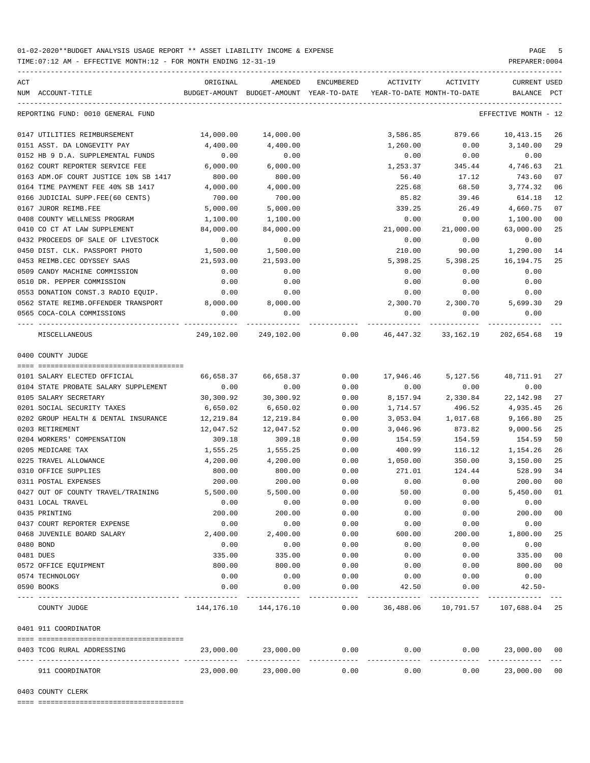01-02-2020**BUDGET ANALYSIS USAGE REPORT ** ASSET LIABILITY INCOME & EXPENSE

TIME:07:12 AM - EFFECTIVE MONTH:12 - FOR MONTH ENDING 12-31-19

PREPARER:0004

REPORTING FUND: 0010 GENERAL FUND — EFFECTIVE MONTH - 12

| ACT NUM | ACCOUNT-TITLE | ORIGINAL BUDGET-AMOUNT | AMENDED BUDGET-AMOUNT | ENCUMBERED YEAR-TO-DATE | ACTIVITY YEAR-TO-DATE | ACTIVITY MONTH-TO-DATE | CURRENT BALANCE | USED PCT |
|---|---|---|---|---|---|---|---|---|
| 0147 | UTILITIES REIMBURSEMENT | 14,000.00 | 14,000.00 | | 3,586.85 | 879.66 | 10,413.15 | 26 |
| 0151 | ASST. DA LONGEVITY PAY | 4,400.00 | 4,400.00 | | 1,260.00 | 0.00 | 3,140.00 | 29 |
| 0152 | HB 9 D.A. SUPPLEMENTAL FUNDS | 0.00 | 0.00 | | 0.00 | 0.00 | 0.00 | |
| 0162 | COURT REPORTER SERVICE FEE | 6,000.00 | 6,000.00 | | 1,253.37 | 345.44 | 4,746.63 | 21 |
| 0163 | ADM.OF COURT JUSTICE 10% SB 1417 | 800.00 | 800.00 | | 56.40 | 17.12 | 743.60 | 07 |
| 0164 | TIME PAYMENT FEE 40% SB 1417 | 4,000.00 | 4,000.00 | | 225.68 | 68.50 | 3,774.32 | 06 |
| 0166 | JUDICIAL SUPP.FEE(60 CENTS) | 700.00 | 700.00 | | 85.82 | 39.46 | 614.18 | 12 |
| 0167 | JUROR REIMB.FEE | 5,000.00 | 5,000.00 | | 339.25 | 26.49 | 4,660.75 | 07 |
| 0408 | COUNTY WELLNESS PROGRAM | 1,100.00 | 1,100.00 | | 0.00 | 0.00 | 1,100.00 | 00 |
| 0410 | CO CT AT LAW SUPPLEMENT | 84,000.00 | 84,000.00 | | 21,000.00 | 21,000.00 | 63,000.00 | 25 |
| 0432 | PROCEEDS OF SALE OF LIVESTOCK | 0.00 | 0.00 | | 0.00 | 0.00 | 0.00 | |
| 0450 | DIST. CLK. PASSPORT PHOTO | 1,500.00 | 1,500.00 | | 210.00 | 90.00 | 1,290.00 | 14 |
| 0453 | REIMB.CEC ODYSSEY SAAS | 21,593.00 | 21,593.00 | | 5,398.25 | 5,398.25 | 16,194.75 | 25 |
| 0509 | CANDY MACHINE COMMISSION | 0.00 | 0.00 | | 0.00 | 0.00 | 0.00 | |
| 0510 | DR. PEPPER COMMISSION | 0.00 | 0.00 | | 0.00 | 0.00 | 0.00 | |
| 0553 | DONATION CONST.3 RADIO EQUIP. | 0.00 | 0.00 | | 0.00 | 0.00 | 0.00 | |
| 0562 | STATE REIMB.OFFENDER TRANSPORT | 8,000.00 | 8,000.00 | | 2,300.70 | 2,300.70 | 5,699.30 | 29 |
| 0565 | COCA-COLA COMMISSIONS | 0.00 | 0.00 | | 0.00 | 0.00 | 0.00 | |
| | MISCELLANEOUS | 249,102.00 | 249,102.00 | 0.00 | 46,447.32 | 33,162.19 | 202,654.68 | 19 |

0400 COUNTY JUDGE

| ACT NUM | ACCOUNT-TITLE | ORIGINAL BUDGET-AMOUNT | AMENDED BUDGET-AMOUNT | ENCUMBERED YEAR-TO-DATE | ACTIVITY YEAR-TO-DATE | ACTIVITY MONTH-TO-DATE | CURRENT BALANCE | USED PCT |
|---|---|---|---|---|---|---|---|---|
| 0101 | SALARY ELECTED OFFICIAL | 66,658.37 | 66,658.37 | 0.00 | 17,946.46 | 5,127.56 | 48,711.91 | 27 |
| 0104 | STATE PROBATE SALARY SUPPLEMENT | 0.00 | 0.00 | 0.00 | 0.00 | 0.00 | 0.00 | |
| 0105 | SALARY SECRETARY | 30,300.92 | 30,300.92 | 0.00 | 8,157.94 | 2,330.84 | 22,142.98 | 27 |
| 0201 | SOCIAL SECURITY TAXES | 6,650.02 | 6,650.02 | 0.00 | 1,714.57 | 496.52 | 4,935.45 | 26 |
| 0202 | GROUP HEALTH & DENTAL INSURANCE | 12,219.84 | 12,219.84 | 0.00 | 3,053.04 | 1,017.68 | 9,166.80 | 25 |
| 0203 | RETIREMENT | 12,047.52 | 12,047.52 | 0.00 | 3,046.96 | 873.82 | 9,000.56 | 25 |
| 0204 | WORKERS' COMPENSATION | 309.18 | 309.18 | 0.00 | 154.59 | 154.59 | 154.59 | 50 |
| 0205 | MEDICARE TAX | 1,555.25 | 1,555.25 | 0.00 | 400.99 | 116.12 | 1,154.26 | 26 |
| 0225 | TRAVEL ALLOWANCE | 4,200.00 | 4,200.00 | 0.00 | 1,050.00 | 350.00 | 3,150.00 | 25 |
| 0310 | OFFICE SUPPLIES | 800.00 | 800.00 | 0.00 | 271.01 | 124.44 | 528.99 | 34 |
| 0311 | POSTAL EXPENSES | 200.00 | 200.00 | 0.00 | 0.00 | 0.00 | 200.00 | 00 |
| 0427 | OUT OF COUNTY TRAVEL/TRAINING | 5,500.00 | 5,500.00 | 0.00 | 50.00 | 0.00 | 5,450.00 | 01 |
| 0431 | LOCAL TRAVEL | 0.00 | 0.00 | 0.00 | 0.00 | 0.00 | 0.00 | |
| 0435 | PRINTING | 200.00 | 200.00 | 0.00 | 0.00 | 0.00 | 200.00 | 00 |
| 0437 | COURT REPORTER EXPENSE | 0.00 | 0.00 | 0.00 | 0.00 | 0.00 | 0.00 | |
| 0468 | JUVENILE BOARD SALARY | 2,400.00 | 2,400.00 | 0.00 | 600.00 | 200.00 | 1,800.00 | 25 |
| 0480 | BOND | 0.00 | 0.00 | 0.00 | 0.00 | 0.00 | 0.00 | |
| 0481 | DUES | 335.00 | 335.00 | 0.00 | 0.00 | 0.00 | 335.00 | 00 |
| 0572 | OFFICE EQUIPMENT | 800.00 | 800.00 | 0.00 | 0.00 | 0.00 | 800.00 | 00 |
| 0574 | TECHNOLOGY | 0.00 | 0.00 | 0.00 | 0.00 | 0.00 | 0.00 | |
| 0590 | BOOKS | 0.00 | 0.00 | 0.00 | 42.50 | 0.00 | 42.50- | |
| | COUNTY JUDGE | 144,176.10 | 144,176.10 | 0.00 | 36,488.06 | 10,791.57 | 107,688.04 | 25 |

0401 911 COORDINATOR

| ACT NUM | ACCOUNT-TITLE | ORIGINAL BUDGET-AMOUNT | AMENDED BUDGET-AMOUNT | ENCUMBERED YEAR-TO-DATE | ACTIVITY YEAR-TO-DATE | ACTIVITY MONTH-TO-DATE | CURRENT BALANCE | USED PCT |
|---|---|---|---|---|---|---|---|---|
| 0403 | TCOG RURAL ADDRESSING | 23,000.00 | 23,000.00 | 0.00 | 0.00 | 0.00 | 23,000.00 | 00 |
| | 911 COORDINATOR | 23,000.00 | 23,000.00 | 0.00 | 0.00 | 0.00 | 23,000.00 | 00 |

0403 COUNTY CLERK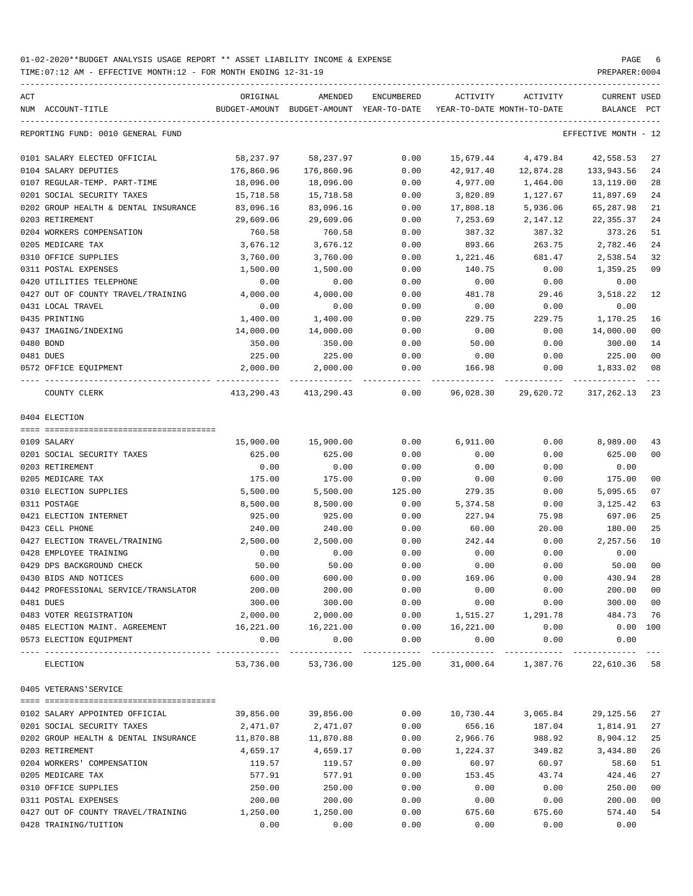01-02-2020**BUDGET ANALYSIS USAGE REPORT ** ASSET LIABILITY INCOME & EXPENSE

TIME:07:12 AM - EFFECTIVE MONTH:12 - FOR MONTH ENDING 12-31-19

PREPARER:0004

REPORTING FUND: 0010 GENERAL FUND — EFFECTIVE MONTH - 12

| ACT NUM | ACCOUNT-TITLE | ORIGINAL BUDGET-AMOUNT | AMENDED BUDGET-AMOUNT | ENCUMBERED YEAR-TO-DATE | ACTIVITY YEAR-TO-DATE | ACTIVITY MONTH-TO-DATE | CURRENT BALANCE | USED PCT |
|---|---|---|---|---|---|---|---|---|
| 0101 | SALARY ELECTED OFFICIAL | 58,237.97 | 58,237.97 | 0.00 | 15,679.44 | 4,479.84 | 42,558.53 | 27 |
| 0104 | SALARY DEPUTIES | 176,860.96 | 176,860.96 | 0.00 | 42,917.40 | 12,874.28 | 133,943.56 | 24 |
| 0107 | REGULAR-TEMP. PART-TIME | 18,096.00 | 18,096.00 | 0.00 | 4,977.00 | 1,464.00 | 13,119.00 | 28 |
| 0201 | SOCIAL SECURITY TAXES | 15,718.58 | 15,718.58 | 0.00 | 3,820.89 | 1,127.67 | 11,897.69 | 24 |
| 0202 | GROUP HEALTH & DENTAL INSURANCE | 83,096.16 | 83,096.16 | 0.00 | 17,808.18 | 5,936.06 | 65,287.98 | 21 |
| 0203 | RETIREMENT | 29,609.06 | 29,609.06 | 0.00 | 7,253.69 | 2,147.12 | 22,355.37 | 24 |
| 0204 | WORKERS COMPENSATION | 760.58 | 760.58 | 0.00 | 387.32 | 387.32 | 373.26 | 51 |
| 0205 | MEDICARE TAX | 3,676.12 | 3,676.12 | 0.00 | 893.66 | 263.75 | 2,782.46 | 24 |
| 0310 | OFFICE SUPPLIES | 3,760.00 | 3,760.00 | 0.00 | 1,221.46 | 681.47 | 2,538.54 | 32 |
| 0311 | POSTAL EXPENSES | 1,500.00 | 1,500.00 | 0.00 | 140.75 | 0.00 | 1,359.25 | 09 |
| 0420 | UTILITIES TELEPHONE | 0.00 | 0.00 | 0.00 | 0.00 | 0.00 | 0.00 | |
| 0427 | OUT OF COUNTY TRAVEL/TRAINING | 4,000.00 | 4,000.00 | 0.00 | 481.78 | 29.46 | 3,518.22 | 12 |
| 0431 | LOCAL TRAVEL | 0.00 | 0.00 | 0.00 | 0.00 | 0.00 | 0.00 | |
| 0435 | PRINTING | 1,400.00 | 1,400.00 | 0.00 | 229.75 | 229.75 | 1,170.25 | 16 |
| 0437 | IMAGING/INDEXING | 14,000.00 | 14,000.00 | 0.00 | 0.00 | 0.00 | 14,000.00 | 00 |
| 0480 | BOND | 350.00 | 350.00 | 0.00 | 50.00 | 0.00 | 300.00 | 14 |
| 0481 | DUES | 225.00 | 225.00 | 0.00 | 0.00 | 0.00 | 225.00 | 00 |
| 0572 | OFFICE EQUIPMENT | 2,000.00 | 2,000.00 | 0.00 | 166.98 | 0.00 | 1,833.02 | 08 |
| | COUNTY CLERK | 413,290.43 | 413,290.43 | 0.00 | 96,028.30 | 29,620.72 | 317,262.13 | 23 |

0404 ELECTION

| ACT NUM | ACCOUNT-TITLE | ORIGINAL BUDGET-AMOUNT | AMENDED BUDGET-AMOUNT | ENCUMBERED YEAR-TO-DATE | ACTIVITY YEAR-TO-DATE | ACTIVITY MONTH-TO-DATE | CURRENT BALANCE | USED PCT |
|---|---|---|---|---|---|---|---|---|
| 0109 | SALARY | 15,900.00 | 15,900.00 | 0.00 | 6,911.00 | 0.00 | 8,989.00 | 43 |
| 0201 | SOCIAL SECURITY TAXES | 625.00 | 625.00 | 0.00 | 0.00 | 0.00 | 625.00 | 00 |
| 0203 | RETIREMENT | 0.00 | 0.00 | 0.00 | 0.00 | 0.00 | 0.00 | |
| 0205 | MEDICARE TAX | 175.00 | 175.00 | 0.00 | 0.00 | 0.00 | 175.00 | 00 |
| 0310 | ELECTION SUPPLIES | 5,500.00 | 5,500.00 | 125.00 | 279.35 | 0.00 | 5,095.65 | 07 |
| 0311 | POSTAGE | 8,500.00 | 8,500.00 | 0.00 | 5,374.58 | 0.00 | 3,125.42 | 63 |
| 0421 | ELECTION INTERNET | 925.00 | 925.00 | 0.00 | 227.94 | 75.98 | 697.06 | 25 |
| 0423 | CELL PHONE | 240.00 | 240.00 | 0.00 | 60.00 | 20.00 | 180.00 | 25 |
| 0427 | ELECTION TRAVEL/TRAINING | 2,500.00 | 2,500.00 | 0.00 | 242.44 | 0.00 | 2,257.56 | 10 |
| 0428 | EMPLOYEE TRAINING | 0.00 | 0.00 | 0.00 | 0.00 | 0.00 | 0.00 | |
| 0429 | DPS BACKGROUND CHECK | 50.00 | 50.00 | 0.00 | 0.00 | 0.00 | 50.00 | 00 |
| 0430 | BIDS AND NOTICES | 600.00 | 600.00 | 0.00 | 169.06 | 0.00 | 430.94 | 28 |
| 0442 | PROFESSIONAL SERVICE/TRANSLATOR | 200.00 | 200.00 | 0.00 | 0.00 | 0.00 | 200.00 | 00 |
| 0481 | DUES | 300.00 | 300.00 | 0.00 | 0.00 | 0.00 | 300.00 | 00 |
| 0483 | VOTER REGISTRATION | 2,000.00 | 2,000.00 | 0.00 | 1,515.27 | 1,291.78 | 484.73 | 76 |
| 0485 | ELECTION MAINT. AGREEMENT | 16,221.00 | 16,221.00 | 0.00 | 16,221.00 | 0.00 | 0.00 | 100 |
| 0573 | ELECTION EQUIPMENT | 0.00 | 0.00 | 0.00 | 0.00 | 0.00 | 0.00 | |
| | ELECTION | 53,736.00 | 53,736.00 | 125.00 | 31,000.64 | 1,387.76 | 22,610.36 | 58 |

0405 VETERANS'SERVICE

| ACT NUM | ACCOUNT-TITLE | ORIGINAL BUDGET-AMOUNT | AMENDED BUDGET-AMOUNT | ENCUMBERED YEAR-TO-DATE | ACTIVITY YEAR-TO-DATE | ACTIVITY MONTH-TO-DATE | CURRENT BALANCE | USED PCT |
|---|---|---|---|---|---|---|---|---|
| 0102 | SALARY APPOINTED OFFICIAL | 39,856.00 | 39,856.00 | 0.00 | 10,730.44 | 3,065.84 | 29,125.56 | 27 |
| 0201 | SOCIAL SECURITY TAXES | 2,471.07 | 2,471.07 | 0.00 | 656.16 | 187.04 | 1,814.91 | 27 |
| 0202 | GROUP HEALTH & DENTAL INSURANCE | 11,870.88 | 11,870.88 | 0.00 | 2,966.76 | 988.92 | 8,904.12 | 25 |
| 0203 | RETIREMENT | 4,659.17 | 4,659.17 | 0.00 | 1,224.37 | 349.82 | 3,434.80 | 26 |
| 0204 | WORKERS' COMPENSATION | 119.57 | 119.57 | 0.00 | 60.97 | 60.97 | 58.60 | 51 |
| 0205 | MEDICARE TAX | 577.91 | 577.91 | 0.00 | 153.45 | 43.74 | 424.46 | 27 |
| 0310 | OFFICE SUPPLIES | 250.00 | 250.00 | 0.00 | 0.00 | 0.00 | 250.00 | 00 |
| 0311 | POSTAL EXPENSES | 200.00 | 200.00 | 0.00 | 0.00 | 0.00 | 200.00 | 00 |
| 0427 | OUT OF COUNTY TRAVEL/TRAINING | 1,250.00 | 1,250.00 | 0.00 | 675.60 | 675.60 | 574.40 | 54 |
| 0428 | TRAINING/TUITION | 0.00 | 0.00 | 0.00 | 0.00 | 0.00 | 0.00 | |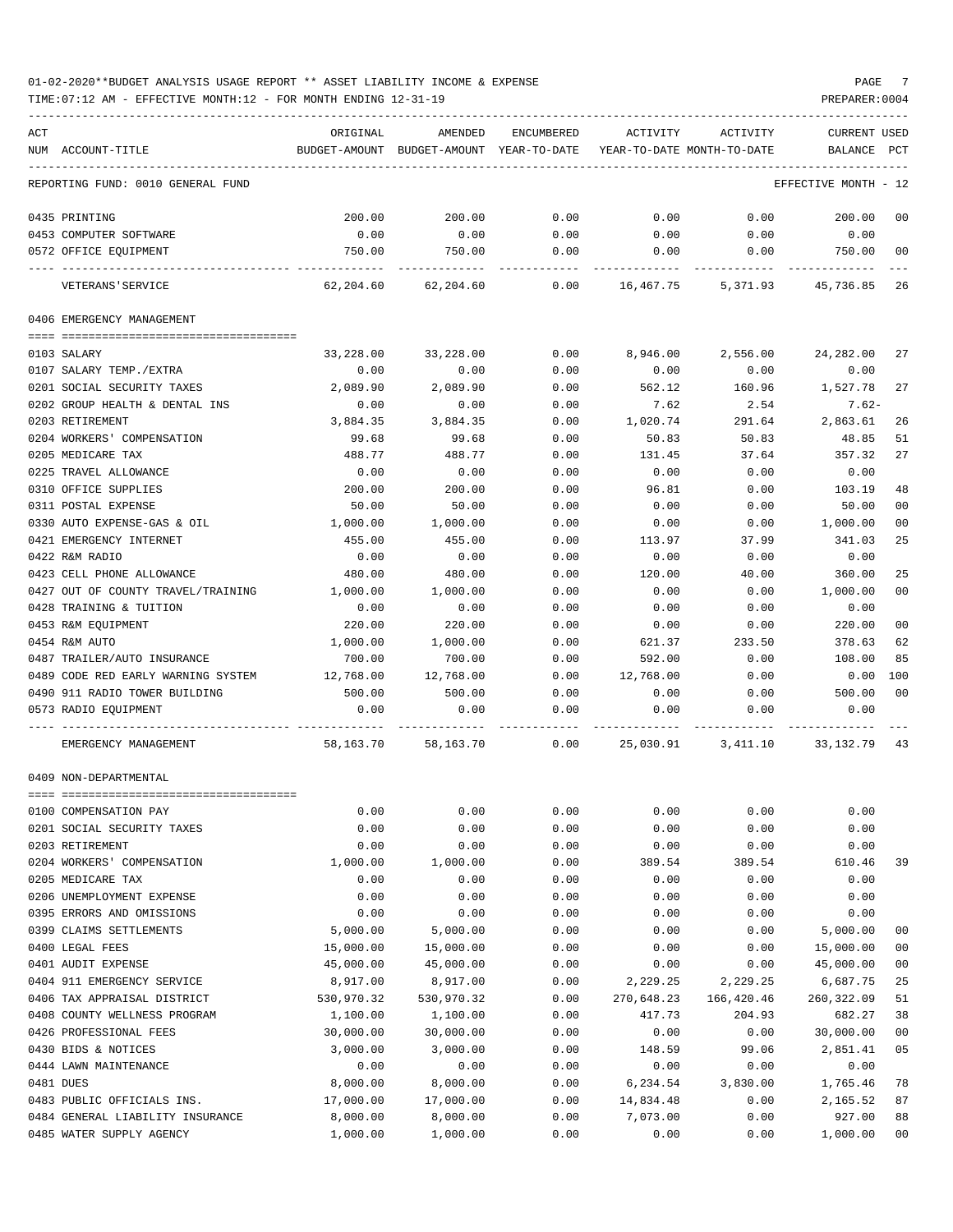01-02-2020**BUDGET ANALYSIS USAGE REPORT ** ASSET LIABILITY INCOME & EXPENSE

TIME:07:12 AM - EFFECTIVE MONTH:12 - FOR MONTH ENDING 12-31-19

PREPARER:0004

| ACT NUM | ACCOUNT-TITLE | ORIGINAL BUDGET-AMOUNT | AMENDED BUDGET-AMOUNT | ENCUMBERED YEAR-TO-DATE | ACTIVITY YEAR-TO-DATE | ACTIVITY MONTH-TO-DATE | CURRENT BALANCE | USED PCT |
|---|---|---|---|---|---|---|---|---|
| | REPORTING FUND: 0010 GENERAL FUND | | | | | | EFFECTIVE MONTH - 12 | |
| 0435 | PRINTING | 200.00 | 200.00 | 0.00 | 0.00 | 0.00 | 200.00 | 00 |
| 0453 | COMPUTER SOFTWARE | 0.00 | 0.00 | 0.00 | 0.00 | 0.00 | 0.00 | |
| 0572 | OFFICE EQUIPMENT | 750.00 | 750.00 | 0.00 | 0.00 | 0.00 | 750.00 | 00 |
| | VETERANS'SERVICE | 62,204.60 | 62,204.60 | 0.00 | 16,467.75 | 5,371.93 | 45,736.85 | 26 |
| | 0406 EMERGENCY MANAGEMENT | | | | | | | |
| 0103 | SALARY | 33,228.00 | 33,228.00 | 0.00 | 8,946.00 | 2,556.00 | 24,282.00 | 27 |
| 0107 | SALARY TEMP./EXTRA | 0.00 | 0.00 | 0.00 | 0.00 | 0.00 | 0.00 | |
| 0201 | SOCIAL SECURITY TAXES | 2,089.90 | 2,089.90 | 0.00 | 562.12 | 160.96 | 1,527.78 | 27 |
| 0202 | GROUP HEALTH & DENTAL INS | 0.00 | 0.00 | 0.00 | 7.62 | 2.54 | 7.62- | |
| 0203 | RETIREMENT | 3,884.35 | 3,884.35 | 0.00 | 1,020.74 | 291.64 | 2,863.61 | 26 |
| 0204 | WORKERS' COMPENSATION | 99.68 | 99.68 | 0.00 | 50.83 | 50.83 | 48.85 | 51 |
| 0205 | MEDICARE TAX | 488.77 | 488.77 | 0.00 | 131.45 | 37.64 | 357.32 | 27 |
| 0225 | TRAVEL ALLOWANCE | 0.00 | 0.00 | 0.00 | 0.00 | 0.00 | 0.00 | |
| 0310 | OFFICE SUPPLIES | 200.00 | 200.00 | 0.00 | 96.81 | 0.00 | 103.19 | 48 |
| 0311 | POSTAL EXPENSE | 50.00 | 50.00 | 0.00 | 0.00 | 0.00 | 50.00 | 00 |
| 0330 | AUTO EXPENSE-GAS & OIL | 1,000.00 | 1,000.00 | 0.00 | 0.00 | 0.00 | 1,000.00 | 00 |
| 0421 | EMERGENCY INTERNET | 455.00 | 455.00 | 0.00 | 113.97 | 37.99 | 341.03 | 25 |
| 0422 | R&M RADIO | 0.00 | 0.00 | 0.00 | 0.00 | 0.00 | 0.00 | |
| 0423 | CELL PHONE ALLOWANCE | 480.00 | 480.00 | 0.00 | 120.00 | 40.00 | 360.00 | 25 |
| 0427 | OUT OF COUNTY TRAVEL/TRAINING | 1,000.00 | 1,000.00 | 0.00 | 0.00 | 0.00 | 1,000.00 | 00 |
| 0428 | TRAINING & TUITION | 0.00 | 0.00 | 0.00 | 0.00 | 0.00 | 0.00 | |
| 0453 | R&M EQUIPMENT | 220.00 | 220.00 | 0.00 | 0.00 | 0.00 | 220.00 | 00 |
| 0454 | R&M AUTO | 1,000.00 | 1,000.00 | 0.00 | 621.37 | 233.50 | 378.63 | 62 |
| 0487 | TRAILER/AUTO INSURANCE | 700.00 | 700.00 | 0.00 | 592.00 | 0.00 | 108.00 | 85 |
| 0489 | CODE RED EARLY WARNING SYSTEM | 12,768.00 | 12,768.00 | 0.00 | 12,768.00 | 0.00 | 0.00 | 100 |
| 0490 | 911 RADIO TOWER BUILDING | 500.00 | 500.00 | 0.00 | 0.00 | 0.00 | 500.00 | 00 |
| 0573 | RADIO EQUIPMENT | 0.00 | 0.00 | 0.00 | 0.00 | 0.00 | 0.00 | |
| | EMERGENCY MANAGEMENT | 58,163.70 | 58,163.70 | 0.00 | 25,030.91 | 3,411.10 | 33,132.79 | 43 |
| | 0409 NON-DEPARTMENTAL | | | | | | | |
| 0100 | COMPENSATION PAY | 0.00 | 0.00 | 0.00 | 0.00 | 0.00 | 0.00 | |
| 0201 | SOCIAL SECURITY TAXES | 0.00 | 0.00 | 0.00 | 0.00 | 0.00 | 0.00 | |
| 0203 | RETIREMENT | 0.00 | 0.00 | 0.00 | 0.00 | 0.00 | 0.00 | |
| 0204 | WORKERS' COMPENSATION | 1,000.00 | 1,000.00 | 0.00 | 389.54 | 389.54 | 610.46 | 39 |
| 0205 | MEDICARE TAX | 0.00 | 0.00 | 0.00 | 0.00 | 0.00 | 0.00 | |
| 0206 | UNEMPLOYMENT EXPENSE | 0.00 | 0.00 | 0.00 | 0.00 | 0.00 | 0.00 | |
| 0395 | ERRORS AND OMISSIONS | 0.00 | 0.00 | 0.00 | 0.00 | 0.00 | 0.00 | |
| 0399 | CLAIMS SETTLEMENTS | 5,000.00 | 5,000.00 | 0.00 | 0.00 | 0.00 | 5,000.00 | 00 |
| 0400 | LEGAL FEES | 15,000.00 | 15,000.00 | 0.00 | 0.00 | 0.00 | 15,000.00 | 00 |
| 0401 | AUDIT EXPENSE | 45,000.00 | 45,000.00 | 0.00 | 0.00 | 0.00 | 45,000.00 | 00 |
| 0404 | 911 EMERGENCY SERVICE | 8,917.00 | 8,917.00 | 0.00 | 2,229.25 | 2,229.25 | 6,687.75 | 25 |
| 0406 | TAX APPRAISAL DISTRICT | 530,970.32 | 530,970.32 | 0.00 | 270,648.23 | 166,420.46 | 260,322.09 | 51 |
| 0408 | COUNTY WELLNESS PROGRAM | 1,100.00 | 1,100.00 | 0.00 | 417.73 | 204.93 | 682.27 | 38 |
| 0426 | PROFESSIONAL FEES | 30,000.00 | 30,000.00 | 0.00 | 0.00 | 0.00 | 30,000.00 | 00 |
| 0430 | BIDS & NOTICES | 3,000.00 | 3,000.00 | 0.00 | 148.59 | 99.06 | 2,851.41 | 05 |
| 0444 | LAWN MAINTENANCE | 0.00 | 0.00 | 0.00 | 0.00 | 0.00 | 0.00 | |
| 0481 | DUES | 8,000.00 | 8,000.00 | 0.00 | 6,234.54 | 3,830.00 | 1,765.46 | 78 |
| 0483 | PUBLIC OFFICIALS INS. | 17,000.00 | 17,000.00 | 0.00 | 14,834.48 | 0.00 | 2,165.52 | 87 |
| 0484 | GENERAL LIABILITY INSURANCE | 8,000.00 | 8,000.00 | 0.00 | 7,073.00 | 0.00 | 927.00 | 88 |
| 0485 | WATER SUPPLY AGENCY | 1,000.00 | 1,000.00 | 0.00 | 0.00 | 0.00 | 1,000.00 | 00 |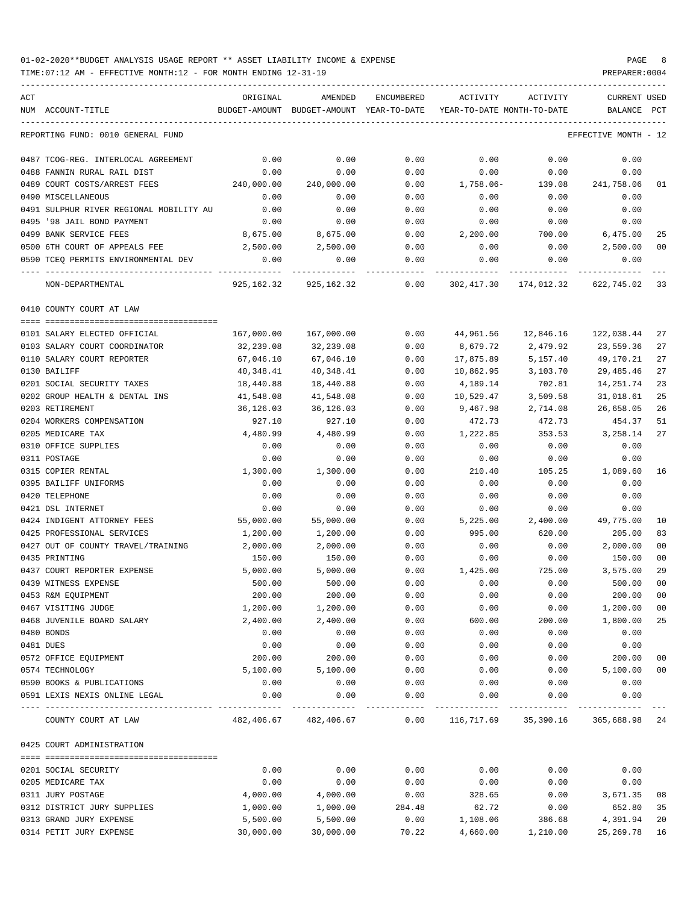01-02-2020**BUDGET ANALYSIS USAGE REPORT ** ASSET LIABILITY INCOME & EXPENSE

TIME:07:12 AM - EFFECTIVE MONTH:12 - FOR MONTH ENDING 12-31-19

REPORTING FUND: 0010 GENERAL FUND — EFFECTIVE MONTH - 12

| ACT NUM | ACCOUNT-TITLE | ORIGINAL BUDGET-AMOUNT | AMENDED BUDGET-AMOUNT | ENCUMBERED YEAR-TO-DATE | ACTIVITY YEAR-TO-DATE | ACTIVITY MONTH-TO-DATE | CURRENT BALANCE | USED PCT |
|---|---|---|---|---|---|---|---|---|
| 0487 | TCOG-REG. INTERLOCAL AGREEMENT | 0.00 | 0.00 | 0.00 | 0.00 | 0.00 | 0.00 | |
| 0488 | FANNIN RURAL RAIL DIST | 0.00 | 0.00 | 0.00 | 0.00 | 0.00 | 0.00 | |
| 0489 | COURT COSTS/ARREST FEES | 240,000.00 | 240,000.00 | 0.00 | 1,758.06- | 139.08 | 241,758.06 | 01 |
| 0490 | MISCELLANEOUS | 0.00 | 0.00 | 0.00 | 0.00 | 0.00 | 0.00 | |
| 0491 | SULPHUR RIVER REGIONAL MOBILITY AU | 0.00 | 0.00 | 0.00 | 0.00 | 0.00 | 0.00 | |
| 0495 | '98 JAIL BOND PAYMENT | 0.00 | 0.00 | 0.00 | 0.00 | 0.00 | 0.00 | |
| 0499 | BANK SERVICE FEES | 8,675.00 | 8,675.00 | 0.00 | 2,200.00 | 700.00 | 6,475.00 | 25 |
| 0500 | 6TH COURT OF APPEALS FEE | 2,500.00 | 2,500.00 | 0.00 | 0.00 | 0.00 | 2,500.00 | 00 |
| 0590 | TCEQ PERMITS ENVIRONMENTAL DEV | 0.00 | 0.00 | 0.00 | 0.00 | 0.00 | 0.00 | |
| | NON-DEPARTMENTAL | 925,162.32 | 925,162.32 | 0.00 | 302,417.30 | 174,012.32 | 622,745.02 | 33 |

0410 COUNTY COURT AT LAW

| ACT NUM | ACCOUNT-TITLE | ORIGINAL BUDGET-AMOUNT | AMENDED BUDGET-AMOUNT | ENCUMBERED YEAR-TO-DATE | ACTIVITY YEAR-TO-DATE | ACTIVITY MONTH-TO-DATE | CURRENT BALANCE | USED PCT |
|---|---|---|---|---|---|---|---|---|
| 0101 | SALARY ELECTED OFFICIAL | 167,000.00 | 167,000.00 | 0.00 | 44,961.56 | 12,846.16 | 122,038.44 | 27 |
| 0103 | SALARY COURT COORDINATOR | 32,239.08 | 32,239.08 | 0.00 | 8,679.72 | 2,479.92 | 23,559.36 | 27 |
| 0110 | SALARY COURT REPORTER | 67,046.10 | 67,046.10 | 0.00 | 17,875.89 | 5,157.40 | 49,170.21 | 27 |
| 0130 | BAILIFF | 40,348.41 | 40,348.41 | 0.00 | 10,862.95 | 3,103.70 | 29,485.46 | 27 |
| 0201 | SOCIAL SECURITY TAXES | 18,440.88 | 18,440.88 | 0.00 | 4,189.14 | 702.81 | 14,251.74 | 23 |
| 0202 | GROUP HEALTH & DENTAL INS | 41,548.08 | 41,548.08 | 0.00 | 10,529.47 | 3,509.58 | 31,018.61 | 25 |
| 0203 | RETIREMENT | 36,126.03 | 36,126.03 | 0.00 | 9,467.98 | 2,714.08 | 26,658.05 | 26 |
| 0204 | WORKERS COMPENSATION | 927.10 | 927.10 | 0.00 | 472.73 | 472.73 | 454.37 | 51 |
| 0205 | MEDICARE TAX | 4,480.99 | 4,480.99 | 0.00 | 1,222.85 | 353.53 | 3,258.14 | 27 |
| 0310 | OFFICE SUPPLIES | 0.00 | 0.00 | 0.00 | 0.00 | 0.00 | 0.00 | |
| 0311 | POSTAGE | 0.00 | 0.00 | 0.00 | 0.00 | 0.00 | 0.00 | |
| 0315 | COPIER RENTAL | 1,300.00 | 1,300.00 | 0.00 | 210.40 | 105.25 | 1,089.60 | 16 |
| 0395 | BAILIFF UNIFORMS | 0.00 | 0.00 | 0.00 | 0.00 | 0.00 | 0.00 | |
| 0420 | TELEPHONE | 0.00 | 0.00 | 0.00 | 0.00 | 0.00 | 0.00 | |
| 0421 | DSL INTERNET | 0.00 | 0.00 | 0.00 | 0.00 | 0.00 | 0.00 | |
| 0424 | INDIGENT ATTORNEY FEES | 55,000.00 | 55,000.00 | 0.00 | 5,225.00 | 2,400.00 | 49,775.00 | 10 |
| 0425 | PROFESSIONAL SERVICES | 1,200.00 | 1,200.00 | 0.00 | 995.00 | 620.00 | 205.00 | 83 |
| 0427 | OUT OF COUNTY TRAVEL/TRAINING | 2,000.00 | 2,000.00 | 0.00 | 0.00 | 0.00 | 2,000.00 | 00 |
| 0435 | PRINTING | 150.00 | 150.00 | 0.00 | 0.00 | 0.00 | 150.00 | 00 |
| 0437 | COURT REPORTER EXPENSE | 5,000.00 | 5,000.00 | 0.00 | 1,425.00 | 725.00 | 3,575.00 | 29 |
| 0439 | WITNESS EXPENSE | 500.00 | 500.00 | 0.00 | 0.00 | 0.00 | 500.00 | 00 |
| 0453 | R&M EQUIPMENT | 200.00 | 200.00 | 0.00 | 0.00 | 0.00 | 200.00 | 00 |
| 0467 | VISITING JUDGE | 1,200.00 | 1,200.00 | 0.00 | 0.00 | 0.00 | 1,200.00 | 00 |
| 0468 | JUVENILE BOARD SALARY | 2,400.00 | 2,400.00 | 0.00 | 600.00 | 200.00 | 1,800.00 | 25 |
| 0480 | BONDS | 0.00 | 0.00 | 0.00 | 0.00 | 0.00 | 0.00 | |
| 0481 | DUES | 0.00 | 0.00 | 0.00 | 0.00 | 0.00 | 0.00 | |
| 0572 | OFFICE EQUIPMENT | 200.00 | 200.00 | 0.00 | 0.00 | 0.00 | 200.00 | 00 |
| 0574 | TECHNOLOGY | 5,100.00 | 5,100.00 | 0.00 | 0.00 | 0.00 | 5,100.00 | 00 |
| 0590 | BOOKS & PUBLICATIONS | 0.00 | 0.00 | 0.00 | 0.00 | 0.00 | 0.00 | |
| 0591 | LEXIS NEXIS ONLINE LEGAL | 0.00 | 0.00 | 0.00 | 0.00 | 0.00 | 0.00 | |
| | COUNTY COURT AT LAW | 482,406.67 | 482,406.67 | 0.00 | 116,717.69 | 35,390.16 | 365,688.98 | 24 |

0425 COURT ADMINISTRATION

| ACT NUM | ACCOUNT-TITLE | ORIGINAL BUDGET-AMOUNT | AMENDED BUDGET-AMOUNT | ENCUMBERED YEAR-TO-DATE | ACTIVITY YEAR-TO-DATE | ACTIVITY MONTH-TO-DATE | CURRENT BALANCE | USED PCT |
|---|---|---|---|---|---|---|---|---|
| 0201 | SOCIAL SECURITY | 0.00 | 0.00 | 0.00 | 0.00 | 0.00 | 0.00 | |
| 0205 | MEDICARE TAX | 0.00 | 0.00 | 0.00 | 0.00 | 0.00 | 0.00 | |
| 0311 | JURY POSTAGE | 4,000.00 | 4,000.00 | 0.00 | 328.65 | 0.00 | 3,671.35 | 08 |
| 0312 | DISTRICT JURY SUPPLIES | 1,000.00 | 1,000.00 | 284.48 | 62.72 | 0.00 | 652.80 | 35 |
| 0313 | GRAND JURY EXPENSE | 5,500.00 | 5,500.00 | 0.00 | 1,108.06 | 386.68 | 4,391.94 | 20 |
| 0314 | PETIT JURY EXPENSE | 30,000.00 | 30,000.00 | 70.22 | 4,660.00 | 1,210.00 | 25,269.78 | 16 |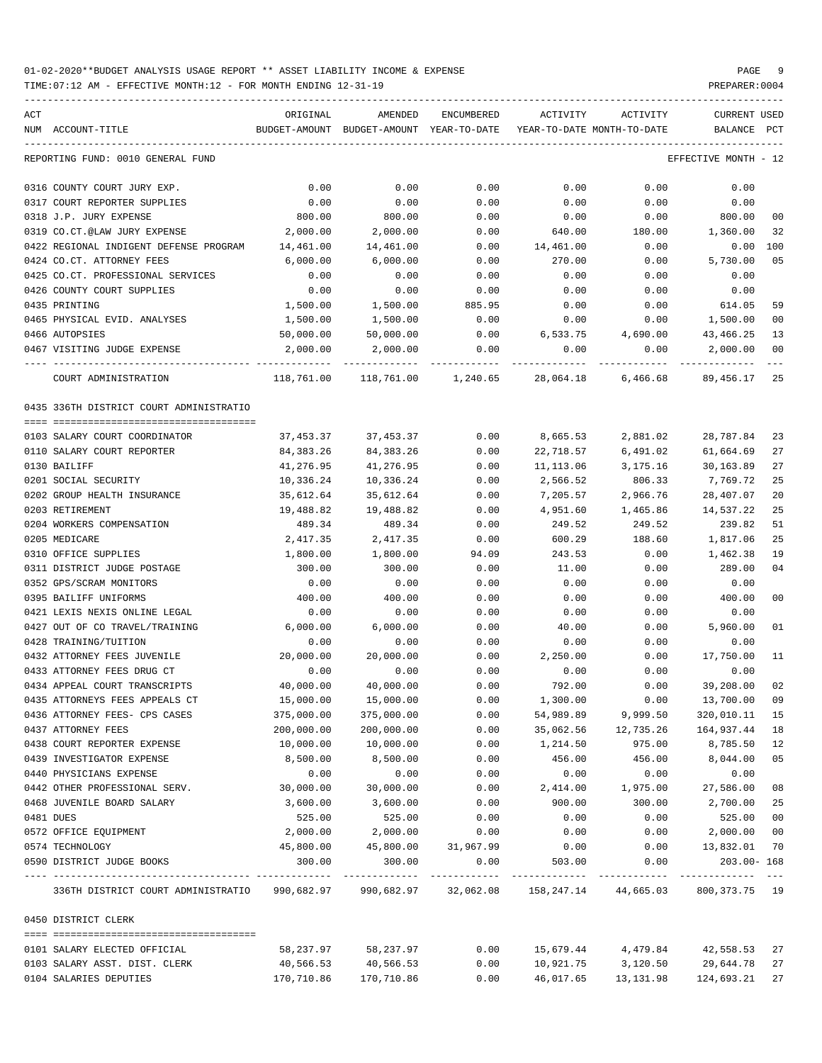01-02-2020**BUDGET ANALYSIS USAGE REPORT ** ASSET LIABILITY INCOME & EXPENSE

TIME:07:12 AM - EFFECTIVE MONTH:12 - FOR MONTH ENDING 12-31-19

| ACT NUM | ACCOUNT-TITLE | ORIGINAL BUDGET-AMOUNT | AMENDED BUDGET-AMOUNT | ENCUMBERED YEAR-TO-DATE | ACTIVITY YEAR-TO-DATE | ACTIVITY MONTH-TO-DATE | CURRENT BALANCE | USED PCT |
|---|---|---|---|---|---|---|---|---|
| | REPORTING FUND: 0010 GENERAL FUND | | | | | | EFFECTIVE MONTH - 12 | |
| 0316 | COUNTY COURT JURY EXP. | 0.00 | 0.00 | 0.00 | 0.00 | 0.00 | 0.00 | |
| 0317 | COURT REPORTER SUPPLIES | 0.00 | 0.00 | 0.00 | 0.00 | 0.00 | 0.00 | |
| 0318 | J.P. JURY EXPENSE | 800.00 | 800.00 | 0.00 | 0.00 | 0.00 | 800.00 | 00 |
| 0319 | CO.CT.@LAW JURY EXPENSE | 2,000.00 | 2,000.00 | 0.00 | 640.00 | 180.00 | 1,360.00 | 32 |
| 0422 | REGIONAL INDIGENT DEFENSE PROGRAM | 14,461.00 | 14,461.00 | 0.00 | 14,461.00 | 0.00 | 0.00 | 100 |
| 0424 | CO.CT. ATTORNEY FEES | 6,000.00 | 6,000.00 | 0.00 | 270.00 | 0.00 | 5,730.00 | 05 |
| 0425 | CO.CT. PROFESSIONAL SERVICES | 0.00 | 0.00 | 0.00 | 0.00 | 0.00 | 0.00 | |
| 0426 | COUNTY COURT SUPPLIES | 0.00 | 0.00 | 0.00 | 0.00 | 0.00 | 0.00 | |
| 0435 | PRINTING | 1,500.00 | 1,500.00 | 885.95 | 0.00 | 0.00 | 614.05 | 59 |
| 0465 | PHYSICAL EVID. ANALYSES | 1,500.00 | 1,500.00 | 0.00 | 0.00 | 0.00 | 1,500.00 | 00 |
| 0466 | AUTOPSIES | 50,000.00 | 50,000.00 | 0.00 | 6,533.75 | 4,690.00 | 43,466.25 | 13 |
| 0467 | VISITING JUDGE EXPENSE | 2,000.00 | 2,000.00 | 0.00 | 0.00 | 0.00 | 2,000.00 | 00 |
| | COURT ADMINISTRATION | 118,761.00 | 118,761.00 | 1,240.65 | 28,064.18 | 6,466.68 | 89,456.17 | 25 |
| | 0435 336TH DISTRICT COURT ADMINISTRATIO | | | | | | | |
| 0103 | SALARY COURT COORDINATOR | 37,453.37 | 37,453.37 | 0.00 | 8,665.53 | 2,881.02 | 28,787.84 | 23 |
| 0110 | SALARY COURT REPORTER | 84,383.26 | 84,383.26 | 0.00 | 22,718.57 | 6,491.02 | 61,664.69 | 27 |
| 0130 | BAILIFF | 41,276.95 | 41,276.95 | 0.00 | 11,113.06 | 3,175.16 | 30,163.89 | 27 |
| 0201 | SOCIAL SECURITY | 10,336.24 | 10,336.24 | 0.00 | 2,566.52 | 806.33 | 7,769.72 | 25 |
| 0202 | GROUP HEALTH INSURANCE | 35,612.64 | 35,612.64 | 0.00 | 7,205.57 | 2,966.76 | 28,407.07 | 20 |
| 0203 | RETIREMENT | 19,488.82 | 19,488.82 | 0.00 | 4,951.60 | 1,465.86 | 14,537.22 | 25 |
| 0204 | WORKERS COMPENSATION | 489.34 | 489.34 | 0.00 | 249.52 | 249.52 | 239.82 | 51 |
| 0205 | MEDICARE | 2,417.35 | 2,417.35 | 0.00 | 600.29 | 188.60 | 1,817.06 | 25 |
| 0310 | OFFICE SUPPLIES | 1,800.00 | 1,800.00 | 94.09 | 243.53 | 0.00 | 1,462.38 | 19 |
| 0311 | DISTRICT JUDGE POSTAGE | 300.00 | 300.00 | 0.00 | 11.00 | 0.00 | 289.00 | 04 |
| 0352 | GPS/SCRAM MONITORS | 0.00 | 0.00 | 0.00 | 0.00 | 0.00 | 0.00 | |
| 0395 | BAILIFF UNIFORMS | 400.00 | 400.00 | 0.00 | 0.00 | 0.00 | 400.00 | 00 |
| 0421 | LEXIS NEXIS ONLINE LEGAL | 0.00 | 0.00 | 0.00 | 0.00 | 0.00 | 0.00 | |
| 0427 | OUT OF CO TRAVEL/TRAINING | 6,000.00 | 6,000.00 | 0.00 | 40.00 | 0.00 | 5,960.00 | 01 |
| 0428 | TRAINING/TUITION | 0.00 | 0.00 | 0.00 | 0.00 | 0.00 | 0.00 | |
| 0432 | ATTORNEY FEES JUVENILE | 20,000.00 | 20,000.00 | 0.00 | 2,250.00 | 0.00 | 17,750.00 | 11 |
| 0433 | ATTORNEY FEES DRUG CT | 0.00 | 0.00 | 0.00 | 0.00 | 0.00 | 0.00 | |
| 0434 | APPEAL COURT TRANSCRIPTS | 40,000.00 | 40,000.00 | 0.00 | 792.00 | 0.00 | 39,208.00 | 02 |
| 0435 | ATTORNEYS FEES APPEALS CT | 15,000.00 | 15,000.00 | 0.00 | 1,300.00 | 0.00 | 13,700.00 | 09 |
| 0436 | ATTORNEY FEES- CPS CASES | 375,000.00 | 375,000.00 | 0.00 | 54,989.89 | 9,999.50 | 320,010.11 | 15 |
| 0437 | ATTORNEY FEES | 200,000.00 | 200,000.00 | 0.00 | 35,062.56 | 12,735.26 | 164,937.44 | 18 |
| 0438 | COURT REPORTER EXPENSE | 10,000.00 | 10,000.00 | 0.00 | 1,214.50 | 975.00 | 8,785.50 | 12 |
| 0439 | INVESTIGATOR EXPENSE | 8,500.00 | 8,500.00 | 0.00 | 456.00 | 456.00 | 8,044.00 | 05 |
| 0440 | PHYSICIANS EXPENSE | 0.00 | 0.00 | 0.00 | 0.00 | 0.00 | 0.00 | |
| 0442 | OTHER PROFESSIONAL SERV. | 30,000.00 | 30,000.00 | 0.00 | 2,414.00 | 1,975.00 | 27,586.00 | 08 |
| 0468 | JUVENILE BOARD SALARY | 3,600.00 | 3,600.00 | 0.00 | 900.00 | 300.00 | 2,700.00 | 25 |
| 0481 | DUES | 525.00 | 525.00 | 0.00 | 0.00 | 0.00 | 525.00 | 00 |
| 0572 | OFFICE EQUIPMENT | 2,000.00 | 2,000.00 | 0.00 | 0.00 | 0.00 | 2,000.00 | 00 |
| 0574 | TECHNOLOGY | 45,800.00 | 45,800.00 | 31,967.99 | 0.00 | 0.00 | 13,832.01 | 70 |
| 0590 | DISTRICT JUDGE BOOKS | 300.00 | 300.00 | 0.00 | 503.00 | 0.00 | 203.00- | 168 |
| | 336TH DISTRICT COURT ADMINISTRATIO | 990,682.97 | 990,682.97 | 32,062.08 | 158,247.14 | 44,665.03 | 800,373.75 | 19 |
| | 0450 DISTRICT CLERK | | | | | | | |
| 0101 | SALARY ELECTED OFFICIAL | 58,237.97 | 58,237.97 | 0.00 | 15,679.44 | 4,479.84 | 42,558.53 | 27 |
| 0103 | SALARY ASST. DIST. CLERK | 40,566.53 | 40,566.53 | 0.00 | 10,921.75 | 3,120.50 | 29,644.78 | 27 |
| 0104 | SALARIES DEPUTIES | 170,710.86 | 170,710.86 | 0.00 | 46,017.65 | 13,131.98 | 124,693.21 | 27 |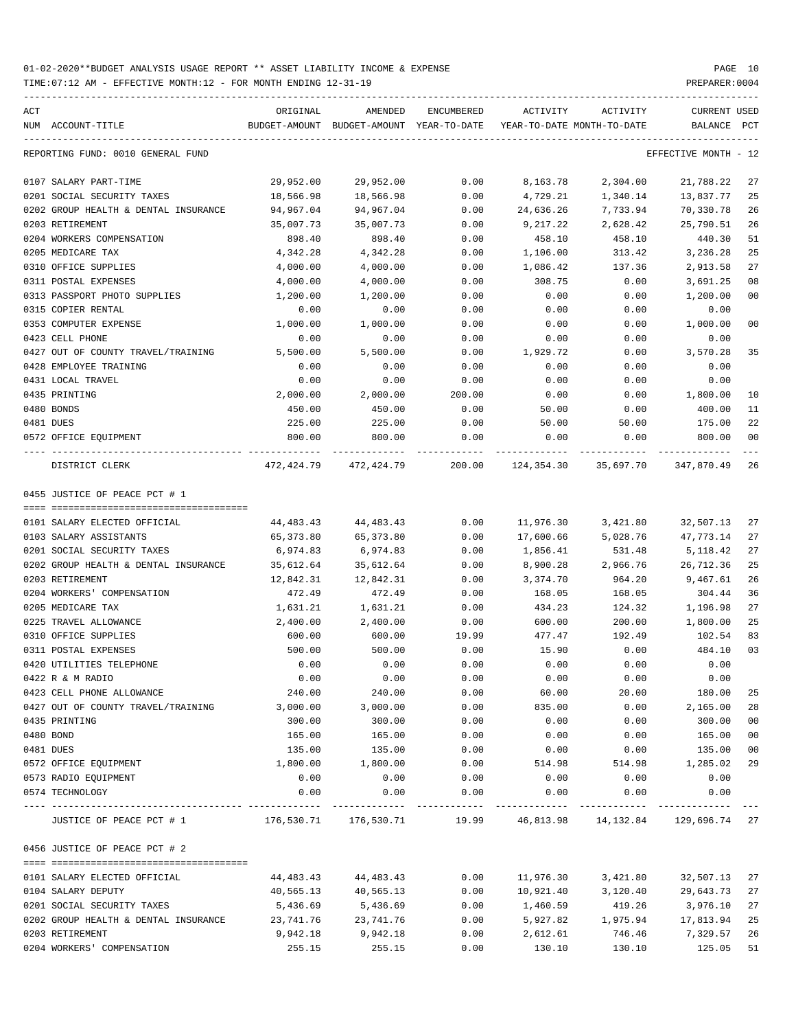01-02-2020**BUDGET ANALYSIS USAGE REPORT ** ASSET LIABILITY INCOME & EXPENSE

TIME:07:12 AM - EFFECTIVE MONTH:12 - FOR MONTH ENDING 12-31-19

PREPARER:0004

REPORTING FUND: 0010 GENERAL FUND — EFFECTIVE MONTH - 12

| ACT NUM | ACCOUNT-TITLE | ORIGINAL BUDGET-AMOUNT | AMENDED BUDGET-AMOUNT | ENCUMBERED YEAR-TO-DATE | ACTIVITY YEAR-TO-DATE | ACTIVITY MONTH-TO-DATE | CURRENT BALANCE | USED PCT |
|---|---|---|---|---|---|---|---|---|
| 0107 | SALARY PART-TIME | 29,952.00 | 29,952.00 | 0.00 | 8,163.78 | 2,304.00 | 21,788.22 | 27 |
| 0201 | SOCIAL SECURITY TAXES | 18,566.98 | 18,566.98 | 0.00 | 4,729.21 | 1,340.14 | 13,837.77 | 25 |
| 0202 | GROUP HEALTH & DENTAL INSURANCE | 94,967.04 | 94,967.04 | 0.00 | 24,636.26 | 7,733.94 | 70,330.78 | 26 |
| 0203 | RETIREMENT | 35,007.73 | 35,007.73 | 0.00 | 9,217.22 | 2,628.42 | 25,790.51 | 26 |
| 0204 | WORKERS COMPENSATION | 898.40 | 898.40 | 0.00 | 458.10 | 458.10 | 440.30 | 51 |
| 0205 | MEDICARE TAX | 4,342.28 | 4,342.28 | 0.00 | 1,106.00 | 313.42 | 3,236.28 | 25 |
| 0310 | OFFICE SUPPLIES | 4,000.00 | 4,000.00 | 0.00 | 1,086.42 | 137.36 | 2,913.58 | 27 |
| 0311 | POSTAL EXPENSES | 4,000.00 | 4,000.00 | 0.00 | 308.75 | 0.00 | 3,691.25 | 08 |
| 0313 | PASSPORT PHOTO SUPPLIES | 1,200.00 | 1,200.00 | 0.00 | 0.00 | 0.00 | 1,200.00 | 00 |
| 0315 | COPIER RENTAL | 0.00 | 0.00 | 0.00 | 0.00 | 0.00 | 0.00 | |
| 0353 | COMPUTER EXPENSE | 1,000.00 | 1,000.00 | 0.00 | 0.00 | 0.00 | 1,000.00 | 00 |
| 0423 | CELL PHONE | 0.00 | 0.00 | 0.00 | 0.00 | 0.00 | 0.00 | |
| 0427 | OUT OF COUNTY TRAVEL/TRAINING | 5,500.00 | 5,500.00 | 0.00 | 1,929.72 | 0.00 | 3,570.28 | 35 |
| 0428 | EMPLOYEE TRAINING | 0.00 | 0.00 | 0.00 | 0.00 | 0.00 | 0.00 | |
| 0431 | LOCAL TRAVEL | 0.00 | 0.00 | 0.00 | 0.00 | 0.00 | 0.00 | |
| 0435 | PRINTING | 2,000.00 | 2,000.00 | 200.00 | 0.00 | 0.00 | 1,800.00 | 10 |
| 0480 | BONDS | 450.00 | 450.00 | 0.00 | 50.00 | 0.00 | 400.00 | 11 |
| 0481 | DUES | 225.00 | 225.00 | 0.00 | 50.00 | 50.00 | 175.00 | 22 |
| 0572 | OFFICE EQUIPMENT | 800.00 | 800.00 | 0.00 | 0.00 | 0.00 | 800.00 | 00 |
| | DISTRICT CLERK | 472,424.79 | 472,424.79 | 200.00 | 124,354.30 | 35,697.70 | 347,870.49 | 26 |

0455 JUSTICE OF PEACE PCT # 1

| ACT NUM | ACCOUNT-TITLE | ORIGINAL BUDGET-AMOUNT | AMENDED BUDGET-AMOUNT | ENCUMBERED YEAR-TO-DATE | ACTIVITY YEAR-TO-DATE | ACTIVITY MONTH-TO-DATE | CURRENT BALANCE | USED PCT |
|---|---|---|---|---|---|---|---|---|
| 0101 | SALARY ELECTED OFFICIAL | 44,483.43 | 44,483.43 | 0.00 | 11,976.30 | 3,421.80 | 32,507.13 | 27 |
| 0103 | SALARY ASSISTANTS | 65,373.80 | 65,373.80 | 0.00 | 17,600.66 | 5,028.76 | 47,773.14 | 27 |
| 0201 | SOCIAL SECURITY TAXES | 6,974.83 | 6,974.83 | 0.00 | 1,856.41 | 531.48 | 5,118.42 | 27 |
| 0202 | GROUP HEALTH & DENTAL INSURANCE | 35,612.64 | 35,612.64 | 0.00 | 8,900.28 | 2,966.76 | 26,712.36 | 25 |
| 0203 | RETIREMENT | 12,842.31 | 12,842.31 | 0.00 | 3,374.70 | 964.20 | 9,467.61 | 26 |
| 0204 | WORKERS' COMPENSATION | 472.49 | 472.49 | 0.00 | 168.05 | 168.05 | 304.44 | 36 |
| 0205 | MEDICARE TAX | 1,631.21 | 1,631.21 | 0.00 | 434.23 | 124.32 | 1,196.98 | 27 |
| 0225 | TRAVEL ALLOWANCE | 2,400.00 | 2,400.00 | 0.00 | 600.00 | 200.00 | 1,800.00 | 25 |
| 0310 | OFFICE SUPPLIES | 600.00 | 600.00 | 19.99 | 477.47 | 192.49 | 102.54 | 83 |
| 0311 | POSTAL EXPENSES | 500.00 | 500.00 | 0.00 | 15.90 | 0.00 | 484.10 | 03 |
| 0420 | UTILITIES TELEPHONE | 0.00 | 0.00 | 0.00 | 0.00 | 0.00 | 0.00 | |
| 0422 | R & M RADIO | 0.00 | 0.00 | 0.00 | 0.00 | 0.00 | 0.00 | |
| 0423 | CELL PHONE ALLOWANCE | 240.00 | 240.00 | 0.00 | 60.00 | 20.00 | 180.00 | 25 |
| 0427 | OUT OF COUNTY TRAVEL/TRAINING | 3,000.00 | 3,000.00 | 0.00 | 835.00 | 0.00 | 2,165.00 | 28 |
| 0435 | PRINTING | 300.00 | 300.00 | 0.00 | 0.00 | 0.00 | 300.00 | 00 |
| 0480 | BOND | 165.00 | 165.00 | 0.00 | 0.00 | 0.00 | 165.00 | 00 |
| 0481 | DUES | 135.00 | 135.00 | 0.00 | 0.00 | 0.00 | 135.00 | 00 |
| 0572 | OFFICE EQUIPMENT | 1,800.00 | 1,800.00 | 0.00 | 514.98 | 514.98 | 1,285.02 | 29 |
| 0573 | RADIO EQUIPMENT | 0.00 | 0.00 | 0.00 | 0.00 | 0.00 | 0.00 | |
| 0574 | TECHNOLOGY | 0.00 | 0.00 | 0.00 | 0.00 | 0.00 | 0.00 | |
| | JUSTICE OF PEACE PCT # 1 | 176,530.71 | 176,530.71 | 19.99 | 46,813.98 | 14,132.84 | 129,696.74 | 27 |

0456 JUSTICE OF PEACE PCT # 2

| ACT NUM | ACCOUNT-TITLE | ORIGINAL BUDGET-AMOUNT | AMENDED BUDGET-AMOUNT | ENCUMBERED YEAR-TO-DATE | ACTIVITY YEAR-TO-DATE | ACTIVITY MONTH-TO-DATE | CURRENT BALANCE | USED PCT |
|---|---|---|---|---|---|---|---|---|
| 0101 | SALARY ELECTED OFFICIAL | 44,483.43 | 44,483.43 | 0.00 | 11,976.30 | 3,421.80 | 32,507.13 | 27 |
| 0104 | SALARY DEPUTY | 40,565.13 | 40,565.13 | 0.00 | 10,921.40 | 3,120.40 | 29,643.73 | 27 |
| 0201 | SOCIAL SECURITY TAXES | 5,436.69 | 5,436.69 | 0.00 | 1,460.59 | 419.26 | 3,976.10 | 27 |
| 0202 | GROUP HEALTH & DENTAL INSURANCE | 23,741.76 | 23,741.76 | 0.00 | 5,927.82 | 1,975.94 | 17,813.94 | 25 |
| 0203 | RETIREMENT | 9,942.18 | 9,942.18 | 0.00 | 2,612.61 | 746.46 | 7,329.57 | 26 |
| 0204 | WORKERS' COMPENSATION | 255.15 | 255.15 | 0.00 | 130.10 | 130.10 | 125.05 | 51 |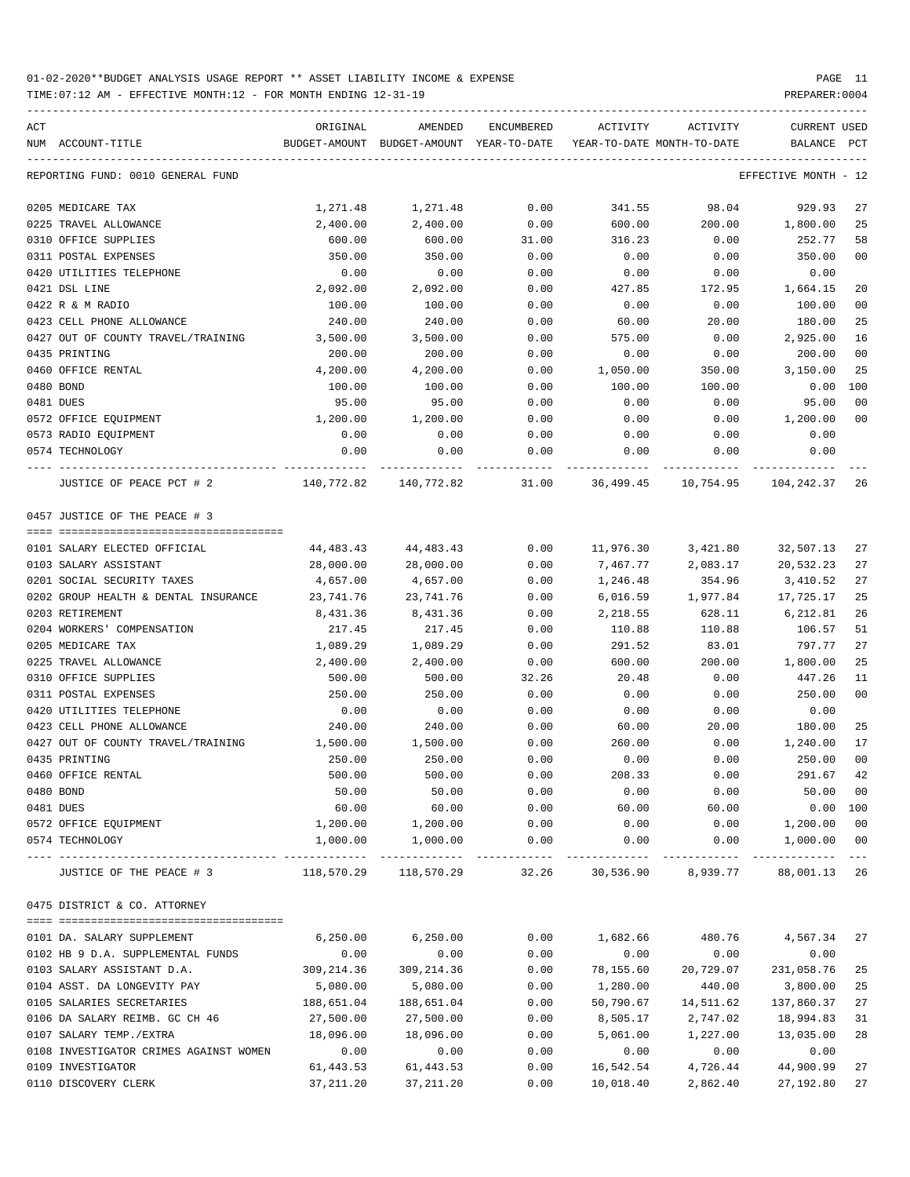01-02-2020**BUDGET ANALYSIS USAGE REPORT ** ASSET LIABILITY INCOME & EXPENSE

TIME:07:12 AM - EFFECTIVE MONTH:12 - FOR MONTH ENDING 12-31-19

| ACT NUM | ACCOUNT-TITLE | ORIGINAL BUDGET-AMOUNT | AMENDED BUDGET-AMOUNT | ENCUMBERED YEAR-TO-DATE | ACTIVITY YEAR-TO-DATE | ACTIVITY MONTH-TO-DATE | CURRENT BALANCE | USED PCT |
|---|---|---|---|---|---|---|---|---|
| | REPORTING FUND: 0010 GENERAL FUND | | | | | | EFFECTIVE MONTH - 12 | |
| 0205 | MEDICARE TAX | 1,271.48 | 1,271.48 | 0.00 | 341.55 | 98.04 | 929.93 | 27 |
| 0225 | TRAVEL ALLOWANCE | 2,400.00 | 2,400.00 | 0.00 | 600.00 | 200.00 | 1,800.00 | 25 |
| 0310 | OFFICE SUPPLIES | 600.00 | 600.00 | 31.00 | 316.23 | 0.00 | 252.77 | 58 |
| 0311 | POSTAL EXPENSES | 350.00 | 350.00 | 0.00 | 0.00 | 0.00 | 350.00 | 00 |
| 0420 | UTILITIES TELEPHONE | 0.00 | 0.00 | 0.00 | 0.00 | 0.00 | 0.00 | |
| 0421 | DSL LINE | 2,092.00 | 2,092.00 | 0.00 | 427.85 | 172.95 | 1,664.15 | 20 |
| 0422 | R & M RADIO | 100.00 | 100.00 | 0.00 | 0.00 | 0.00 | 100.00 | 00 |
| 0423 | CELL PHONE ALLOWANCE | 240.00 | 240.00 | 0.00 | 60.00 | 20.00 | 180.00 | 25 |
| 0427 | OUT OF COUNTY TRAVEL/TRAINING | 3,500.00 | 3,500.00 | 0.00 | 575.00 | 0.00 | 2,925.00 | 16 |
| 0435 | PRINTING | 200.00 | 200.00 | 0.00 | 0.00 | 0.00 | 200.00 | 00 |
| 0460 | OFFICE RENTAL | 4,200.00 | 4,200.00 | 0.00 | 1,050.00 | 350.00 | 3,150.00 | 25 |
| 0480 | BOND | 100.00 | 100.00 | 0.00 | 100.00 | 100.00 | 0.00 | 100 |
| 0481 | DUES | 95.00 | 95.00 | 0.00 | 0.00 | 0.00 | 95.00 | 00 |
| 0572 | OFFICE EQUIPMENT | 1,200.00 | 1,200.00 | 0.00 | 0.00 | 0.00 | 1,200.00 | 00 |
| 0573 | RADIO EQUIPMENT | 0.00 | 0.00 | 0.00 | 0.00 | 0.00 | 0.00 | |
| 0574 | TECHNOLOGY | 0.00 | 0.00 | 0.00 | 0.00 | 0.00 | 0.00 | |
| | JUSTICE OF PEACE PCT # 2 | 140,772.82 | 140,772.82 | 31.00 | 36,499.45 | 10,754.95 | 104,242.37 | 26 |
| | 0457 JUSTICE OF THE PEACE # 3 | | | | | | | |
| 0101 | SALARY ELECTED OFFICIAL | 44,483.43 | 44,483.43 | 0.00 | 11,976.30 | 3,421.80 | 32,507.13 | 27 |
| 0103 | SALARY ASSISTANT | 28,000.00 | 28,000.00 | 0.00 | 7,467.77 | 2,083.17 | 20,532.23 | 27 |
| 0201 | SOCIAL SECURITY TAXES | 4,657.00 | 4,657.00 | 0.00 | 1,246.48 | 354.96 | 3,410.52 | 27 |
| 0202 | GROUP HEALTH & DENTAL INSURANCE | 23,741.76 | 23,741.76 | 0.00 | 6,016.59 | 1,977.84 | 17,725.17 | 25 |
| 0203 | RETIREMENT | 8,431.36 | 8,431.36 | 0.00 | 2,218.55 | 628.11 | 6,212.81 | 26 |
| 0204 | WORKERS' COMPENSATION | 217.45 | 217.45 | 0.00 | 110.88 | 110.88 | 106.57 | 51 |
| 0205 | MEDICARE TAX | 1,089.29 | 1,089.29 | 0.00 | 291.52 | 83.01 | 797.77 | 27 |
| 0225 | TRAVEL ALLOWANCE | 2,400.00 | 2,400.00 | 0.00 | 600.00 | 200.00 | 1,800.00 | 25 |
| 0310 | OFFICE SUPPLIES | 500.00 | 500.00 | 32.26 | 20.48 | 0.00 | 447.26 | 11 |
| 0311 | POSTAL EXPENSES | 250.00 | 250.00 | 0.00 | 0.00 | 0.00 | 250.00 | 00 |
| 0420 | UTILITIES TELEPHONE | 0.00 | 0.00 | 0.00 | 0.00 | 0.00 | 0.00 | |
| 0423 | CELL PHONE ALLOWANCE | 240.00 | 240.00 | 0.00 | 60.00 | 20.00 | 180.00 | 25 |
| 0427 | OUT OF COUNTY TRAVEL/TRAINING | 1,500.00 | 1,500.00 | 0.00 | 260.00 | 0.00 | 1,240.00 | 17 |
| 0435 | PRINTING | 250.00 | 250.00 | 0.00 | 0.00 | 0.00 | 250.00 | 00 |
| 0460 | OFFICE RENTAL | 500.00 | 500.00 | 0.00 | 208.33 | 0.00 | 291.67 | 42 |
| 0480 | BOND | 50.00 | 50.00 | 0.00 | 0.00 | 0.00 | 50.00 | 00 |
| 0481 | DUES | 60.00 | 60.00 | 0.00 | 60.00 | 60.00 | 0.00 | 100 |
| 0572 | OFFICE EQUIPMENT | 1,200.00 | 1,200.00 | 0.00 | 0.00 | 0.00 | 1,200.00 | 00 |
| 0574 | TECHNOLOGY | 1,000.00 | 1,000.00 | 0.00 | 0.00 | 0.00 | 1,000.00 | 00 |
| | JUSTICE OF THE PEACE # 3 | 118,570.29 | 118,570.29 | 32.26 | 30,536.90 | 8,939.77 | 88,001.13 | 26 |
| | 0475 DISTRICT & CO. ATTORNEY | | | | | | | |
| 0101 | DA. SALARY SUPPLEMENT | 6,250.00 | 6,250.00 | 0.00 | 1,682.66 | 480.76 | 4,567.34 | 27 |
| 0102 | HB 9 D.A. SUPPLEMENTAL FUNDS | 0.00 | 0.00 | 0.00 | 0.00 | 0.00 | 0.00 | |
| 0103 | SALARY ASSISTANT D.A. | 309,214.36 | 309,214.36 | 0.00 | 78,155.60 | 20,729.07 | 231,058.76 | 25 |
| 0104 | ASST. DA LONGEVITY PAY | 5,080.00 | 5,080.00 | 0.00 | 1,280.00 | 440.00 | 3,800.00 | 25 |
| 0105 | SALARIES SECRETARIES | 188,651.04 | 188,651.04 | 0.00 | 50,790.67 | 14,511.62 | 137,860.37 | 27 |
| 0106 | DA SALARY REIMB. GC CH 46 | 27,500.00 | 27,500.00 | 0.00 | 8,505.17 | 2,747.02 | 18,994.83 | 31 |
| 0107 | SALARY TEMP./EXTRA | 18,096.00 | 18,096.00 | 0.00 | 5,061.00 | 1,227.00 | 13,035.00 | 28 |
| 0108 | INVESTIGATOR CRIMES AGAINST WOMEN | 0.00 | 0.00 | 0.00 | 0.00 | 0.00 | 0.00 | |
| 0109 | INVESTIGATOR | 61,443.53 | 61,443.53 | 0.00 | 16,542.54 | 4,726.44 | 44,900.99 | 27 |
| 0110 | DISCOVERY CLERK | 37,211.20 | 37,211.20 | 0.00 | 10,018.40 | 2,862.40 | 27,192.80 | 27 |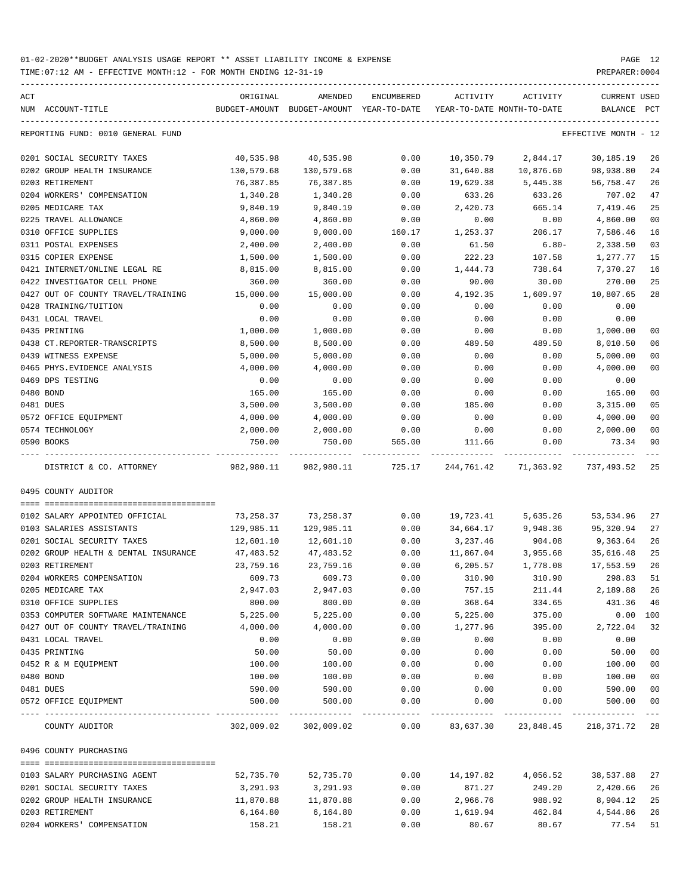01-02-2020**BUDGET ANALYSIS USAGE REPORT ** ASSET LIABILITY INCOME & EXPENSE

TIME:07:12 AM - EFFECTIVE MONTH:12 - FOR MONTH ENDING 12-31-19

REPORTING FUND: 0010 GENERAL FUND — EFFECTIVE MONTH - 12

| ACT NUM | ACCOUNT-TITLE | ORIGINAL BUDGET-AMOUNT | AMENDED BUDGET-AMOUNT | ENCUMBERED YEAR-TO-DATE | ACTIVITY YEAR-TO-DATE | ACTIVITY MONTH-TO-DATE | CURRENT BALANCE | USED PCT |
|---|---|---|---|---|---|---|---|---|
| 0201 | SOCIAL SECURITY TAXES | 40,535.98 | 40,535.98 | 0.00 | 10,350.79 | 2,844.17 | 30,185.19 | 26 |
| 0202 | GROUP HEALTH INSURANCE | 130,579.68 | 130,579.68 | 0.00 | 31,640.88 | 10,876.60 | 98,938.80 | 24 |
| 0203 | RETIREMENT | 76,387.85 | 76,387.85 | 0.00 | 19,629.38 | 5,445.38 | 56,758.47 | 26 |
| 0204 | WORKERS' COMPENSATION | 1,340.28 | 1,340.28 | 0.00 | 633.26 | 633.26 | 707.02 | 47 |
| 0205 | MEDICARE TAX | 9,840.19 | 9,840.19 | 0.00 | 2,420.73 | 665.14 | 7,419.46 | 25 |
| 0225 | TRAVEL ALLOWANCE | 4,860.00 | 4,860.00 | 0.00 | 0.00 | 0.00 | 4,860.00 | 00 |
| 0310 | OFFICE SUPPLIES | 9,000.00 | 9,000.00 | 160.17 | 1,253.37 | 206.17 | 7,586.46 | 16 |
| 0311 | POSTAL EXPENSES | 2,400.00 | 2,400.00 | 0.00 | 61.50 | 6.80- | 2,338.50 | 03 |
| 0315 | COPIER EXPENSE | 1,500.00 | 1,500.00 | 0.00 | 222.23 | 107.58 | 1,277.77 | 15 |
| 0421 | INTERNET/ONLINE LEGAL RE | 8,815.00 | 8,815.00 | 0.00 | 1,444.73 | 738.64 | 7,370.27 | 16 |
| 0422 | INVESTIGATOR CELL PHONE | 360.00 | 360.00 | 0.00 | 90.00 | 30.00 | 270.00 | 25 |
| 0427 | OUT OF COUNTY TRAVEL/TRAINING | 15,000.00 | 15,000.00 | 0.00 | 4,192.35 | 1,609.97 | 10,807.65 | 28 |
| 0428 | TRAINING/TUITION | 0.00 | 0.00 | 0.00 | 0.00 | 0.00 | 0.00 | |
| 0431 | LOCAL TRAVEL | 0.00 | 0.00 | 0.00 | 0.00 | 0.00 | 0.00 | |
| 0435 | PRINTING | 1,000.00 | 1,000.00 | 0.00 | 0.00 | 0.00 | 1,000.00 | 00 |
| 0438 | CT.REPORTER-TRANSCRIPTS | 8,500.00 | 8,500.00 | 0.00 | 489.50 | 489.50 | 8,010.50 | 06 |
| 0439 | WITNESS EXPENSE | 5,000.00 | 5,000.00 | 0.00 | 0.00 | 0.00 | 5,000.00 | 00 |
| 0465 | PHYS.EVIDENCE ANALYSIS | 4,000.00 | 4,000.00 | 0.00 | 0.00 | 0.00 | 4,000.00 | 00 |
| 0469 | DPS TESTING | 0.00 | 0.00 | 0.00 | 0.00 | 0.00 | 0.00 | |
| 0480 | BOND | 165.00 | 165.00 | 0.00 | 0.00 | 0.00 | 165.00 | 00 |
| 0481 | DUES | 3,500.00 | 3,500.00 | 0.00 | 185.00 | 0.00 | 3,315.00 | 05 |
| 0572 | OFFICE EQUIPMENT | 4,000.00 | 4,000.00 | 0.00 | 0.00 | 0.00 | 4,000.00 | 00 |
| 0574 | TECHNOLOGY | 2,000.00 | 2,000.00 | 0.00 | 0.00 | 0.00 | 2,000.00 | 00 |
| 0590 | BOOKS | 750.00 | 750.00 | 565.00 | 111.66 | 0.00 | 73.34 | 90 |
| | DISTRICT & CO. ATTORNEY | 982,980.11 | 982,980.11 | 725.17 | 244,761.42 | 71,363.92 | 737,493.52 | 25 |

0495 COUNTY AUDITOR

| ACT NUM | ACCOUNT-TITLE | ORIGINAL BUDGET-AMOUNT | AMENDED BUDGET-AMOUNT | ENCUMBERED YEAR-TO-DATE | ACTIVITY YEAR-TO-DATE | ACTIVITY MONTH-TO-DATE | CURRENT BALANCE | USED PCT |
|---|---|---|---|---|---|---|---|---|
| 0102 | SALARY APPOINTED OFFICIAL | 73,258.37 | 73,258.37 | 0.00 | 19,723.41 | 5,635.26 | 53,534.96 | 27 |
| 0103 | SALARIES ASSISTANTS | 129,985.11 | 129,985.11 | 0.00 | 34,664.17 | 9,948.36 | 95,320.94 | 27 |
| 0201 | SOCIAL SECURITY TAXES | 12,601.10 | 12,601.10 | 0.00 | 3,237.46 | 904.08 | 9,363.64 | 26 |
| 0202 | GROUP HEALTH & DENTAL INSURANCE | 47,483.52 | 47,483.52 | 0.00 | 11,867.04 | 3,955.68 | 35,616.48 | 25 |
| 0203 | RETIREMENT | 23,759.16 | 23,759.16 | 0.00 | 6,205.57 | 1,778.08 | 17,553.59 | 26 |
| 0204 | WORKERS COMPENSATION | 609.73 | 609.73 | 0.00 | 310.90 | 310.90 | 298.83 | 51 |
| 0205 | MEDICARE TAX | 2,947.03 | 2,947.03 | 0.00 | 757.15 | 211.44 | 2,189.88 | 26 |
| 0310 | OFFICE SUPPLIES | 800.00 | 800.00 | 0.00 | 368.64 | 334.65 | 431.36 | 46 |
| 0353 | COMPUTER SOFTWARE MAINTENANCE | 5,225.00 | 5,225.00 | 0.00 | 5,225.00 | 375.00 | 0.00 | 100 |
| 0427 | OUT OF COUNTY TRAVEL/TRAINING | 4,000.00 | 4,000.00 | 0.00 | 1,277.96 | 395.00 | 2,722.04 | 32 |
| 0431 | LOCAL TRAVEL | 0.00 | 0.00 | 0.00 | 0.00 | 0.00 | 0.00 | |
| 0435 | PRINTING | 50.00 | 50.00 | 0.00 | 0.00 | 0.00 | 50.00 | 00 |
| 0452 | R & M EQUIPMENT | 100.00 | 100.00 | 0.00 | 0.00 | 0.00 | 100.00 | 00 |
| 0480 | BOND | 100.00 | 100.00 | 0.00 | 0.00 | 0.00 | 100.00 | 00 |
| 0481 | DUES | 590.00 | 590.00 | 0.00 | 0.00 | 0.00 | 590.00 | 00 |
| 0572 | OFFICE EQUIPMENT | 500.00 | 500.00 | 0.00 | 0.00 | 0.00 | 500.00 | 00 |
| | COUNTY AUDITOR | 302,009.02 | 302,009.02 | 0.00 | 83,637.30 | 23,848.45 | 218,371.72 | 28 |

0496 COUNTY PURCHASING

| ACT NUM | ACCOUNT-TITLE | ORIGINAL BUDGET-AMOUNT | AMENDED BUDGET-AMOUNT | ENCUMBERED YEAR-TO-DATE | ACTIVITY YEAR-TO-DATE | ACTIVITY MONTH-TO-DATE | CURRENT BALANCE | USED PCT |
|---|---|---|---|---|---|---|---|---|
| 0103 | SALARY PURCHASING AGENT | 52,735.70 | 52,735.70 | 0.00 | 14,197.82 | 4,056.52 | 38,537.88 | 27 |
| 0201 | SOCIAL SECURITY TAXES | 3,291.93 | 3,291.93 | 0.00 | 871.27 | 249.20 | 2,420.66 | 26 |
| 0202 | GROUP HEALTH INSURANCE | 11,870.88 | 11,870.88 | 0.00 | 2,966.76 | 988.92 | 8,904.12 | 25 |
| 0203 | RETIREMENT | 6,164.80 | 6,164.80 | 0.00 | 1,619.94 | 462.84 | 4,544.86 | 26 |
| 0204 | WORKERS' COMPENSATION | 158.21 | 158.21 | 0.00 | 80.67 | 80.67 | 77.54 | 51 |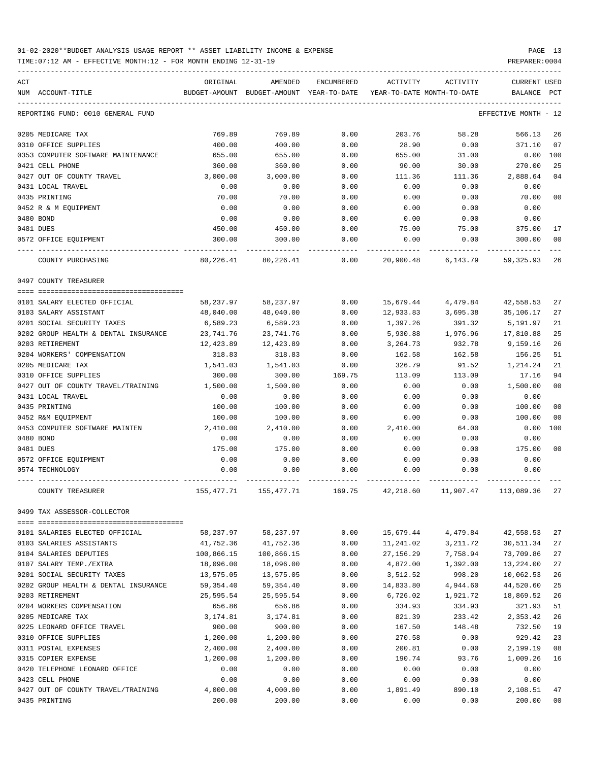01-02-2020**BUDGET ANALYSIS USAGE REPORT ** ASSET LIABILITY INCOME & EXPENSE

TIME:07:12 AM - EFFECTIVE MONTH:12 - FOR MONTH ENDING 12-31-19

| ACT NUM | ACCOUNT-TITLE | ORIGINAL BUDGET-AMOUNT | AMENDED BUDGET-AMOUNT | ENCUMBERED YEAR-TO-DATE | ACTIVITY YEAR-TO-DATE | ACTIVITY MONTH-TO-DATE | CURRENT BALANCE | USED PCT |
|---|---|---|---|---|---|---|---|---|
| REPORTING FUND: 0010 GENERAL FUND | | | | | | | EFFECTIVE MONTH - 12 | |
| 0205 | MEDICARE TAX | 769.89 | 769.89 | 0.00 | 203.76 | 58.28 | 566.13 | 26 |
| 0310 | OFFICE SUPPLIES | 400.00 | 400.00 | 0.00 | 28.90 | 0.00 | 371.10 | 07 |
| 0353 | COMPUTER SOFTWARE MAINTENANCE | 655.00 | 655.00 | 0.00 | 655.00 | 31.00 | 0.00 | 100 |
| 0421 | CELL PHONE | 360.00 | 360.00 | 0.00 | 90.00 | 30.00 | 270.00 | 25 |
| 0427 | OUT OF COUNTY TRAVEL | 3,000.00 | 3,000.00 | 0.00 | 111.36 | 111.36 | 2,888.64 | 04 |
| 0431 | LOCAL TRAVEL | 0.00 | 0.00 | 0.00 | 0.00 | 0.00 | 0.00 | |
| 0435 | PRINTING | 70.00 | 70.00 | 0.00 | 0.00 | 0.00 | 70.00 | 00 |
| 0452 | R & M EQUIPMENT | 0.00 | 0.00 | 0.00 | 0.00 | 0.00 | 0.00 | |
| 0480 | BOND | 0.00 | 0.00 | 0.00 | 0.00 | 0.00 | 0.00 | |
| 0481 | DUES | 450.00 | 450.00 | 0.00 | 75.00 | 75.00 | 375.00 | 17 |
| 0572 | OFFICE EQUIPMENT | 300.00 | 300.00 | 0.00 | 0.00 | 0.00 | 300.00 | 00 |
| | COUNTY PURCHASING | 80,226.41 | 80,226.41 | 0.00 | 20,900.48 | 6,143.79 | 59,325.93 | 26 |
| | **0497 COUNTY TREASURER** | | | | | | | |
| 0101 | SALARY ELECTED OFFICIAL | 58,237.97 | 58,237.97 | 0.00 | 15,679.44 | 4,479.84 | 42,558.53 | 27 |
| 0103 | SALARY ASSISTANT | 48,040.00 | 48,040.00 | 0.00 | 12,933.83 | 3,695.38 | 35,106.17 | 27 |
| 0201 | SOCIAL SECURITY TAXES | 6,589.23 | 6,589.23 | 0.00 | 1,397.26 | 391.32 | 5,191.97 | 21 |
| 0202 | GROUP HEALTH & DENTAL INSURANCE | 23,741.76 | 23,741.76 | 0.00 | 5,930.88 | 1,976.96 | 17,810.88 | 25 |
| 0203 | RETIREMENT | 12,423.89 | 12,423.89 | 0.00 | 3,264.73 | 932.78 | 9,159.16 | 26 |
| 0204 | WORKERS' COMPENSATION | 318.83 | 318.83 | 0.00 | 162.58 | 162.58 | 156.25 | 51 |
| 0205 | MEDICARE TAX | 1,541.03 | 1,541.03 | 0.00 | 326.79 | 91.52 | 1,214.24 | 21 |
| 0310 | OFFICE SUPPLIES | 300.00 | 300.00 | 169.75 | 113.09 | 113.09 | 17.16 | 94 |
| 0427 | OUT OF COUNTY TRAVEL/TRAINING | 1,500.00 | 1,500.00 | 0.00 | 0.00 | 0.00 | 1,500.00 | 00 |
| 0431 | LOCAL TRAVEL | 0.00 | 0.00 | 0.00 | 0.00 | 0.00 | 0.00 | |
| 0435 | PRINTING | 100.00 | 100.00 | 0.00 | 0.00 | 0.00 | 100.00 | 00 |
| 0452 | R&M EQUIPMENT | 100.00 | 100.00 | 0.00 | 0.00 | 0.00 | 100.00 | 00 |
| 0453 | COMPUTER SOFTWARE MAINTEN | 2,410.00 | 2,410.00 | 0.00 | 2,410.00 | 64.00 | 0.00 | 100 |
| 0480 | BOND | 0.00 | 0.00 | 0.00 | 0.00 | 0.00 | 0.00 | |
| 0481 | DUES | 175.00 | 175.00 | 0.00 | 0.00 | 0.00 | 175.00 | 00 |
| 0572 | OFFICE EQUIPMENT | 0.00 | 0.00 | 0.00 | 0.00 | 0.00 | 0.00 | |
| 0574 | TECHNOLOGY | 0.00 | 0.00 | 0.00 | 0.00 | 0.00 | 0.00 | |
| | COUNTY TREASURER | 155,477.71 | 155,477.71 | 169.75 | 42,218.60 | 11,907.47 | 113,089.36 | 27 |
| | **0499 TAX ASSESSOR-COLLECTOR** | | | | | | | |
| 0101 | SALARIES ELECTED OFFICIAL | 58,237.97 | 58,237.97 | 0.00 | 15,679.44 | 4,479.84 | 42,558.53 | 27 |
| 0103 | SALARIES ASSISTANTS | 41,752.36 | 41,752.36 | 0.00 | 11,241.02 | 3,211.72 | 30,511.34 | 27 |
| 0104 | SALARIES DEPUTIES | 100,866.15 | 100,866.15 | 0.00 | 27,156.29 | 7,758.94 | 73,709.86 | 27 |
| 0107 | SALARY TEMP./EXTRA | 18,096.00 | 18,096.00 | 0.00 | 4,872.00 | 1,392.00 | 13,224.00 | 27 |
| 0201 | SOCIAL SECURITY TAXES | 13,575.05 | 13,575.05 | 0.00 | 3,512.52 | 998.20 | 10,062.53 | 26 |
| 0202 | GROUP HEALTH & DENTAL INSURANCE | 59,354.40 | 59,354.40 | 0.00 | 14,833.80 | 4,944.60 | 44,520.60 | 25 |
| 0203 | RETIREMENT | 25,595.54 | 25,595.54 | 0.00 | 6,726.02 | 1,921.72 | 18,869.52 | 26 |
| 0204 | WORKERS COMPENSATION | 656.86 | 656.86 | 0.00 | 334.93 | 334.93 | 321.93 | 51 |
| 0205 | MEDICARE TAX | 3,174.81 | 3,174.81 | 0.00 | 821.39 | 233.42 | 2,353.42 | 26 |
| 0225 | LEONARD OFFICE TRAVEL | 900.00 | 900.00 | 0.00 | 167.50 | 148.48 | 732.50 | 19 |
| 0310 | OFFICE SUPPLIES | 1,200.00 | 1,200.00 | 0.00 | 270.58 | 0.00 | 929.42 | 23 |
| 0311 | POSTAL EXPENSES | 2,400.00 | 2,400.00 | 0.00 | 200.81 | 0.00 | 2,199.19 | 08 |
| 0315 | COPIER EXPENSE | 1,200.00 | 1,200.00 | 0.00 | 190.74 | 93.76 | 1,009.26 | 16 |
| 0420 | TELEPHONE LEONARD OFFICE | 0.00 | 0.00 | 0.00 | 0.00 | 0.00 | 0.00 | |
| 0423 | CELL PHONE | 0.00 | 0.00 | 0.00 | 0.00 | 0.00 | 0.00 | |
| 0427 | OUT OF COUNTY TRAVEL/TRAINING | 4,000.00 | 4,000.00 | 0.00 | 1,891.49 | 890.10 | 2,108.51 | 47 |
| 0435 | PRINTING | 200.00 | 200.00 | 0.00 | 0.00 | 0.00 | 200.00 | 00 |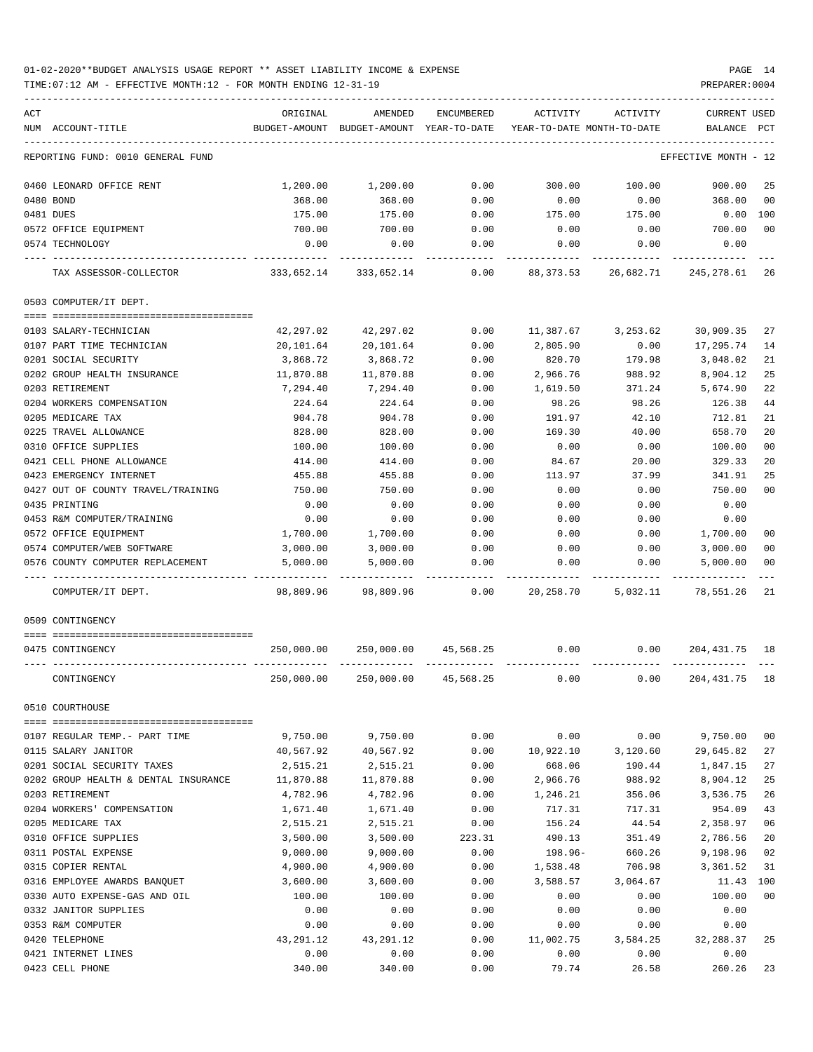01-02-2020**BUDGET ANALYSIS USAGE REPORT ** ASSET LIABILITY INCOME & EXPENSE

TIME:07:12 AM - EFFECTIVE MONTH:12 - FOR MONTH ENDING 12-31-19

| ACT NUM | ACCOUNT-TITLE | ORIGINAL BUDGET-AMOUNT | AMENDED BUDGET-AMOUNT | ENCUMBERED YEAR-TO-DATE | ACTIVITY YEAR-TO-DATE | ACTIVITY MONTH-TO-DATE | CURRENT BALANCE | USED PCT |
|---|---|---|---|---|---|---|---|---|
| | REPORTING FUND: 0010 GENERAL FUND | | | | | | EFFECTIVE MONTH - 12 | |
| 0460 | LEONARD OFFICE RENT | 1,200.00 | 1,200.00 | 0.00 | 300.00 | 100.00 | 900.00 | 25 |
| 0480 | BOND | 368.00 | 368.00 | 0.00 | 0.00 | 0.00 | 368.00 | 00 |
| 0481 | DUES | 175.00 | 175.00 | 0.00 | 175.00 | 175.00 | 0.00 | 100 |
| 0572 | OFFICE EQUIPMENT | 700.00 | 700.00 | 0.00 | 0.00 | 0.00 | 700.00 | 00 |
| 0574 | TECHNOLOGY | 0.00 | 0.00 | 0.00 | 0.00 | 0.00 | 0.00 | |
| | TAX ASSESSOR-COLLECTOR | 333,652.14 | 333,652.14 | 0.00 | 88,373.53 | 26,682.71 | 245,278.61 | 26 |
| | 0503 COMPUTER/IT DEPT. | | | | | | | |
| 0103 | SALARY-TECHNICIAN | 42,297.02 | 42,297.02 | 0.00 | 11,387.67 | 3,253.62 | 30,909.35 | 27 |
| 0107 | PART TIME TECHNICIAN | 20,101.64 | 20,101.64 | 0.00 | 2,805.90 | 0.00 | 17,295.74 | 14 |
| 0201 | SOCIAL SECURITY | 3,868.72 | 3,868.72 | 0.00 | 820.70 | 179.98 | 3,048.02 | 21 |
| 0202 | GROUP HEALTH INSURANCE | 11,870.88 | 11,870.88 | 0.00 | 2,966.76 | 988.92 | 8,904.12 | 25 |
| 0203 | RETIREMENT | 7,294.40 | 7,294.40 | 0.00 | 1,619.50 | 371.24 | 5,674.90 | 22 |
| 0204 | WORKERS COMPENSATION | 224.64 | 224.64 | 0.00 | 98.26 | 98.26 | 126.38 | 44 |
| 0205 | MEDICARE TAX | 904.78 | 904.78 | 0.00 | 191.97 | 42.10 | 712.81 | 21 |
| 0225 | TRAVEL ALLOWANCE | 828.00 | 828.00 | 0.00 | 169.30 | 40.00 | 658.70 | 20 |
| 0310 | OFFICE SUPPLIES | 100.00 | 100.00 | 0.00 | 0.00 | 0.00 | 100.00 | 00 |
| 0421 | CELL PHONE ALLOWANCE | 414.00 | 414.00 | 0.00 | 84.67 | 20.00 | 329.33 | 20 |
| 0423 | EMERGENCY INTERNET | 455.88 | 455.88 | 0.00 | 113.97 | 37.99 | 341.91 | 25 |
| 0427 | OUT OF COUNTY TRAVEL/TRAINING | 750.00 | 750.00 | 0.00 | 0.00 | 0.00 | 750.00 | 00 |
| 0435 | PRINTING | 0.00 | 0.00 | 0.00 | 0.00 | 0.00 | 0.00 | |
| 0453 | R&M COMPUTER/TRAINING | 0.00 | 0.00 | 0.00 | 0.00 | 0.00 | 0.00 | |
| 0572 | OFFICE EQUIPMENT | 1,700.00 | 1,700.00 | 0.00 | 0.00 | 0.00 | 1,700.00 | 00 |
| 0574 | COMPUTER/WEB SOFTWARE | 3,000.00 | 3,000.00 | 0.00 | 0.00 | 0.00 | 3,000.00 | 00 |
| 0576 | COUNTY COMPUTER REPLACEMENT | 5,000.00 | 5,000.00 | 0.00 | 0.00 | 0.00 | 5,000.00 | 00 |
| | COMPUTER/IT DEPT. | 98,809.96 | 98,809.96 | 0.00 | 20,258.70 | 5,032.11 | 78,551.26 | 21 |
| | 0509 CONTINGENCY | | | | | | | |
| 0475 | CONTINGENCY | 250,000.00 | 250,000.00 | 45,568.25 | 0.00 | 0.00 | 204,431.75 | 18 |
| | CONTINGENCY | 250,000.00 | 250,000.00 | 45,568.25 | 0.00 | 0.00 | 204,431.75 | 18 |
| | 0510 COURTHOUSE | | | | | | | |
| 0107 | REGULAR TEMP.- PART TIME | 9,750.00 | 9,750.00 | 0.00 | 0.00 | 0.00 | 9,750.00 | 00 |
| 0115 | SALARY JANITOR | 40,567.92 | 40,567.92 | 0.00 | 10,922.10 | 3,120.60 | 29,645.82 | 27 |
| 0201 | SOCIAL SECURITY TAXES | 2,515.21 | 2,515.21 | 0.00 | 668.06 | 190.44 | 1,847.15 | 27 |
| 0202 | GROUP HEALTH & DENTAL INSURANCE | 11,870.88 | 11,870.88 | 0.00 | 2,966.76 | 988.92 | 8,904.12 | 25 |
| 0203 | RETIREMENT | 4,782.96 | 4,782.96 | 0.00 | 1,246.21 | 356.06 | 3,536.75 | 26 |
| 0204 | WORKERS' COMPENSATION | 1,671.40 | 1,671.40 | 0.00 | 717.31 | 717.31 | 954.09 | 43 |
| 0205 | MEDICARE TAX | 2,515.21 | 2,515.21 | 0.00 | 156.24 | 44.54 | 2,358.97 | 06 |
| 0310 | OFFICE SUPPLIES | 3,500.00 | 3,500.00 | 223.31 | 490.13 | 351.49 | 2,786.56 | 20 |
| 0311 | POSTAL EXPENSE | 9,000.00 | 9,000.00 | 0.00 | 198.96- | 660.26 | 9,198.96 | 02 |
| 0315 | COPIER RENTAL | 4,900.00 | 4,900.00 | 0.00 | 1,538.48 | 706.98 | 3,361.52 | 31 |
| 0316 | EMPLOYEE AWARDS BANQUET | 3,600.00 | 3,600.00 | 0.00 | 3,588.57 | 3,064.67 | 11.43 | 100 |
| 0330 | AUTO EXPENSE-GAS AND OIL | 100.00 | 100.00 | 0.00 | 0.00 | 0.00 | 100.00 | 00 |
| 0332 | JANITOR SUPPLIES | 0.00 | 0.00 | 0.00 | 0.00 | 0.00 | 0.00 | |
| 0353 | R&M COMPUTER | 0.00 | 0.00 | 0.00 | 0.00 | 0.00 | 0.00 | |
| 0420 | TELEPHONE | 43,291.12 | 43,291.12 | 0.00 | 11,002.75 | 3,584.25 | 32,288.37 | 25 |
| 0421 | INTERNET LINES | 0.00 | 0.00 | 0.00 | 0.00 | 0.00 | 0.00 | |
| 0423 | CELL PHONE | 340.00 | 340.00 | 0.00 | 79.74 | 26.58 | 260.26 | 23 |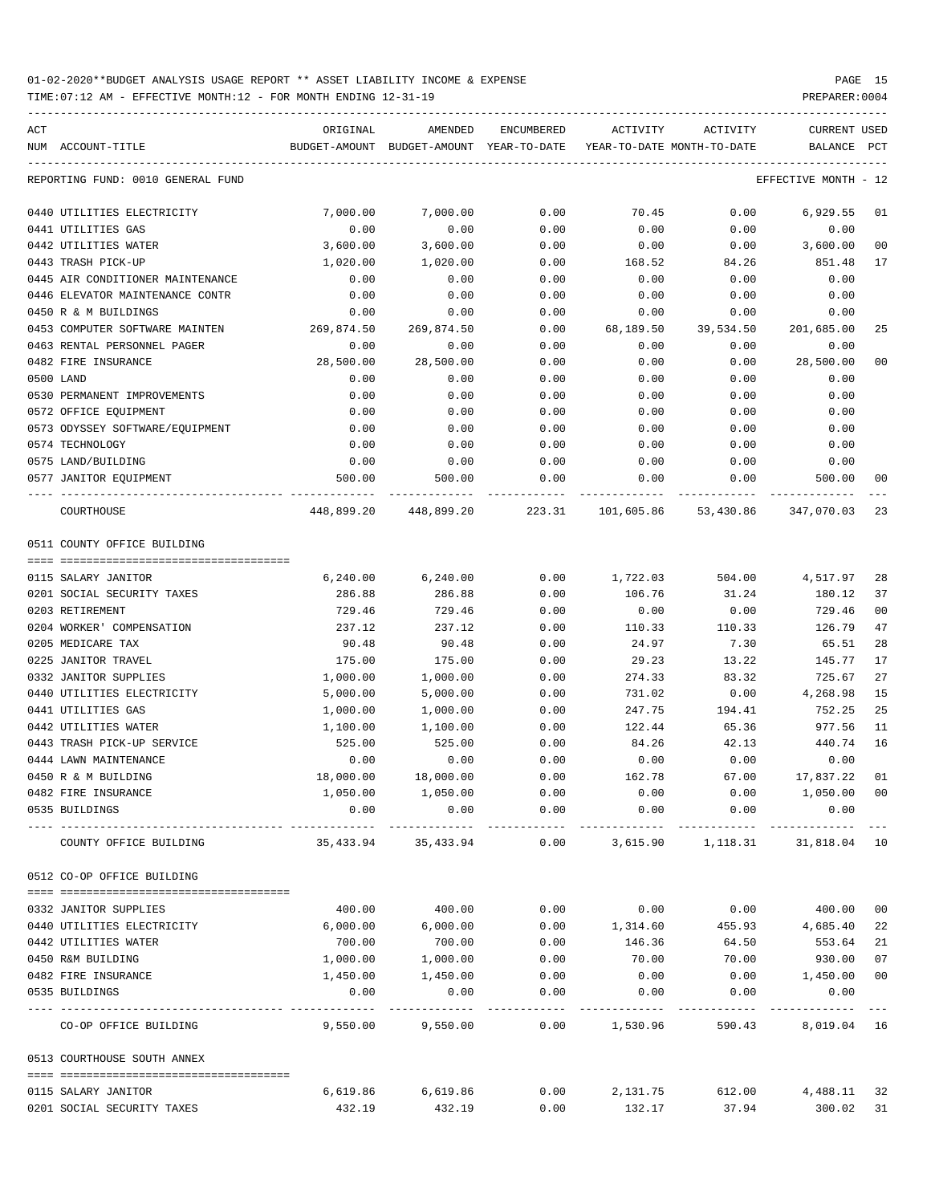01-02-2020**BUDGET ANALYSIS USAGE REPORT ** ASSET LIABILITY INCOME & EXPENSE

TIME:07:12 AM - EFFECTIVE MONTH:12 - FOR MONTH ENDING 12-31-19

PREPARER:0004

| ACT NUM | ACCOUNT-TITLE | ORIGINAL BUDGET-AMOUNT | AMENDED BUDGET-AMOUNT | ENCUMBERED YEAR-TO-DATE | ACTIVITY YEAR-TO-DATE | ACTIVITY MONTH-TO-DATE | CURRENT BALANCE | USED PCT |
|---|---|---|---|---|---|---|---|---|
| | REPORTING FUND: 0010 GENERAL FUND | | | | | | EFFECTIVE MONTH - 12 | |
| 0440 | UTILITIES ELECTRICITY | 7,000.00 | 7,000.00 | 0.00 | 70.45 | 0.00 | 6,929.55 | 01 |
| 0441 | UTILITIES GAS | 0.00 | 0.00 | 0.00 | 0.00 | 0.00 | 0.00 | |
| 0442 | UTILITIES WATER | 3,600.00 | 3,600.00 | 0.00 | 0.00 | 0.00 | 3,600.00 | 00 |
| 0443 | TRASH PICK-UP | 1,020.00 | 1,020.00 | 0.00 | 168.52 | 84.26 | 851.48 | 17 |
| 0445 | AIR CONDITIONER MAINTENANCE | 0.00 | 0.00 | 0.00 | 0.00 | 0.00 | 0.00 | |
| 0446 | ELEVATOR MAINTENANCE CONTR | 0.00 | 0.00 | 0.00 | 0.00 | 0.00 | 0.00 | |
| 0450 | R & M BUILDINGS | 0.00 | 0.00 | 0.00 | 0.00 | 0.00 | 0.00 | |
| 0453 | COMPUTER SOFTWARE MAINTEN | 269,874.50 | 269,874.50 | 0.00 | 68,189.50 | 39,534.50 | 201,685.00 | 25 |
| 0463 | RENTAL PERSONNEL PAGER | 0.00 | 0.00 | 0.00 | 0.00 | 0.00 | 0.00 | |
| 0482 | FIRE INSURANCE | 28,500.00 | 28,500.00 | 0.00 | 0.00 | 0.00 | 28,500.00 | 00 |
| 0500 | LAND | 0.00 | 0.00 | 0.00 | 0.00 | 0.00 | 0.00 | |
| 0530 | PERMANENT IMPROVEMENTS | 0.00 | 0.00 | 0.00 | 0.00 | 0.00 | 0.00 | |
| 0572 | OFFICE EQUIPMENT | 0.00 | 0.00 | 0.00 | 0.00 | 0.00 | 0.00 | |
| 0573 | ODYSSEY SOFTWARE/EQUIPMENT | 0.00 | 0.00 | 0.00 | 0.00 | 0.00 | 0.00 | |
| 0574 | TECHNOLOGY | 0.00 | 0.00 | 0.00 | 0.00 | 0.00 | 0.00 | |
| 0575 | LAND/BUILDING | 0.00 | 0.00 | 0.00 | 0.00 | 0.00 | 0.00 | |
| 0577 | JANITOR EQUIPMENT | 500.00 | 500.00 | 0.00 | 0.00 | 0.00 | 500.00 | 00 |
| | COURTHOUSE | 448,899.20 | 448,899.20 | 223.31 | 101,605.86 | 53,430.86 | 347,070.03 | 23 |
| | 0511 COUNTY OFFICE BUILDING | | | | | | | |
| 0115 | SALARY JANITOR | 6,240.00 | 6,240.00 | 0.00 | 1,722.03 | 504.00 | 4,517.97 | 28 |
| 0201 | SOCIAL SECURITY TAXES | 286.88 | 286.88 | 0.00 | 106.76 | 31.24 | 180.12 | 37 |
| 0203 | RETIREMENT | 729.46 | 729.46 | 0.00 | 0.00 | 0.00 | 729.46 | 00 |
| 0204 | WORKER' COMPENSATION | 237.12 | 237.12 | 0.00 | 110.33 | 110.33 | 126.79 | 47 |
| 0205 | MEDICARE TAX | 90.48 | 90.48 | 0.00 | 24.97 | 7.30 | 65.51 | 28 |
| 0225 | JANITOR TRAVEL | 175.00 | 175.00 | 0.00 | 29.23 | 13.22 | 145.77 | 17 |
| 0332 | JANITOR SUPPLIES | 1,000.00 | 1,000.00 | 0.00 | 274.33 | 83.32 | 725.67 | 27 |
| 0440 | UTILITIES ELECTRICITY | 5,000.00 | 5,000.00 | 0.00 | 731.02 | 0.00 | 4,268.98 | 15 |
| 0441 | UTILITIES GAS | 1,000.00 | 1,000.00 | 0.00 | 247.75 | 194.41 | 752.25 | 25 |
| 0442 | UTILITIES WATER | 1,100.00 | 1,100.00 | 0.00 | 122.44 | 65.36 | 977.56 | 11 |
| 0443 | TRASH PICK-UP SERVICE | 525.00 | 525.00 | 0.00 | 84.26 | 42.13 | 440.74 | 16 |
| 0444 | LAWN MAINTENANCE | 0.00 | 0.00 | 0.00 | 0.00 | 0.00 | 0.00 | |
| 0450 | R & M BUILDING | 18,000.00 | 18,000.00 | 0.00 | 162.78 | 67.00 | 17,837.22 | 01 |
| 0482 | FIRE INSURANCE | 1,050.00 | 1,050.00 | 0.00 | 0.00 | 0.00 | 1,050.00 | 00 |
| 0535 | BUILDINGS | 0.00 | 0.00 | 0.00 | 0.00 | 0.00 | 0.00 | |
| | COUNTY OFFICE BUILDING | 35,433.94 | 35,433.94 | 0.00 | 3,615.90 | 1,118.31 | 31,818.04 | 10 |
| | 0512 CO-OP OFFICE BUILDING | | | | | | | |
| 0332 | JANITOR SUPPLIES | 400.00 | 400.00 | 0.00 | 0.00 | 0.00 | 400.00 | 00 |
| 0440 | UTILITIES ELECTRICITY | 6,000.00 | 6,000.00 | 0.00 | 1,314.60 | 455.93 | 4,685.40 | 22 |
| 0442 | UTILITIES WATER | 700.00 | 700.00 | 0.00 | 146.36 | 64.50 | 553.64 | 21 |
| 0450 | R&M BUILDING | 1,000.00 | 1,000.00 | 0.00 | 70.00 | 70.00 | 930.00 | 07 |
| 0482 | FIRE INSURANCE | 1,450.00 | 1,450.00 | 0.00 | 0.00 | 0.00 | 1,450.00 | 00 |
| 0535 | BUILDINGS | 0.00 | 0.00 | 0.00 | 0.00 | 0.00 | 0.00 | |
| | CO-OP OFFICE BUILDING | 9,550.00 | 9,550.00 | 0.00 | 1,530.96 | 590.43 | 8,019.04 | 16 |
| | 0513 COURTHOUSE SOUTH ANNEX | | | | | | | |
| 0115 | SALARY JANITOR | 6,619.86 | 6,619.86 | 0.00 | 2,131.75 | 612.00 | 4,488.11 | 32 |
| 0201 | SOCIAL SECURITY TAXES | 432.19 | 432.19 | 0.00 | 132.17 | 37.94 | 300.02 | 31 |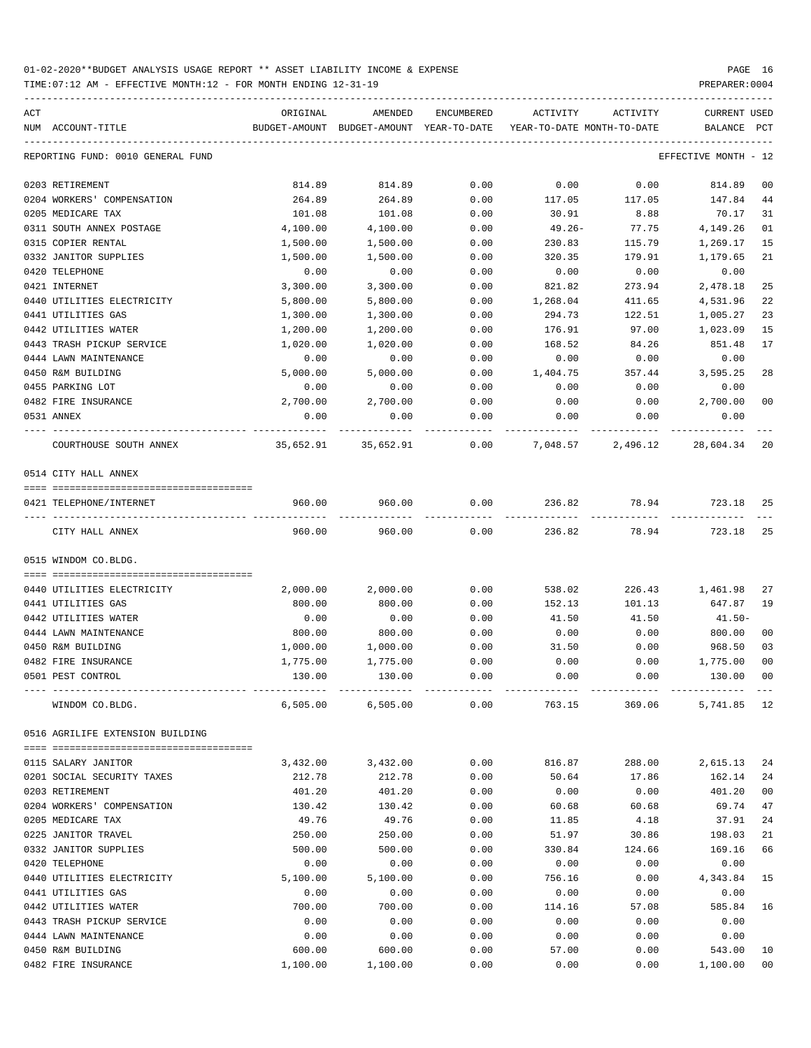01-02-2020**BUDGET ANALYSIS USAGE REPORT ** ASSET LIABILITY INCOME & EXPENSE

TIME:07:12 AM - EFFECTIVE MONTH:12 - FOR MONTH ENDING 12-31-19

| ACT NUM | ACCOUNT-TITLE | ORIGINAL BUDGET-AMOUNT | AMENDED BUDGET-AMOUNT | ENCUMBERED YEAR-TO-DATE | ACTIVITY YEAR-TO-DATE | ACTIVITY MONTH-TO-DATE | CURRENT BALANCE | USED PCT |
|---|---|---|---|---|---|---|---|---|
| REPORTING FUND: 0010 GENERAL FUND | | | | | | | EFFECTIVE MONTH - 12 | |
| 0203 | RETIREMENT | 814.89 | 814.89 | 0.00 | 0.00 | 0.00 | 814.89 | 00 |
| 0204 | WORKERS' COMPENSATION | 264.89 | 264.89 | 0.00 | 117.05 | 117.05 | 147.84 | 44 |
| 0205 | MEDICARE TAX | 101.08 | 101.08 | 0.00 | 30.91 | 8.88 | 70.17 | 31 |
| 0311 | SOUTH ANNEX POSTAGE | 4,100.00 | 4,100.00 | 0.00 | 49.26- | 77.75 | 4,149.26 | 01 |
| 0315 | COPIER RENTAL | 1,500.00 | 1,500.00 | 0.00 | 230.83 | 115.79 | 1,269.17 | 15 |
| 0332 | JANITOR SUPPLIES | 1,500.00 | 1,500.00 | 0.00 | 320.35 | 179.91 | 1,179.65 | 21 |
| 0420 | TELEPHONE | 0.00 | 0.00 | 0.00 | 0.00 | 0.00 | 0.00 | |
| 0421 | INTERNET | 3,300.00 | 3,300.00 | 0.00 | 821.82 | 273.94 | 2,478.18 | 25 |
| 0440 | UTILITIES ELECTRICITY | 5,800.00 | 5,800.00 | 0.00 | 1,268.04 | 411.65 | 4,531.96 | 22 |
| 0441 | UTILITIES GAS | 1,300.00 | 1,300.00 | 0.00 | 294.73 | 122.51 | 1,005.27 | 23 |
| 0442 | UTILITIES WATER | 1,200.00 | 1,200.00 | 0.00 | 176.91 | 97.00 | 1,023.09 | 15 |
| 0443 | TRASH PICKUP SERVICE | 1,020.00 | 1,020.00 | 0.00 | 168.52 | 84.26 | 851.48 | 17 |
| 0444 | LAWN MAINTENANCE | 0.00 | 0.00 | 0.00 | 0.00 | 0.00 | 0.00 | |
| 0450 | R&M BUILDING | 5,000.00 | 5,000.00 | 0.00 | 1,404.75 | 357.44 | 3,595.25 | 28 |
| 0455 | PARKING LOT | 0.00 | 0.00 | 0.00 | 0.00 | 0.00 | 0.00 | |
| 0482 | FIRE INSURANCE | 2,700.00 | 2,700.00 | 0.00 | 0.00 | 0.00 | 2,700.00 | 00 |
| 0531 | ANNEX | 0.00 | 0.00 | 0.00 | 0.00 | 0.00 | 0.00 | |
| | COURTHOUSE SOUTH ANNEX | 35,652.91 | 35,652.91 | 0.00 | 7,048.57 | 2,496.12 | 28,604.34 | 20 |
| 0514 | CITY HALL ANNEX | | | | | | | |
| 0421 | TELEPHONE/INTERNET | 960.00 | 960.00 | 0.00 | 236.82 | 78.94 | 723.18 | 25 |
| | CITY HALL ANNEX | 960.00 | 960.00 | 0.00 | 236.82 | 78.94 | 723.18 | 25 |
| 0515 | WINDOM CO.BLDG. | | | | | | | |
| 0440 | UTILITIES ELECTRICITY | 2,000.00 | 2,000.00 | 0.00 | 538.02 | 226.43 | 1,461.98 | 27 |
| 0441 | UTILITIES GAS | 800.00 | 800.00 | 0.00 | 152.13 | 101.13 | 647.87 | 19 |
| 0442 | UTILITIES WATER | 0.00 | 0.00 | 0.00 | 41.50 | 41.50 | 41.50- | |
| 0444 | LAWN MAINTENANCE | 800.00 | 800.00 | 0.00 | 0.00 | 0.00 | 800.00 | 00 |
| 0450 | R&M BUILDING | 1,000.00 | 1,000.00 | 0.00 | 31.50 | 0.00 | 968.50 | 03 |
| 0482 | FIRE INSURANCE | 1,775.00 | 1,775.00 | 0.00 | 0.00 | 0.00 | 1,775.00 | 00 |
| 0501 | PEST CONTROL | 130.00 | 130.00 | 0.00 | 0.00 | 0.00 | 130.00 | 00 |
| | WINDOM CO.BLDG. | 6,505.00 | 6,505.00 | 0.00 | 763.15 | 369.06 | 5,741.85 | 12 |
| 0516 | AGRILIFE EXTENSION BUILDING | | | | | | | |
| 0115 | SALARY JANITOR | 3,432.00 | 3,432.00 | 0.00 | 816.87 | 288.00 | 2,615.13 | 24 |
| 0201 | SOCIAL SECURITY TAXES | 212.78 | 212.78 | 0.00 | 50.64 | 17.86 | 162.14 | 24 |
| 0203 | RETIREMENT | 401.20 | 401.20 | 0.00 | 0.00 | 0.00 | 401.20 | 00 |
| 0204 | WORKERS' COMPENSATION | 130.42 | 130.42 | 0.00 | 60.68 | 60.68 | 69.74 | 47 |
| 0205 | MEDICARE TAX | 49.76 | 49.76 | 0.00 | 11.85 | 4.18 | 37.91 | 24 |
| 0225 | JANITOR TRAVEL | 250.00 | 250.00 | 0.00 | 51.97 | 30.86 | 198.03 | 21 |
| 0332 | JANITOR SUPPLIES | 500.00 | 500.00 | 0.00 | 330.84 | 124.66 | 169.16 | 66 |
| 0420 | TELEPHONE | 0.00 | 0.00 | 0.00 | 0.00 | 0.00 | 0.00 | |
| 0440 | UTILITIES ELECTRICITY | 5,100.00 | 5,100.00 | 0.00 | 756.16 | 0.00 | 4,343.84 | 15 |
| 0441 | UTILITIES GAS | 0.00 | 0.00 | 0.00 | 0.00 | 0.00 | 0.00 | |
| 0442 | UTILITIES WATER | 700.00 | 700.00 | 0.00 | 114.16 | 57.08 | 585.84 | 16 |
| 0443 | TRASH PICKUP SERVICE | 0.00 | 0.00 | 0.00 | 0.00 | 0.00 | 0.00 | |
| 0444 | LAWN MAINTENANCE | 0.00 | 0.00 | 0.00 | 0.00 | 0.00 | 0.00 | |
| 0450 | R&M BUILDING | 600.00 | 600.00 | 0.00 | 57.00 | 0.00 | 543.00 | 10 |
| 0482 | FIRE INSURANCE | 1,100.00 | 1,100.00 | 0.00 | 0.00 | 0.00 | 1,100.00 | 00 |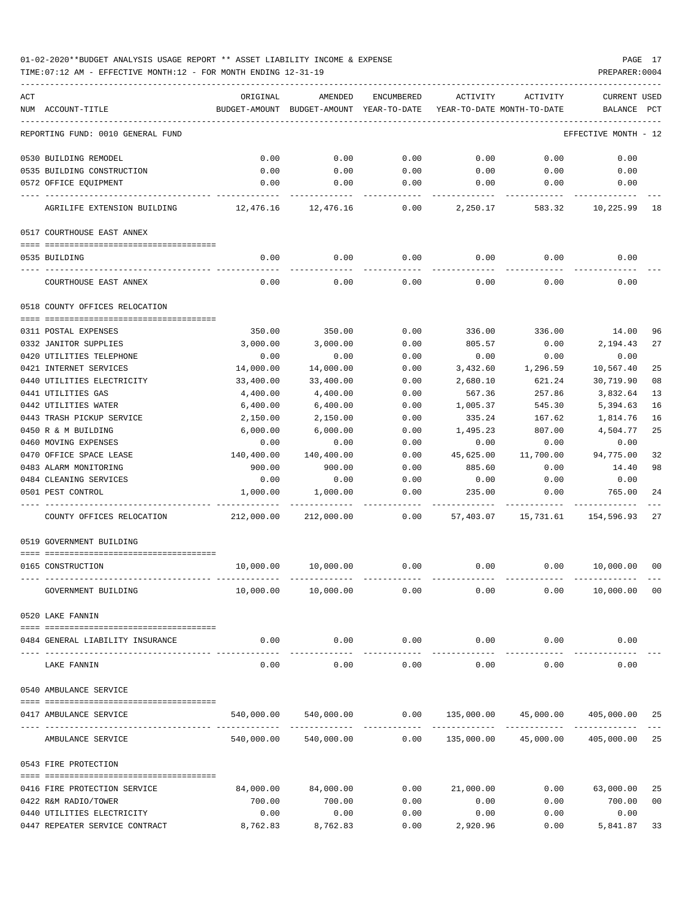01-02-2020**BUDGET ANALYSIS USAGE REPORT ** ASSET LIABILITY INCOME & EXPENSE

TIME:07:12 AM - EFFECTIVE MONTH:12 - FOR MONTH ENDING 12-31-19

| ACT NUM | ACCOUNT-TITLE | ORIGINAL BUDGET-AMOUNT | AMENDED BUDGET-AMOUNT | ENCUMBERED YEAR-TO-DATE | ACTIVITY YEAR-TO-DATE | ACTIVITY MONTH-TO-DATE | CURRENT USED BALANCE | PCT |
|---|---|---|---|---|---|---|---|---|
| | REPORTING FUND: 0010 GENERAL FUND | | | | | | EFFECTIVE MONTH - 12 | |
| 0530 | BUILDING REMODEL | 0.00 | 0.00 | 0.00 | 0.00 | 0.00 | 0.00 | |
| 0535 | BUILDING CONSTRUCTION | 0.00 | 0.00 | 0.00 | 0.00 | 0.00 | 0.00 | |
| 0572 | OFFICE EQUIPMENT | 0.00 | 0.00 | 0.00 | 0.00 | 0.00 | 0.00 | |
| | AGRILIFE EXTENSION BUILDING | 12,476.16 | 12,476.16 | 0.00 | 2,250.17 | 583.32 | 10,225.99 | 18 |
| | 0517 COURTHOUSE EAST ANNEX | | | | | | | |
| 0535 | BUILDING | 0.00 | 0.00 | 0.00 | 0.00 | 0.00 | 0.00 | |
| | COURTHOUSE EAST ANNEX | 0.00 | 0.00 | 0.00 | 0.00 | 0.00 | 0.00 | |
| | 0518 COUNTY OFFICES RELOCATION | | | | | | | |
| 0311 | POSTAL EXPENSES | 350.00 | 350.00 | 0.00 | 336.00 | 336.00 | 14.00 | 96 |
| 0332 | JANITOR SUPPLIES | 3,000.00 | 3,000.00 | 0.00 | 805.57 | 0.00 | 2,194.43 | 27 |
| 0420 | UTILITIES TELEPHONE | 0.00 | 0.00 | 0.00 | 0.00 | 0.00 | 0.00 | |
| 0421 | INTERNET SERVICES | 14,000.00 | 14,000.00 | 0.00 | 3,432.60 | 1,296.59 | 10,567.40 | 25 |
| 0440 | UTILITIES ELECTRICITY | 33,400.00 | 33,400.00 | 0.00 | 2,680.10 | 621.24 | 30,719.90 | 08 |
| 0441 | UTILITIES GAS | 4,400.00 | 4,400.00 | 0.00 | 567.36 | 257.86 | 3,832.64 | 13 |
| 0442 | UTILITIES WATER | 6,400.00 | 6,400.00 | 0.00 | 1,005.37 | 545.30 | 5,394.63 | 16 |
| 0443 | TRASH PICKUP SERVICE | 2,150.00 | 2,150.00 | 0.00 | 335.24 | 167.62 | 1,814.76 | 16 |
| 0450 | R & M BUILDING | 6,000.00 | 6,000.00 | 0.00 | 1,495.23 | 807.00 | 4,504.77 | 25 |
| 0460 | MOVING EXPENSES | 0.00 | 0.00 | 0.00 | 0.00 | 0.00 | 0.00 | |
| 0470 | OFFICE SPACE LEASE | 140,400.00 | 140,400.00 | 0.00 | 45,625.00 | 11,700.00 | 94,775.00 | 32 |
| 0483 | ALARM MONITORING | 900.00 | 900.00 | 0.00 | 885.60 | 0.00 | 14.40 | 98 |
| 0484 | CLEANING SERVICES | 0.00 | 0.00 | 0.00 | 0.00 | 0.00 | 0.00 | |
| 0501 | PEST CONTROL | 1,000.00 | 1,000.00 | 0.00 | 235.00 | 0.00 | 765.00 | 24 |
| | COUNTY OFFICES RELOCATION | 212,000.00 | 212,000.00 | 0.00 | 57,403.07 | 15,731.61 | 154,596.93 | 27 |
| | 0519 GOVERNMENT BUILDING | | | | | | | |
| 0165 | CONSTRUCTION | 10,000.00 | 10,000.00 | 0.00 | 0.00 | 0.00 | 10,000.00 | 00 |
| | GOVERNMENT BUILDING | 10,000.00 | 10,000.00 | 0.00 | 0.00 | 0.00 | 10,000.00 | 00 |
| | 0520 LAKE FANNIN | | | | | | | |
| 0484 | GENERAL LIABILITY INSURANCE | 0.00 | 0.00 | 0.00 | 0.00 | 0.00 | 0.00 | |
| | LAKE FANNIN | 0.00 | 0.00 | 0.00 | 0.00 | 0.00 | 0.00 | |
| | 0540 AMBULANCE SERVICE | | | | | | | |
| 0417 | AMBULANCE SERVICE | 540,000.00 | 540,000.00 | 0.00 | 135,000.00 | 45,000.00 | 405,000.00 | 25 |
| | AMBULANCE SERVICE | 540,000.00 | 540,000.00 | 0.00 | 135,000.00 | 45,000.00 | 405,000.00 | 25 |
| | 0543 FIRE PROTECTION | | | | | | | |
| 0416 | FIRE PROTECTION SERVICE | 84,000.00 | 84,000.00 | 0.00 | 21,000.00 | 0.00 | 63,000.00 | 25 |
| 0422 | R&M RADIO/TOWER | 700.00 | 700.00 | 0.00 | 0.00 | 0.00 | 700.00 | 00 |
| 0440 | UTILITIES ELECTRICITY | 0.00 | 0.00 | 0.00 | 0.00 | 0.00 | 0.00 | |
| 0447 | REPEATER SERVICE CONTRACT | 8,762.83 | 8,762.83 | 0.00 | 2,920.96 | 0.00 | 5,841.87 | 33 |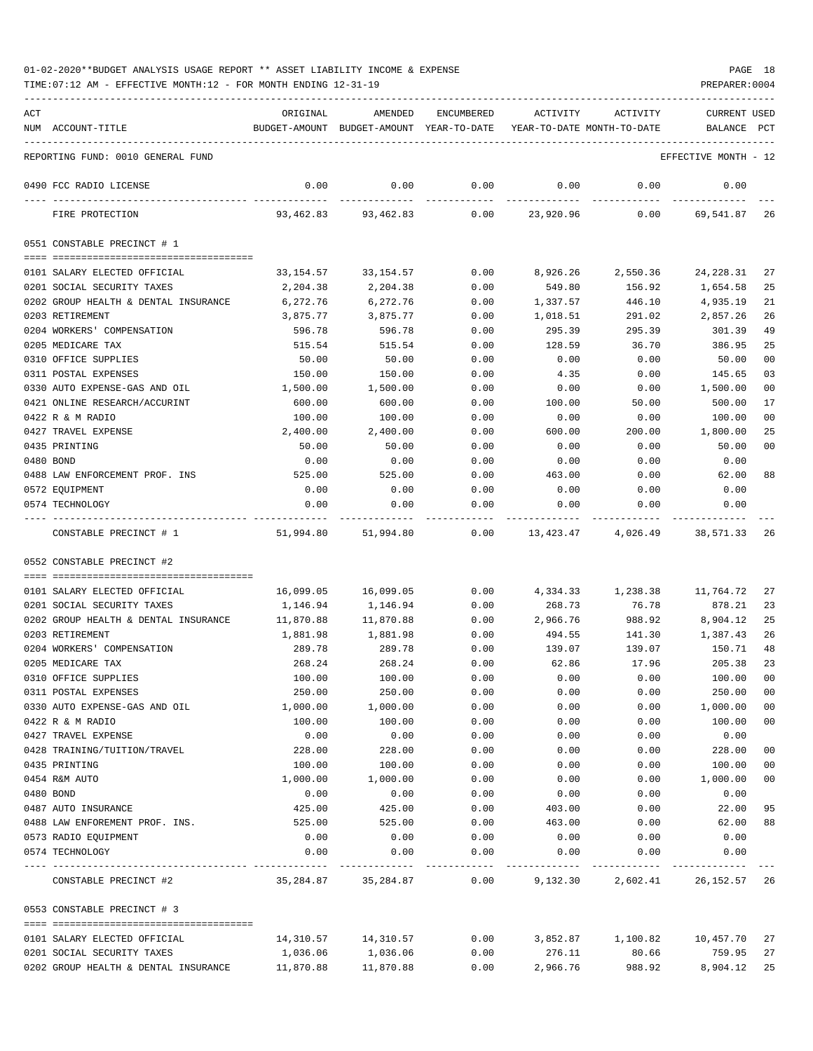01-02-2020**BUDGET ANALYSIS USAGE REPORT ** ASSET LIABILITY INCOME & EXPENSE

TIME:07:12 AM - EFFECTIVE MONTH:12 - FOR MONTH ENDING 12-31-19

PREPARER:0004

| ACT NUM | ACCOUNT-TITLE | ORIGINAL BUDGET-AMOUNT | AMENDED BUDGET-AMOUNT | ENCUMBERED YEAR-TO-DATE | ACTIVITY YEAR-TO-DATE | ACTIVITY MONTH-TO-DATE | CURRENT BALANCE | USED PCT |
|---|---|---|---|---|---|---|---|---|
| | REPORTING FUND: 0010 GENERAL FUND | | | | | | EFFECTIVE MONTH - 12 | |
| 0490 | FCC RADIO LICENSE | 0.00 | 0.00 | 0.00 | 0.00 | 0.00 | 0.00 | |
| | FIRE PROTECTION | 93,462.83 | 93,462.83 | 0.00 | 23,920.96 | 0.00 | 69,541.87 | 26 |
| | **0551 CONSTABLE PRECINCT # 1** | | | | | | | |
| 0101 | SALARY ELECTED OFFICIAL | 33,154.57 | 33,154.57 | 0.00 | 8,926.26 | 2,550.36 | 24,228.31 | 27 |
| 0201 | SOCIAL SECURITY TAXES | 2,204.38 | 2,204.38 | 0.00 | 549.80 | 156.92 | 1,654.58 | 25 |
| 0202 | GROUP HEALTH & DENTAL INSURANCE | 6,272.76 | 6,272.76 | 0.00 | 1,337.57 | 446.10 | 4,935.19 | 21 |
| 0203 | RETIREMENT | 3,875.77 | 3,875.77 | 0.00 | 1,018.51 | 291.02 | 2,857.26 | 26 |
| 0204 | WORKERS' COMPENSATION | 596.78 | 596.78 | 0.00 | 295.39 | 295.39 | 301.39 | 49 |
| 0205 | MEDICARE TAX | 515.54 | 515.54 | 0.00 | 128.59 | 36.70 | 386.95 | 25 |
| 0310 | OFFICE SUPPLIES | 50.00 | 50.00 | 0.00 | 0.00 | 0.00 | 50.00 | 00 |
| 0311 | POSTAL EXPENSES | 150.00 | 150.00 | 0.00 | 4.35 | 0.00 | 145.65 | 03 |
| 0330 | AUTO EXPENSE-GAS AND OIL | 1,500.00 | 1,500.00 | 0.00 | 0.00 | 0.00 | 1,500.00 | 00 |
| 0421 | ONLINE RESEARCH/ACCURINT | 600.00 | 600.00 | 0.00 | 100.00 | 50.00 | 500.00 | 17 |
| 0422 | R & M RADIO | 100.00 | 100.00 | 0.00 | 0.00 | 0.00 | 100.00 | 00 |
| 0427 | TRAVEL EXPENSE | 2,400.00 | 2,400.00 | 0.00 | 600.00 | 200.00 | 1,800.00 | 25 |
| 0435 | PRINTING | 50.00 | 50.00 | 0.00 | 0.00 | 0.00 | 50.00 | 00 |
| 0480 | BOND | 0.00 | 0.00 | 0.00 | 0.00 | 0.00 | 0.00 | |
| 0488 | LAW ENFORCEMENT PROF. INS | 525.00 | 525.00 | 0.00 | 463.00 | 0.00 | 62.00 | 88 |
| 0572 | EQUIPMENT | 0.00 | 0.00 | 0.00 | 0.00 | 0.00 | 0.00 | |
| 0574 | TECHNOLOGY | 0.00 | 0.00 | 0.00 | 0.00 | 0.00 | 0.00 | |
| | CONSTABLE PRECINCT # 1 | 51,994.80 | 51,994.80 | 0.00 | 13,423.47 | 4,026.49 | 38,571.33 | 26 |
| | **0552 CONSTABLE PRECINCT #2** | | | | | | | |
| 0101 | SALARY ELECTED OFFICIAL | 16,099.05 | 16,099.05 | 0.00 | 4,334.33 | 1,238.38 | 11,764.72 | 27 |
| 0201 | SOCIAL SECURITY TAXES | 1,146.94 | 1,146.94 | 0.00 | 268.73 | 76.78 | 878.21 | 23 |
| 0202 | GROUP HEALTH & DENTAL INSURANCE | 11,870.88 | 11,870.88 | 0.00 | 2,966.76 | 988.92 | 8,904.12 | 25 |
| 0203 | RETIREMENT | 1,881.98 | 1,881.98 | 0.00 | 494.55 | 141.30 | 1,387.43 | 26 |
| 0204 | WORKERS' COMPENSATION | 289.78 | 289.78 | 0.00 | 139.07 | 139.07 | 150.71 | 48 |
| 0205 | MEDICARE TAX | 268.24 | 268.24 | 0.00 | 62.86 | 17.96 | 205.38 | 23 |
| 0310 | OFFICE SUPPLIES | 100.00 | 100.00 | 0.00 | 0.00 | 0.00 | 100.00 | 00 |
| 0311 | POSTAL EXPENSES | 250.00 | 250.00 | 0.00 | 0.00 | 0.00 | 250.00 | 00 |
| 0330 | AUTO EXPENSE-GAS AND OIL | 1,000.00 | 1,000.00 | 0.00 | 0.00 | 0.00 | 1,000.00 | 00 |
| 0422 | R & M RADIO | 100.00 | 100.00 | 0.00 | 0.00 | 0.00 | 100.00 | 00 |
| 0427 | TRAVEL EXPENSE | 0.00 | 0.00 | 0.00 | 0.00 | 0.00 | 0.00 | |
| 0428 | TRAINING/TUITION/TRAVEL | 228.00 | 228.00 | 0.00 | 0.00 | 0.00 | 228.00 | 00 |
| 0435 | PRINTING | 100.00 | 100.00 | 0.00 | 0.00 | 0.00 | 100.00 | 00 |
| 0454 | R&M AUTO | 1,000.00 | 1,000.00 | 0.00 | 0.00 | 0.00 | 1,000.00 | 00 |
| 0480 | BOND | 0.00 | 0.00 | 0.00 | 0.00 | 0.00 | 0.00 | |
| 0487 | AUTO INSURANCE | 425.00 | 425.00 | 0.00 | 403.00 | 0.00 | 22.00 | 95 |
| 0488 | LAW ENFOREMENT PROF. INS. | 525.00 | 525.00 | 0.00 | 463.00 | 0.00 | 62.00 | 88 |
| 0573 | RADIO EQUIPMENT | 0.00 | 0.00 | 0.00 | 0.00 | 0.00 | 0.00 | |
| 0574 | TECHNOLOGY | 0.00 | 0.00 | 0.00 | 0.00 | 0.00 | 0.00 | |
| | CONSTABLE PRECINCT #2 | 35,284.87 | 35,284.87 | 0.00 | 9,132.30 | 2,602.41 | 26,152.57 | 26 |
| | **0553 CONSTABLE PRECINCT # 3** | | | | | | | |
| 0101 | SALARY ELECTED OFFICIAL | 14,310.57 | 14,310.57 | 0.00 | 3,852.87 | 1,100.82 | 10,457.70 | 27 |
| 0201 | SOCIAL SECURITY TAXES | 1,036.06 | 1,036.06 | 0.00 | 276.11 | 80.66 | 759.95 | 27 |
| 0202 | GROUP HEALTH & DENTAL INSURANCE | 11,870.88 | 11,870.88 | 0.00 | 2,966.76 | 988.92 | 8,904.12 | 25 |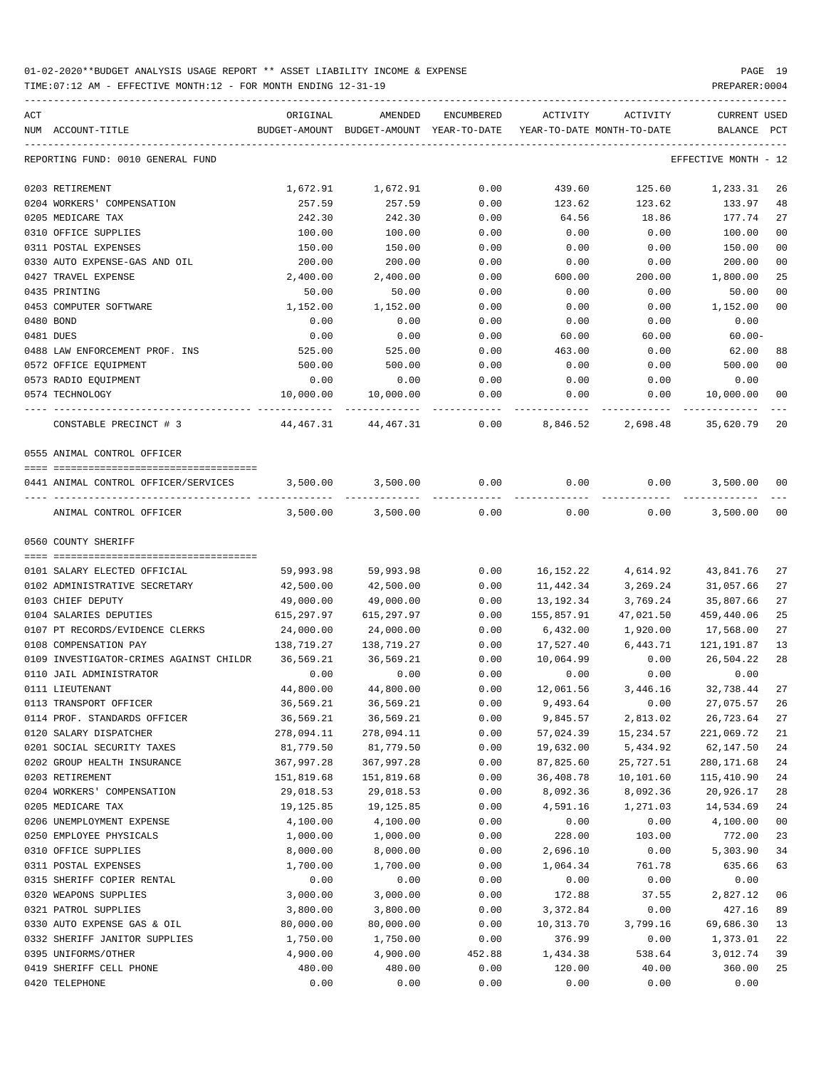01-02-2020**BUDGET ANALYSIS USAGE REPORT ** ASSET LIABILITY INCOME & EXPENSE

TIME:07:12 AM - EFFECTIVE MONTH:12 - FOR MONTH ENDING 12-31-19

| ACT NUM ACCOUNT-TITLE | ORIGINAL BUDGET-AMOUNT | AMENDED BUDGET-AMOUNT | ENCUMBERED YEAR-TO-DATE | ACTIVITY YEAR-TO-DATE | ACTIVITY MONTH-TO-DATE | CURRENT BALANCE | USED PCT |
|---|---|---|---|---|---|---|---|
| REPORTING FUND: 0010 GENERAL FUND | | | | | | EFFECTIVE MONTH - 12 | |
| 0203 RETIREMENT | 1,672.91 | 1,672.91 | 0.00 | 439.60 | 125.60 | 1,233.31 | 26 |
| 0204 WORKERS' COMPENSATION | 257.59 | 257.59 | 0.00 | 123.62 | 123.62 | 133.97 | 48 |
| 0205 MEDICARE TAX | 242.30 | 242.30 | 0.00 | 64.56 | 18.86 | 177.74 | 27 |
| 0310 OFFICE SUPPLIES | 100.00 | 100.00 | 0.00 | 0.00 | 0.00 | 100.00 | 00 |
| 0311 POSTAL EXPENSES | 150.00 | 150.00 | 0.00 | 0.00 | 0.00 | 150.00 | 00 |
| 0330 AUTO EXPENSE-GAS AND OIL | 200.00 | 200.00 | 0.00 | 0.00 | 0.00 | 200.00 | 00 |
| 0427 TRAVEL EXPENSE | 2,400.00 | 2,400.00 | 0.00 | 600.00 | 200.00 | 1,800.00 | 25 |
| 0435 PRINTING | 50.00 | 50.00 | 0.00 | 0.00 | 0.00 | 50.00 | 00 |
| 0453 COMPUTER SOFTWARE | 1,152.00 | 1,152.00 | 0.00 | 0.00 | 0.00 | 1,152.00 | 00 |
| 0480 BOND | 0.00 | 0.00 | 0.00 | 0.00 | 0.00 | 0.00 | |
| 0481 DUES | 0.00 | 0.00 | 0.00 | 60.00 | 60.00 | 60.00- | |
| 0488 LAW ENFORCEMENT PROF. INS | 525.00 | 525.00 | 0.00 | 463.00 | 0.00 | 62.00 | 88 |
| 0572 OFFICE EQUIPMENT | 500.00 | 500.00 | 0.00 | 0.00 | 0.00 | 500.00 | 00 |
| 0573 RADIO EQUIPMENT | 0.00 | 0.00 | 0.00 | 0.00 | 0.00 | 0.00 | |
| 0574 TECHNOLOGY | 10,000.00 | 10,000.00 | 0.00 | 0.00 | 0.00 | 10,000.00 | 00 |
| CONSTABLE PRECINCT # 3 | 44,467.31 | 44,467.31 | 0.00 | 8,846.52 | 2,698.48 | 35,620.79 | 20 |
| 0555 ANIMAL CONTROL OFFICER | | | | | | | |
| 0441 ANIMAL CONTROL OFFICER/SERVICES | 3,500.00 | 3,500.00 | 0.00 | 0.00 | 0.00 | 3,500.00 | 00 |
| ANIMAL CONTROL OFFICER | 3,500.00 | 3,500.00 | 0.00 | 0.00 | 0.00 | 3,500.00 | 00 |
| 0560 COUNTY SHERIFF | | | | | | | |
| 0101 SALARY ELECTED OFFICIAL | 59,993.98 | 59,993.98 | 0.00 | 16,152.22 | 4,614.92 | 43,841.76 | 27 |
| 0102 ADMINISTRATIVE SECRETARY | 42,500.00 | 42,500.00 | 0.00 | 11,442.34 | 3,269.24 | 31,057.66 | 27 |
| 0103 CHIEF DEPUTY | 49,000.00 | 49,000.00 | 0.00 | 13,192.34 | 3,769.24 | 35,807.66 | 27 |
| 0104 SALARIES DEPUTIES | 615,297.97 | 615,297.97 | 0.00 | 155,857.91 | 47,021.50 | 459,440.06 | 25 |
| 0107 PT RECORDS/EVIDENCE CLERKS | 24,000.00 | 24,000.00 | 0.00 | 6,432.00 | 1,920.00 | 17,568.00 | 27 |
| 0108 COMPENSATION PAY | 138,719.27 | 138,719.27 | 0.00 | 17,527.40 | 6,443.71 | 121,191.87 | 13 |
| 0109 INVESTIGATOR-CRIMES AGAINST CHILDR | 36,569.21 | 36,569.21 | 0.00 | 10,064.99 | 0.00 | 26,504.22 | 28 |
| 0110 JAIL ADMINISTRATOR | 0.00 | 0.00 | 0.00 | 0.00 | 0.00 | 0.00 | |
| 0111 LIEUTENANT | 44,800.00 | 44,800.00 | 0.00 | 12,061.56 | 3,446.16 | 32,738.44 | 27 |
| 0113 TRANSPORT OFFICER | 36,569.21 | 36,569.21 | 0.00 | 9,493.64 | 0.00 | 27,075.57 | 26 |
| 0114 PROF. STANDARDS OFFICER | 36,569.21 | 36,569.21 | 0.00 | 9,845.57 | 2,813.02 | 26,723.64 | 27 |
| 0120 SALARY DISPATCHER | 278,094.11 | 278,094.11 | 0.00 | 57,024.39 | 15,234.57 | 221,069.72 | 21 |
| 0201 SOCIAL SECURITY TAXES | 81,779.50 | 81,779.50 | 0.00 | 19,632.00 | 5,434.92 | 62,147.50 | 24 |
| 0202 GROUP HEALTH INSURANCE | 367,997.28 | 367,997.28 | 0.00 | 87,825.60 | 25,727.51 | 280,171.68 | 24 |
| 0203 RETIREMENT | 151,819.68 | 151,819.68 | 0.00 | 36,408.78 | 10,101.60 | 115,410.90 | 24 |
| 0204 WORKERS' COMPENSATION | 29,018.53 | 29,018.53 | 0.00 | 8,092.36 | 8,092.36 | 20,926.17 | 28 |
| 0205 MEDICARE TAX | 19,125.85 | 19,125.85 | 0.00 | 4,591.16 | 1,271.03 | 14,534.69 | 24 |
| 0206 UNEMPLOYMENT EXPENSE | 4,100.00 | 4,100.00 | 0.00 | 0.00 | 0.00 | 4,100.00 | 00 |
| 0250 EMPLOYEE PHYSICALS | 1,000.00 | 1,000.00 | 0.00 | 228.00 | 103.00 | 772.00 | 23 |
| 0310 OFFICE SUPPLIES | 8,000.00 | 8,000.00 | 0.00 | 2,696.10 | 0.00 | 5,303.90 | 34 |
| 0311 POSTAL EXPENSES | 1,700.00 | 1,700.00 | 0.00 | 1,064.34 | 761.78 | 635.66 | 63 |
| 0315 SHERIFF COPIER RENTAL | 0.00 | 0.00 | 0.00 | 0.00 | 0.00 | 0.00 | |
| 0320 WEAPONS SUPPLIES | 3,000.00 | 3,000.00 | 0.00 | 172.88 | 37.55 | 2,827.12 | 06 |
| 0321 PATROL SUPPLIES | 3,800.00 | 3,800.00 | 0.00 | 3,372.84 | 0.00 | 427.16 | 89 |
| 0330 AUTO EXPENSE GAS & OIL | 80,000.00 | 80,000.00 | 0.00 | 10,313.70 | 3,799.16 | 69,686.30 | 13 |
| 0332 SHERIFF JANITOR SUPPLIES | 1,750.00 | 1,750.00 | 0.00 | 376.99 | 0.00 | 1,373.01 | 22 |
| 0395 UNIFORMS/OTHER | 4,900.00 | 4,900.00 | 452.88 | 1,434.38 | 538.64 | 3,012.74 | 39 |
| 0419 SHERIFF CELL PHONE | 480.00 | 480.00 | 0.00 | 120.00 | 40.00 | 360.00 | 25 |
| 0420 TELEPHONE | 0.00 | 0.00 | 0.00 | 0.00 | 0.00 | 0.00 | |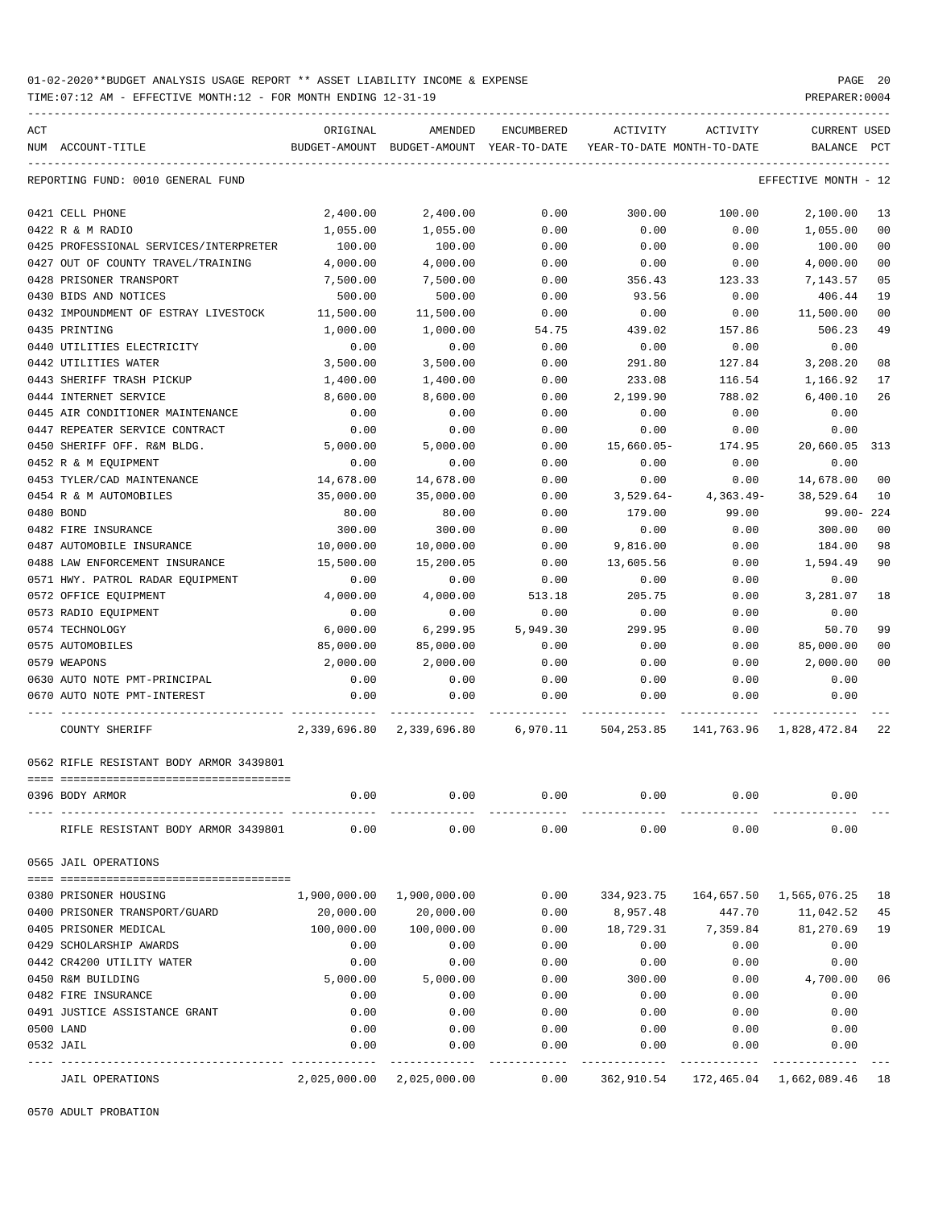01-02-2020**BUDGET ANALYSIS USAGE REPORT ** ASSET LIABILITY INCOME & EXPENSE

TIME:07:12 AM - EFFECTIVE MONTH:12 - FOR MONTH ENDING 12-31-19

REPORTING FUND: 0010 GENERAL FUND — EFFECTIVE MONTH - 12

| ACT NUM | ACCOUNT-TITLE | ORIGINAL BUDGET-AMOUNT | AMENDED BUDGET-AMOUNT | ENCUMBERED YEAR-TO-DATE | ACTIVITY YEAR-TO-DATE | ACTIVITY MONTH-TO-DATE | CURRENT BALANCE | USED PCT |
|---|---|---|---|---|---|---|---|---|
| 0421 | CELL PHONE | 2,400.00 | 2,400.00 | 0.00 | 300.00 | 100.00 | 2,100.00 | 13 |
| 0422 | R & M RADIO | 1,055.00 | 1,055.00 | 0.00 | 0.00 | 0.00 | 1,055.00 | 00 |
| 0425 | PROFESSIONAL SERVICES/INTERPRETER | 100.00 | 100.00 | 0.00 | 0.00 | 0.00 | 100.00 | 00 |
| 0427 | OUT OF COUNTY TRAVEL/TRAINING | 4,000.00 | 4,000.00 | 0.00 | 0.00 | 0.00 | 4,000.00 | 00 |
| 0428 | PRISONER TRANSPORT | 7,500.00 | 7,500.00 | 0.00 | 356.43 | 123.33 | 7,143.57 | 05 |
| 0430 | BIDS AND NOTICES | 500.00 | 500.00 | 0.00 | 93.56 | 0.00 | 406.44 | 19 |
| 0432 | IMPOUNDMENT OF ESTRAY LIVESTOCK | 11,500.00 | 11,500.00 | 0.00 | 0.00 | 0.00 | 11,500.00 | 00 |
| 0435 | PRINTING | 1,000.00 | 1,000.00 | 54.75 | 439.02 | 157.86 | 506.23 | 49 |
| 0440 | UTILITIES ELECTRICITY | 0.00 | 0.00 | 0.00 | 0.00 | 0.00 | 0.00 | |
| 0442 | UTILITIES WATER | 3,500.00 | 3,500.00 | 0.00 | 291.80 | 127.84 | 3,208.20 | 08 |
| 0443 | SHERIFF TRASH PICKUP | 1,400.00 | 1,400.00 | 0.00 | 233.08 | 116.54 | 1,166.92 | 17 |
| 0444 | INTERNET SERVICE | 8,600.00 | 8,600.00 | 0.00 | 2,199.90 | 788.02 | 6,400.10 | 26 |
| 0445 | AIR CONDITIONER MAINTENANCE | 0.00 | 0.00 | 0.00 | 0.00 | 0.00 | 0.00 | |
| 0447 | REPEATER SERVICE CONTRACT | 0.00 | 0.00 | 0.00 | 0.00 | 0.00 | 0.00 | |
| 0450 | SHERIFF OFF. R&M BLDG. | 5,000.00 | 5,000.00 | 0.00 | 15,660.05- | 174.95 | 20,660.05 | 313 |
| 0452 | R & M EQUIPMENT | 0.00 | 0.00 | 0.00 | 0.00 | 0.00 | 0.00 | |
| 0453 | TYLER/CAD MAINTENANCE | 14,678.00 | 14,678.00 | 0.00 | 0.00 | 0.00 | 14,678.00 | 00 |
| 0454 | R & M AUTOMOBILES | 35,000.00 | 35,000.00 | 0.00 | 3,529.64- | 4,363.49- | 38,529.64 | 10 |
| 0480 | BOND | 80.00 | 80.00 | 0.00 | 179.00 | 99.00 | 99.00- | 224 |
| 0482 | FIRE INSURANCE | 300.00 | 300.00 | 0.00 | 0.00 | 0.00 | 300.00 | 00 |
| 0487 | AUTOMOBILE INSURANCE | 10,000.00 | 10,000.00 | 0.00 | 9,816.00 | 0.00 | 184.00 | 98 |
| 0488 | LAW ENFORCEMENT INSURANCE | 15,500.00 | 15,200.05 | 0.00 | 13,605.56 | 0.00 | 1,594.49 | 90 |
| 0571 | HWY. PATROL RADAR EQUIPMENT | 0.00 | 0.00 | 0.00 | 0.00 | 0.00 | 0.00 | |
| 0572 | OFFICE EQUIPMENT | 4,000.00 | 4,000.00 | 513.18 | 205.75 | 0.00 | 3,281.07 | 18 |
| 0573 | RADIO EQUIPMENT | 0.00 | 0.00 | 0.00 | 0.00 | 0.00 | 0.00 | |
| 0574 | TECHNOLOGY | 6,000.00 | 6,299.95 | 5,949.30 | 299.95 | 0.00 | 50.70 | 99 |
| 0575 | AUTOMOBILES | 85,000.00 | 85,000.00 | 0.00 | 0.00 | 0.00 | 85,000.00 | 00 |
| 0579 | WEAPONS | 2,000.00 | 2,000.00 | 0.00 | 0.00 | 0.00 | 2,000.00 | 00 |
| 0630 | AUTO NOTE PMT-PRINCIPAL | 0.00 | 0.00 | 0.00 | 0.00 | 0.00 | 0.00 | |
| 0670 | AUTO NOTE PMT-INTEREST | 0.00 | 0.00 | 0.00 | 0.00 | 0.00 | 0.00 | |
| | COUNTY SHERIFF | 2,339,696.80 | 2,339,696.80 | 6,970.11 | 504,253.85 | 141,763.96 | 1,828,472.84 | 22 |

0562 RIFLE RESISTANT BODY ARMOR 3439801

| ACT NUM | ACCOUNT-TITLE | ORIGINAL BUDGET-AMOUNT | AMENDED BUDGET-AMOUNT | ENCUMBERED YEAR-TO-DATE | ACTIVITY YEAR-TO-DATE | ACTIVITY MONTH-TO-DATE | CURRENT BALANCE | USED PCT |
|---|---|---|---|---|---|---|---|---|
| 0396 | BODY ARMOR | 0.00 | 0.00 | 0.00 | 0.00 | 0.00 | 0.00 | |
| | RIFLE RESISTANT BODY ARMOR 3439801 | 0.00 | 0.00 | 0.00 | 0.00 | 0.00 | 0.00 | |

0565 JAIL OPERATIONS

| ACT NUM | ACCOUNT-TITLE | ORIGINAL BUDGET-AMOUNT | AMENDED BUDGET-AMOUNT | ENCUMBERED YEAR-TO-DATE | ACTIVITY YEAR-TO-DATE | ACTIVITY MONTH-TO-DATE | CURRENT BALANCE | USED PCT |
|---|---|---|---|---|---|---|---|---|
| 0380 | PRISONER HOUSING | 1,900,000.00 | 1,900,000.00 | 0.00 | 334,923.75 | 164,657.50 | 1,565,076.25 | 18 |
| 0400 | PRISONER TRANSPORT/GUARD | 20,000.00 | 20,000.00 | 0.00 | 8,957.48 | 447.70 | 11,042.52 | 45 |
| 0405 | PRISONER MEDICAL | 100,000.00 | 100,000.00 | 0.00 | 18,729.31 | 7,359.84 | 81,270.69 | 19 |
| 0429 | SCHOLARSHIP AWARDS | 0.00 | 0.00 | 0.00 | 0.00 | 0.00 | 0.00 | |
| 0442 | CR4200 UTILITY WATER | 0.00 | 0.00 | 0.00 | 0.00 | 0.00 | 0.00 | |
| 0450 | R&M BUILDING | 5,000.00 | 5,000.00 | 0.00 | 300.00 | 0.00 | 4,700.00 | 06 |
| 0482 | FIRE INSURANCE | 0.00 | 0.00 | 0.00 | 0.00 | 0.00 | 0.00 | |
| 0491 | JUSTICE ASSISTANCE GRANT | 0.00 | 0.00 | 0.00 | 0.00 | 0.00 | 0.00 | |
| 0500 | LAND | 0.00 | 0.00 | 0.00 | 0.00 | 0.00 | 0.00 | |
| 0532 | JAIL | 0.00 | 0.00 | 0.00 | 0.00 | 0.00 | 0.00 | |
| | JAIL OPERATIONS | 2,025,000.00 | 2,025,000.00 | 0.00 | 362,910.54 | 172,465.04 | 1,662,089.46 | 18 |

0570 ADULT PROBATION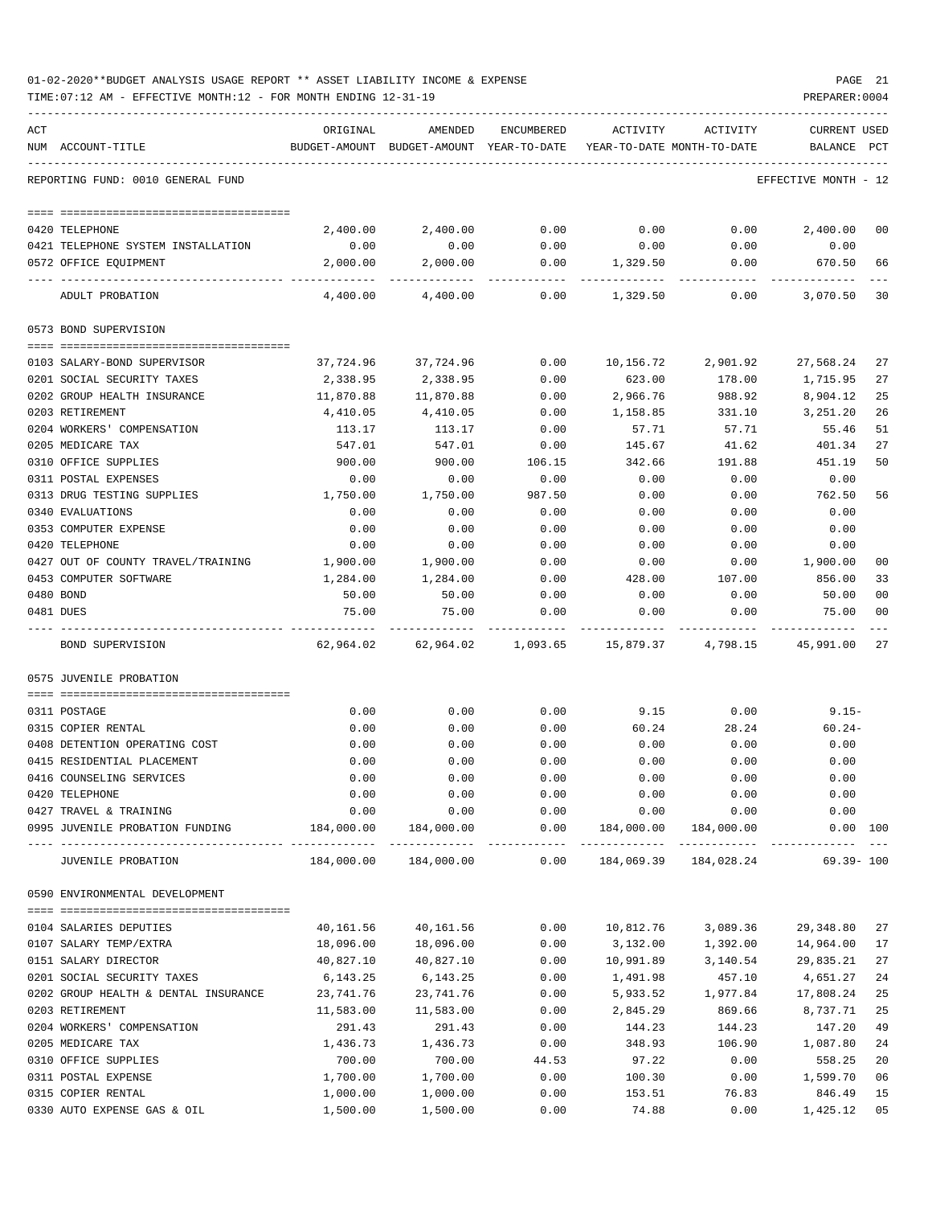01-02-2020**BUDGET ANALYSIS USAGE REPORT ** ASSET LIABILITY INCOME & EXPENSE

TIME:07:12 AM - EFFECTIVE MONTH:12 - FOR MONTH ENDING 12-31-19

| ACT NUM | ACCOUNT-TITLE | ORIGINAL BUDGET-AMOUNT | AMENDED BUDGET-AMOUNT | ENCUMBERED YEAR-TO-DATE | ACTIVITY YEAR-TO-DATE | ACTIVITY MONTH-TO-DATE | CURRENT BALANCE | USED PCT |
|---|---|---|---|---|---|---|---|---|
| | REPORTING FUND: 0010 GENERAL FUND | | | | | | EFFECTIVE MONTH - 12 | |
| 0420 | TELEPHONE | 2,400.00 | 2,400.00 | 0.00 | 0.00 | 0.00 | 2,400.00 | 00 |
| 0421 | TELEPHONE SYSTEM INSTALLATION | 0.00 | 0.00 | 0.00 | 0.00 | 0.00 | 0.00 | |
| 0572 | OFFICE EQUIPMENT | 2,000.00 | 2,000.00 | 0.00 | 1,329.50 | 0.00 | 670.50 | 66 |
| | ADULT PROBATION | 4,400.00 | 4,400.00 | 0.00 | 1,329.50 | 0.00 | 3,070.50 | 30 |
| | 0573 BOND SUPERVISION | | | | | | | |
| 0103 | SALARY-BOND SUPERVISOR | 37,724.96 | 37,724.96 | 0.00 | 10,156.72 | 2,901.92 | 27,568.24 | 27 |
| 0201 | SOCIAL SECURITY TAXES | 2,338.95 | 2,338.95 | 0.00 | 623.00 | 178.00 | 1,715.95 | 27 |
| 0202 | GROUP HEALTH INSURANCE | 11,870.88 | 11,870.88 | 0.00 | 2,966.76 | 988.92 | 8,904.12 | 25 |
| 0203 | RETIREMENT | 4,410.05 | 4,410.05 | 0.00 | 1,158.85 | 331.10 | 3,251.20 | 26 |
| 0204 | WORKERS' COMPENSATION | 113.17 | 113.17 | 0.00 | 57.71 | 57.71 | 55.46 | 51 |
| 0205 | MEDICARE TAX | 547.01 | 547.01 | 0.00 | 145.67 | 41.62 | 401.34 | 27 |
| 0310 | OFFICE SUPPLIES | 900.00 | 900.00 | 106.15 | 342.66 | 191.88 | 451.19 | 50 |
| 0311 | POSTAL EXPENSES | 0.00 | 0.00 | 0.00 | 0.00 | 0.00 | 0.00 | |
| 0313 | DRUG TESTING SUPPLIES | 1,750.00 | 1,750.00 | 987.50 | 0.00 | 0.00 | 762.50 | 56 |
| 0340 | EVALUATIONS | 0.00 | 0.00 | 0.00 | 0.00 | 0.00 | 0.00 | |
| 0353 | COMPUTER EXPENSE | 0.00 | 0.00 | 0.00 | 0.00 | 0.00 | 0.00 | |
| 0420 | TELEPHONE | 0.00 | 0.00 | 0.00 | 0.00 | 0.00 | 0.00 | |
| 0427 | OUT OF COUNTY TRAVEL/TRAINING | 1,900.00 | 1,900.00 | 0.00 | 0.00 | 0.00 | 1,900.00 | 00 |
| 0453 | COMPUTER SOFTWARE | 1,284.00 | 1,284.00 | 0.00 | 428.00 | 107.00 | 856.00 | 33 |
| 0480 | BOND | 50.00 | 50.00 | 0.00 | 0.00 | 0.00 | 50.00 | 00 |
| 0481 | DUES | 75.00 | 75.00 | 0.00 | 0.00 | 0.00 | 75.00 | 00 |
| | BOND SUPERVISION | 62,964.02 | 62,964.02 | 1,093.65 | 15,879.37 | 4,798.15 | 45,991.00 | 27 |
| | 0575 JUVENILE PROBATION | | | | | | | |
| 0311 | POSTAGE | 0.00 | 0.00 | 0.00 | 9.15 | 0.00 | 9.15- | |
| 0315 | COPIER RENTAL | 0.00 | 0.00 | 0.00 | 60.24 | 28.24 | 60.24- | |
| 0408 | DETENTION OPERATING COST | 0.00 | 0.00 | 0.00 | 0.00 | 0.00 | 0.00 | |
| 0415 | RESIDENTIAL PLACEMENT | 0.00 | 0.00 | 0.00 | 0.00 | 0.00 | 0.00 | |
| 0416 | COUNSELING SERVICES | 0.00 | 0.00 | 0.00 | 0.00 | 0.00 | 0.00 | |
| 0420 | TELEPHONE | 0.00 | 0.00 | 0.00 | 0.00 | 0.00 | 0.00 | |
| 0427 | TRAVEL & TRAINING | 0.00 | 0.00 | 0.00 | 0.00 | 0.00 | 0.00 | |
| 0995 | JUVENILE PROBATION FUNDING | 184,000.00 | 184,000.00 | 0.00 | 184,000.00 | 184,000.00 | 0.00 | 100 |
| | JUVENILE PROBATION | 184,000.00 | 184,000.00 | 0.00 | 184,069.39 | 184,028.24 | 69.39- | 100 |
| | 0590 ENVIRONMENTAL DEVELOPMENT | | | | | | | |
| 0104 | SALARIES DEPUTIES | 40,161.56 | 40,161.56 | 0.00 | 10,812.76 | 3,089.36 | 29,348.80 | 27 |
| 0107 | SALARY TEMP/EXTRA | 18,096.00 | 18,096.00 | 0.00 | 3,132.00 | 1,392.00 | 14,964.00 | 17 |
| 0151 | SALARY DIRECTOR | 40,827.10 | 40,827.10 | 0.00 | 10,991.89 | 3,140.54 | 29,835.21 | 27 |
| 0201 | SOCIAL SECURITY TAXES | 6,143.25 | 6,143.25 | 0.00 | 1,491.98 | 457.10 | 4,651.27 | 24 |
| 0202 | GROUP HEALTH & DENTAL INSURANCE | 23,741.76 | 23,741.76 | 0.00 | 5,933.52 | 1,977.84 | 17,808.24 | 25 |
| 0203 | RETIREMENT | 11,583.00 | 11,583.00 | 0.00 | 2,845.29 | 869.66 | 8,737.71 | 25 |
| 0204 | WORKERS' COMPENSATION | 291.43 | 291.43 | 0.00 | 144.23 | 144.23 | 147.20 | 49 |
| 0205 | MEDICARE TAX | 1,436.73 | 1,436.73 | 0.00 | 348.93 | 106.90 | 1,087.80 | 24 |
| 0310 | OFFICE SUPPLIES | 700.00 | 700.00 | 44.53 | 97.22 | 0.00 | 558.25 | 20 |
| 0311 | POSTAL EXPENSE | 1,700.00 | 1,700.00 | 0.00 | 100.30 | 0.00 | 1,599.70 | 06 |
| 0315 | COPIER RENTAL | 1,000.00 | 1,000.00 | 0.00 | 153.51 | 76.83 | 846.49 | 15 |
| 0330 | AUTO EXPENSE GAS & OIL | 1,500.00 | 1,500.00 | 0.00 | 74.88 | 0.00 | 1,425.12 | 05 |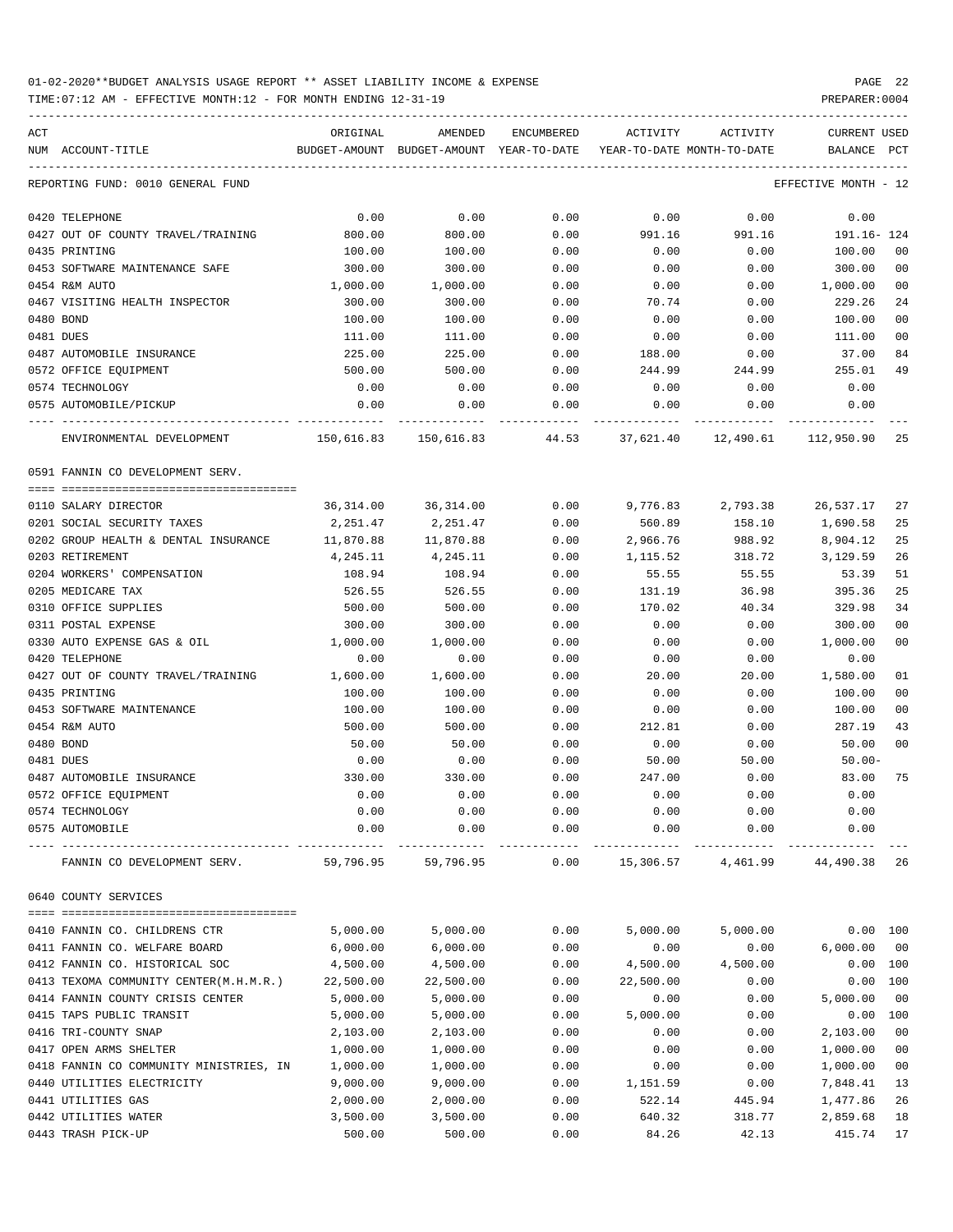01-02-2020**BUDGET ANALYSIS USAGE REPORT ** ASSET LIABILITY INCOME & EXPENSE

TIME:07:12 AM - EFFECTIVE MONTH:12 - FOR MONTH ENDING 12-31-19

REPORTING FUND: 0010 GENERAL FUND — EFFECTIVE MONTH - 12

| ACT NUM | ACCOUNT-TITLE | ORIGINAL BUDGET-AMOUNT | AMENDED BUDGET-AMOUNT | ENCUMBERED YEAR-TO-DATE | ACTIVITY YEAR-TO-DATE | ACTIVITY MONTH-TO-DATE | CURRENT BALANCE | USED PCT |
|---|---|---|---|---|---|---|---|---|
| 0420 | TELEPHONE | 0.00 | 0.00 | 0.00 | 0.00 | 0.00 | 0.00 | |
| 0427 | OUT OF COUNTY TRAVEL/TRAINING | 800.00 | 800.00 | 0.00 | 991.16 | 991.16 | 191.16- | 124 |
| 0435 | PRINTING | 100.00 | 100.00 | 0.00 | 0.00 | 0.00 | 100.00 | 00 |
| 0453 | SOFTWARE MAINTENANCE SAFE | 300.00 | 300.00 | 0.00 | 0.00 | 0.00 | 300.00 | 00 |
| 0454 | R&M AUTO | 1,000.00 | 1,000.00 | 0.00 | 0.00 | 0.00 | 1,000.00 | 00 |
| 0467 | VISITING HEALTH INSPECTOR | 300.00 | 300.00 | 0.00 | 70.74 | 0.00 | 229.26 | 24 |
| 0480 | BOND | 100.00 | 100.00 | 0.00 | 0.00 | 0.00 | 100.00 | 00 |
| 0481 | DUES | 111.00 | 111.00 | 0.00 | 0.00 | 0.00 | 111.00 | 00 |
| 0487 | AUTOMOBILE INSURANCE | 225.00 | 225.00 | 0.00 | 188.00 | 0.00 | 37.00 | 84 |
| 0572 | OFFICE EQUIPMENT | 500.00 | 500.00 | 0.00 | 244.99 | 244.99 | 255.01 | 49 |
| 0574 | TECHNOLOGY | 0.00 | 0.00 | 0.00 | 0.00 | 0.00 | 0.00 | |
| 0575 | AUTOMOBILE/PICKUP | 0.00 | 0.00 | 0.00 | 0.00 | 0.00 | 0.00 | |
| | ENVIRONMENTAL DEVELOPMENT | 150,616.83 | 150,616.83 | 44.53 | 37,621.40 | 12,490.61 | 112,950.90 | 25 |
| | **0591 FANNIN CO DEVELOPMENT SERV.** | | | | | | | |
| 0110 | SALARY DIRECTOR | 36,314.00 | 36,314.00 | 0.00 | 9,776.83 | 2,793.38 | 26,537.17 | 27 |
| 0201 | SOCIAL SECURITY TAXES | 2,251.47 | 2,251.47 | 0.00 | 560.89 | 158.10 | 1,690.58 | 25 |
| 0202 | GROUP HEALTH & DENTAL INSURANCE | 11,870.88 | 11,870.88 | 0.00 | 2,966.76 | 988.92 | 8,904.12 | 25 |
| 0203 | RETIREMENT | 4,245.11 | 4,245.11 | 0.00 | 1,115.52 | 318.72 | 3,129.59 | 26 |
| 0204 | WORKERS' COMPENSATION | 108.94 | 108.94 | 0.00 | 55.55 | 55.55 | 53.39 | 51 |
| 0205 | MEDICARE TAX | 526.55 | 526.55 | 0.00 | 131.19 | 36.98 | 395.36 | 25 |
| 0310 | OFFICE SUPPLIES | 500.00 | 500.00 | 0.00 | 170.02 | 40.34 | 329.98 | 34 |
| 0311 | POSTAL EXPENSE | 300.00 | 300.00 | 0.00 | 0.00 | 0.00 | 300.00 | 00 |
| 0330 | AUTO EXPENSE GAS & OIL | 1,000.00 | 1,000.00 | 0.00 | 0.00 | 0.00 | 1,000.00 | 00 |
| 0420 | TELEPHONE | 0.00 | 0.00 | 0.00 | 0.00 | 0.00 | 0.00 | |
| 0427 | OUT OF COUNTY TRAVEL/TRAINING | 1,600.00 | 1,600.00 | 0.00 | 20.00 | 20.00 | 1,580.00 | 01 |
| 0435 | PRINTING | 100.00 | 100.00 | 0.00 | 0.00 | 0.00 | 100.00 | 00 |
| 0453 | SOFTWARE MAINTENANCE | 100.00 | 100.00 | 0.00 | 0.00 | 0.00 | 100.00 | 00 |
| 0454 | R&M AUTO | 500.00 | 500.00 | 0.00 | 212.81 | 0.00 | 287.19 | 43 |
| 0480 | BOND | 50.00 | 50.00 | 0.00 | 0.00 | 0.00 | 50.00 | 00 |
| 0481 | DUES | 0.00 | 0.00 | 0.00 | 50.00 | 50.00 | 50.00- | |
| 0487 | AUTOMOBILE INSURANCE | 330.00 | 330.00 | 0.00 | 247.00 | 0.00 | 83.00 | 75 |
| 0572 | OFFICE EQUIPMENT | 0.00 | 0.00 | 0.00 | 0.00 | 0.00 | 0.00 | |
| 0574 | TECHNOLOGY | 0.00 | 0.00 | 0.00 | 0.00 | 0.00 | 0.00 | |
| 0575 | AUTOMOBILE | 0.00 | 0.00 | 0.00 | 0.00 | 0.00 | 0.00 | |
| | FANNIN CO DEVELOPMENT SERV. | 59,796.95 | 59,796.95 | 0.00 | 15,306.57 | 4,461.99 | 44,490.38 | 26 |
| | **0640 COUNTY SERVICES** | | | | | | | |
| 0410 | FANNIN CO. CHILDRENS CTR | 5,000.00 | 5,000.00 | 0.00 | 5,000.00 | 5,000.00 | 0.00 | 100 |
| 0411 | FANNIN CO. WELFARE BOARD | 6,000.00 | 6,000.00 | 0.00 | 0.00 | 0.00 | 6,000.00 | 00 |
| 0412 | FANNIN CO. HISTORICAL SOC | 4,500.00 | 4,500.00 | 0.00 | 4,500.00 | 4,500.00 | 0.00 | 100 |
| 0413 | TEXOMA COMMUNITY CENTER(M.H.M.R.) | 22,500.00 | 22,500.00 | 0.00 | 22,500.00 | 0.00 | 0.00 | 100 |
| 0414 | FANNIN COUNTY CRISIS CENTER | 5,000.00 | 5,000.00 | 0.00 | 0.00 | 0.00 | 5,000.00 | 00 |
| 0415 | TAPS PUBLIC TRANSIT | 5,000.00 | 5,000.00 | 0.00 | 5,000.00 | 0.00 | 0.00 | 100 |
| 0416 | TRI-COUNTY SNAP | 2,103.00 | 2,103.00 | 0.00 | 0.00 | 0.00 | 2,103.00 | 00 |
| 0417 | OPEN ARMS SHELTER | 1,000.00 | 1,000.00 | 0.00 | 0.00 | 0.00 | 1,000.00 | 00 |
| 0418 | FANNIN CO COMMUNITY MINISTRIES, IN | 1,000.00 | 1,000.00 | 0.00 | 0.00 | 0.00 | 1,000.00 | 00 |
| 0440 | UTILITIES ELECTRICITY | 9,000.00 | 9,000.00 | 0.00 | 1,151.59 | 0.00 | 7,848.41 | 13 |
| 0441 | UTILITIES GAS | 2,000.00 | 2,000.00 | 0.00 | 522.14 | 445.94 | 1,477.86 | 26 |
| 0442 | UTILITIES WATER | 3,500.00 | 3,500.00 | 0.00 | 640.32 | 318.77 | 2,859.68 | 18 |
| 0443 | TRASH PICK-UP | 500.00 | 500.00 | 0.00 | 84.26 | 42.13 | 415.74 | 17 |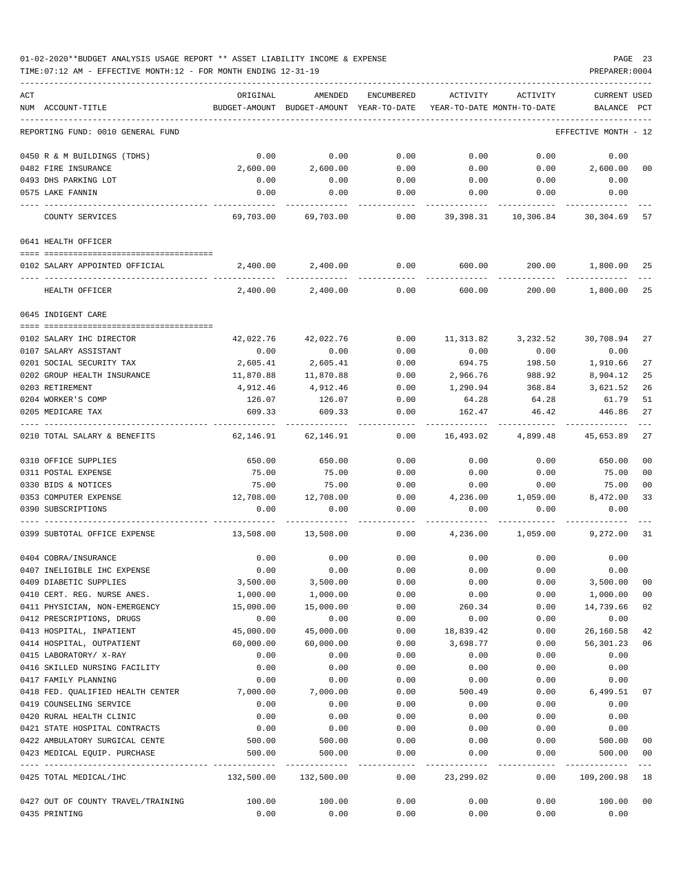01-02-2020**BUDGET ANALYSIS USAGE REPORT ** ASSET LIABILITY INCOME & EXPENSE

TIME:07:12 AM - EFFECTIVE MONTH:12 - FOR MONTH ENDING 12-31-19

| ACT NUM | ACCOUNT-TITLE | ORIGINAL BUDGET-AMOUNT | AMENDED BUDGET-AMOUNT | ENCUMBERED YEAR-TO-DATE | ACTIVITY YEAR-TO-DATE | ACTIVITY MONTH-TO-DATE | CURRENT BALANCE | USED PCT |
|---|---|---|---|---|---|---|---|---|
| | REPORTING FUND: 0010 GENERAL FUND | | | | | | EFFECTIVE MONTH - 12 | |
| 0450 | R & M BUILDINGS (TDHS) | 0.00 | 0.00 | 0.00 | 0.00 | 0.00 | 0.00 | |
| 0482 | FIRE INSURANCE | 2,600.00 | 2,600.00 | 0.00 | 0.00 | 0.00 | 2,600.00 | 00 |
| 0493 | DHS PARKING LOT | 0.00 | 0.00 | 0.00 | 0.00 | 0.00 | 0.00 | |
| 0575 | LAKE FANNIN | 0.00 | 0.00 | 0.00 | 0.00 | 0.00 | 0.00 | |
| | COUNTY SERVICES | 69,703.00 | 69,703.00 | 0.00 | 39,398.31 | 10,306.84 | 30,304.69 | 57 |
| | 0641 HEALTH OFFICER | | | | | | | |
| 0102 | SALARY APPOINTED OFFICIAL | 2,400.00 | 2,400.00 | 0.00 | 600.00 | 200.00 | 1,800.00 | 25 |
| | HEALTH OFFICER | 2,400.00 | 2,400.00 | 0.00 | 600.00 | 200.00 | 1,800.00 | 25 |
| | 0645 INDIGENT CARE | | | | | | | |
| 0102 | SALARY IHC DIRECTOR | 42,022.76 | 42,022.76 | 0.00 | 11,313.82 | 3,232.52 | 30,708.94 | 27 |
| 0107 | SALARY ASSISTANT | 0.00 | 0.00 | 0.00 | 0.00 | 0.00 | 0.00 | |
| 0201 | SOCIAL SECURITY TAX | 2,605.41 | 2,605.41 | 0.00 | 694.75 | 198.50 | 1,910.66 | 27 |
| 0202 | GROUP HEALTH INSURANCE | 11,870.88 | 11,870.88 | 0.00 | 2,966.76 | 988.92 | 8,904.12 | 25 |
| 0203 | RETIREMENT | 4,912.46 | 4,912.46 | 0.00 | 1,290.94 | 368.84 | 3,621.52 | 26 |
| 0204 | WORKER'S COMP | 126.07 | 126.07 | 0.00 | 64.28 | 64.28 | 61.79 | 51 |
| 0205 | MEDICARE TAX | 609.33 | 609.33 | 0.00 | 162.47 | 46.42 | 446.86 | 27 |
| 0210 | TOTAL SALARY & BENEFITS | 62,146.91 | 62,146.91 | 0.00 | 16,493.02 | 4,899.48 | 45,653.89 | 27 |
| 0310 | OFFICE SUPPLIES | 650.00 | 650.00 | 0.00 | 0.00 | 0.00 | 650.00 | 00 |
| 0311 | POSTAL EXPENSE | 75.00 | 75.00 | 0.00 | 0.00 | 0.00 | 75.00 | 00 |
| 0330 | BIDS & NOTICES | 75.00 | 75.00 | 0.00 | 0.00 | 0.00 | 75.00 | 00 |
| 0353 | COMPUTER EXPENSE | 12,708.00 | 12,708.00 | 0.00 | 4,236.00 | 1,059.00 | 8,472.00 | 33 |
| 0390 | SUBSCRIPTIONS | 0.00 | 0.00 | 0.00 | 0.00 | 0.00 | 0.00 | |
| 0399 | SUBTOTAL OFFICE EXPENSE | 13,508.00 | 13,508.00 | 0.00 | 4,236.00 | 1,059.00 | 9,272.00 | 31 |
| 0404 | COBRA/INSURANCE | 0.00 | 0.00 | 0.00 | 0.00 | 0.00 | 0.00 | |
| 0407 | INELIGIBLE IHC EXPENSE | 0.00 | 0.00 | 0.00 | 0.00 | 0.00 | 0.00 | |
| 0409 | DIABETIC SUPPLIES | 3,500.00 | 3,500.00 | 0.00 | 0.00 | 0.00 | 3,500.00 | 00 |
| 0410 | CERT. REG. NURSE ANES. | 1,000.00 | 1,000.00 | 0.00 | 0.00 | 0.00 | 1,000.00 | 00 |
| 0411 | PHYSICIAN, NON-EMERGENCY | 15,000.00 | 15,000.00 | 0.00 | 260.34 | 0.00 | 14,739.66 | 02 |
| 0412 | PRESCRIPTIONS, DRUGS | 0.00 | 0.00 | 0.00 | 0.00 | 0.00 | 0.00 | |
| 0413 | HOSPITAL, INPATIENT | 45,000.00 | 45,000.00 | 0.00 | 18,839.42 | 0.00 | 26,160.58 | 42 |
| 0414 | HOSPITAL, OUTPATIENT | 60,000.00 | 60,000.00 | 0.00 | 3,698.77 | 0.00 | 56,301.23 | 06 |
| 0415 | LABORATORY/ X-RAY | 0.00 | 0.00 | 0.00 | 0.00 | 0.00 | 0.00 | |
| 0416 | SKILLED NURSING FACILITY | 0.00 | 0.00 | 0.00 | 0.00 | 0.00 | 0.00 | |
| 0417 | FAMILY PLANNING | 0.00 | 0.00 | 0.00 | 0.00 | 0.00 | 0.00 | |
| 0418 | FED. QUALIFIED HEALTH CENTER | 7,000.00 | 7,000.00 | 0.00 | 500.49 | 0.00 | 6,499.51 | 07 |
| 0419 | COUNSELING SERVICE | 0.00 | 0.00 | 0.00 | 0.00 | 0.00 | 0.00 | |
| 0420 | RURAL HEALTH CLINIC | 0.00 | 0.00 | 0.00 | 0.00 | 0.00 | 0.00 | |
| 0421 | STATE HOSPITAL CONTRACTS | 0.00 | 0.00 | 0.00 | 0.00 | 0.00 | 0.00 | |
| 0422 | AMBULATORY SURGICAL CENTE | 500.00 | 500.00 | 0.00 | 0.00 | 0.00 | 500.00 | 00 |
| 0423 | MEDICAL EQUIP. PURCHASE | 500.00 | 500.00 | 0.00 | 0.00 | 0.00 | 500.00 | 00 |
| 0425 | TOTAL MEDICAL/IHC | 132,500.00 | 132,500.00 | 0.00 | 23,299.02 | 0.00 | 109,200.98 | 18 |
| 0427 | OUT OF COUNTY TRAVEL/TRAINING | 100.00 | 100.00 | 0.00 | 0.00 | 0.00 | 100.00 | 00 |
| 0435 | PRINTING | 0.00 | 0.00 | 0.00 | 0.00 | 0.00 | 0.00 | |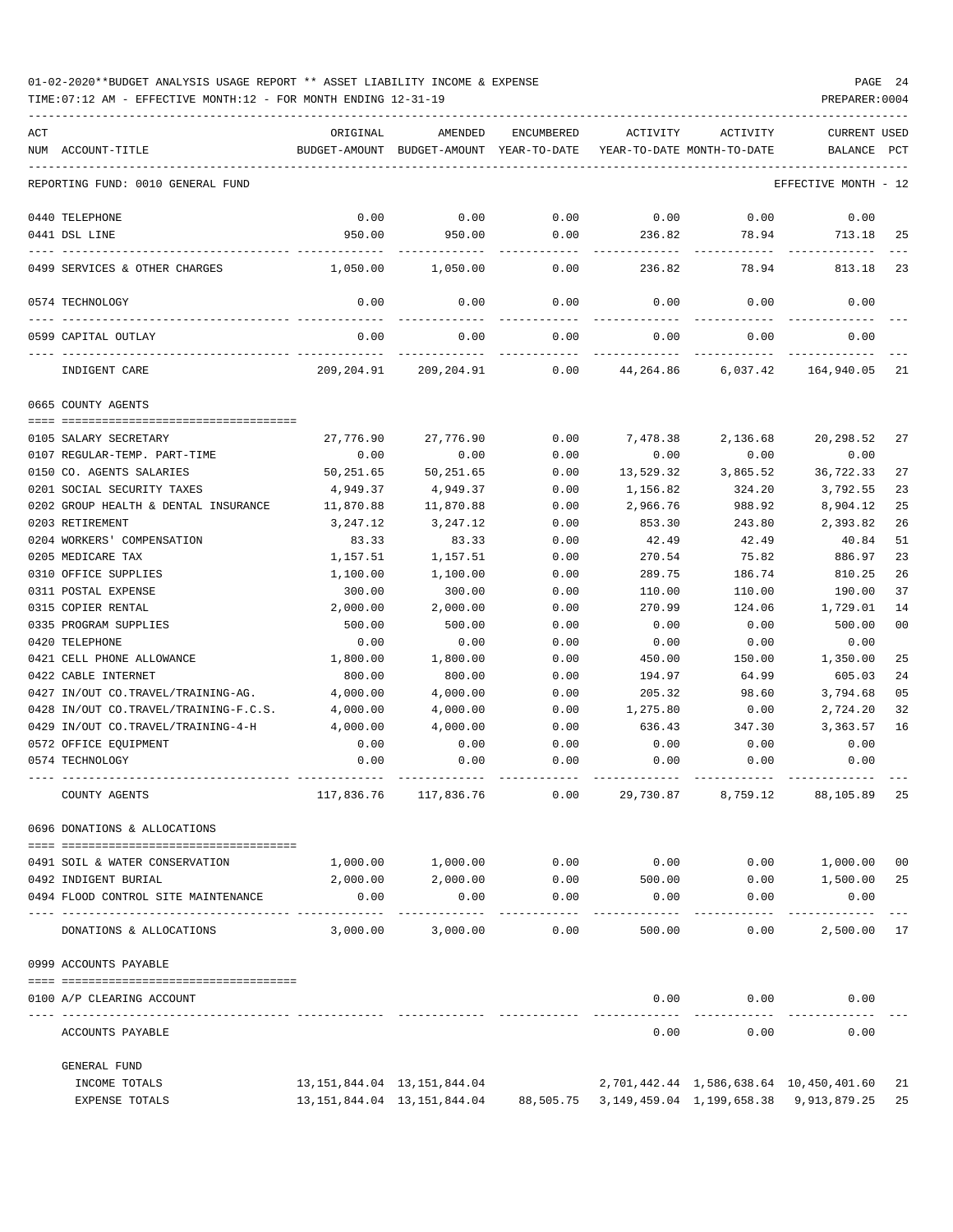01-02-2020**BUDGET ANALYSIS USAGE REPORT ** ASSET LIABILITY INCOME & EXPENSE

TIME:07:12 AM - EFFECTIVE MONTH:12 - FOR MONTH ENDING 12-31-19

PREPARER:0004

| ACT NUM | ACCOUNT-TITLE | ORIGINAL BUDGET-AMOUNT | AMENDED BUDGET-AMOUNT | ENCUMBERED YEAR-TO-DATE | ACTIVITY YEAR-TO-DATE | ACTIVITY MONTH-TO-DATE | CURRENT USED BALANCE | PCT |
|---|---|---|---|---|---|---|---|---|
| | REPORTING FUND: 0010 GENERAL FUND | | | | | | EFFECTIVE MONTH - 12 | |
| 0440 | TELEPHONE | 0.00 | 0.00 | 0.00 | 0.00 | 0.00 | 0.00 | |
| 0441 | DSL LINE | 950.00 | 950.00 | 0.00 | 236.82 | 78.94 | 713.18 | 25 |
| 0499 | SERVICES & OTHER CHARGES | 1,050.00 | 1,050.00 | 0.00 | 236.82 | 78.94 | 813.18 | 23 |
| 0574 | TECHNOLOGY | 0.00 | 0.00 | 0.00 | 0.00 | 0.00 | 0.00 | |
| 0599 | CAPITAL OUTLAY | 0.00 | 0.00 | 0.00 | 0.00 | 0.00 | 0.00 | |
| | INDIGENT CARE | 209,204.91 | 209,204.91 | 0.00 | 44,264.86 | 6,037.42 | 164,940.05 | 21 |
| | 0665 COUNTY AGENTS | | | | | | | |
| 0105 | SALARY SECRETARY | 27,776.90 | 27,776.90 | 0.00 | 7,478.38 | 2,136.68 | 20,298.52 | 27 |
| 0107 | REGULAR-TEMP. PART-TIME | 0.00 | 0.00 | 0.00 | 0.00 | 0.00 | 0.00 | |
| 0150 | CO. AGENTS SALARIES | 50,251.65 | 50,251.65 | 0.00 | 13,529.32 | 3,865.52 | 36,722.33 | 27 |
| 0201 | SOCIAL SECURITY TAXES | 4,949.37 | 4,949.37 | 0.00 | 1,156.82 | 324.20 | 3,792.55 | 23 |
| 0202 | GROUP HEALTH & DENTAL INSURANCE | 11,870.88 | 11,870.88 | 0.00 | 2,966.76 | 988.92 | 8,904.12 | 25 |
| 0203 | RETIREMENT | 3,247.12 | 3,247.12 | 0.00 | 853.30 | 243.80 | 2,393.82 | 26 |
| 0204 | WORKERS' COMPENSATION | 83.33 | 83.33 | 0.00 | 42.49 | 42.49 | 40.84 | 51 |
| 0205 | MEDICARE TAX | 1,157.51 | 1,157.51 | 0.00 | 270.54 | 75.82 | 886.97 | 23 |
| 0310 | OFFICE SUPPLIES | 1,100.00 | 1,100.00 | 0.00 | 289.75 | 186.74 | 810.25 | 26 |
| 0311 | POSTAL EXPENSE | 300.00 | 300.00 | 0.00 | 110.00 | 110.00 | 190.00 | 37 |
| 0315 | COPIER RENTAL | 2,000.00 | 2,000.00 | 0.00 | 270.99 | 124.06 | 1,729.01 | 14 |
| 0335 | PROGRAM SUPPLIES | 500.00 | 500.00 | 0.00 | 0.00 | 0.00 | 500.00 | 00 |
| 0420 | TELEPHONE | 0.00 | 0.00 | 0.00 | 0.00 | 0.00 | 0.00 | |
| 0421 | CELL PHONE ALLOWANCE | 1,800.00 | 1,800.00 | 0.00 | 450.00 | 150.00 | 1,350.00 | 25 |
| 0422 | CABLE INTERNET | 800.00 | 800.00 | 0.00 | 194.97 | 64.99 | 605.03 | 24 |
| 0427 | IN/OUT CO.TRAVEL/TRAINING-AG. | 4,000.00 | 4,000.00 | 0.00 | 205.32 | 98.60 | 3,794.68 | 05 |
| 0428 | IN/OUT CO.TRAVEL/TRAINING-F.C.S. | 4,000.00 | 4,000.00 | 0.00 | 1,275.80 | 0.00 | 2,724.20 | 32 |
| 0429 | IN/OUT CO.TRAVEL/TRAINING-4-H | 4,000.00 | 4,000.00 | 0.00 | 636.43 | 347.30 | 3,363.57 | 16 |
| 0572 | OFFICE EQUIPMENT | 0.00 | 0.00 | 0.00 | 0.00 | 0.00 | 0.00 | |
| 0574 | TECHNOLOGY | 0.00 | 0.00 | 0.00 | 0.00 | 0.00 | 0.00 | |
| | COUNTY AGENTS | 117,836.76 | 117,836.76 | 0.00 | 29,730.87 | 8,759.12 | 88,105.89 | 25 |
| | 0696 DONATIONS & ALLOCATIONS | | | | | | | |
| 0491 | SOIL & WATER CONSERVATION | 1,000.00 | 1,000.00 | 0.00 | 0.00 | 0.00 | 1,000.00 | 00 |
| 0492 | INDIGENT BURIAL | 2,000.00 | 2,000.00 | 0.00 | 500.00 | 0.00 | 1,500.00 | 25 |
| 0494 | FLOOD CONTROL SITE MAINTENANCE | 0.00 | 0.00 | 0.00 | 0.00 | 0.00 | 0.00 | |
| | DONATIONS & ALLOCATIONS | 3,000.00 | 3,000.00 | 0.00 | 500.00 | 0.00 | 2,500.00 | 17 |
| | 0999 ACCOUNTS PAYABLE | | | | | | | |
| 0100 | A/P CLEARING ACCOUNT | | | | 0.00 | 0.00 | 0.00 | |
| | ACCOUNTS PAYABLE | | | | 0.00 | 0.00 | 0.00 | |
| | GENERAL FUND | | | | | | | |
| | INCOME TOTALS | 13,151,844.04 | 13,151,844.04 | | 2,701,442.44 | 1,586,638.64 | 10,450,401.60 | 21 |
| | EXPENSE TOTALS | 13,151,844.04 | 13,151,844.04 | 88,505.75 | 3,149,459.04 | 1,199,658.38 | 9,913,879.25 | 25 |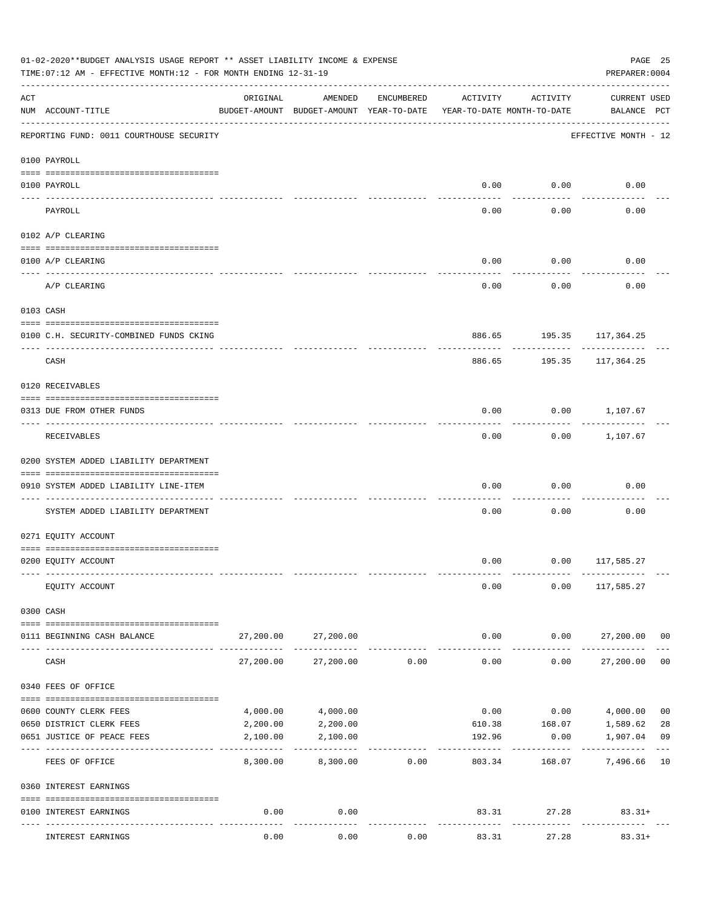01-02-2020**BUDGET ANALYSIS USAGE REPORT ** ASSET LIABILITY INCOME & EXPENSE

TIME:07:12 AM - EFFECTIVE MONTH:12 - FOR MONTH ENDING 12-31-19

PREPARER:0004

| ACT NUM | ACCOUNT-TITLE | ORIGINAL BUDGET-AMOUNT | AMENDED BUDGET-AMOUNT | ENCUMBERED YEAR-TO-DATE | ACTIVITY YEAR-TO-DATE | ACTIVITY MONTH-TO-DATE | CURRENT BALANCE | USED PCT |
|---|---|---|---|---|---|---|---|---|
| | REPORTING FUND: 0011 COURTHOUSE SECURITY | | | | | | EFFECTIVE MONTH - 12 | |
| | 0100 PAYROLL | | | | | | | |
| 0100 | PAYROLL | | | | 0.00 | 0.00 | 0.00 | |
| | PAYROLL | | | | 0.00 | 0.00 | 0.00 | |
| | 0102 A/P CLEARING | | | | | | | |
| 0100 | A/P CLEARING | | | | 0.00 | 0.00 | 0.00 | |
| | A/P CLEARING | | | | 0.00 | 0.00 | 0.00 | |
| | 0103 CASH | | | | | | | |
| 0100 | C.H. SECURITY-COMBINED FUNDS CKING | | | | 886.65 | 195.35 | 117,364.25 | |
| | CASH | | | | 886.65 | 195.35 | 117,364.25 | |
| | 0120 RECEIVABLES | | | | | | | |
| 0313 | DUE FROM OTHER FUNDS | | | | 0.00 | 0.00 | 1,107.67 | |
| | RECEIVABLES | | | | 0.00 | 0.00 | 1,107.67 | |
| | 0200 SYSTEM ADDED LIABILITY DEPARTMENT | | | | | | | |
| 0910 | SYSTEM ADDED LIABILITY LINE-ITEM | | | | 0.00 | 0.00 | 0.00 | |
| | SYSTEM ADDED LIABILITY DEPARTMENT | | | | 0.00 | 0.00 | 0.00 | |
| | 0271 EQUITY ACCOUNT | | | | | | | |
| 0200 | EQUITY ACCOUNT | | | | 0.00 | 0.00 | 117,585.27 | |
| | EQUITY ACCOUNT | | | | 0.00 | 0.00 | 117,585.27 | |
| | 0300 CASH | | | | | | | |
| 0111 | BEGINNING CASH BALANCE | 27,200.00 | 27,200.00 | | 0.00 | 0.00 | 27,200.00 | 00 |
| | CASH | 27,200.00 | 27,200.00 | 0.00 | 0.00 | 0.00 | 27,200.00 | 00 |
| | 0340 FEES OF OFFICE | | | | | | | |
| 0600 | COUNTY CLERK FEES | 4,000.00 | 4,000.00 | | 0.00 | 0.00 | 4,000.00 | 00 |
| 0650 | DISTRICT CLERK FEES | 2,200.00 | 2,200.00 | | 610.38 | 168.07 | 1,589.62 | 28 |
| 0651 | JUSTICE OF PEACE FEES | 2,100.00 | 2,100.00 | | 192.96 | 0.00 | 1,907.04 | 09 |
| | FEES OF OFFICE | 8,300.00 | 8,300.00 | 0.00 | 803.34 | 168.07 | 7,496.66 | 10 |
| | 0360 INTEREST EARNINGS | | | | | | | |
| 0100 | INTEREST EARNINGS | 0.00 | 0.00 | | 83.31 | 27.28 | 83.31+ | |
| | INTEREST EARNINGS | 0.00 | 0.00 | 0.00 | 83.31 | 27.28 | 83.31+ | |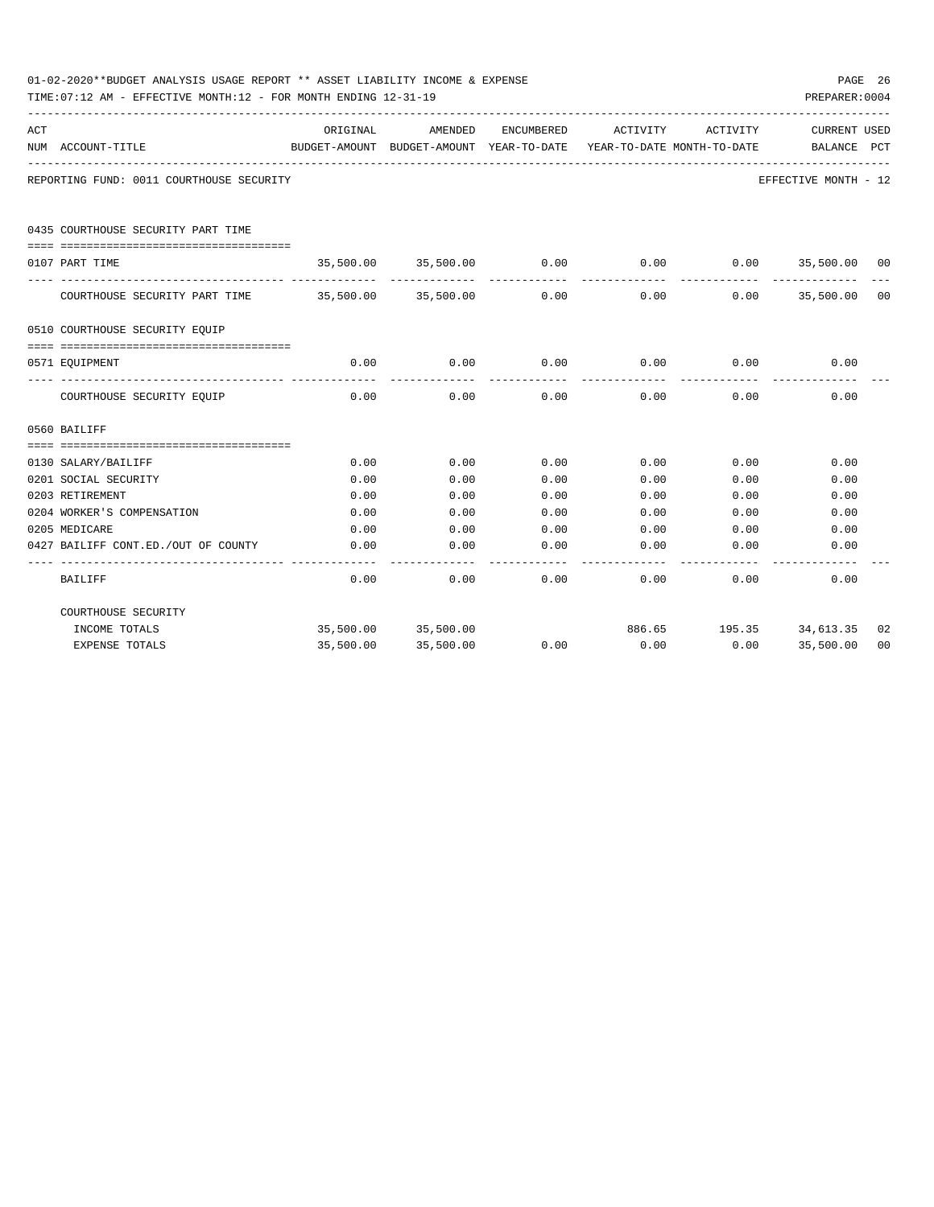01-02-2020**BUDGET ANALYSIS USAGE REPORT ** ASSET LIABILITY INCOME & EXPENSE

TIME:07:12 AM - EFFECTIVE MONTH:12 - FOR MONTH ENDING 12-31-19

PREPARER:0004

REPORTING FUND: 0011 COURTHOUSE SECURITY — EFFECTIVE MONTH - 12

| ACT NUM | ACCOUNT-TITLE | ORIGINAL BUDGET-AMOUNT | AMENDED BUDGET-AMOUNT | ENCUMBERED YEAR-TO-DATE | ACTIVITY YEAR-TO-DATE | ACTIVITY MONTH-TO-DATE | CURRENT BALANCE | USED PCT |
|---|---|---|---|---|---|---|---|---|
| | **0435 COURTHOUSE SECURITY PART TIME** | | | | | | | |
| 0107 | PART TIME | 35,500.00 | 35,500.00 | 0.00 | 0.00 | 0.00 | 35,500.00 | 00 |
| | COURTHOUSE SECURITY PART TIME | 35,500.00 | 35,500.00 | 0.00 | 0.00 | 0.00 | 35,500.00 | 00 |
| | **0510 COURTHOUSE SECURITY EQUIP** | | | | | | | |
| 0571 | EQUIPMENT | 0.00 | 0.00 | 0.00 | 0.00 | 0.00 | 0.00 | |
| | COURTHOUSE SECURITY EQUIP | 0.00 | 0.00 | 0.00 | 0.00 | 0.00 | 0.00 | |
| | **0560 BAILIFF** | | | | | | | |
| 0130 | SALARY/BAILIFF | 0.00 | 0.00 | 0.00 | 0.00 | 0.00 | 0.00 | |
| 0201 | SOCIAL SECURITY | 0.00 | 0.00 | 0.00 | 0.00 | 0.00 | 0.00 | |
| 0203 | RETIREMENT | 0.00 | 0.00 | 0.00 | 0.00 | 0.00 | 0.00 | |
| 0204 | WORKER'S COMPENSATION | 0.00 | 0.00 | 0.00 | 0.00 | 0.00 | 0.00 | |
| 0205 | MEDICARE | 0.00 | 0.00 | 0.00 | 0.00 | 0.00 | 0.00 | |
| 0427 | BAILIFF CONT.ED./OUT OF COUNTY | 0.00 | 0.00 | 0.00 | 0.00 | 0.00 | 0.00 | |
| | BAILIFF | 0.00 | 0.00 | 0.00 | 0.00 | 0.00 | 0.00 | |
| | **COURTHOUSE SECURITY** | | | | | | | |
| | INCOME TOTALS | 35,500.00 | 35,500.00 | | 886.65 | 195.35 | 34,613.35 | 02 |
| | EXPENSE TOTALS | 35,500.00 | 35,500.00 | 0.00 | 0.00 | 0.00 | 35,500.00 | 00 |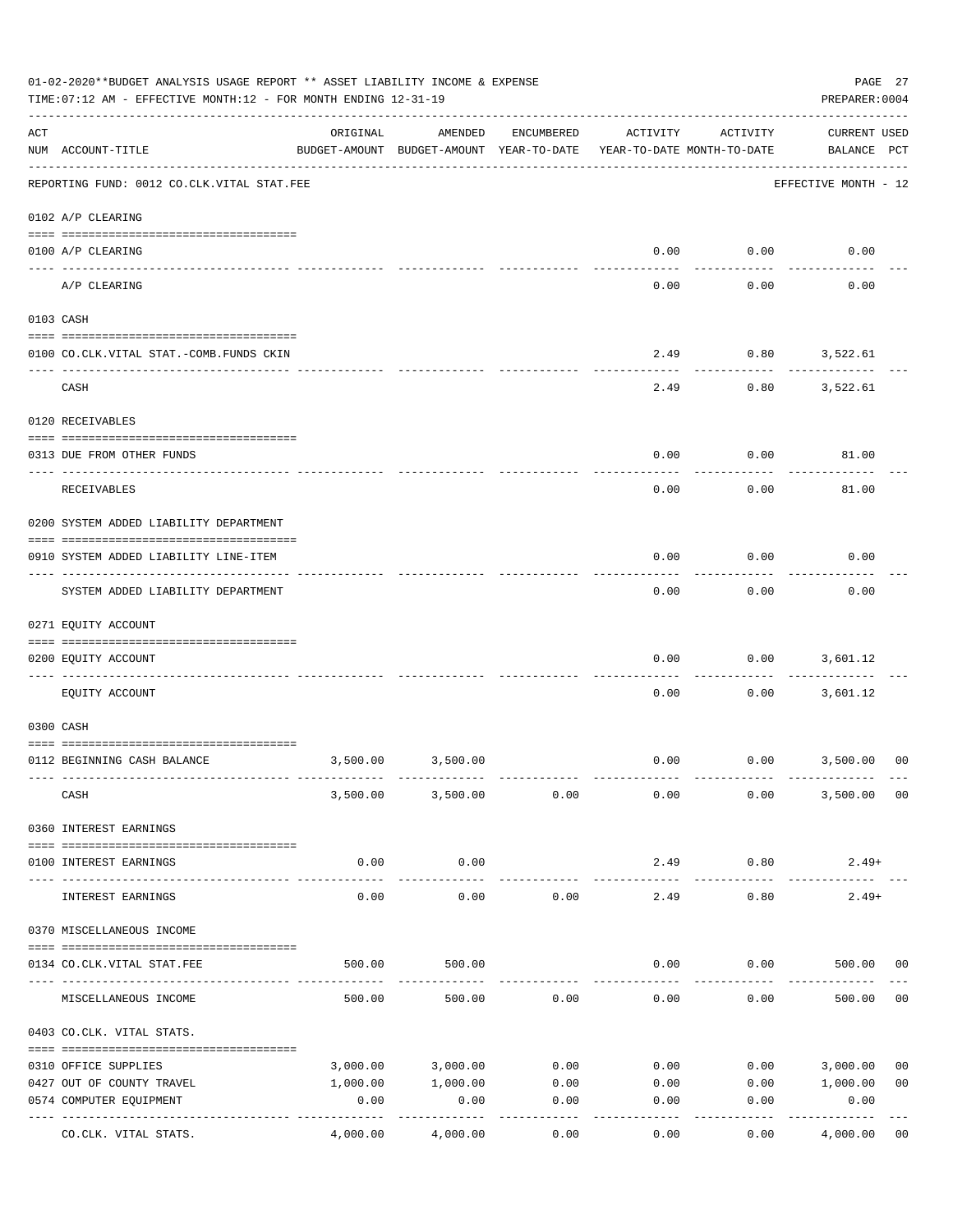01-02-2020**BUDGET ANALYSIS USAGE REPORT ** ASSET LIABILITY INCOME & EXPENSE

TIME:07:12 AM - EFFECTIVE MONTH:12 - FOR MONTH ENDING 12-31-19

PREPARER:0004

| ACT NUM | ACCOUNT-TITLE | ORIGINAL BUDGET-AMOUNT | AMENDED BUDGET-AMOUNT | ENCUMBERED YEAR-TO-DATE | ACTIVITY YEAR-TO-DATE | ACTIVITY MONTH-TO-DATE | CURRENT BALANCE | USED PCT |
|---|---|---|---|---|---|---|---|---|
| | REPORTING FUND: 0012 CO.CLK.VITAL STAT.FEE | | | | | | EFFECTIVE MONTH - 12 | |
| | 0102 A/P CLEARING | | | | | | | |
| 0100 | A/P CLEARING | | | | 0.00 | 0.00 | 0.00 | |
| | A/P CLEARING | | | | 0.00 | 0.00 | 0.00 | |
| | 0103 CASH | | | | | | | |
| 0100 | CO.CLK.VITAL STAT.-COMB.FUNDS CKIN | | | | 2.49 | 0.80 | 3,522.61 | |
| | CASH | | | | 2.49 | 0.80 | 3,522.61 | |
| | 0120 RECEIVABLES | | | | | | | |
| 0313 | DUE FROM OTHER FUNDS | | | | 0.00 | 0.00 | 81.00 | |
| | RECEIVABLES | | | | 0.00 | 0.00 | 81.00 | |
| | 0200 SYSTEM ADDED LIABILITY DEPARTMENT | | | | | | | |
| 0910 | SYSTEM ADDED LIABILITY LINE-ITEM | | | | 0.00 | 0.00 | 0.00 | |
| | SYSTEM ADDED LIABILITY DEPARTMENT | | | | 0.00 | 0.00 | 0.00 | |
| | 0271 EQUITY ACCOUNT | | | | | | | |
| 0200 | EQUITY ACCOUNT | | | | 0.00 | 0.00 | 3,601.12 | |
| | EQUITY ACCOUNT | | | | 0.00 | 0.00 | 3,601.12 | |
| | 0300 CASH | | | | | | | |
| 0112 | BEGINNING CASH BALANCE | 3,500.00 | 3,500.00 | | 0.00 | 0.00 | 3,500.00 | 00 |
| | CASH | 3,500.00 | 3,500.00 | 0.00 | 0.00 | 0.00 | 3,500.00 | 00 |
| | 0360 INTEREST EARNINGS | | | | | | | |
| 0100 | INTEREST EARNINGS | 0.00 | 0.00 | | 2.49 | 0.80 | 2.49+ | |
| | INTEREST EARNINGS | 0.00 | 0.00 | 0.00 | 2.49 | 0.80 | 2.49+ | |
| | 0370 MISCELLANEOUS INCOME | | | | | | | |
| 0134 | CO.CLK.VITAL STAT.FEE | 500.00 | 500.00 | | 0.00 | 0.00 | 500.00 | 00 |
| | MISCELLANEOUS INCOME | 500.00 | 500.00 | 0.00 | 0.00 | 0.00 | 500.00 | 00 |
| | 0403 CO.CLK. VITAL STATS. | | | | | | | |
| 0310 | OFFICE SUPPLIES | 3,000.00 | 3,000.00 | 0.00 | 0.00 | 0.00 | 3,000.00 | 00 |
| 0427 | OUT OF COUNTY TRAVEL | 1,000.00 | 1,000.00 | 0.00 | 0.00 | 0.00 | 1,000.00 | 00 |
| 0574 | COMPUTER EQUIPMENT | 0.00 | 0.00 | 0.00 | 0.00 | 0.00 | 0.00 | |
| | CO.CLK. VITAL STATS. | 4,000.00 | 4,000.00 | 0.00 | 0.00 | 0.00 | 4,000.00 | 00 |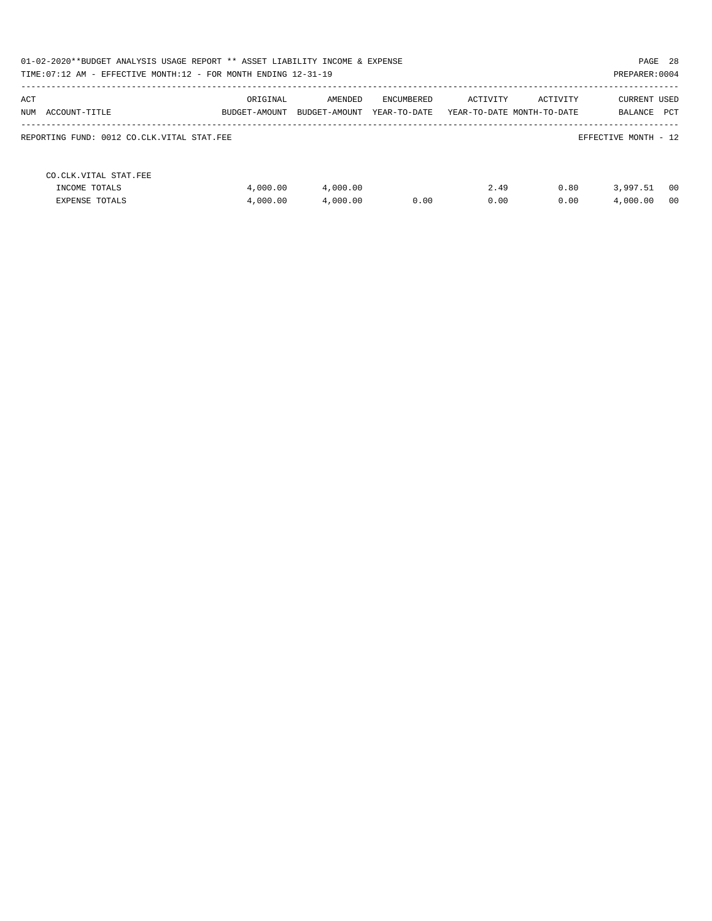01-02-2020**BUDGET ANALYSIS USAGE REPORT ** ASSET LIABILITY INCOME & EXPENSE

TIME:07:12 AM - EFFECTIVE MONTH:12 - FOR MONTH ENDING 12-31-19

PREPARER:0004

| ACT NUM ACCOUNT-TITLE | ORIGINAL BUDGET-AMOUNT | AMENDED BUDGET-AMOUNT | ENCUMBERED YEAR-TO-DATE | ACTIVITY YEAR-TO-DATE | ACTIVITY MONTH-TO-DATE | CURRENT BALANCE | USED PCT |
|---|---|---|---|---|---|---|---|

REPORTING FUND: 0012 CO.CLK.VITAL STAT.FEE

EFFECTIVE MONTH - 12

| CO.CLK.VITAL STAT.FEE | | | | | | | |
|---|---|---|---|---|---|---|---|
| INCOME TOTALS | 4,000.00 | 4,000.00 | | 2.49 | 0.80 | 3,997.51 | 00 |
| EXPENSE TOTALS | 4,000.00 | 4,000.00 | 0.00 | 0.00 | 0.00 | 4,000.00 | 00 |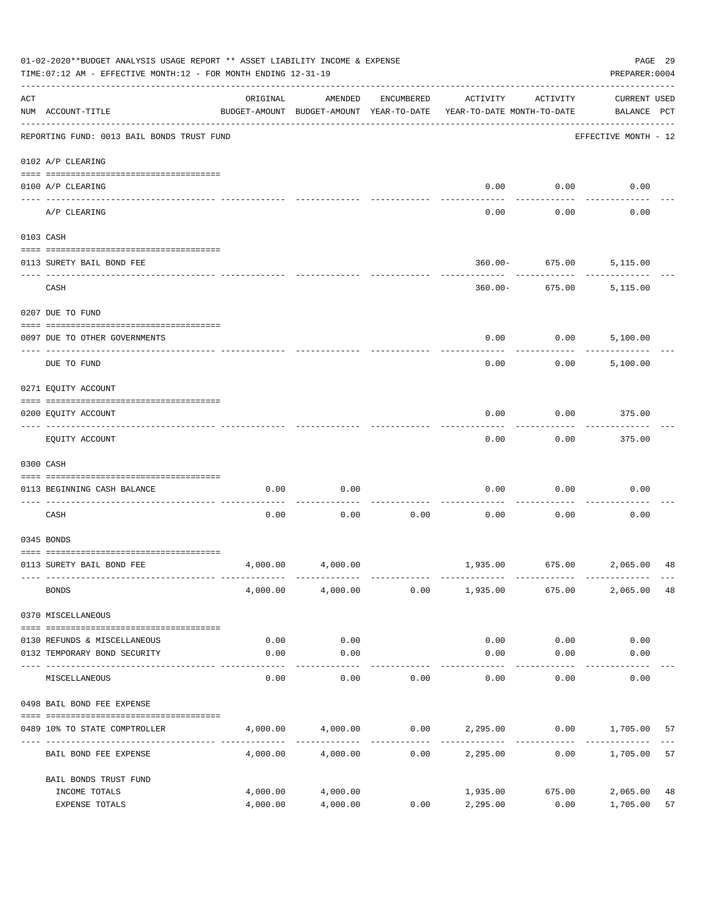01-02-2020**BUDGET ANALYSIS USAGE REPORT ** ASSET LIABILITY INCOME & EXPENSE

TIME:07:12 AM - EFFECTIVE MONTH:12 - FOR MONTH ENDING 12-31-19

PREPARER:0004

| ACT NUM | ACCOUNT-TITLE | ORIGINAL BUDGET-AMOUNT | AMENDED BUDGET-AMOUNT | ENCUMBERED YEAR-TO-DATE | ACTIVITY YEAR-TO-DATE | ACTIVITY MONTH-TO-DATE | CURRENT USED BALANCE | PCT |
|---|---|---|---|---|---|---|---|---|
| | REPORTING FUND: 0013 BAIL BONDS TRUST FUND | | | | | | EFFECTIVE MONTH - 12 | |
| | 0102 A/P CLEARING | | | | | | | |
| 0100 | A/P CLEARING | | | | 0.00 | 0.00 | 0.00 | |
| | A/P CLEARING | | | | 0.00 | 0.00 | 0.00 | |
| | 0103 CASH | | | | | | | |
| 0113 | SURETY BAIL BOND FEE | | | | 360.00- | 675.00 | 5,115.00 | |
| | CASH | | | | 360.00- | 675.00 | 5,115.00 | |
| | 0207 DUE TO FUND | | | | | | | |
| 0097 | DUE TO OTHER GOVERNMENTS | | | | 0.00 | 0.00 | 5,100.00 | |
| | DUE TO FUND | | | | 0.00 | 0.00 | 5,100.00 | |
| | 0271 EQUITY ACCOUNT | | | | | | | |
| 0200 | EQUITY ACCOUNT | | | | 0.00 | 0.00 | 375.00 | |
| | EQUITY ACCOUNT | | | | 0.00 | 0.00 | 375.00 | |
| | 0300 CASH | | | | | | | |
| 0113 | BEGINNING CASH BALANCE | 0.00 | 0.00 | | 0.00 | 0.00 | 0.00 | |
| | CASH | 0.00 | 0.00 | 0.00 | 0.00 | 0.00 | 0.00 | |
| | 0345 BONDS | | | | | | | |
| 0113 | SURETY BAIL BOND FEE | 4,000.00 | 4,000.00 | | 1,935.00 | 675.00 | 2,065.00 | 48 |
| | BONDS | 4,000.00 | 4,000.00 | 0.00 | 1,935.00 | 675.00 | 2,065.00 | 48 |
| | 0370 MISCELLANEOUS | | | | | | | |
| 0130 | REFUNDS & MISCELLANEOUS | 0.00 | 0.00 | | 0.00 | 0.00 | 0.00 | |
| 0132 | TEMPORARY BOND SECURITY | 0.00 | 0.00 | | 0.00 | 0.00 | 0.00 | |
| | MISCELLANEOUS | 0.00 | 0.00 | 0.00 | 0.00 | 0.00 | 0.00 | |
| | 0498 BAIL BOND FEE EXPENSE | | | | | | | |
| 0489 | 10% TO STATE COMPTROLLER | 4,000.00 | 4,000.00 | 0.00 | 2,295.00 | 0.00 | 1,705.00 | 57 |
| | BAIL BOND FEE EXPENSE | 4,000.00 | 4,000.00 | 0.00 | 2,295.00 | 0.00 | 1,705.00 | 57 |
| | BAIL BONDS TRUST FUND | | | | | | | |
| | INCOME TOTALS | 4,000.00 | 4,000.00 | | 1,935.00 | 675.00 | 2,065.00 | 48 |
| | EXPENSE TOTALS | 4,000.00 | 4,000.00 | 0.00 | 2,295.00 | 0.00 | 1,705.00 | 57 |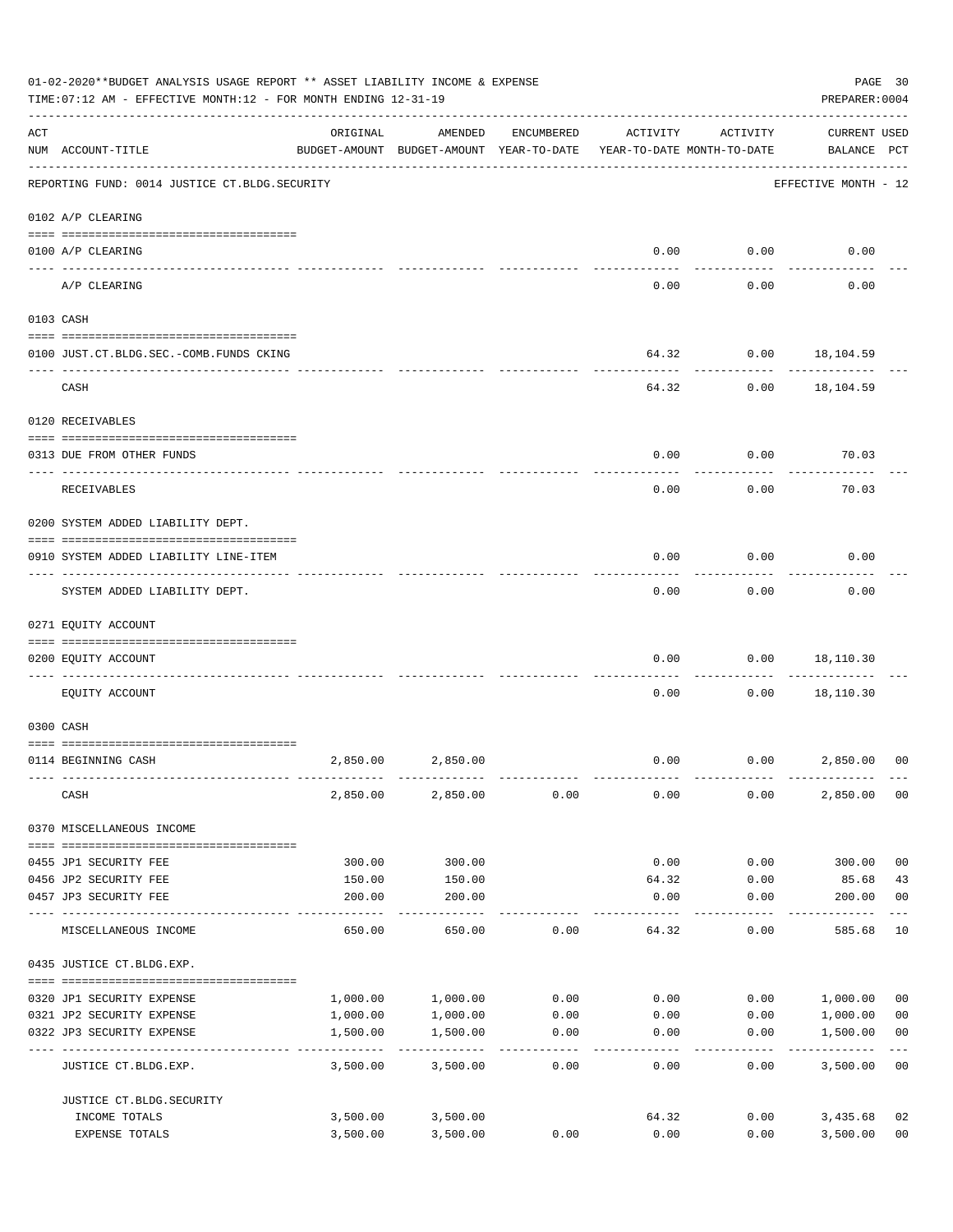01-02-2020**BUDGET ANALYSIS USAGE REPORT ** ASSET LIABILITY INCOME & EXPENSE

TIME:07:12 AM - EFFECTIVE MONTH:12 - FOR MONTH ENDING 12-31-19

PREPARER:0004

| ACT NUM | ACCOUNT-TITLE | ORIGINAL BUDGET-AMOUNT | AMENDED BUDGET-AMOUNT | ENCUMBERED YEAR-TO-DATE | ACTIVITY YEAR-TO-DATE | ACTIVITY MONTH-TO-DATE | CURRENT BALANCE | USED PCT |
|---|---|---|---|---|---|---|---|---|
| | REPORTING FUND: 0014 JUSTICE CT.BLDG.SECURITY | | | | | | EFFECTIVE MONTH - 12 | |
| | 0102 A/P CLEARING | | | | | | | |
| 0100 | A/P CLEARING | | | | 0.00 | 0.00 | 0.00 | |
| | A/P CLEARING | | | | 0.00 | 0.00 | 0.00 | |
| | 0103 CASH | | | | | | | |
| 0100 | JUST.CT.BLDG.SEC.-COMB.FUNDS CKING | | | | 64.32 | 0.00 | 18,104.59 | |
| | CASH | | | | 64.32 | 0.00 | 18,104.59 | |
| | 0120 RECEIVABLES | | | | | | | |
| 0313 | DUE FROM OTHER FUNDS | | | | 0.00 | 0.00 | 70.03 | |
| | RECEIVABLES | | | | 0.00 | 0.00 | 70.03 | |
| | 0200 SYSTEM ADDED LIABILITY DEPT. | | | | | | | |
| 0910 | SYSTEM ADDED LIABILITY LINE-ITEM | | | | 0.00 | 0.00 | 0.00 | |
| | SYSTEM ADDED LIABILITY DEPT. | | | | 0.00 | 0.00 | 0.00 | |
| | 0271 EQUITY ACCOUNT | | | | | | | |
| 0200 | EQUITY ACCOUNT | | | | 0.00 | 0.00 | 18,110.30 | |
| | EQUITY ACCOUNT | | | | 0.00 | 0.00 | 18,110.30 | |
| | 0300 CASH | | | | | | | |
| 0114 | BEGINNING CASH | 2,850.00 | 2,850.00 | | 0.00 | 0.00 | 2,850.00 | 00 |
| | CASH | 2,850.00 | 2,850.00 | 0.00 | 0.00 | 0.00 | 2,850.00 | 00 |
| | 0370 MISCELLANEOUS INCOME | | | | | | | |
| 0455 | JP1 SECURITY FEE | 300.00 | 300.00 | | 0.00 | 0.00 | 300.00 | 00 |
| 0456 | JP2 SECURITY FEE | 150.00 | 150.00 | | 64.32 | 0.00 | 85.68 | 43 |
| 0457 | JP3 SECURITY FEE | 200.00 | 200.00 | | 0.00 | 0.00 | 200.00 | 00 |
| | MISCELLANEOUS INCOME | 650.00 | 650.00 | 0.00 | 64.32 | 0.00 | 585.68 | 10 |
| | 0435 JUSTICE CT.BLDG.EXP. | | | | | | | |
| 0320 | JP1 SECURITY EXPENSE | 1,000.00 | 1,000.00 | 0.00 | 0.00 | 0.00 | 1,000.00 | 00 |
| 0321 | JP2 SECURITY EXPENSE | 1,000.00 | 1,000.00 | 0.00 | 0.00 | 0.00 | 1,000.00 | 00 |
| 0322 | JP3 SECURITY EXPENSE | 1,500.00 | 1,500.00 | 0.00 | 0.00 | 0.00 | 1,500.00 | 00 |
| | JUSTICE CT.BLDG.EXP. | 3,500.00 | 3,500.00 | 0.00 | 0.00 | 0.00 | 3,500.00 | 00 |
| | JUSTICE CT.BLDG.SECURITY | | | | | | | |
| | INCOME TOTALS | 3,500.00 | 3,500.00 | | 64.32 | 0.00 | 3,435.68 | 02 |
| | EXPENSE TOTALS | 3,500.00 | 3,500.00 | 0.00 | 0.00 | 0.00 | 3,500.00 | 00 |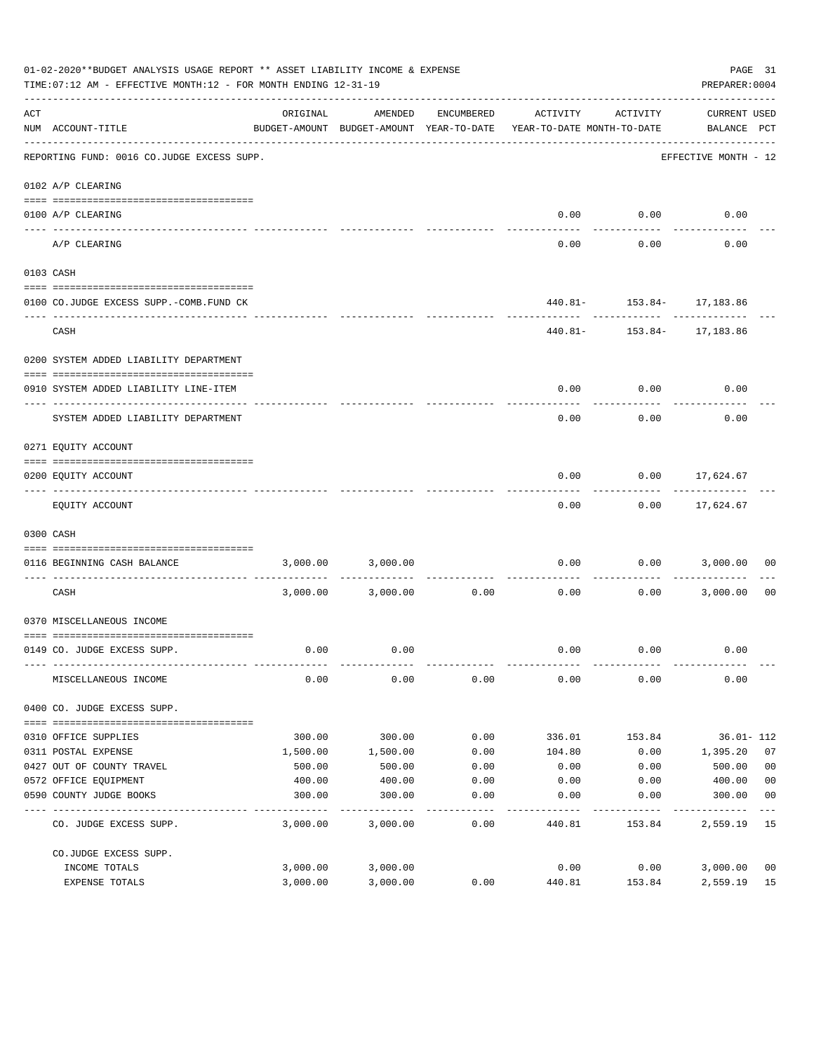01-02-2020**BUDGET ANALYSIS USAGE REPORT ** ASSET LIABILITY INCOME & EXPENSE

TIME:07:12 AM - EFFECTIVE MONTH:12 - FOR MONTH ENDING 12-31-19

PREPARER:0004

| ACT NUM | ACCOUNT-TITLE | ORIGINAL BUDGET-AMOUNT | AMENDED BUDGET-AMOUNT | ENCUMBERED YEAR-TO-DATE | ACTIVITY YEAR-TO-DATE | ACTIVITY MONTH-TO-DATE | CURRENT BALANCE | USED PCT |
|---|---|---|---|---|---|---|---|---|
| | REPORTING FUND: 0016 CO.JUDGE EXCESS SUPP. | | | | | | EFFECTIVE MONTH - 12 | |
| | 0102 A/P CLEARING | | | | | | | |
| 0100 | A/P CLEARING | | | | 0.00 | 0.00 | 0.00 | |
| | A/P CLEARING | | | | 0.00 | 0.00 | 0.00 | |
| | 0103 CASH | | | | | | | |
| 0100 | CO.JUDGE EXCESS SUPP.-COMB.FUND CK | | | | 440.81- | 153.84- | 17,183.86 | |
| | CASH | | | | 440.81- | 153.84- | 17,183.86 | |
| | 0200 SYSTEM ADDED LIABILITY DEPARTMENT | | | | | | | |
| 0910 | SYSTEM ADDED LIABILITY LINE-ITEM | | | | 0.00 | 0.00 | 0.00 | |
| | SYSTEM ADDED LIABILITY DEPARTMENT | | | | 0.00 | 0.00 | 0.00 | |
| | 0271 EQUITY ACCOUNT | | | | | | | |
| 0200 | EQUITY ACCOUNT | | | | 0.00 | 0.00 | 17,624.67 | |
| | EQUITY ACCOUNT | | | | 0.00 | 0.00 | 17,624.67 | |
| | 0300 CASH | | | | | | | |
| 0116 | BEGINNING CASH BALANCE | 3,000.00 | 3,000.00 | | 0.00 | 0.00 | 3,000.00 | 00 |
| | CASH | 3,000.00 | 3,000.00 | 0.00 | 0.00 | 0.00 | 3,000.00 | 00 |
| | 0370 MISCELLANEOUS INCOME | | | | | | | |
| 0149 | CO. JUDGE EXCESS SUPP. | 0.00 | 0.00 | | 0.00 | 0.00 | 0.00 | |
| | MISCELLANEOUS INCOME | 0.00 | 0.00 | 0.00 | 0.00 | 0.00 | 0.00 | |
| | 0400 CO. JUDGE EXCESS SUPP. | | | | | | | |
| 0310 | OFFICE SUPPLIES | 300.00 | 300.00 | 0.00 | 336.01 | 153.84 | 36.01- | 112 |
| 0311 | POSTAL EXPENSE | 1,500.00 | 1,500.00 | 0.00 | 104.80 | 0.00 | 1,395.20 | 07 |
| 0427 | OUT OF COUNTY TRAVEL | 500.00 | 500.00 | 0.00 | 0.00 | 0.00 | 500.00 | 00 |
| 0572 | OFFICE EQUIPMENT | 400.00 | 400.00 | 0.00 | 0.00 | 0.00 | 400.00 | 00 |
| 0590 | COUNTY JUDGE BOOKS | 300.00 | 300.00 | 0.00 | 0.00 | 0.00 | 300.00 | 00 |
| | CO. JUDGE EXCESS SUPP. | 3,000.00 | 3,000.00 | 0.00 | 440.81 | 153.84 | 2,559.19 | 15 |
| | CO.JUDGE EXCESS SUPP. | | | | | | | |
| | INCOME TOTALS | 3,000.00 | 3,000.00 | | 0.00 | 0.00 | 3,000.00 | 00 |
| | EXPENSE TOTALS | 3,000.00 | 3,000.00 | 0.00 | 440.81 | 153.84 | 2,559.19 | 15 |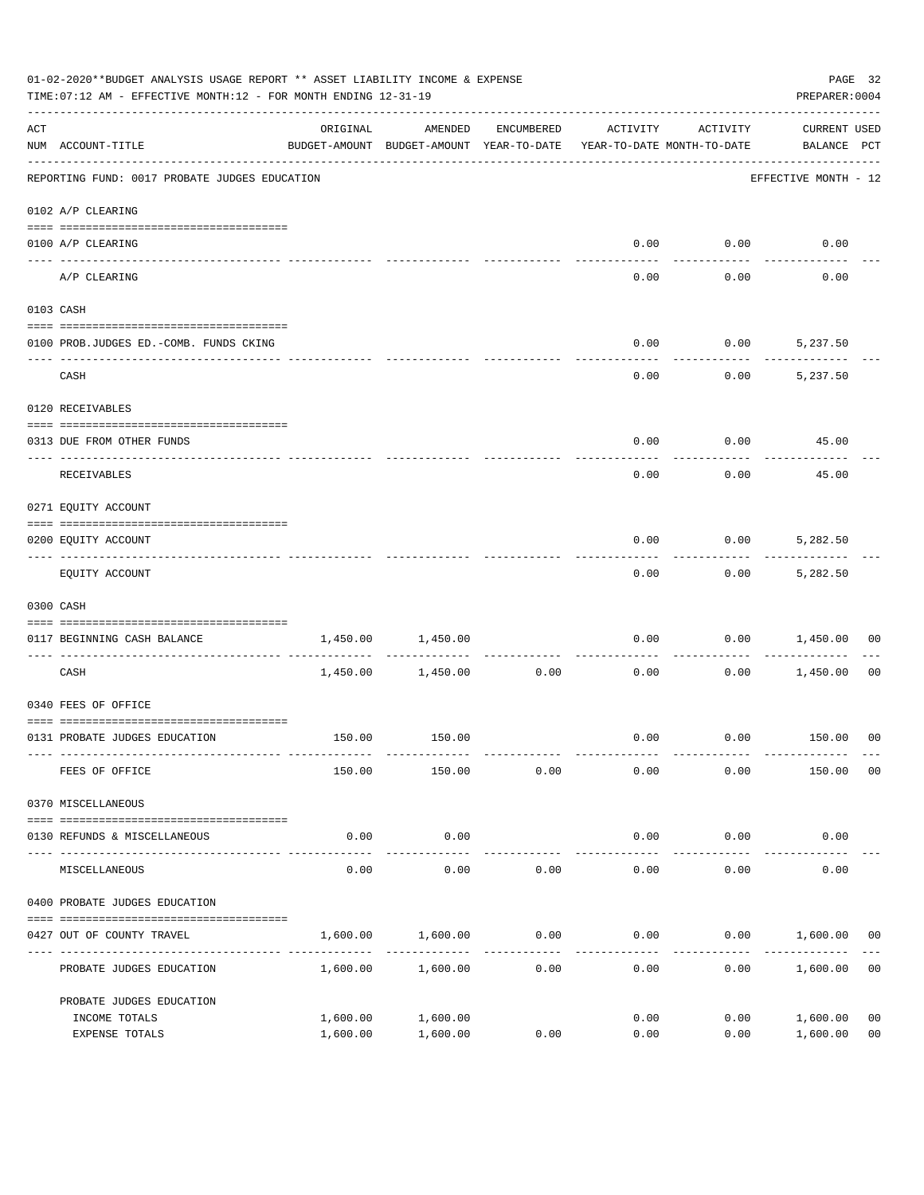01-02-2020**BUDGET ANALYSIS USAGE REPORT ** ASSET LIABILITY INCOME & EXPENSE

TIME:07:12 AM - EFFECTIVE MONTH:12 - FOR MONTH ENDING 12-31-19

PREPARER:0004

| ACT NUM | ACCOUNT-TITLE | ORIGINAL BUDGET-AMOUNT | AMENDED BUDGET-AMOUNT | ENCUMBERED YEAR-TO-DATE | ACTIVITY YEAR-TO-DATE | ACTIVITY MONTH-TO-DATE | CURRENT USED BALANCE | PCT |
|---|---|---|---|---|---|---|---|---|
| | REPORTING FUND: 0017 PROBATE JUDGES EDUCATION | | | | | | EFFECTIVE MONTH - 12 | |
| | 0102 A/P CLEARING | | | | | | | |
| 0100 | A/P CLEARING | | | | 0.00 | 0.00 | 0.00 | |
| | A/P CLEARING | | | | 0.00 | 0.00 | 0.00 | |
| | 0103 CASH | | | | | | | |
| 0100 | PROB.JUDGES ED.-COMB. FUNDS CKING | | | | 0.00 | 0.00 | 5,237.50 | |
| | CASH | | | | 0.00 | 0.00 | 5,237.50 | |
| | 0120 RECEIVABLES | | | | | | | |
| 0313 | DUE FROM OTHER FUNDS | | | | 0.00 | 0.00 | 45.00 | |
| | RECEIVABLES | | | | 0.00 | 0.00 | 45.00 | |
| | 0271 EQUITY ACCOUNT | | | | | | | |
| 0200 | EQUITY ACCOUNT | | | | 0.00 | 0.00 | 5,282.50 | |
| | EQUITY ACCOUNT | | | | 0.00 | 0.00 | 5,282.50 | |
| | 0300 CASH | | | | | | | |
| 0117 | BEGINNING CASH BALANCE | 1,450.00 | 1,450.00 | | 0.00 | 0.00 | 1,450.00 | 00 |
| | CASH | 1,450.00 | 1,450.00 | 0.00 | 0.00 | 0.00 | 1,450.00 | 00 |
| | 0340 FEES OF OFFICE | | | | | | | |
| 0131 | PROBATE JUDGES EDUCATION | 150.00 | 150.00 | | 0.00 | 0.00 | 150.00 | 00 |
| | FEES OF OFFICE | 150.00 | 150.00 | 0.00 | 0.00 | 0.00 | 150.00 | 00 |
| | 0370 MISCELLANEOUS | | | | | | | |
| 0130 | REFUNDS & MISCELLANEOUS | 0.00 | 0.00 | | 0.00 | 0.00 | 0.00 | |
| | MISCELLANEOUS | 0.00 | 0.00 | 0.00 | 0.00 | 0.00 | 0.00 | |
| | 0400 PROBATE JUDGES EDUCATION | | | | | | | |
| 0427 | OUT OF COUNTY TRAVEL | 1,600.00 | 1,600.00 | 0.00 | 0.00 | 0.00 | 1,600.00 | 00 |
| | PROBATE JUDGES EDUCATION | 1,600.00 | 1,600.00 | 0.00 | 0.00 | 0.00 | 1,600.00 | 00 |
| | PROBATE JUDGES EDUCATION | | | | | | | |
| | INCOME TOTALS | 1,600.00 | 1,600.00 | | 0.00 | 0.00 | 1,600.00 | 00 |
| | EXPENSE TOTALS | 1,600.00 | 1,600.00 | 0.00 | 0.00 | 0.00 | 1,600.00 | 00 |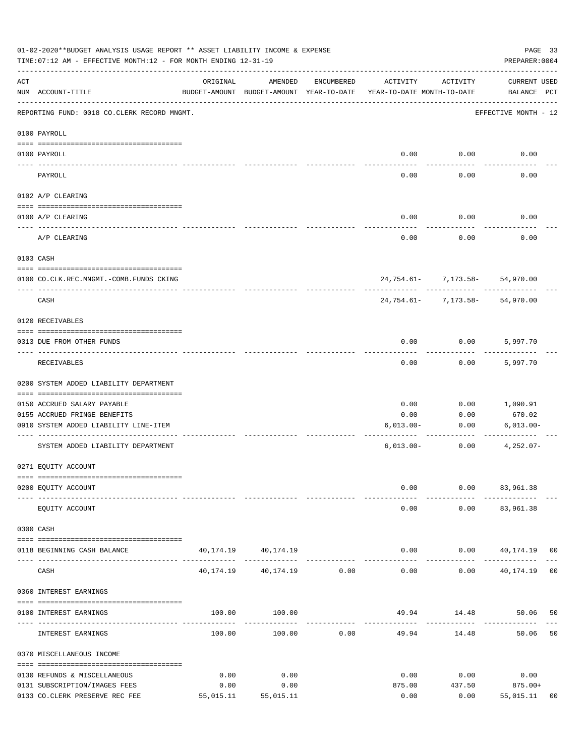01-02-2020**BUDGET ANALYSIS USAGE REPORT ** ASSET LIABILITY INCOME & EXPENSE

TIME:07:12 AM - EFFECTIVE MONTH:12 - FOR MONTH ENDING 12-31-19

PREPARER:0004

| ACT NUM | ACCOUNT-TITLE | ORIGINAL BUDGET-AMOUNT | AMENDED BUDGET-AMOUNT | ENCUMBERED YEAR-TO-DATE | ACTIVITY YEAR-TO-DATE | ACTIVITY MONTH-TO-DATE | CURRENT BALANCE | USED PCT |
|---|---|---|---|---|---|---|---|---|
| | REPORTING FUND: 0018 CO.CLERK RECORD MNGMT. | | | | | | EFFECTIVE MONTH - 12 | |
| | 0100 PAYROLL | | | | | | | |
| 0100 | PAYROLL | | | | 0.00 | 0.00 | 0.00 | |
| | PAYROLL | | | | 0.00 | 0.00 | 0.00 | |
| | 0102 A/P CLEARING | | | | | | | |
| 0100 | A/P CLEARING | | | | 0.00 | 0.00 | 0.00 | |
| | A/P CLEARING | | | | 0.00 | 0.00 | 0.00 | |
| | 0103 CASH | | | | | | | |
| 0100 | CO.CLK.REC.MNGMT.-COMB.FUNDS CKING | | | | 24,754.61- | 7,173.58- | 54,970.00 | |
| | CASH | | | | 24,754.61- | 7,173.58- | 54,970.00 | |
| | 0120 RECEIVABLES | | | | | | | |
| 0313 | DUE FROM OTHER FUNDS | | | | 0.00 | 0.00 | 5,997.70 | |
| | RECEIVABLES | | | | 0.00 | 0.00 | 5,997.70 | |
| | 0200 SYSTEM ADDED LIABILITY DEPARTMENT | | | | | | | |
| 0150 | ACCRUED SALARY PAYABLE | | | | 0.00 | 0.00 | 1,090.91 | |
| 0155 | ACCRUED FRINGE BENEFITS | | | | 0.00 | 0.00 | 670.02 | |
| 0910 | SYSTEM ADDED LIABILITY LINE-ITEM | | | | 6,013.00- | 0.00 | 6,013.00- | |
| | SYSTEM ADDED LIABILITY DEPARTMENT | | | | 6,013.00- | 0.00 | 4,252.07- | |
| | 0271 EQUITY ACCOUNT | | | | | | | |
| 0200 | EQUITY ACCOUNT | | | | 0.00 | 0.00 | 83,961.38 | |
| | EQUITY ACCOUNT | | | | 0.00 | 0.00 | 83,961.38 | |
| | 0300 CASH | | | | | | | |
| 0118 | BEGINNING CASH BALANCE | 40,174.19 | 40,174.19 | | 0.00 | 0.00 | 40,174.19 | 00 |
| | CASH | 40,174.19 | 40,174.19 | 0.00 | 0.00 | 0.00 | 40,174.19 | 00 |
| | 0360 INTEREST EARNINGS | | | | | | | |
| 0100 | INTEREST EARNINGS | 100.00 | 100.00 | | 49.94 | 14.48 | 50.06 | 50 |
| | INTEREST EARNINGS | 100.00 | 100.00 | 0.00 | 49.94 | 14.48 | 50.06 | 50 |
| | 0370 MISCELLANEOUS INCOME | | | | | | | |
| 0130 | REFUNDS & MISCELLANEOUS | 0.00 | 0.00 | | 0.00 | 0.00 | 0.00 | |
| 0131 | SUBSCRIPTION/IMAGES FEES | 0.00 | 0.00 | | 875.00 | 437.50 | 875.00+ | |
| 0133 | CO.CLERK PRESERVE REC FEE | 55,015.11 | 55,015.11 | | 0.00 | 0.00 | 55,015.11 | 00 |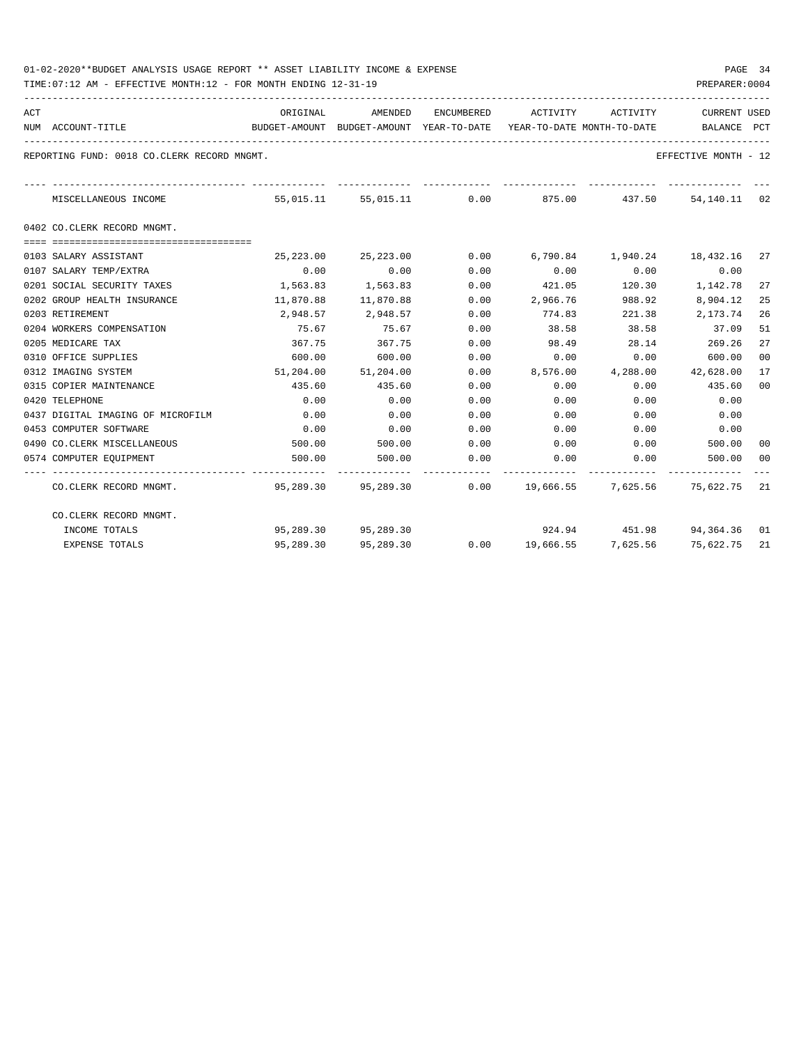01-02-2020**BUDGET ANALYSIS USAGE REPORT ** ASSET LIABILITY INCOME & EXPENSE

TIME:07:12 AM - EFFECTIVE MONTH:12 - FOR MONTH ENDING 12-31-19

PREPARER:0004

REPORTING FUND: 0018 CO.CLERK RECORD MNGMT.

EFFECTIVE MONTH - 12

| ACT NUM | ACCOUNT-TITLE | ORIGINAL BUDGET-AMOUNT | AMENDED BUDGET-AMOUNT | ENCUMBERED YEAR-TO-DATE | ACTIVITY YEAR-TO-DATE | ACTIVITY MONTH-TO-DATE | CURRENT BALANCE | USED PCT |
|---|---|---|---|---|---|---|---|---|
| | MISCELLANEOUS INCOME | 55,015.11 | 55,015.11 | 0.00 | 875.00 | 437.50 | 54,140.11 | 02 |
| | 0402 CO.CLERK RECORD MNGMT. | | | | | | | |
| 0103 | SALARY ASSISTANT | 25,223.00 | 25,223.00 | 0.00 | 6,790.84 | 1,940.24 | 18,432.16 | 27 |
| 0107 | SALARY TEMP/EXTRA | 0.00 | 0.00 | 0.00 | 0.00 | 0.00 | 0.00 | |
| 0201 | SOCIAL SECURITY TAXES | 1,563.83 | 1,563.83 | 0.00 | 421.05 | 120.30 | 1,142.78 | 27 |
| 0202 | GROUP HEALTH INSURANCE | 11,870.88 | 11,870.88 | 0.00 | 2,966.76 | 988.92 | 8,904.12 | 25 |
| 0203 | RETIREMENT | 2,948.57 | 2,948.57 | 0.00 | 774.83 | 221.38 | 2,173.74 | 26 |
| 0204 | WORKERS COMPENSATION | 75.67 | 75.67 | 0.00 | 38.58 | 38.58 | 37.09 | 51 |
| 0205 | MEDICARE TAX | 367.75 | 367.75 | 0.00 | 98.49 | 28.14 | 269.26 | 27 |
| 0310 | OFFICE SUPPLIES | 600.00 | 600.00 | 0.00 | 0.00 | 0.00 | 600.00 | 00 |
| 0312 | IMAGING SYSTEM | 51,204.00 | 51,204.00 | 0.00 | 8,576.00 | 4,288.00 | 42,628.00 | 17 |
| 0315 | COPIER MAINTENANCE | 435.60 | 435.60 | 0.00 | 0.00 | 0.00 | 435.60 | 00 |
| 0420 | TELEPHONE | 0.00 | 0.00 | 0.00 | 0.00 | 0.00 | 0.00 | |
| 0437 | DIGITAL IMAGING OF MICROFILM | 0.00 | 0.00 | 0.00 | 0.00 | 0.00 | 0.00 | |
| 0453 | COMPUTER SOFTWARE | 0.00 | 0.00 | 0.00 | 0.00 | 0.00 | 0.00 | |
| 0490 | CO.CLERK MISCELLANEOUS | 500.00 | 500.00 | 0.00 | 0.00 | 0.00 | 500.00 | 00 |
| 0574 | COMPUTER EQUIPMENT | 500.00 | 500.00 | 0.00 | 0.00 | 0.00 | 500.00 | 00 |
| | CO.CLERK RECORD MNGMT. | 95,289.30 | 95,289.30 | 0.00 | 19,666.55 | 7,625.56 | 75,622.75 | 21 |
| | CO.CLERK RECORD MNGMT. | | | | | | | |
| | INCOME TOTALS | 95,289.30 | 95,289.30 | | 924.94 | 451.98 | 94,364.36 | 01 |
| | EXPENSE TOTALS | 95,289.30 | 95,289.30 | 0.00 | 19,666.55 | 7,625.56 | 75,622.75 | 21 |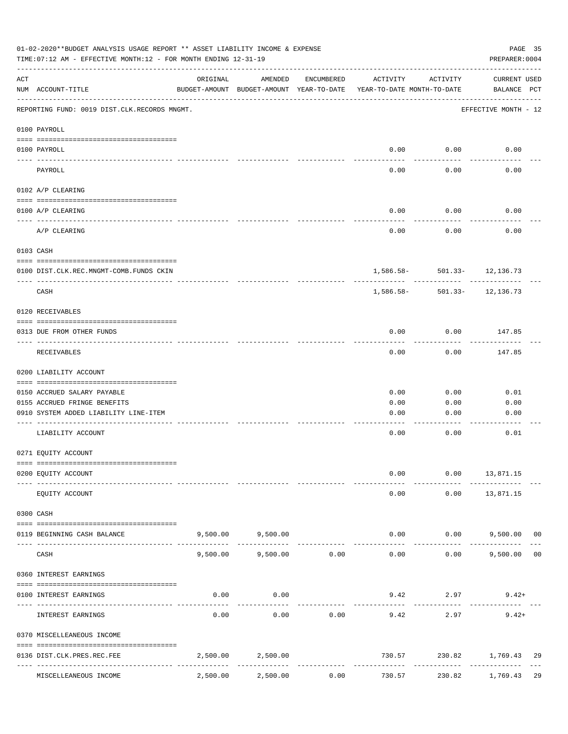01-02-2020**BUDGET ANALYSIS USAGE REPORT ** ASSET LIABILITY INCOME & EXPENSE

TIME:07:12 AM - EFFECTIVE MONTH:12 - FOR MONTH ENDING 12-31-19

PREPARER:0004

| ACT NUM | ACCOUNT-TITLE | ORIGINAL BUDGET-AMOUNT | AMENDED BUDGET-AMOUNT | ENCUMBERED YEAR-TO-DATE | ACTIVITY YEAR-TO-DATE | ACTIVITY MONTH-TO-DATE | CURRENT USED BALANCE | PCT |
|---|---|---|---|---|---|---|---|---|
| | REPORTING FUND: 0019 DIST.CLK.RECORDS MNGMT. | | | | | | EFFECTIVE MONTH - 12 | |
| | 0100 PAYROLL | | | | | | | |
| 0100 | PAYROLL | | | | 0.00 | 0.00 | 0.00 | |
| | PAYROLL | | | | 0.00 | 0.00 | 0.00 | |
| | 0102 A/P CLEARING | | | | | | | |
| 0100 | A/P CLEARING | | | | 0.00 | 0.00 | 0.00 | |
| | A/P CLEARING | | | | 0.00 | 0.00 | 0.00 | |
| | 0103 CASH | | | | | | | |
| 0100 | DIST.CLK.REC.MNGMT-COMB.FUNDS CKIN | | | | 1,586.58- | 501.33- | 12,136.73 | |
| | CASH | | | | 1,586.58- | 501.33- | 12,136.73 | |
| | 0120 RECEIVABLES | | | | | | | |
| 0313 | DUE FROM OTHER FUNDS | | | | 0.00 | 0.00 | 147.85 | |
| | RECEIVABLES | | | | 0.00 | 0.00 | 147.85 | |
| | 0200 LIABILITY ACCOUNT | | | | | | | |
| 0150 | ACCRUED SALARY PAYABLE | | | | 0.00 | 0.00 | 0.01 | |
| 0155 | ACCRUED FRINGE BENEFITS | | | | 0.00 | 0.00 | 0.00 | |
| 0910 | SYSTEM ADDED LIABILITY LINE-ITEM | | | | 0.00 | 0.00 | 0.00 | |
| | LIABILITY ACCOUNT | | | | 0.00 | 0.00 | 0.01 | |
| | 0271 EQUITY ACCOUNT | | | | | | | |
| 0200 | EQUITY ACCOUNT | | | | 0.00 | 0.00 | 13,871.15 | |
| | EQUITY ACCOUNT | | | | 0.00 | 0.00 | 13,871.15 | |
| | 0300 CASH | | | | | | | |
| 0119 | BEGINNING CASH BALANCE | 9,500.00 | 9,500.00 | | 0.00 | 0.00 | 9,500.00 | 00 |
| | CASH | 9,500.00 | 9,500.00 | 0.00 | 0.00 | 0.00 | 9,500.00 | 00 |
| | 0360 INTEREST EARNINGS | | | | | | | |
| 0100 | INTEREST EARNINGS | 0.00 | 0.00 | | 9.42 | 2.97 | 9.42+ | |
| | INTEREST EARNINGS | 0.00 | 0.00 | 0.00 | 9.42 | 2.97 | 9.42+ | |
| | 0370 MISCELLEANEOUS INCOME | | | | | | | |
| 0136 | DIST.CLK.PRES.REC.FEE | 2,500.00 | 2,500.00 | | 730.57 | 230.82 | 1,769.43 | 29 |
| | MISCELLEANEOUS INCOME | 2,500.00 | 2,500.00 | 0.00 | 730.57 | 230.82 | 1,769.43 | 29 |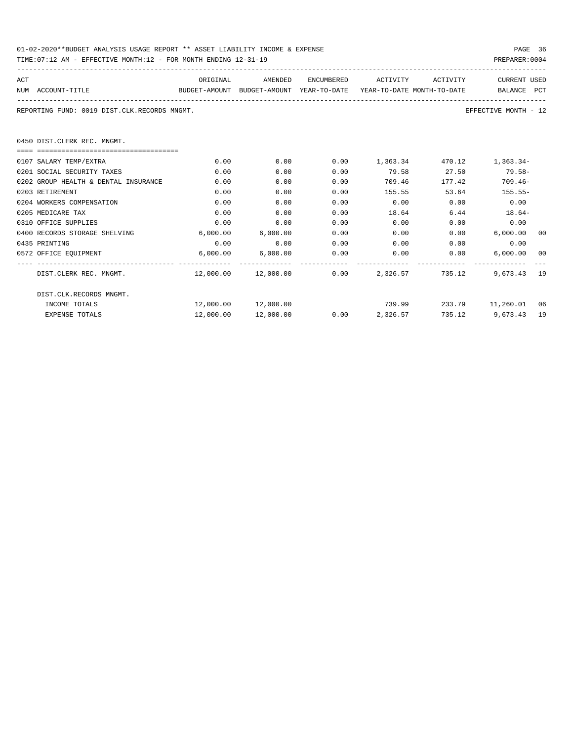01-02-2020**BUDGET ANALYSIS USAGE REPORT ** ASSET LIABILITY INCOME & EXPENSE

TIME:07:12 AM - EFFECTIVE MONTH:12 - FOR MONTH ENDING 12-31-19

REPORTING FUND: 0019 DIST.CLK.RECORDS MNGMT. EFFECTIVE MONTH - 12

## 0450 DIST.CLERK REC. MNGMT.

| ACT NUM | ACCOUNT-TITLE | ORIGINAL BUDGET-AMOUNT | AMENDED BUDGET-AMOUNT | ENCUMBERED YEAR-TO-DATE | ACTIVITY YEAR-TO-DATE | ACTIVITY MONTH-TO-DATE | CURRENT BALANCE | USED PCT |
|---|---|---|---|---|---|---|---|---|
| 0107 | SALARY TEMP/EXTRA | 0.00 | 0.00 | 0.00 | 1,363.34 | 470.12 | 1,363.34- | |
| 0201 | SOCIAL SECURITY TAXES | 0.00 | 0.00 | 0.00 | 79.58 | 27.50 | 79.58- | |
| 0202 | GROUP HEALTH & DENTAL INSURANCE | 0.00 | 0.00 | 0.00 | 709.46 | 177.42 | 709.46- | |
| 0203 | RETIREMENT | 0.00 | 0.00 | 0.00 | 155.55 | 53.64 | 155.55- | |
| 0204 | WORKERS COMPENSATION | 0.00 | 0.00 | 0.00 | 0.00 | 0.00 | 0.00 | |
| 0205 | MEDICARE TAX | 0.00 | 0.00 | 0.00 | 18.64 | 6.44 | 18.64- | |
| 0310 | OFFICE SUPPLIES | 0.00 | 0.00 | 0.00 | 0.00 | 0.00 | 0.00 | |
| 0400 | RECORDS STORAGE SHELVING | 6,000.00 | 6,000.00 | 0.00 | 0.00 | 0.00 | 6,000.00 | 00 |
| 0435 | PRINTING | 0.00 | 0.00 | 0.00 | 0.00 | 0.00 | 0.00 | |
| 0572 | OFFICE EQUIPMENT | 6,000.00 | 6,000.00 | 0.00 | 0.00 | 0.00 | 6,000.00 | 00 |
| | DIST.CLERK REC. MNGMT. | 12,000.00 | 12,000.00 | 0.00 | 2,326.57 | 735.12 | 9,673.43 | 19 |
| | DIST.CLK.RECORDS MNGMT. | | | | | | | |
| | INCOME TOTALS | 12,000.00 | 12,000.00 | | 739.99 | 233.79 | 11,260.01 | 06 |
| | EXPENSE TOTALS | 12,000.00 | 12,000.00 | 0.00 | 2,326.57 | 735.12 | 9,673.43 | 19 |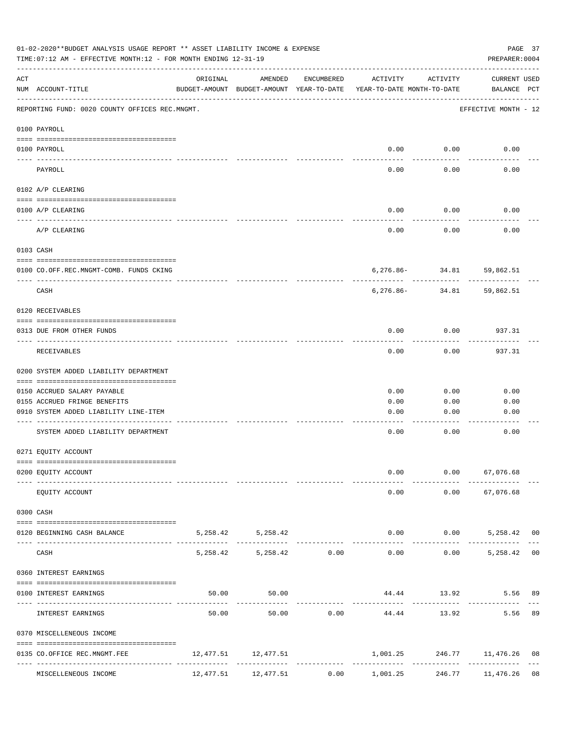01-02-2020**BUDGET ANALYSIS USAGE REPORT ** ASSET LIABILITY INCOME & EXPENSE

TIME:07:12 AM - EFFECTIVE MONTH:12 - FOR MONTH ENDING 12-31-19

PREPARER:0004

| ACT NUM | ACCOUNT-TITLE | ORIGINAL BUDGET-AMOUNT | AMENDED BUDGET-AMOUNT | ENCUMBERED YEAR-TO-DATE | ACTIVITY YEAR-TO-DATE | ACTIVITY MONTH-TO-DATE | CURRENT BALANCE | USED PCT |
|---|---|---|---|---|---|---|---|---|
| | REPORTING FUND: 0020 COUNTY OFFICES REC.MNGMT. | | | | | | EFFECTIVE MONTH - 12 | |
| | **0100 PAYROLL** | | | | | | | |
| 0100 | PAYROLL | | | | 0.00 | 0.00 | 0.00 | |
| | PAYROLL | | | | 0.00 | 0.00 | 0.00 | |
| | **0102 A/P CLEARING** | | | | | | | |
| 0100 | A/P CLEARING | | | | 0.00 | 0.00 | 0.00 | |
| | A/P CLEARING | | | | 0.00 | 0.00 | 0.00 | |
| | **0103 CASH** | | | | | | | |
| 0100 | CO.OFF.REC.MNGMT-COMB. FUNDS CKING | | | | 6,276.86- | 34.81 | 59,862.51 | |
| | CASH | | | | 6,276.86- | 34.81 | 59,862.51 | |
| | **0120 RECEIVABLES** | | | | | | | |
| 0313 | DUE FROM OTHER FUNDS | | | | 0.00 | 0.00 | 937.31 | |
| | RECEIVABLES | | | | 0.00 | 0.00 | 937.31 | |
| | **0200 SYSTEM ADDED LIABILITY DEPARTMENT** | | | | | | | |
| 0150 | ACCRUED SALARY PAYABLE | | | | 0.00 | 0.00 | 0.00 | |
| 0155 | ACCRUED FRINGE BENEFITS | | | | 0.00 | 0.00 | 0.00 | |
| 0910 | SYSTEM ADDED LIABILITY LINE-ITEM | | | | 0.00 | 0.00 | 0.00 | |
| | SYSTEM ADDED LIABILITY DEPARTMENT | | | | 0.00 | 0.00 | 0.00 | |
| | **0271 EQUITY ACCOUNT** | | | | | | | |
| 0200 | EQUITY ACCOUNT | | | | 0.00 | 0.00 | 67,076.68 | |
| | EQUITY ACCOUNT | | | | 0.00 | 0.00 | 67,076.68 | |
| | **0300 CASH** | | | | | | | |
| 0120 | BEGINNING CASH BALANCE | 5,258.42 | 5,258.42 | | 0.00 | 0.00 | 5,258.42 | 00 |
| | CASH | 5,258.42 | 5,258.42 | 0.00 | 0.00 | 0.00 | 5,258.42 | 00 |
| | **0360 INTEREST EARNINGS** | | | | | | | |
| 0100 | INTEREST EARNINGS | 50.00 | 50.00 | | 44.44 | 13.92 | 5.56 | 89 |
| | INTEREST EARNINGS | 50.00 | 50.00 | 0.00 | 44.44 | 13.92 | 5.56 | 89 |
| | **0370 MISCELLENEOUS INCOME** | | | | | | | |
| 0135 | CO.OFFICE REC.MNGMT.FEE | 12,477.51 | 12,477.51 | | 1,001.25 | 246.77 | 11,476.26 | 08 |
| | MISCELLENEOUS INCOME | 12,477.51 | 12,477.51 | 0.00 | 1,001.25 | 246.77 | 11,476.26 | 08 |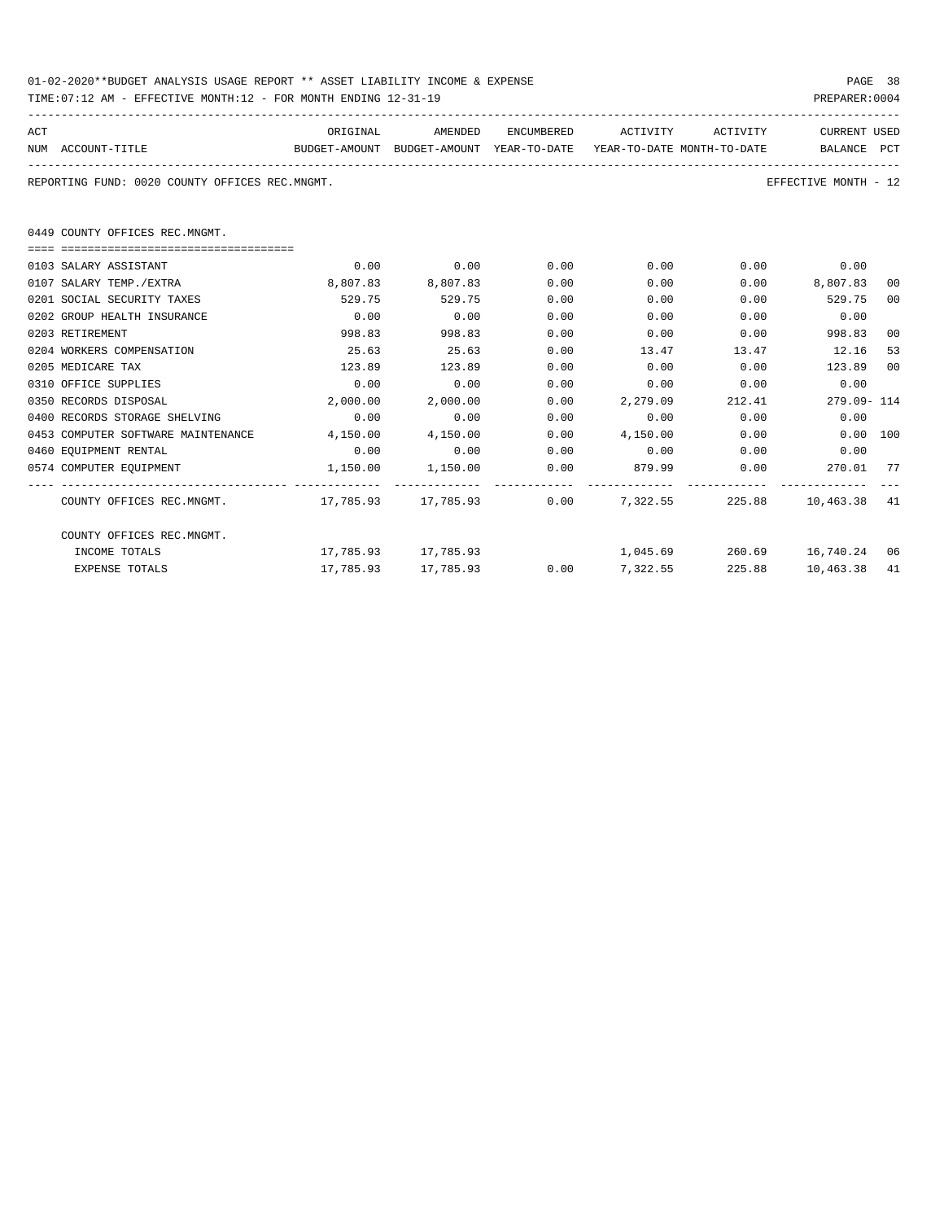01-02-2020**BUDGET ANALYSIS USAGE REPORT ** ASSET LIABILITY INCOME & EXPENSE

TIME:07:12 AM - EFFECTIVE MONTH:12 - FOR MONTH ENDING 12-31-19

PREPARER:0004

REPORTING FUND: 0020 COUNTY OFFICES REC.MNGMT.

EFFECTIVE MONTH - 12

0449 COUNTY OFFICES REC.MNGMT.

| ACT NUM | ACCOUNT-TITLE | ORIGINAL BUDGET-AMOUNT | AMENDED BUDGET-AMOUNT | ENCUMBERED YEAR-TO-DATE | ACTIVITY YEAR-TO-DATE | ACTIVITY MONTH-TO-DATE | CURRENT BALANCE | USED PCT |
|---|---|---|---|---|---|---|---|---|
| 0103 | SALARY ASSISTANT | 0.00 | 0.00 | 0.00 | 0.00 | 0.00 | 0.00 | |
| 0107 | SALARY TEMP./EXTRA | 8,807.83 | 8,807.83 | 0.00 | 0.00 | 0.00 | 8,807.83 | 00 |
| 0201 | SOCIAL SECURITY TAXES | 529.75 | 529.75 | 0.00 | 0.00 | 0.00 | 529.75 | 00 |
| 0202 | GROUP HEALTH INSURANCE | 0.00 | 0.00 | 0.00 | 0.00 | 0.00 | 0.00 | |
| 0203 | RETIREMENT | 998.83 | 998.83 | 0.00 | 0.00 | 0.00 | 998.83 | 00 |
| 0204 | WORKERS COMPENSATION | 25.63 | 25.63 | 0.00 | 13.47 | 13.47 | 12.16 | 53 |
| 0205 | MEDICARE TAX | 123.89 | 123.89 | 0.00 | 0.00 | 0.00 | 123.89 | 00 |
| 0310 | OFFICE SUPPLIES | 0.00 | 0.00 | 0.00 | 0.00 | 0.00 | 0.00 | |
| 0350 | RECORDS DISPOSAL | 2,000.00 | 2,000.00 | 0.00 | 2,279.09 | 212.41 | 279.09- | 114 |
| 0400 | RECORDS STORAGE SHELVING | 0.00 | 0.00 | 0.00 | 0.00 | 0.00 | 0.00 | |
| 0453 | COMPUTER SOFTWARE MAINTENANCE | 4,150.00 | 4,150.00 | 0.00 | 4,150.00 | 0.00 | 0.00 | 100 |
| 0460 | EQUIPMENT RENTAL | 0.00 | 0.00 | 0.00 | 0.00 | 0.00 | 0.00 | |
| 0574 | COMPUTER EQUIPMENT | 1,150.00 | 1,150.00 | 0.00 | 879.99 | 0.00 | 270.01 | 77 |
| | COUNTY OFFICES REC.MNGMT. | 17,785.93 | 17,785.93 | 0.00 | 7,322.55 | 225.88 | 10,463.38 | 41 |
| | COUNTY OFFICES REC.MNGMT. | | | | | | | |
| | INCOME TOTALS | 17,785.93 | 17,785.93 | | 1,045.69 | 260.69 | 16,740.24 | 06 |
| | EXPENSE TOTALS | 17,785.93 | 17,785.93 | 0.00 | 7,322.55 | 225.88 | 10,463.38 | 41 |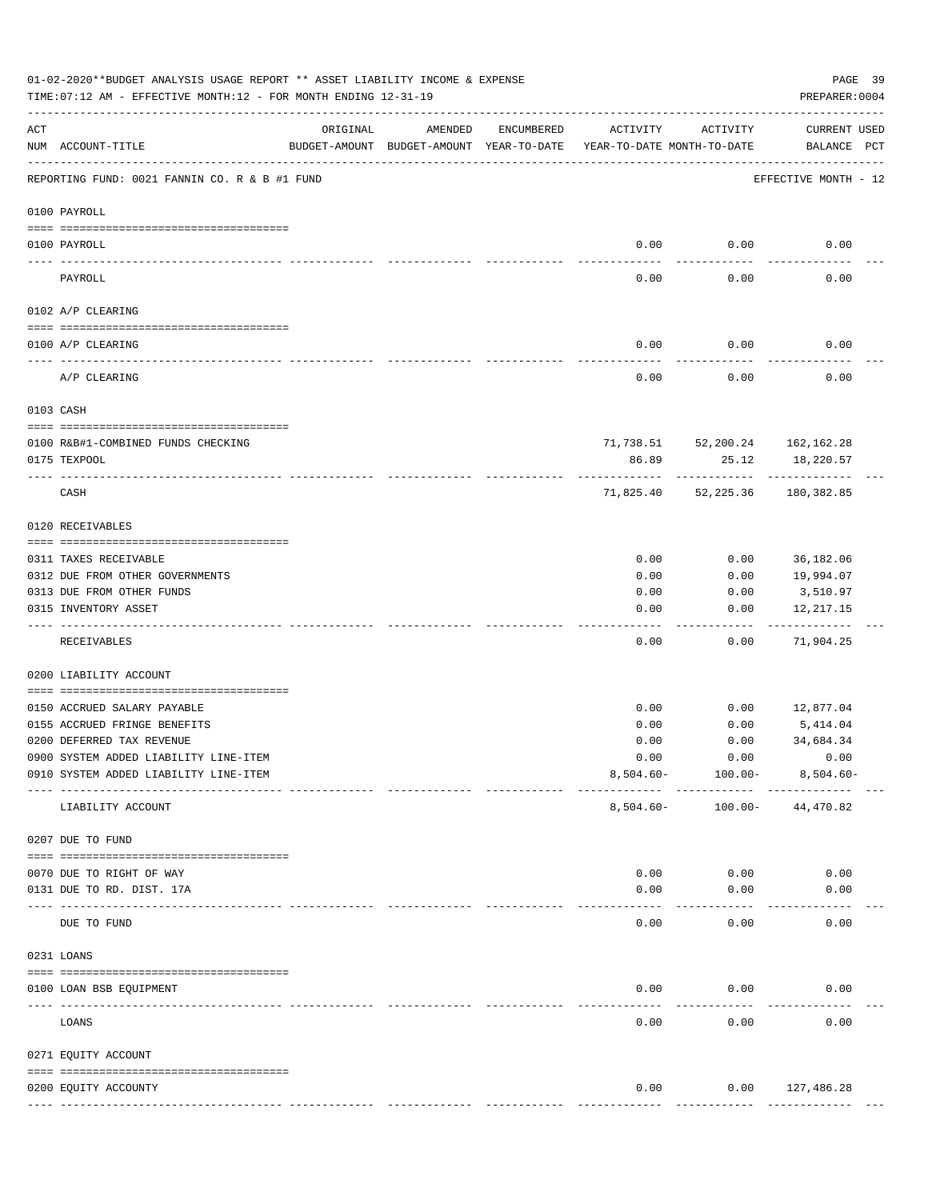01-02-2020**BUDGET ANALYSIS USAGE REPORT ** ASSET LIABILITY INCOME & EXPENSE

TIME:07:12 AM - EFFECTIVE MONTH:12 - FOR MONTH ENDING 12-31-19

PREPARER:0004

| ACT NUM | ACCOUNT-TITLE | ORIGINAL BUDGET-AMOUNT | AMENDED BUDGET-AMOUNT | ENCUMBERED YEAR-TO-DATE | ACTIVITY YEAR-TO-DATE | ACTIVITY MONTH-TO-DATE | CURRENT BALANCE | USED PCT |
|---|---|---|---|---|---|---|---|---|
| | REPORTING FUND: 0021 FANNIN CO. R & B #1 FUND | | | | | | EFFECTIVE MONTH - 12 | |
| | 0100 PAYROLL | | | | | | | |
| 0100 | PAYROLL | | | | 0.00 | 0.00 | 0.00 | |
| | PAYROLL | | | | 0.00 | 0.00 | 0.00 | |
| | 0102 A/P CLEARING | | | | | | | |
| 0100 | A/P CLEARING | | | | 0.00 | 0.00 | 0.00 | |
| | A/P CLEARING | | | | 0.00 | 0.00 | 0.00 | |
| | 0103 CASH | | | | | | | |
| 0100 | R&B#1-COMBINED FUNDS CHECKING | | | | 71,738.51 | 52,200.24 | 162,162.28 | |
| 0175 | TEXPOOL | | | | 86.89 | 25.12 | 18,220.57 | |
| | CASH | | | | 71,825.40 | 52,225.36 | 180,382.85 | |
| | 0120 RECEIVABLES | | | | | | | |
| 0311 | TAXES RECEIVABLE | | | | 0.00 | 0.00 | 36,182.06 | |
| 0312 | DUE FROM OTHER GOVERNMENTS | | | | 0.00 | 0.00 | 19,994.07 | |
| 0313 | DUE FROM OTHER FUNDS | | | | 0.00 | 0.00 | 3,510.97 | |
| 0315 | INVENTORY ASSET | | | | 0.00 | 0.00 | 12,217.15 | |
| | RECEIVABLES | | | | 0.00 | 0.00 | 71,904.25 | |
| | 0200 LIABILITY ACCOUNT | | | | | | | |
| 0150 | ACCRUED SALARY PAYABLE | | | | 0.00 | 0.00 | 12,877.04 | |
| 0155 | ACCRUED FRINGE BENEFITS | | | | 0.00 | 0.00 | 5,414.04 | |
| 0200 | DEFERRED TAX REVENUE | | | | 0.00 | 0.00 | 34,684.34 | |
| 0900 | SYSTEM ADDED LIABILITY LINE-ITEM | | | | 0.00 | 0.00 | 0.00 | |
| 0910 | SYSTEM ADDED LIABILITY LINE-ITEM | | | | 8,504.60- | 100.00- | 8,504.60- | |
| | LIABILITY ACCOUNT | | | | 8,504.60- | 100.00- | 44,470.82 | |
| | 0207 DUE TO FUND | | | | | | | |
| 0070 | DUE TO RIGHT OF WAY | | | | 0.00 | 0.00 | 0.00 | |
| 0131 | DUE TO RD. DIST. 17A | | | | 0.00 | 0.00 | 0.00 | |
| | DUE TO FUND | | | | 0.00 | 0.00 | 0.00 | |
| | 0231 LOANS | | | | | | | |
| 0100 | LOAN BSB EQUIPMENT | | | | 0.00 | 0.00 | 0.00 | |
| | LOANS | | | | 0.00 | 0.00 | 0.00 | |
| | 0271 EQUITY ACCOUNT | | | | | | | |
| 0200 | EQUITY ACCOUNTY | | | | 0.00 | 0.00 | 127,486.28 | |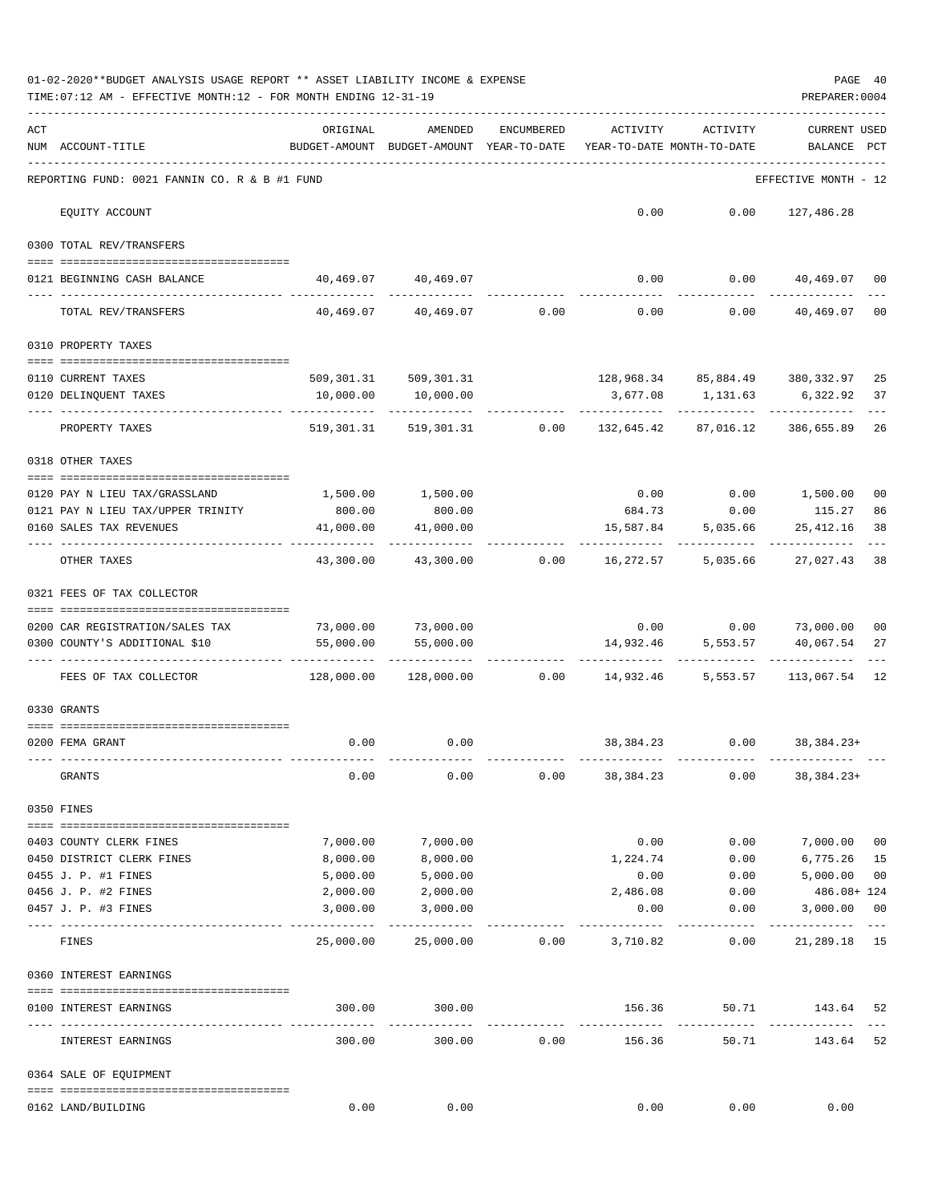01-02-2020**BUDGET ANALYSIS USAGE REPORT ** ASSET LIABILITY INCOME & EXPENSE

TIME:07:12 AM - EFFECTIVE MONTH:12 - FOR MONTH ENDING 12-31-19

PREPARER:0004

| ACT NUM | ACCOUNT-TITLE | ORIGINAL BUDGET-AMOUNT | AMENDED BUDGET-AMOUNT | ENCUMBERED YEAR-TO-DATE | ACTIVITY YEAR-TO-DATE | ACTIVITY MONTH-TO-DATE | CURRENT BALANCE | USED PCT |
|---|---|---|---|---|---|---|---|---|
| | REPORTING FUND: 0021 FANNIN CO. R & B #1 FUND | | | | | | EFFECTIVE MONTH - 12 | |
| | EQUITY ACCOUNT | | | | 0.00 | 0.00 | 127,486.28 | |
| | 0300 TOTAL REV/TRANSFERS | | | | | | | |
| 0121 | BEGINNING CASH BALANCE | 40,469.07 | 40,469.07 | | 0.00 | 0.00 | 40,469.07 | 00 |
| | TOTAL REV/TRANSFERS | 40,469.07 | 40,469.07 | 0.00 | 0.00 | 0.00 | 40,469.07 | 00 |
| | 0310 PROPERTY TAXES | | | | | | | |
| 0110 | CURRENT TAXES | 509,301.31 | 509,301.31 | | 128,968.34 | 85,884.49 | 380,332.97 | 25 |
| 0120 | DELINQUENT TAXES | 10,000.00 | 10,000.00 | | 3,677.08 | 1,131.63 | 6,322.92 | 37 |
| | PROPERTY TAXES | 519,301.31 | 519,301.31 | 0.00 | 132,645.42 | 87,016.12 | 386,655.89 | 26 |
| | 0318 OTHER TAXES | | | | | | | |
| 0120 | PAY N LIEU TAX/GRASSLAND | 1,500.00 | 1,500.00 | | 0.00 | 0.00 | 1,500.00 | 00 |
| 0121 | PAY N LIEU TAX/UPPER TRINITY | 800.00 | 800.00 | | 684.73 | 0.00 | 115.27 | 86 |
| 0160 | SALES TAX REVENUES | 41,000.00 | 41,000.00 | | 15,587.84 | 5,035.66 | 25,412.16 | 38 |
| | OTHER TAXES | 43,300.00 | 43,300.00 | 0.00 | 16,272.57 | 5,035.66 | 27,027.43 | 38 |
| | 0321 FEES OF TAX COLLECTOR | | | | | | | |
| 0200 | CAR REGISTRATION/SALES TAX | 73,000.00 | 73,000.00 | | 0.00 | 0.00 | 73,000.00 | 00 |
| 0300 | COUNTY'S ADDITIONAL $10 | 55,000.00 | 55,000.00 | | 14,932.46 | 5,553.57 | 40,067.54 | 27 |
| | FEES OF TAX COLLECTOR | 128,000.00 | 128,000.00 | 0.00 | 14,932.46 | 5,553.57 | 113,067.54 | 12 |
| | 0330 GRANTS | | | | | | | |
| 0200 | FEMA GRANT | 0.00 | 0.00 | | 38,384.23 | 0.00 | 38,384.23+ | |
| | GRANTS | 0.00 | 0.00 | 0.00 | 38,384.23 | 0.00 | 38,384.23+ | |
| | 0350 FINES | | | | | | | |
| 0403 | COUNTY CLERK FINES | 7,000.00 | 7,000.00 | | 0.00 | 0.00 | 7,000.00 | 00 |
| 0450 | DISTRICT CLERK FINES | 8,000.00 | 8,000.00 | | 1,224.74 | 0.00 | 6,775.26 | 15 |
| 0455 | J. P. #1 FINES | 5,000.00 | 5,000.00 | | 0.00 | 0.00 | 5,000.00 | 00 |
| 0456 | J. P. #2 FINES | 2,000.00 | 2,000.00 | | 2,486.08 | 0.00 | 486.08+ | 124 |
| 0457 | J. P. #3 FINES | 3,000.00 | 3,000.00 | | 0.00 | 0.00 | 3,000.00 | 00 |
| | FINES | 25,000.00 | 25,000.00 | 0.00 | 3,710.82 | 0.00 | 21,289.18 | 15 |
| | 0360 INTEREST EARNINGS | | | | | | | |
| 0100 | INTEREST EARNINGS | 300.00 | 300.00 | | 156.36 | 50.71 | 143.64 | 52 |
| | INTEREST EARNINGS | 300.00 | 300.00 | 0.00 | 156.36 | 50.71 | 143.64 | 52 |
| | 0364 SALE OF EQUIPMENT | | | | | | | |
| 0162 | LAND/BUILDING | 0.00 | 0.00 | | 0.00 | 0.00 | 0.00 | |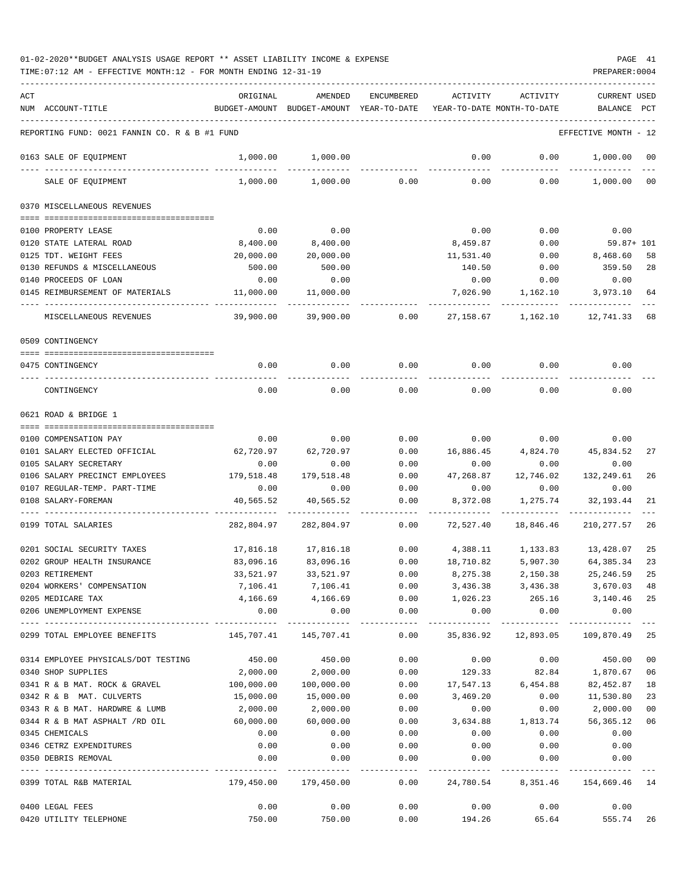01-02-2020**BUDGET ANALYSIS USAGE REPORT ** ASSET LIABILITY INCOME & EXPENSE

TIME:07:12 AM - EFFECTIVE MONTH:12 - FOR MONTH ENDING 12-31-19

REPORTING FUND: 0021 FANNIN CO. R & B #1 FUND — EFFECTIVE MONTH - 12

| ACT NUM | ACCOUNT-TITLE | ORIGINAL BUDGET-AMOUNT | AMENDED BUDGET-AMOUNT | ENCUMBERED YEAR-TO-DATE | ACTIVITY YEAR-TO-DATE | ACTIVITY MONTH-TO-DATE | CURRENT BALANCE | USED PCT |
|---|---|---|---|---|---|---|---|---|
| 0163 | SALE OF EQUIPMENT | 1,000.00 | 1,000.00 | | 0.00 | 0.00 | 1,000.00 | 00 |
| | SALE OF EQUIPMENT | 1,000.00 | 1,000.00 | 0.00 | 0.00 | 0.00 | 1,000.00 | 00 |
| | **0370 MISCELLANEOUS REVENUES** | | | | | | | |
| 0100 | PROPERTY LEASE | 0.00 | 0.00 | | 0.00 | 0.00 | 0.00 | |
| 0120 | STATE LATERAL ROAD | 8,400.00 | 8,400.00 | | 8,459.87 | 0.00 | 59.87+ | 101 |
| 0125 | TDT. WEIGHT FEES | 20,000.00 | 20,000.00 | | 11,531.40 | 0.00 | 8,468.60 | 58 |
| 0130 | REFUNDS & MISCELLANEOUS | 500.00 | 500.00 | | 140.50 | 0.00 | 359.50 | 28 |
| 0140 | PROCEEDS OF LOAN | 0.00 | 0.00 | | 0.00 | 0.00 | 0.00 | |
| 0145 | REIMBURSEMENT OF MATERIALS | 11,000.00 | 11,000.00 | | 7,026.90 | 1,162.10 | 3,973.10 | 64 |
| | MISCELLANEOUS REVENUES | 39,900.00 | 39,900.00 | 0.00 | 27,158.67 | 1,162.10 | 12,741.33 | 68 |
| | **0509 CONTINGENCY** | | | | | | | |
| 0475 | CONTINGENCY | 0.00 | 0.00 | 0.00 | 0.00 | 0.00 | 0.00 | |
| | CONTINGENCY | 0.00 | 0.00 | 0.00 | 0.00 | 0.00 | 0.00 | |
| | **0621 ROAD & BRIDGE 1** | | | | | | | |
| 0100 | COMPENSATION PAY | 0.00 | 0.00 | 0.00 | 0.00 | 0.00 | 0.00 | |
| 0101 | SALARY ELECTED OFFICIAL | 62,720.97 | 62,720.97 | 0.00 | 16,886.45 | 4,824.70 | 45,834.52 | 27 |
| 0105 | SALARY SECRETARY | 0.00 | 0.00 | 0.00 | 0.00 | 0.00 | 0.00 | |
| 0106 | SALARY PRECINCT EMPLOYEES | 179,518.48 | 179,518.48 | 0.00 | 47,268.87 | 12,746.02 | 132,249.61 | 26 |
| 0107 | REGULAR-TEMP. PART-TIME | 0.00 | 0.00 | 0.00 | 0.00 | 0.00 | 0.00 | |
| 0108 | SALARY-FOREMAN | 40,565.52 | 40,565.52 | 0.00 | 8,372.08 | 1,275.74 | 32,193.44 | 21 |
| 0199 | TOTAL SALARIES | 282,804.97 | 282,804.97 | 0.00 | 72,527.40 | 18,846.46 | 210,277.57 | 26 |
| 0201 | SOCIAL SECURITY TAXES | 17,816.18 | 17,816.18 | 0.00 | 4,388.11 | 1,133.83 | 13,428.07 | 25 |
| 0202 | GROUP HEALTH INSURANCE | 83,096.16 | 83,096.16 | 0.00 | 18,710.82 | 5,907.30 | 64,385.34 | 23 |
| 0203 | RETIREMENT | 33,521.97 | 33,521.97 | 0.00 | 8,275.38 | 2,150.38 | 25,246.59 | 25 |
| 0204 | WORKERS' COMPENSATION | 7,106.41 | 7,106.41 | 0.00 | 3,436.38 | 3,436.38 | 3,670.03 | 48 |
| 0205 | MEDICARE TAX | 4,166.69 | 4,166.69 | 0.00 | 1,026.23 | 265.16 | 3,140.46 | 25 |
| 0206 | UNEMPLOYMENT EXPENSE | 0.00 | 0.00 | 0.00 | 0.00 | 0.00 | 0.00 | |
| 0299 | TOTAL EMPLOYEE BENEFITS | 145,707.41 | 145,707.41 | 0.00 | 35,836.92 | 12,893.05 | 109,870.49 | 25 |
| 0314 | EMPLOYEE PHYSICALS/DOT TESTING | 450.00 | 450.00 | 0.00 | 0.00 | 0.00 | 450.00 | 00 |
| 0340 | SHOP SUPPLIES | 2,000.00 | 2,000.00 | 0.00 | 129.33 | 82.84 | 1,870.67 | 06 |
| 0341 | R & B MAT. ROCK & GRAVEL | 100,000.00 | 100,000.00 | 0.00 | 17,547.13 | 6,454.88 | 82,452.87 | 18 |
| 0342 | R & B MAT. CULVERTS | 15,000.00 | 15,000.00 | 0.00 | 3,469.20 | 0.00 | 11,530.80 | 23 |
| 0343 | R & B MAT. HARDWRE & LUMB | 2,000.00 | 2,000.00 | 0.00 | 0.00 | 0.00 | 2,000.00 | 00 |
| 0344 | R & B MAT ASPHALT /RD OIL | 60,000.00 | 60,000.00 | 0.00 | 3,634.88 | 1,813.74 | 56,365.12 | 06 |
| 0345 | CHEMICALS | 0.00 | 0.00 | 0.00 | 0.00 | 0.00 | 0.00 | |
| 0346 | CETRZ EXPENDITURES | 0.00 | 0.00 | 0.00 | 0.00 | 0.00 | 0.00 | |
| 0350 | DEBRIS REMOVAL | 0.00 | 0.00 | 0.00 | 0.00 | 0.00 | 0.00 | |
| 0399 | TOTAL R&B MATERIAL | 179,450.00 | 179,450.00 | 0.00 | 24,780.54 | 8,351.46 | 154,669.46 | 14 |
| 0400 | LEGAL FEES | 0.00 | 0.00 | 0.00 | 0.00 | 0.00 | 0.00 | |
| 0420 | UTILITY TELEPHONE | 750.00 | 750.00 | 0.00 | 194.26 | 65.64 | 555.74 | 26 |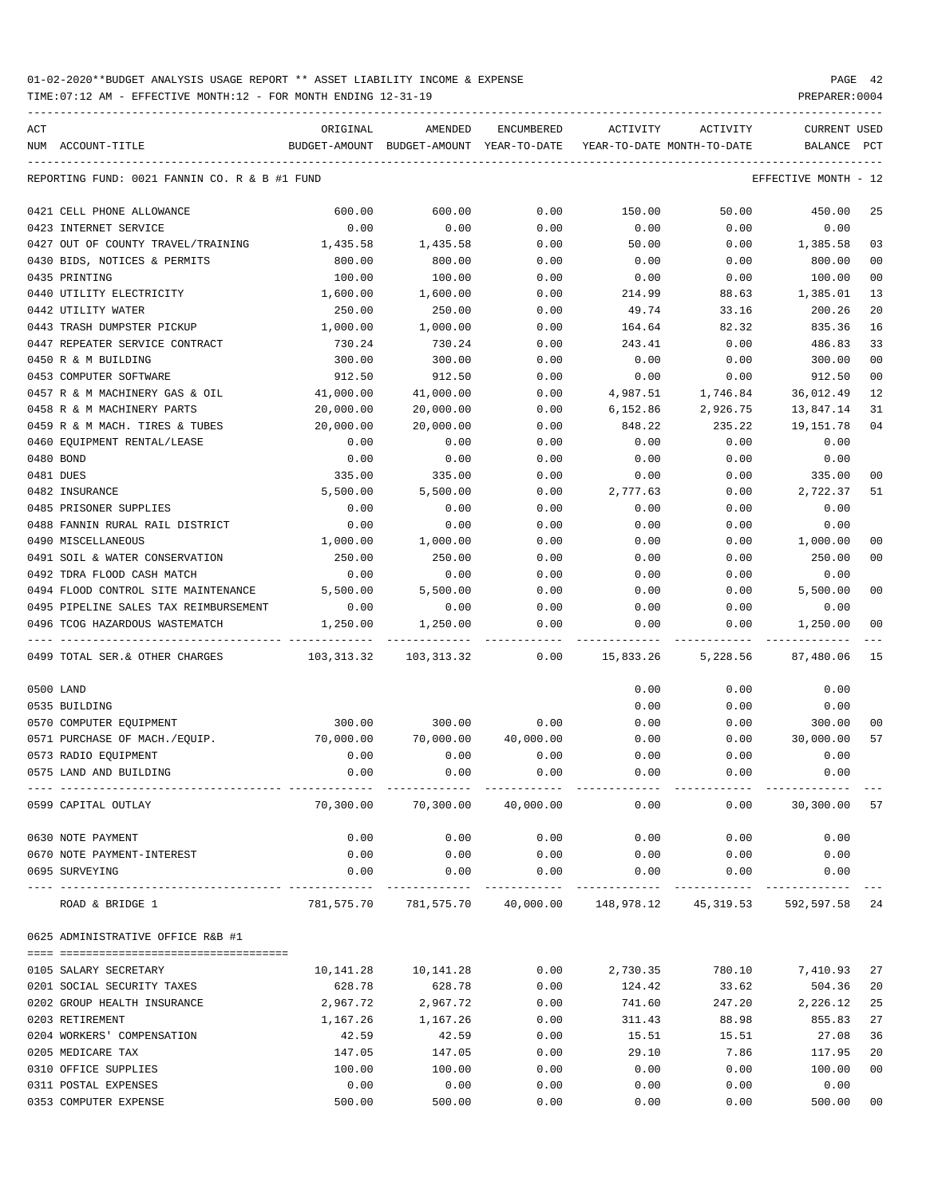01-02-2020**BUDGET ANALYSIS USAGE REPORT ** ASSET LIABILITY INCOME & EXPENSE

TIME:07:12 AM - EFFECTIVE MONTH:12 - FOR MONTH ENDING 12-31-19

| ACT NUM | ACCOUNT-TITLE | ORIGINAL BUDGET-AMOUNT | AMENDED BUDGET-AMOUNT | ENCUMBERED YEAR-TO-DATE | ACTIVITY YEAR-TO-DATE | ACTIVITY MONTH-TO-DATE | CURRENT USED BALANCE | PCT |
|---|---|---|---|---|---|---|---|---|
| | REPORTING FUND: 0021 FANNIN CO. R & B #1 FUND | | | | | | EFFECTIVE MONTH - 12 | |
| 0421 | CELL PHONE ALLOWANCE | 600.00 | 600.00 | 0.00 | 150.00 | 50.00 | 450.00 | 25 |
| 0423 | INTERNET SERVICE | 0.00 | 0.00 | 0.00 | 0.00 | 0.00 | 0.00 | |
| 0427 | OUT OF COUNTY TRAVEL/TRAINING | 1,435.58 | 1,435.58 | 0.00 | 50.00 | 0.00 | 1,385.58 | 03 |
| 0430 | BIDS, NOTICES & PERMITS | 800.00 | 800.00 | 0.00 | 0.00 | 0.00 | 800.00 | 00 |
| 0435 | PRINTING | 100.00 | 100.00 | 0.00 | 0.00 | 0.00 | 100.00 | 00 |
| 0440 | UTILITY ELECTRICITY | 1,600.00 | 1,600.00 | 0.00 | 214.99 | 88.63 | 1,385.01 | 13 |
| 0442 | UTILITY WATER | 250.00 | 250.00 | 0.00 | 49.74 | 33.16 | 200.26 | 20 |
| 0443 | TRASH DUMPSTER PICKUP | 1,000.00 | 1,000.00 | 0.00 | 164.64 | 82.32 | 835.36 | 16 |
| 0447 | REPEATER SERVICE CONTRACT | 730.24 | 730.24 | 0.00 | 243.41 | 0.00 | 486.83 | 33 |
| 0450 | R & M BUILDING | 300.00 | 300.00 | 0.00 | 0.00 | 0.00 | 300.00 | 00 |
| 0453 | COMPUTER SOFTWARE | 912.50 | 912.50 | 0.00 | 0.00 | 0.00 | 912.50 | 00 |
| 0457 | R & M MACHINERY GAS & OIL | 41,000.00 | 41,000.00 | 0.00 | 4,987.51 | 1,746.84 | 36,012.49 | 12 |
| 0458 | R & M MACHINERY PARTS | 20,000.00 | 20,000.00 | 0.00 | 6,152.86 | 2,926.75 | 13,847.14 | 31 |
| 0459 | R & M MACH. TIRES & TUBES | 20,000.00 | 20,000.00 | 0.00 | 848.22 | 235.22 | 19,151.78 | 04 |
| 0460 | EQUIPMENT RENTAL/LEASE | 0.00 | 0.00 | 0.00 | 0.00 | 0.00 | 0.00 | |
| 0480 | BOND | 0.00 | 0.00 | 0.00 | 0.00 | 0.00 | 0.00 | |
| 0481 | DUES | 335.00 | 335.00 | 0.00 | 0.00 | 0.00 | 335.00 | 00 |
| 0482 | INSURANCE | 5,500.00 | 5,500.00 | 0.00 | 2,777.63 | 0.00 | 2,722.37 | 51 |
| 0485 | PRISONER SUPPLIES | 0.00 | 0.00 | 0.00 | 0.00 | 0.00 | 0.00 | |
| 0488 | FANNIN RURAL RAIL DISTRICT | 0.00 | 0.00 | 0.00 | 0.00 | 0.00 | 0.00 | |
| 0490 | MISCELLANEOUS | 1,000.00 | 1,000.00 | 0.00 | 0.00 | 0.00 | 1,000.00 | 00 |
| 0491 | SOIL & WATER CONSERVATION | 250.00 | 250.00 | 0.00 | 0.00 | 0.00 | 250.00 | 00 |
| 0492 | TDRA FLOOD CASH MATCH | 0.00 | 0.00 | 0.00 | 0.00 | 0.00 | 0.00 | |
| 0494 | FLOOD CONTROL SITE MAINTENANCE | 5,500.00 | 5,500.00 | 0.00 | 0.00 | 0.00 | 5,500.00 | 00 |
| 0495 | PIPELINE SALES TAX REIMBURSEMENT | 0.00 | 0.00 | 0.00 | 0.00 | 0.00 | 0.00 | |
| 0496 | TCOG HAZARDOUS WASTEMATCH | 1,250.00 | 1,250.00 | 0.00 | 0.00 | 0.00 | 1,250.00 | 00 |
| 0499 | TOTAL SER.& OTHER CHARGES | 103,313.32 | 103,313.32 | 0.00 | 15,833.26 | 5,228.56 | 87,480.06 | 15 |
| 0500 | LAND | | | | 0.00 | 0.00 | 0.00 | |
| 0535 | BUILDING | | | | 0.00 | 0.00 | 0.00 | |
| 0570 | COMPUTER EQUIPMENT | 300.00 | 300.00 | 0.00 | 0.00 | 0.00 | 300.00 | 00 |
| 0571 | PURCHASE OF MACH./EQUIP. | 70,000.00 | 70,000.00 | 40,000.00 | 0.00 | 0.00 | 30,000.00 | 57 |
| 0573 | RADIO EQUIPMENT | 0.00 | 0.00 | 0.00 | 0.00 | 0.00 | 0.00 | |
| 0575 | LAND AND BUILDING | 0.00 | 0.00 | 0.00 | 0.00 | 0.00 | 0.00 | |
| 0599 | CAPITAL OUTLAY | 70,300.00 | 70,300.00 | 40,000.00 | 0.00 | 0.00 | 30,300.00 | 57 |
| 0630 | NOTE PAYMENT | 0.00 | 0.00 | 0.00 | 0.00 | 0.00 | 0.00 | |
| 0670 | NOTE PAYMENT-INTEREST | 0.00 | 0.00 | 0.00 | 0.00 | 0.00 | 0.00 | |
| 0695 | SURVEYING | 0.00 | 0.00 | 0.00 | 0.00 | 0.00 | 0.00 | |
| | ROAD & BRIDGE 1 | 781,575.70 | 781,575.70 | 40,000.00 | 148,978.12 | 45,319.53 | 592,597.58 | 24 |
| | 0625 ADMINISTRATIVE OFFICE R&B #1 | | | | | | | |
| 0105 | SALARY SECRETARY | 10,141.28 | 10,141.28 | 0.00 | 2,730.35 | 780.10 | 7,410.93 | 27 |
| 0201 | SOCIAL SECURITY TAXES | 628.78 | 628.78 | 0.00 | 124.42 | 33.62 | 504.36 | 20 |
| 0202 | GROUP HEALTH INSURANCE | 2,967.72 | 2,967.72 | 0.00 | 741.60 | 247.20 | 2,226.12 | 25 |
| 0203 | RETIREMENT | 1,167.26 | 1,167.26 | 0.00 | 311.43 | 88.98 | 855.83 | 27 |
| 0204 | WORKERS' COMPENSATION | 42.59 | 42.59 | 0.00 | 15.51 | 15.51 | 27.08 | 36 |
| 0205 | MEDICARE TAX | 147.05 | 147.05 | 0.00 | 29.10 | 7.86 | 117.95 | 20 |
| 0310 | OFFICE SUPPLIES | 100.00 | 100.00 | 0.00 | 0.00 | 0.00 | 100.00 | 00 |
| 0311 | POSTAL EXPENSES | 0.00 | 0.00 | 0.00 | 0.00 | 0.00 | 0.00 | |
| 0353 | COMPUTER EXPENSE | 500.00 | 500.00 | 0.00 | 0.00 | 0.00 | 500.00 | 00 |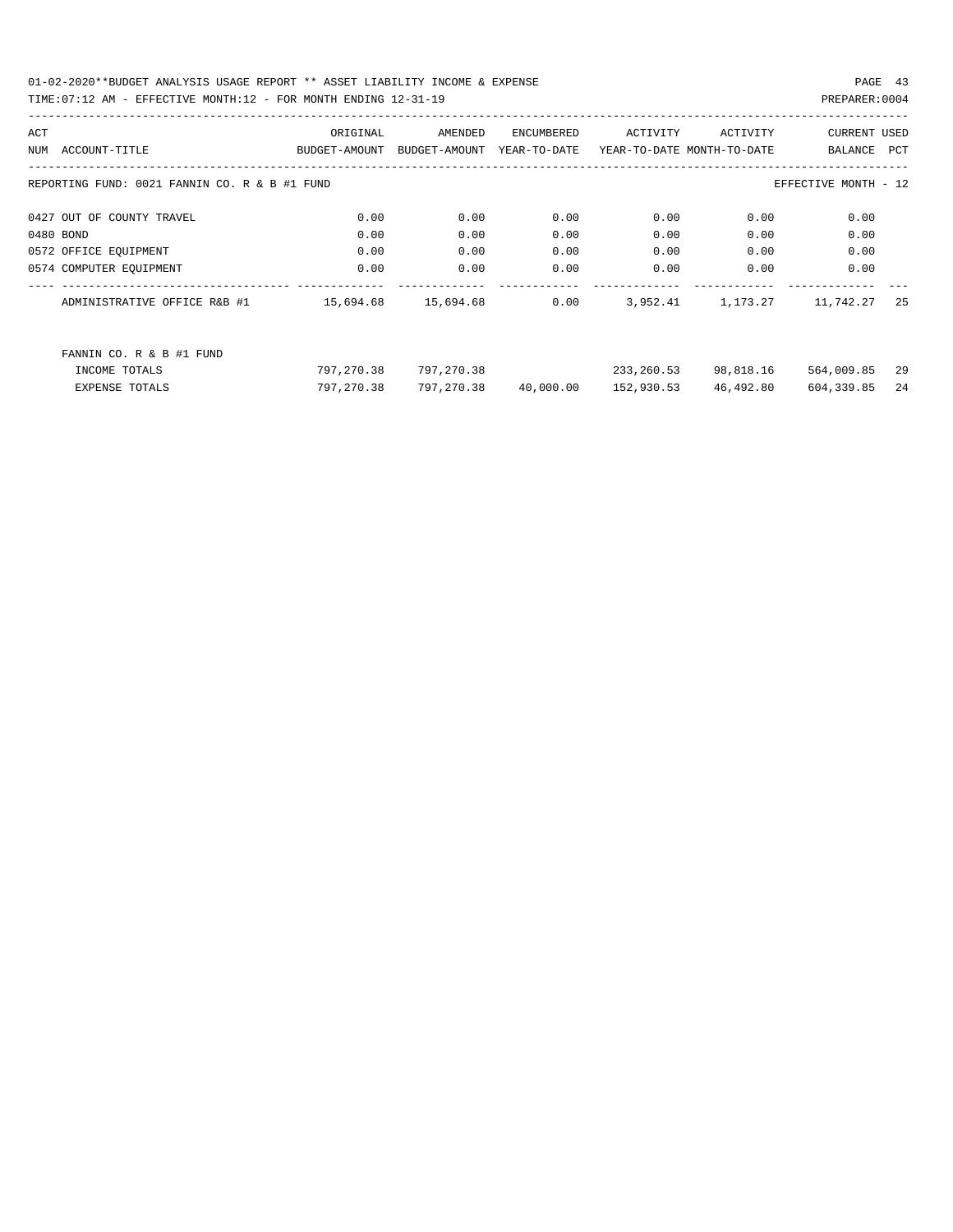01-02-2020**BUDGET ANALYSIS USAGE REPORT ** ASSET LIABILITY INCOME & EXPENSE

TIME:07:12 AM - EFFECTIVE MONTH:12 - FOR MONTH ENDING 12-31-19

PREPARER:0004

| ACT NUM | ACCOUNT-TITLE | ORIGINAL BUDGET-AMOUNT | AMENDED BUDGET-AMOUNT | ENCUMBERED YEAR-TO-DATE | ACTIVITY YEAR-TO-DATE | ACTIVITY MONTH-TO-DATE | CURRENT BALANCE | USED PCT |
|---|---|---|---|---|---|---|---|---|
| | REPORTING FUND: 0021 FANNIN CO. R & B #1 FUND | | | | | | EFFECTIVE MONTH - 12 | |
| 0427 | OUT OF COUNTY TRAVEL | 0.00 | 0.00 | 0.00 | 0.00 | 0.00 | 0.00 | |
| 0480 | BOND | 0.00 | 0.00 | 0.00 | 0.00 | 0.00 | 0.00 | |
| 0572 | OFFICE EQUIPMENT | 0.00 | 0.00 | 0.00 | 0.00 | 0.00 | 0.00 | |
| 0574 | COMPUTER EQUIPMENT | 0.00 | 0.00 | 0.00 | 0.00 | 0.00 | 0.00 | |
| | ADMINISTRATIVE OFFICE R&B #1 | 15,694.68 | 15,694.68 | 0.00 | 3,952.41 | 1,173.27 | 11,742.27 | 25 |
| | FANNIN CO. R & B #1 FUND | | | | | | | |
| | INCOME TOTALS | 797,270.38 | 797,270.38 | | 233,260.53 | 98,818.16 | 564,009.85 | 29 |
| | EXPENSE TOTALS | 797,270.38 | 797,270.38 | 40,000.00 | 152,930.53 | 46,492.80 | 604,339.85 | 24 |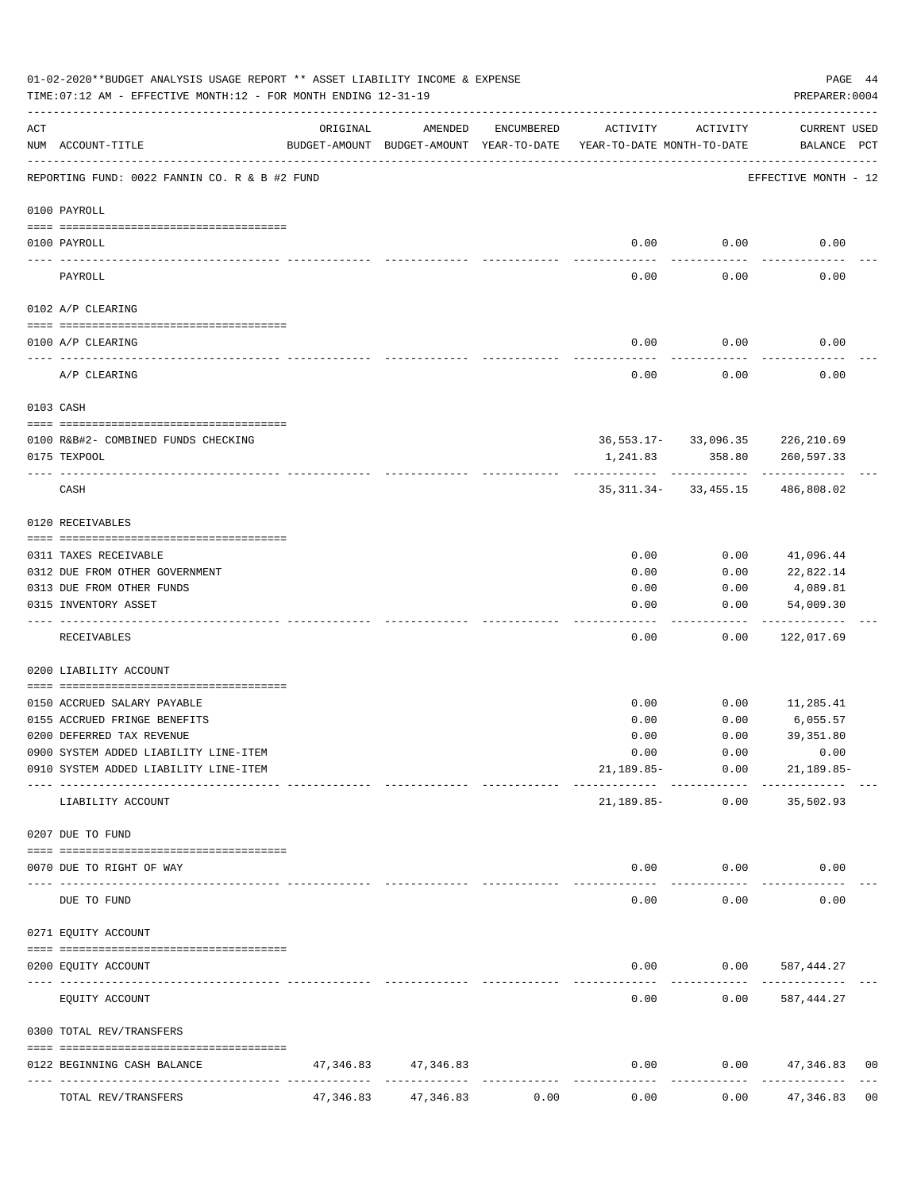01-02-2020**BUDGET ANALYSIS USAGE REPORT ** ASSET LIABILITY INCOME & EXPENSE

TIME:07:12 AM - EFFECTIVE MONTH:12 - FOR MONTH ENDING 12-31-19

PREPARER:0004

| ACT NUM | ACCOUNT-TITLE | ORIGINAL BUDGET-AMOUNT | AMENDED BUDGET-AMOUNT | ENCUMBERED YEAR-TO-DATE | ACTIVITY YEAR-TO-DATE | ACTIVITY MONTH-TO-DATE | CURRENT USED BALANCE | PCT |
|---|---|---|---|---|---|---|---|---|
| | REPORTING FUND: 0022 FANNIN CO. R & B #2 FUND | | | | | | EFFECTIVE MONTH - 12 | |
| | 0100 PAYROLL | | | | | | | |
| 0100 | PAYROLL | | | | 0.00 | 0.00 | 0.00 | |
| | PAYROLL | | | | 0.00 | 0.00 | 0.00 | |
| | 0102 A/P CLEARING | | | | | | | |
| 0100 | A/P CLEARING | | | | 0.00 | 0.00 | 0.00 | |
| | A/P CLEARING | | | | 0.00 | 0.00 | 0.00 | |
| | 0103 CASH | | | | | | | |
| 0100 | R&B#2- COMBINED FUNDS CHECKING | | | | 36,553.17- | 33,096.35 | 226,210.69 | |
| 0175 | TEXPOOL | | | | 1,241.83 | 358.80 | 260,597.33 | |
| | CASH | | | | 35,311.34- | 33,455.15 | 486,808.02 | |
| | 0120 RECEIVABLES | | | | | | | |
| 0311 | TAXES RECEIVABLE | | | | 0.00 | 0.00 | 41,096.44 | |
| 0312 | DUE FROM OTHER GOVERNMENT | | | | 0.00 | 0.00 | 22,822.14 | |
| 0313 | DUE FROM OTHER FUNDS | | | | 0.00 | 0.00 | 4,089.81 | |
| 0315 | INVENTORY ASSET | | | | 0.00 | 0.00 | 54,009.30 | |
| | RECEIVABLES | | | | 0.00 | 0.00 | 122,017.69 | |
| | 0200 LIABILITY ACCOUNT | | | | | | | |
| 0150 | ACCRUED SALARY PAYABLE | | | | 0.00 | 0.00 | 11,285.41 | |
| 0155 | ACCRUED FRINGE BENEFITS | | | | 0.00 | 0.00 | 6,055.57 | |
| 0200 | DEFERRED TAX REVENUE | | | | 0.00 | 0.00 | 39,351.80 | |
| 0900 | SYSTEM ADDED LIABILITY LINE-ITEM | | | | 0.00 | 0.00 | 0.00 | |
| 0910 | SYSTEM ADDED LIABILITY LINE-ITEM | | | | 21,189.85- | 0.00 | 21,189.85- | |
| | LIABILITY ACCOUNT | | | | 21,189.85- | 0.00 | 35,502.93 | |
| | 0207 DUE TO FUND | | | | | | | |
| 0070 | DUE TO RIGHT OF WAY | | | | 0.00 | 0.00 | 0.00 | |
| | DUE TO FUND | | | | 0.00 | 0.00 | 0.00 | |
| | 0271 EQUITY ACCOUNT | | | | | | | |
| 0200 | EQUITY ACCOUNT | | | | 0.00 | 0.00 | 587,444.27 | |
| | EQUITY ACCOUNT | | | | 0.00 | 0.00 | 587,444.27 | |
| | 0300 TOTAL REV/TRANSFERS | | | | | | | |
| 0122 | BEGINNING CASH BALANCE | 47,346.83 | 47,346.83 | | 0.00 | 0.00 | 47,346.83 | 00 |
| | TOTAL REV/TRANSFERS | 47,346.83 | 47,346.83 | 0.00 | 0.00 | 0.00 | 47,346.83 | 00 |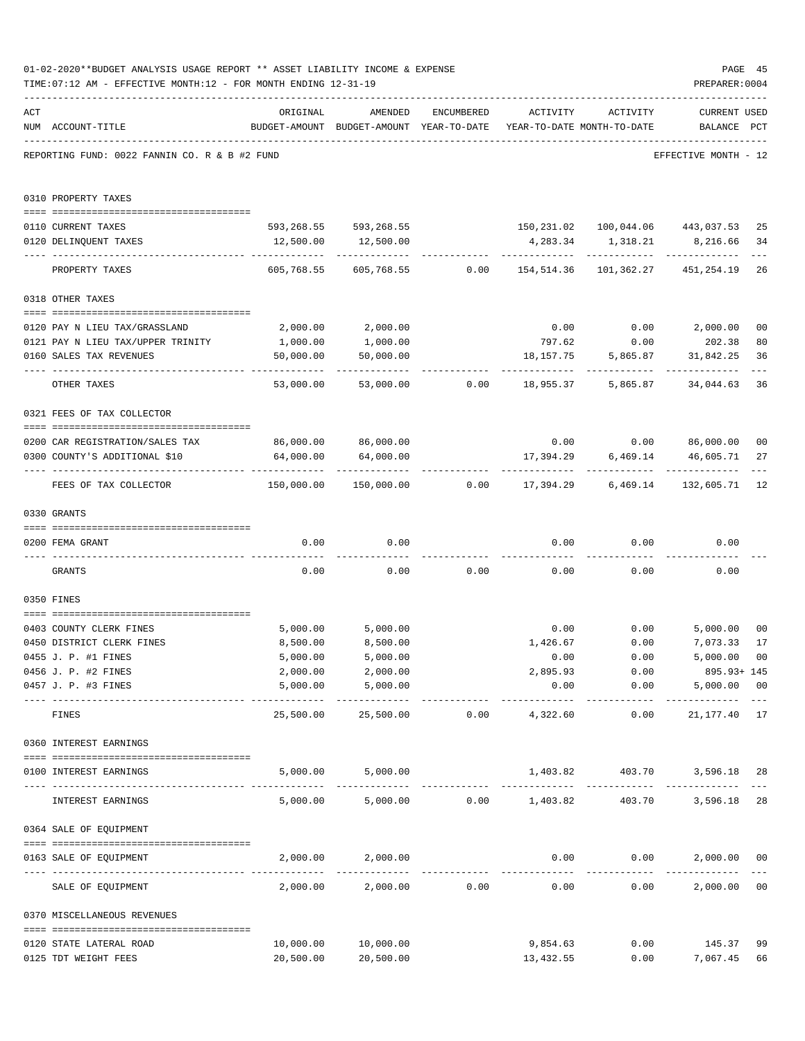01-02-2020**BUDGET ANALYSIS USAGE REPORT ** ASSET LIABILITY INCOME & EXPENSE

TIME:07:12 AM - EFFECTIVE MONTH:12 - FOR MONTH ENDING 12-31-19

PREPARER:0004

REPORTING FUND: 0022 FANNIN CO. R & B #2 FUND — EFFECTIVE MONTH - 12

| ACT NUM | ACCOUNT-TITLE | ORIGINAL BUDGET-AMOUNT | AMENDED BUDGET-AMOUNT | ENCUMBERED YEAR-TO-DATE | ACTIVITY YEAR-TO-DATE | ACTIVITY MONTH-TO-DATE | CURRENT BALANCE | USED PCT |
|---|---|---|---|---|---|---|---|---|
| | **0310 PROPERTY TAXES** | | | | | | | |
| 0110 | CURRENT TAXES | 593,268.55 | 593,268.55 | | 150,231.02 | 100,044.06 | 443,037.53 | 25 |
| 0120 | DELINQUENT TAXES | 12,500.00 | 12,500.00 | | 4,283.34 | 1,318.21 | 8,216.66 | 34 |
| | PROPERTY TAXES | 605,768.55 | 605,768.55 | 0.00 | 154,514.36 | 101,362.27 | 451,254.19 | 26 |
| | **0318 OTHER TAXES** | | | | | | | |
| 0120 | PAY N LIEU TAX/GRASSLAND | 2,000.00 | 2,000.00 | | 0.00 | 0.00 | 2,000.00 | 00 |
| 0121 | PAY N LIEU TAX/UPPER TRINITY | 1,000.00 | 1,000.00 | | 797.62 | 0.00 | 202.38 | 80 |
| 0160 | SALES TAX REVENUES | 50,000.00 | 50,000.00 | | 18,157.75 | 5,865.87 | 31,842.25 | 36 |
| | OTHER TAXES | 53,000.00 | 53,000.00 | 0.00 | 18,955.37 | 5,865.87 | 34,044.63 | 36 |
| | **0321 FEES OF TAX COLLECTOR** | | | | | | | |
| 0200 | CAR REGISTRATION/SALES TAX | 86,000.00 | 86,000.00 | | 0.00 | 0.00 | 86,000.00 | 00 |
| 0300 | COUNTY'S ADDITIONAL $10 | 64,000.00 | 64,000.00 | | 17,394.29 | 6,469.14 | 46,605.71 | 27 |
| | FEES OF TAX COLLECTOR | 150,000.00 | 150,000.00 | 0.00 | 17,394.29 | 6,469.14 | 132,605.71 | 12 |
| | **0330 GRANTS** | | | | | | | |
| 0200 | FEMA GRANT | 0.00 | 0.00 | | 0.00 | 0.00 | 0.00 | |
| | GRANTS | 0.00 | 0.00 | 0.00 | 0.00 | 0.00 | 0.00 | |
| | **0350 FINES** | | | | | | | |
| 0403 | COUNTY CLERK FINES | 5,000.00 | 5,000.00 | | 0.00 | 0.00 | 5,000.00 | 00 |
| 0450 | DISTRICT CLERK FINES | 8,500.00 | 8,500.00 | | 1,426.67 | 0.00 | 7,073.33 | 17 |
| 0455 | J. P. #1 FINES | 5,000.00 | 5,000.00 | | 0.00 | 0.00 | 5,000.00 | 00 |
| 0456 | J. P. #2 FINES | 2,000.00 | 2,000.00 | | 2,895.93 | 0.00 | 895.93+ | 145 |
| 0457 | J. P. #3 FINES | 5,000.00 | 5,000.00 | | 0.00 | 0.00 | 5,000.00 | 00 |
| | FINES | 25,500.00 | 25,500.00 | 0.00 | 4,322.60 | 0.00 | 21,177.40 | 17 |
| | **0360 INTEREST EARNINGS** | | | | | | | |
| 0100 | INTEREST EARNINGS | 5,000.00 | 5,000.00 | | 1,403.82 | 403.70 | 3,596.18 | 28 |
| | INTEREST EARNINGS | 5,000.00 | 5,000.00 | 0.00 | 1,403.82 | 403.70 | 3,596.18 | 28 |
| | **0364 SALE OF EQUIPMENT** | | | | | | | |
| 0163 | SALE OF EQUIPMENT | 2,000.00 | 2,000.00 | | 0.00 | 0.00 | 2,000.00 | 00 |
| | SALE OF EQUIPMENT | 2,000.00 | 2,000.00 | 0.00 | 0.00 | 0.00 | 2,000.00 | 00 |
| | **0370 MISCELLANEOUS REVENUES** | | | | | | | |
| 0120 | STATE LATERAL ROAD | 10,000.00 | 10,000.00 | | 9,854.63 | 0.00 | 145.37 | 99 |
| 0125 | TDT WEIGHT FEES | 20,500.00 | 20,500.00 | | 13,432.55 | 0.00 | 7,067.45 | 66 |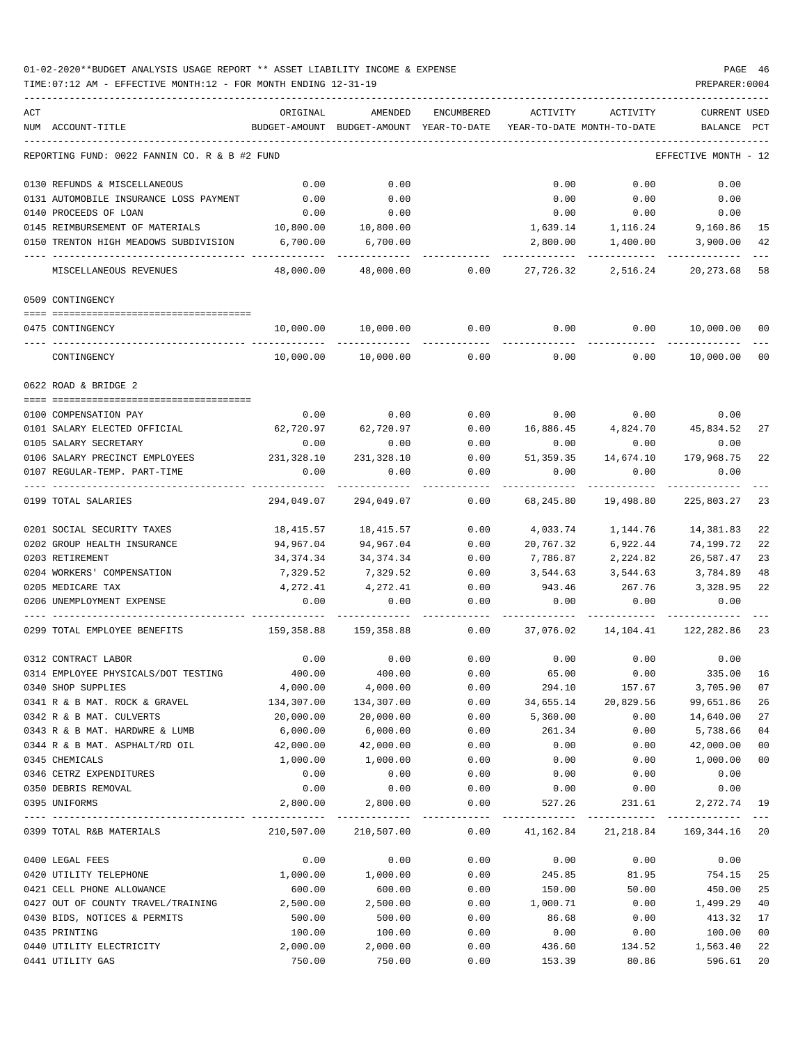01-02-2020**BUDGET ANALYSIS USAGE REPORT ** ASSET LIABILITY INCOME & EXPENSE

TIME:07:12 AM - EFFECTIVE MONTH:12 - FOR MONTH ENDING 12-31-19

PREPARER:0004

| ACT NUM | ACCOUNT-TITLE | ORIGINAL BUDGET-AMOUNT | AMENDED BUDGET-AMOUNT | ENCUMBERED YEAR-TO-DATE | ACTIVITY YEAR-TO-DATE | ACTIVITY MONTH-TO-DATE | CURRENT BALANCE | USED PCT |
|---|---|---|---|---|---|---|---|---|
| | REPORTING FUND: 0022 FANNIN CO. R & B #2 FUND | | | | | | EFFECTIVE MONTH - 12 | |
| 0130 | REFUNDS & MISCELLANEOUS | 0.00 | 0.00 | | 0.00 | 0.00 | 0.00 | |
| 0131 | AUTOMOBILE INSURANCE LOSS PAYMENT | 0.00 | 0.00 | | 0.00 | 0.00 | 0.00 | |
| 0140 | PROCEEDS OF LOAN | 0.00 | 0.00 | | 0.00 | 0.00 | 0.00 | |
| 0145 | REIMBURSEMENT OF MATERIALS | 10,800.00 | 10,800.00 | | 1,639.14 | 1,116.24 | 9,160.86 | 15 |
| 0150 | TRENTON HIGH MEADOWS SUBDIVISION | 6,700.00 | 6,700.00 | | 2,800.00 | 1,400.00 | 3,900.00 | 42 |
| | MISCELLANEOUS REVENUES | 48,000.00 | 48,000.00 | 0.00 | 27,726.32 | 2,516.24 | 20,273.68 | 58 |
| | 0509 CONTINGENCY | | | | | | | |
| 0475 | CONTINGENCY | 10,000.00 | 10,000.00 | 0.00 | 0.00 | 0.00 | 10,000.00 | 00 |
| | CONTINGENCY | 10,000.00 | 10,000.00 | 0.00 | 0.00 | 0.00 | 10,000.00 | 00 |
| | 0622 ROAD & BRIDGE 2 | | | | | | | |
| 0100 | COMPENSATION PAY | 0.00 | 0.00 | 0.00 | 0.00 | 0.00 | 0.00 | |
| 0101 | SALARY ELECTED OFFICIAL | 62,720.97 | 62,720.97 | 0.00 | 16,886.45 | 4,824.70 | 45,834.52 | 27 |
| 0105 | SALARY SECRETARY | 0.00 | 0.00 | 0.00 | 0.00 | 0.00 | 0.00 | |
| 0106 | SALARY PRECINCT EMPLOYEES | 231,328.10 | 231,328.10 | 0.00 | 51,359.35 | 14,674.10 | 179,968.75 | 22 |
| 0107 | REGULAR-TEMP. PART-TIME | 0.00 | 0.00 | 0.00 | 0.00 | 0.00 | 0.00 | |
| 0199 | TOTAL SALARIES | 294,049.07 | 294,049.07 | 0.00 | 68,245.80 | 19,498.80 | 225,803.27 | 23 |
| 0201 | SOCIAL SECURITY TAXES | 18,415.57 | 18,415.57 | 0.00 | 4,033.74 | 1,144.76 | 14,381.83 | 22 |
| 0202 | GROUP HEALTH INSURANCE | 94,967.04 | 94,967.04 | 0.00 | 20,767.32 | 6,922.44 | 74,199.72 | 22 |
| 0203 | RETIREMENT | 34,374.34 | 34,374.34 | 0.00 | 7,786.87 | 2,224.82 | 26,587.47 | 23 |
| 0204 | WORKERS' COMPENSATION | 7,329.52 | 7,329.52 | 0.00 | 3,544.63 | 3,544.63 | 3,784.89 | 48 |
| 0205 | MEDICARE TAX | 4,272.41 | 4,272.41 | 0.00 | 943.46 | 267.76 | 3,328.95 | 22 |
| 0206 | UNEMPLOYMENT EXPENSE | 0.00 | 0.00 | 0.00 | 0.00 | 0.00 | 0.00 | |
| 0299 | TOTAL EMPLOYEE BENEFITS | 159,358.88 | 159,358.88 | 0.00 | 37,076.02 | 14,104.41 | 122,282.86 | 23 |
| 0312 | CONTRACT LABOR | 0.00 | 0.00 | 0.00 | 0.00 | 0.00 | 0.00 | |
| 0314 | EMPLOYEE PHYSICALS/DOT TESTING | 400.00 | 400.00 | 0.00 | 65.00 | 0.00 | 335.00 | 16 |
| 0340 | SHOP SUPPLIES | 4,000.00 | 4,000.00 | 0.00 | 294.10 | 157.67 | 3,705.90 | 07 |
| 0341 | R & B MAT. ROCK & GRAVEL | 134,307.00 | 134,307.00 | 0.00 | 34,655.14 | 20,829.56 | 99,651.86 | 26 |
| 0342 | R & B MAT. CULVERTS | 20,000.00 | 20,000.00 | 0.00 | 5,360.00 | 0.00 | 14,640.00 | 27 |
| 0343 | R & B MAT. HARDWRE & LUMB | 6,000.00 | 6,000.00 | 0.00 | 261.34 | 0.00 | 5,738.66 | 04 |
| 0344 | R & B MAT. ASPHALT/RD OIL | 42,000.00 | 42,000.00 | 0.00 | 0.00 | 0.00 | 42,000.00 | 00 |
| 0345 | CHEMICALS | 1,000.00 | 1,000.00 | 0.00 | 0.00 | 0.00 | 1,000.00 | 00 |
| 0346 | CETRZ EXPENDITURES | 0.00 | 0.00 | 0.00 | 0.00 | 0.00 | 0.00 | |
| 0350 | DEBRIS REMOVAL | 0.00 | 0.00 | 0.00 | 0.00 | 0.00 | 0.00 | |
| 0395 | UNIFORMS | 2,800.00 | 2,800.00 | 0.00 | 527.26 | 231.61 | 2,272.74 | 19 |
| 0399 | TOTAL R&B MATERIALS | 210,507.00 | 210,507.00 | 0.00 | 41,162.84 | 21,218.84 | 169,344.16 | 20 |
| 0400 | LEGAL FEES | 0.00 | 0.00 | 0.00 | 0.00 | 0.00 | 0.00 | |
| 0420 | UTILITY TELEPHONE | 1,000.00 | 1,000.00 | 0.00 | 245.85 | 81.95 | 754.15 | 25 |
| 0421 | CELL PHONE ALLOWANCE | 600.00 | 600.00 | 0.00 | 150.00 | 50.00 | 450.00 | 25 |
| 0427 | OUT OF COUNTY TRAVEL/TRAINING | 2,500.00 | 2,500.00 | 0.00 | 1,000.71 | 0.00 | 1,499.29 | 40 |
| 0430 | BIDS, NOTICES & PERMITS | 500.00 | 500.00 | 0.00 | 86.68 | 0.00 | 413.32 | 17 |
| 0435 | PRINTING | 100.00 | 100.00 | 0.00 | 0.00 | 0.00 | 100.00 | 00 |
| 0440 | UTILITY ELECTRICITY | 2,000.00 | 2,000.00 | 0.00 | 436.60 | 134.52 | 1,563.40 | 22 |
| 0441 | UTILITY GAS | 750.00 | 750.00 | 0.00 | 153.39 | 80.86 | 596.61 | 20 |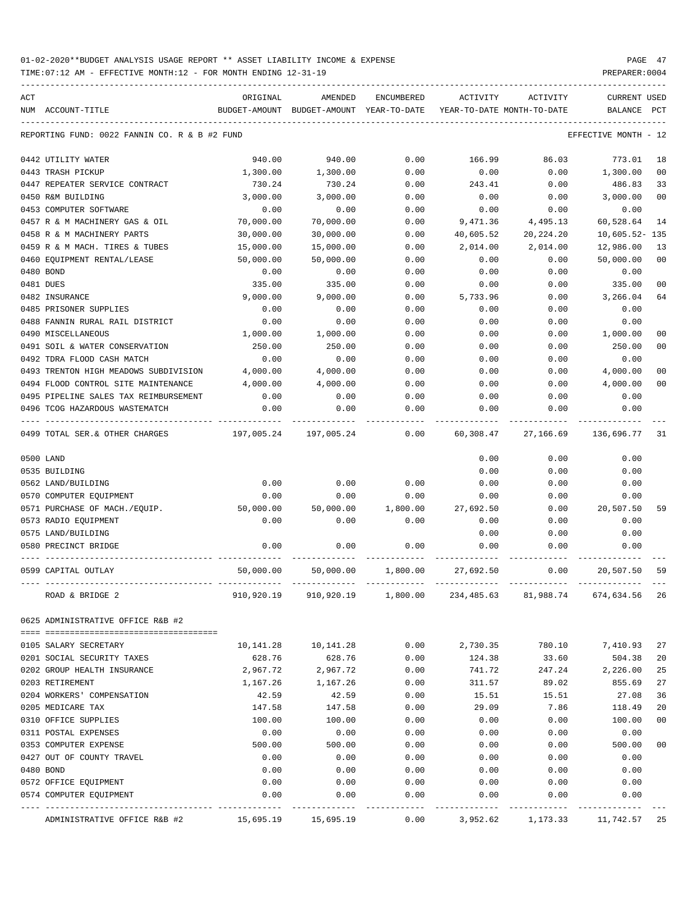01-02-2020**BUDGET ANALYSIS USAGE REPORT ** ASSET LIABILITY INCOME & EXPENSE

TIME:07:12 AM - EFFECTIVE MONTH:12 - FOR MONTH ENDING 12-31-19

REPORTING FUND: 0022 FANNIN CO. R & B #2 FUND — EFFECTIVE MONTH - 12

| ACT NUM | ACCOUNT-TITLE | ORIGINAL BUDGET-AMOUNT | AMENDED BUDGET-AMOUNT | ENCUMBERED YEAR-TO-DATE | ACTIVITY YEAR-TO-DATE | ACTIVITY MONTH-TO-DATE | CURRENT BALANCE | USED PCT |
|---|---|---|---|---|---|---|---|---|
| 0442 | UTILITY WATER | 940.00 | 940.00 | 0.00 | 166.99 | 86.03 | 773.01 | 18 |
| 0443 | TRASH PICKUP | 1,300.00 | 1,300.00 | 0.00 | 0.00 | 0.00 | 1,300.00 | 00 |
| 0447 | REPEATER SERVICE CONTRACT | 730.24 | 730.24 | 0.00 | 243.41 | 0.00 | 486.83 | 33 |
| 0450 | R&M BUILDING | 3,000.00 | 3,000.00 | 0.00 | 0.00 | 0.00 | 3,000.00 | 00 |
| 0453 | COMPUTER SOFTWARE | 0.00 | 0.00 | 0.00 | 0.00 | 0.00 | 0.00 | |
| 0457 | R & M MACHINERY GAS & OIL | 70,000.00 | 70,000.00 | 0.00 | 9,471.36 | 4,495.13 | 60,528.64 | 14 |
| 0458 | R & M MACHINERY PARTS | 30,000.00 | 30,000.00 | 0.00 | 40,605.52 | 20,224.20 | 10,605.52- | 135 |
| 0459 | R & M MACH. TIRES & TUBES | 15,000.00 | 15,000.00 | 0.00 | 2,014.00 | 2,014.00 | 12,986.00 | 13 |
| 0460 | EQUIPMENT RENTAL/LEASE | 50,000.00 | 50,000.00 | 0.00 | 0.00 | 0.00 | 50,000.00 | 00 |
| 0480 | BOND | 0.00 | 0.00 | 0.00 | 0.00 | 0.00 | 0.00 | |
| 0481 | DUES | 335.00 | 335.00 | 0.00 | 0.00 | 0.00 | 335.00 | 00 |
| 0482 | INSURANCE | 9,000.00 | 9,000.00 | 0.00 | 5,733.96 | 0.00 | 3,266.04 | 64 |
| 0485 | PRISONER SUPPLIES | 0.00 | 0.00 | 0.00 | 0.00 | 0.00 | 0.00 | |
| 0488 | FANNIN RURAL RAIL DISTRICT | 0.00 | 0.00 | 0.00 | 0.00 | 0.00 | 0.00 | |
| 0490 | MISCELLANEOUS | 1,000.00 | 1,000.00 | 0.00 | 0.00 | 0.00 | 1,000.00 | 00 |
| 0491 | SOIL & WATER CONSERVATION | 250.00 | 250.00 | 0.00 | 0.00 | 0.00 | 250.00 | 00 |
| 0492 | TDRA FLOOD CASH MATCH | 0.00 | 0.00 | 0.00 | 0.00 | 0.00 | 0.00 | |
| 0493 | TRENTON HIGH MEADOWS SUBDIVISION | 4,000.00 | 4,000.00 | 0.00 | 0.00 | 0.00 | 4,000.00 | 00 |
| 0494 | FLOOD CONTROL SITE MAINTENANCE | 4,000.00 | 4,000.00 | 0.00 | 0.00 | 0.00 | 4,000.00 | 00 |
| 0495 | PIPELINE SALES TAX REIMBURSEMENT | 0.00 | 0.00 | 0.00 | 0.00 | 0.00 | 0.00 | |
| 0496 | TCOG HAZARDOUS WASTEMATCH | 0.00 | 0.00 | 0.00 | 0.00 | 0.00 | 0.00 | |
| 0499 | TOTAL SER.& OTHER CHARGES | 197,005.24 | 197,005.24 | 0.00 | 60,308.47 | 27,166.69 | 136,696.77 | 31 |
| 0500 | LAND | | | | 0.00 | 0.00 | 0.00 | |
| 0535 | BUILDING | | | | 0.00 | 0.00 | 0.00 | |
| 0562 | LAND/BUILDING | 0.00 | 0.00 | 0.00 | 0.00 | 0.00 | 0.00 | |
| 0570 | COMPUTER EQUIPMENT | 0.00 | 0.00 | 0.00 | 0.00 | 0.00 | 0.00 | |
| 0571 | PURCHASE OF MACH./EQUIP. | 50,000.00 | 50,000.00 | 1,800.00 | 27,692.50 | 0.00 | 20,507.50 | 59 |
| 0573 | RADIO EQUIPMENT | 0.00 | 0.00 | 0.00 | 0.00 | 0.00 | 0.00 | |
| 0575 | LAND/BUILDING | | | | 0.00 | 0.00 | 0.00 | |
| 0580 | PRECINCT BRIDGE | 0.00 | 0.00 | 0.00 | 0.00 | 0.00 | 0.00 | |
| 0599 | CAPITAL OUTLAY | 50,000.00 | 50,000.00 | 1,800.00 | 27,692.50 | 0.00 | 20,507.50 | 59 |
| | ROAD & BRIDGE 2 | 910,920.19 | 910,920.19 | 1,800.00 | 234,485.63 | 81,988.74 | 674,634.56 | 26 |

0625 ADMINISTRATIVE OFFICE R&B #2

| ACT NUM | ACCOUNT-TITLE | ORIGINAL BUDGET-AMOUNT | AMENDED BUDGET-AMOUNT | ENCUMBERED YEAR-TO-DATE | ACTIVITY YEAR-TO-DATE | ACTIVITY MONTH-TO-DATE | CURRENT BALANCE | USED PCT |
|---|---|---|---|---|---|---|---|---|
| 0105 | SALARY SECRETARY | 10,141.28 | 10,141.28 | 0.00 | 2,730.35 | 780.10 | 7,410.93 | 27 |
| 0201 | SOCIAL SECURITY TAXES | 628.76 | 628.76 | 0.00 | 124.38 | 33.60 | 504.38 | 20 |
| 0202 | GROUP HEALTH INSURANCE | 2,967.72 | 2,967.72 | 0.00 | 741.72 | 247.24 | 2,226.00 | 25 |
| 0203 | RETIREMENT | 1,167.26 | 1,167.26 | 0.00 | 311.57 | 89.02 | 855.69 | 27 |
| 0204 | WORKERS' COMPENSATION | 42.59 | 42.59 | 0.00 | 15.51 | 15.51 | 27.08 | 36 |
| 0205 | MEDICARE TAX | 147.58 | 147.58 | 0.00 | 29.09 | 7.86 | 118.49 | 20 |
| 0310 | OFFICE SUPPLIES | 100.00 | 100.00 | 0.00 | 0.00 | 0.00 | 100.00 | 00 |
| 0311 | POSTAL EXPENSES | 0.00 | 0.00 | 0.00 | 0.00 | 0.00 | 0.00 | |
| 0353 | COMPUTER EXPENSE | 500.00 | 500.00 | 0.00 | 0.00 | 0.00 | 500.00 | 00 |
| 0427 | OUT OF COUNTY TRAVEL | 0.00 | 0.00 | 0.00 | 0.00 | 0.00 | 0.00 | |
| 0480 | BOND | 0.00 | 0.00 | 0.00 | 0.00 | 0.00 | 0.00 | |
| 0572 | OFFICE EQUIPMENT | 0.00 | 0.00 | 0.00 | 0.00 | 0.00 | 0.00 | |
| 0574 | COMPUTER EQUIPMENT | 0.00 | 0.00 | 0.00 | 0.00 | 0.00 | 0.00 | |
| | ADMINISTRATIVE OFFICE R&B #2 | 15,695.19 | 15,695.19 | 0.00 | 3,952.62 | 1,173.33 | 11,742.57 | 25 |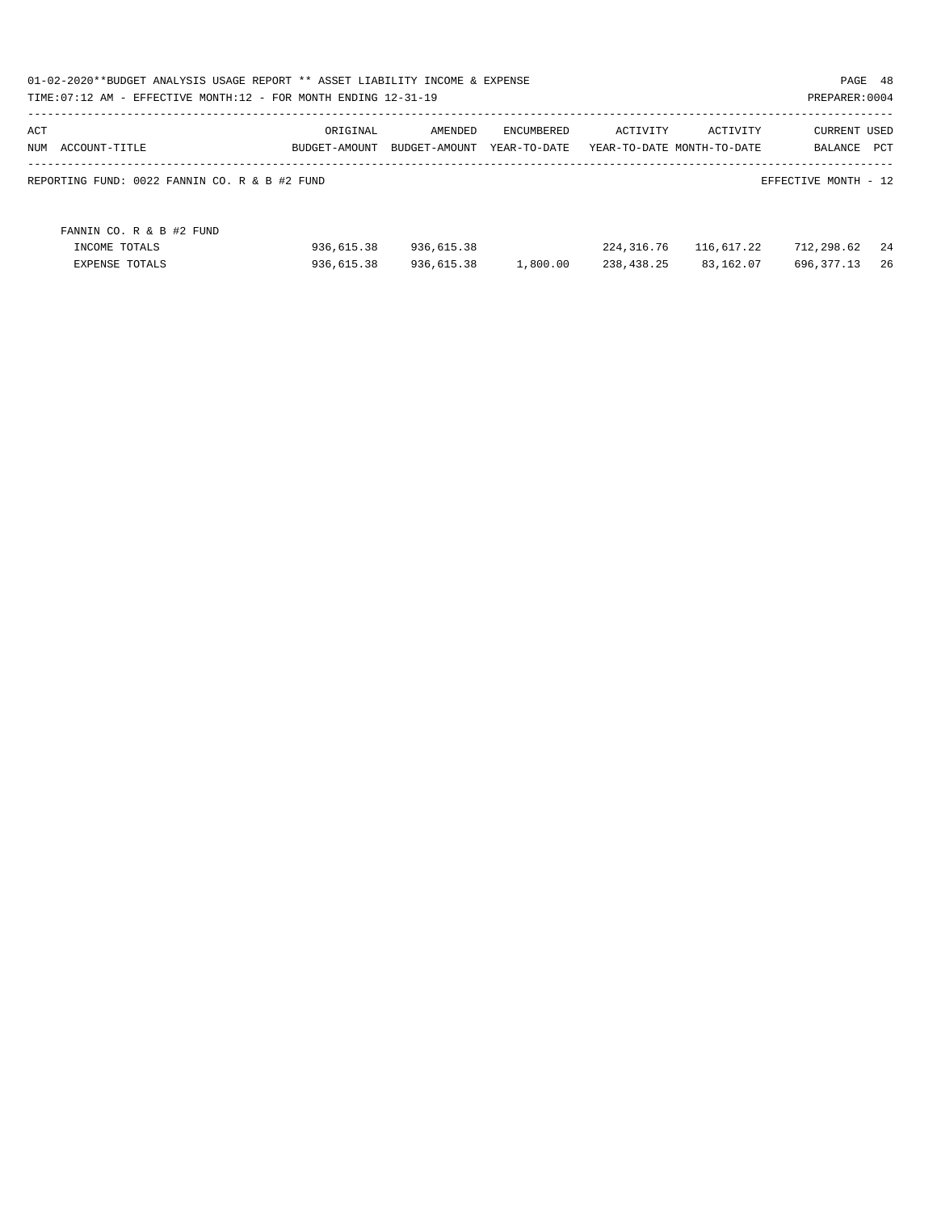01-02-2020**BUDGET ANALYSIS USAGE REPORT ** ASSET LIABILITY INCOME & EXPENSE

TIME:07:12 AM - EFFECTIVE MONTH:12 - FOR MONTH ENDING 12-31-19

PREPARER:0004

| ACT NUM ACCOUNT-TITLE | ORIGINAL BUDGET-AMOUNT | AMENDED BUDGET-AMOUNT | ENCUMBERED YEAR-TO-DATE | ACTIVITY YEAR-TO-DATE | ACTIVITY MONTH-TO-DATE | CURRENT BALANCE | USED PCT |
|---|---|---|---|---|---|---|---|

REPORTING FUND: 0022 FANNIN CO. R & B #2 FUND

EFFECTIVE MONTH - 12

| FANNIN CO. R & B #2 FUND | | | | | | | |
|---|---|---|---|---|---|---|---|
| INCOME TOTALS | 936,615.38 | 936,615.38 | | 224,316.76 | 116,617.22 | 712,298.62 | 24 |
| EXPENSE TOTALS | 936,615.38 | 936,615.38 | 1,800.00 | 238,438.25 | 83,162.07 | 696,377.13 | 26 |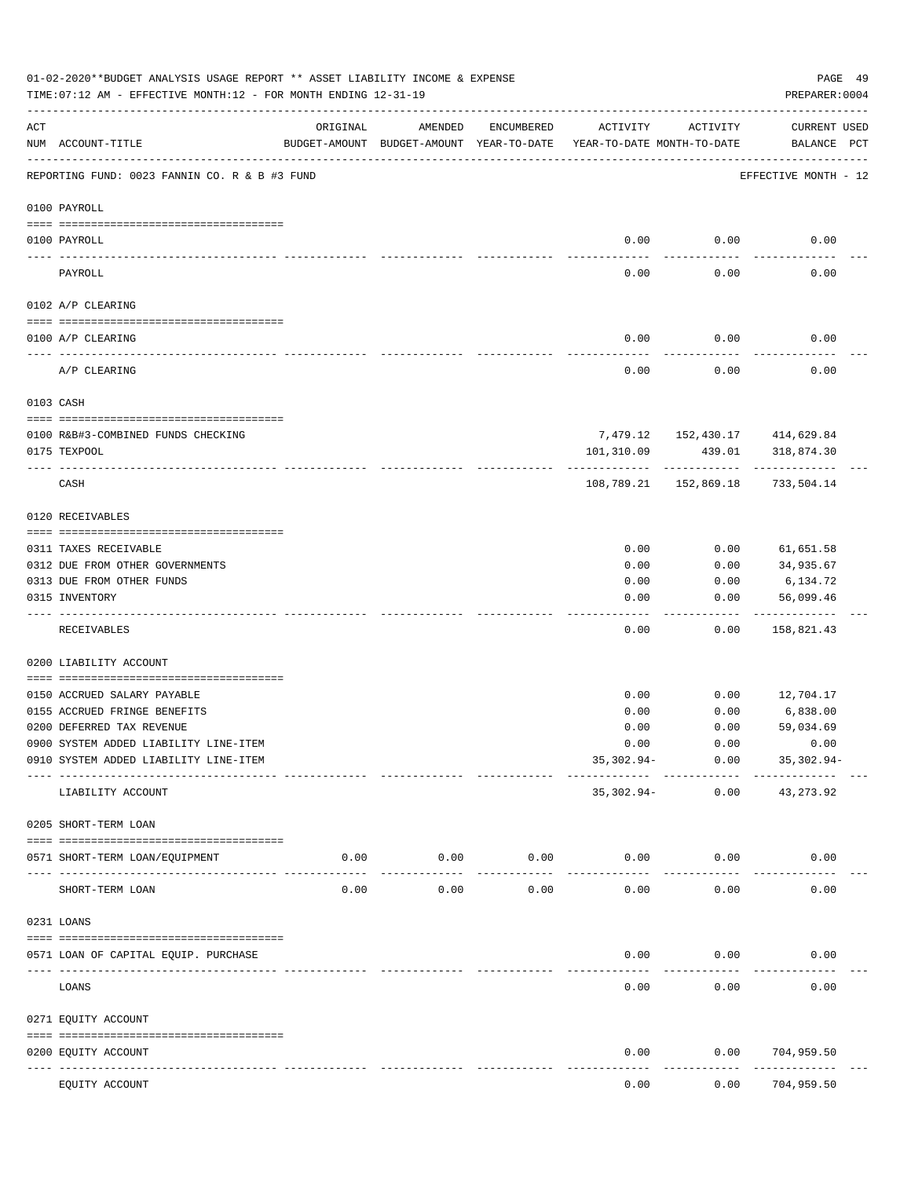01-02-2020**BUDGET ANALYSIS USAGE REPORT ** ASSET LIABILITY INCOME & EXPENSE

TIME:07:12 AM - EFFECTIVE MONTH:12 - FOR MONTH ENDING 12-31-19

PREPARER:0004

REPORTING FUND: 0023 FANNIN CO. R & B #3 FUND — EFFECTIVE MONTH - 12

| ACT NUM | ACCOUNT-TITLE | ORIGINAL BUDGET-AMOUNT | AMENDED BUDGET-AMOUNT | ENCUMBERED YEAR-TO-DATE | ACTIVITY YEAR-TO-DATE | ACTIVITY MONTH-TO-DATE | CURRENT BALANCE | USED PCT |
|---|---|---|---|---|---|---|---|---|
| **0100** | **PAYROLL** | | | | | | | |
| 0100 | PAYROLL | | | | 0.00 | 0.00 | 0.00 | |
| | PAYROLL | | | | 0.00 | 0.00 | 0.00 | |
| **0102** | **A/P CLEARING** | | | | | | | |
| 0100 | A/P CLEARING | | | | 0.00 | 0.00 | 0.00 | |
| | A/P CLEARING | | | | 0.00 | 0.00 | 0.00 | |
| **0103** | **CASH** | | | | | | | |
| 0100 | R&B#3-COMBINED FUNDS CHECKING | | | | 7,479.12 | 152,430.17 | 414,629.84 | |
| 0175 | TEXPOOL | | | | 101,310.09 | 439.01 | 318,874.30 | |
| | CASH | | | | 108,789.21 | 152,869.18 | 733,504.14 | |
| **0120** | **RECEIVABLES** | | | | | | | |
| 0311 | TAXES RECEIVABLE | | | | 0.00 | 0.00 | 61,651.58 | |
| 0312 | DUE FROM OTHER GOVERNMENTS | | | | 0.00 | 0.00 | 34,935.67 | |
| 0313 | DUE FROM OTHER FUNDS | | | | 0.00 | 0.00 | 6,134.72 | |
| 0315 | INVENTORY | | | | 0.00 | 0.00 | 56,099.46 | |
| | RECEIVABLES | | | | 0.00 | 0.00 | 158,821.43 | |
| **0200** | **LIABILITY ACCOUNT** | | | | | | | |
| 0150 | ACCRUED SALARY PAYABLE | | | | 0.00 | 0.00 | 12,704.17 | |
| 0155 | ACCRUED FRINGE BENEFITS | | | | 0.00 | 0.00 | 6,838.00 | |
| 0200 | DEFERRED TAX REVENUE | | | | 0.00 | 0.00 | 59,034.69 | |
| 0900 | SYSTEM ADDED LIABILITY LINE-ITEM | | | | 0.00 | 0.00 | 0.00 | |
| 0910 | SYSTEM ADDED LIABILITY LINE-ITEM | | | | 35,302.94- | 0.00 | 35,302.94- | |
| | LIABILITY ACCOUNT | | | | 35,302.94- | 0.00 | 43,273.92 | |
| **0205** | **SHORT-TERM LOAN** | | | | | | | |
| 0571 | SHORT-TERM LOAN/EQUIPMENT | 0.00 | 0.00 | 0.00 | 0.00 | 0.00 | 0.00 | |
| | SHORT-TERM LOAN | 0.00 | 0.00 | 0.00 | 0.00 | 0.00 | 0.00 | |
| **0231** | **LOANS** | | | | | | | |
| 0571 | LOAN OF CAPITAL EQUIP. PURCHASE | | | | 0.00 | 0.00 | 0.00 | |
| | LOANS | | | | 0.00 | 0.00 | 0.00 | |
| **0271** | **EQUITY ACCOUNT** | | | | | | | |
| 0200 | EQUITY ACCOUNT | | | | 0.00 | 0.00 | 704,959.50 | |
| | EQUITY ACCOUNT | | | | 0.00 | 0.00 | 704,959.50 | |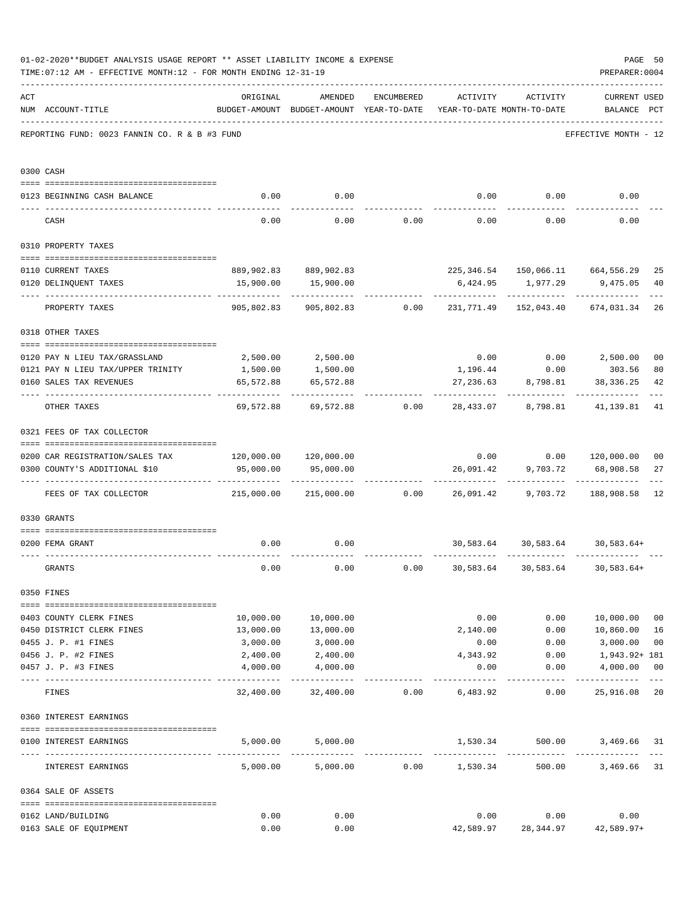01-02-2020**BUDGET ANALYSIS USAGE REPORT ** ASSET LIABILITY INCOME & EXPENSE

TIME:07:12 AM - EFFECTIVE MONTH:12 - FOR MONTH ENDING 12-31-19

PREPARER:0004

REPORTING FUND: 0023 FANNIN CO. R & B #3 FUND — EFFECTIVE MONTH - 12

| ACT NUM | ACCOUNT-TITLE | ORIGINAL BUDGET-AMOUNT | AMENDED BUDGET-AMOUNT | ENCUMBERED YEAR-TO-DATE | ACTIVITY YEAR-TO-DATE | ACTIVITY MONTH-TO-DATE | CURRENT BALANCE | USED PCT |
|---|---|---|---|---|---|---|---|---|
| 0300 | CASH | | | | | | | |
| 0123 | BEGINNING CASH BALANCE | 0.00 | 0.00 | | 0.00 | 0.00 | 0.00 | |
| | CASH | 0.00 | 0.00 | 0.00 | 0.00 | 0.00 | 0.00 | |
| 0310 | PROPERTY TAXES | | | | | | | |
| 0110 | CURRENT TAXES | 889,902.83 | 889,902.83 | | 225,346.54 | 150,066.11 | 664,556.29 | 25 |
| 0120 | DELINQUENT TAXES | 15,900.00 | 15,900.00 | | 6,424.95 | 1,977.29 | 9,475.05 | 40 |
| | PROPERTY TAXES | 905,802.83 | 905,802.83 | 0.00 | 231,771.49 | 152,043.40 | 674,031.34 | 26 |
| 0318 | OTHER TAXES | | | | | | | |
| 0120 | PAY N LIEU TAX/GRASSLAND | 2,500.00 | 2,500.00 | | 0.00 | 0.00 | 2,500.00 | 00 |
| 0121 | PAY N LIEU TAX/UPPER TRINITY | 1,500.00 | 1,500.00 | | 1,196.44 | 0.00 | 303.56 | 80 |
| 0160 | SALES TAX REVENUES | 65,572.88 | 65,572.88 | | 27,236.63 | 8,798.81 | 38,336.25 | 42 |
| | OTHER TAXES | 69,572.88 | 69,572.88 | 0.00 | 28,433.07 | 8,798.81 | 41,139.81 | 41 |
| 0321 | FEES OF TAX COLLECTOR | | | | | | | |
| 0200 | CAR REGISTRATION/SALES TAX | 120,000.00 | 120,000.00 | | 0.00 | 0.00 | 120,000.00 | 00 |
| 0300 | COUNTY'S ADDITIONAL $10 | 95,000.00 | 95,000.00 | | 26,091.42 | 9,703.72 | 68,908.58 | 27 |
| | FEES OF TAX COLLECTOR | 215,000.00 | 215,000.00 | 0.00 | 26,091.42 | 9,703.72 | 188,908.58 | 12 |
| 0330 | GRANTS | | | | | | | |
| 0200 | FEMA GRANT | 0.00 | 0.00 | | 30,583.64 | 30,583.64 | 30,583.64+ | |
| | GRANTS | 0.00 | 0.00 | 0.00 | 30,583.64 | 30,583.64 | 30,583.64+ | |
| 0350 | FINES | | | | | | | |
| 0403 | COUNTY CLERK FINES | 10,000.00 | 10,000.00 | | 0.00 | 0.00 | 10,000.00 | 00 |
| 0450 | DISTRICT CLERK FINES | 13,000.00 | 13,000.00 | | 2,140.00 | 0.00 | 10,860.00 | 16 |
| 0455 | J. P. #1 FINES | 3,000.00 | 3,000.00 | | 0.00 | 0.00 | 3,000.00 | 00 |
| 0456 | J. P. #2 FINES | 2,400.00 | 2,400.00 | | 4,343.92 | 0.00 | 1,943.92+ | 181 |
| 0457 | J. P. #3 FINES | 4,000.00 | 4,000.00 | | 0.00 | 0.00 | 4,000.00 | 00 |
| | FINES | 32,400.00 | 32,400.00 | 0.00 | 6,483.92 | 0.00 | 25,916.08 | 20 |
| 0360 | INTEREST EARNINGS | | | | | | | |
| 0100 | INTEREST EARNINGS | 5,000.00 | 5,000.00 | | 1,530.34 | 500.00 | 3,469.66 | 31 |
| | INTEREST EARNINGS | 5,000.00 | 5,000.00 | 0.00 | 1,530.34 | 500.00 | 3,469.66 | 31 |
| 0364 | SALE OF ASSETS | | | | | | | |
| 0162 | LAND/BUILDING | 0.00 | 0.00 | | 0.00 | 0.00 | 0.00 | |
| 0163 | SALE OF EQUIPMENT | 0.00 | 0.00 | | 42,589.97 | 28,344.97 | 42,589.97+ | |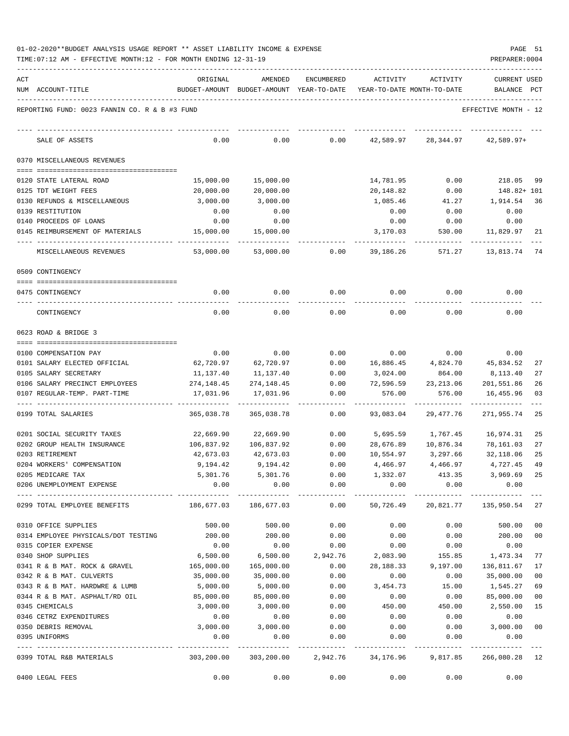01-02-2020**BUDGET ANALYSIS USAGE REPORT ** ASSET LIABILITY INCOME & EXPENSE

TIME:07:12 AM - EFFECTIVE MONTH:12 - FOR MONTH ENDING 12-31-19

| ACT NUM | ACCOUNT-TITLE | ORIGINAL BUDGET-AMOUNT | AMENDED BUDGET-AMOUNT | ENCUMBERED YEAR-TO-DATE | ACTIVITY YEAR-TO-DATE | ACTIVITY MONTH-TO-DATE | CURRENT USED BALANCE | PCT |
|---|---|---|---|---|---|---|---|---|
| | REPORTING FUND: 0023 FANNIN CO. R & B #3 FUND | | | | | | EFFECTIVE MONTH - 12 | |
| | SALE OF ASSETS | 0.00 | 0.00 | 0.00 | 42,589.97 | 28,344.97 | 42,589.97+ | |
| | 0370 MISCELLANEOUS REVENUES | | | | | | | |
| 0120 | STATE LATERAL ROAD | 15,000.00 | 15,000.00 | | 14,781.95 | 0.00 | 218.05 | 99 |
| 0125 | TDT WEIGHT FEES | 20,000.00 | 20,000.00 | | 20,148.82 | 0.00 | 148.82+ | 101 |
| 0130 | REFUNDS & MISCELLANEOUS | 3,000.00 | 3,000.00 | | 1,085.46 | 41.27 | 1,914.54 | 36 |
| 0139 | RESTITUTION | 0.00 | 0.00 | | 0.00 | 0.00 | 0.00 | |
| 0140 | PROCEEDS OF LOANS | 0.00 | 0.00 | | 0.00 | 0.00 | 0.00 | |
| 0145 | REIMBURSEMENT OF MATERIALS | 15,000.00 | 15,000.00 | | 3,170.03 | 530.00 | 11,829.97 | 21 |
| | MISCELLANEOUS REVENUES | 53,000.00 | 53,000.00 | 0.00 | 39,186.26 | 571.27 | 13,813.74 | 74 |
| | 0509 CONTINGENCY | | | | | | | |
| 0475 | CONTINGENCY | 0.00 | 0.00 | 0.00 | 0.00 | 0.00 | 0.00 | |
| | CONTINGENCY | 0.00 | 0.00 | 0.00 | 0.00 | 0.00 | 0.00 | |
| | 0623 ROAD & BRIDGE 3 | | | | | | | |
| 0100 | COMPENSATION PAY | 0.00 | 0.00 | 0.00 | 0.00 | 0.00 | 0.00 | |
| 0101 | SALARY ELECTED OFFICIAL | 62,720.97 | 62,720.97 | 0.00 | 16,886.45 | 4,824.70 | 45,834.52 | 27 |
| 0105 | SALARY SECRETARY | 11,137.40 | 11,137.40 | 0.00 | 3,024.00 | 864.00 | 8,113.40 | 27 |
| 0106 | SALARY PRECINCT EMPLOYEES | 274,148.45 | 274,148.45 | 0.00 | 72,596.59 | 23,213.06 | 201,551.86 | 26 |
| 0107 | REGULAR-TEMP. PART-TIME | 17,031.96 | 17,031.96 | 0.00 | 576.00 | 576.00 | 16,455.96 | 03 |
| 0199 | TOTAL SALARIES | 365,038.78 | 365,038.78 | 0.00 | 93,083.04 | 29,477.76 | 271,955.74 | 25 |
| 0201 | SOCIAL SECURITY TAXES | 22,669.90 | 22,669.90 | 0.00 | 5,695.59 | 1,767.45 | 16,974.31 | 25 |
| 0202 | GROUP HEALTH INSURANCE | 106,837.92 | 106,837.92 | 0.00 | 28,676.89 | 10,876.34 | 78,161.03 | 27 |
| 0203 | RETIREMENT | 42,673.03 | 42,673.03 | 0.00 | 10,554.97 | 3,297.66 | 32,118.06 | 25 |
| 0204 | WORKERS' COMPENSATION | 9,194.42 | 9,194.42 | 0.00 | 4,466.97 | 4,466.97 | 4,727.45 | 49 |
| 0205 | MEDICARE TAX | 5,301.76 | 5,301.76 | 0.00 | 1,332.07 | 413.35 | 3,969.69 | 25 |
| 0206 | UNEMPLOYMENT EXPENSE | 0.00 | 0.00 | 0.00 | 0.00 | 0.00 | 0.00 | |
| 0299 | TOTAL EMPLOYEE BENEFITS | 186,677.03 | 186,677.03 | 0.00 | 50,726.49 | 20,821.77 | 135,950.54 | 27 |
| 0310 | OFFICE SUPPLIES | 500.00 | 500.00 | 0.00 | 0.00 | 0.00 | 500.00 | 00 |
| 0314 | EMPLOYEE PHYSICALS/DOT TESTING | 200.00 | 200.00 | 0.00 | 0.00 | 0.00 | 200.00 | 00 |
| 0315 | COPIER EXPENSE | 0.00 | 0.00 | 0.00 | 0.00 | 0.00 | 0.00 | |
| 0340 | SHOP SUPPLIES | 6,500.00 | 6,500.00 | 2,942.76 | 2,083.90 | 155.85 | 1,473.34 | 77 |
| 0341 | R & B MAT. ROCK & GRAVEL | 165,000.00 | 165,000.00 | 0.00 | 28,188.33 | 9,197.00 | 136,811.67 | 17 |
| 0342 | R & B MAT. CULVERTS | 35,000.00 | 35,000.00 | 0.00 | 0.00 | 0.00 | 35,000.00 | 00 |
| 0343 | R & B MAT. HARDWRE & LUMB | 5,000.00 | 5,000.00 | 0.00 | 3,454.73 | 15.00 | 1,545.27 | 69 |
| 0344 | R & B MAT. ASPHALT/RD OIL | 85,000.00 | 85,000.00 | 0.00 | 0.00 | 0.00 | 85,000.00 | 00 |
| 0345 | CHEMICALS | 3,000.00 | 3,000.00 | 0.00 | 450.00 | 450.00 | 2,550.00 | 15 |
| 0346 | CETRZ EXPENDITURES | 0.00 | 0.00 | 0.00 | 0.00 | 0.00 | 0.00 | |
| 0350 | DEBRIS REMOVAL | 3,000.00 | 3,000.00 | 0.00 | 0.00 | 0.00 | 3,000.00 | 00 |
| 0395 | UNIFORMS | 0.00 | 0.00 | 0.00 | 0.00 | 0.00 | 0.00 | |
| 0399 | TOTAL R&B MATERIALS | 303,200.00 | 303,200.00 | 2,942.76 | 34,176.96 | 9,817.85 | 266,080.28 | 12 |
| 0400 | LEGAL FEES | 0.00 | 0.00 | 0.00 | 0.00 | 0.00 | 0.00 | |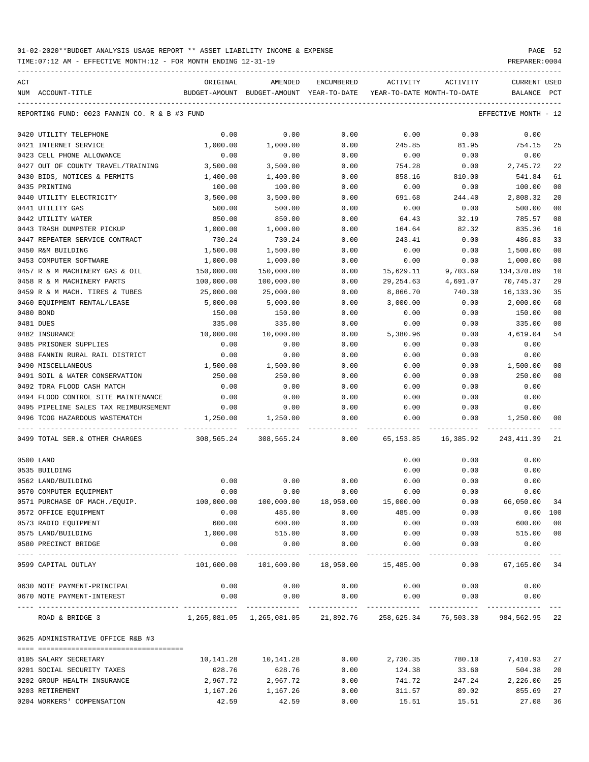01-02-2020**BUDGET ANALYSIS USAGE REPORT ** ASSET LIABILITY INCOME & EXPENSE

TIME:07:12 AM - EFFECTIVE MONTH:12 - FOR MONTH ENDING 12-31-19

| ACT NUM | ACCOUNT-TITLE | ORIGINAL BUDGET-AMOUNT | AMENDED BUDGET-AMOUNT | ENCUMBERED YEAR-TO-DATE | ACTIVITY YEAR-TO-DATE | ACTIVITY MONTH-TO-DATE | CURRENT BALANCE | USED PCT |
|---|---|---|---|---|---|---|---|---|
| REPORTING FUND: 0023 FANNIN CO. R & B #3 FUND | | | | | | | EFFECTIVE MONTH - 12 | |
| 0420 | UTILITY TELEPHONE | 0.00 | 0.00 | 0.00 | 0.00 | 0.00 | 0.00 | |
| 0421 | INTERNET SERVICE | 1,000.00 | 1,000.00 | 0.00 | 245.85 | 81.95 | 754.15 | 25 |
| 0423 | CELL PHONE ALLOWANCE | 0.00 | 0.00 | 0.00 | 0.00 | 0.00 | 0.00 | |
| 0427 | OUT OF COUNTY TRAVEL/TRAINING | 3,500.00 | 3,500.00 | 0.00 | 754.28 | 0.00 | 2,745.72 | 22 |
| 0430 | BIDS, NOTICES & PERMITS | 1,400.00 | 1,400.00 | 0.00 | 858.16 | 810.00 | 541.84 | 61 |
| 0435 | PRINTING | 100.00 | 100.00 | 0.00 | 0.00 | 0.00 | 100.00 | 00 |
| 0440 | UTILITY ELECTRICITY | 3,500.00 | 3,500.00 | 0.00 | 691.68 | 244.40 | 2,808.32 | 20 |
| 0441 | UTILITY GAS | 500.00 | 500.00 | 0.00 | 0.00 | 0.00 | 500.00 | 00 |
| 0442 | UTILITY WATER | 850.00 | 850.00 | 0.00 | 64.43 | 32.19 | 785.57 | 08 |
| 0443 | TRASH DUMPSTER PICKUP | 1,000.00 | 1,000.00 | 0.00 | 164.64 | 82.32 | 835.36 | 16 |
| 0447 | REPEATER SERVICE CONTRACT | 730.24 | 730.24 | 0.00 | 243.41 | 0.00 | 486.83 | 33 |
| 0450 | R&M BUILDING | 1,500.00 | 1,500.00 | 0.00 | 0.00 | 0.00 | 1,500.00 | 00 |
| 0453 | COMPUTER SOFTWARE | 1,000.00 | 1,000.00 | 0.00 | 0.00 | 0.00 | 1,000.00 | 00 |
| 0457 | R & M MACHINERY GAS & OIL | 150,000.00 | 150,000.00 | 0.00 | 15,629.11 | 9,703.69 | 134,370.89 | 10 |
| 0458 | R & M MACHINERY PARTS | 100,000.00 | 100,000.00 | 0.00 | 29,254.63 | 4,691.07 | 70,745.37 | 29 |
| 0459 | R & M MACH. TIRES & TUBES | 25,000.00 | 25,000.00 | 0.00 | 8,866.70 | 740.30 | 16,133.30 | 35 |
| 0460 | EQUIPMENT RENTAL/LEASE | 5,000.00 | 5,000.00 | 0.00 | 3,000.00 | 0.00 | 2,000.00 | 60 |
| 0480 | BOND | 150.00 | 150.00 | 0.00 | 0.00 | 0.00 | 150.00 | 00 |
| 0481 | DUES | 335.00 | 335.00 | 0.00 | 0.00 | 0.00 | 335.00 | 00 |
| 0482 | INSURANCE | 10,000.00 | 10,000.00 | 0.00 | 5,380.96 | 0.00 | 4,619.04 | 54 |
| 0485 | PRISONER SUPPLIES | 0.00 | 0.00 | 0.00 | 0.00 | 0.00 | 0.00 | |
| 0488 | FANNIN RURAL RAIL DISTRICT | 0.00 | 0.00 | 0.00 | 0.00 | 0.00 | 0.00 | |
| 0490 | MISCELLANEOUS | 1,500.00 | 1,500.00 | 0.00 | 0.00 | 0.00 | 1,500.00 | 00 |
| 0491 | SOIL & WATER CONSERVATION | 250.00 | 250.00 | 0.00 | 0.00 | 0.00 | 250.00 | 00 |
| 0492 | TDRA FLOOD CASH MATCH | 0.00 | 0.00 | 0.00 | 0.00 | 0.00 | 0.00 | |
| 0494 | FLOOD CONTROL SITE MAINTENANCE | 0.00 | 0.00 | 0.00 | 0.00 | 0.00 | 0.00 | |
| 0495 | PIPELINE SALES TAX REIMBURSEMENT | 0.00 | 0.00 | 0.00 | 0.00 | 0.00 | 0.00 | |
| 0496 | TCOG HAZARDOUS WASTEMATCH | 1,250.00 | 1,250.00 | 0.00 | 0.00 | 0.00 | 1,250.00 | 00 |
| 0499 | TOTAL SER.& OTHER CHARGES | 308,565.24 | 308,565.24 | 0.00 | 65,153.85 | 16,385.92 | 243,411.39 | 21 |
| 0500 | LAND | | | | 0.00 | 0.00 | 0.00 | |
| 0535 | BUILDING | | | | 0.00 | 0.00 | 0.00 | |
| 0562 | LAND/BUILDING | 0.00 | 0.00 | 0.00 | 0.00 | 0.00 | 0.00 | |
| 0570 | COMPUTER EQUIPMENT | 0.00 | 0.00 | 0.00 | 0.00 | 0.00 | 0.00 | |
| 0571 | PURCHASE OF MACH./EQUIP. | 100,000.00 | 100,000.00 | 18,950.00 | 15,000.00 | 0.00 | 66,050.00 | 34 |
| 0572 | OFFICE EQUIPMENT | 0.00 | 485.00 | 0.00 | 485.00 | 0.00 | 0.00 | 100 |
| 0573 | RADIO EQUIPMENT | 600.00 | 600.00 | 0.00 | 0.00 | 0.00 | 600.00 | 00 |
| 0575 | LAND/BUILDING | 1,000.00 | 515.00 | 0.00 | 0.00 | 0.00 | 515.00 | 00 |
| 0580 | PRECINCT BRIDGE | 0.00 | 0.00 | 0.00 | 0.00 | 0.00 | 0.00 | |
| 0599 | CAPITAL OUTLAY | 101,600.00 | 101,600.00 | 18,950.00 | 15,485.00 | 0.00 | 67,165.00 | 34 |
| 0630 | NOTE PAYMENT-PRINCIPAL | 0.00 | 0.00 | 0.00 | 0.00 | 0.00 | 0.00 | |
| 0670 | NOTE PAYMENT-INTEREST | 0.00 | 0.00 | 0.00 | 0.00 | 0.00 | 0.00 | |
| | ROAD & BRIDGE 3 | 1,265,081.05 | 1,265,081.05 | 21,892.76 | 258,625.34 | 76,503.30 | 984,562.95 | 22 |
| 0625 ADMINISTRATIVE OFFICE R&B #3 | | | | | | | | |
| 0105 | SALARY SECRETARY | 10,141.28 | 10,141.28 | 0.00 | 2,730.35 | 780.10 | 7,410.93 | 27 |
| 0201 | SOCIAL SECURITY TAXES | 628.76 | 628.76 | 0.00 | 124.38 | 33.60 | 504.38 | 20 |
| 0202 | GROUP HEALTH INSURANCE | 2,967.72 | 2,967.72 | 0.00 | 741.72 | 247.24 | 2,226.00 | 25 |
| 0203 | RETIREMENT | 1,167.26 | 1,167.26 | 0.00 | 311.57 | 89.02 | 855.69 | 27 |
| 0204 | WORKERS' COMPENSATION | 42.59 | 42.59 | 0.00 | 15.51 | 15.51 | 27.08 | 36 |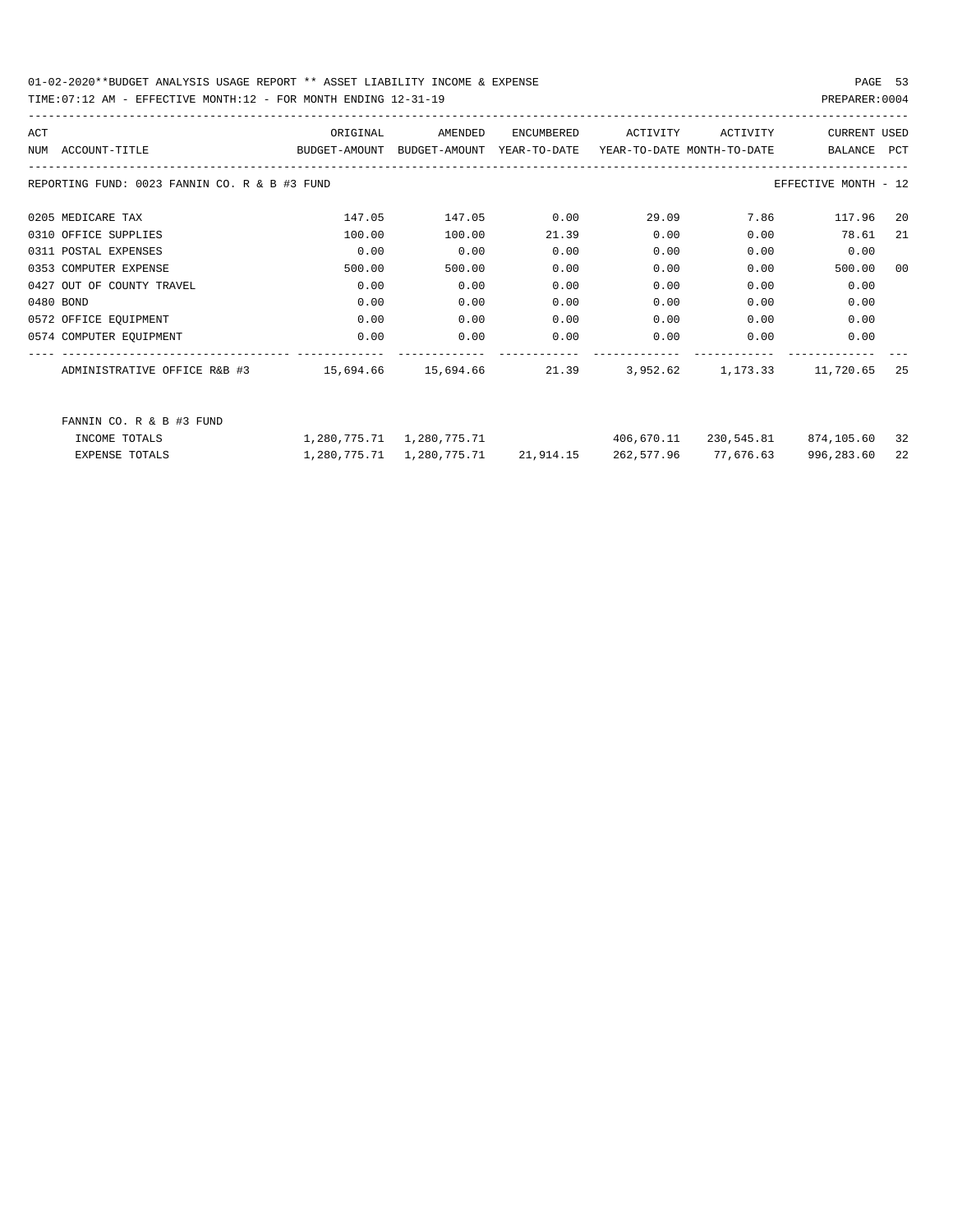01-02-2020**BUDGET ANALYSIS USAGE REPORT ** ASSET LIABILITY INCOME & EXPENSE

TIME:07:12 AM - EFFECTIVE MONTH:12 - FOR MONTH ENDING 12-31-19

PREPARER:0004

| ACT NUM | ACCOUNT-TITLE | ORIGINAL BUDGET-AMOUNT | AMENDED BUDGET-AMOUNT | ENCUMBERED YEAR-TO-DATE | ACTIVITY YEAR-TO-DATE | ACTIVITY MONTH-TO-DATE | CURRENT BALANCE | USED PCT |
|---|---|---|---|---|---|---|---|---|

REPORTING FUND: 0023 FANNIN CO. R & B #3 FUND — EFFECTIVE MONTH - 12

| ACT NUM | ACCOUNT-TITLE | ORIGINAL BUDGET-AMOUNT | AMENDED BUDGET-AMOUNT | ENCUMBERED YEAR-TO-DATE | ACTIVITY YEAR-TO-DATE | ACTIVITY MONTH-TO-DATE | CURRENT BALANCE | USED PCT |
|---|---|---|---|---|---|---|---|---|
| 0205 | MEDICARE TAX | 147.05 | 147.05 | 0.00 | 29.09 | 7.86 | 117.96 | 20 |
| 0310 | OFFICE SUPPLIES | 100.00 | 100.00 | 21.39 | 0.00 | 0.00 | 78.61 | 21 |
| 0311 | POSTAL EXPENSES | 0.00 | 0.00 | 0.00 | 0.00 | 0.00 | 0.00 | |
| 0353 | COMPUTER EXPENSE | 500.00 | 500.00 | 0.00 | 0.00 | 0.00 | 500.00 | 00 |
| 0427 | OUT OF COUNTY TRAVEL | 0.00 | 0.00 | 0.00 | 0.00 | 0.00 | 0.00 | |
| 0480 | BOND | 0.00 | 0.00 | 0.00 | 0.00 | 0.00 | 0.00 | |
| 0572 | OFFICE EQUIPMENT | 0.00 | 0.00 | 0.00 | 0.00 | 0.00 | 0.00 | |
| 0574 | COMPUTER EQUIPMENT | 0.00 | 0.00 | 0.00 | 0.00 | 0.00 | 0.00 | |
| | ADMINISTRATIVE OFFICE R&B #3 | 15,694.66 | 15,694.66 | 21.39 | 3,952.62 | 1,173.33 | 11,720.65 | 25 |

FANNIN CO. R & B #3 FUND

| | ORIGINAL BUDGET-AMOUNT | AMENDED BUDGET-AMOUNT | ENCUMBERED YEAR-TO-DATE | ACTIVITY YEAR-TO-DATE | ACTIVITY MONTH-TO-DATE | CURRENT BALANCE | USED PCT |
|---|---|---|---|---|---|---|---|
| INCOME TOTALS | 1,280,775.71 | 1,280,775.71 | | 406,670.11 | 230,545.81 | 874,105.60 | 32 |
| EXPENSE TOTALS | 1,280,775.71 | 1,280,775.71 | 21,914.15 | 262,577.96 | 77,676.63 | 996,283.60 | 22 |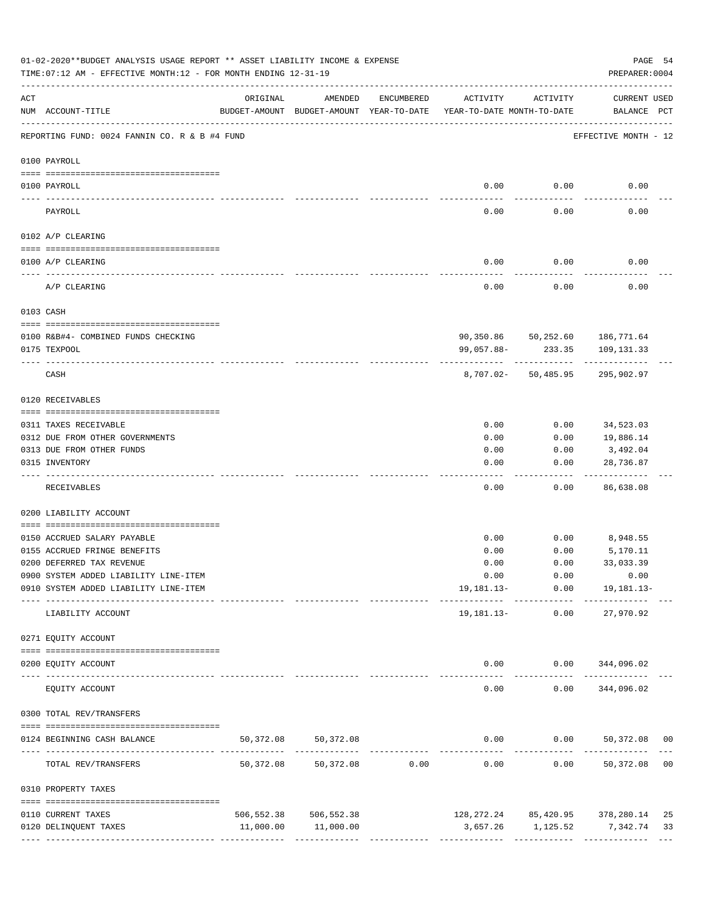01-02-2020**BUDGET ANALYSIS USAGE REPORT ** ASSET LIABILITY INCOME & EXPENSE

TIME:07:12 AM - EFFECTIVE MONTH:12 - FOR MONTH ENDING 12-31-19

PREPARER:0004

| ACT NUM | ACCOUNT-TITLE | ORIGINAL BUDGET-AMOUNT | AMENDED BUDGET-AMOUNT | ENCUMBERED YEAR-TO-DATE | ACTIVITY YEAR-TO-DATE | ACTIVITY MONTH-TO-DATE | CURRENT USED BALANCE | PCT |
|---|---|---|---|---|---|---|---|---|
| | REPORTING FUND: 0024 FANNIN CO. R & B #4 FUND | | | | | | EFFECTIVE MONTH - 12 | |
| 0100 | PAYROLL | | | | | | | |
| 0100 | PAYROLL | | | | 0.00 | 0.00 | 0.00 | |
| | PAYROLL | | | | 0.00 | 0.00 | 0.00 | |
| 0102 | A/P CLEARING | | | | | | | |
| 0100 | A/P CLEARING | | | | 0.00 | 0.00 | 0.00 | |
| | A/P CLEARING | | | | 0.00 | 0.00 | 0.00 | |
| 0103 | CASH | | | | | | | |
| 0100 | R&B#4- COMBINED FUNDS CHECKING | | | | 90,350.86 | 50,252.60 | 186,771.64 | |
| 0175 | TEXPOOL | | | | 99,057.88- | 233.35 | 109,131.33 | |
| | CASH | | | | 8,707.02- | 50,485.95 | 295,902.97 | |
| 0120 | RECEIVABLES | | | | | | | |
| 0311 | TAXES RECEIVABLE | | | | 0.00 | 0.00 | 34,523.03 | |
| 0312 | DUE FROM OTHER GOVERNMENTS | | | | 0.00 | 0.00 | 19,886.14 | |
| 0313 | DUE FROM OTHER FUNDS | | | | 0.00 | 0.00 | 3,492.04 | |
| 0315 | INVENTORY | | | | 0.00 | 0.00 | 28,736.87 | |
| | RECEIVABLES | | | | 0.00 | 0.00 | 86,638.08 | |
| 0200 | LIABILITY ACCOUNT | | | | | | | |
| 0150 | ACCRUED SALARY PAYABLE | | | | 0.00 | 0.00 | 8,948.55 | |
| 0155 | ACCRUED FRINGE BENEFITS | | | | 0.00 | 0.00 | 5,170.11 | |
| 0200 | DEFERRED TAX REVENUE | | | | 0.00 | 0.00 | 33,033.39 | |
| 0900 | SYSTEM ADDED LIABILITY LINE-ITEM | | | | 0.00 | 0.00 | 0.00 | |
| 0910 | SYSTEM ADDED LIABILITY LINE-ITEM | | | | 19,181.13- | 0.00 | 19,181.13- | |
| | LIABILITY ACCOUNT | | | | 19,181.13- | 0.00 | 27,970.92 | |
| 0271 | EQUITY ACCOUNT | | | | | | | |
| 0200 | EQUITY ACCOUNT | | | | 0.00 | 0.00 | 344,096.02 | |
| | EQUITY ACCOUNT | | | | 0.00 | 0.00 | 344,096.02 | |
| 0300 | TOTAL REV/TRANSFERS | | | | | | | |
| 0124 | BEGINNING CASH BALANCE | 50,372.08 | 50,372.08 | | 0.00 | 0.00 | 50,372.08 | 00 |
| | TOTAL REV/TRANSFERS | 50,372.08 | 50,372.08 | 0.00 | 0.00 | 0.00 | 50,372.08 | 00 |
| 0310 | PROPERTY TAXES | | | | | | | |
| 0110 | CURRENT TAXES | 506,552.38 | 506,552.38 | | 128,272.24 | 85,420.95 | 378,280.14 | 25 |
| 0120 | DELINQUENT TAXES | 11,000.00 | 11,000.00 | | 3,657.26 | 1,125.52 | 7,342.74 | 33 |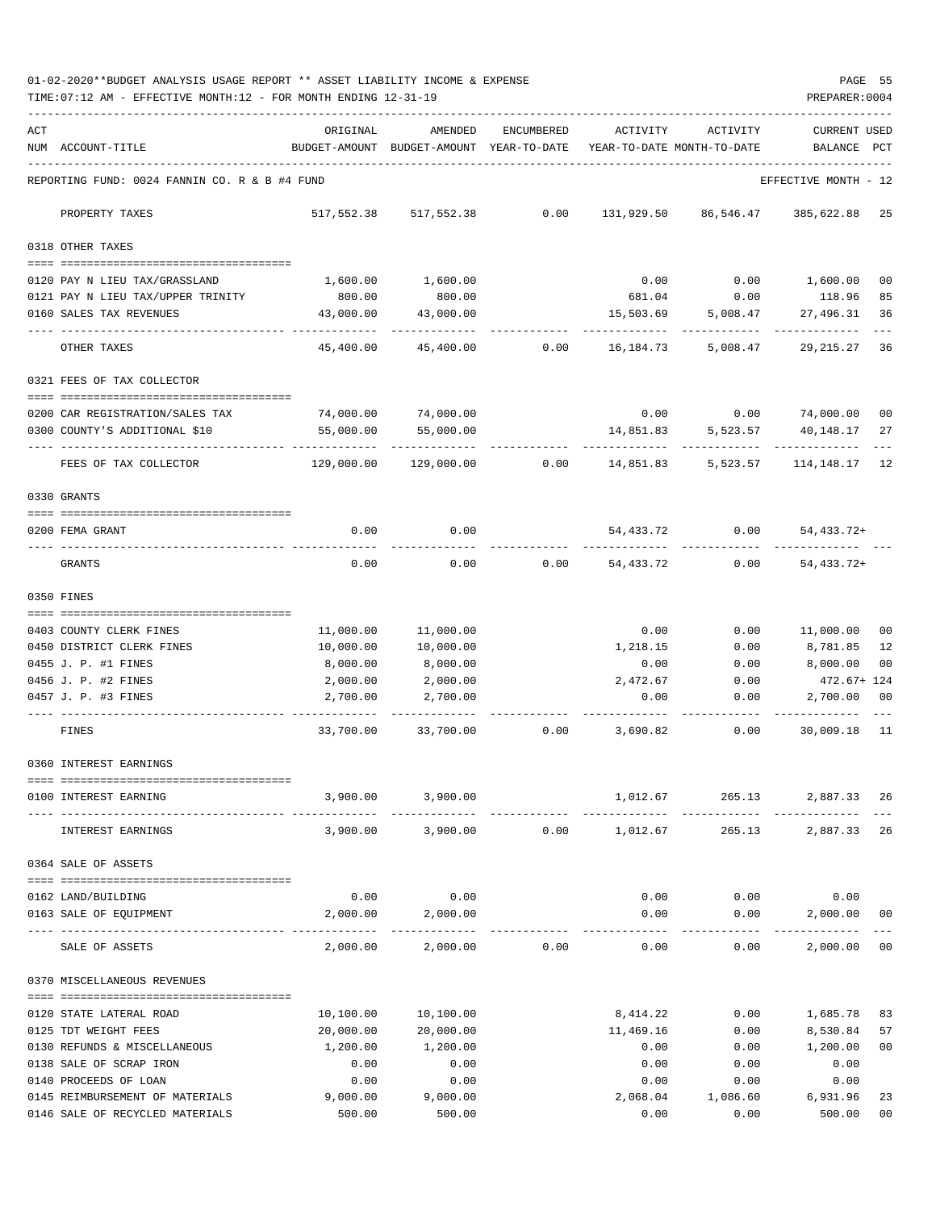01-02-2020**BUDGET ANALYSIS USAGE REPORT ** ASSET LIABILITY INCOME & EXPENSE

TIME:07:12 AM - EFFECTIVE MONTH:12 - FOR MONTH ENDING 12-31-19

| ACT NUM | ACCOUNT-TITLE | ORIGINAL BUDGET-AMOUNT | AMENDED BUDGET-AMOUNT | ENCUMBERED YEAR-TO-DATE | ACTIVITY YEAR-TO-DATE | ACTIVITY MONTH-TO-DATE | CURRENT BALANCE | USED PCT |
|---|---|---|---|---|---|---|---|---|
| REPORTING FUND: 0024 FANNIN CO. R & B #4 FUND | | | | | | | EFFECTIVE MONTH - 12 | |
| | PROPERTY TAXES | 517,552.38 | 517,552.38 | 0.00 | 131,929.50 | 86,546.47 | 385,622.88 | 25 |
| 0318 OTHER TAXES | | | | | | | | |
| 0120 | PAY N LIEU TAX/GRASSLAND | 1,600.00 | 1,600.00 | | 0.00 | 0.00 | 1,600.00 | 00 |
| 0121 | PAY N LIEU TAX/UPPER TRINITY | 800.00 | 800.00 | | 681.04 | 0.00 | 118.96 | 85 |
| 0160 | SALES TAX REVENUES | 43,000.00 | 43,000.00 | | 15,503.69 | 5,008.47 | 27,496.31 | 36 |
| | OTHER TAXES | 45,400.00 | 45,400.00 | 0.00 | 16,184.73 | 5,008.47 | 29,215.27 | 36 |
| 0321 FEES OF TAX COLLECTOR | | | | | | | | |
| 0200 | CAR REGISTRATION/SALES TAX | 74,000.00 | 74,000.00 | | 0.00 | 0.00 | 74,000.00 | 00 |
| 0300 | COUNTY'S ADDITIONAL $10 | 55,000.00 | 55,000.00 | | 14,851.83 | 5,523.57 | 40,148.17 | 27 |
| | FEES OF TAX COLLECTOR | 129,000.00 | 129,000.00 | 0.00 | 14,851.83 | 5,523.57 | 114,148.17 | 12 |
| 0330 GRANTS | | | | | | | | |
| 0200 | FEMA GRANT | 0.00 | 0.00 | | 54,433.72 | 0.00 | 54,433.72+ | |
| | GRANTS | 0.00 | 0.00 | 0.00 | 54,433.72 | 0.00 | 54,433.72+ | |
| 0350 FINES | | | | | | | | |
| 0403 | COUNTY CLERK FINES | 11,000.00 | 11,000.00 | | 0.00 | 0.00 | 11,000.00 | 00 |
| 0450 | DISTRICT CLERK FINES | 10,000.00 | 10,000.00 | | 1,218.15 | 0.00 | 8,781.85 | 12 |
| 0455 | J. P. #1 FINES | 8,000.00 | 8,000.00 | | 0.00 | 0.00 | 8,000.00 | 00 |
| 0456 | J. P. #2 FINES | 2,000.00 | 2,000.00 | | 2,472.67 | 0.00 | 472.67+ | 124 |
| 0457 | J. P. #3 FINES | 2,700.00 | 2,700.00 | | 0.00 | 0.00 | 2,700.00 | 00 |
| | FINES | 33,700.00 | 33,700.00 | 0.00 | 3,690.82 | 0.00 | 30,009.18 | 11 |
| 0360 INTEREST EARNINGS | | | | | | | | |
| 0100 | INTEREST EARNING | 3,900.00 | 3,900.00 | | 1,012.67 | 265.13 | 2,887.33 | 26 |
| | INTEREST EARNINGS | 3,900.00 | 3,900.00 | 0.00 | 1,012.67 | 265.13 | 2,887.33 | 26 |
| 0364 SALE OF ASSETS | | | | | | | | |
| 0162 | LAND/BUILDING | 0.00 | 0.00 | | 0.00 | 0.00 | 0.00 | |
| 0163 | SALE OF EQUIPMENT | 2,000.00 | 2,000.00 | | 0.00 | 0.00 | 2,000.00 | 00 |
| | SALE OF ASSETS | 2,000.00 | 2,000.00 | 0.00 | 0.00 | 0.00 | 2,000.00 | 00 |
| 0370 MISCELLANEOUS REVENUES | | | | | | | | |
| 0120 | STATE LATERAL ROAD | 10,100.00 | 10,100.00 | | 8,414.22 | 0.00 | 1,685.78 | 83 |
| 0125 | TDT WEIGHT FEES | 20,000.00 | 20,000.00 | | 11,469.16 | 0.00 | 8,530.84 | 57 |
| 0130 | REFUNDS & MISCELLANEOUS | 1,200.00 | 1,200.00 | | 0.00 | 0.00 | 1,200.00 | 00 |
| 0138 | SALE OF SCRAP IRON | 0.00 | 0.00 | | 0.00 | 0.00 | 0.00 | |
| 0140 | PROCEEDS OF LOAN | 0.00 | 0.00 | | 0.00 | 0.00 | 0.00 | |
| 0145 | REIMBURSEMENT OF MATERIALS | 9,000.00 | 9,000.00 | | 2,068.04 | 1,086.60 | 6,931.96 | 23 |
| 0146 | SALE OF RECYCLED MATERIALS | 500.00 | 500.00 | | 0.00 | 0.00 | 500.00 | 00 |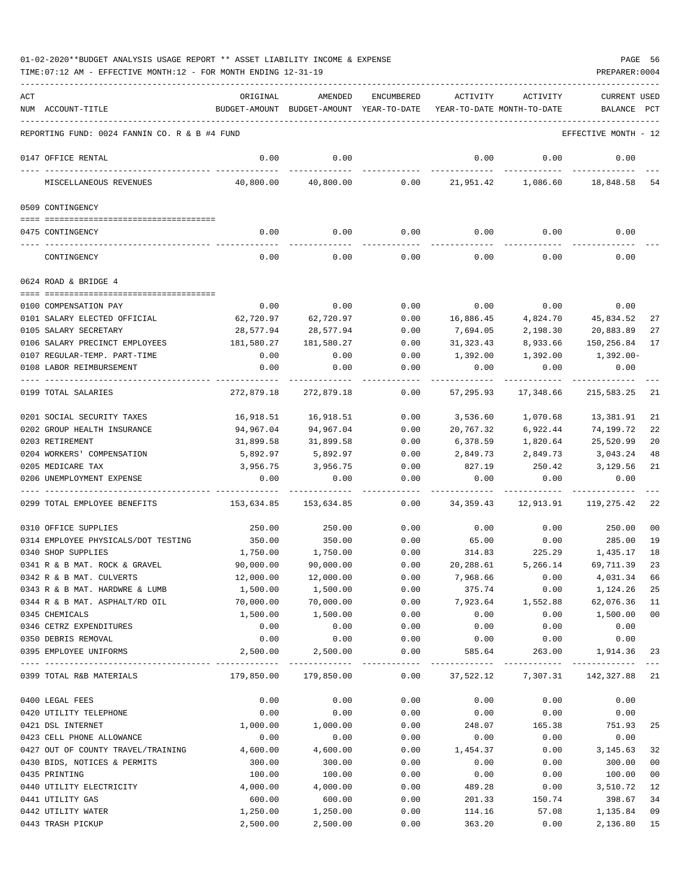01-02-2020**BUDGET ANALYSIS USAGE REPORT ** ASSET LIABILITY INCOME & EXPENSE

TIME:07:12 AM - EFFECTIVE MONTH:12 - FOR MONTH ENDING 12-31-19

PREPARER:0004

REPORTING FUND: 0024 FANNIN CO. R & B #4 FUND — EFFECTIVE MONTH - 12

| ACT NUM | ACCOUNT-TITLE | ORIGINAL BUDGET-AMOUNT | AMENDED BUDGET-AMOUNT | ENCUMBERED YEAR-TO-DATE | ACTIVITY YEAR-TO-DATE | ACTIVITY MONTH-TO-DATE | CURRENT BALANCE | USED PCT |
|---|---|---|---|---|---|---|---|---|
| 0147 | OFFICE RENTAL | 0.00 | 0.00 | | 0.00 | 0.00 | 0.00 | |
| | MISCELLANEOUS REVENUES | 40,800.00 | 40,800.00 | 0.00 | 21,951.42 | 1,086.60 | 18,848.58 | 54 |
| | **0509 CONTINGENCY** | | | | | | | |
| 0475 | CONTINGENCY | 0.00 | 0.00 | 0.00 | 0.00 | 0.00 | 0.00 | |
| | CONTINGENCY | 0.00 | 0.00 | 0.00 | 0.00 | 0.00 | 0.00 | |
| | **0624 ROAD & BRIDGE 4** | | | | | | | |
| 0100 | COMPENSATION PAY | 0.00 | 0.00 | 0.00 | 0.00 | 0.00 | 0.00 | |
| 0101 | SALARY ELECTED OFFICIAL | 62,720.97 | 62,720.97 | 0.00 | 16,886.45 | 4,824.70 | 45,834.52 | 27 |
| 0105 | SALARY SECRETARY | 28,577.94 | 28,577.94 | 0.00 | 7,694.05 | 2,198.30 | 20,883.89 | 27 |
| 0106 | SALARY PRECINCT EMPLOYEES | 181,580.27 | 181,580.27 | 0.00 | 31,323.43 | 8,933.66 | 150,256.84 | 17 |
| 0107 | REGULAR-TEMP. PART-TIME | 0.00 | 0.00 | 0.00 | 1,392.00 | 1,392.00 | 1,392.00- | |
| 0108 | LABOR REIMBURSEMENT | 0.00 | 0.00 | 0.00 | 0.00 | 0.00 | 0.00 | |
| 0199 | TOTAL SALARIES | 272,879.18 | 272,879.18 | 0.00 | 57,295.93 | 17,348.66 | 215,583.25 | 21 |
| 0201 | SOCIAL SECURITY TAXES | 16,918.51 | 16,918.51 | 0.00 | 3,536.60 | 1,070.68 | 13,381.91 | 21 |
| 0202 | GROUP HEALTH INSURANCE | 94,967.04 | 94,967.04 | 0.00 | 20,767.32 | 6,922.44 | 74,199.72 | 22 |
| 0203 | RETIREMENT | 31,899.58 | 31,899.58 | 0.00 | 6,378.59 | 1,820.64 | 25,520.99 | 20 |
| 0204 | WORKERS' COMPENSATION | 5,892.97 | 5,892.97 | 0.00 | 2,849.73 | 2,849.73 | 3,043.24 | 48 |
| 0205 | MEDICARE TAX | 3,956.75 | 3,956.75 | 0.00 | 827.19 | 250.42 | 3,129.56 | 21 |
| 0206 | UNEMPLOYMENT EXPENSE | 0.00 | 0.00 | 0.00 | 0.00 | 0.00 | 0.00 | |
| 0299 | TOTAL EMPLOYEE BENEFITS | 153,634.85 | 153,634.85 | 0.00 | 34,359.43 | 12,913.91 | 119,275.42 | 22 |
| 0310 | OFFICE SUPPLIES | 250.00 | 250.00 | 0.00 | 0.00 | 0.00 | 250.00 | 00 |
| 0314 | EMPLOYEE PHYSICALS/DOT TESTING | 350.00 | 350.00 | 0.00 | 65.00 | 0.00 | 285.00 | 19 |
| 0340 | SHOP SUPPLIES | 1,750.00 | 1,750.00 | 0.00 | 314.83 | 225.29 | 1,435.17 | 18 |
| 0341 | R & B MAT. ROCK & GRAVEL | 90,000.00 | 90,000.00 | 0.00 | 20,288.61 | 5,266.14 | 69,711.39 | 23 |
| 0342 | R & B MAT. CULVERTS | 12,000.00 | 12,000.00 | 0.00 | 7,968.66 | 0.00 | 4,031.34 | 66 |
| 0343 | R & B MAT. HARDWRE & LUMB | 1,500.00 | 1,500.00 | 0.00 | 375.74 | 0.00 | 1,124.26 | 25 |
| 0344 | R & B MAT. ASPHALT/RD OIL | 70,000.00 | 70,000.00 | 0.00 | 7,923.64 | 1,552.88 | 62,076.36 | 11 |
| 0345 | CHEMICALS | 1,500.00 | 1,500.00 | 0.00 | 0.00 | 0.00 | 1,500.00 | 00 |
| 0346 | CETRZ EXPENDITURES | 0.00 | 0.00 | 0.00 | 0.00 | 0.00 | 0.00 | |
| 0350 | DEBRIS REMOVAL | 0.00 | 0.00 | 0.00 | 0.00 | 0.00 | 0.00 | |
| 0395 | EMPLOYEE UNIFORMS | 2,500.00 | 2,500.00 | 0.00 | 585.64 | 263.00 | 1,914.36 | 23 |
| 0399 | TOTAL R&B MATERIALS | 179,850.00 | 179,850.00 | 0.00 | 37,522.12 | 7,307.31 | 142,327.88 | 21 |
| 0400 | LEGAL FEES | 0.00 | 0.00 | 0.00 | 0.00 | 0.00 | 0.00 | |
| 0420 | UTILITY TELEPHONE | 0.00 | 0.00 | 0.00 | 0.00 | 0.00 | 0.00 | |
| 0421 | DSL INTERNET | 1,000.00 | 1,000.00 | 0.00 | 248.07 | 165.38 | 751.93 | 25 |
| 0423 | CELL PHONE ALLOWANCE | 0.00 | 0.00 | 0.00 | 0.00 | 0.00 | 0.00 | |
| 0427 | OUT OF COUNTY TRAVEL/TRAINING | 4,600.00 | 4,600.00 | 0.00 | 1,454.37 | 0.00 | 3,145.63 | 32 |
| 0430 | BIDS, NOTICES & PERMITS | 300.00 | 300.00 | 0.00 | 0.00 | 0.00 | 300.00 | 00 |
| 0435 | PRINTING | 100.00 | 100.00 | 0.00 | 0.00 | 0.00 | 100.00 | 00 |
| 0440 | UTILITY ELECTRICITY | 4,000.00 | 4,000.00 | 0.00 | 489.28 | 0.00 | 3,510.72 | 12 |
| 0441 | UTILITY GAS | 600.00 | 600.00 | 0.00 | 201.33 | 150.74 | 398.67 | 34 |
| 0442 | UTILITY WATER | 1,250.00 | 1,250.00 | 0.00 | 114.16 | 57.08 | 1,135.84 | 09 |
| 0443 | TRASH PICKUP | 2,500.00 | 2,500.00 | 0.00 | 363.20 | 0.00 | 2,136.80 | 15 |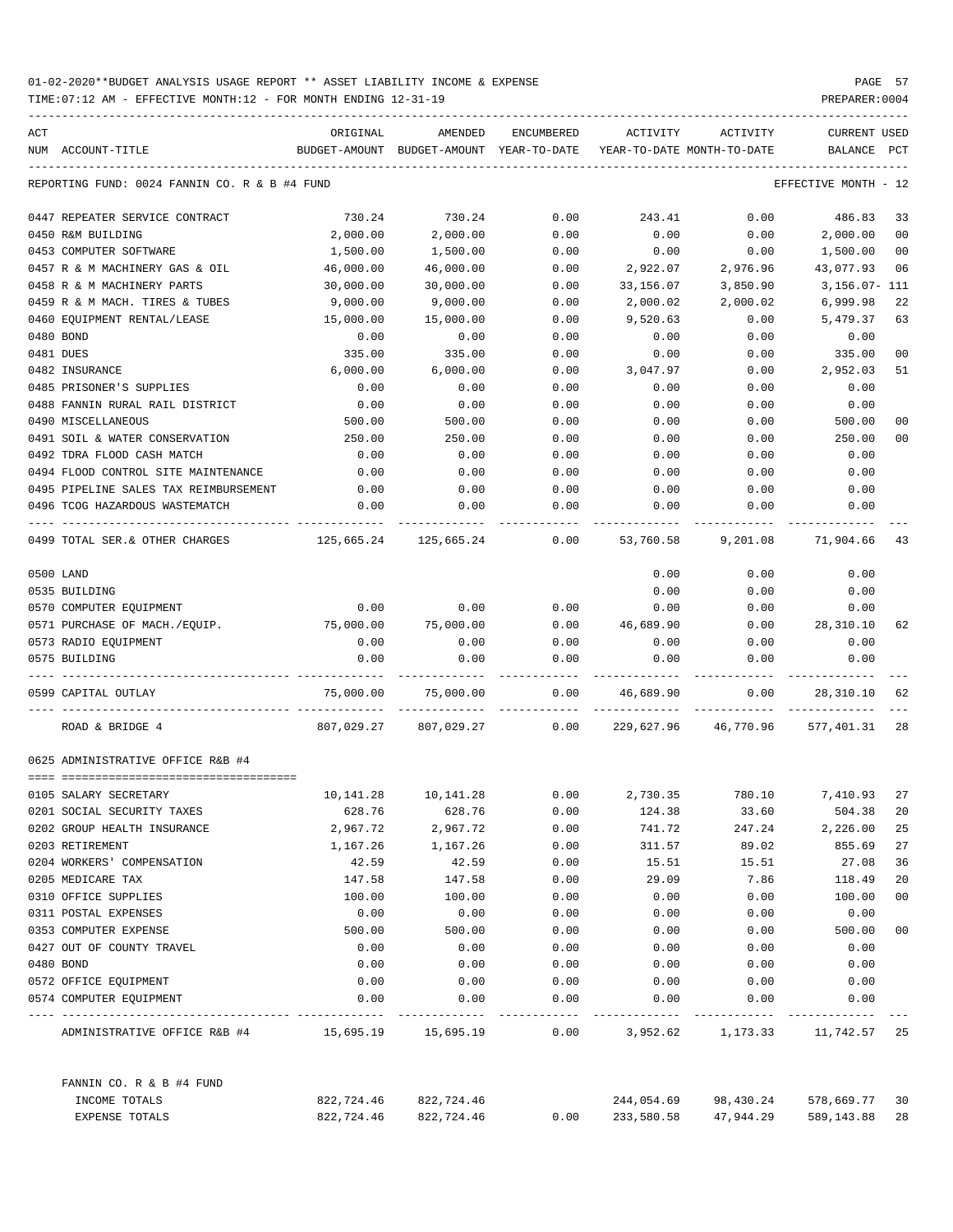01-02-2020**BUDGET ANALYSIS USAGE REPORT ** ASSET LIABILITY INCOME & EXPENSE

TIME:07:12 AM - EFFECTIVE MONTH:12 - FOR MONTH ENDING 12-31-19

PREPARER:0004

REPORTING FUND: 0024 FANNIN CO. R & B #4 FUND — EFFECTIVE MONTH - 12

| ACT NUM | ACCOUNT-TITLE | ORIGINAL BUDGET-AMOUNT | AMENDED BUDGET-AMOUNT | ENCUMBERED YEAR-TO-DATE | ACTIVITY YEAR-TO-DATE | ACTIVITY MONTH-TO-DATE | CURRENT BALANCE | USED PCT |
|---|---|---|---|---|---|---|---|---|
| 0447 | REPEATER SERVICE CONTRACT | 730.24 | 730.24 | 0.00 | 243.41 | 0.00 | 486.83 | 33 |
| 0450 | R&M BUILDING | 2,000.00 | 2,000.00 | 0.00 | 0.00 | 0.00 | 2,000.00 | 00 |
| 0453 | COMPUTER SOFTWARE | 1,500.00 | 1,500.00 | 0.00 | 0.00 | 0.00 | 1,500.00 | 00 |
| 0457 | R & M MACHINERY GAS & OIL | 46,000.00 | 46,000.00 | 0.00 | 2,922.07 | 2,976.96 | 43,077.93 | 06 |
| 0458 | R & M MACHINERY PARTS | 30,000.00 | 30,000.00 | 0.00 | 33,156.07 | 3,850.90 | 3,156.07- | 111 |
| 0459 | R & M MACH. TIRES & TUBES | 9,000.00 | 9,000.00 | 0.00 | 2,000.02 | 2,000.02 | 6,999.98 | 22 |
| 0460 | EQUIPMENT RENTAL/LEASE | 15,000.00 | 15,000.00 | 0.00 | 9,520.63 | 0.00 | 5,479.37 | 63 |
| 0480 | BOND | 0.00 | 0.00 | 0.00 | 0.00 | 0.00 | 0.00 | |
| 0481 | DUES | 335.00 | 335.00 | 0.00 | 0.00 | 0.00 | 335.00 | 00 |
| 0482 | INSURANCE | 6,000.00 | 6,000.00 | 0.00 | 3,047.97 | 0.00 | 2,952.03 | 51 |
| 0485 | PRISONER'S SUPPLIES | 0.00 | 0.00 | 0.00 | 0.00 | 0.00 | 0.00 | |
| 0488 | FANNIN RURAL RAIL DISTRICT | 0.00 | 0.00 | 0.00 | 0.00 | 0.00 | 0.00 | |
| 0490 | MISCELLANEOUS | 500.00 | 500.00 | 0.00 | 0.00 | 0.00 | 500.00 | 00 |
| 0491 | SOIL & WATER CONSERVATION | 250.00 | 250.00 | 0.00 | 0.00 | 0.00 | 250.00 | 00 |
| 0492 | TDRA FLOOD CASH MATCH | 0.00 | 0.00 | 0.00 | 0.00 | 0.00 | 0.00 | |
| 0494 | FLOOD CONTROL SITE MAINTENANCE | 0.00 | 0.00 | 0.00 | 0.00 | 0.00 | 0.00 | |
| 0495 | PIPELINE SALES TAX REIMBURSEMENT | 0.00 | 0.00 | 0.00 | 0.00 | 0.00 | 0.00 | |
| 0496 | TCOG HAZARDOUS WASTEMATCH | 0.00 | 0.00 | 0.00 | 0.00 | 0.00 | 0.00 | |
| 0499 | TOTAL SER.& OTHER CHARGES | 125,665.24 | 125,665.24 | 0.00 | 53,760.58 | 9,201.08 | 71,904.66 | 43 |
| 0500 | LAND | | | | 0.00 | 0.00 | 0.00 | |
| 0535 | BUILDING | | | | 0.00 | 0.00 | 0.00 | |
| 0570 | COMPUTER EQUIPMENT | 0.00 | 0.00 | 0.00 | 0.00 | 0.00 | 0.00 | |
| 0571 | PURCHASE OF MACH./EQUIP. | 75,000.00 | 75,000.00 | 0.00 | 46,689.90 | 0.00 | 28,310.10 | 62 |
| 0573 | RADIO EQUIPMENT | 0.00 | 0.00 | 0.00 | 0.00 | 0.00 | 0.00 | |
| 0575 | BUILDING | 0.00 | 0.00 | 0.00 | 0.00 | 0.00 | 0.00 | |
| 0599 | CAPITAL OUTLAY | 75,000.00 | 75,000.00 | 0.00 | 46,689.90 | 0.00 | 28,310.10 | 62 |
| | ROAD & BRIDGE 4 | 807,029.27 | 807,029.27 | 0.00 | 229,627.96 | 46,770.96 | 577,401.31 | 28 |

0625 ADMINISTRATIVE OFFICE R&B #4

| ACT NUM | ACCOUNT-TITLE | ORIGINAL BUDGET-AMOUNT | AMENDED BUDGET-AMOUNT | ENCUMBERED YEAR-TO-DATE | ACTIVITY YEAR-TO-DATE | ACTIVITY MONTH-TO-DATE | CURRENT BALANCE | USED PCT |
|---|---|---|---|---|---|---|---|---|
| 0105 | SALARY SECRETARY | 10,141.28 | 10,141.28 | 0.00 | 2,730.35 | 780.10 | 7,410.93 | 27 |
| 0201 | SOCIAL SECURITY TAXES | 628.76 | 628.76 | 0.00 | 124.38 | 33.60 | 504.38 | 20 |
| 0202 | GROUP HEALTH INSURANCE | 2,967.72 | 2,967.72 | 0.00 | 741.72 | 247.24 | 2,226.00 | 25 |
| 0203 | RETIREMENT | 1,167.26 | 1,167.26 | 0.00 | 311.57 | 89.02 | 855.69 | 27 |
| 0204 | WORKERS' COMPENSATION | 42.59 | 42.59 | 0.00 | 15.51 | 15.51 | 27.08 | 36 |
| 0205 | MEDICARE TAX | 147.58 | 147.58 | 0.00 | 29.09 | 7.86 | 118.49 | 20 |
| 0310 | OFFICE SUPPLIES | 100.00 | 100.00 | 0.00 | 0.00 | 0.00 | 100.00 | 00 |
| 0311 | POSTAL EXPENSES | 0.00 | 0.00 | 0.00 | 0.00 | 0.00 | 0.00 | |
| 0353 | COMPUTER EXPENSE | 500.00 | 500.00 | 0.00 | 0.00 | 0.00 | 500.00 | 00 |
| 0427 | OUT OF COUNTY TRAVEL | 0.00 | 0.00 | 0.00 | 0.00 | 0.00 | 0.00 | |
| 0480 | BOND | 0.00 | 0.00 | 0.00 | 0.00 | 0.00 | 0.00 | |
| 0572 | OFFICE EQUIPMENT | 0.00 | 0.00 | 0.00 | 0.00 | 0.00 | 0.00 | |
| 0574 | COMPUTER EQUIPMENT | 0.00 | 0.00 | 0.00 | 0.00 | 0.00 | 0.00 | |
| | ADMINISTRATIVE OFFICE R&B #4 | 15,695.19 | 15,695.19 | 0.00 | 3,952.62 | 1,173.33 | 11,742.57 | 25 |

FANNIN CO. R & B #4 FUND

| | ORIGINAL BUDGET-AMOUNT | AMENDED BUDGET-AMOUNT | ENCUMBERED YEAR-TO-DATE | ACTIVITY YEAR-TO-DATE | ACTIVITY MONTH-TO-DATE | CURRENT BALANCE | USED PCT |
|---|---|---|---|---|---|---|---|
| INCOME TOTALS | 822,724.46 | 822,724.46 | | 244,054.69 | 98,430.24 | 578,669.77 | 30 |
| EXPENSE TOTALS | 822,724.46 | 822,724.46 | 0.00 | 233,580.58 | 47,944.29 | 589,143.88 | 28 |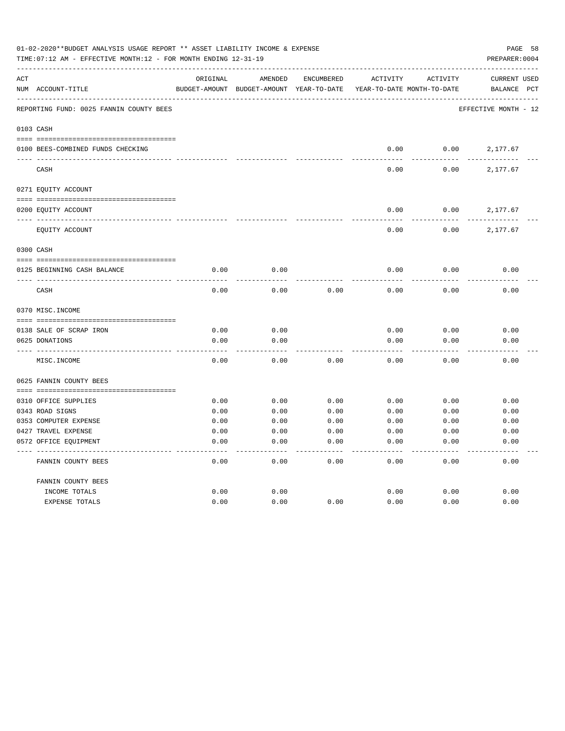01-02-2020**BUDGET ANALYSIS USAGE REPORT ** ASSET LIABILITY INCOME & EXPENSE

TIME:07:12 AM - EFFECTIVE MONTH:12 - FOR MONTH ENDING 12-31-19

PREPARER:0004

| ACT NUM | ACCOUNT-TITLE | ORIGINAL BUDGET-AMOUNT | AMENDED BUDGET-AMOUNT | ENCUMBERED YEAR-TO-DATE | ACTIVITY YEAR-TO-DATE | ACTIVITY MONTH-TO-DATE | CURRENT BALANCE | USED PCT |
|---|---|---|---|---|---|---|---|---|
| | REPORTING FUND: 0025 FANNIN COUNTY BEES | | | | | | EFFECTIVE MONTH - 12 | |
| 0103 | CASH | | | | | | | |
| 0100 | BEES-COMBINED FUNDS CHECKING | | | | 0.00 | 0.00 | 2,177.67 | |
| | CASH | | | | 0.00 | 0.00 | 2,177.67 | |
| 0271 | EQUITY ACCOUNT | | | | | | | |
| 0200 | EQUITY ACCOUNT | | | | 0.00 | 0.00 | 2,177.67 | |
| | EQUITY ACCOUNT | | | | 0.00 | 0.00 | 2,177.67 | |
| 0300 | CASH | | | | | | | |
| 0125 | BEGINNING CASH BALANCE | 0.00 | 0.00 | | 0.00 | 0.00 | 0.00 | |
| | CASH | 0.00 | 0.00 | 0.00 | 0.00 | 0.00 | 0.00 | |
| 0370 | MISC.INCOME | | | | | | | |
| 0138 | SALE OF SCRAP IRON | 0.00 | 0.00 | | 0.00 | 0.00 | 0.00 | |
| 0625 | DONATIONS | 0.00 | 0.00 | | 0.00 | 0.00 | 0.00 | |
| | MISC.INCOME | 0.00 | 0.00 | 0.00 | 0.00 | 0.00 | 0.00 | |
| 0625 | FANNIN COUNTY BEES | | | | | | | |
| 0310 | OFFICE SUPPLIES | 0.00 | 0.00 | 0.00 | 0.00 | 0.00 | 0.00 | |
| 0343 | ROAD SIGNS | 0.00 | 0.00 | 0.00 | 0.00 | 0.00 | 0.00 | |
| 0353 | COMPUTER EXPENSE | 0.00 | 0.00 | 0.00 | 0.00 | 0.00 | 0.00 | |
| 0427 | TRAVEL EXPENSE | 0.00 | 0.00 | 0.00 | 0.00 | 0.00 | 0.00 | |
| 0572 | OFFICE EQUIPMENT | 0.00 | 0.00 | 0.00 | 0.00 | 0.00 | 0.00 | |
| | FANNIN COUNTY BEES | 0.00 | 0.00 | 0.00 | 0.00 | 0.00 | 0.00 | |
| | FANNIN COUNTY BEES | | | | | | | |
| | INCOME TOTALS | 0.00 | 0.00 | | 0.00 | 0.00 | 0.00 | |
| | EXPENSE TOTALS | 0.00 | 0.00 | 0.00 | 0.00 | 0.00 | 0.00 | |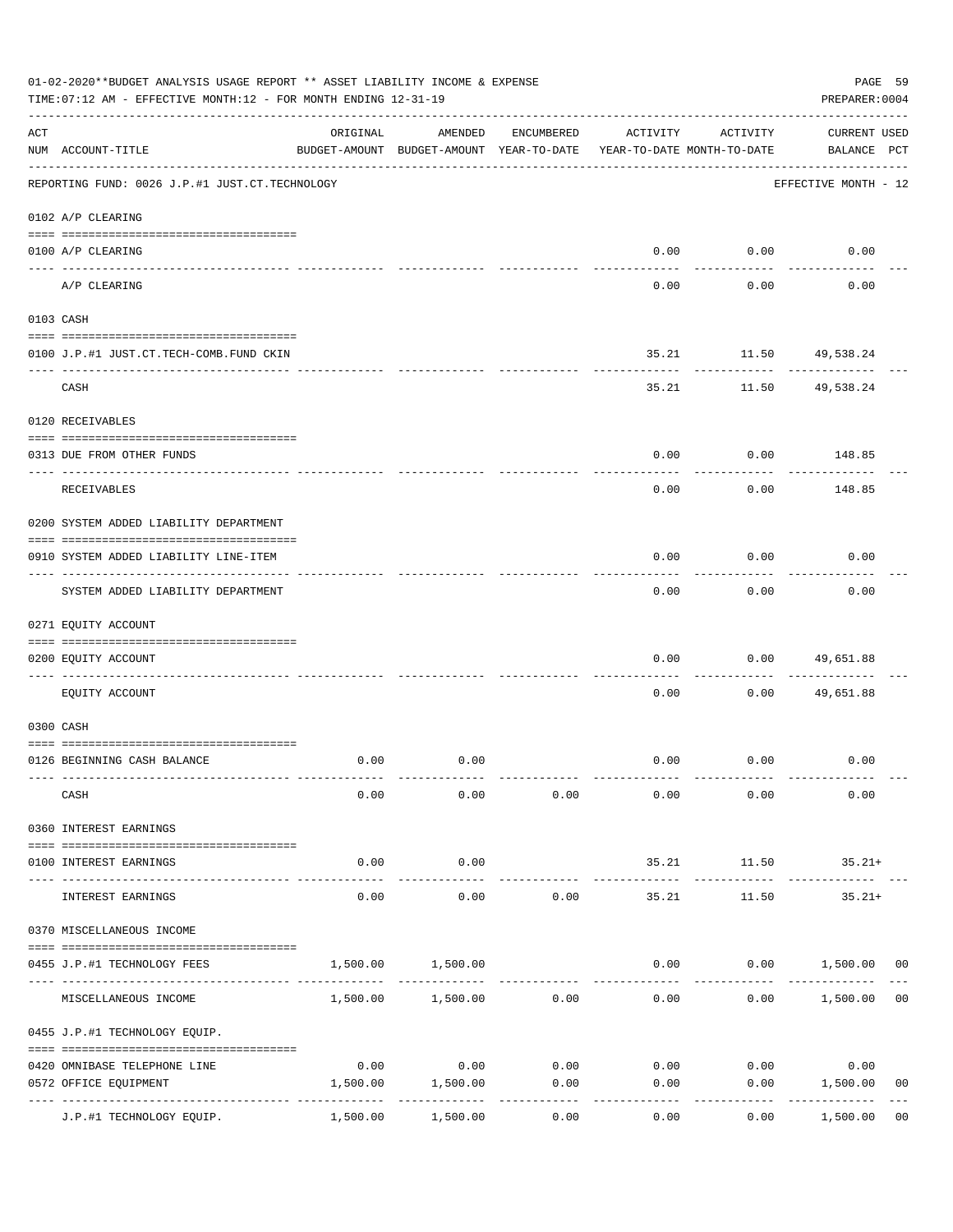01-02-2020**BUDGET ANALYSIS USAGE REPORT ** ASSET LIABILITY INCOME & EXPENSE

TIME:07:12 AM - EFFECTIVE MONTH:12 - FOR MONTH ENDING 12-31-19

PREPARER:0004

REPORTING FUND: 0026 J.P.#1 JUST.CT.TECHNOLOGY — EFFECTIVE MONTH - 12

| ACT NUM | ACCOUNT-TITLE | ORIGINAL BUDGET-AMOUNT | AMENDED BUDGET-AMOUNT | ENCUMBERED YEAR-TO-DATE | ACTIVITY YEAR-TO-DATE | ACTIVITY MONTH-TO-DATE | CURRENT USED BALANCE | PCT |
|---|---|---|---|---|---|---|---|---|
| | **0102 A/P CLEARING** | | | | | | | |
| 0100 | A/P CLEARING | | | | 0.00 | 0.00 | 0.00 | |
| | A/P CLEARING | | | | 0.00 | 0.00 | 0.00 | |
| | **0103 CASH** | | | | | | | |
| 0100 | J.P.#1 JUST.CT.TECH-COMB.FUND CKIN | | | | 35.21 | 11.50 | 49,538.24 | |
| | CASH | | | | 35.21 | 11.50 | 49,538.24 | |
| | **0120 RECEIVABLES** | | | | | | | |
| 0313 | DUE FROM OTHER FUNDS | | | | 0.00 | 0.00 | 148.85 | |
| | RECEIVABLES | | | | 0.00 | 0.00 | 148.85 | |
| | **0200 SYSTEM ADDED LIABILITY DEPARTMENT** | | | | | | | |
| 0910 | SYSTEM ADDED LIABILITY LINE-ITEM | | | | 0.00 | 0.00 | 0.00 | |
| | SYSTEM ADDED LIABILITY DEPARTMENT | | | | 0.00 | 0.00 | 0.00 | |
| | **0271 EQUITY ACCOUNT** | | | | | | | |
| 0200 | EQUITY ACCOUNT | | | | 0.00 | 0.00 | 49,651.88 | |
| | EQUITY ACCOUNT | | | | 0.00 | 0.00 | 49,651.88 | |
| | **0300 CASH** | | | | | | | |
| 0126 | BEGINNING CASH BALANCE | 0.00 | 0.00 | | 0.00 | 0.00 | 0.00 | |
| | CASH | 0.00 | 0.00 | 0.00 | 0.00 | 0.00 | 0.00 | |
| | **0360 INTEREST EARNINGS** | | | | | | | |
| 0100 | INTEREST EARNINGS | 0.00 | 0.00 | | 35.21 | 11.50 | 35.21+ | |
| | INTEREST EARNINGS | 0.00 | 0.00 | 0.00 | 35.21 | 11.50 | 35.21+ | |
| | **0370 MISCELLANEOUS INCOME** | | | | | | | |
| 0455 | J.P.#1 TECHNOLOGY FEES | 1,500.00 | 1,500.00 | | 0.00 | 0.00 | 1,500.00 | 00 |
| | MISCELLANEOUS INCOME | 1,500.00 | 1,500.00 | 0.00 | 0.00 | 0.00 | 1,500.00 | 00 |
| | **0455 J.P.#1 TECHNOLOGY EQUIP.** | | | | | | | |
| 0420 | OMNIBASE TELEPHONE LINE | 0.00 | 0.00 | 0.00 | 0.00 | 0.00 | 0.00 | |
| 0572 | OFFICE EQUIPMENT | 1,500.00 | 1,500.00 | 0.00 | 0.00 | 0.00 | 1,500.00 | 00 |
| | J.P.#1 TECHNOLOGY EQUIP. | 1,500.00 | 1,500.00 | 0.00 | 0.00 | 0.00 | 1,500.00 | 00 |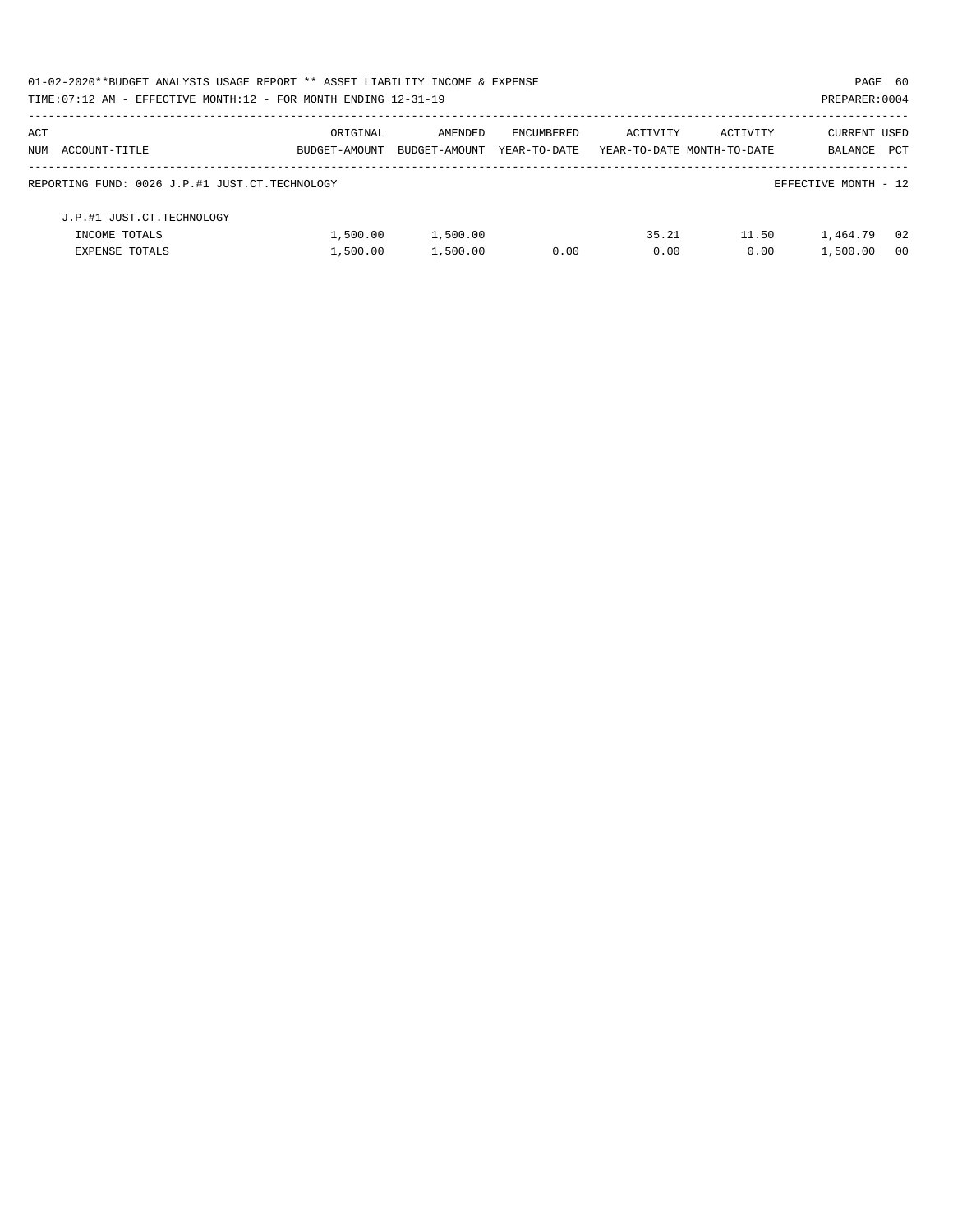01-02-2020**BUDGET ANALYSIS USAGE REPORT ** ASSET LIABILITY INCOME & EXPENSE

TIME:07:12 AM - EFFECTIVE MONTH:12 - FOR MONTH ENDING 12-31-19

PREPARER:0004

| ACT NUM | ACCOUNT-TITLE | ORIGINAL BUDGET-AMOUNT | AMENDED BUDGET-AMOUNT | ENCUMBERED YEAR-TO-DATE | ACTIVITY YEAR-TO-DATE | ACTIVITY MONTH-TO-DATE | CURRENT BALANCE | USED PCT |
|---|---|---|---|---|---|---|---|---|
| REPORTING FUND: 0026 J.P.#1 JUST.CT.TECHNOLOGY | | | | | | | EFFECTIVE MONTH - 12 | |
| | J.P.#1 JUST.CT.TECHNOLOGY | | | | | | | |
| | INCOME TOTALS | 1,500.00 | 1,500.00 | | 35.21 | 11.50 | 1,464.79 | 02 |
| | EXPENSE TOTALS | 1,500.00 | 1,500.00 | 0.00 | 0.00 | 0.00 | 1,500.00 | 00 |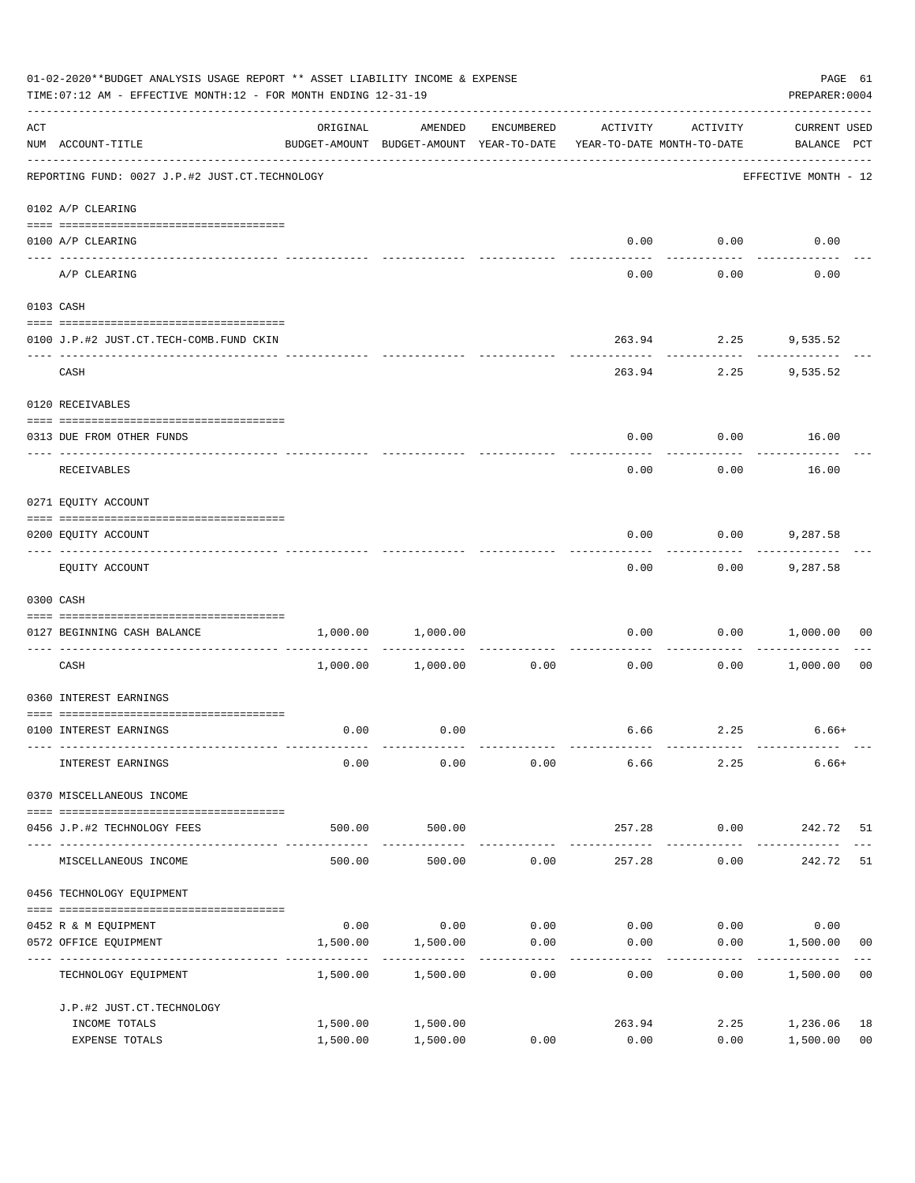01-02-2020**BUDGET ANALYSIS USAGE REPORT ** ASSET LIABILITY INCOME & EXPENSE

TIME:07:12 AM - EFFECTIVE MONTH:12 - FOR MONTH ENDING 12-31-19

PREPARER:0004

| ACT NUM | ACCOUNT-TITLE | ORIGINAL BUDGET-AMOUNT | AMENDED BUDGET-AMOUNT | ENCUMBERED YEAR-TO-DATE | ACTIVITY YEAR-TO-DATE | ACTIVITY MONTH-TO-DATE | CURRENT USED BALANCE | PCT |
|---|---|---|---|---|---|---|---|---|
| | REPORTING FUND: 0027 J.P.#2 JUST.CT.TECHNOLOGY | | | | | | EFFECTIVE MONTH - 12 | |
| | 0102 A/P CLEARING | | | | | | | |
| 0100 | A/P CLEARING | | | | 0.00 | 0.00 | 0.00 | |
| | A/P CLEARING | | | | 0.00 | 0.00 | 0.00 | |
| | 0103 CASH | | | | | | | |
| 0100 | J.P.#2 JUST.CT.TECH-COMB.FUND CKIN | | | | 263.94 | 2.25 | 9,535.52 | |
| | CASH | | | | 263.94 | 2.25 | 9,535.52 | |
| | 0120 RECEIVABLES | | | | | | | |
| 0313 | DUE FROM OTHER FUNDS | | | | 0.00 | 0.00 | 16.00 | |
| | RECEIVABLES | | | | 0.00 | 0.00 | 16.00 | |
| | 0271 EQUITY ACCOUNT | | | | | | | |
| 0200 | EQUITY ACCOUNT | | | | 0.00 | 0.00 | 9,287.58 | |
| | EQUITY ACCOUNT | | | | 0.00 | 0.00 | 9,287.58 | |
| | 0300 CASH | | | | | | | |
| 0127 | BEGINNING CASH BALANCE | 1,000.00 | 1,000.00 | | 0.00 | 0.00 | 1,000.00 | 00 |
| | CASH | 1,000.00 | 1,000.00 | 0.00 | 0.00 | 0.00 | 1,000.00 | 00 |
| | 0360 INTEREST EARNINGS | | | | | | | |
| 0100 | INTEREST EARNINGS | 0.00 | 0.00 | | 6.66 | 2.25 | 6.66+ | |
| | INTEREST EARNINGS | 0.00 | 0.00 | 0.00 | 6.66 | 2.25 | 6.66+ | |
| | 0370 MISCELLANEOUS INCOME | | | | | | | |
| 0456 | J.P.#2 TECHNOLOGY FEES | 500.00 | 500.00 | | 257.28 | 0.00 | 242.72 | 51 |
| | MISCELLANEOUS INCOME | 500.00 | 500.00 | 0.00 | 257.28 | 0.00 | 242.72 | 51 |
| | 0456 TECHNOLOGY EQUIPMENT | | | | | | | |
| 0452 | R & M EQUIPMENT | 0.00 | 0.00 | 0.00 | 0.00 | 0.00 | 0.00 | |
| 0572 | OFFICE EQUIPMENT | 1,500.00 | 1,500.00 | 0.00 | 0.00 | 0.00 | 1,500.00 | 00 |
| | TECHNOLOGY EQUIPMENT | 1,500.00 | 1,500.00 | 0.00 | 0.00 | 0.00 | 1,500.00 | 00 |
| | J.P.#2 JUST.CT.TECHNOLOGY | | | | | | | |
| | INCOME TOTALS | 1,500.00 | 1,500.00 | | 263.94 | 2.25 | 1,236.06 | 18 |
| | EXPENSE TOTALS | 1,500.00 | 1,500.00 | 0.00 | 0.00 | 0.00 | 1,500.00 | 00 |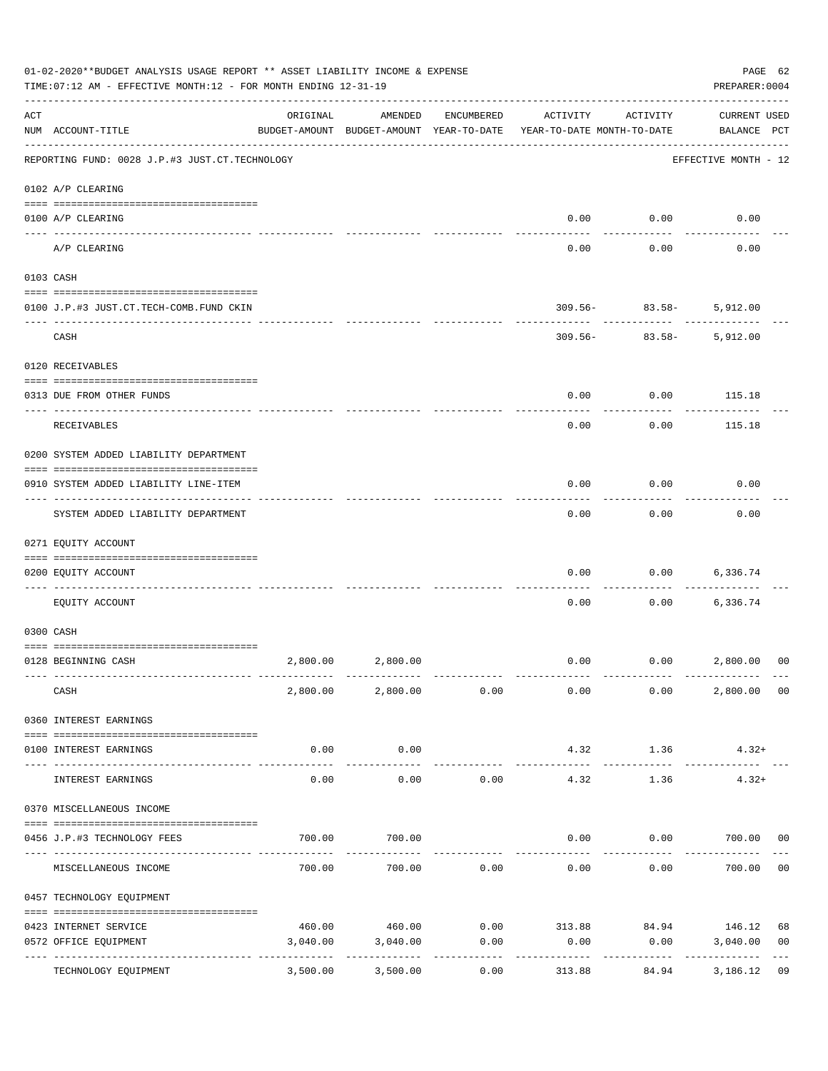01-02-2020**BUDGET ANALYSIS USAGE REPORT ** ASSET LIABILITY INCOME & EXPENSE

TIME:07:12 AM - EFFECTIVE MONTH:12 - FOR MONTH ENDING 12-31-19

PREPARER:0004

| ACT NUM | ACCOUNT-TITLE | ORIGINAL BUDGET-AMOUNT | AMENDED BUDGET-AMOUNT | ENCUMBERED YEAR-TO-DATE | ACTIVITY YEAR-TO-DATE | ACTIVITY MONTH-TO-DATE | CURRENT BALANCE | USED PCT |
|---|---|---|---|---|---|---|---|---|
| | REPORTING FUND: 0028 J.P.#3 JUST.CT.TECHNOLOGY | | | | | | EFFECTIVE MONTH - 12 | |
| | 0102 A/P CLEARING | | | | | | | |
| 0100 | A/P CLEARING | | | | 0.00 | 0.00 | 0.00 | |
| | A/P CLEARING | | | | 0.00 | 0.00 | 0.00 | |
| | 0103 CASH | | | | | | | |
| 0100 | J.P.#3 JUST.CT.TECH-COMB.FUND CKIN | | | | 309.56- | 83.58- | 5,912.00 | |
| | CASH | | | | 309.56- | 83.58- | 5,912.00 | |
| | 0120 RECEIVABLES | | | | | | | |
| 0313 | DUE FROM OTHER FUNDS | | | | 0.00 | 0.00 | 115.18 | |
| | RECEIVABLES | | | | 0.00 | 0.00 | 115.18 | |
| | 0200 SYSTEM ADDED LIABILITY DEPARTMENT | | | | | | | |
| 0910 | SYSTEM ADDED LIABILITY LINE-ITEM | | | | 0.00 | 0.00 | 0.00 | |
| | SYSTEM ADDED LIABILITY DEPARTMENT | | | | 0.00 | 0.00 | 0.00 | |
| | 0271 EQUITY ACCOUNT | | | | | | | |
| 0200 | EQUITY ACCOUNT | | | | 0.00 | 0.00 | 6,336.74 | |
| | EQUITY ACCOUNT | | | | 0.00 | 0.00 | 6,336.74 | |
| | 0300 CASH | | | | | | | |
| 0128 | BEGINNING CASH | 2,800.00 | 2,800.00 | | 0.00 | 0.00 | 2,800.00 | 00 |
| | CASH | 2,800.00 | 2,800.00 | 0.00 | 0.00 | 0.00 | 2,800.00 | 00 |
| | 0360 INTEREST EARNINGS | | | | | | | |
| 0100 | INTEREST EARNINGS | 0.00 | 0.00 | | 4.32 | 1.36 | 4.32+ | |
| | INTEREST EARNINGS | 0.00 | 0.00 | 0.00 | 4.32 | 1.36 | 4.32+ | |
| | 0370 MISCELLANEOUS INCOME | | | | | | | |
| 0456 | J.P.#3 TECHNOLOGY FEES | 700.00 | 700.00 | | 0.00 | 0.00 | 700.00 | 00 |
| | MISCELLANEOUS INCOME | 700.00 | 700.00 | 0.00 | 0.00 | 0.00 | 700.00 | 00 |
| | 0457 TECHNOLOGY EQUIPMENT | | | | | | | |
| 0423 | INTERNET SERVICE | 460.00 | 460.00 | 0.00 | 313.88 | 84.94 | 146.12 | 68 |
| 0572 | OFFICE EQUIPMENT | 3,040.00 | 3,040.00 | 0.00 | 0.00 | 0.00 | 3,040.00 | 00 |
| | TECHNOLOGY EQUIPMENT | 3,500.00 | 3,500.00 | 0.00 | 313.88 | 84.94 | 3,186.12 | 09 |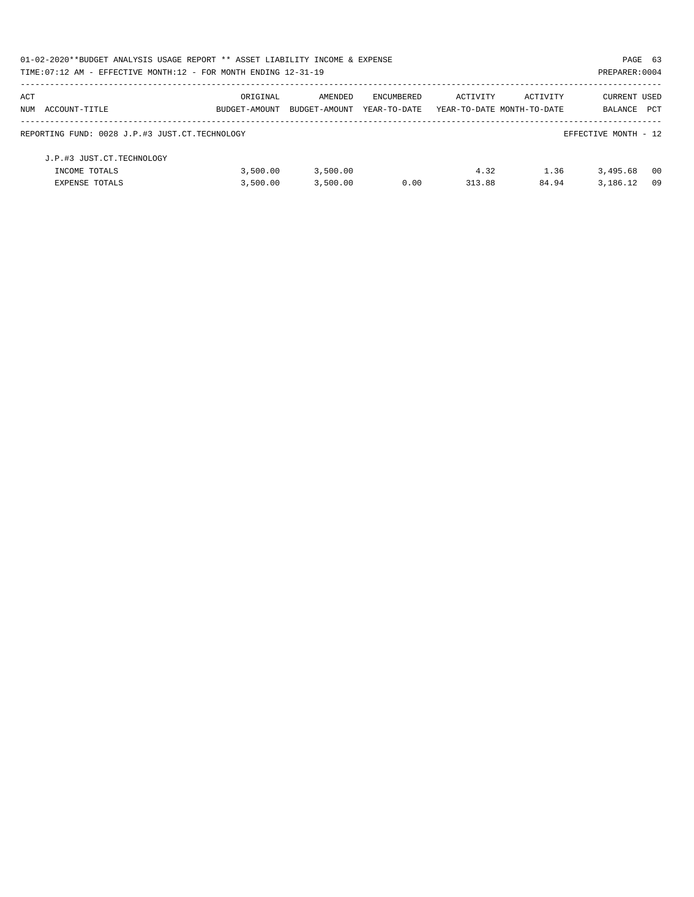01-02-2020**BUDGET ANALYSIS USAGE REPORT ** ASSET LIABILITY INCOME & EXPENSE

TIME:07:12 AM - EFFECTIVE MONTH:12 - FOR MONTH ENDING 12-31-19

PREPARER:0004

| ACT NUM | ACCOUNT-TITLE | ORIGINAL BUDGET-AMOUNT | AMENDED BUDGET-AMOUNT | ENCUMBERED YEAR-TO-DATE | ACTIVITY YEAR-TO-DATE | ACTIVITY MONTH-TO-DATE | CURRENT BALANCE | USED PCT |
|---|---|---|---|---|---|---|---|---|
| | REPORTING FUND: 0028 J.P.#3 JUST.CT.TECHNOLOGY | | | | | | EFFECTIVE MONTH - 12 | |
| | J.P.#3 JUST.CT.TECHNOLOGY | | | | | | | |
| | INCOME TOTALS | 3,500.00 | 3,500.00 | | 4.32 | 1.36 | 3,495.68 | 00 |
| | EXPENSE TOTALS | 3,500.00 | 3,500.00 | 0.00 | 313.88 | 84.94 | 3,186.12 | 09 |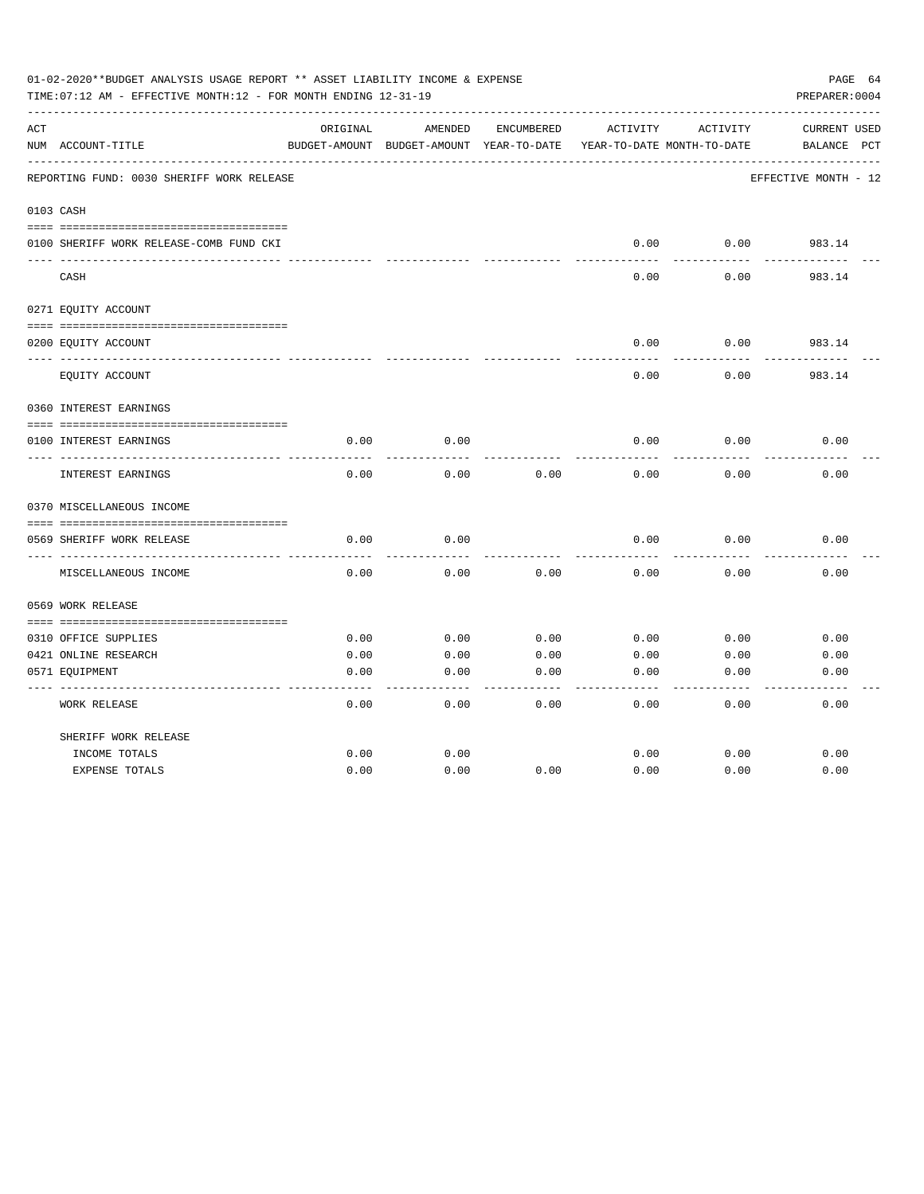01-02-2020**BUDGET ANALYSIS USAGE REPORT ** ASSET LIABILITY INCOME & EXPENSE

TIME:07:12 AM - EFFECTIVE MONTH:12 - FOR MONTH ENDING 12-31-19

PREPARER:0004

REPORTING FUND: 0030 SHERIFF WORK RELEASE — EFFECTIVE MONTH - 12

| ACT NUM | ACCOUNT-TITLE | ORIGINAL BUDGET-AMOUNT | AMENDED BUDGET-AMOUNT | ENCUMBERED YEAR-TO-DATE | ACTIVITY YEAR-TO-DATE | ACTIVITY MONTH-TO-DATE | CURRENT BALANCE | USED PCT |
|---|---|---|---|---|---|---|---|---|
| 0103 | CASH | | | | | | | |
| 0100 | SHERIFF WORK RELEASE-COMB FUND CKI | | | | 0.00 | 0.00 | 983.14 | |
| | CASH | | | | 0.00 | 0.00 | 983.14 | |
| 0271 | EQUITY ACCOUNT | | | | | | | |
| 0200 | EQUITY ACCOUNT | | | | 0.00 | 0.00 | 983.14 | |
| | EQUITY ACCOUNT | | | | 0.00 | 0.00 | 983.14 | |
| 0360 | INTEREST EARNINGS | | | | | | | |
| 0100 | INTEREST EARNINGS | 0.00 | 0.00 | | 0.00 | 0.00 | 0.00 | |
| | INTEREST EARNINGS | 0.00 | 0.00 | 0.00 | 0.00 | 0.00 | 0.00 | |
| 0370 | MISCELLANEOUS INCOME | | | | | | | |
| 0569 | SHERIFF WORK RELEASE | 0.00 | 0.00 | | 0.00 | 0.00 | 0.00 | |
| | MISCELLANEOUS INCOME | 0.00 | 0.00 | 0.00 | 0.00 | 0.00 | 0.00 | |
| 0569 | WORK RELEASE | | | | | | | |
| 0310 | OFFICE SUPPLIES | 0.00 | 0.00 | 0.00 | 0.00 | 0.00 | 0.00 | |
| 0421 | ONLINE RESEARCH | 0.00 | 0.00 | 0.00 | 0.00 | 0.00 | 0.00 | |
| 0571 | EQUIPMENT | 0.00 | 0.00 | 0.00 | 0.00 | 0.00 | 0.00 | |
| | WORK RELEASE | 0.00 | 0.00 | 0.00 | 0.00 | 0.00 | 0.00 | |
| | SHERIFF WORK RELEASE | | | | | | | |
| | INCOME TOTALS | 0.00 | 0.00 | | 0.00 | 0.00 | 0.00 | |
| | EXPENSE TOTALS | 0.00 | 0.00 | 0.00 | 0.00 | 0.00 | 0.00 | |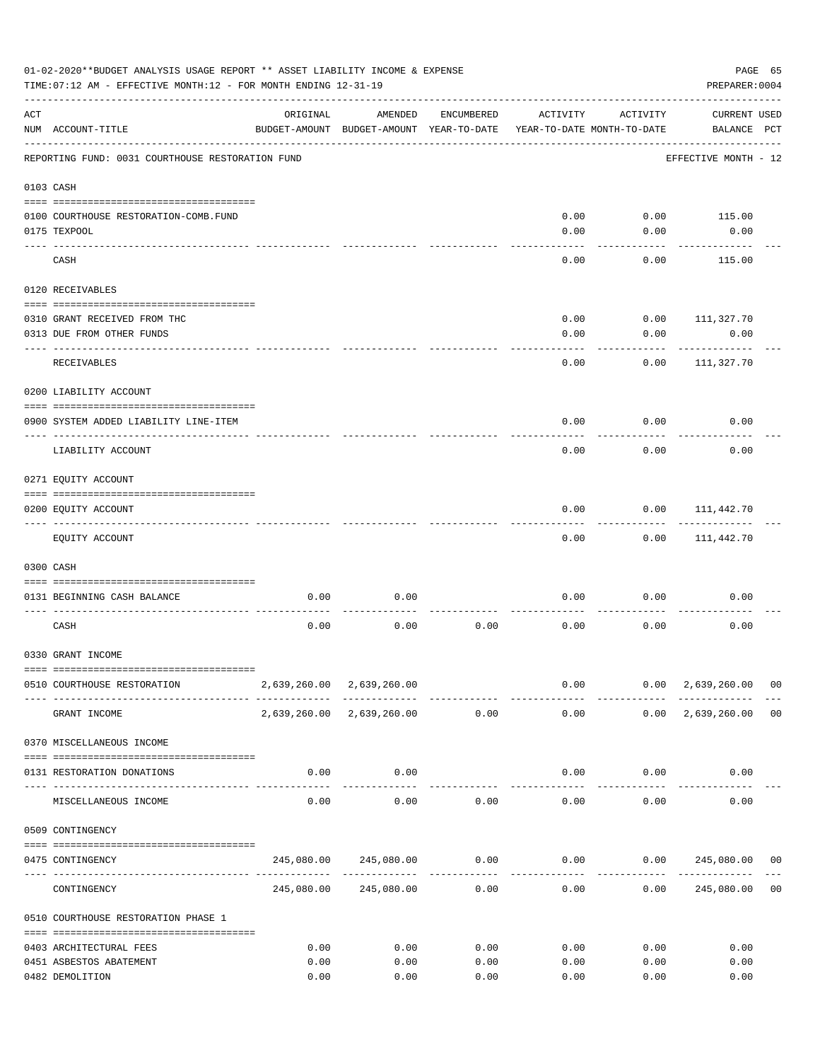01-02-2020**BUDGET ANALYSIS USAGE REPORT ** ASSET LIABILITY INCOME & EXPENSE

TIME:07:12 AM - EFFECTIVE MONTH:12 - FOR MONTH ENDING 12-31-19

PREPARER:0004

| ACT NUM | ACCOUNT-TITLE | ORIGINAL BUDGET-AMOUNT | AMENDED BUDGET-AMOUNT | ENCUMBERED YEAR-TO-DATE | ACTIVITY YEAR-TO-DATE | ACTIVITY MONTH-TO-DATE | CURRENT BALANCE | USED PCT |
|---|---|---|---|---|---|---|---|---|
| | REPORTING FUND: 0031 COURTHOUSE RESTORATION FUND | | | | | | EFFECTIVE MONTH - 12 | |
| 0103 | CASH | | | | | | | |
| 0100 | COURTHOUSE RESTORATION-COMB.FUND | | | | 0.00 | 0.00 | 115.00 | |
| 0175 | TEXPOOL | | | | 0.00 | 0.00 | 0.00 | |
| | CASH | | | | 0.00 | 0.00 | 115.00 | |
| 0120 | RECEIVABLES | | | | | | | |
| 0310 | GRANT RECEIVED FROM THC | | | | 0.00 | 0.00 | 111,327.70 | |
| 0313 | DUE FROM OTHER FUNDS | | | | 0.00 | 0.00 | 0.00 | |
| | RECEIVABLES | | | | 0.00 | 0.00 | 111,327.70 | |
| 0200 | LIABILITY ACCOUNT | | | | | | | |
| 0900 | SYSTEM ADDED LIABILITY LINE-ITEM | | | | 0.00 | 0.00 | 0.00 | |
| | LIABILITY ACCOUNT | | | | 0.00 | 0.00 | 0.00 | |
| 0271 | EQUITY ACCOUNT | | | | | | | |
| 0200 | EQUITY ACCOUNT | | | | 0.00 | 0.00 | 111,442.70 | |
| | EQUITY ACCOUNT | | | | 0.00 | 0.00 | 111,442.70 | |
| 0300 | CASH | | | | | | | |
| 0131 | BEGINNING CASH BALANCE | 0.00 | 0.00 | | 0.00 | 0.00 | 0.00 | |
| | CASH | 0.00 | 0.00 | 0.00 | 0.00 | 0.00 | 0.00 | |
| 0330 | GRANT INCOME | | | | | | | |
| 0510 | COURTHOUSE RESTORATION | 2,639,260.00 | 2,639,260.00 | | 0.00 | 0.00 | 2,639,260.00 | 00 |
| | GRANT INCOME | 2,639,260.00 | 2,639,260.00 | 0.00 | 0.00 | 0.00 | 2,639,260.00 | 00 |
| 0370 | MISCELLANEOUS INCOME | | | | | | | |
| 0131 | RESTORATION DONATIONS | 0.00 | 0.00 | | 0.00 | 0.00 | 0.00 | |
| | MISCELLANEOUS INCOME | 0.00 | 0.00 | 0.00 | 0.00 | 0.00 | 0.00 | |
| 0509 | CONTINGENCY | | | | | | | |
| 0475 | CONTINGENCY | 245,080.00 | 245,080.00 | 0.00 | 0.00 | 0.00 | 245,080.00 | 00 |
| | CONTINGENCY | 245,080.00 | 245,080.00 | 0.00 | 0.00 | 0.00 | 245,080.00 | 00 |
| 0510 | COURTHOUSE RESTORATION PHASE 1 | | | | | | | |
| 0403 | ARCHITECTURAL FEES | 0.00 | 0.00 | 0.00 | 0.00 | 0.00 | 0.00 | |
| 0451 | ASBESTOS ABATEMENT | 0.00 | 0.00 | 0.00 | 0.00 | 0.00 | 0.00 | |
| 0482 | DEMOLITION | 0.00 | 0.00 | 0.00 | 0.00 | 0.00 | 0.00 | |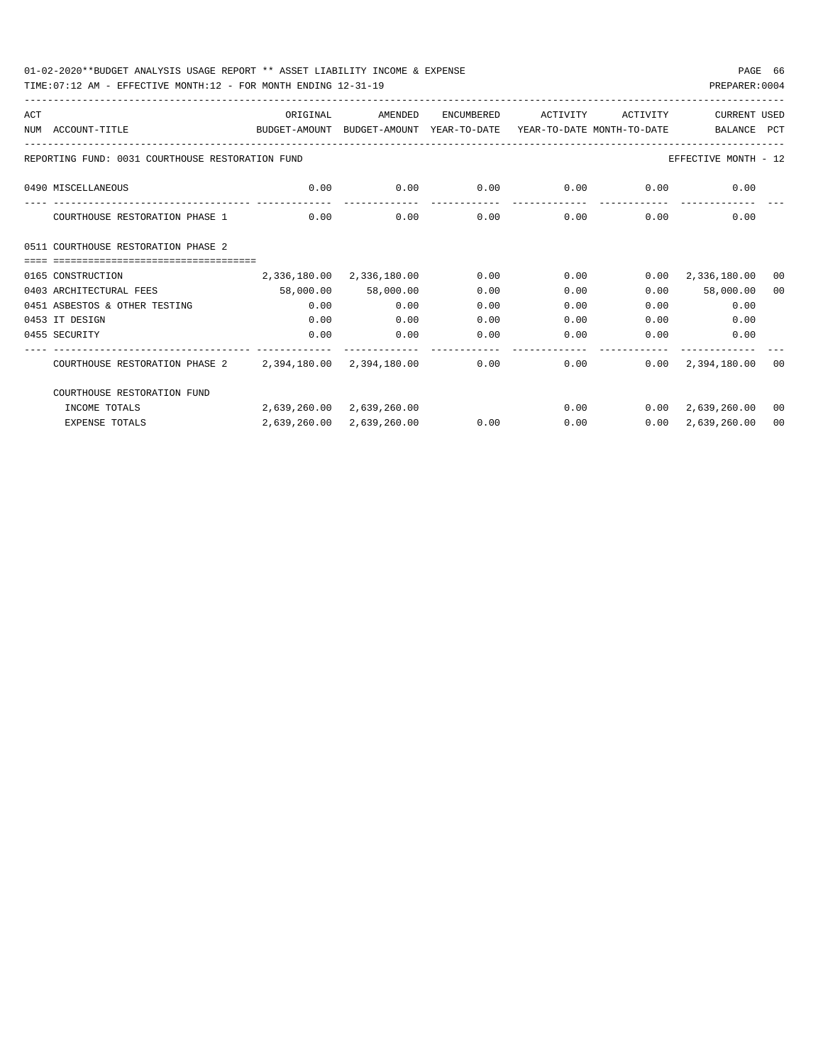01-02-2020**BUDGET ANALYSIS USAGE REPORT ** ASSET LIABILITY INCOME & EXPENSE

TIME:07:12 AM - EFFECTIVE MONTH:12 - FOR MONTH ENDING 12-31-19

PREPARER:0004

| ACT NUM | ACCOUNT-TITLE | ORIGINAL BUDGET-AMOUNT | AMENDED BUDGET-AMOUNT | ENCUMBERED YEAR-TO-DATE | ACTIVITY YEAR-TO-DATE | ACTIVITY MONTH-TO-DATE | CURRENT BALANCE | USED PCT |
|---|---|---|---|---|---|---|---|---|
| | REPORTING FUND: 0031 COURTHOUSE RESTORATION FUND | | | | | | EFFECTIVE MONTH - 12 | |
| 0490 | MISCELLANEOUS | 0.00 | 0.00 | 0.00 | 0.00 | 0.00 | 0.00 | |
| | COURTHOUSE RESTORATION PHASE 1 | 0.00 | 0.00 | 0.00 | 0.00 | 0.00 | 0.00 | |
| 0511 | COURTHOUSE RESTORATION PHASE 2 | | | | | | | |
| 0165 | CONSTRUCTION | 2,336,180.00 | 2,336,180.00 | 0.00 | 0.00 | 0.00 | 2,336,180.00 | 00 |
| 0403 | ARCHITECTURAL FEES | 58,000.00 | 58,000.00 | 0.00 | 0.00 | 0.00 | 58,000.00 | 00 |
| 0451 | ASBESTOS & OTHER TESTING | 0.00 | 0.00 | 0.00 | 0.00 | 0.00 | 0.00 | |
| 0453 | IT DESIGN | 0.00 | 0.00 | 0.00 | 0.00 | 0.00 | 0.00 | |
| 0455 | SECURITY | 0.00 | 0.00 | 0.00 | 0.00 | 0.00 | 0.00 | |
| | COURTHOUSE RESTORATION PHASE 2 | 2,394,180.00 | 2,394,180.00 | 0.00 | 0.00 | 0.00 | 2,394,180.00 | 00 |
| | COURTHOUSE RESTORATION FUND | | | | | | | |
| | INCOME TOTALS | 2,639,260.00 | 2,639,260.00 | | 0.00 | 0.00 | 2,639,260.00 | 00 |
| | EXPENSE TOTALS | 2,639,260.00 | 2,639,260.00 | 0.00 | 0.00 | 0.00 | 2,639,260.00 | 00 |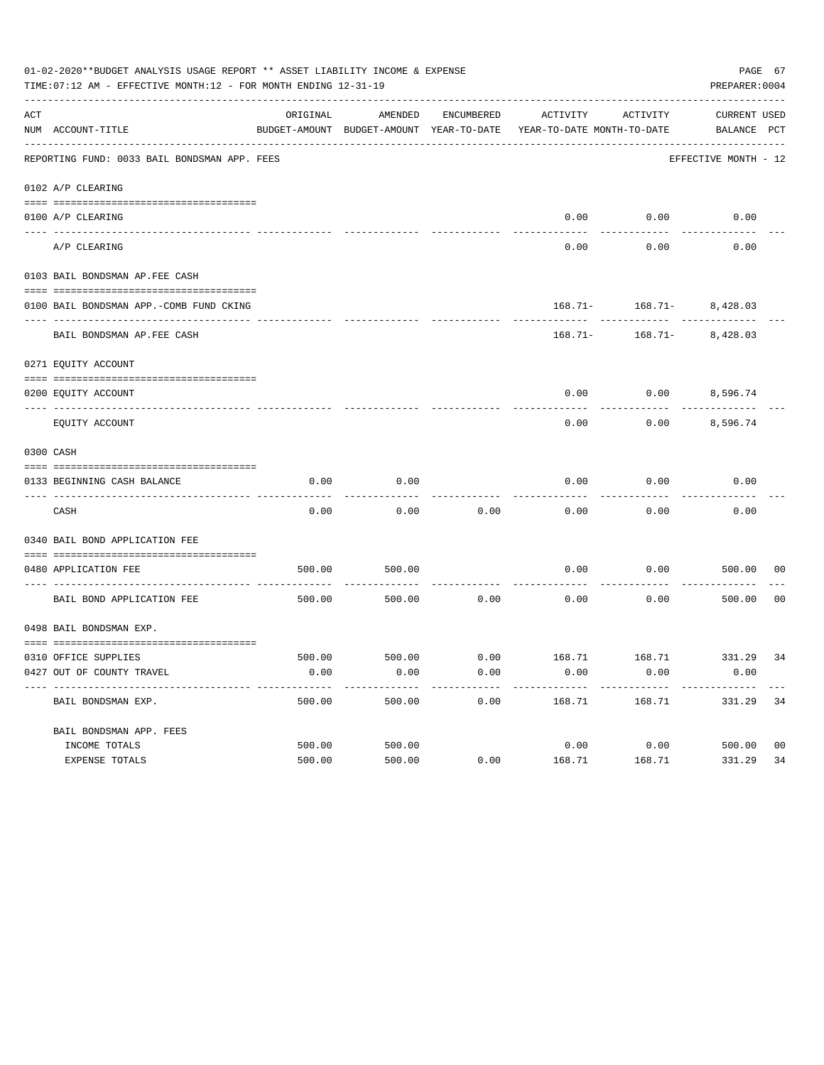01-02-2020**BUDGET ANALYSIS USAGE REPORT ** ASSET LIABILITY INCOME & EXPENSE

TIME:07:12 AM - EFFECTIVE MONTH:12 - FOR MONTH ENDING 12-31-19

PREPARER:0004

| ACT NUM | ACCOUNT-TITLE | ORIGINAL BUDGET-AMOUNT | AMENDED BUDGET-AMOUNT | ENCUMBERED YEAR-TO-DATE | ACTIVITY YEAR-TO-DATE | ACTIVITY MONTH-TO-DATE | CURRENT BALANCE | USED PCT |
|---|---|---|---|---|---|---|---|---|
| | REPORTING FUND: 0033 BAIL BONDSMAN APP. FEES | | | | | | EFFECTIVE MONTH - 12 | |
| | 0102 A/P CLEARING | | | | | | | |
| 0100 | A/P CLEARING | | | | 0.00 | 0.00 | 0.00 | |
| | A/P CLEARING | | | | 0.00 | 0.00 | 0.00 | |
| | 0103 BAIL BONDSMAN AP.FEE CASH | | | | | | | |
| 0100 | BAIL BONDSMAN APP.-COMB FUND CKING | | | | 168.71- | 168.71- | 8,428.03 | |
| | BAIL BONDSMAN AP.FEE CASH | | | | 168.71- | 168.71- | 8,428.03 | |
| | 0271 EQUITY ACCOUNT | | | | | | | |
| 0200 | EQUITY ACCOUNT | | | | 0.00 | 0.00 | 8,596.74 | |
| | EQUITY ACCOUNT | | | | 0.00 | 0.00 | 8,596.74 | |
| | 0300 CASH | | | | | | | |
| 0133 | BEGINNING CASH BALANCE | 0.00 | 0.00 | | 0.00 | 0.00 | 0.00 | |
| | CASH | 0.00 | 0.00 | 0.00 | 0.00 | 0.00 | 0.00 | |
| | 0340 BAIL BOND APPLICATION FEE | | | | | | | |
| 0480 | APPLICATION FEE | 500.00 | 500.00 | | 0.00 | 0.00 | 500.00 | 00 |
| | BAIL BOND APPLICATION FEE | 500.00 | 500.00 | 0.00 | 0.00 | 0.00 | 500.00 | 00 |
| | 0498 BAIL BONDSMAN EXP. | | | | | | | |
| 0310 | OFFICE SUPPLIES | 500.00 | 500.00 | 0.00 | 168.71 | 168.71 | 331.29 | 34 |
| 0427 | OUT OF COUNTY TRAVEL | 0.00 | 0.00 | 0.00 | 0.00 | 0.00 | 0.00 | |
| | BAIL BONDSMAN EXP. | 500.00 | 500.00 | 0.00 | 168.71 | 168.71 | 331.29 | 34 |
| | BAIL BONDSMAN APP. FEES | | | | | | | |
| | INCOME TOTALS | 500.00 | 500.00 | | 0.00 | 0.00 | 500.00 | 00 |
| | EXPENSE TOTALS | 500.00 | 500.00 | 0.00 | 168.71 | 168.71 | 331.29 | 34 |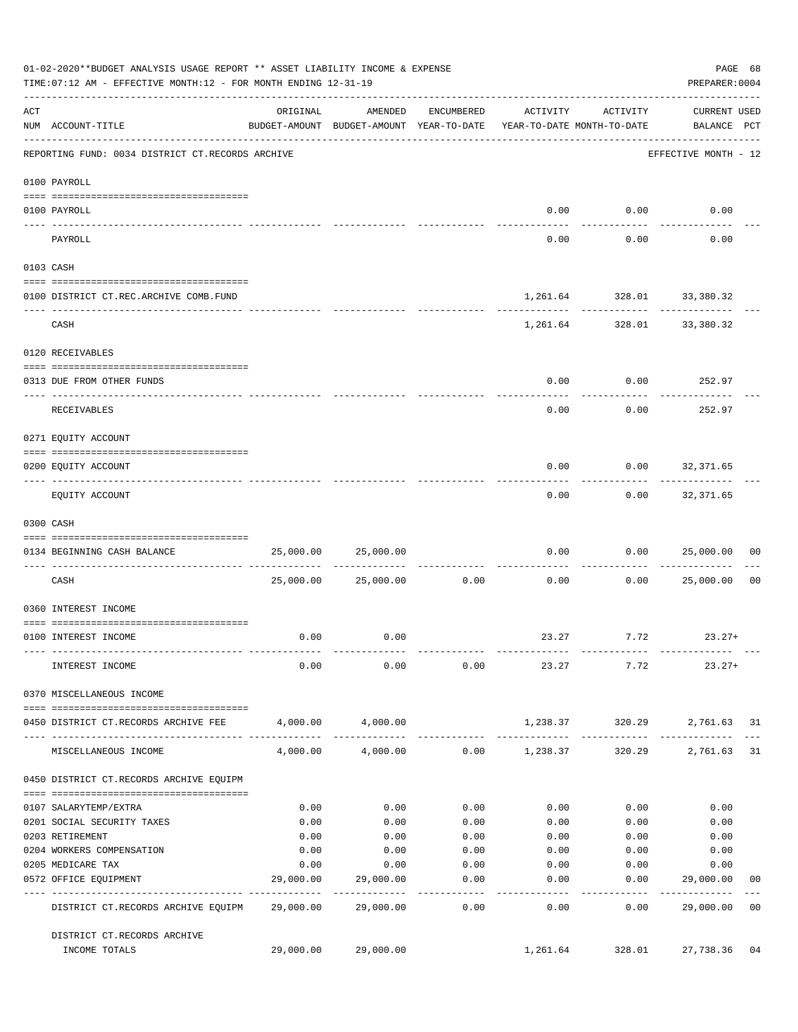01-02-2020**BUDGET ANALYSIS USAGE REPORT ** ASSET LIABILITY INCOME & EXPENSE

TIME:07:12 AM - EFFECTIVE MONTH:12 - FOR MONTH ENDING 12-31-19

PREPARER:0004

| ACT NUM | ACCOUNT-TITLE | ORIGINAL BUDGET-AMOUNT | AMENDED BUDGET-AMOUNT | ENCUMBERED YEAR-TO-DATE | ACTIVITY YEAR-TO-DATE | ACTIVITY MONTH-TO-DATE | CURRENT USED BALANCE | PCT |
|---|---|---|---|---|---|---|---|---|
| | REPORTING FUND: 0034 DISTRICT CT.RECORDS ARCHIVE | | | | | | EFFECTIVE MONTH - 12 | |
| | 0100 PAYROLL | | | | | | | |
| 0100 | PAYROLL | | | | 0.00 | 0.00 | 0.00 | |
| | PAYROLL | | | | 0.00 | 0.00 | 0.00 | |
| | 0103 CASH | | | | | | | |
| 0100 | DISTRICT CT.REC.ARCHIVE COMB.FUND | | | | 1,261.64 | 328.01 | 33,380.32 | |
| | CASH | | | | 1,261.64 | 328.01 | 33,380.32 | |
| | 0120 RECEIVABLES | | | | | | | |
| 0313 | DUE FROM OTHER FUNDS | | | | 0.00 | 0.00 | 252.97 | |
| | RECEIVABLES | | | | 0.00 | 0.00 | 252.97 | |
| | 0271 EQUITY ACCOUNT | | | | | | | |
| 0200 | EQUITY ACCOUNT | | | | 0.00 | 0.00 | 32,371.65 | |
| | EQUITY ACCOUNT | | | | 0.00 | 0.00 | 32,371.65 | |
| | 0300 CASH | | | | | | | |
| 0134 | BEGINNING CASH BALANCE | 25,000.00 | 25,000.00 | | 0.00 | 0.00 | 25,000.00 | 00 |
| | CASH | 25,000.00 | 25,000.00 | 0.00 | 0.00 | 0.00 | 25,000.00 | 00 |
| | 0360 INTEREST INCOME | | | | | | | |
| 0100 | INTEREST INCOME | 0.00 | 0.00 | | 23.27 | 7.72 | 23.27+ | |
| | INTEREST INCOME | 0.00 | 0.00 | 0.00 | 23.27 | 7.72 | 23.27+ | |
| | 0370 MISCELLANEOUS INCOME | | | | | | | |
| 0450 | DISTRICT CT.RECORDS ARCHIVE FEE | 4,000.00 | 4,000.00 | | 1,238.37 | 320.29 | 2,761.63 | 31 |
| | MISCELLANEOUS INCOME | 4,000.00 | 4,000.00 | 0.00 | 1,238.37 | 320.29 | 2,761.63 | 31 |
| | 0450 DISTRICT CT.RECORDS ARCHIVE EQUIPM | | | | | | | |
| 0107 | SALARYTEMP/EXTRA | 0.00 | 0.00 | 0.00 | 0.00 | 0.00 | 0.00 | |
| 0201 | SOCIAL SECURITY TAXES | 0.00 | 0.00 | 0.00 | 0.00 | 0.00 | 0.00 | |
| 0203 | RETIREMENT | 0.00 | 0.00 | 0.00 | 0.00 | 0.00 | 0.00 | |
| 0204 | WORKERS COMPENSATION | 0.00 | 0.00 | 0.00 | 0.00 | 0.00 | 0.00 | |
| 0205 | MEDICARE TAX | 0.00 | 0.00 | 0.00 | 0.00 | 0.00 | 0.00 | |
| 0572 | OFFICE EQUIPMENT | 29,000.00 | 29,000.00 | 0.00 | 0.00 | 0.00 | 29,000.00 | 00 |
| | DISTRICT CT.RECORDS ARCHIVE EQUIPM | 29,000.00 | 29,000.00 | 0.00 | 0.00 | 0.00 | 29,000.00 | 00 |
| | DISTRICT CT.RECORDS ARCHIVE INCOME TOTALS | 29,000.00 | 29,000.00 | | 1,261.64 | 328.01 | 27,738.36 | 04 |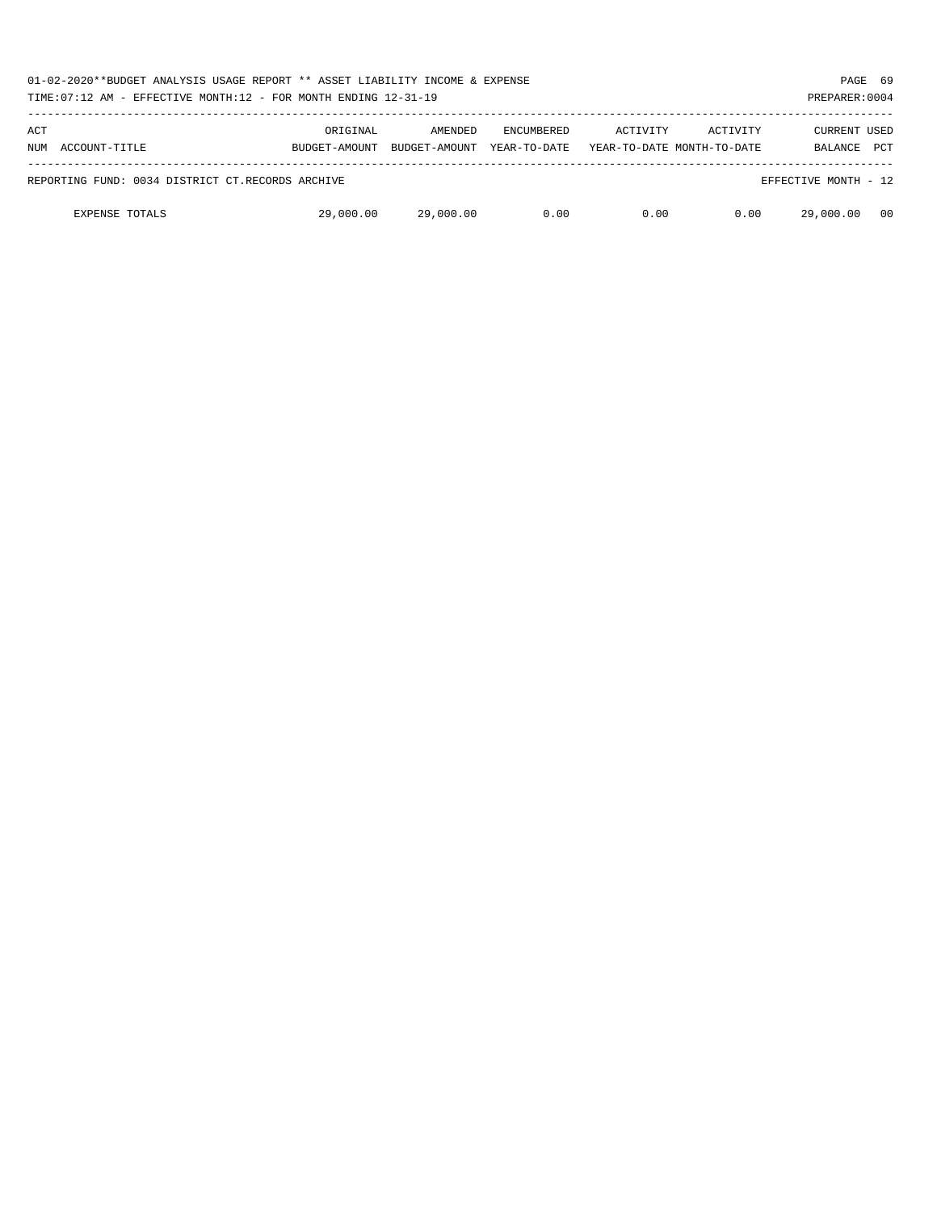| ACT NUM | ACCOUNT-TITLE | ORIGINAL BUDGET-AMOUNT | AMENDED BUDGET-AMOUNT | ENCUMBERED YEAR-TO-DATE | ACTIVITY YEAR-TO-DATE | ACTIVITY MONTH-TO-DATE | CURRENT BALANCE | USED PCT |
|---|---|---|---|---|---|---|---|---|
| REPORTING FUND: 0034 DISTRICT CT.RECORDS ARCHIVE | | | | | | | EFFECTIVE MONTH - 12 | |
| | EXPENSE TOTALS | 29,000.00 | 29,000.00 | 0.00 | 0.00 | 0.00 | 29,000.00 | 00 |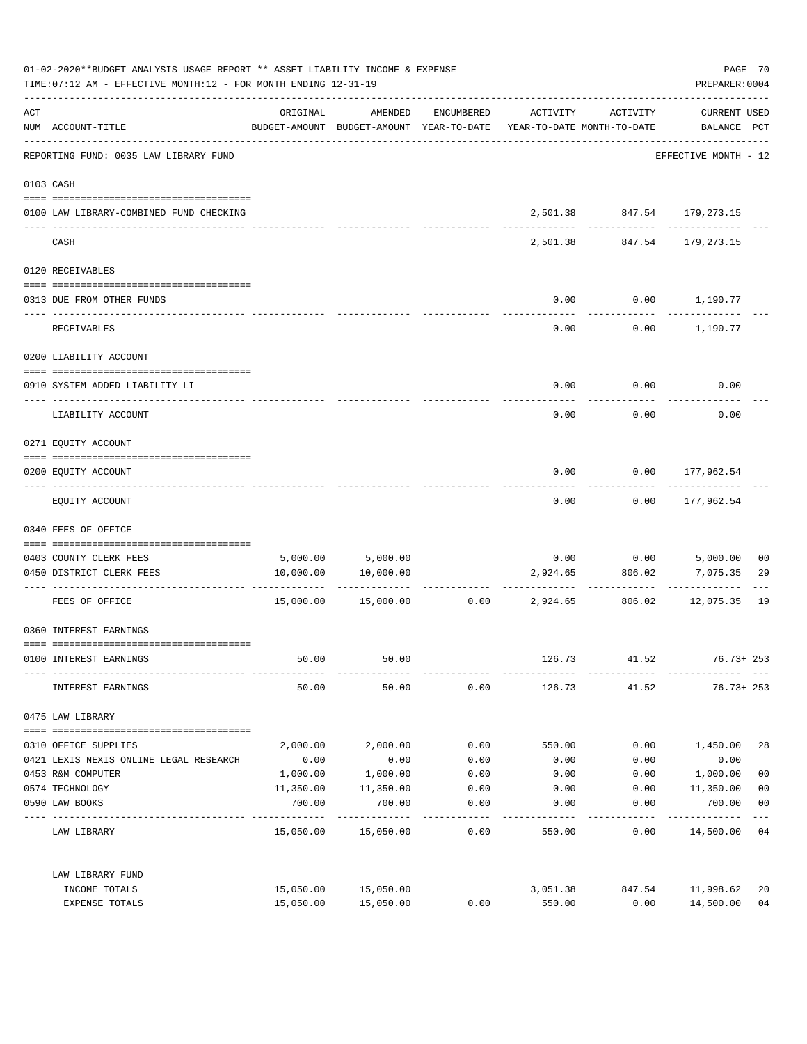01-02-2020**BUDGET ANALYSIS USAGE REPORT ** ASSET LIABILITY INCOME & EXPENSE

TIME:07:12 AM - EFFECTIVE MONTH:12 - FOR MONTH ENDING 12-31-19

PREPARER:0004

| ACT NUM | ACCOUNT-TITLE | ORIGINAL BUDGET-AMOUNT | AMENDED BUDGET-AMOUNT | ENCUMBERED YEAR-TO-DATE | ACTIVITY YEAR-TO-DATE | ACTIVITY MONTH-TO-DATE | CURRENT USED BALANCE | PCT |
|---|---|---|---|---|---|---|---|---|
| | REPORTING FUND: 0035 LAW LIBRARY FUND | | | | | | EFFECTIVE MONTH - 12 | |
| | 0103 CASH | | | | | | | |
| 0100 | LAW LIBRARY-COMBINED FUND CHECKING | | | | 2,501.38 | 847.54 | 179,273.15 | |
| | CASH | | | | 2,501.38 | 847.54 | 179,273.15 | |
| | 0120 RECEIVABLES | | | | | | | |
| 0313 | DUE FROM OTHER FUNDS | | | | 0.00 | 0.00 | 1,190.77 | |
| | RECEIVABLES | | | | 0.00 | 0.00 | 1,190.77 | |
| | 0200 LIABILITY ACCOUNT | | | | | | | |
| 0910 | SYSTEM ADDED LIABILITY LI | | | | 0.00 | 0.00 | 0.00 | |
| | LIABILITY ACCOUNT | | | | 0.00 | 0.00 | 0.00 | |
| | 0271 EQUITY ACCOUNT | | | | | | | |
| 0200 | EQUITY ACCOUNT | | | | 0.00 | 0.00 | 177,962.54 | |
| | EQUITY ACCOUNT | | | | 0.00 | 0.00 | 177,962.54 | |
| | 0340 FEES OF OFFICE | | | | | | | |
| 0403 | COUNTY CLERK FEES | 5,000.00 | 5,000.00 | | 0.00 | 0.00 | 5,000.00 | 00 |
| 0450 | DISTRICT CLERK FEES | 10,000.00 | 10,000.00 | | 2,924.65 | 806.02 | 7,075.35 | 29 |
| | FEES OF OFFICE | 15,000.00 | 15,000.00 | 0.00 | 2,924.65 | 806.02 | 12,075.35 | 19 |
| | 0360 INTEREST EARNINGS | | | | | | | |
| 0100 | INTEREST EARNINGS | 50.00 | 50.00 | | 126.73 | 41.52 | 76.73+ | 253 |
| | INTEREST EARNINGS | 50.00 | 50.00 | 0.00 | 126.73 | 41.52 | 76.73+ | 253 |
| | 0475 LAW LIBRARY | | | | | | | |
| 0310 | OFFICE SUPPLIES | 2,000.00 | 2,000.00 | 0.00 | 550.00 | 0.00 | 1,450.00 | 28 |
| 0421 | LEXIS NEXIS ONLINE LEGAL RESEARCH | 0.00 | 0.00 | 0.00 | 0.00 | 0.00 | 0.00 | |
| 0453 | R&M COMPUTER | 1,000.00 | 1,000.00 | 0.00 | 0.00 | 0.00 | 1,000.00 | 00 |
| 0574 | TECHNOLOGY | 11,350.00 | 11,350.00 | 0.00 | 0.00 | 0.00 | 11,350.00 | 00 |
| 0590 | LAW BOOKS | 700.00 | 700.00 | 0.00 | 0.00 | 0.00 | 700.00 | 00 |
| | LAW LIBRARY | 15,050.00 | 15,050.00 | 0.00 | 550.00 | 0.00 | 14,500.00 | 04 |
| | LAW LIBRARY FUND | | | | | | | |
| | INCOME TOTALS | 15,050.00 | 15,050.00 | | 3,051.38 | 847.54 | 11,998.62 | 20 |
| | EXPENSE TOTALS | 15,050.00 | 15,050.00 | 0.00 | 550.00 | 0.00 | 14,500.00 | 04 |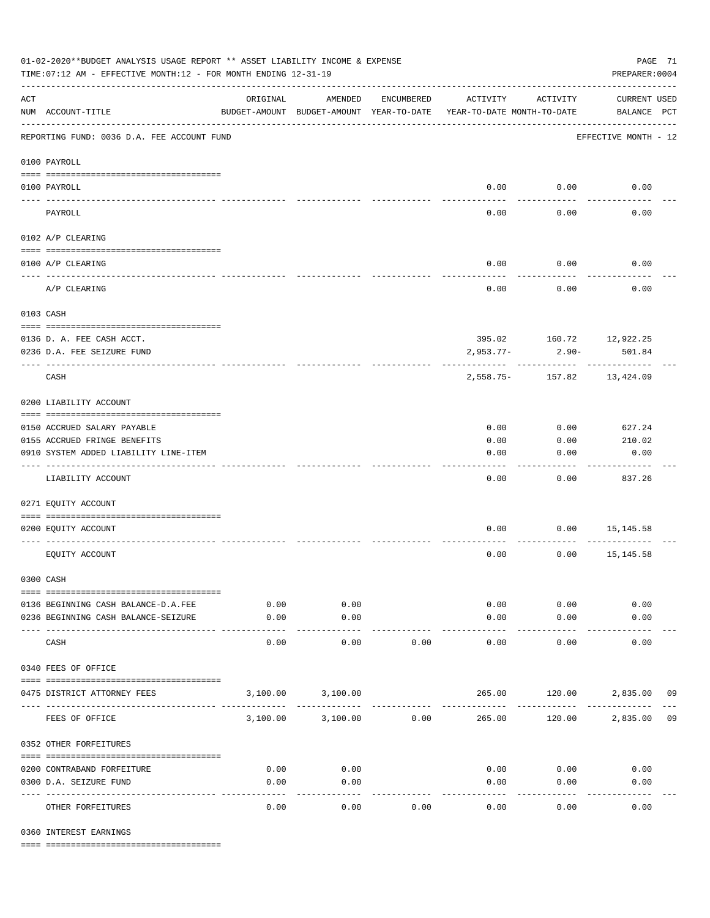01-02-2020**BUDGET ANALYSIS USAGE REPORT ** ASSET LIABILITY INCOME & EXPENSE

TIME:07:12 AM - EFFECTIVE MONTH:12 - FOR MONTH ENDING 12-31-19

PREPARER:0004

| ACT NUM | ACCOUNT-TITLE | ORIGINAL BUDGET-AMOUNT | AMENDED BUDGET-AMOUNT | ENCUMBERED YEAR-TO-DATE | ACTIVITY YEAR-TO-DATE | ACTIVITY MONTH-TO-DATE | CURRENT USED BALANCE | PCT |
|---|---|---|---|---|---|---|---|---|
| | REPORTING FUND: 0036 D.A. FEE ACCOUNT FUND | | | | | | EFFECTIVE MONTH - 12 | |
| | 0100 PAYROLL | | | | | | | |
| 0100 | PAYROLL | | | | 0.00 | 0.00 | 0.00 | |
| | PAYROLL | | | | 0.00 | 0.00 | 0.00 | |
| | 0102 A/P CLEARING | | | | | | | |
| 0100 | A/P CLEARING | | | | 0.00 | 0.00 | 0.00 | |
| | A/P CLEARING | | | | 0.00 | 0.00 | 0.00 | |
| | 0103 CASH | | | | | | | |
| 0136 | D. A. FEE CASH ACCT. | | | | 395.02 | 160.72 | 12,922.25 | |
| 0236 | D.A. FEE SEIZURE FUND | | | | 2,953.77- | 2.90- | 501.84 | |
| | CASH | | | | 2,558.75- | 157.82 | 13,424.09 | |
| | 0200 LIABILITY ACCOUNT | | | | | | | |
| 0150 | ACCRUED SALARY PAYABLE | | | | 0.00 | 0.00 | 627.24 | |
| 0155 | ACCRUED FRINGE BENEFITS | | | | 0.00 | 0.00 | 210.02 | |
| 0910 | SYSTEM ADDED LIABILITY LINE-ITEM | | | | 0.00 | 0.00 | 0.00 | |
| | LIABILITY ACCOUNT | | | | 0.00 | 0.00 | 837.26 | |
| | 0271 EQUITY ACCOUNT | | | | | | | |
| 0200 | EQUITY ACCOUNT | | | | 0.00 | 0.00 | 15,145.58 | |
| | EQUITY ACCOUNT | | | | 0.00 | 0.00 | 15,145.58 | |
| | 0300 CASH | | | | | | | |
| 0136 | BEGINNING CASH BALANCE-D.A.FEE | 0.00 | 0.00 | | 0.00 | 0.00 | 0.00 | |
| 0236 | BEGINNING CASH BALANCE-SEIZURE | 0.00 | 0.00 | | 0.00 | 0.00 | 0.00 | |
| | CASH | 0.00 | 0.00 | 0.00 | 0.00 | 0.00 | 0.00 | |
| | 0340 FEES OF OFFICE | | | | | | | |
| 0475 | DISTRICT ATTORNEY FEES | 3,100.00 | 3,100.00 | | 265.00 | 120.00 | 2,835.00 | 09 |
| | FEES OF OFFICE | 3,100.00 | 3,100.00 | 0.00 | 265.00 | 120.00 | 2,835.00 | 09 |
| | 0352 OTHER FORFEITURES | | | | | | | |
| 0200 | CONTRABAND FORFEITURE | 0.00 | 0.00 | | 0.00 | 0.00 | 0.00 | |
| 0300 | D.A. SEIZURE FUND | 0.00 | 0.00 | | 0.00 | 0.00 | 0.00 | |
| | OTHER FORFEITURES | 0.00 | 0.00 | 0.00 | 0.00 | 0.00 | 0.00 | |
| | 0360 INTEREST EARNINGS | | | | | | | |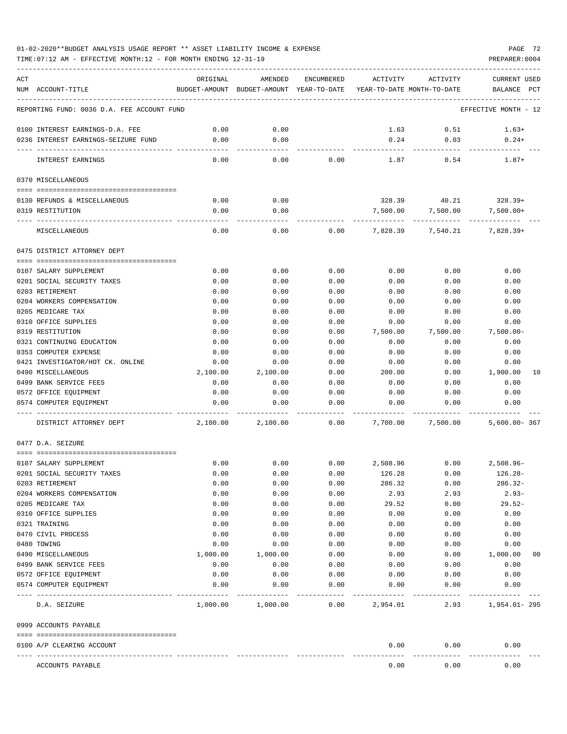01-02-2020**BUDGET ANALYSIS USAGE REPORT ** ASSET LIABILITY INCOME & EXPENSE

TIME:07:12 AM - EFFECTIVE MONTH:12 - FOR MONTH ENDING 12-31-19

PREPARER:0004

| ACT NUM | ACCOUNT-TITLE | ORIGINAL BUDGET-AMOUNT | AMENDED BUDGET-AMOUNT | ENCUMBERED YEAR-TO-DATE | ACTIVITY YEAR-TO-DATE | ACTIVITY MONTH-TO-DATE | CURRENT USED BALANCE | PCT |
|---|---|---|---|---|---|---|---|---|
| | REPORTING FUND: 0036 D.A. FEE ACCOUNT FUND | | | | | | EFFECTIVE MONTH - 12 | |
| 0100 | INTEREST EARNINGS-D.A. FEE | 0.00 | 0.00 | | 1.63 | 0.51 | 1.63+ | |
| 0236 | INTEREST EARNINGS-SEIZURE FUND | 0.00 | 0.00 | | 0.24 | 0.03 | 0.24+ | |
| | INTEREST EARNINGS | 0.00 | 0.00 | 0.00 | 1.87 | 0.54 | 1.87+ | |
| | 0370 MISCELLANEOUS | | | | | | | |
| 0130 | REFUNDS & MISCELLANEOUS | 0.00 | 0.00 | | 328.39 | 40.21 | 328.39+ | |
| 0319 | RESTITUTION | 0.00 | 0.00 | | 7,500.00 | 7,500.00 | 7,500.00+ | |
| | MISCELLANEOUS | 0.00 | 0.00 | 0.00 | 7,828.39 | 7,540.21 | 7,828.39+ | |
| | 0475 DISTRICT ATTORNEY DEPT | | | | | | | |
| 0107 | SALARY SUPPLEMENT | 0.00 | 0.00 | 0.00 | 0.00 | 0.00 | 0.00 | |
| 0201 | SOCIAL SECURITY TAXES | 0.00 | 0.00 | 0.00 | 0.00 | 0.00 | 0.00 | |
| 0203 | RETIREMENT | 0.00 | 0.00 | 0.00 | 0.00 | 0.00 | 0.00 | |
| 0204 | WORKERS COMPENSATION | 0.00 | 0.00 | 0.00 | 0.00 | 0.00 | 0.00 | |
| 0205 | MEDICARE TAX | 0.00 | 0.00 | 0.00 | 0.00 | 0.00 | 0.00 | |
| 0310 | OFFICE SUPPLIES | 0.00 | 0.00 | 0.00 | 0.00 | 0.00 | 0.00 | |
| 0319 | RESTITUTION | 0.00 | 0.00 | 0.00 | 7,500.00 | 7,500.00 | 7,500.00- | |
| 0321 | CONTINUING EDUCATION | 0.00 | 0.00 | 0.00 | 0.00 | 0.00 | 0.00 | |
| 0353 | COMPUTER EXPENSE | 0.00 | 0.00 | 0.00 | 0.00 | 0.00 | 0.00 | |
| 0421 | INVESTIGATOR/HOT CK. ONLINE | 0.00 | 0.00 | 0.00 | 0.00 | 0.00 | 0.00 | |
| 0490 | MISCELLANEOUS | 2,100.00 | 2,100.00 | 0.00 | 200.00 | 0.00 | 1,900.00 | 10 |
| 0499 | BANK SERVICE FEES | 0.00 | 0.00 | 0.00 | 0.00 | 0.00 | 0.00 | |
| 0572 | OFFICE EQUIPMENT | 0.00 | 0.00 | 0.00 | 0.00 | 0.00 | 0.00 | |
| 0574 | COMPUTER EQUIPMENT | 0.00 | 0.00 | 0.00 | 0.00 | 0.00 | 0.00 | |
| | DISTRICT ATTORNEY DEPT | 2,100.00 | 2,100.00 | 0.00 | 7,700.00 | 7,500.00 | 5,600.00- | 367 |
| | 0477 D.A. SEIZURE | | | | | | | |
| 0107 | SALARY SUPPLEMENT | 0.00 | 0.00 | 0.00 | 2,508.96 | 0.00 | 2,508.96- | |
| 0201 | SOCIAL SECURITY TAXES | 0.00 | 0.00 | 0.00 | 126.28 | 0.00 | 126.28- | |
| 0203 | RETIREMENT | 0.00 | 0.00 | 0.00 | 286.32 | 0.00 | 286.32- | |
| 0204 | WORKERS COMPENSATION | 0.00 | 0.00 | 0.00 | 2.93 | 2.93 | 2.93- | |
| 0205 | MEDICARE TAX | 0.00 | 0.00 | 0.00 | 29.52 | 0.00 | 29.52- | |
| 0310 | OFFICE SUPPLIES | 0.00 | 0.00 | 0.00 | 0.00 | 0.00 | 0.00 | |
| 0321 | TRAINING | 0.00 | 0.00 | 0.00 | 0.00 | 0.00 | 0.00 | |
| 0470 | CIVIL PROCESS | 0.00 | 0.00 | 0.00 | 0.00 | 0.00 | 0.00 | |
| 0480 | TOWING | 0.00 | 0.00 | 0.00 | 0.00 | 0.00 | 0.00 | |
| 0490 | MISCELLANEOUS | 1,000.00 | 1,000.00 | 0.00 | 0.00 | 0.00 | 1,000.00 | 00 |
| 0499 | BANK SERVICE FEES | 0.00 | 0.00 | 0.00 | 0.00 | 0.00 | 0.00 | |
| 0572 | OFFICE EQUIPMENT | 0.00 | 0.00 | 0.00 | 0.00 | 0.00 | 0.00 | |
| 0574 | COMPUTER EQUIPMENT | 0.00 | 0.00 | 0.00 | 0.00 | 0.00 | 0.00 | |
| | D.A. SEIZURE | 1,000.00 | 1,000.00 | 0.00 | 2,954.01 | 2.93 | 1,954.01- | 295 |
| | 0999 ACCOUNTS PAYABLE | | | | | | | |
| 0100 | A/P CLEARING ACCOUNT | | | | 0.00 | 0.00 | 0.00 | |
| | ACCOUNTS PAYABLE | | | | 0.00 | 0.00 | 0.00 | |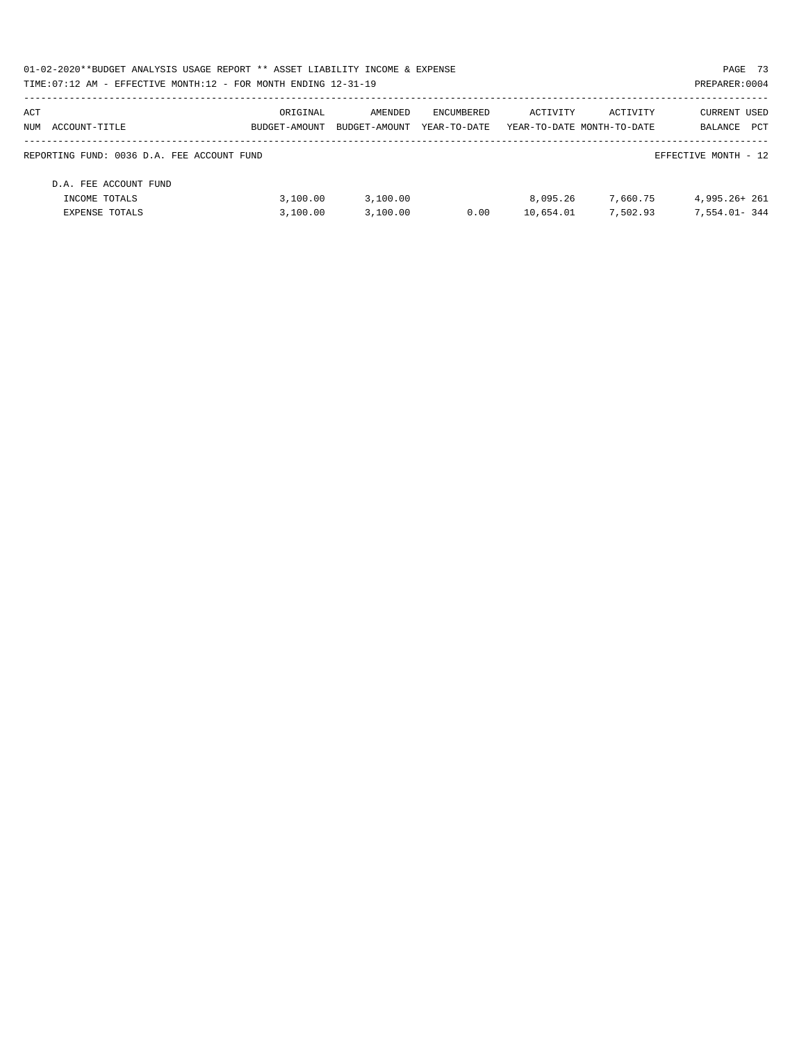| ACT NUM | ACCOUNT-TITLE | ORIGINAL BUDGET-AMOUNT | AMENDED BUDGET-AMOUNT | ENCUMBERED YEAR-TO-DATE | ACTIVITY YEAR-TO-DATE | ACTIVITY MONTH-TO-DATE | CURRENT BALANCE | USED PCT |
|---|---|---|---|---|---|---|---|---|
| | REPORTING FUND: 0036 D.A. FEE ACCOUNT FUND | | | | | | EFFECTIVE MONTH - 12 | |
| | D.A. FEE ACCOUNT FUND | | | | | | | |
| | INCOME TOTALS | 3,100.00 | 3,100.00 | | 8,095.26 | 7,660.75 | 4,995.26+ | 261 |
| | EXPENSE TOTALS | 3,100.00 | 3,100.00 | 0.00 | 10,654.01 | 7,502.93 | 7,554.01- | 344 |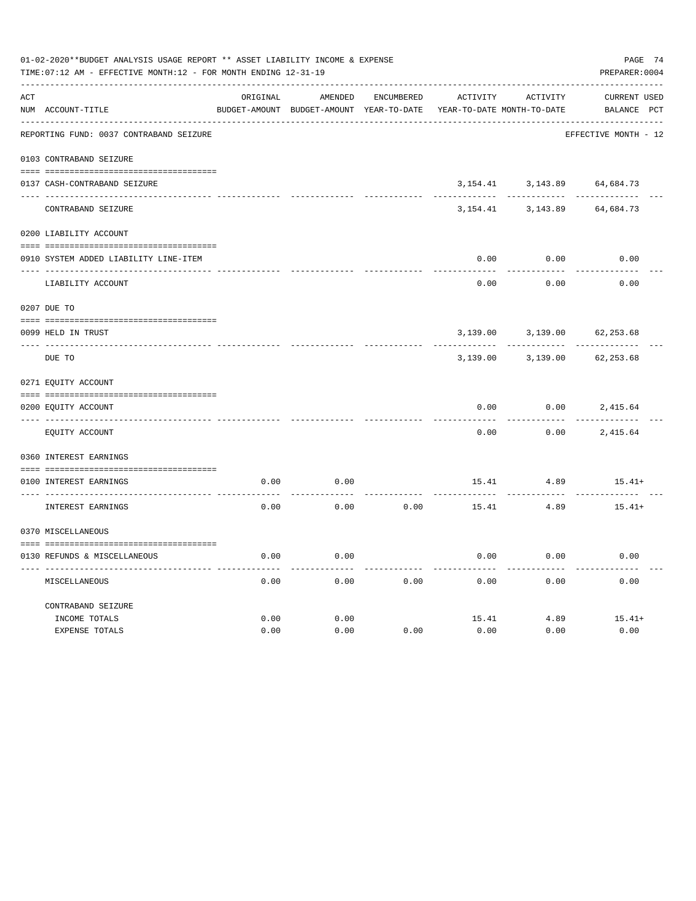01-02-2020**BUDGET ANALYSIS USAGE REPORT ** ASSET LIABILITY INCOME & EXPENSE

TIME:07:12 AM - EFFECTIVE MONTH:12 - FOR MONTH ENDING 12-31-19

PREPARER:0004

| ACT NUM | ACCOUNT-TITLE | ORIGINAL BUDGET-AMOUNT | AMENDED BUDGET-AMOUNT | ENCUMBERED YEAR-TO-DATE | ACTIVITY YEAR-TO-DATE | ACTIVITY MONTH-TO-DATE | CURRENT BALANCE | USED PCT |
|---|---|---|---|---|---|---|---|---|
| | REPORTING FUND: 0037 CONTRABAND SEIZURE | | | | | | EFFECTIVE MONTH - 12 | |
| | 0103 CONTRABAND SEIZURE | | | | | | | |
| 0137 | CASH-CONTRABAND SEIZURE | | | | 3,154.41 | 3,143.89 | 64,684.73 | |
| | CONTRABAND SEIZURE | | | | 3,154.41 | 3,143.89 | 64,684.73 | |
| | 0200 LIABILITY ACCOUNT | | | | | | | |
| 0910 | SYSTEM ADDED LIABILITY LINE-ITEM | | | | 0.00 | 0.00 | 0.00 | |
| | LIABILITY ACCOUNT | | | | 0.00 | 0.00 | 0.00 | |
| | 0207 DUE TO | | | | | | | |
| 0099 | HELD IN TRUST | | | | 3,139.00 | 3,139.00 | 62,253.68 | |
| | DUE TO | | | | 3,139.00 | 3,139.00 | 62,253.68 | |
| | 0271 EQUITY ACCOUNT | | | | | | | |
| 0200 | EQUITY ACCOUNT | | | | 0.00 | 0.00 | 2,415.64 | |
| | EQUITY ACCOUNT | | | | 0.00 | 0.00 | 2,415.64 | |
| | 0360 INTEREST EARNINGS | | | | | | | |
| 0100 | INTEREST EARNINGS | 0.00 | 0.00 | | 15.41 | 4.89 | 15.41+ | |
| | INTEREST EARNINGS | 0.00 | 0.00 | 0.00 | 15.41 | 4.89 | 15.41+ | |
| | 0370 MISCELLANEOUS | | | | | | | |
| 0130 | REFUNDS & MISCELLANEOUS | 0.00 | 0.00 | | 0.00 | 0.00 | 0.00 | |
| | MISCELLANEOUS | 0.00 | 0.00 | 0.00 | 0.00 | 0.00 | 0.00 | |
| | CONTRABAND SEIZURE | | | | | | | |
| | INCOME TOTALS | 0.00 | 0.00 | | 15.41 | 4.89 | 15.41+ | |
| | EXPENSE TOTALS | 0.00 | 0.00 | 0.00 | 0.00 | 0.00 | 0.00 | |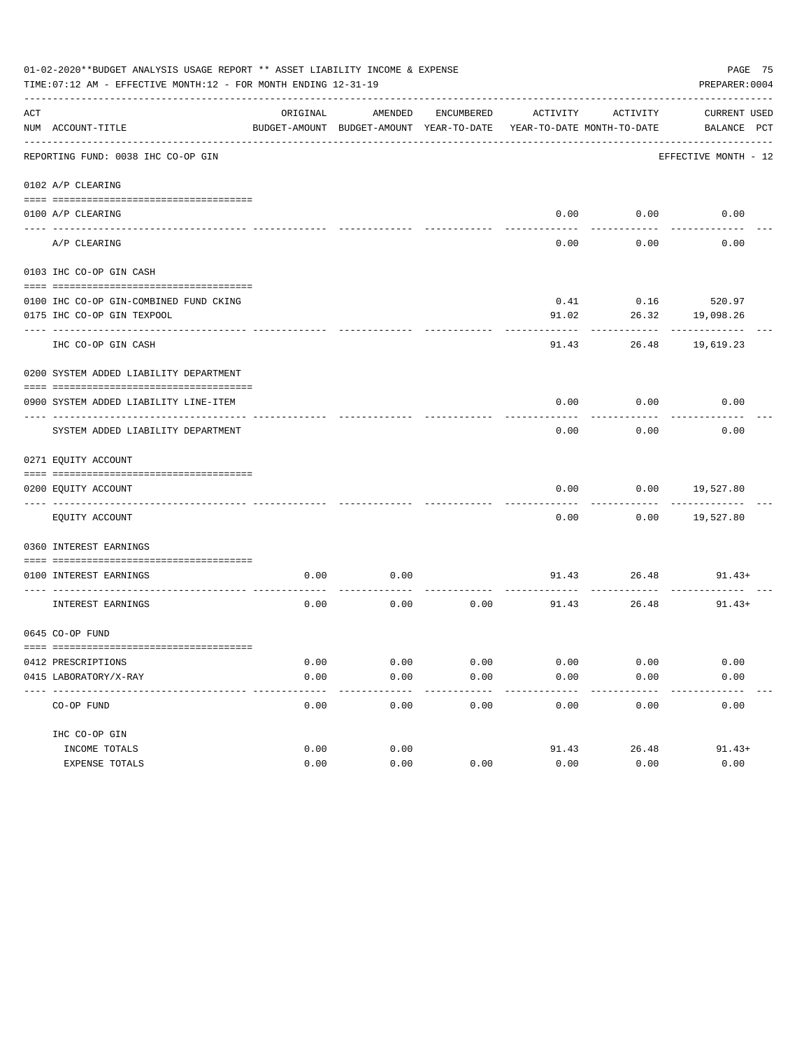01-02-2020**BUDGET ANALYSIS USAGE REPORT ** ASSET LIABILITY INCOME & EXPENSE

TIME:07:12 AM - EFFECTIVE MONTH:12 - FOR MONTH ENDING 12-31-19

PREPARER:0004

| ACT NUM | ACCOUNT-TITLE | ORIGINAL BUDGET-AMOUNT | AMENDED BUDGET-AMOUNT | ENCUMBERED YEAR-TO-DATE | ACTIVITY YEAR-TO-DATE | ACTIVITY MONTH-TO-DATE | CURRENT BALANCE | USED PCT |
|---|---|---|---|---|---|---|---|---|
| | REPORTING FUND: 0038 IHC CO-OP GIN | | | | | | EFFECTIVE MONTH - 12 | |
| | 0102 A/P CLEARING | | | | | | | |
| 0100 | A/P CLEARING | | | | 0.00 | 0.00 | 0.00 | |
| | A/P CLEARING | | | | 0.00 | 0.00 | 0.00 | |
| | 0103 IHC CO-OP GIN CASH | | | | | | | |
| 0100 | IHC CO-OP GIN-COMBINED FUND CKING | | | | 0.41 | 0.16 | 520.97 | |
| 0175 | IHC CO-OP GIN TEXPOOL | | | | 91.02 | 26.32 | 19,098.26 | |
| | IHC CO-OP GIN CASH | | | | 91.43 | 26.48 | 19,619.23 | |
| | 0200 SYSTEM ADDED LIABILITY DEPARTMENT | | | | | | | |
| 0900 | SYSTEM ADDED LIABILITY LINE-ITEM | | | | 0.00 | 0.00 | 0.00 | |
| | SYSTEM ADDED LIABILITY DEPARTMENT | | | | 0.00 | 0.00 | 0.00 | |
| | 0271 EQUITY ACCOUNT | | | | | | | |
| 0200 | EQUITY ACCOUNT | | | | 0.00 | 0.00 | 19,527.80 | |
| | EQUITY ACCOUNT | | | | 0.00 | 0.00 | 19,527.80 | |
| | 0360 INTEREST EARNINGS | | | | | | | |
| 0100 | INTEREST EARNINGS | 0.00 | 0.00 | | 91.43 | 26.48 | 91.43+ | |
| | INTEREST EARNINGS | 0.00 | 0.00 | 0.00 | 91.43 | 26.48 | 91.43+ | |
| | 0645 CO-OP FUND | | | | | | | |
| 0412 | PRESCRIPTIONS | 0.00 | 0.00 | 0.00 | 0.00 | 0.00 | 0.00 | |
| 0415 | LABORATORY/X-RAY | 0.00 | 0.00 | 0.00 | 0.00 | 0.00 | 0.00 | |
| | CO-OP FUND | 0.00 | 0.00 | 0.00 | 0.00 | 0.00 | 0.00 | |
| | IHC CO-OP GIN | | | | | | | |
| | INCOME TOTALS | 0.00 | 0.00 | | 91.43 | 26.48 | 91.43+ | |
| | EXPENSE TOTALS | 0.00 | 0.00 | 0.00 | 0.00 | 0.00 | 0.00 | |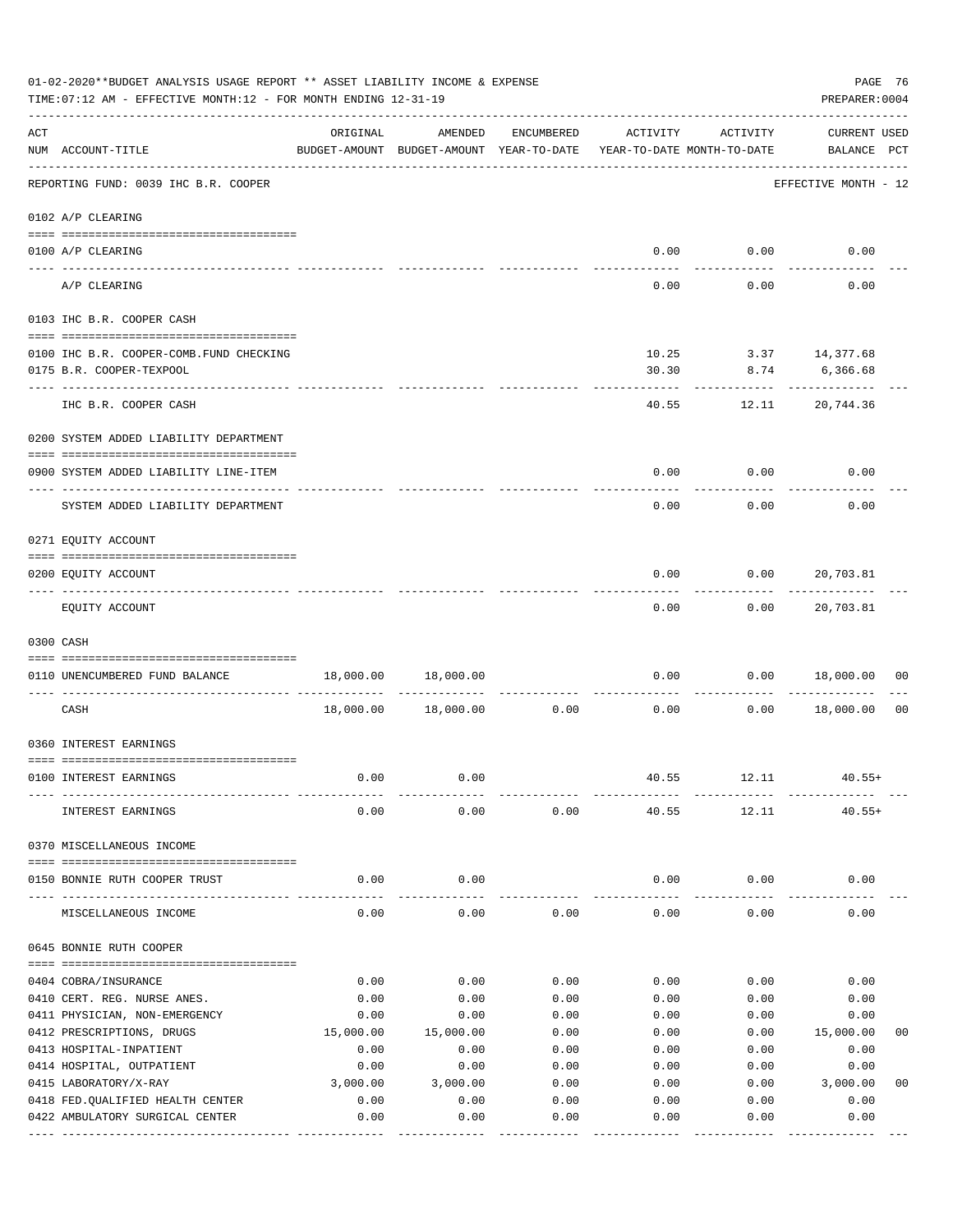01-02-2020**BUDGET ANALYSIS USAGE REPORT ** ASSET LIABILITY INCOME & EXPENSE

TIME:07:12 AM - EFFECTIVE MONTH:12 - FOR MONTH ENDING 12-31-19

PREPARER:0004

REPORTING FUND: 0039 IHC B.R. COOPER — EFFECTIVE MONTH - 12

| ACT NUM | ACCOUNT-TITLE | ORIGINAL BUDGET-AMOUNT | AMENDED BUDGET-AMOUNT | ENCUMBERED YEAR-TO-DATE | ACTIVITY YEAR-TO-DATE | ACTIVITY MONTH-TO-DATE | CURRENT BALANCE | USED PCT |
|---|---|---|---|---|---|---|---|---|
| **0102** | **A/P CLEARING** | | | | | | | |
| 0100 | A/P CLEARING | | | | 0.00 | 0.00 | 0.00 | |
| | A/P CLEARING | | | | 0.00 | 0.00 | 0.00 | |
| **0103** | **IHC B.R. COOPER CASH** | | | | | | | |
| 0100 | IHC B.R. COOPER-COMB.FUND CHECKING | | | | 10.25 | 3.37 | 14,377.68 | |
| 0175 | B.R. COOPER-TEXPOOL | | | | 30.30 | 8.74 | 6,366.68 | |
| | IHC B.R. COOPER CASH | | | | 40.55 | 12.11 | 20,744.36 | |
| **0200** | **SYSTEM ADDED LIABILITY DEPARTMENT** | | | | | | | |
| 0900 | SYSTEM ADDED LIABILITY LINE-ITEM | | | | 0.00 | 0.00 | 0.00 | |
| | SYSTEM ADDED LIABILITY DEPARTMENT | | | | 0.00 | 0.00 | 0.00 | |
| **0271** | **EQUITY ACCOUNT** | | | | | | | |
| 0200 | EQUITY ACCOUNT | | | | 0.00 | 0.00 | 20,703.81 | |
| | EQUITY ACCOUNT | | | | 0.00 | 0.00 | 20,703.81 | |
| **0300** | **CASH** | | | | | | | |
| 0110 | UNENCUMBERED FUND BALANCE | 18,000.00 | 18,000.00 | | 0.00 | 0.00 | 18,000.00 | 00 |
| | CASH | 18,000.00 | 18,000.00 | 0.00 | 0.00 | 0.00 | 18,000.00 | 00 |
| **0360** | **INTEREST EARNINGS** | | | | | | | |
| 0100 | INTEREST EARNINGS | 0.00 | 0.00 | | 40.55 | 12.11 | 40.55+ | |
| | INTEREST EARNINGS | 0.00 | 0.00 | 0.00 | 40.55 | 12.11 | 40.55+ | |
| **0370** | **MISCELLANEOUS INCOME** | | | | | | | |
| 0150 | BONNIE RUTH COOPER TRUST | 0.00 | 0.00 | | 0.00 | 0.00 | 0.00 | |
| | MISCELLANEOUS INCOME | 0.00 | 0.00 | 0.00 | 0.00 | 0.00 | 0.00 | |
| **0645** | **BONNIE RUTH COOPER** | | | | | | | |
| 0404 | COBRA/INSURANCE | 0.00 | 0.00 | 0.00 | 0.00 | 0.00 | 0.00 | |
| 0410 | CERT. REG. NURSE ANES. | 0.00 | 0.00 | 0.00 | 0.00 | 0.00 | 0.00 | |
| 0411 | PHYSICIAN, NON-EMERGENCY | 0.00 | 0.00 | 0.00 | 0.00 | 0.00 | 0.00 | |
| 0412 | PRESCRIPTIONS, DRUGS | 15,000.00 | 15,000.00 | 0.00 | 0.00 | 0.00 | 15,000.00 | 00 |
| 0413 | HOSPITAL-INPATIENT | 0.00 | 0.00 | 0.00 | 0.00 | 0.00 | 0.00 | |
| 0414 | HOSPITAL, OUTPATIENT | 0.00 | 0.00 | 0.00 | 0.00 | 0.00 | 0.00 | |
| 0415 | LABORATORY/X-RAY | 3,000.00 | 3,000.00 | 0.00 | 0.00 | 0.00 | 3,000.00 | 00 |
| 0418 | FED.QUALIFIED HEALTH CENTER | 0.00 | 0.00 | 0.00 | 0.00 | 0.00 | 0.00 | |
| 0422 | AMBULATORY SURGICAL CENTER | 0.00 | 0.00 | 0.00 | 0.00 | 0.00 | 0.00 | |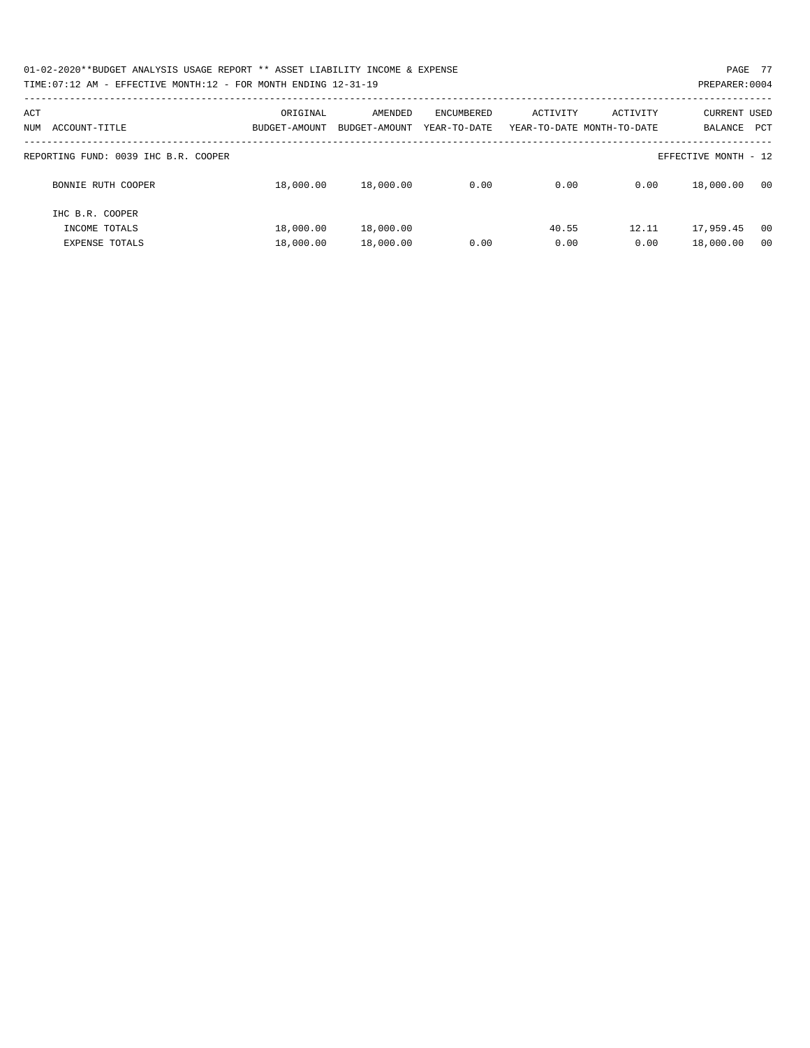01-02-2020**BUDGET ANALYSIS USAGE REPORT ** ASSET LIABILITY INCOME & EXPENSE

TIME:07:12 AM - EFFECTIVE MONTH:12 - FOR MONTH ENDING 12-31-19

PREPARER:0004

| ACT NUM | ACCOUNT-TITLE | ORIGINAL BUDGET-AMOUNT | AMENDED BUDGET-AMOUNT | ENCUMBERED YEAR-TO-DATE | ACTIVITY YEAR-TO-DATE | ACTIVITY MONTH-TO-DATE | CURRENT BALANCE | USED PCT |
|---|---|---|---|---|---|---|---|---|
| | REPORTING FUND: 0039 IHC B.R. COOPER | | | | | | EFFECTIVE MONTH - 12 | |
| | BONNIE RUTH COOPER | 18,000.00 | 18,000.00 | 0.00 | 0.00 | 0.00 | 18,000.00 | 00 |
| | IHC B.R. COOPER | | | | | | | |
| | INCOME TOTALS | 18,000.00 | 18,000.00 | | 40.55 | 12.11 | 17,959.45 | 00 |
| | EXPENSE TOTALS | 18,000.00 | 18,000.00 | 0.00 | 0.00 | 0.00 | 18,000.00 | 00 |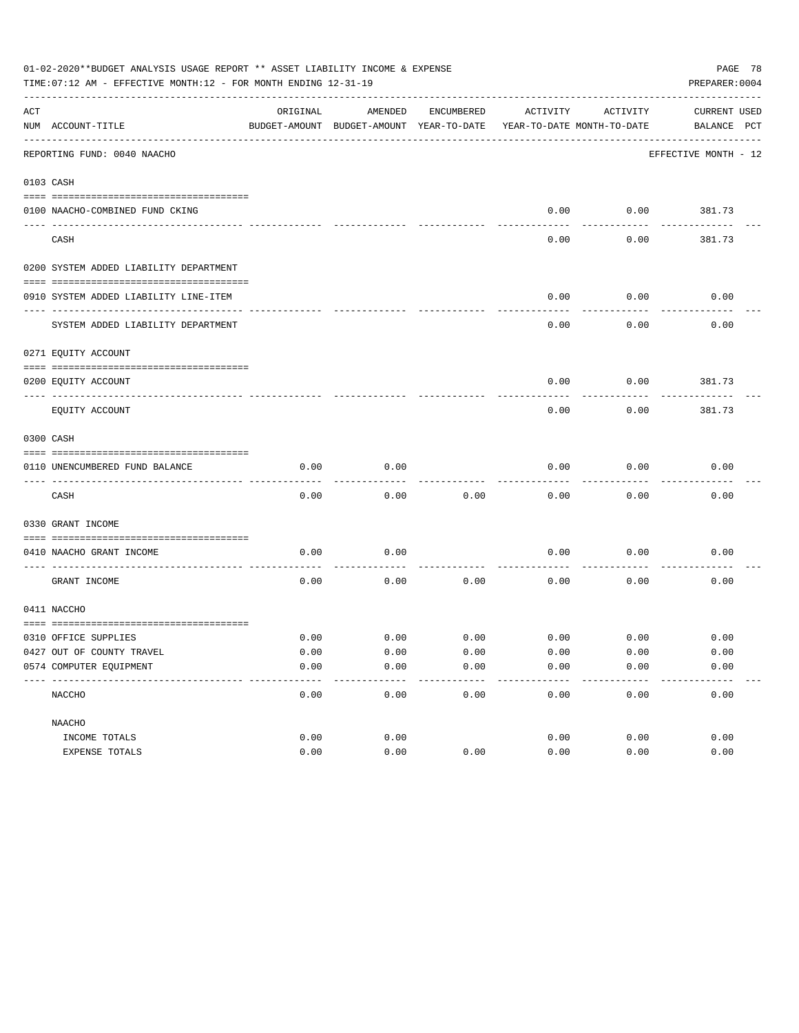01-02-2020**BUDGET ANALYSIS USAGE REPORT ** ASSET LIABILITY INCOME & EXPENSE

TIME:07:12 AM - EFFECTIVE MONTH:12 - FOR MONTH ENDING 12-31-19

PREPARER:0004

| ACT NUM | ACCOUNT-TITLE | ORIGINAL BUDGET-AMOUNT | AMENDED BUDGET-AMOUNT | ENCUMBERED YEAR-TO-DATE | ACTIVITY YEAR-TO-DATE | ACTIVITY MONTH-TO-DATE | CURRENT BALANCE | USED PCT |
|---|---|---|---|---|---|---|---|---|
| | REPORTING FUND: 0040 NAACHO | | | | | | EFFECTIVE MONTH - 12 | |
| 0103 | CASH | | | | | | | |
| 0100 | NAACHO-COMBINED FUND CKING | | | | 0.00 | 0.00 | 381.73 | |
| | CASH | | | | 0.00 | 0.00 | 381.73 | |
| 0200 | SYSTEM ADDED LIABILITY DEPARTMENT | | | | | | | |
| 0910 | SYSTEM ADDED LIABILITY LINE-ITEM | | | | 0.00 | 0.00 | 0.00 | |
| | SYSTEM ADDED LIABILITY DEPARTMENT | | | | 0.00 | 0.00 | 0.00 | |
| 0271 | EQUITY ACCOUNT | | | | | | | |
| 0200 | EQUITY ACCOUNT | | | | 0.00 | 0.00 | 381.73 | |
| | EQUITY ACCOUNT | | | | 0.00 | 0.00 | 381.73 | |
| 0300 | CASH | | | | | | | |
| 0110 | UNENCUMBERED FUND BALANCE | 0.00 | 0.00 | | 0.00 | 0.00 | 0.00 | |
| | CASH | 0.00 | 0.00 | 0.00 | 0.00 | 0.00 | 0.00 | |
| 0330 | GRANT INCOME | | | | | | | |
| 0410 | NAACHO GRANT INCOME | 0.00 | 0.00 | | 0.00 | 0.00 | 0.00 | |
| | GRANT INCOME | 0.00 | 0.00 | 0.00 | 0.00 | 0.00 | 0.00 | |
| 0411 | NACCHO | | | | | | | |
| 0310 | OFFICE SUPPLIES | 0.00 | 0.00 | 0.00 | 0.00 | 0.00 | 0.00 | |
| 0427 | OUT OF COUNTY TRAVEL | 0.00 | 0.00 | 0.00 | 0.00 | 0.00 | 0.00 | |
| 0574 | COMPUTER EQUIPMENT | 0.00 | 0.00 | 0.00 | 0.00 | 0.00 | 0.00 | |
| | NACCHO | 0.00 | 0.00 | 0.00 | 0.00 | 0.00 | 0.00 | |
| | NAACHO | | | | | | | |
| | INCOME TOTALS | 0.00 | 0.00 | | 0.00 | 0.00 | 0.00 | |
| | EXPENSE TOTALS | 0.00 | 0.00 | 0.00 | 0.00 | 0.00 | 0.00 | |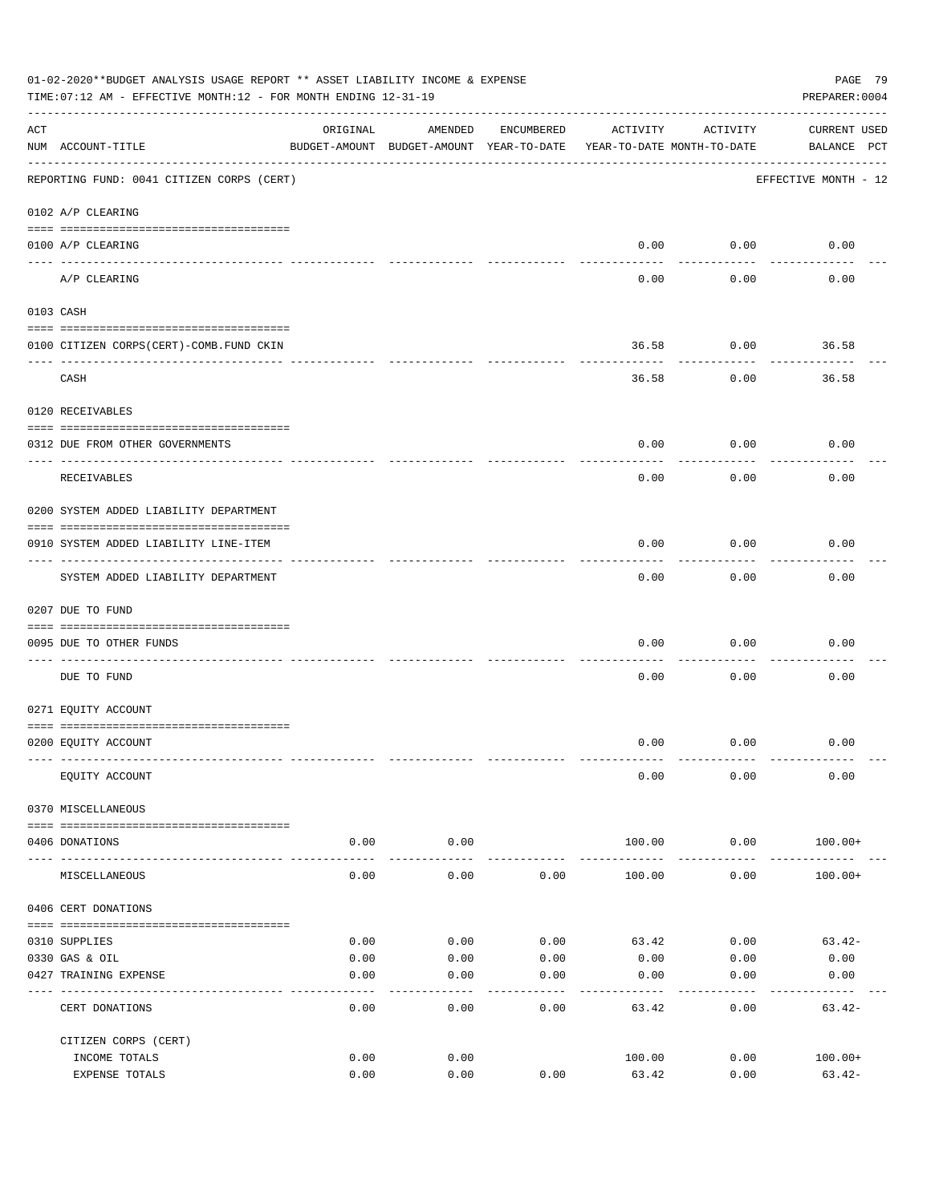01-02-2020**BUDGET ANALYSIS USAGE REPORT ** ASSET LIABILITY INCOME & EXPENSE

TIME:07:12 AM - EFFECTIVE MONTH:12 - FOR MONTH ENDING 12-31-19

PREPARER:0004

| ACT NUM | ACCOUNT-TITLE | ORIGINAL BUDGET-AMOUNT | AMENDED BUDGET-AMOUNT | ENCUMBERED YEAR-TO-DATE | ACTIVITY YEAR-TO-DATE | ACTIVITY MONTH-TO-DATE | CURRENT BALANCE | USED PCT |
|---|---|---|---|---|---|---|---|---|
| | REPORTING FUND: 0041 CITIZEN CORPS (CERT) | | | | | | EFFECTIVE MONTH - 12 | |
| | 0102 A/P CLEARING | | | | | | | |
| 0100 | A/P CLEARING | | | | 0.00 | 0.00 | 0.00 | |
| | A/P CLEARING | | | | 0.00 | 0.00 | 0.00 | |
| | 0103 CASH | | | | | | | |
| 0100 | CITIZEN CORPS(CERT)-COMB.FUND CKIN | | | | 36.58 | 0.00 | 36.58 | |
| | CASH | | | | 36.58 | 0.00 | 36.58 | |
| | 0120 RECEIVABLES | | | | | | | |
| 0312 | DUE FROM OTHER GOVERNMENTS | | | | 0.00 | 0.00 | 0.00 | |
| | RECEIVABLES | | | | 0.00 | 0.00 | 0.00 | |
| | 0200 SYSTEM ADDED LIABILITY DEPARTMENT | | | | | | | |
| 0910 | SYSTEM ADDED LIABILITY LINE-ITEM | | | | 0.00 | 0.00 | 0.00 | |
| | SYSTEM ADDED LIABILITY DEPARTMENT | | | | 0.00 | 0.00 | 0.00 | |
| | 0207 DUE TO FUND | | | | | | | |
| 0095 | DUE TO OTHER FUNDS | | | | 0.00 | 0.00 | 0.00 | |
| | DUE TO FUND | | | | 0.00 | 0.00 | 0.00 | |
| | 0271 EQUITY ACCOUNT | | | | | | | |
| 0200 | EQUITY ACCOUNT | | | | 0.00 | 0.00 | 0.00 | |
| | EQUITY ACCOUNT | | | | 0.00 | 0.00 | 0.00 | |
| | 0370 MISCELLANEOUS | | | | | | | |
| 0406 | DONATIONS | 0.00 | 0.00 | | 100.00 | 0.00 | 100.00+ | |
| | MISCELLANEOUS | 0.00 | 0.00 | 0.00 | 100.00 | 0.00 | 100.00+ | |
| | 0406 CERT DONATIONS | | | | | | | |
| 0310 | SUPPLIES | 0.00 | 0.00 | 0.00 | 63.42 | 0.00 | 63.42- | |
| 0330 | GAS & OIL | 0.00 | 0.00 | 0.00 | 0.00 | 0.00 | 0.00 | |
| 0427 | TRAINING EXPENSE | 0.00 | 0.00 | 0.00 | 0.00 | 0.00 | 0.00 | |
| | CERT DONATIONS | 0.00 | 0.00 | 0.00 | 63.42 | 0.00 | 63.42- | |
| | CITIZEN CORPS (CERT) | | | | | | | |
| | INCOME TOTALS | 0.00 | 0.00 | | 100.00 | 0.00 | 100.00+ | |
| | EXPENSE TOTALS | 0.00 | 0.00 | 0.00 | 63.42 | 0.00 | 63.42- | |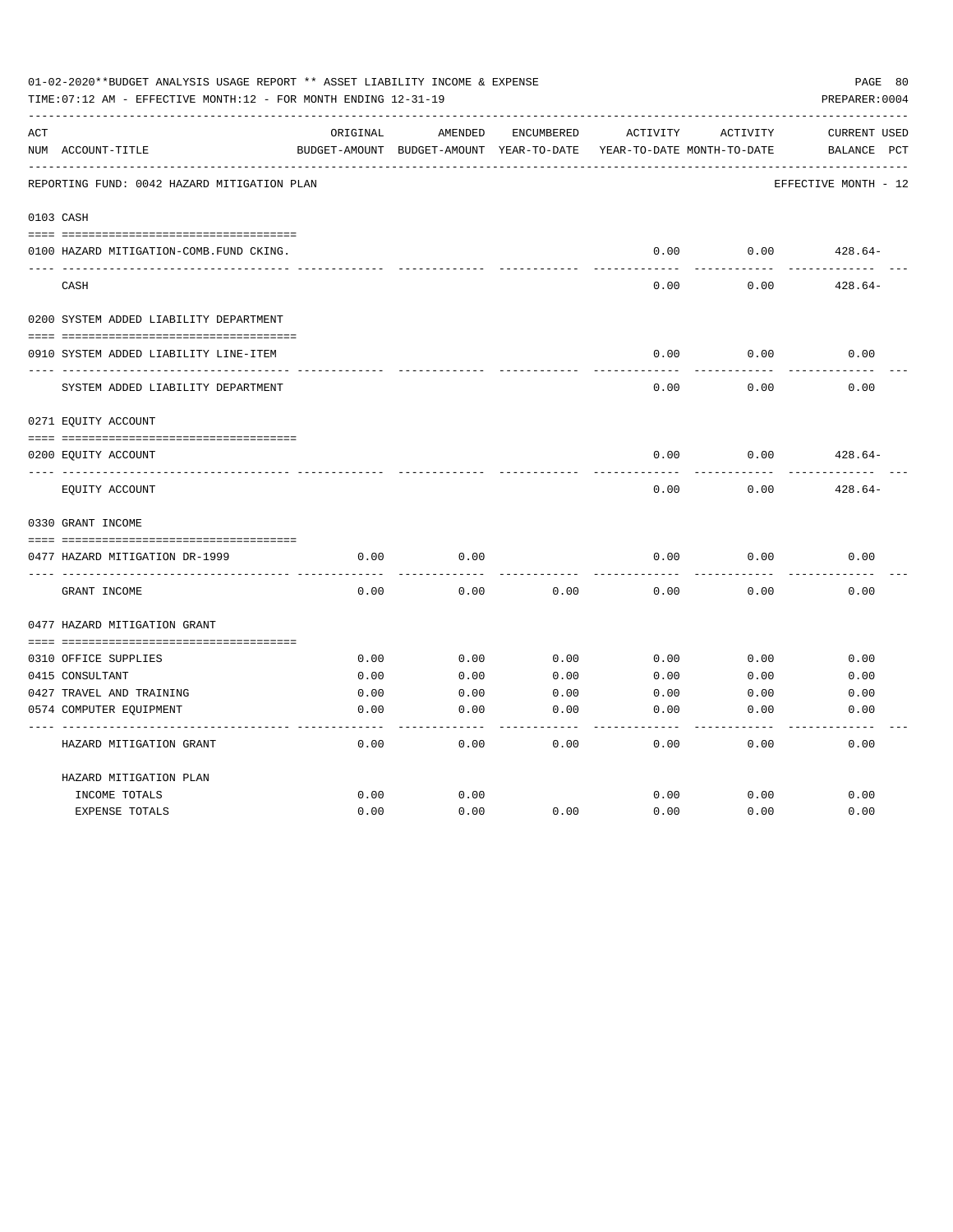01-02-2020**BUDGET ANALYSIS USAGE REPORT ** ASSET LIABILITY INCOME & EXPENSE

TIME:07:12 AM - EFFECTIVE MONTH:12 - FOR MONTH ENDING 12-31-19

PREPARER:0004

| ACT NUM | ACCOUNT-TITLE | ORIGINAL BUDGET-AMOUNT | AMENDED BUDGET-AMOUNT | ENCUMBERED YEAR-TO-DATE | ACTIVITY YEAR-TO-DATE | ACTIVITY MONTH-TO-DATE | CURRENT BALANCE | USED PCT |
|---|---|---|---|---|---|---|---|---|
| | REPORTING FUND: 0042 HAZARD MITIGATION PLAN | | | | | | EFFECTIVE MONTH - 12 | |
| 0103 | CASH | | | | | | | |
| 0100 | HAZARD MITIGATION-COMB.FUND CKING. | | | | 0.00 | 0.00 | 428.64- | |
| | CASH | | | | 0.00 | 0.00 | 428.64- | |
| 0200 | SYSTEM ADDED LIABILITY DEPARTMENT | | | | | | | |
| 0910 | SYSTEM ADDED LIABILITY LINE-ITEM | | | | 0.00 | 0.00 | 0.00 | |
| | SYSTEM ADDED LIABILITY DEPARTMENT | | | | 0.00 | 0.00 | 0.00 | |
| 0271 | EQUITY ACCOUNT | | | | | | | |
| 0200 | EQUITY ACCOUNT | | | | 0.00 | 0.00 | 428.64- | |
| | EQUITY ACCOUNT | | | | 0.00 | 0.00 | 428.64- | |
| 0330 | GRANT INCOME | | | | | | | |
| 0477 | HAZARD MITIGATION DR-1999 | 0.00 | 0.00 | | 0.00 | 0.00 | 0.00 | |
| | GRANT INCOME | 0.00 | 0.00 | 0.00 | 0.00 | 0.00 | 0.00 | |
| 0477 | HAZARD MITIGATION GRANT | | | | | | | |
| 0310 | OFFICE SUPPLIES | 0.00 | 0.00 | 0.00 | 0.00 | 0.00 | 0.00 | |
| 0415 | CONSULTANT | 0.00 | 0.00 | 0.00 | 0.00 | 0.00 | 0.00 | |
| 0427 | TRAVEL AND TRAINING | 0.00 | 0.00 | 0.00 | 0.00 | 0.00 | 0.00 | |
| 0574 | COMPUTER EQUIPMENT | 0.00 | 0.00 | 0.00 | 0.00 | 0.00 | 0.00 | |
| | HAZARD MITIGATION GRANT | 0.00 | 0.00 | 0.00 | 0.00 | 0.00 | 0.00 | |
| | HAZARD MITIGATION PLAN | | | | | | | |
| | INCOME TOTALS | 0.00 | 0.00 | | 0.00 | 0.00 | 0.00 | |
| | EXPENSE TOTALS | 0.00 | 0.00 | 0.00 | 0.00 | 0.00 | 0.00 | |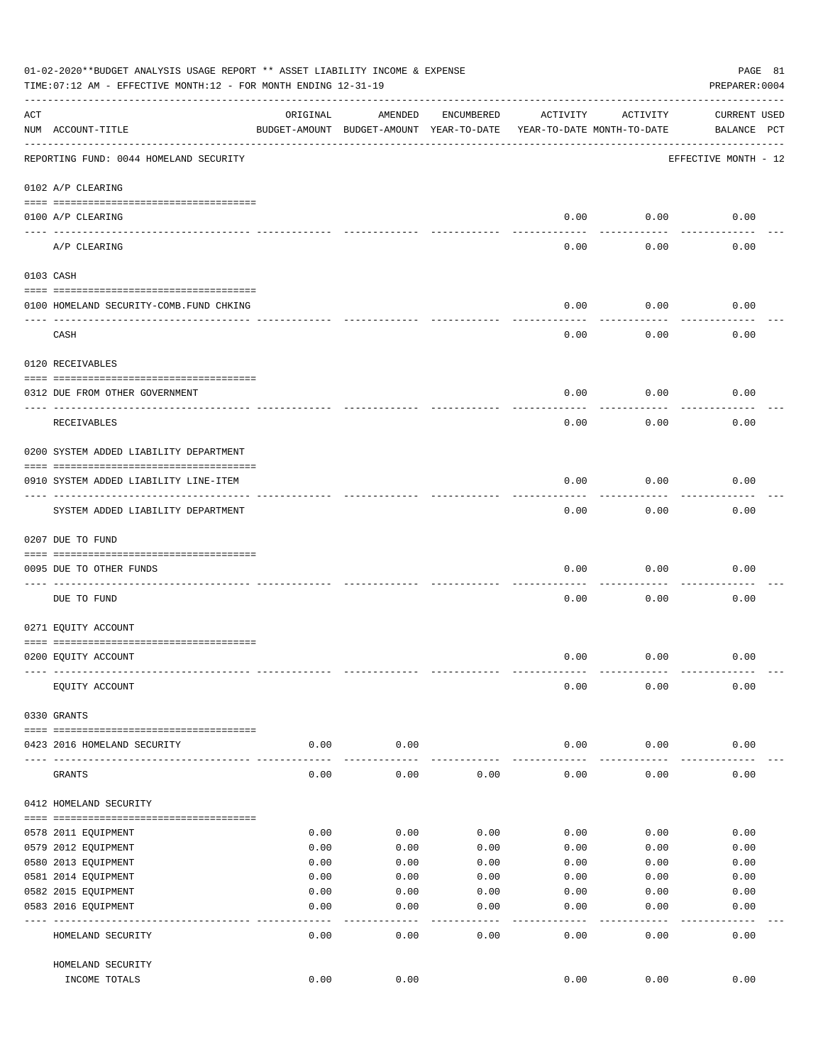01-02-2020**BUDGET ANALYSIS USAGE REPORT ** ASSET LIABILITY INCOME & EXPENSE

TIME:07:12 AM - EFFECTIVE MONTH:12 - FOR MONTH ENDING 12-31-19

PREPARER:0004

| ACT NUM | ACCOUNT-TITLE | ORIGINAL BUDGET-AMOUNT | AMENDED BUDGET-AMOUNT | ENCUMBERED YEAR-TO-DATE | ACTIVITY YEAR-TO-DATE | ACTIVITY MONTH-TO-DATE | CURRENT BALANCE | USED PCT |
|---|---|---|---|---|---|---|---|---|
| | REPORTING FUND: 0044 HOMELAND SECURITY | | | | | | EFFECTIVE MONTH - 12 | |
| | 0102 A/P CLEARING | | | | | | | |
| 0100 | A/P CLEARING | | | | 0.00 | 0.00 | 0.00 | |
| | A/P CLEARING | | | | 0.00 | 0.00 | 0.00 | |
| | 0103 CASH | | | | | | | |
| 0100 | HOMELAND SECURITY-COMB.FUND CHKING | | | | 0.00 | 0.00 | 0.00 | |
| | CASH | | | | 0.00 | 0.00 | 0.00 | |
| | 0120 RECEIVABLES | | | | | | | |
| 0312 | DUE FROM OTHER GOVERNMENT | | | | 0.00 | 0.00 | 0.00 | |
| | RECEIVABLES | | | | 0.00 | 0.00 | 0.00 | |
| | 0200 SYSTEM ADDED LIABILITY DEPARTMENT | | | | | | | |
| 0910 | SYSTEM ADDED LIABILITY LINE-ITEM | | | | 0.00 | 0.00 | 0.00 | |
| | SYSTEM ADDED LIABILITY DEPARTMENT | | | | 0.00 | 0.00 | 0.00 | |
| | 0207 DUE TO FUND | | | | | | | |
| 0095 | DUE TO OTHER FUNDS | | | | 0.00 | 0.00 | 0.00 | |
| | DUE TO FUND | | | | 0.00 | 0.00 | 0.00 | |
| | 0271 EQUITY ACCOUNT | | | | | | | |
| 0200 | EQUITY ACCOUNT | | | | 0.00 | 0.00 | 0.00 | |
| | EQUITY ACCOUNT | | | | 0.00 | 0.00 | 0.00 | |
| | 0330 GRANTS | | | | | | | |
| 0423 | 2016 HOMELAND SECURITY | 0.00 | 0.00 | | 0.00 | 0.00 | 0.00 | |
| | GRANTS | 0.00 | 0.00 | 0.00 | 0.00 | 0.00 | 0.00 | |
| | 0412 HOMELAND SECURITY | | | | | | | |
| 0578 | 2011 EQUIPMENT | 0.00 | 0.00 | 0.00 | 0.00 | 0.00 | 0.00 | |
| 0579 | 2012 EQUIPMENT | 0.00 | 0.00 | 0.00 | 0.00 | 0.00 | 0.00 | |
| 0580 | 2013 EQUIPMENT | 0.00 | 0.00 | 0.00 | 0.00 | 0.00 | 0.00 | |
| 0581 | 2014 EQUIPMENT | 0.00 | 0.00 | 0.00 | 0.00 | 0.00 | 0.00 | |
| 0582 | 2015 EQUIPMENT | 0.00 | 0.00 | 0.00 | 0.00 | 0.00 | 0.00 | |
| 0583 | 2016 EQUIPMENT | 0.00 | 0.00 | 0.00 | 0.00 | 0.00 | 0.00 | |
| | HOMELAND SECURITY | 0.00 | 0.00 | 0.00 | 0.00 | 0.00 | 0.00 | |
| | HOMELAND SECURITY INCOME TOTALS | 0.00 | 0.00 | | 0.00 | 0.00 | 0.00 | |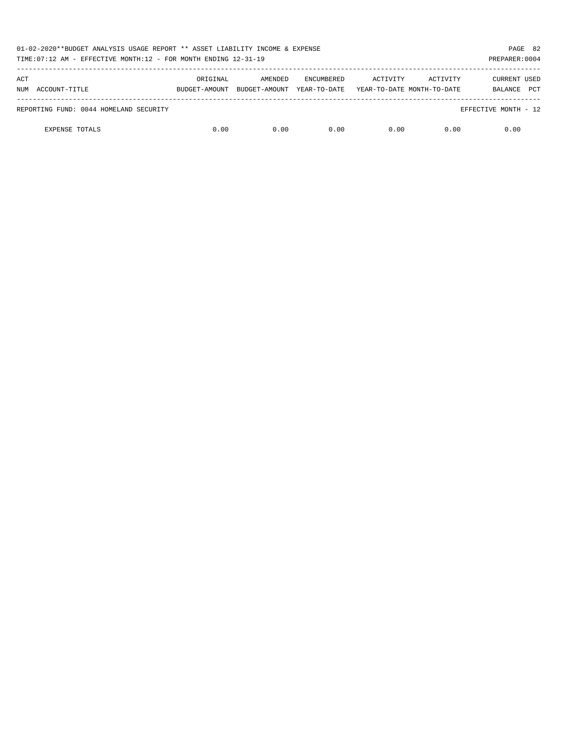| ACT NUM | ACCOUNT-TITLE | ORIGINAL BUDGET-AMOUNT | AMENDED BUDGET-AMOUNT | ENCUMBERED YEAR-TO-DATE | ACTIVITY YEAR-TO-DATE | ACTIVITY MONTH-TO-DATE | CURRENT BALANCE | USED PCT |
|---|---|---|---|---|---|---|---|---|
| REPORTING FUND: 0044 HOMELAND SECURITY | | | | | | | EFFECTIVE MONTH - 12 | |
| | EXPENSE TOTALS | 0.00 | 0.00 | 0.00 | 0.00 | 0.00 | 0.00 | |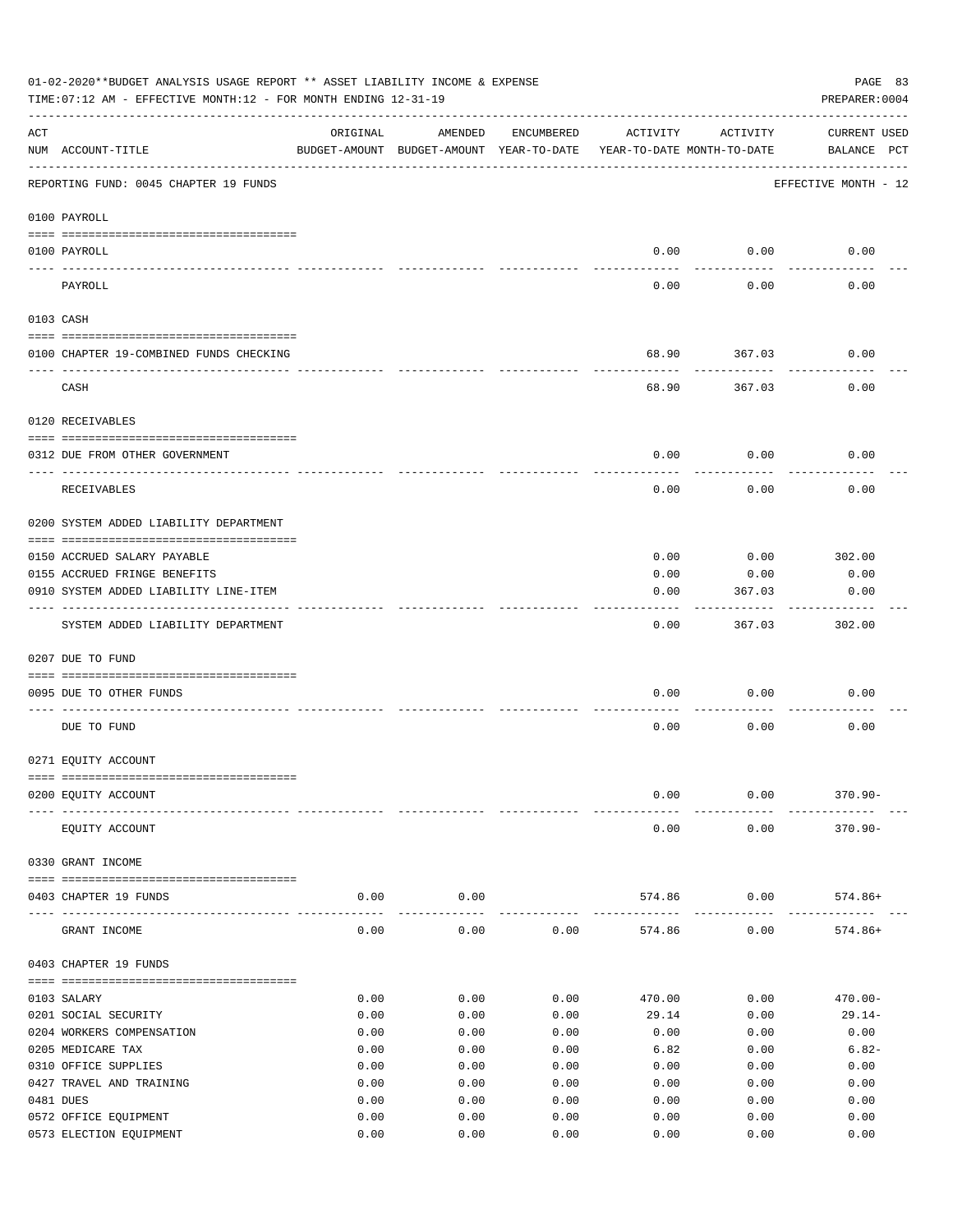01-02-2020**BUDGET ANALYSIS USAGE REPORT ** ASSET LIABILITY INCOME & EXPENSE

TIME:07:12 AM - EFFECTIVE MONTH:12 - FOR MONTH ENDING 12-31-19

PREPARER:0004

| ACT NUM | ACCOUNT-TITLE | ORIGINAL BUDGET-AMOUNT | AMENDED BUDGET-AMOUNT | ENCUMBERED YEAR-TO-DATE | ACTIVITY YEAR-TO-DATE | ACTIVITY MONTH-TO-DATE | CURRENT USED BALANCE | PCT |
|---|---|---|---|---|---|---|---|---|
| | REPORTING FUND: 0045 CHAPTER 19 FUNDS | | | | | | EFFECTIVE MONTH - 12 | |
| | **0100 PAYROLL** | | | | | | | |
| 0100 | PAYROLL | | | | 0.00 | 0.00 | 0.00 | |
| | PAYROLL | | | | 0.00 | 0.00 | 0.00 | |
| | **0103 CASH** | | | | | | | |
| 0100 | CHAPTER 19-COMBINED FUNDS CHECKING | | | | 68.90 | 367.03 | 0.00 | |
| | CASH | | | | 68.90 | 367.03 | 0.00 | |
| | **0120 RECEIVABLES** | | | | | | | |
| 0312 | DUE FROM OTHER GOVERNMENT | | | | 0.00 | 0.00 | 0.00 | |
| | RECEIVABLES | | | | 0.00 | 0.00 | 0.00 | |
| | **0200 SYSTEM ADDED LIABILITY DEPARTMENT** | | | | | | | |
| 0150 | ACCRUED SALARY PAYABLE | | | | 0.00 | 0.00 | 302.00 | |
| 0155 | ACCRUED FRINGE BENEFITS | | | | 0.00 | 0.00 | 0.00 | |
| 0910 | SYSTEM ADDED LIABILITY LINE-ITEM | | | | 0.00 | 367.03 | 0.00 | |
| | SYSTEM ADDED LIABILITY DEPARTMENT | | | | 0.00 | 367.03 | 302.00 | |
| | **0207 DUE TO FUND** | | | | | | | |
| 0095 | DUE TO OTHER FUNDS | | | | 0.00 | 0.00 | 0.00 | |
| | DUE TO FUND | | | | 0.00 | 0.00 | 0.00 | |
| | **0271 EQUITY ACCOUNT** | | | | | | | |
| 0200 | EQUITY ACCOUNT | | | | 0.00 | 0.00 | 370.90- | |
| | EQUITY ACCOUNT | | | | 0.00 | 0.00 | 370.90- | |
| | **0330 GRANT INCOME** | | | | | | | |
| 0403 | CHAPTER 19 FUNDS | 0.00 | 0.00 | | 574.86 | 0.00 | 574.86+ | |
| | GRANT INCOME | 0.00 | 0.00 | 0.00 | 574.86 | 0.00 | 574.86+ | |
| | **0403 CHAPTER 19 FUNDS** | | | | | | | |
| 0103 | SALARY | 0.00 | 0.00 | 0.00 | 470.00 | 0.00 | 470.00- | |
| 0201 | SOCIAL SECURITY | 0.00 | 0.00 | 0.00 | 29.14 | 0.00 | 29.14- | |
| 0204 | WORKERS COMPENSATION | 0.00 | 0.00 | 0.00 | 0.00 | 0.00 | 0.00 | |
| 0205 | MEDICARE TAX | 0.00 | 0.00 | 0.00 | 6.82 | 0.00 | 6.82- | |
| 0310 | OFFICE SUPPLIES | 0.00 | 0.00 | 0.00 | 0.00 | 0.00 | 0.00 | |
| 0427 | TRAVEL AND TRAINING | 0.00 | 0.00 | 0.00 | 0.00 | 0.00 | 0.00 | |
| 0481 | DUES | 0.00 | 0.00 | 0.00 | 0.00 | 0.00 | 0.00 | |
| 0572 | OFFICE EQUIPMENT | 0.00 | 0.00 | 0.00 | 0.00 | 0.00 | 0.00 | |
| 0573 | ELECTION EQUIPMENT | 0.00 | 0.00 | 0.00 | 0.00 | 0.00 | 0.00 | |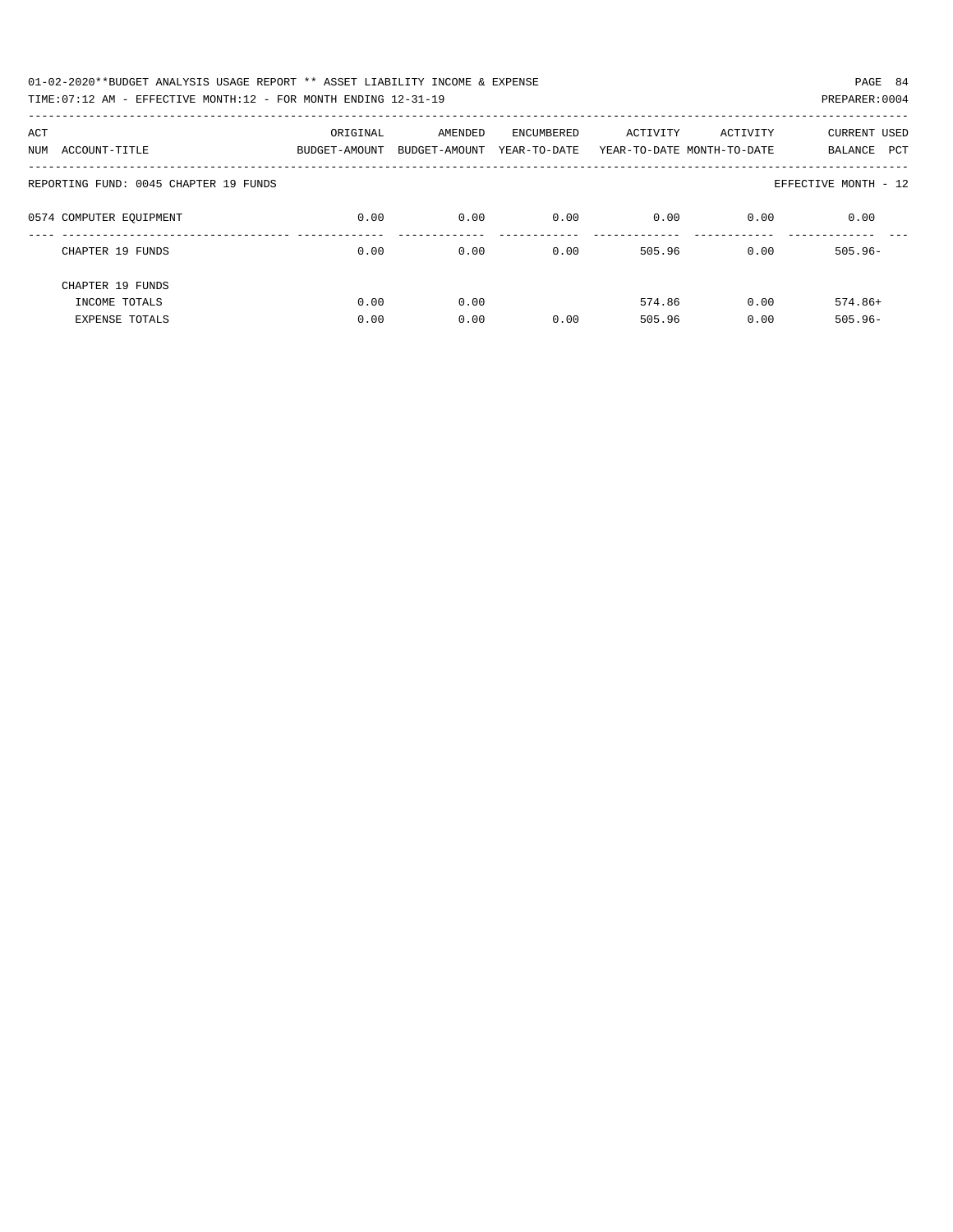01-02-2020**BUDGET ANALYSIS USAGE REPORT ** ASSET LIABILITY INCOME & EXPENSE

TIME:07:12 AM - EFFECTIVE MONTH:12 - FOR MONTH ENDING 12-31-19 PREPARER:0004

| ACT NUM | ACCOUNT-TITLE | ORIGINAL BUDGET-AMOUNT | AMENDED BUDGET-AMOUNT | ENCUMBERED YEAR-TO-DATE | ACTIVITY YEAR-TO-DATE | ACTIVITY MONTH-TO-DATE | CURRENT BALANCE | USED PCT |
|---|---|---|---|---|---|---|---|---|
| | REPORTING FUND: 0045 CHAPTER 19 FUNDS | | | | | | EFFECTIVE MONTH - 12 | |
| 0574 | COMPUTER EQUIPMENT | 0.00 | 0.00 | 0.00 | 0.00 | 0.00 | 0.00 | |
| | CHAPTER 19 FUNDS | 0.00 | 0.00 | 0.00 | 505.96 | 0.00 | 505.96- | |
| | CHAPTER 19 FUNDS | | | | | | | |
| | INCOME TOTALS | 0.00 | 0.00 | | 574.86 | 0.00 | 574.86+ | |
| | EXPENSE TOTALS | 0.00 | 0.00 | 0.00 | 505.96 | 0.00 | 505.96- | |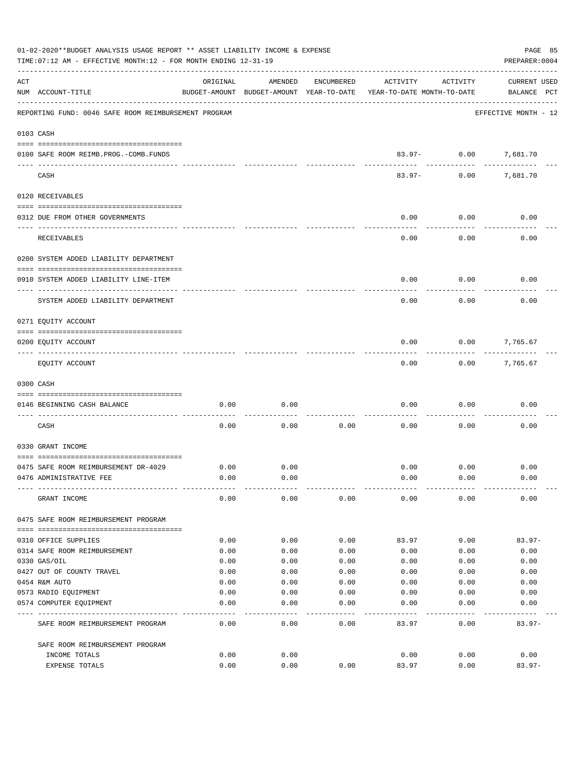01-02-2020**BUDGET ANALYSIS USAGE REPORT ** ASSET LIABILITY INCOME & EXPENSE

TIME:07:12 AM - EFFECTIVE MONTH:12 - FOR MONTH ENDING 12-31-19

PREPARER:0004

REPORTING FUND: 0046 SAFE ROOM REIMBURSEMENT PROGRAM — EFFECTIVE MONTH - 12

| ACT NUM | ACCOUNT-TITLE | ORIGINAL BUDGET-AMOUNT | AMENDED BUDGET-AMOUNT | ENCUMBERED YEAR-TO-DATE | ACTIVITY YEAR-TO-DATE | ACTIVITY MONTH-TO-DATE | CURRENT BALANCE | USED PCT |
|---|---|---|---|---|---|---|---|---|
| 0103 | CASH | | | | | | | |
| 0100 | SAFE ROOM REIMB.PROG.-COMB.FUNDS | | | | 83.97- | 0.00 | 7,681.70 | |
| | CASH | | | | 83.97- | 0.00 | 7,681.70 | |
| 0120 | RECEIVABLES | | | | | | | |
| 0312 | DUE FROM OTHER GOVERNMENTS | | | | 0.00 | 0.00 | 0.00 | |
| | RECEIVABLES | | | | 0.00 | 0.00 | 0.00 | |
| 0200 | SYSTEM ADDED LIABILITY DEPARTMENT | | | | | | | |
| 0910 | SYSTEM ADDED LIABILITY LINE-ITEM | | | | 0.00 | 0.00 | 0.00 | |
| | SYSTEM ADDED LIABILITY DEPARTMENT | | | | 0.00 | 0.00 | 0.00 | |
| 0271 | EQUITY ACCOUNT | | | | | | | |
| 0200 | EQUITY ACCOUNT | | | | 0.00 | 0.00 | 7,765.67 | |
| | EQUITY ACCOUNT | | | | 0.00 | 0.00 | 7,765.67 | |
| 0300 | CASH | | | | | | | |
| 0146 | BEGINNING CASH BALANCE | 0.00 | 0.00 | | 0.00 | 0.00 | 0.00 | |
| | CASH | 0.00 | 0.00 | 0.00 | 0.00 | 0.00 | 0.00 | |
| 0330 | GRANT INCOME | | | | | | | |
| 0475 | SAFE ROOM REIMBURSEMENT DR-4029 | 0.00 | 0.00 | | 0.00 | 0.00 | 0.00 | |
| 0476 | ADMINISTRATIVE FEE | 0.00 | 0.00 | | 0.00 | 0.00 | 0.00 | |
| | GRANT INCOME | 0.00 | 0.00 | 0.00 | 0.00 | 0.00 | 0.00 | |
| 0475 | SAFE ROOM REIMBURSEMENT PROGRAM | | | | | | | |
| 0310 | OFFICE SUPPLIES | 0.00 | 0.00 | 0.00 | 83.97 | 0.00 | 83.97- | |
| 0314 | SAFE ROOM REIMBURSEMENT | 0.00 | 0.00 | 0.00 | 0.00 | 0.00 | 0.00 | |
| 0330 | GAS/OIL | 0.00 | 0.00 | 0.00 | 0.00 | 0.00 | 0.00 | |
| 0427 | OUT OF COUNTY TRAVEL | 0.00 | 0.00 | 0.00 | 0.00 | 0.00 | 0.00 | |
| 0454 | R&M AUTO | 0.00 | 0.00 | 0.00 | 0.00 | 0.00 | 0.00 | |
| 0573 | RADIO EQUIPMENT | 0.00 | 0.00 | 0.00 | 0.00 | 0.00 | 0.00 | |
| 0574 | COMPUTER EQUIPMENT | 0.00 | 0.00 | 0.00 | 0.00 | 0.00 | 0.00 | |
| | SAFE ROOM REIMBURSEMENT PROGRAM | 0.00 | 0.00 | 0.00 | 83.97 | 0.00 | 83.97- | |
| | SAFE ROOM REIMBURSEMENT PROGRAM | | | | | | | |
| | INCOME TOTALS | 0.00 | 0.00 | | 0.00 | 0.00 | 0.00 | |
| | EXPENSE TOTALS | 0.00 | 0.00 | 0.00 | 83.97 | 0.00 | 83.97- | |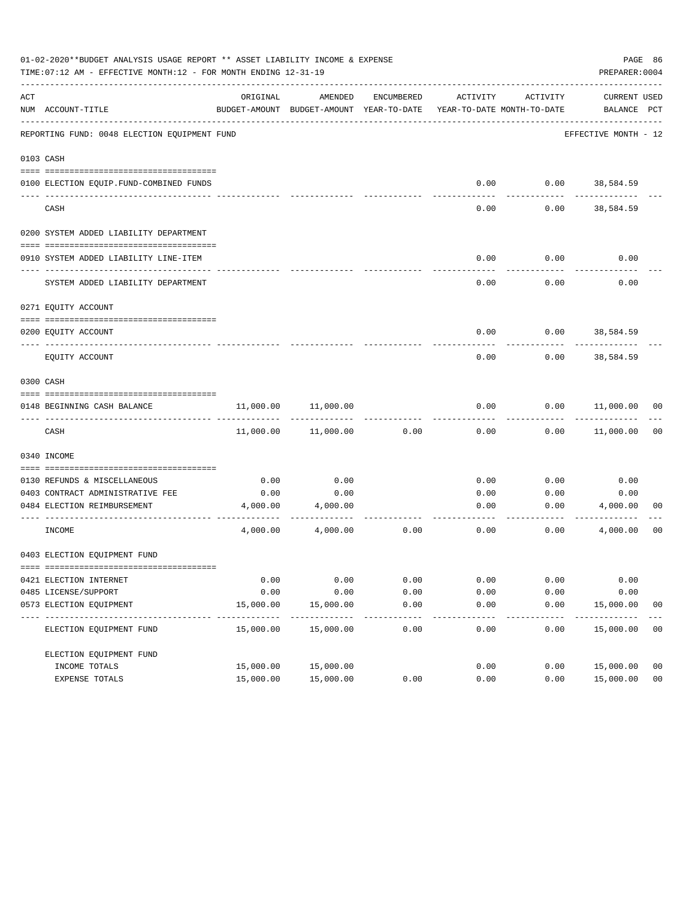01-02-2020**BUDGET ANALYSIS USAGE REPORT ** ASSET LIABILITY INCOME & EXPENSE

TIME:07:12 AM - EFFECTIVE MONTH:12 - FOR MONTH ENDING 12-31-19

PREPARER:0004

| ACT NUM | ACCOUNT-TITLE | ORIGINAL BUDGET-AMOUNT | AMENDED BUDGET-AMOUNT | ENCUMBERED YEAR-TO-DATE | ACTIVITY YEAR-TO-DATE | ACTIVITY MONTH-TO-DATE | CURRENT BALANCE | USED PCT |
|---|---|---|---|---|---|---|---|---|
| | REPORTING FUND: 0048 ELECTION EQUIPMENT FUND | | | | | | EFFECTIVE MONTH - 12 | |
| 0103 | CASH | | | | | | | |
| 0100 | ELECTION EQUIP.FUND-COMBINED FUNDS | | | | 0.00 | 0.00 | 38,584.59 | |
| | CASH | | | | 0.00 | 0.00 | 38,584.59 | |
| 0200 | SYSTEM ADDED LIABILITY DEPARTMENT | | | | | | | |
| 0910 | SYSTEM ADDED LIABILITY LINE-ITEM | | | | 0.00 | 0.00 | 0.00 | |
| | SYSTEM ADDED LIABILITY DEPARTMENT | | | | 0.00 | 0.00 | 0.00 | |
| 0271 | EQUITY ACCOUNT | | | | | | | |
| 0200 | EQUITY ACCOUNT | | | | 0.00 | 0.00 | 38,584.59 | |
| | EQUITY ACCOUNT | | | | 0.00 | 0.00 | 38,584.59 | |
| 0300 | CASH | | | | | | | |
| 0148 | BEGINNING CASH BALANCE | 11,000.00 | 11,000.00 | | 0.00 | 0.00 | 11,000.00 | 00 |
| | CASH | 11,000.00 | 11,000.00 | 0.00 | 0.00 | 0.00 | 11,000.00 | 00 |
| 0340 | INCOME | | | | | | | |
| 0130 | REFUNDS & MISCELLANEOUS | 0.00 | 0.00 | | 0.00 | 0.00 | 0.00 | |
| 0403 | CONTRACT ADMINISTRATIVE FEE | 0.00 | 0.00 | | 0.00 | 0.00 | 0.00 | |
| 0484 | ELECTION REIMBURSEMENT | 4,000.00 | 4,000.00 | | 0.00 | 0.00 | 4,000.00 | 00 |
| | INCOME | 4,000.00 | 4,000.00 | 0.00 | 0.00 | 0.00 | 4,000.00 | 00 |
| 0403 | ELECTION EQUIPMENT FUND | | | | | | | |
| 0421 | ELECTION INTERNET | 0.00 | 0.00 | 0.00 | 0.00 | 0.00 | 0.00 | |
| 0485 | LICENSE/SUPPORT | 0.00 | 0.00 | 0.00 | 0.00 | 0.00 | 0.00 | |
| 0573 | ELECTION EQUIPMENT | 15,000.00 | 15,000.00 | 0.00 | 0.00 | 0.00 | 15,000.00 | 00 |
| | ELECTION EQUIPMENT FUND | 15,000.00 | 15,000.00 | 0.00 | 0.00 | 0.00 | 15,000.00 | 00 |
| | ELECTION EQUIPMENT FUND | | | | | | | |
| | INCOME TOTALS | 15,000.00 | 15,000.00 | | 0.00 | 0.00 | 15,000.00 | 00 |
| | EXPENSE TOTALS | 15,000.00 | 15,000.00 | 0.00 | 0.00 | 0.00 | 15,000.00 | 00 |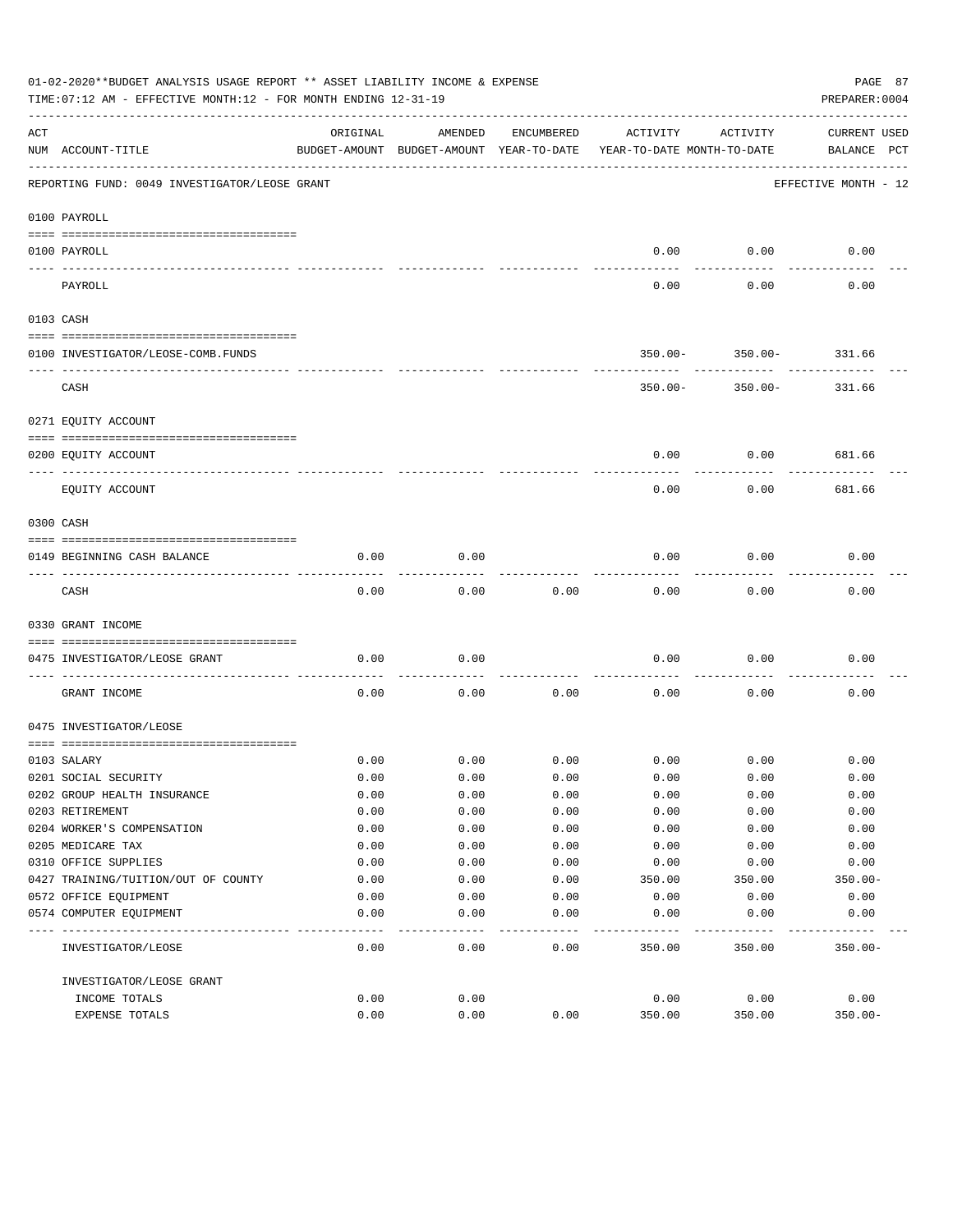01-02-2020**BUDGET ANALYSIS USAGE REPORT ** ASSET LIABILITY INCOME & EXPENSE

TIME:07:12 AM - EFFECTIVE MONTH:12 - FOR MONTH ENDING 12-31-19

PREPARER:0004

REPORTING FUND: 0049 INVESTIGATOR/LEOSE GRANT — EFFECTIVE MONTH - 12

| ACT NUM | ACCOUNT-TITLE | ORIGINAL BUDGET-AMOUNT | AMENDED BUDGET-AMOUNT | ENCUMBERED YEAR-TO-DATE | ACTIVITY YEAR-TO-DATE | ACTIVITY MONTH-TO-DATE | CURRENT BALANCE | USED PCT |
|---|---|---|---|---|---|---|---|---|
| | **0100 PAYROLL** | | | | | | | |
| 0100 | PAYROLL | | | | 0.00 | 0.00 | 0.00 | |
| | PAYROLL | | | | 0.00 | 0.00 | 0.00 | |
| | **0103 CASH** | | | | | | | |
| 0100 | INVESTIGATOR/LEOSE-COMB.FUNDS | | | | 350.00- | 350.00- | 331.66 | |
| | CASH | | | | 350.00- | 350.00- | 331.66 | |
| | **0271 EQUITY ACCOUNT** | | | | | | | |
| 0200 | EQUITY ACCOUNT | | | | 0.00 | 0.00 | 681.66 | |
| | EQUITY ACCOUNT | | | | 0.00 | 0.00 | 681.66 | |
| | **0300 CASH** | | | | | | | |
| 0149 | BEGINNING CASH BALANCE | 0.00 | 0.00 | | 0.00 | 0.00 | 0.00 | |
| | CASH | 0.00 | 0.00 | 0.00 | 0.00 | 0.00 | 0.00 | |
| | **0330 GRANT INCOME** | | | | | | | |
| 0475 | INVESTIGATOR/LEOSE GRANT | 0.00 | 0.00 | | 0.00 | 0.00 | 0.00 | |
| | GRANT INCOME | 0.00 | 0.00 | 0.00 | 0.00 | 0.00 | 0.00 | |
| | **0475 INVESTIGATOR/LEOSE** | | | | | | | |
| 0103 | SALARY | 0.00 | 0.00 | 0.00 | 0.00 | 0.00 | 0.00 | |
| 0201 | SOCIAL SECURITY | 0.00 | 0.00 | 0.00 | 0.00 | 0.00 | 0.00 | |
| 0202 | GROUP HEALTH INSURANCE | 0.00 | 0.00 | 0.00 | 0.00 | 0.00 | 0.00 | |
| 0203 | RETIREMENT | 0.00 | 0.00 | 0.00 | 0.00 | 0.00 | 0.00 | |
| 0204 | WORKER'S COMPENSATION | 0.00 | 0.00 | 0.00 | 0.00 | 0.00 | 0.00 | |
| 0205 | MEDICARE TAX | 0.00 | 0.00 | 0.00 | 0.00 | 0.00 | 0.00 | |
| 0310 | OFFICE SUPPLIES | 0.00 | 0.00 | 0.00 | 0.00 | 0.00 | 0.00 | |
| 0427 | TRAINING/TUITION/OUT OF COUNTY | 0.00 | 0.00 | 0.00 | 350.00 | 350.00 | 350.00- | |
| 0572 | OFFICE EQUIPMENT | 0.00 | 0.00 | 0.00 | 0.00 | 0.00 | 0.00 | |
| 0574 | COMPUTER EQUIPMENT | 0.00 | 0.00 | 0.00 | 0.00 | 0.00 | 0.00 | |
| | INVESTIGATOR/LEOSE | 0.00 | 0.00 | 0.00 | 350.00 | 350.00 | 350.00- | |
| | INVESTIGATOR/LEOSE GRANT | | | | | | | |
| | INCOME TOTALS | 0.00 | 0.00 | | 0.00 | 0.00 | 0.00 | |
| | EXPENSE TOTALS | 0.00 | 0.00 | 0.00 | 350.00 | 350.00 | 350.00- | |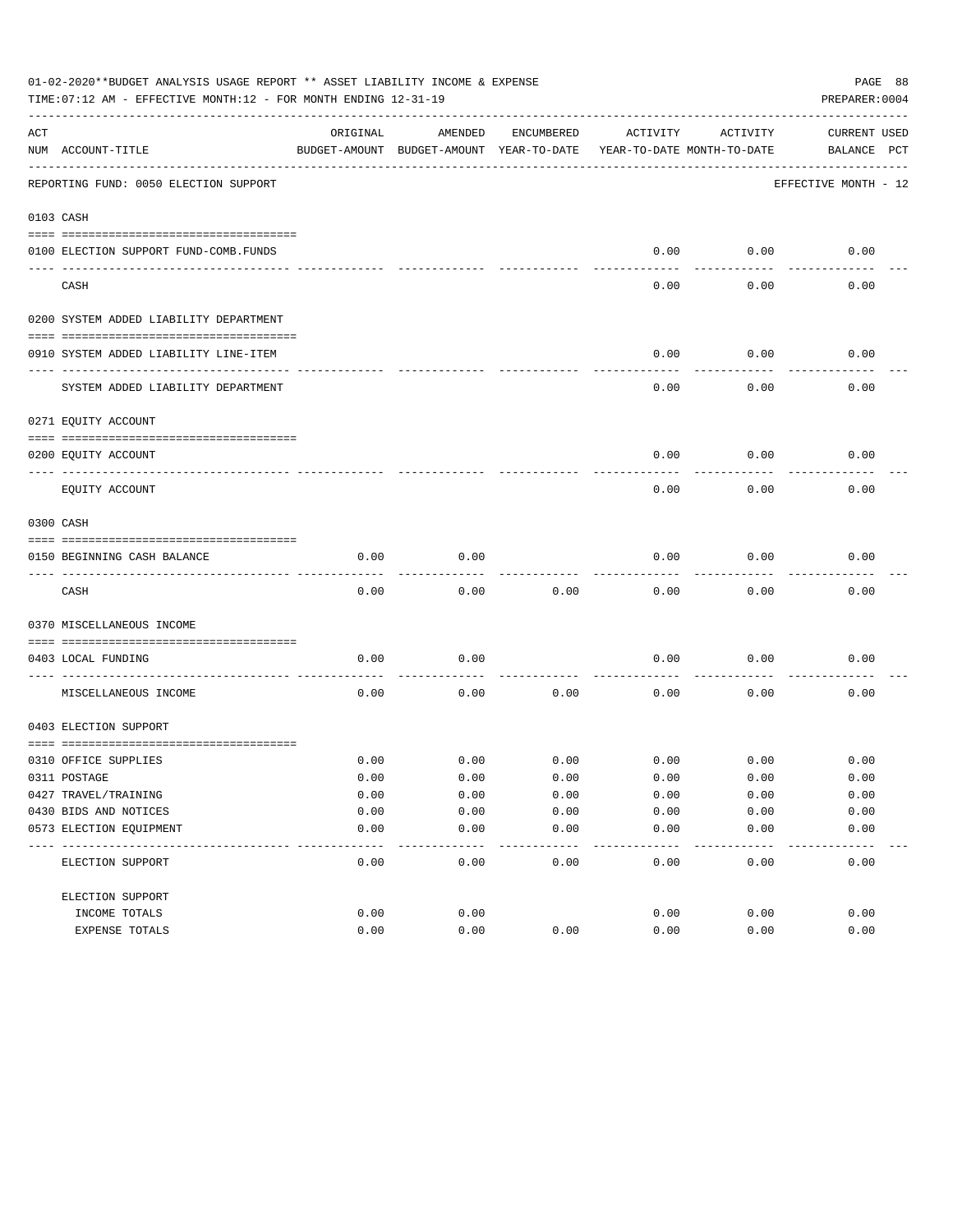01-02-2020**BUDGET ANALYSIS USAGE REPORT ** ASSET LIABILITY INCOME & EXPENSE

TIME:07:12 AM - EFFECTIVE MONTH:12 - FOR MONTH ENDING 12-31-19

PREPARER:0004

| ACT NUM | ACCOUNT-TITLE | ORIGINAL BUDGET-AMOUNT | AMENDED BUDGET-AMOUNT | ENCUMBERED YEAR-TO-DATE | ACTIVITY YEAR-TO-DATE | ACTIVITY MONTH-TO-DATE | CURRENT BALANCE | USED PCT |
|---|---|---|---|---|---|---|---|---|
| | REPORTING FUND: 0050 ELECTION SUPPORT | | | | | | EFFECTIVE MONTH - 12 | |
| 0103 | CASH | | | | | | | |
| 0100 | ELECTION SUPPORT FUND-COMB.FUNDS | | | | 0.00 | 0.00 | 0.00 | |
| | CASH | | | | 0.00 | 0.00 | 0.00 | |
| 0200 | SYSTEM ADDED LIABILITY DEPARTMENT | | | | | | | |
| 0910 | SYSTEM ADDED LIABILITY LINE-ITEM | | | | 0.00 | 0.00 | 0.00 | |
| | SYSTEM ADDED LIABILITY DEPARTMENT | | | | 0.00 | 0.00 | 0.00 | |
| 0271 | EQUITY ACCOUNT | | | | | | | |
| 0200 | EQUITY ACCOUNT | | | | 0.00 | 0.00 | 0.00 | |
| | EQUITY ACCOUNT | | | | 0.00 | 0.00 | 0.00 | |
| 0300 | CASH | | | | | | | |
| 0150 | BEGINNING CASH BALANCE | 0.00 | 0.00 | | 0.00 | 0.00 | 0.00 | |
| | CASH | 0.00 | 0.00 | 0.00 | 0.00 | 0.00 | 0.00 | |
| 0370 | MISCELLANEOUS INCOME | | | | | | | |
| 0403 | LOCAL FUNDING | 0.00 | 0.00 | | 0.00 | 0.00 | 0.00 | |
| | MISCELLANEOUS INCOME | 0.00 | 0.00 | 0.00 | 0.00 | 0.00 | 0.00 | |
| 0403 | ELECTION SUPPORT | | | | | | | |
| 0310 | OFFICE SUPPLIES | 0.00 | 0.00 | 0.00 | 0.00 | 0.00 | 0.00 | |
| 0311 | POSTAGE | 0.00 | 0.00 | 0.00 | 0.00 | 0.00 | 0.00 | |
| 0427 | TRAVEL/TRAINING | 0.00 | 0.00 | 0.00 | 0.00 | 0.00 | 0.00 | |
| 0430 | BIDS AND NOTICES | 0.00 | 0.00 | 0.00 | 0.00 | 0.00 | 0.00 | |
| 0573 | ELECTION EQUIPMENT | 0.00 | 0.00 | 0.00 | 0.00 | 0.00 | 0.00 | |
| | ELECTION SUPPORT | 0.00 | 0.00 | 0.00 | 0.00 | 0.00 | 0.00 | |
| | ELECTION SUPPORT | | | | | | | |
| | INCOME TOTALS | 0.00 | 0.00 | | 0.00 | 0.00 | 0.00 | |
| | EXPENSE TOTALS | 0.00 | 0.00 | 0.00 | 0.00 | 0.00 | 0.00 | |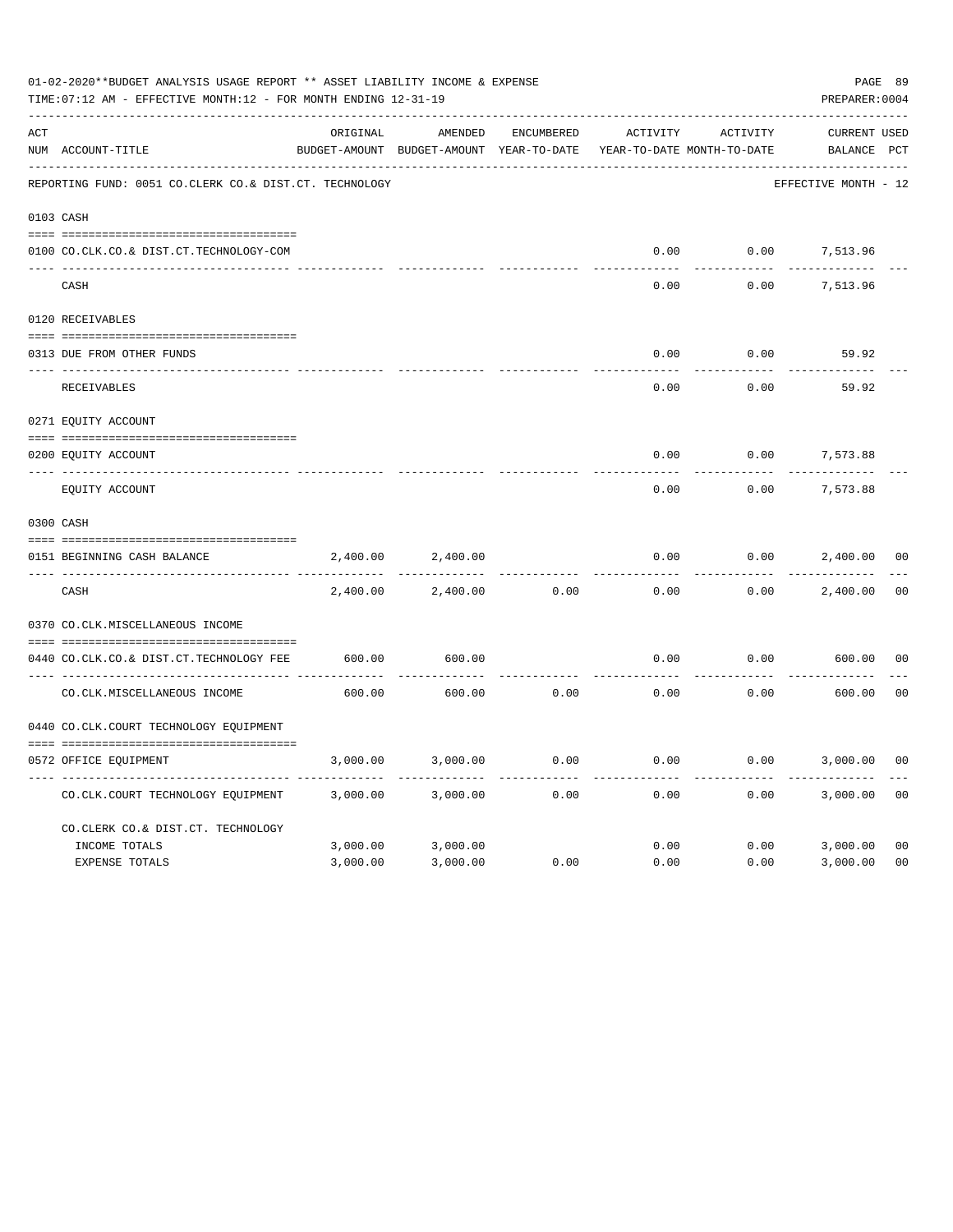01-02-2020**BUDGET ANALYSIS USAGE REPORT ** ASSET LIABILITY INCOME & EXPENSE

TIME:07:12 AM - EFFECTIVE MONTH:12 - FOR MONTH ENDING 12-31-19

PREPARER:0004

| ACT NUM | ACCOUNT-TITLE | ORIGINAL BUDGET-AMOUNT | AMENDED BUDGET-AMOUNT | ENCUMBERED YEAR-TO-DATE | ACTIVITY YEAR-TO-DATE | ACTIVITY MONTH-TO-DATE | CURRENT BALANCE | USED PCT |
|---|---|---|---|---|---|---|---|---|
| | REPORTING FUND: 0051 CO.CLERK CO.& DIST.CT. TECHNOLOGY | | | | | | EFFECTIVE MONTH - 12 | |
| 0103 | CASH | | | | | | | |
| 0100 | CO.CLK.CO.& DIST.CT.TECHNOLOGY-COM | | | | 0.00 | 0.00 | 7,513.96 | |
| | CASH | | | | 0.00 | 0.00 | 7,513.96 | |
| 0120 | RECEIVABLES | | | | | | | |
| 0313 | DUE FROM OTHER FUNDS | | | | 0.00 | 0.00 | 59.92 | |
| | RECEIVABLES | | | | 0.00 | 0.00 | 59.92 | |
| 0271 | EQUITY ACCOUNT | | | | | | | |
| 0200 | EQUITY ACCOUNT | | | | 0.00 | 0.00 | 7,573.88 | |
| | EQUITY ACCOUNT | | | | 0.00 | 0.00 | 7,573.88 | |
| 0300 | CASH | | | | | | | |
| 0151 | BEGINNING CASH BALANCE | 2,400.00 | 2,400.00 | | 0.00 | 0.00 | 2,400.00 | 00 |
| | CASH | 2,400.00 | 2,400.00 | 0.00 | 0.00 | 0.00 | 2,400.00 | 00 |
| 0370 | CO.CLK.MISCELLANEOUS INCOME | | | | | | | |
| 0440 | CO.CLK.CO.& DIST.CT.TECHNOLOGY FEE | 600.00 | 600.00 | | 0.00 | 0.00 | 600.00 | 00 |
| | CO.CLK.MISCELLANEOUS INCOME | 600.00 | 600.00 | 0.00 | 0.00 | 0.00 | 600.00 | 00 |
| 0440 | CO.CLK.COURT TECHNOLOGY EQUIPMENT | | | | | | | |
| 0572 | OFFICE EQUIPMENT | 3,000.00 | 3,000.00 | 0.00 | 0.00 | 0.00 | 3,000.00 | 00 |
| | CO.CLK.COURT TECHNOLOGY EQUIPMENT | 3,000.00 | 3,000.00 | 0.00 | 0.00 | 0.00 | 3,000.00 | 00 |
| | CO.CLERK CO.& DIST.CT. TECHNOLOGY | | | | | | | |
| | INCOME TOTALS | 3,000.00 | 3,000.00 | | 0.00 | 0.00 | 3,000.00 | 00 |
| | EXPENSE TOTALS | 3,000.00 | 3,000.00 | 0.00 | 0.00 | 0.00 | 3,000.00 | 00 |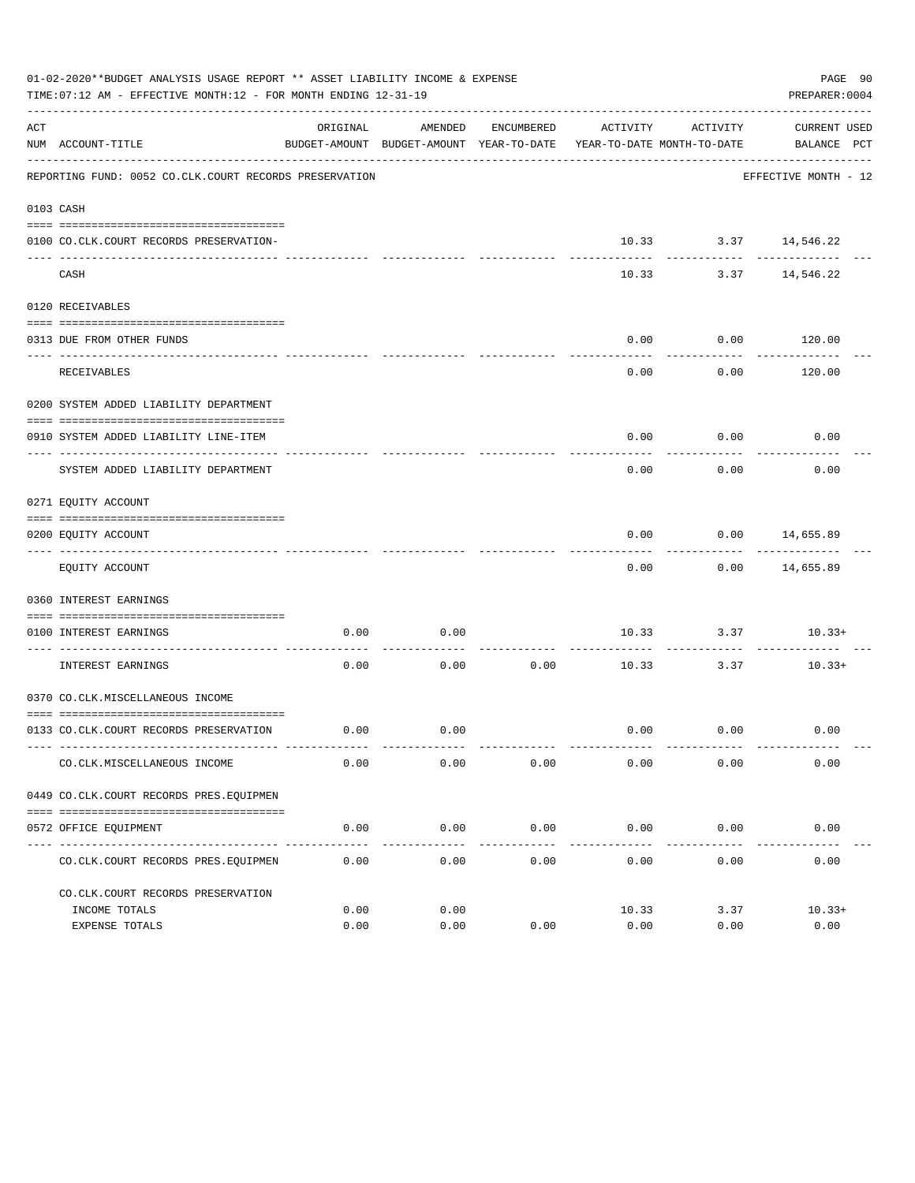01-02-2020**BUDGET ANALYSIS USAGE REPORT ** ASSET LIABILITY INCOME & EXPENSE

TIME:07:12 AM - EFFECTIVE MONTH:12 - FOR MONTH ENDING 12-31-19

PREPARER:0004

| ACT NUM | ACCOUNT-TITLE | ORIGINAL BUDGET-AMOUNT | AMENDED BUDGET-AMOUNT | ENCUMBERED YEAR-TO-DATE | ACTIVITY YEAR-TO-DATE | ACTIVITY MONTH-TO-DATE | CURRENT BALANCE | USED PCT |
|---|---|---|---|---|---|---|---|---|
| | REPORTING FUND: 0052 CO.CLK.COURT RECORDS PRESERVATION | | | | | | EFFECTIVE MONTH - 12 | |
| 0103 | CASH | | | | | | | |
| 0100 | CO.CLK.COURT RECORDS PRESERVATION- | | | | 10.33 | 3.37 | 14,546.22 | |
| | CASH | | | | 10.33 | 3.37 | 14,546.22 | |
| 0120 | RECEIVABLES | | | | | | | |
| 0313 | DUE FROM OTHER FUNDS | | | | 0.00 | 0.00 | 120.00 | |
| | RECEIVABLES | | | | 0.00 | 0.00 | 120.00 | |
| 0200 | SYSTEM ADDED LIABILITY DEPARTMENT | | | | | | | |
| 0910 | SYSTEM ADDED LIABILITY LINE-ITEM | | | | 0.00 | 0.00 | 0.00 | |
| | SYSTEM ADDED LIABILITY DEPARTMENT | | | | 0.00 | 0.00 | 0.00 | |
| 0271 | EQUITY ACCOUNT | | | | | | | |
| 0200 | EQUITY ACCOUNT | | | | 0.00 | 0.00 | 14,655.89 | |
| | EQUITY ACCOUNT | | | | 0.00 | 0.00 | 14,655.89 | |
| 0360 | INTEREST EARNINGS | | | | | | | |
| 0100 | INTEREST EARNINGS | 0.00 | 0.00 | | 10.33 | 3.37 | 10.33+ | |
| | INTEREST EARNINGS | 0.00 | 0.00 | 0.00 | 10.33 | 3.37 | 10.33+ | |
| 0370 | CO.CLK.MISCELLANEOUS INCOME | | | | | | | |
| 0133 | CO.CLK.COURT RECORDS PRESERVATION | 0.00 | 0.00 | | 0.00 | 0.00 | 0.00 | |
| | CO.CLK.MISCELLANEOUS INCOME | 0.00 | 0.00 | 0.00 | 0.00 | 0.00 | 0.00 | |
| 0449 | CO.CLK.COURT RECORDS PRES.EQUIPMEN | | | | | | | |
| 0572 | OFFICE EQUIPMENT | 0.00 | 0.00 | 0.00 | 0.00 | 0.00 | 0.00 | |
| | CO.CLK.COURT RECORDS PRES.EQUIPMEN | 0.00 | 0.00 | 0.00 | 0.00 | 0.00 | 0.00 | |
| | CO.CLK.COURT RECORDS PRESERVATION | | | | | | | |
| | INCOME TOTALS | 0.00 | 0.00 | | 10.33 | 3.37 | 10.33+ | |
| | EXPENSE TOTALS | 0.00 | 0.00 | 0.00 | 0.00 | 0.00 | 0.00 | |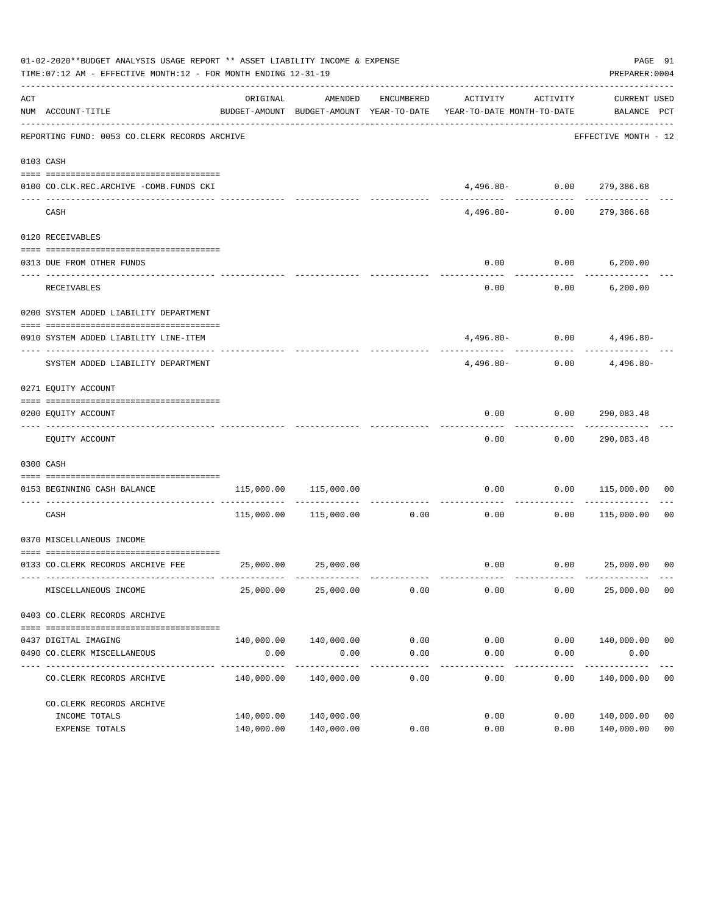01-02-2020**BUDGET ANALYSIS USAGE REPORT ** ASSET LIABILITY INCOME & EXPENSE

TIME:07:12 AM - EFFECTIVE MONTH:12 - FOR MONTH ENDING 12-31-19

PREPARER:0004

| ACT NUM | ACCOUNT-TITLE | ORIGINAL BUDGET-AMOUNT | AMENDED BUDGET-AMOUNT | ENCUMBERED YEAR-TO-DATE | ACTIVITY YEAR-TO-DATE | ACTIVITY MONTH-TO-DATE | CURRENT BALANCE | USED PCT |
|---|---|---|---|---|---|---|---|---|
| | REPORTING FUND: 0053 CO.CLERK RECORDS ARCHIVE | | | | | | EFFECTIVE MONTH - 12 | |
| 0103 | CASH | | | | | | | |
| 0100 | CO.CLK.REC.ARCHIVE -COMB.FUNDS CKI | | | | 4,496.80- | 0.00 | 279,386.68 | |
| | CASH | | | | 4,496.80- | 0.00 | 279,386.68 | |
| 0120 | RECEIVABLES | | | | | | | |
| 0313 | DUE FROM OTHER FUNDS | | | | 0.00 | 0.00 | 6,200.00 | |
| | RECEIVABLES | | | | 0.00 | 0.00 | 6,200.00 | |
| 0200 | SYSTEM ADDED LIABILITY DEPARTMENT | | | | | | | |
| 0910 | SYSTEM ADDED LIABILITY LINE-ITEM | | | | 4,496.80- | 0.00 | 4,496.80- | |
| | SYSTEM ADDED LIABILITY DEPARTMENT | | | | 4,496.80- | 0.00 | 4,496.80- | |
| 0271 | EQUITY ACCOUNT | | | | | | | |
| 0200 | EQUITY ACCOUNT | | | | 0.00 | 0.00 | 290,083.48 | |
| | EQUITY ACCOUNT | | | | 0.00 | 0.00 | 290,083.48 | |
| 0300 | CASH | | | | | | | |
| 0153 | BEGINNING CASH BALANCE | 115,000.00 | 115,000.00 | | 0.00 | 0.00 | 115,000.00 | 00 |
| | CASH | 115,000.00 | 115,000.00 | 0.00 | 0.00 | 0.00 | 115,000.00 | 00 |
| 0370 | MISCELLANEOUS INCOME | | | | | | | |
| 0133 | CO.CLERK RECORDS ARCHIVE FEE | 25,000.00 | 25,000.00 | | 0.00 | 0.00 | 25,000.00 | 00 |
| | MISCELLANEOUS INCOME | 25,000.00 | 25,000.00 | 0.00 | 0.00 | 0.00 | 25,000.00 | 00 |
| 0403 | CO.CLERK RECORDS ARCHIVE | | | | | | | |
| 0437 | DIGITAL IMAGING | 140,000.00 | 140,000.00 | 0.00 | 0.00 | 0.00 | 140,000.00 | 00 |
| 0490 | CO.CLERK MISCELLANEOUS | 0.00 | 0.00 | 0.00 | 0.00 | 0.00 | 0.00 | |
| | CO.CLERK RECORDS ARCHIVE | 140,000.00 | 140,000.00 | 0.00 | 0.00 | 0.00 | 140,000.00 | 00 |
| | CO.CLERK RECORDS ARCHIVE | | | | | | | |
| | INCOME TOTALS | 140,000.00 | 140,000.00 | | 0.00 | 0.00 | 140,000.00 | 00 |
| | EXPENSE TOTALS | 140,000.00 | 140,000.00 | 0.00 | 0.00 | 0.00 | 140,000.00 | 00 |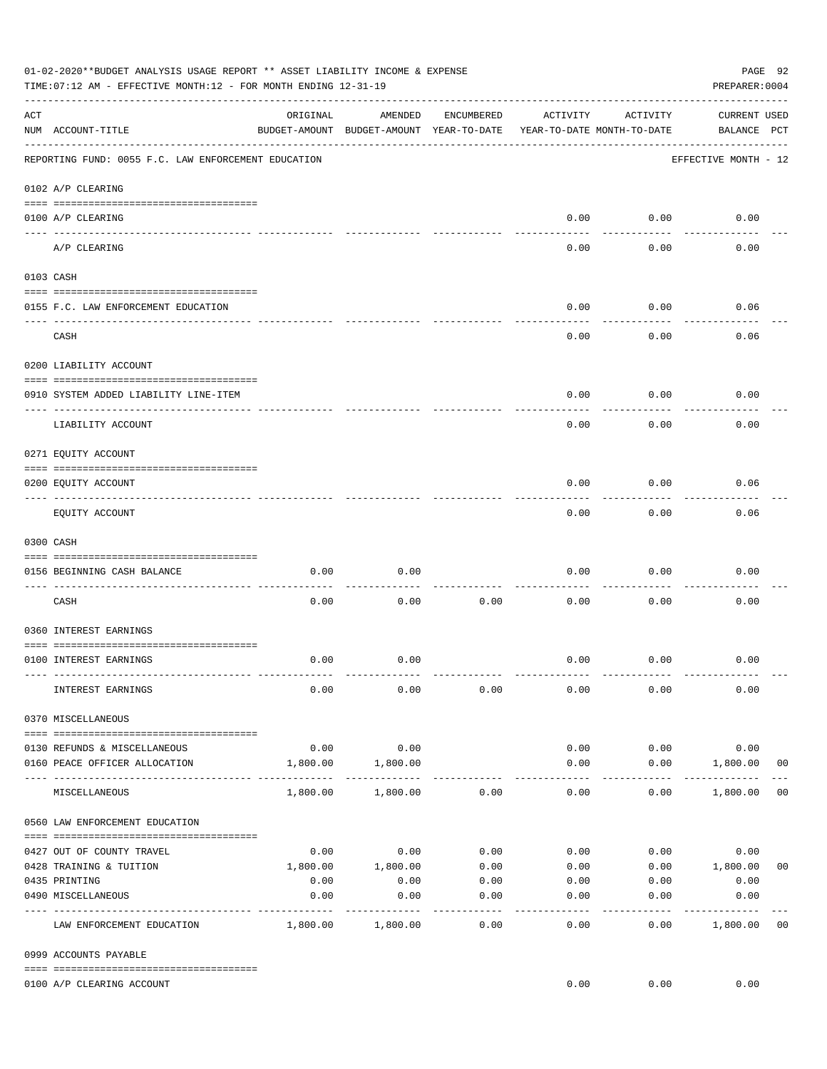01-02-2020**BUDGET ANALYSIS USAGE REPORT ** ASSET LIABILITY INCOME & EXPENSE

TIME:07:12 AM - EFFECTIVE MONTH:12 - FOR MONTH ENDING 12-31-19

PREPARER:0004

| ACT NUM | ACCOUNT-TITLE | ORIGINAL BUDGET-AMOUNT | AMENDED BUDGET-AMOUNT | ENCUMBERED YEAR-TO-DATE | ACTIVITY YEAR-TO-DATE | ACTIVITY MONTH-TO-DATE | CURRENT BALANCE | USED PCT |
|---|---|---|---|---|---|---|---|---|
| | REPORTING FUND: 0055 F.C. LAW ENFORCEMENT EDUCATION | | | | | | EFFECTIVE MONTH - 12 | |
| | 0102 A/P CLEARING | | | | | | | |
| 0100 | A/P CLEARING | | | | 0.00 | 0.00 | 0.00 | |
| | A/P CLEARING | | | | 0.00 | 0.00 | 0.00 | |
| | 0103 CASH | | | | | | | |
| 0155 | F.C. LAW ENFORCEMENT EDUCATION | | | | 0.00 | 0.00 | 0.06 | |
| | CASH | | | | 0.00 | 0.00 | 0.06 | |
| | 0200 LIABILITY ACCOUNT | | | | | | | |
| 0910 | SYSTEM ADDED LIABILITY LINE-ITEM | | | | 0.00 | 0.00 | 0.00 | |
| | LIABILITY ACCOUNT | | | | 0.00 | 0.00 | 0.00 | |
| | 0271 EQUITY ACCOUNT | | | | | | | |
| 0200 | EQUITY ACCOUNT | | | | 0.00 | 0.00 | 0.06 | |
| | EQUITY ACCOUNT | | | | 0.00 | 0.00 | 0.06 | |
| | 0300 CASH | | | | | | | |
| 0156 | BEGINNING CASH BALANCE | 0.00 | 0.00 | | 0.00 | 0.00 | 0.00 | |
| | CASH | 0.00 | 0.00 | 0.00 | 0.00 | 0.00 | 0.00 | |
| | 0360 INTEREST EARNINGS | | | | | | | |
| 0100 | INTEREST EARNINGS | 0.00 | 0.00 | | 0.00 | 0.00 | 0.00 | |
| | INTEREST EARNINGS | 0.00 | 0.00 | 0.00 | 0.00 | 0.00 | 0.00 | |
| | 0370 MISCELLANEOUS | | | | | | | |
| 0130 | REFUNDS & MISCELLANEOUS | 0.00 | 0.00 | | 0.00 | 0.00 | 0.00 | |
| 0160 | PEACE OFFICER ALLOCATION | 1,800.00 | 1,800.00 | | 0.00 | 0.00 | 1,800.00 | 00 |
| | MISCELLANEOUS | 1,800.00 | 1,800.00 | 0.00 | 0.00 | 0.00 | 1,800.00 | 00 |
| | 0560 LAW ENFORCEMENT EDUCATION | | | | | | | |
| 0427 | OUT OF COUNTY TRAVEL | 0.00 | 0.00 | 0.00 | 0.00 | 0.00 | 0.00 | |
| 0428 | TRAINING & TUITION | 1,800.00 | 1,800.00 | 0.00 | 0.00 | 0.00 | 1,800.00 | 00 |
| 0435 | PRINTING | 0.00 | 0.00 | 0.00 | 0.00 | 0.00 | 0.00 | |
| 0490 | MISCELLANEOUS | 0.00 | 0.00 | 0.00 | 0.00 | 0.00 | 0.00 | |
| | LAW ENFORCEMENT EDUCATION | 1,800.00 | 1,800.00 | 0.00 | 0.00 | 0.00 | 1,800.00 | 00 |
| | 0999 ACCOUNTS PAYABLE | | | | | | | |
| 0100 | A/P CLEARING ACCOUNT | | | | 0.00 | 0.00 | 0.00 | |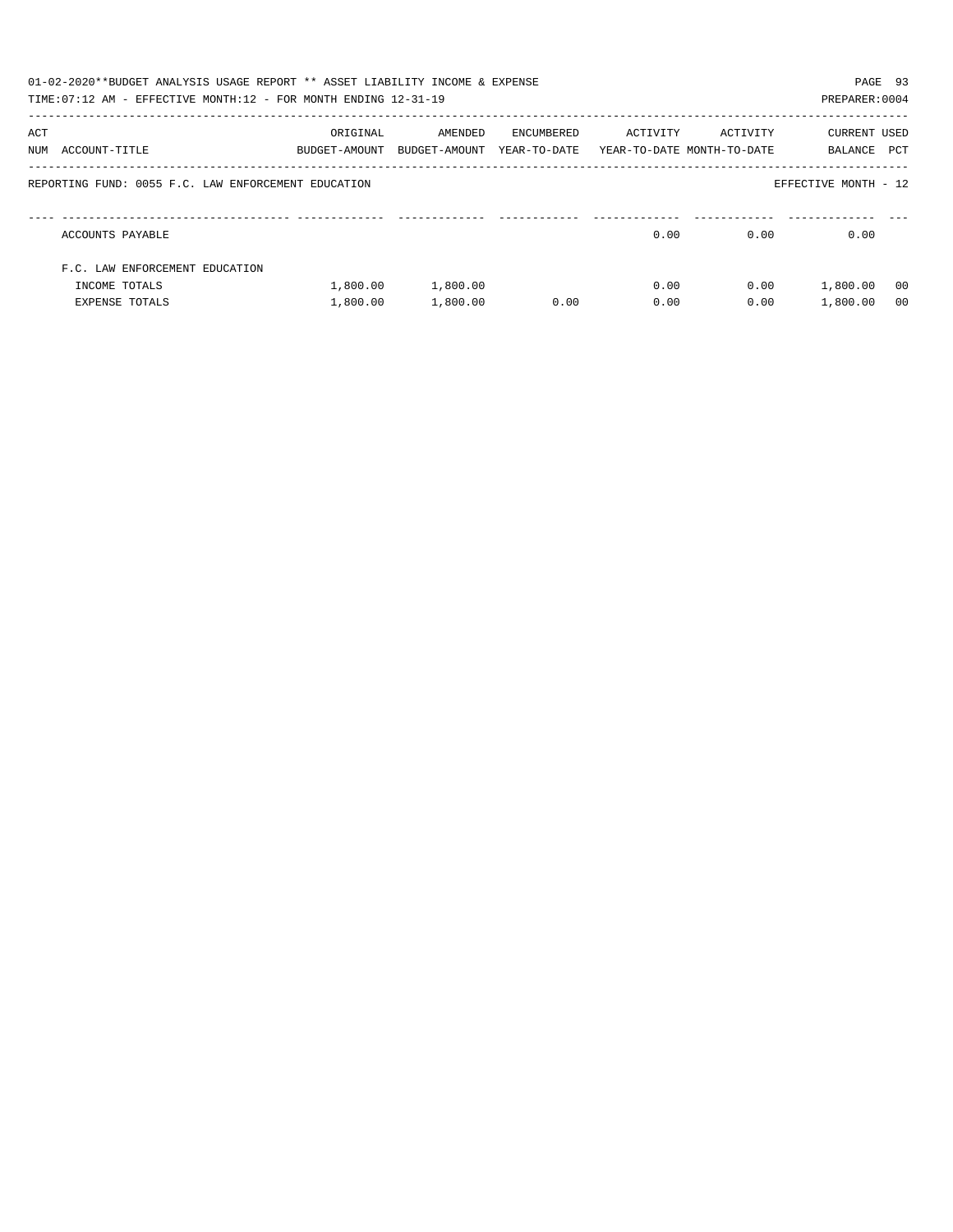01-02-2020**BUDGET ANALYSIS USAGE REPORT ** ASSET LIABILITY INCOME & EXPENSE

TIME:07:12 AM - EFFECTIVE MONTH:12 - FOR MONTH ENDING 12-31-19

PREPARER:0004

| ACT NUM | ACCOUNT-TITLE | ORIGINAL BUDGET-AMOUNT | AMENDED BUDGET-AMOUNT | ENCUMBERED YEAR-TO-DATE | ACTIVITY YEAR-TO-DATE | ACTIVITY MONTH-TO-DATE | CURRENT BALANCE | USED PCT |
|---|---|---|---|---|---|---|---|---|

REPORTING FUND: 0055 F.C. LAW ENFORCEMENT EDUCATION

EFFECTIVE MONTH - 12

| ACT NUM | ACCOUNT-TITLE | ORIGINAL BUDGET-AMOUNT | AMENDED BUDGET-AMOUNT | ENCUMBERED YEAR-TO-DATE | ACTIVITY YEAR-TO-DATE | ACTIVITY MONTH-TO-DATE | CURRENT BALANCE | USED PCT |
|---|---|---|---|---|---|---|---|---|
| | ACCOUNTS PAYABLE | | | | 0.00 | 0.00 | 0.00 | |
| | F.C. LAW ENFORCEMENT EDUCATION | | | | | | | |
| | INCOME TOTALS | 1,800.00 | 1,800.00 | | 0.00 | 0.00 | 1,800.00 | 00 |
| | EXPENSE TOTALS | 1,800.00 | 1,800.00 | 0.00 | 0.00 | 0.00 | 1,800.00 | 00 |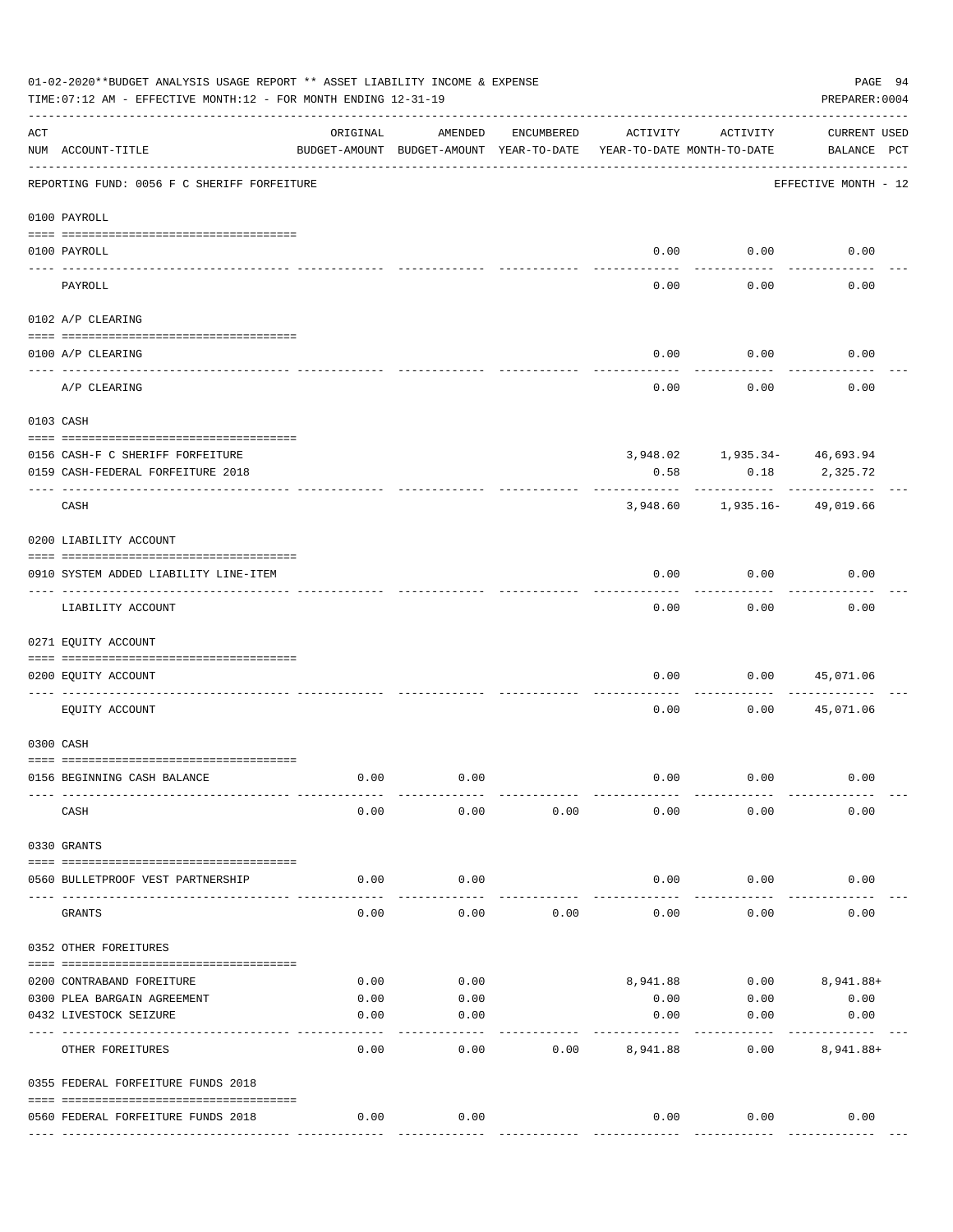01-02-2020**BUDGET ANALYSIS USAGE REPORT ** ASSET LIABILITY INCOME & EXPENSE

TIME:07:12 AM - EFFECTIVE MONTH:12 - FOR MONTH ENDING 12-31-19

PREPARER:0004

| ACT NUM | ACCOUNT-TITLE | ORIGINAL BUDGET-AMOUNT | AMENDED BUDGET-AMOUNT | ENCUMBERED YEAR-TO-DATE | ACTIVITY YEAR-TO-DATE | ACTIVITY MONTH-TO-DATE | CURRENT BALANCE | USED PCT |
|---|---|---|---|---|---|---|---|---|
| | REPORTING FUND: 0056 F C SHERIFF FORFEITURE | | | | | | EFFECTIVE MONTH - 12 | |
| | 0100 PAYROLL | | | | | | | |
| 0100 | PAYROLL | | | | 0.00 | 0.00 | 0.00 | |
| | PAYROLL | | | | 0.00 | 0.00 | 0.00 | |
| | 0102 A/P CLEARING | | | | | | | |
| 0100 | A/P CLEARING | | | | 0.00 | 0.00 | 0.00 | |
| | A/P CLEARING | | | | 0.00 | 0.00 | 0.00 | |
| | 0103 CASH | | | | | | | |
| 0156 | CASH-F C SHERIFF FORFEITURE | | | | 3,948.02 | 1,935.34- | 46,693.94 | |
| 0159 | CASH-FEDERAL FORFEITURE 2018 | | | | 0.58 | 0.18 | 2,325.72 | |
| | CASH | | | | 3,948.60 | 1,935.16- | 49,019.66 | |
| | 0200 LIABILITY ACCOUNT | | | | | | | |
| 0910 | SYSTEM ADDED LIABILITY LINE-ITEM | | | | 0.00 | 0.00 | 0.00 | |
| | LIABILITY ACCOUNT | | | | 0.00 | 0.00 | 0.00 | |
| | 0271 EQUITY ACCOUNT | | | | | | | |
| 0200 | EQUITY ACCOUNT | | | | 0.00 | 0.00 | 45,071.06 | |
| | EQUITY ACCOUNT | | | | 0.00 | 0.00 | 45,071.06 | |
| | 0300 CASH | | | | | | | |
| 0156 | BEGINNING CASH BALANCE | 0.00 | 0.00 | | 0.00 | 0.00 | 0.00 | |
| | CASH | 0.00 | 0.00 | 0.00 | 0.00 | 0.00 | 0.00 | |
| | 0330 GRANTS | | | | | | | |
| 0560 | BULLETPROOF VEST PARTNERSHIP | 0.00 | 0.00 | | 0.00 | 0.00 | 0.00 | |
| | GRANTS | 0.00 | 0.00 | 0.00 | 0.00 | 0.00 | 0.00 | |
| | 0352 OTHER FOREITURES | | | | | | | |
| 0200 | CONTRABAND FOREITURE | 0.00 | 0.00 | | 8,941.88 | 0.00 | 8,941.88+ | |
| 0300 | PLEA BARGAIN AGREEMENT | 0.00 | 0.00 | | 0.00 | 0.00 | 0.00 | |
| 0432 | LIVESTOCK SEIZURE | 0.00 | 0.00 | | 0.00 | 0.00 | 0.00 | |
| | OTHER FOREITURES | 0.00 | 0.00 | 0.00 | 8,941.88 | 0.00 | 8,941.88+ | |
| | 0355 FEDERAL FORFEITURE FUNDS 2018 | | | | | | | |
| 0560 | FEDERAL FORFEITURE FUNDS 2018 | 0.00 | 0.00 | | 0.00 | 0.00 | 0.00 | |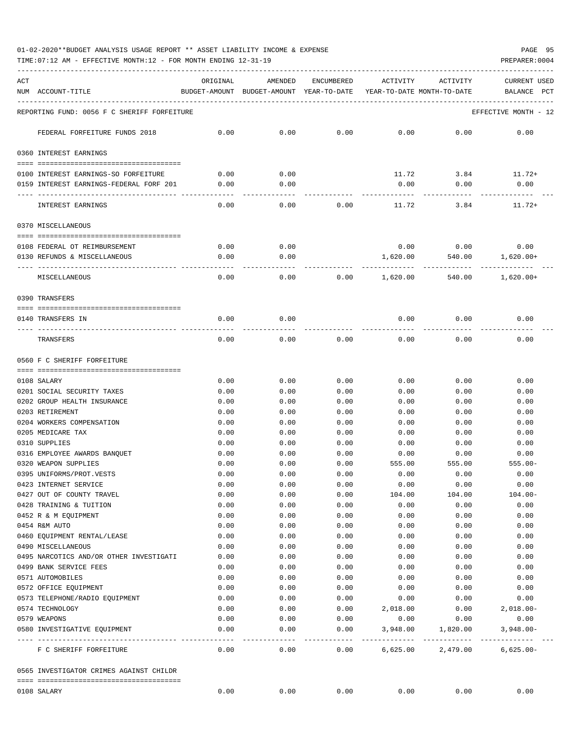01-02-2020**BUDGET ANALYSIS USAGE REPORT ** ASSET LIABILITY INCOME & EXPENSE

TIME:07:12 AM - EFFECTIVE MONTH:12 - FOR MONTH ENDING 12-31-19

| ACT NUM | ACCOUNT-TITLE | ORIGINAL BUDGET-AMOUNT | AMENDED BUDGET-AMOUNT | ENCUMBERED YEAR-TO-DATE | ACTIVITY YEAR-TO-DATE | ACTIVITY MONTH-TO-DATE | CURRENT USED BALANCE PCT |
|---|---|---|---|---|---|---|---|
| | REPORTING FUND: 0056 F C SHERIFF FORFEITURE | | | | | | EFFECTIVE MONTH - 12 |
| | FEDERAL FORFEITURE FUNDS 2018 | 0.00 | 0.00 | 0.00 | 0.00 | 0.00 | 0.00 |
| | 0360 INTEREST EARNINGS | | | | | | |
| 0100 | INTEREST EARNINGS-SO FORFEITURE | 0.00 | 0.00 | | 11.72 | 3.84 | 11.72+ |
| 0159 | INTEREST EARNINGS-FEDERAL FORF 201 | 0.00 | 0.00 | | 0.00 | 0.00 | 0.00 |
| | INTEREST EARNINGS | 0.00 | 0.00 | 0.00 | 11.72 | 3.84 | 11.72+ |
| | 0370 MISCELLANEOUS | | | | | | |
| 0108 | FEDERAL OT REIMBURSEMENT | 0.00 | 0.00 | | 0.00 | 0.00 | 0.00 |
| 0130 | REFUNDS & MISCELLANEOUS | 0.00 | 0.00 | | 1,620.00 | 540.00 | 1,620.00+ |
| | MISCELLANEOUS | 0.00 | 0.00 | 0.00 | 1,620.00 | 540.00 | 1,620.00+ |
| | 0390 TRANSFERS | | | | | | |
| 0140 | TRANSFERS IN | 0.00 | 0.00 | | 0.00 | 0.00 | 0.00 |
| | TRANSFERS | 0.00 | 0.00 | 0.00 | 0.00 | 0.00 | 0.00 |
| | 0560 F C SHERIFF FORFEITURE | | | | | | |
| 0108 | SALARY | 0.00 | 0.00 | 0.00 | 0.00 | 0.00 | 0.00 |
| 0201 | SOCIAL SECURITY TAXES | 0.00 | 0.00 | 0.00 | 0.00 | 0.00 | 0.00 |
| 0202 | GROUP HEALTH INSURANCE | 0.00 | 0.00 | 0.00 | 0.00 | 0.00 | 0.00 |
| 0203 | RETIREMENT | 0.00 | 0.00 | 0.00 | 0.00 | 0.00 | 0.00 |
| 0204 | WORKERS COMPENSATION | 0.00 | 0.00 | 0.00 | 0.00 | 0.00 | 0.00 |
| 0205 | MEDICARE TAX | 0.00 | 0.00 | 0.00 | 0.00 | 0.00 | 0.00 |
| 0310 | SUPPLIES | 0.00 | 0.00 | 0.00 | 0.00 | 0.00 | 0.00 |
| 0316 | EMPLOYEE AWARDS BANQUET | 0.00 | 0.00 | 0.00 | 0.00 | 0.00 | 0.00 |
| 0320 | WEAPON SUPPLIES | 0.00 | 0.00 | 0.00 | 555.00 | 555.00 | 555.00- |
| 0395 | UNIFORMS/PROT.VESTS | 0.00 | 0.00 | 0.00 | 0.00 | 0.00 | 0.00 |
| 0423 | INTERNET SERVICE | 0.00 | 0.00 | 0.00 | 0.00 | 0.00 | 0.00 |
| 0427 | OUT OF COUNTY TRAVEL | 0.00 | 0.00 | 0.00 | 104.00 | 104.00 | 104.00- |
| 0428 | TRAINING & TUITION | 0.00 | 0.00 | 0.00 | 0.00 | 0.00 | 0.00 |
| 0452 | R & M EQUIPMENT | 0.00 | 0.00 | 0.00 | 0.00 | 0.00 | 0.00 |
| 0454 | R&M AUTO | 0.00 | 0.00 | 0.00 | 0.00 | 0.00 | 0.00 |
| 0460 | EQUIPMENT RENTAL/LEASE | 0.00 | 0.00 | 0.00 | 0.00 | 0.00 | 0.00 |
| 0490 | MISCELLANEOUS | 0.00 | 0.00 | 0.00 | 0.00 | 0.00 | 0.00 |
| 0495 | NARCOTICS AND/OR OTHER INVESTIGATI | 0.00 | 0.00 | 0.00 | 0.00 | 0.00 | 0.00 |
| 0499 | BANK SERVICE FEES | 0.00 | 0.00 | 0.00 | 0.00 | 0.00 | 0.00 |
| 0571 | AUTOMOBILES | 0.00 | 0.00 | 0.00 | 0.00 | 0.00 | 0.00 |
| 0572 | OFFICE EQUIPMENT | 0.00 | 0.00 | 0.00 | 0.00 | 0.00 | 0.00 |
| 0573 | TELEPHONE/RADIO EQUIPMENT | 0.00 | 0.00 | 0.00 | 0.00 | 0.00 | 0.00 |
| 0574 | TECHNOLOGY | 0.00 | 0.00 | 0.00 | 2,018.00 | 0.00 | 2,018.00- |
| 0579 | WEAPONS | 0.00 | 0.00 | 0.00 | 0.00 | 0.00 | 0.00 |
| 0580 | INVESTIGATIVE EQUIPMENT | 0.00 | 0.00 | 0.00 | 3,948.00 | 1,820.00 | 3,948.00- |
| | F C SHERIFF FORFEITURE | 0.00 | 0.00 | 0.00 | 6,625.00 | 2,479.00 | 6,625.00- |
| | 0565 INVESTIGATOR CRIMES AGAINST CHILDR | | | | | | |
| 0108 | SALARY | 0.00 | 0.00 | 0.00 | 0.00 | 0.00 | 0.00 |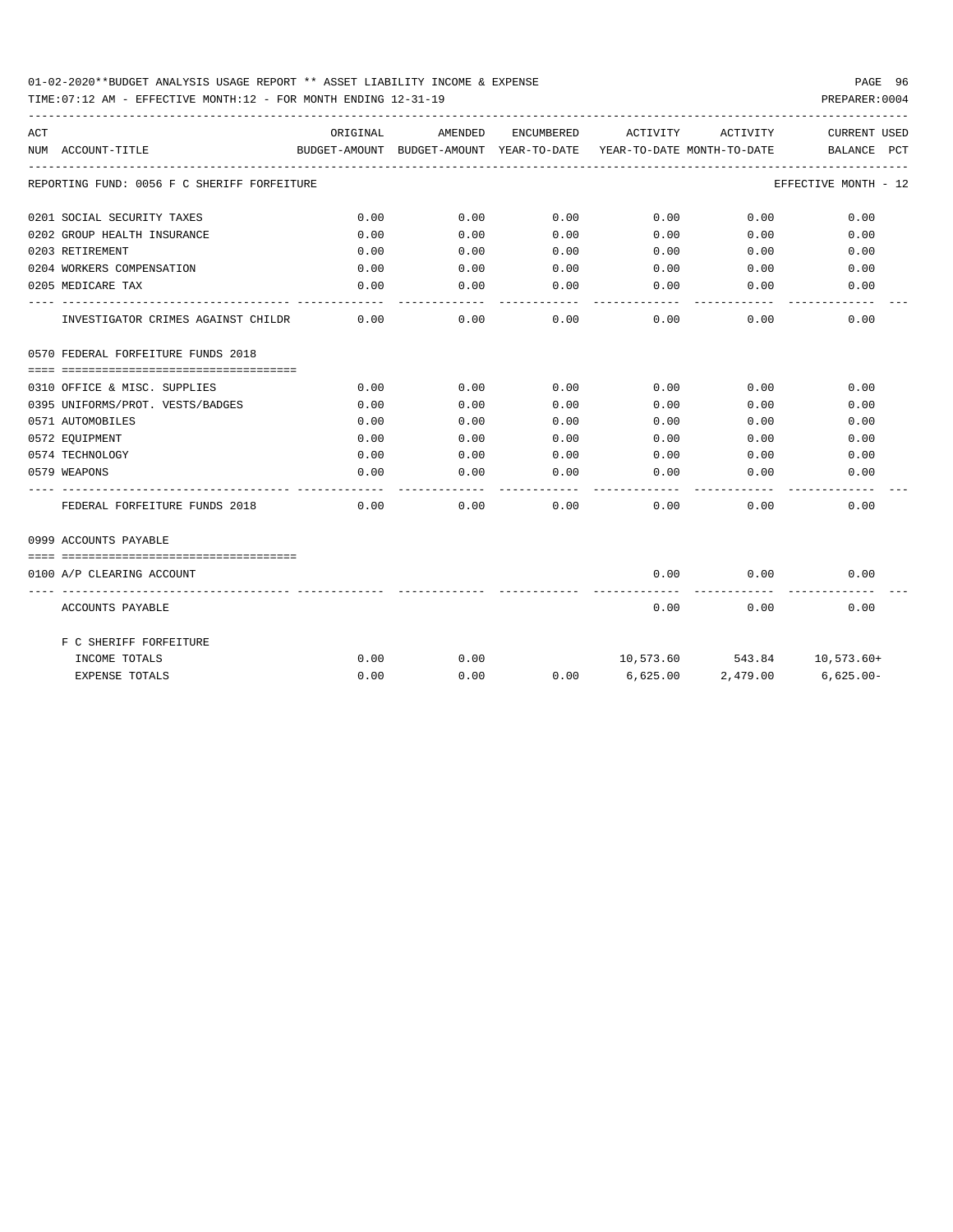01-02-2020**BUDGET ANALYSIS USAGE REPORT ** ASSET LIABILITY INCOME & EXPENSE

TIME:07:12 AM - EFFECTIVE MONTH:12 - FOR MONTH ENDING 12-31-19

PREPARER:0004

| ACT NUM | ACCOUNT-TITLE | ORIGINAL BUDGET-AMOUNT | AMENDED BUDGET-AMOUNT | ENCUMBERED YEAR-TO-DATE | ACTIVITY YEAR-TO-DATE | ACTIVITY MONTH-TO-DATE | CURRENT BALANCE | USED PCT |
|---|---|---|---|---|---|---|---|---|
| REPORTING FUND: 0056 F C SHERIFF FORFEITURE | | | | | | | EFFECTIVE MONTH - 12 | |
| 0201 | SOCIAL SECURITY TAXES | 0.00 | 0.00 | 0.00 | 0.00 | 0.00 | 0.00 | |
| 0202 | GROUP HEALTH INSURANCE | 0.00 | 0.00 | 0.00 | 0.00 | 0.00 | 0.00 | |
| 0203 | RETIREMENT | 0.00 | 0.00 | 0.00 | 0.00 | 0.00 | 0.00 | |
| 0204 | WORKERS COMPENSATION | 0.00 | 0.00 | 0.00 | 0.00 | 0.00 | 0.00 | |
| 0205 | MEDICARE TAX | 0.00 | 0.00 | 0.00 | 0.00 | 0.00 | 0.00 | |
| | INVESTIGATOR CRIMES AGAINST CHILDR | 0.00 | 0.00 | 0.00 | 0.00 | 0.00 | 0.00 | |
| 0570 | FEDERAL FORFEITURE FUNDS 2018 | | | | | | | |
| 0310 | OFFICE & MISC. SUPPLIES | 0.00 | 0.00 | 0.00 | 0.00 | 0.00 | 0.00 | |
| 0395 | UNIFORMS/PROT. VESTS/BADGES | 0.00 | 0.00 | 0.00 | 0.00 | 0.00 | 0.00 | |
| 0571 | AUTOMOBILES | 0.00 | 0.00 | 0.00 | 0.00 | 0.00 | 0.00 | |
| 0572 | EQUIPMENT | 0.00 | 0.00 | 0.00 | 0.00 | 0.00 | 0.00 | |
| 0574 | TECHNOLOGY | 0.00 | 0.00 | 0.00 | 0.00 | 0.00 | 0.00 | |
| 0579 | WEAPONS | 0.00 | 0.00 | 0.00 | 0.00 | 0.00 | 0.00 | |
| | FEDERAL FORFEITURE FUNDS 2018 | 0.00 | 0.00 | 0.00 | 0.00 | 0.00 | 0.00 | |
| 0999 | ACCOUNTS PAYABLE | | | | | | | |
| 0100 | A/P CLEARING ACCOUNT | | | | 0.00 | 0.00 | 0.00 | |
| | ACCOUNTS PAYABLE | | | | 0.00 | 0.00 | 0.00 | |
| | F C SHERIFF FORFEITURE | | | | | | | |
| | INCOME TOTALS | 0.00 | 0.00 | | 10,573.60 | 543.84 | 10,573.60+ | |
| | EXPENSE TOTALS | 0.00 | 0.00 | 0.00 | 6,625.00 | 2,479.00 | 6,625.00- | |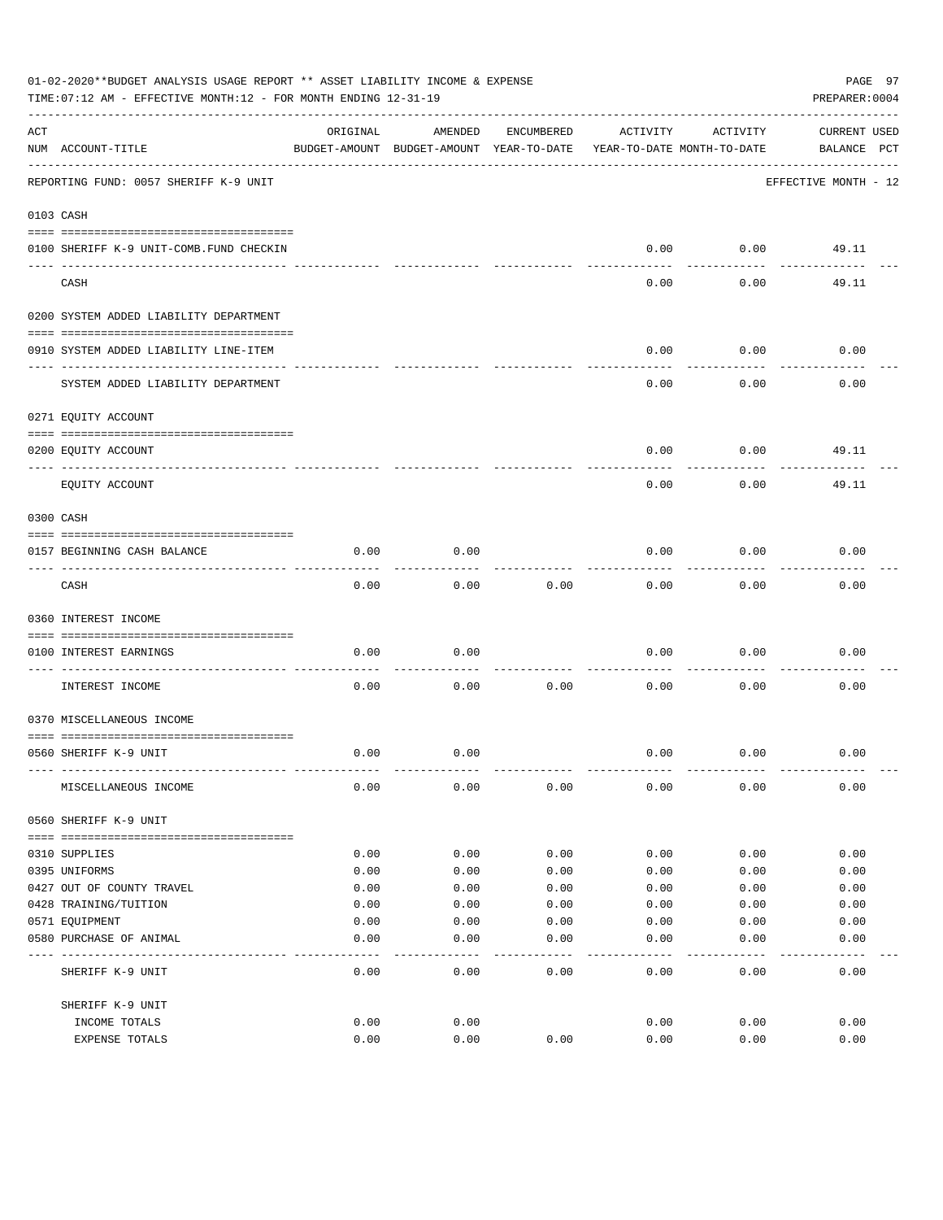01-02-2020**BUDGET ANALYSIS USAGE REPORT ** ASSET LIABILITY INCOME & EXPENSE

TIME:07:12 AM - EFFECTIVE MONTH:12 - FOR MONTH ENDING 12-31-19

PREPARER:0004

| ACT NUM | ACCOUNT-TITLE | ORIGINAL BUDGET-AMOUNT | AMENDED BUDGET-AMOUNT | ENCUMBERED YEAR-TO-DATE | ACTIVITY YEAR-TO-DATE | ACTIVITY MONTH-TO-DATE | CURRENT USED BALANCE | PCT |
|---|---|---|---|---|---|---|---|---|
| | REPORTING FUND: 0057 SHERIFF K-9 UNIT | | | | | | EFFECTIVE MONTH - 12 | |
| | 0103 CASH | | | | | | | |
| 0100 | SHERIFF K-9 UNIT-COMB.FUND CHECKIN | | | | 0.00 | 0.00 | 49.11 | |
| | CASH | | | | 0.00 | 0.00 | 49.11 | |
| | 0200 SYSTEM ADDED LIABILITY DEPARTMENT | | | | | | | |
| 0910 | SYSTEM ADDED LIABILITY LINE-ITEM | | | | 0.00 | 0.00 | 0.00 | |
| | SYSTEM ADDED LIABILITY DEPARTMENT | | | | 0.00 | 0.00 | 0.00 | |
| | 0271 EQUITY ACCOUNT | | | | | | | |
| 0200 | EQUITY ACCOUNT | | | | 0.00 | 0.00 | 49.11 | |
| | EQUITY ACCOUNT | | | | 0.00 | 0.00 | 49.11 | |
| | 0300 CASH | | | | | | | |
| 0157 | BEGINNING CASH BALANCE | 0.00 | 0.00 | | 0.00 | 0.00 | 0.00 | |
| | CASH | 0.00 | 0.00 | 0.00 | 0.00 | 0.00 | 0.00 | |
| | 0360 INTEREST INCOME | | | | | | | |
| 0100 | INTEREST EARNINGS | 0.00 | 0.00 | | 0.00 | 0.00 | 0.00 | |
| | INTEREST INCOME | 0.00 | 0.00 | 0.00 | 0.00 | 0.00 | 0.00 | |
| | 0370 MISCELLANEOUS INCOME | | | | | | | |
| 0560 | SHERIFF K-9 UNIT | 0.00 | 0.00 | | 0.00 | 0.00 | 0.00 | |
| | MISCELLANEOUS INCOME | 0.00 | 0.00 | 0.00 | 0.00 | 0.00 | 0.00 | |
| | 0560 SHERIFF K-9 UNIT | | | | | | | |
| 0310 | SUPPLIES | 0.00 | 0.00 | 0.00 | 0.00 | 0.00 | 0.00 | |
| 0395 | UNIFORMS | 0.00 | 0.00 | 0.00 | 0.00 | 0.00 | 0.00 | |
| 0427 | OUT OF COUNTY TRAVEL | 0.00 | 0.00 | 0.00 | 0.00 | 0.00 | 0.00 | |
| 0428 | TRAINING/TUITION | 0.00 | 0.00 | 0.00 | 0.00 | 0.00 | 0.00 | |
| 0571 | EQUIPMENT | 0.00 | 0.00 | 0.00 | 0.00 | 0.00 | 0.00 | |
| 0580 | PURCHASE OF ANIMAL | 0.00 | 0.00 | 0.00 | 0.00 | 0.00 | 0.00 | |
| | SHERIFF K-9 UNIT | 0.00 | 0.00 | 0.00 | 0.00 | 0.00 | 0.00 | |
| | SHERIFF K-9 UNIT | | | | | | | |
| | INCOME TOTALS | 0.00 | 0.00 | | 0.00 | 0.00 | 0.00 | |
| | EXPENSE TOTALS | 0.00 | 0.00 | 0.00 | 0.00 | 0.00 | 0.00 | |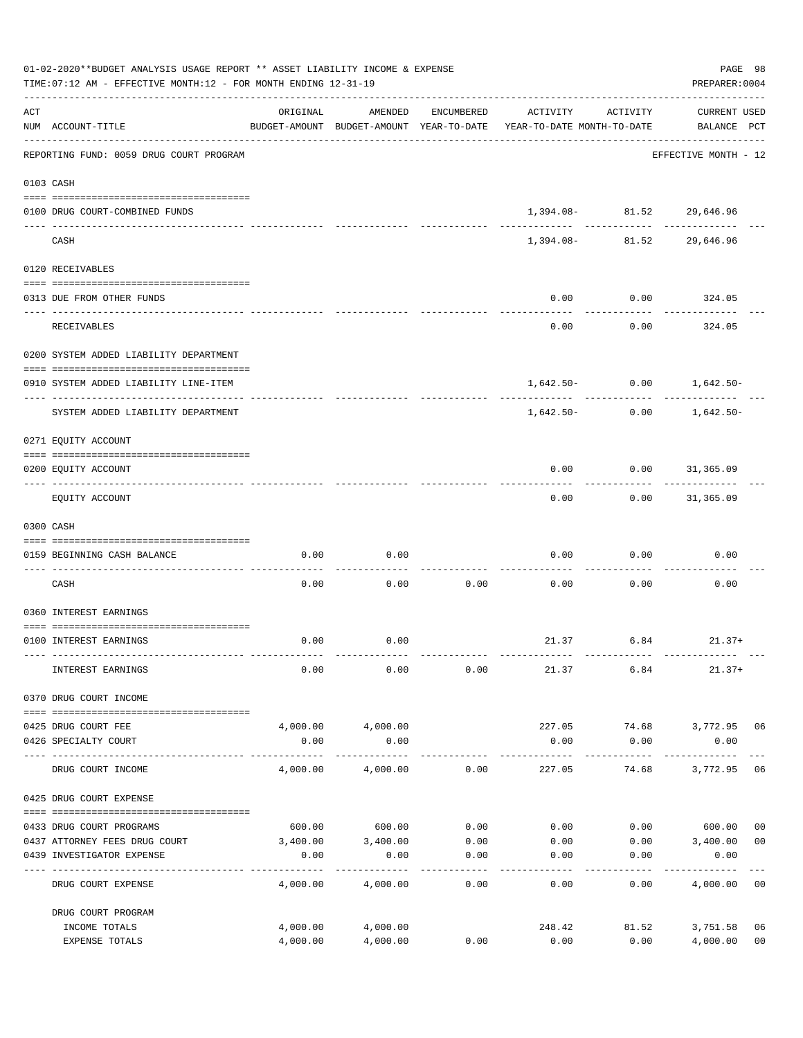01-02-2020**BUDGET ANALYSIS USAGE REPORT ** ASSET LIABILITY INCOME & EXPENSE

TIME:07:12 AM - EFFECTIVE MONTH:12 - FOR MONTH ENDING 12-31-19

PREPARER:0004

| ACT NUM | ACCOUNT-TITLE | ORIGINAL BUDGET-AMOUNT | AMENDED BUDGET-AMOUNT | ENCUMBERED YEAR-TO-DATE | ACTIVITY YEAR-TO-DATE | ACTIVITY MONTH-TO-DATE | CURRENT USED BALANCE | PCT |
|---|---|---|---|---|---|---|---|---|
| | REPORTING FUND: 0059 DRUG COURT PROGRAM | | | | | | EFFECTIVE MONTH - 12 | |
| 0103 | CASH | | | | | | | |
| 0100 | DRUG COURT-COMBINED FUNDS | | | | 1,394.08- | 81.52 | 29,646.96 | |
| | CASH | | | | 1,394.08- | 81.52 | 29,646.96 | |
| 0120 | RECEIVABLES | | | | | | | |
| 0313 | DUE FROM OTHER FUNDS | | | | 0.00 | 0.00 | 324.05 | |
| | RECEIVABLES | | | | 0.00 | 0.00 | 324.05 | |
| 0200 | SYSTEM ADDED LIABILITY DEPARTMENT | | | | | | | |
| 0910 | SYSTEM ADDED LIABILITY LINE-ITEM | | | | 1,642.50- | 0.00 | 1,642.50- | |
| | SYSTEM ADDED LIABILITY DEPARTMENT | | | | 1,642.50- | 0.00 | 1,642.50- | |
| 0271 | EQUITY ACCOUNT | | | | | | | |
| 0200 | EQUITY ACCOUNT | | | | 0.00 | 0.00 | 31,365.09 | |
| | EQUITY ACCOUNT | | | | 0.00 | 0.00 | 31,365.09 | |
| 0300 | CASH | | | | | | | |
| 0159 | BEGINNING CASH BALANCE | 0.00 | 0.00 | | 0.00 | 0.00 | 0.00 | |
| | CASH | 0.00 | 0.00 | 0.00 | 0.00 | 0.00 | 0.00 | |
| 0360 | INTEREST EARNINGS | | | | | | | |
| 0100 | INTEREST EARNINGS | 0.00 | 0.00 | | 21.37 | 6.84 | 21.37+ | |
| | INTEREST EARNINGS | 0.00 | 0.00 | 0.00 | 21.37 | 6.84 | 21.37+ | |
| 0370 | DRUG COURT INCOME | | | | | | | |
| 0425 | DRUG COURT FEE | 4,000.00 | 4,000.00 | | 227.05 | 74.68 | 3,772.95 | 06 |
| 0426 | SPECIALTY COURT | 0.00 | 0.00 | | 0.00 | 0.00 | 0.00 | |
| | DRUG COURT INCOME | 4,000.00 | 4,000.00 | 0.00 | 227.05 | 74.68 | 3,772.95 | 06 |
| 0425 | DRUG COURT EXPENSE | | | | | | | |
| 0433 | DRUG COURT PROGRAMS | 600.00 | 600.00 | 0.00 | 0.00 | 0.00 | 600.00 | 00 |
| 0437 | ATTORNEY FEES DRUG COURT | 3,400.00 | 3,400.00 | 0.00 | 0.00 | 0.00 | 3,400.00 | 00 |
| 0439 | INVESTIGATOR EXPENSE | 0.00 | 0.00 | 0.00 | 0.00 | 0.00 | 0.00 | |
| | DRUG COURT EXPENSE | 4,000.00 | 4,000.00 | 0.00 | 0.00 | 0.00 | 4,000.00 | 00 |
| | DRUG COURT PROGRAM | | | | | | | |
| | INCOME TOTALS | 4,000.00 | 4,000.00 | | 248.42 | 81.52 | 3,751.58 | 06 |
| | EXPENSE TOTALS | 4,000.00 | 4,000.00 | 0.00 | 0.00 | 0.00 | 4,000.00 | 00 |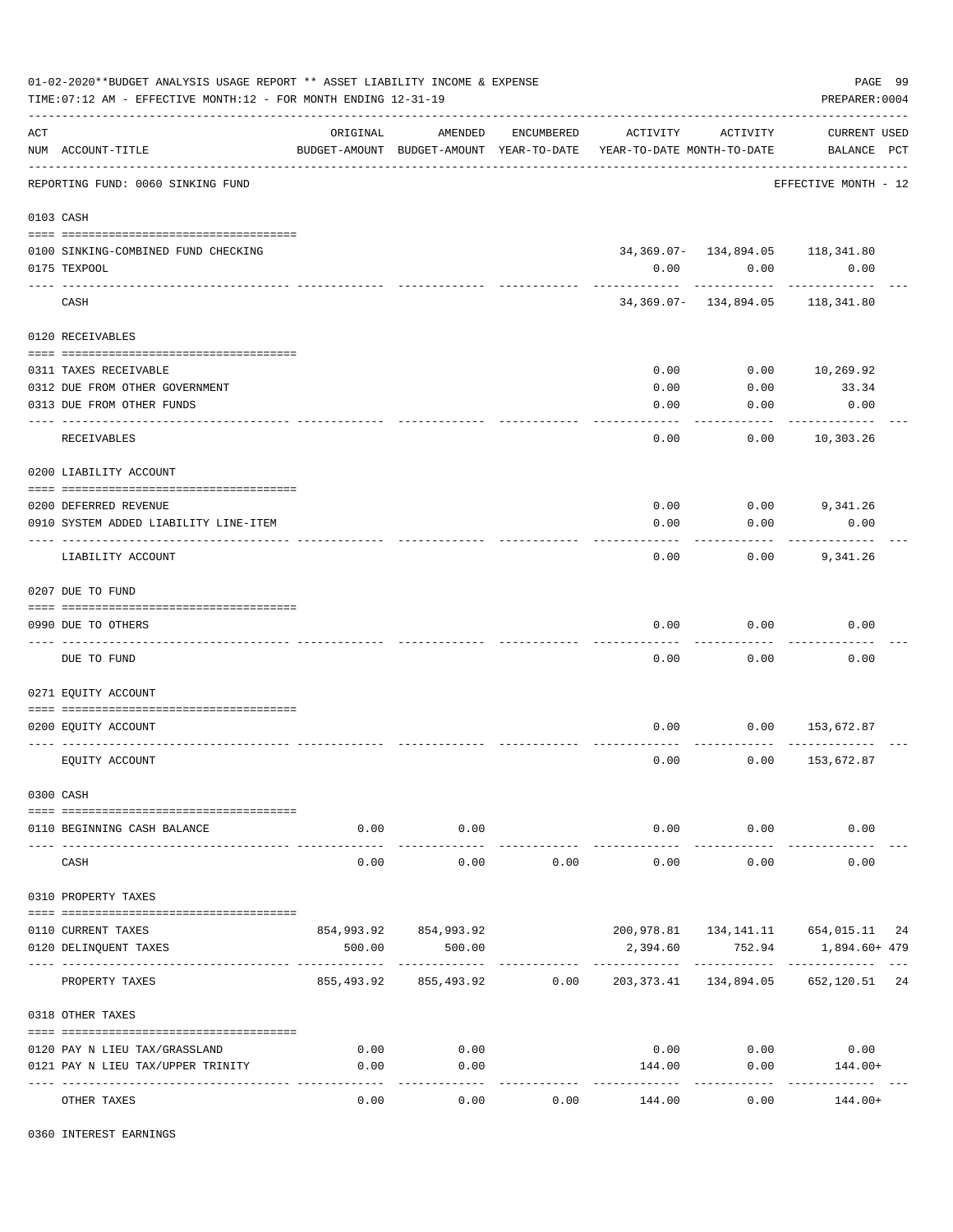01-02-2020**BUDGET ANALYSIS USAGE REPORT ** ASSET LIABILITY INCOME & EXPENSE

TIME:07:12 AM - EFFECTIVE MONTH:12 - FOR MONTH ENDING 12-31-19

PREPARER:0004

| ACT NUM | ACCOUNT-TITLE | ORIGINAL BUDGET-AMOUNT | AMENDED BUDGET-AMOUNT | ENCUMBERED YEAR-TO-DATE | ACTIVITY YEAR-TO-DATE | ACTIVITY MONTH-TO-DATE | CURRENT BALANCE | USED PCT |
|---|---|---|---|---|---|---|---|---|
| | REPORTING FUND: 0060 SINKING FUND | | | | | | EFFECTIVE MONTH - 12 | |
| 0103 | CASH | | | | | | | |
| 0100 | SINKING-COMBINED FUND CHECKING | | | | 34,369.07- | 134,894.05 | 118,341.80 | |
| 0175 | TEXPOOL | | | | 0.00 | 0.00 | 0.00 | |
| | CASH | | | | 34,369.07- | 134,894.05 | 118,341.80 | |
| 0120 | RECEIVABLES | | | | | | | |
| 0311 | TAXES RECEIVABLE | | | | 0.00 | 0.00 | 10,269.92 | |
| 0312 | DUE FROM OTHER GOVERNMENT | | | | 0.00 | 0.00 | 33.34 | |
| 0313 | DUE FROM OTHER FUNDS | | | | 0.00 | 0.00 | 0.00 | |
| | RECEIVABLES | | | | 0.00 | 0.00 | 10,303.26 | |
| 0200 | LIABILITY ACCOUNT | | | | | | | |
| 0200 | DEFERRED REVENUE | | | | 0.00 | 0.00 | 9,341.26 | |
| 0910 | SYSTEM ADDED LIABILITY LINE-ITEM | | | | 0.00 | 0.00 | 0.00 | |
| | LIABILITY ACCOUNT | | | | 0.00 | 0.00 | 9,341.26 | |
| 0207 | DUE TO FUND | | | | | | | |
| 0990 | DUE TO OTHERS | | | | 0.00 | 0.00 | 0.00 | |
| | DUE TO FUND | | | | 0.00 | 0.00 | 0.00 | |
| 0271 | EQUITY ACCOUNT | | | | | | | |
| 0200 | EQUITY ACCOUNT | | | | 0.00 | 0.00 | 153,672.87 | |
| | EQUITY ACCOUNT | | | | 0.00 | 0.00 | 153,672.87 | |
| 0300 | CASH | | | | | | | |
| 0110 | BEGINNING CASH BALANCE | 0.00 | 0.00 | | 0.00 | 0.00 | 0.00 | |
| | CASH | 0.00 | 0.00 | 0.00 | 0.00 | 0.00 | 0.00 | |
| 0310 | PROPERTY TAXES | | | | | | | |
| 0110 | CURRENT TAXES | 854,993.92 | 854,993.92 | | 200,978.81 | 134,141.11 | 654,015.11 | 24 |
| 0120 | DELINQUENT TAXES | 500.00 | 500.00 | | 2,394.60 | 752.94 | 1,894.60+ | 479 |
| | PROPERTY TAXES | 855,493.92 | 855,493.92 | 0.00 | 203,373.41 | 134,894.05 | 652,120.51 | 24 |
| 0318 | OTHER TAXES | | | | | | | |
| 0120 | PAY N LIEU TAX/GRASSLAND | 0.00 | 0.00 | | 0.00 | 0.00 | 0.00 | |
| 0121 | PAY N LIEU TAX/UPPER TRINITY | 0.00 | 0.00 | | 144.00 | 0.00 | 144.00+ | |
| | OTHER TAXES | 0.00 | 0.00 | 0.00 | 144.00 | 0.00 | 144.00+ | |
| 0360 | INTEREST EARNINGS | | | | | | | |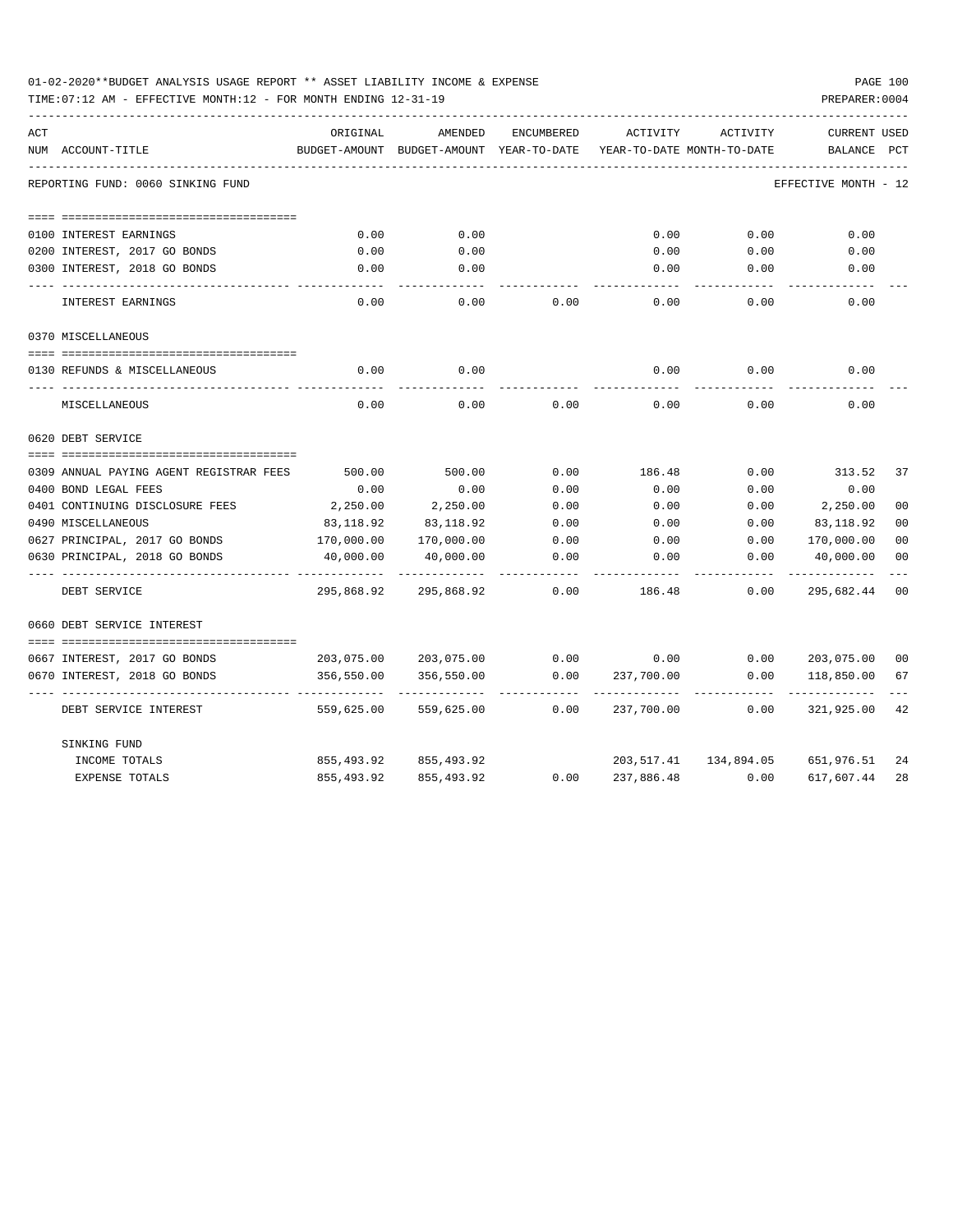01-02-2020**BUDGET ANALYSIS USAGE REPORT ** ASSET LIABILITY INCOME & EXPENSE

TIME:07:12 AM - EFFECTIVE MONTH:12 - FOR MONTH ENDING 12-31-19

PREPARER:0004

REPORTING FUND: 0060 SINKING FUND — EFFECTIVE MONTH - 12

| ACT NUM | ACCOUNT-TITLE | ORIGINAL BUDGET-AMOUNT | AMENDED BUDGET-AMOUNT | ENCUMBERED YEAR-TO-DATE | ACTIVITY YEAR-TO-DATE | ACTIVITY MONTH-TO-DATE | CURRENT BALANCE | USED PCT |
|---|---|---|---|---|---|---|---|---|
| 0100 | INTEREST EARNINGS | 0.00 | 0.00 | | 0.00 | 0.00 | 0.00 | |
| 0200 | INTEREST, 2017 GO BONDS | 0.00 | 0.00 | | 0.00 | 0.00 | 0.00 | |
| 0300 | INTEREST, 2018 GO BONDS | 0.00 | 0.00 | | 0.00 | 0.00 | 0.00 | |
| | INTEREST EARNINGS | 0.00 | 0.00 | 0.00 | 0.00 | 0.00 | 0.00 | |
| | **0370 MISCELLANEOUS** | | | | | | | |
| 0130 | REFUNDS & MISCELLANEOUS | 0.00 | 0.00 | | 0.00 | 0.00 | 0.00 | |
| | MISCELLANEOUS | 0.00 | 0.00 | 0.00 | 0.00 | 0.00 | 0.00 | |
| | **0620 DEBT SERVICE** | | | | | | | |
| 0309 | ANNUAL PAYING AGENT REGISTRAR FEES | 500.00 | 500.00 | 0.00 | 186.48 | 0.00 | 313.52 | 37 |
| 0400 | BOND LEGAL FEES | 0.00 | 0.00 | 0.00 | 0.00 | 0.00 | 0.00 | |
| 0401 | CONTINUING DISCLOSURE FEES | 2,250.00 | 2,250.00 | 0.00 | 0.00 | 0.00 | 2,250.00 | 00 |
| 0490 | MISCELLANEOUS | 83,118.92 | 83,118.92 | 0.00 | 0.00 | 0.00 | 83,118.92 | 00 |
| 0627 | PRINCIPAL, 2017 GO BONDS | 170,000.00 | 170,000.00 | 0.00 | 0.00 | 0.00 | 170,000.00 | 00 |
| 0630 | PRINCIPAL, 2018 GO BONDS | 40,000.00 | 40,000.00 | 0.00 | 0.00 | 0.00 | 40,000.00 | 00 |
| | DEBT SERVICE | 295,868.92 | 295,868.92 | 0.00 | 186.48 | 0.00 | 295,682.44 | 00 |
| | **0660 DEBT SERVICE INTEREST** | | | | | | | |
| 0667 | INTEREST, 2017 GO BONDS | 203,075.00 | 203,075.00 | 0.00 | 0.00 | 0.00 | 203,075.00 | 00 |
| 0670 | INTEREST, 2018 GO BONDS | 356,550.00 | 356,550.00 | 0.00 | 237,700.00 | 0.00 | 118,850.00 | 67 |
| | DEBT SERVICE INTEREST | 559,625.00 | 559,625.00 | 0.00 | 237,700.00 | 0.00 | 321,925.00 | 42 |
| | **SINKING FUND** | | | | | | | |
| | INCOME TOTALS | 855,493.92 | 855,493.92 | | 203,517.41 | 134,894.05 | 651,976.51 | 24 |
| | EXPENSE TOTALS | 855,493.92 | 855,493.92 | 0.00 | 237,886.48 | 0.00 | 617,607.44 | 28 |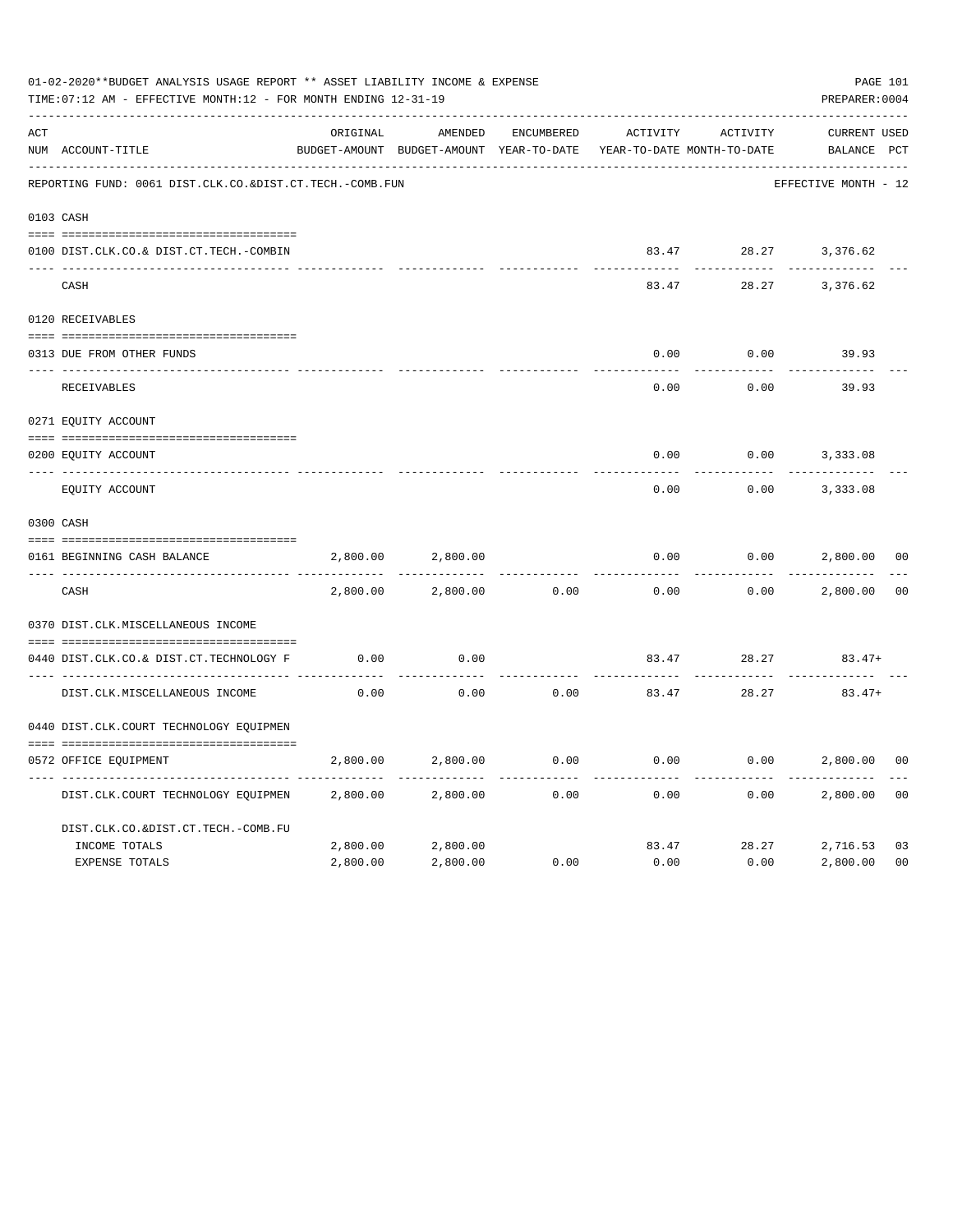01-02-2020**BUDGET ANALYSIS USAGE REPORT ** ASSET LIABILITY INCOME & EXPENSE

TIME:07:12 AM - EFFECTIVE MONTH:12 - FOR MONTH ENDING 12-31-19

PREPARER:0004

REPORTING FUND: 0061 DIST.CLK.CO.&DIST.CT.TECH.-COMB.FUN — EFFECTIVE MONTH - 12

| ACT NUM | ACCOUNT-TITLE | ORIGINAL BUDGET-AMOUNT | AMENDED BUDGET-AMOUNT | ENCUMBERED YEAR-TO-DATE | ACTIVITY YEAR-TO-DATE | ACTIVITY MONTH-TO-DATE | CURRENT BALANCE | USED PCT |
|---|---|---|---|---|---|---|---|---|
| 0103 | CASH | | | | | | | |
| 0100 | DIST.CLK.CO.& DIST.CT.TECH.-COMBIN | | | | 83.47 | 28.27 | 3,376.62 | |
| | CASH | | | | 83.47 | 28.27 | 3,376.62 | |
| 0120 | RECEIVABLES | | | | | | | |
| 0313 | DUE FROM OTHER FUNDS | | | | 0.00 | 0.00 | 39.93 | |
| | RECEIVABLES | | | | 0.00 | 0.00 | 39.93 | |
| 0271 | EQUITY ACCOUNT | | | | | | | |
| 0200 | EQUITY ACCOUNT | | | | 0.00 | 0.00 | 3,333.08 | |
| | EQUITY ACCOUNT | | | | 0.00 | 0.00 | 3,333.08 | |
| 0300 | CASH | | | | | | | |
| 0161 | BEGINNING CASH BALANCE | 2,800.00 | 2,800.00 | | 0.00 | 0.00 | 2,800.00 | 00 |
| | CASH | 2,800.00 | 2,800.00 | 0.00 | 0.00 | 0.00 | 2,800.00 | 00 |
| 0370 | DIST.CLK.MISCELLANEOUS INCOME | | | | | | | |
| 0440 | DIST.CLK.CO.& DIST.CT.TECHNOLOGY F | 0.00 | 0.00 | | 83.47 | 28.27 | 83.47+ | |
| | DIST.CLK.MISCELLANEOUS INCOME | 0.00 | 0.00 | 0.00 | 83.47 | 28.27 | 83.47+ | |
| 0440 | DIST.CLK.COURT TECHNOLOGY EQUIPMEN | | | | | | | |
| 0572 | OFFICE EQUIPMENT | 2,800.00 | 2,800.00 | 0.00 | 0.00 | 0.00 | 2,800.00 | 00 |
| | DIST.CLK.COURT TECHNOLOGY EQUIPMEN | 2,800.00 | 2,800.00 | 0.00 | 0.00 | 0.00 | 2,800.00 | 00 |
| | DIST.CLK.CO.&DIST.CT.TECH.-COMB.FU | | | | | | | |
| | INCOME TOTALS | 2,800.00 | 2,800.00 | | 83.47 | 28.27 | 2,716.53 | 03 |
| | EXPENSE TOTALS | 2,800.00 | 2,800.00 | 0.00 | 0.00 | 0.00 | 2,800.00 | 00 |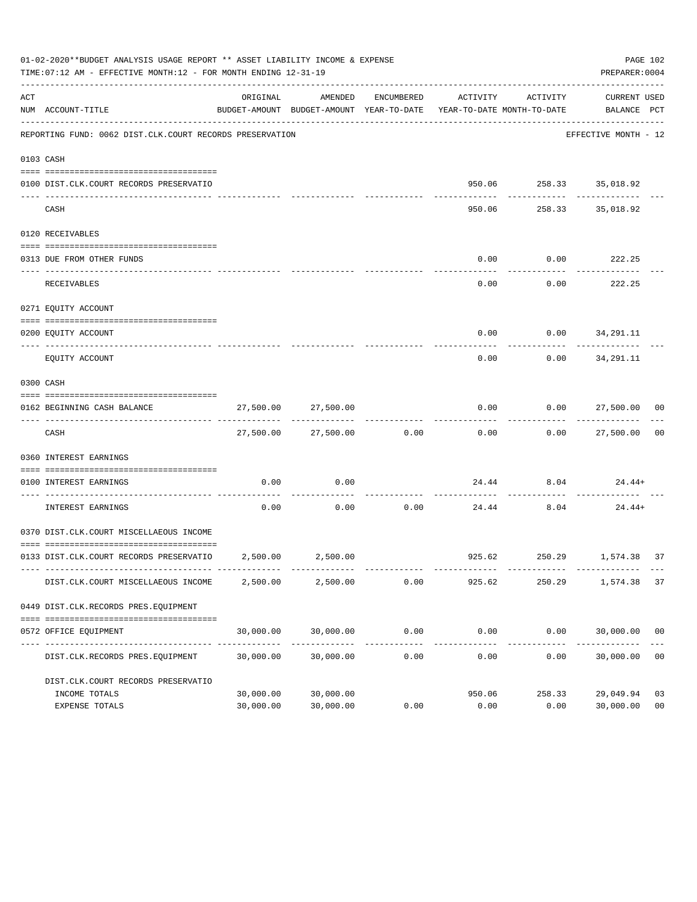01-02-2020**BUDGET ANALYSIS USAGE REPORT ** ASSET LIABILITY INCOME & EXPENSE

TIME:07:12 AM - EFFECTIVE MONTH:12 - FOR MONTH ENDING 12-31-19

PREPARER:0004

| ACT NUM | ACCOUNT-TITLE | ORIGINAL BUDGET-AMOUNT | AMENDED BUDGET-AMOUNT | ENCUMBERED YEAR-TO-DATE | ACTIVITY YEAR-TO-DATE | ACTIVITY MONTH-TO-DATE | CURRENT BALANCE | USED PCT |
|---|---|---|---|---|---|---|---|---|
| | REPORTING FUND: 0062 DIST.CLK.COURT RECORDS PRESERVATION | | | | | | EFFECTIVE MONTH - 12 | |
| | 0103 CASH | | | | | | | |
| 0100 | DIST.CLK.COURT RECORDS PRESERVATIO | | | | 950.06 | 258.33 | 35,018.92 | |
| | CASH | | | | 950.06 | 258.33 | 35,018.92 | |
| | 0120 RECEIVABLES | | | | | | | |
| 0313 | DUE FROM OTHER FUNDS | | | | 0.00 | 0.00 | 222.25 | |
| | RECEIVABLES | | | | 0.00 | 0.00 | 222.25 | |
| | 0271 EQUITY ACCOUNT | | | | | | | |
| 0200 | EQUITY ACCOUNT | | | | 0.00 | 0.00 | 34,291.11 | |
| | EQUITY ACCOUNT | | | | 0.00 | 0.00 | 34,291.11 | |
| | 0300 CASH | | | | | | | |
| 0162 | BEGINNING CASH BALANCE | 27,500.00 | 27,500.00 | | 0.00 | 0.00 | 27,500.00 | 00 |
| | CASH | 27,500.00 | 27,500.00 | 0.00 | 0.00 | 0.00 | 27,500.00 | 00 |
| | 0360 INTEREST EARNINGS | | | | | | | |
| 0100 | INTEREST EARNINGS | 0.00 | 0.00 | | 24.44 | 8.04 | 24.44+ | |
| | INTEREST EARNINGS | 0.00 | 0.00 | 0.00 | 24.44 | 8.04 | 24.44+ | |
| | 0370 DIST.CLK.COURT MISCELLAEOUS INCOME | | | | | | | |
| 0133 | DIST.CLK.COURT RECORDS PRESERVATIO | 2,500.00 | 2,500.00 | | 925.62 | 250.29 | 1,574.38 | 37 |
| | DIST.CLK.COURT MISCELLAEOUS INCOME | 2,500.00 | 2,500.00 | 0.00 | 925.62 | 250.29 | 1,574.38 | 37 |
| | 0449 DIST.CLK.RECORDS PRES.EQUIPMENT | | | | | | | |
| 0572 | OFFICE EQUIPMENT | 30,000.00 | 30,000.00 | 0.00 | 0.00 | 0.00 | 30,000.00 | 00 |
| | DIST.CLK.RECORDS PRES.EQUIPMENT | 30,000.00 | 30,000.00 | 0.00 | 0.00 | 0.00 | 30,000.00 | 00 |
| | DIST.CLK.COURT RECORDS PRESERVATIO | | | | | | | |
| | INCOME TOTALS | 30,000.00 | 30,000.00 | | 950.06 | 258.33 | 29,049.94 | 03 |
| | EXPENSE TOTALS | 30,000.00 | 30,000.00 | 0.00 | 0.00 | 0.00 | 30,000.00 | 00 |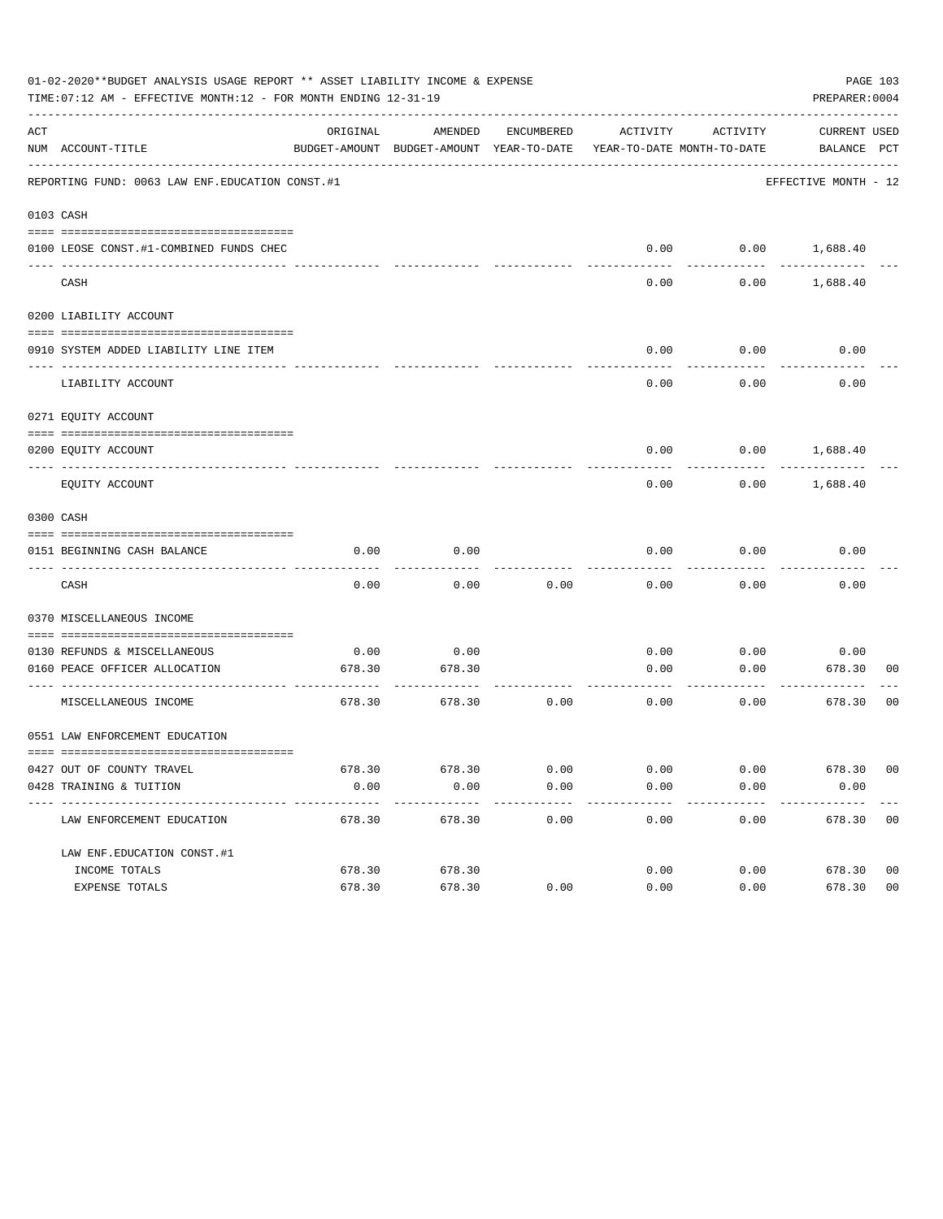01-02-2020**BUDGET ANALYSIS USAGE REPORT ** ASSET LIABILITY INCOME & EXPENSE

TIME:07:12 AM - EFFECTIVE MONTH:12 - FOR MONTH ENDING 12-31-19

PREPARER:0004

| ACT NUM | ACCOUNT-TITLE | ORIGINAL BUDGET-AMOUNT | AMENDED BUDGET-AMOUNT | ENCUMBERED YEAR-TO-DATE | ACTIVITY YEAR-TO-DATE | ACTIVITY MONTH-TO-DATE | CURRENT BALANCE | USED PCT |
|---|---|---|---|---|---|---|---|---|
| | REPORTING FUND: 0063 LAW ENF.EDUCATION CONST.#1 | | | | | | EFFECTIVE MONTH - 12 | |
| 0103 | CASH | | | | | | | |
| 0100 | LEOSE CONST.#1-COMBINED FUNDS CHEC | | | | 0.00 | 0.00 | 1,688.40 | |
| | CASH | | | | 0.00 | 0.00 | 1,688.40 | |
| 0200 | LIABILITY ACCOUNT | | | | | | | |
| 0910 | SYSTEM ADDED LIABILITY LINE ITEM | | | | 0.00 | 0.00 | 0.00 | |
| | LIABILITY ACCOUNT | | | | 0.00 | 0.00 | 0.00 | |
| 0271 | EQUITY ACCOUNT | | | | | | | |
| 0200 | EQUITY ACCOUNT | | | | 0.00 | 0.00 | 1,688.40 | |
| | EQUITY ACCOUNT | | | | 0.00 | 0.00 | 1,688.40 | |
| 0300 | CASH | | | | | | | |
| 0151 | BEGINNING CASH BALANCE | 0.00 | 0.00 | | 0.00 | 0.00 | 0.00 | |
| | CASH | 0.00 | 0.00 | 0.00 | 0.00 | 0.00 | 0.00 | |
| 0370 | MISCELLANEOUS INCOME | | | | | | | |
| 0130 | REFUNDS & MISCELLANEOUS | 0.00 | 0.00 | | 0.00 | 0.00 | 0.00 | |
| 0160 | PEACE OFFICER ALLOCATION | 678.30 | 678.30 | | 0.00 | 0.00 | 678.30 | 00 |
| | MISCELLANEOUS INCOME | 678.30 | 678.30 | 0.00 | 0.00 | 0.00 | 678.30 | 00 |
| 0551 | LAW ENFORCEMENT EDUCATION | | | | | | | |
| 0427 | OUT OF COUNTY TRAVEL | 678.30 | 678.30 | 0.00 | 0.00 | 0.00 | 678.30 | 00 |
| 0428 | TRAINING & TUITION | 0.00 | 0.00 | 0.00 | 0.00 | 0.00 | 0.00 | |
| | LAW ENFORCEMENT EDUCATION | 678.30 | 678.30 | 0.00 | 0.00 | 0.00 | 678.30 | 00 |
| | LAW ENF.EDUCATION CONST.#1 | | | | | | | |
| | INCOME TOTALS | 678.30 | 678.30 | | 0.00 | 0.00 | 678.30 | 00 |
| | EXPENSE TOTALS | 678.30 | 678.30 | 0.00 | 0.00 | 0.00 | 678.30 | 00 |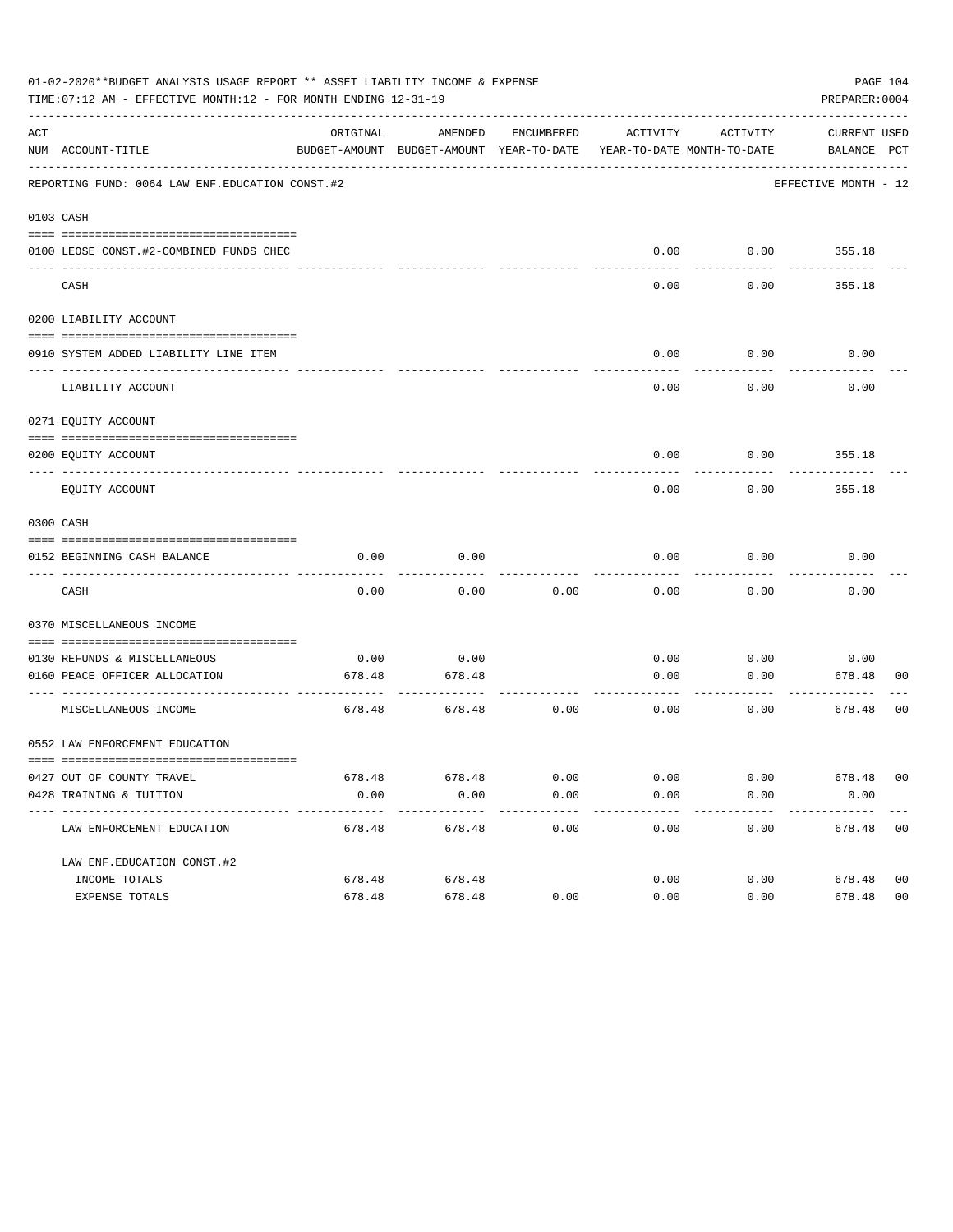01-02-2020**BUDGET ANALYSIS USAGE REPORT ** ASSET LIABILITY INCOME & EXPENSE

TIME:07:12 AM - EFFECTIVE MONTH:12 - FOR MONTH ENDING 12-31-19

PREPARER:0004

REPORTING FUND: 0064 LAW ENF.EDUCATION CONST.#2 — EFFECTIVE MONTH - 12

| ACT NUM | ACCOUNT-TITLE | ORIGINAL BUDGET-AMOUNT | AMENDED BUDGET-AMOUNT | ENCUMBERED YEAR-TO-DATE | ACTIVITY YEAR-TO-DATE | ACTIVITY MONTH-TO-DATE | CURRENT BALANCE | USED PCT |
|---|---|---|---|---|---|---|---|---|
| 0103 | CASH | | | | | | | |
| 0100 | LEOSE CONST.#2-COMBINED FUNDS CHEC | | | | 0.00 | 0.00 | 355.18 | |
| | CASH | | | | 0.00 | 0.00 | 355.18 | |
| 0200 | LIABILITY ACCOUNT | | | | | | | |
| 0910 | SYSTEM ADDED LIABILITY LINE ITEM | | | | 0.00 | 0.00 | 0.00 | |
| | LIABILITY ACCOUNT | | | | 0.00 | 0.00 | 0.00 | |
| 0271 | EQUITY ACCOUNT | | | | | | | |
| 0200 | EQUITY ACCOUNT | | | | 0.00 | 0.00 | 355.18 | |
| | EQUITY ACCOUNT | | | | 0.00 | 0.00 | 355.18 | |
| 0300 | CASH | | | | | | | |
| 0152 | BEGINNING CASH BALANCE | 0.00 | 0.00 | | 0.00 | 0.00 | 0.00 | |
| | CASH | 0.00 | 0.00 | 0.00 | 0.00 | 0.00 | 0.00 | |
| 0370 | MISCELLANEOUS INCOME | | | | | | | |
| 0130 | REFUNDS & MISCELLANEOUS | 0.00 | 0.00 | | 0.00 | 0.00 | 0.00 | |
| 0160 | PEACE OFFICER ALLOCATION | 678.48 | 678.48 | | 0.00 | 0.00 | 678.48 | 00 |
| | MISCELLANEOUS INCOME | 678.48 | 678.48 | 0.00 | 0.00 | 0.00 | 678.48 | 00 |
| 0552 | LAW ENFORCEMENT EDUCATION | | | | | | | |
| 0427 | OUT OF COUNTY TRAVEL | 678.48 | 678.48 | 0.00 | 0.00 | 0.00 | 678.48 | 00 |
| 0428 | TRAINING & TUITION | 0.00 | 0.00 | 0.00 | 0.00 | 0.00 | 0.00 | |
| | LAW ENFORCEMENT EDUCATION | 678.48 | 678.48 | 0.00 | 0.00 | 0.00 | 678.48 | 00 |
| | LAW ENF.EDUCATION CONST.#2 | | | | | | | |
| | INCOME TOTALS | 678.48 | 678.48 | | 0.00 | 0.00 | 678.48 | 00 |
| | EXPENSE TOTALS | 678.48 | 678.48 | 0.00 | 0.00 | 0.00 | 678.48 | 00 |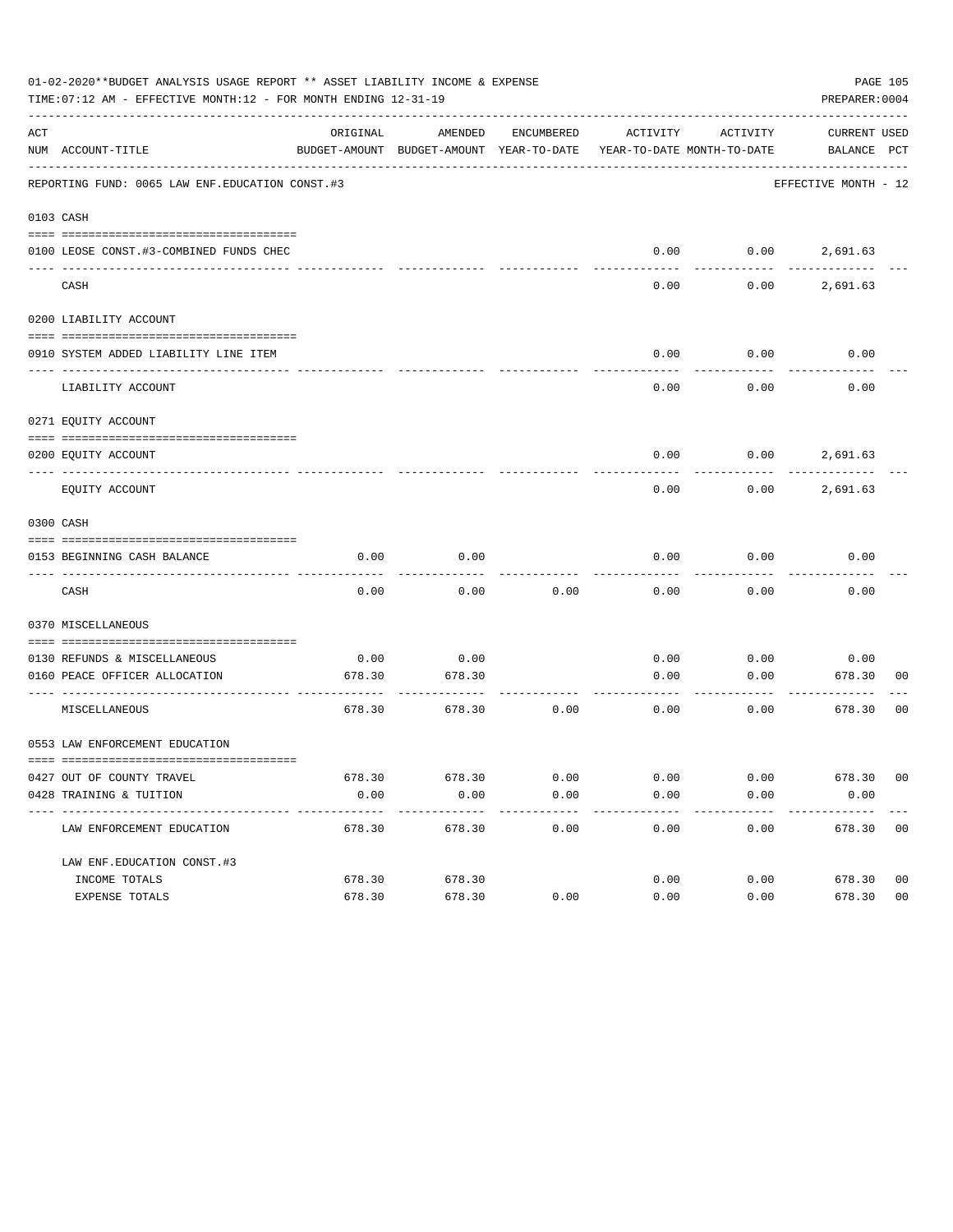01-02-2020**BUDGET ANALYSIS USAGE REPORT ** ASSET LIABILITY INCOME & EXPENSE

TIME:07:12 AM - EFFECTIVE MONTH:12 - FOR MONTH ENDING 12-31-19

PREPARER:0004

REPORTING FUND: 0065 LAW ENF.EDUCATION CONST.#3 — EFFECTIVE MONTH - 12

| ACT NUM | ACCOUNT-TITLE | ORIGINAL BUDGET-AMOUNT | AMENDED BUDGET-AMOUNT | ENCUMBERED YEAR-TO-DATE | ACTIVITY YEAR-TO-DATE | ACTIVITY MONTH-TO-DATE | CURRENT BALANCE | USED PCT |
|---|---|---|---|---|---|---|---|---|
| 0103 | CASH | | | | | | | |
| 0100 | LEOSE CONST.#3-COMBINED FUNDS CHEC | | | | 0.00 | 0.00 | 2,691.63 | |
| | CASH | | | | 0.00 | 0.00 | 2,691.63 | |
| 0200 | LIABILITY ACCOUNT | | | | | | | |
| 0910 | SYSTEM ADDED LIABILITY LINE ITEM | | | | 0.00 | 0.00 | 0.00 | |
| | LIABILITY ACCOUNT | | | | 0.00 | 0.00 | 0.00 | |
| 0271 | EQUITY ACCOUNT | | | | | | | |
| 0200 | EQUITY ACCOUNT | | | | 0.00 | 0.00 | 2,691.63 | |
| | EQUITY ACCOUNT | | | | 0.00 | 0.00 | 2,691.63 | |
| 0300 | CASH | | | | | | | |
| 0153 | BEGINNING CASH BALANCE | 0.00 | 0.00 | | 0.00 | 0.00 | 0.00 | |
| | CASH | 0.00 | 0.00 | 0.00 | 0.00 | 0.00 | 0.00 | |
| 0370 | MISCELLANEOUS | | | | | | | |
| 0130 | REFUNDS & MISCELLANEOUS | 0.00 | 0.00 | | 0.00 | 0.00 | 0.00 | |
| 0160 | PEACE OFFICER ALLOCATION | 678.30 | 678.30 | | 0.00 | 0.00 | 678.30 | 00 |
| | MISCELLANEOUS | 678.30 | 678.30 | 0.00 | 0.00 | 0.00 | 678.30 | 00 |
| 0553 | LAW ENFORCEMENT EDUCATION | | | | | | | |
| 0427 | OUT OF COUNTY TRAVEL | 678.30 | 678.30 | 0.00 | 0.00 | 0.00 | 678.30 | 00 |
| 0428 | TRAINING & TUITION | 0.00 | 0.00 | 0.00 | 0.00 | 0.00 | 0.00 | |
| | LAW ENFORCEMENT EDUCATION | 678.30 | 678.30 | 0.00 | 0.00 | 0.00 | 678.30 | 00 |
| | LAW ENF.EDUCATION CONST.#3 | | | | | | | |
| | INCOME TOTALS | 678.30 | 678.30 | | 0.00 | 0.00 | 678.30 | 00 |
| | EXPENSE TOTALS | 678.30 | 678.30 | 0.00 | 0.00 | 0.00 | 678.30 | 00 |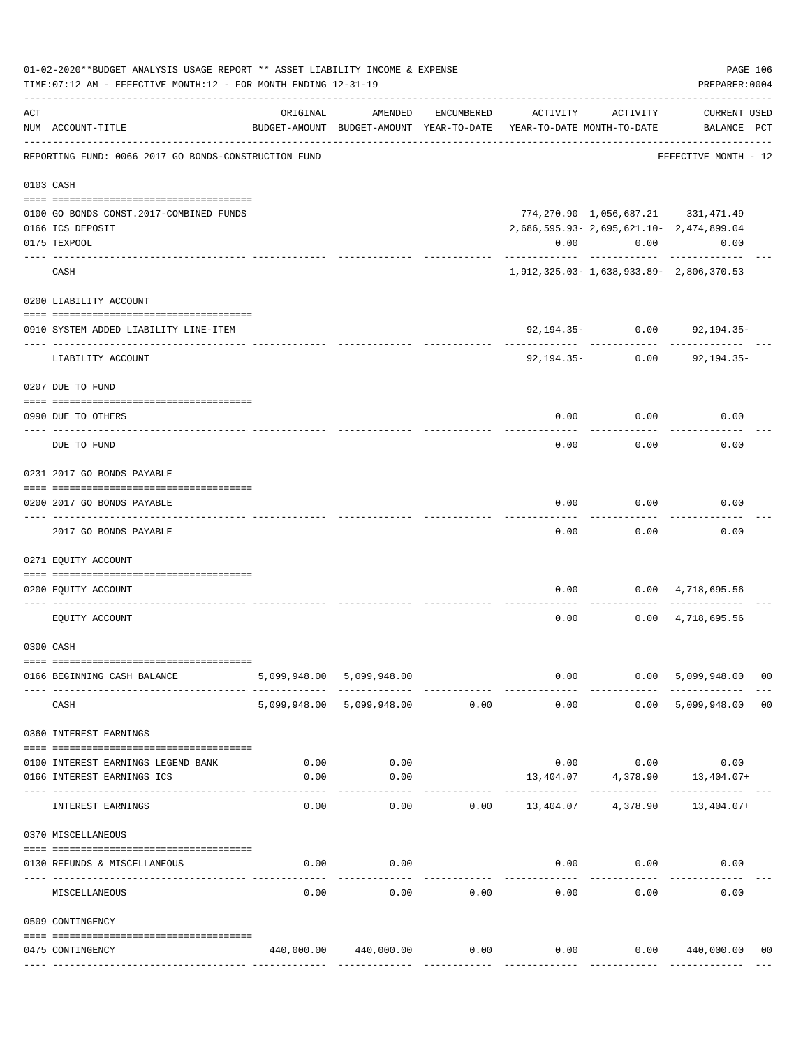01-02-2020**BUDGET ANALYSIS USAGE REPORT ** ASSET LIABILITY INCOME & EXPENSE

TIME:07:12 AM - EFFECTIVE MONTH:12 - FOR MONTH ENDING 12-31-19

PREPARER:0004

REPORTING FUND: 0066 2017 GO BONDS-CONSTRUCTION FUND — EFFECTIVE MONTH - 12

| ACT NUM | ACCOUNT-TITLE | ORIGINAL BUDGET-AMOUNT | AMENDED BUDGET-AMOUNT | ENCUMBERED YEAR-TO-DATE | ACTIVITY YEAR-TO-DATE | ACTIVITY MONTH-TO-DATE | CURRENT BALANCE | USED PCT |
|---|---|---|---|---|---|---|---|---|
| **0103** | **CASH** | | | | | | | |
| 0100 | GO BONDS CONST.2017-COMBINED FUNDS | | | | 774,270.90 | 1,056,687.21 | 331,471.49 | |
| 0166 | ICS DEPOSIT | | | | 2,686,595.93- | 2,695,621.10- | 2,474,899.04 | |
| 0175 | TEXPOOL | | | | 0.00 | 0.00 | 0.00 | |
| | CASH | | | | 1,912,325.03- | 1,638,933.89- | 2,806,370.53 | |
| **0200** | **LIABILITY ACCOUNT** | | | | | | | |
| 0910 | SYSTEM ADDED LIABILITY LINE-ITEM | | | | 92,194.35- | 0.00 | 92,194.35- | |
| | LIABILITY ACCOUNT | | | | 92,194.35- | 0.00 | 92,194.35- | |
| **0207** | **DUE TO FUND** | | | | | | | |
| 0990 | DUE TO OTHERS | | | | 0.00 | 0.00 | 0.00 | |
| | DUE TO FUND | | | | 0.00 | 0.00 | 0.00 | |
| **0231** | **2017 GO BONDS PAYABLE** | | | | | | | |
| 0200 | 2017 GO BONDS PAYABLE | | | | 0.00 | 0.00 | 0.00 | |
| | 2017 GO BONDS PAYABLE | | | | 0.00 | 0.00 | 0.00 | |
| **0271** | **EQUITY ACCOUNT** | | | | | | | |
| 0200 | EQUITY ACCOUNT | | | | 0.00 | 0.00 | 4,718,695.56 | |
| | EQUITY ACCOUNT | | | | 0.00 | 0.00 | 4,718,695.56 | |
| **0300** | **CASH** | | | | | | | |
| 0166 | BEGINNING CASH BALANCE | 5,099,948.00 | 5,099,948.00 | | 0.00 | 0.00 | 5,099,948.00 | 00 |
| | CASH | 5,099,948.00 | 5,099,948.00 | 0.00 | 0.00 | 0.00 | 5,099,948.00 | 00 |
| **0360** | **INTEREST EARNINGS** | | | | | | | |
| 0100 | INTEREST EARNINGS LEGEND BANK | 0.00 | 0.00 | | 0.00 | 0.00 | 0.00 | |
| 0166 | INTEREST EARNINGS ICS | 0.00 | 0.00 | | 13,404.07 | 4,378.90 | 13,404.07+ | |
| | INTEREST EARNINGS | 0.00 | 0.00 | 0.00 | 13,404.07 | 4,378.90 | 13,404.07+ | |
| **0370** | **MISCELLANEOUS** | | | | | | | |
| 0130 | REFUNDS & MISCELLANEOUS | 0.00 | 0.00 | | 0.00 | 0.00 | 0.00 | |
| | MISCELLANEOUS | 0.00 | 0.00 | 0.00 | 0.00 | 0.00 | 0.00 | |
| **0509** | **CONTINGENCY** | | | | | | | |
| 0475 | CONTINGENCY | 440,000.00 | 440,000.00 | 0.00 | 0.00 | 0.00 | 440,000.00 | 00 |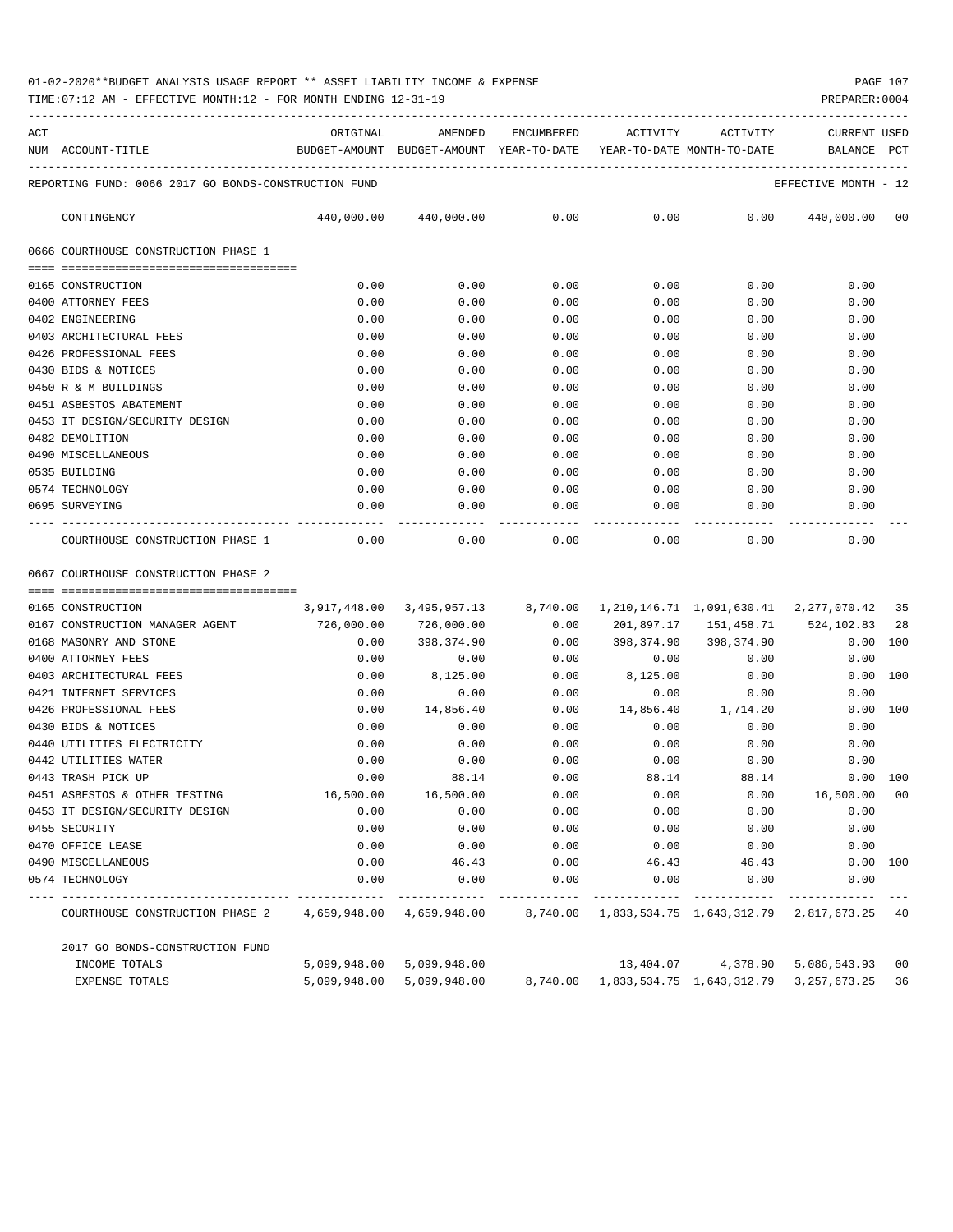01-02-2020**BUDGET ANALYSIS USAGE REPORT ** ASSET LIABILITY INCOME & EXPENSE

TIME:07:12 AM - EFFECTIVE MONTH:12 - FOR MONTH ENDING 12-31-19

PREPARER:0004

| ACT NUM | ACCOUNT-TITLE | ORIGINAL BUDGET-AMOUNT | AMENDED BUDGET-AMOUNT | ENCUMBERED YEAR-TO-DATE | ACTIVITY YEAR-TO-DATE | ACTIVITY MONTH-TO-DATE | CURRENT BALANCE | USED PCT |
|---|---|---|---|---|---|---|---|---|
| | REPORTING FUND: 0066 2017 GO BONDS-CONSTRUCTION FUND | | | | | | EFFECTIVE MONTH - 12 | |
| | CONTINGENCY | 440,000.00 | 440,000.00 | 0.00 | 0.00 | 0.00 | 440,000.00 | 00 |
| | **0666 COURTHOUSE CONSTRUCTION PHASE 1** | | | | | | | |
| 0165 | CONSTRUCTION | 0.00 | 0.00 | 0.00 | 0.00 | 0.00 | 0.00 | |
| 0400 | ATTORNEY FEES | 0.00 | 0.00 | 0.00 | 0.00 | 0.00 | 0.00 | |
| 0402 | ENGINEERING | 0.00 | 0.00 | 0.00 | 0.00 | 0.00 | 0.00 | |
| 0403 | ARCHITECTURAL FEES | 0.00 | 0.00 | 0.00 | 0.00 | 0.00 | 0.00 | |
| 0426 | PROFESSIONAL FEES | 0.00 | 0.00 | 0.00 | 0.00 | 0.00 | 0.00 | |
| 0430 | BIDS & NOTICES | 0.00 | 0.00 | 0.00 | 0.00 | 0.00 | 0.00 | |
| 0450 | R & M BUILDINGS | 0.00 | 0.00 | 0.00 | 0.00 | 0.00 | 0.00 | |
| 0451 | ASBESTOS ABATEMENT | 0.00 | 0.00 | 0.00 | 0.00 | 0.00 | 0.00 | |
| 0453 | IT DESIGN/SECURITY DESIGN | 0.00 | 0.00 | 0.00 | 0.00 | 0.00 | 0.00 | |
| 0482 | DEMOLITION | 0.00 | 0.00 | 0.00 | 0.00 | 0.00 | 0.00 | |
| 0490 | MISCELLANEOUS | 0.00 | 0.00 | 0.00 | 0.00 | 0.00 | 0.00 | |
| 0535 | BUILDING | 0.00 | 0.00 | 0.00 | 0.00 | 0.00 | 0.00 | |
| 0574 | TECHNOLOGY | 0.00 | 0.00 | 0.00 | 0.00 | 0.00 | 0.00 | |
| 0695 | SURVEYING | 0.00 | 0.00 | 0.00 | 0.00 | 0.00 | 0.00 | |
| | COURTHOUSE CONSTRUCTION PHASE 1 | 0.00 | 0.00 | 0.00 | 0.00 | 0.00 | 0.00 | |
| | **0667 COURTHOUSE CONSTRUCTION PHASE 2** | | | | | | | |
| 0165 | CONSTRUCTION | 3,917,448.00 | 3,495,957.13 | 8,740.00 | 1,210,146.71 | 1,091,630.41 | 2,277,070.42 | 35 |
| 0167 | CONSTRUCTION MANAGER AGENT | 726,000.00 | 726,000.00 | 0.00 | 201,897.17 | 151,458.71 | 524,102.83 | 28 |
| 0168 | MASONRY AND STONE | 0.00 | 398,374.90 | 0.00 | 398,374.90 | 398,374.90 | 0.00 | 100 |
| 0400 | ATTORNEY FEES | 0.00 | 0.00 | 0.00 | 0.00 | 0.00 | 0.00 | |
| 0403 | ARCHITECTURAL FEES | 0.00 | 8,125.00 | 0.00 | 8,125.00 | 0.00 | 0.00 | 100 |
| 0421 | INTERNET SERVICES | 0.00 | 0.00 | 0.00 | 0.00 | 0.00 | 0.00 | |
| 0426 | PROFESSIONAL FEES | 0.00 | 14,856.40 | 0.00 | 14,856.40 | 1,714.20 | 0.00 | 100 |
| 0430 | BIDS & NOTICES | 0.00 | 0.00 | 0.00 | 0.00 | 0.00 | 0.00 | |
| 0440 | UTILITIES ELECTRICITY | 0.00 | 0.00 | 0.00 | 0.00 | 0.00 | 0.00 | |
| 0442 | UTILITIES WATER | 0.00 | 0.00 | 0.00 | 0.00 | 0.00 | 0.00 | |
| 0443 | TRASH PICK UP | 0.00 | 88.14 | 0.00 | 88.14 | 88.14 | 0.00 | 100 |
| 0451 | ASBESTOS & OTHER TESTING | 16,500.00 | 16,500.00 | 0.00 | 0.00 | 0.00 | 16,500.00 | 00 |
| 0453 | IT DESIGN/SECURITY DESIGN | 0.00 | 0.00 | 0.00 | 0.00 | 0.00 | 0.00 | |
| 0455 | SECURITY | 0.00 | 0.00 | 0.00 | 0.00 | 0.00 | 0.00 | |
| 0470 | OFFICE LEASE | 0.00 | 0.00 | 0.00 | 0.00 | 0.00 | 0.00 | |
| 0490 | MISCELLANEOUS | 0.00 | 46.43 | 0.00 | 46.43 | 46.43 | 0.00 | 100 |
| 0574 | TECHNOLOGY | 0.00 | 0.00 | 0.00 | 0.00 | 0.00 | 0.00 | |
| | COURTHOUSE CONSTRUCTION PHASE 2 | 4,659,948.00 | 4,659,948.00 | 8,740.00 | 1,833,534.75 | 1,643,312.79 | 2,817,673.25 | 40 |
| | 2017 GO BONDS-CONSTRUCTION FUND | | | | | | | |
| | INCOME TOTALS | 5,099,948.00 | 5,099,948.00 | | 13,404.07 | 4,378.90 | 5,086,543.93 | 00 |
| | EXPENSE TOTALS | 5,099,948.00 | 5,099,948.00 | 8,740.00 | 1,833,534.75 | 1,643,312.79 | 3,257,673.25 | 36 |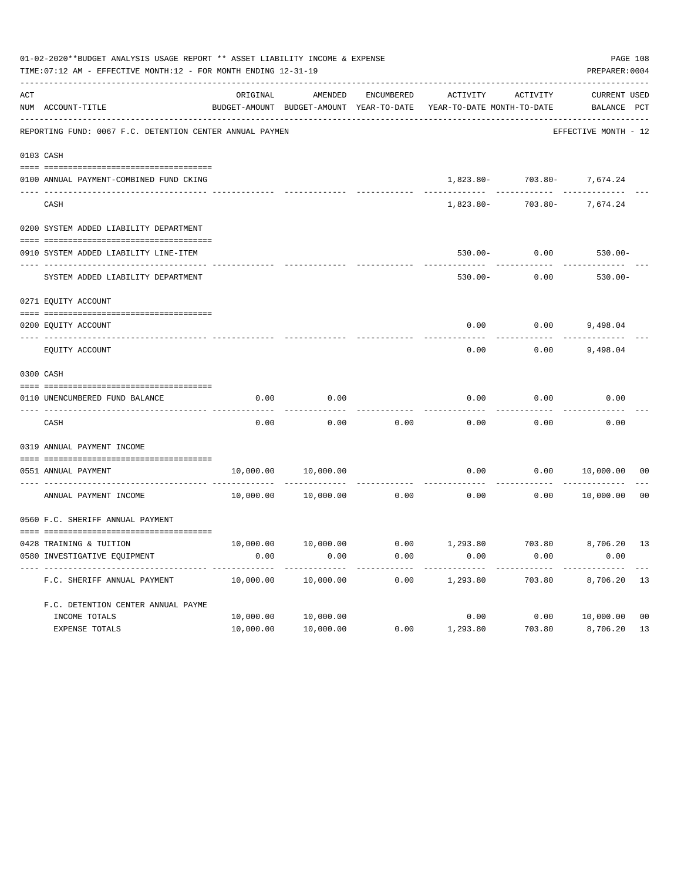01-02-2020**BUDGET ANALYSIS USAGE REPORT ** ASSET LIABILITY INCOME & EXPENSE

TIME:07:12 AM - EFFECTIVE MONTH:12 - FOR MONTH ENDING 12-31-19

PREPARER:0004

REPORTING FUND: 0067 F.C. DETENTION CENTER ANNUAL PAYMEN — EFFECTIVE MONTH - 12

| ACT NUM | ACCOUNT-TITLE | ORIGINAL BUDGET-AMOUNT | AMENDED BUDGET-AMOUNT | ENCUMBERED YEAR-TO-DATE | ACTIVITY YEAR-TO-DATE | ACTIVITY MONTH-TO-DATE | CURRENT BALANCE | USED PCT |
|---|---|---|---|---|---|---|---|---|
| 0103 | CASH | | | | | | | |
| 0100 | ANNUAL PAYMENT-COMBINED FUND CKING | | | | 1,823.80- | 703.80- | 7,674.24 | |
| | CASH | | | | 1,823.80- | 703.80- | 7,674.24 | |
| 0200 | SYSTEM ADDED LIABILITY DEPARTMENT | | | | | | | |
| 0910 | SYSTEM ADDED LIABILITY LINE-ITEM | | | | 530.00- | 0.00 | 530.00- | |
| | SYSTEM ADDED LIABILITY DEPARTMENT | | | | 530.00- | 0.00 | 530.00- | |
| 0271 | EQUITY ACCOUNT | | | | | | | |
| 0200 | EQUITY ACCOUNT | | | | 0.00 | 0.00 | 9,498.04 | |
| | EQUITY ACCOUNT | | | | 0.00 | 0.00 | 9,498.04 | |
| 0300 | CASH | | | | | | | |
| 0110 | UNENCUMBERED FUND BALANCE | 0.00 | 0.00 | | 0.00 | 0.00 | 0.00 | |
| | CASH | 0.00 | 0.00 | 0.00 | 0.00 | 0.00 | 0.00 | |
| 0319 | ANNUAL PAYMENT INCOME | | | | | | | |
| 0551 | ANNUAL PAYMENT | 10,000.00 | 10,000.00 | | 0.00 | 0.00 | 10,000.00 | 00 |
| | ANNUAL PAYMENT INCOME | 10,000.00 | 10,000.00 | 0.00 | 0.00 | 0.00 | 10,000.00 | 00 |
| 0560 | F.C. SHERIFF ANNUAL PAYMENT | | | | | | | |
| 0428 | TRAINING & TUITION | 10,000.00 | 10,000.00 | 0.00 | 1,293.80 | 703.80 | 8,706.20 | 13 |
| 0580 | INVESTIGATIVE EQUIPMENT | 0.00 | 0.00 | 0.00 | 0.00 | 0.00 | 0.00 | |
| | F.C. SHERIFF ANNUAL PAYMENT | 10,000.00 | 10,000.00 | 0.00 | 1,293.80 | 703.80 | 8,706.20 | 13 |
| | F.C. DETENTION CENTER ANNUAL PAYME | | | | | | | |
| | INCOME TOTALS | 10,000.00 | 10,000.00 | | 0.00 | 0.00 | 10,000.00 | 00 |
| | EXPENSE TOTALS | 10,000.00 | 10,000.00 | 0.00 | 1,293.80 | 703.80 | 8,706.20 | 13 |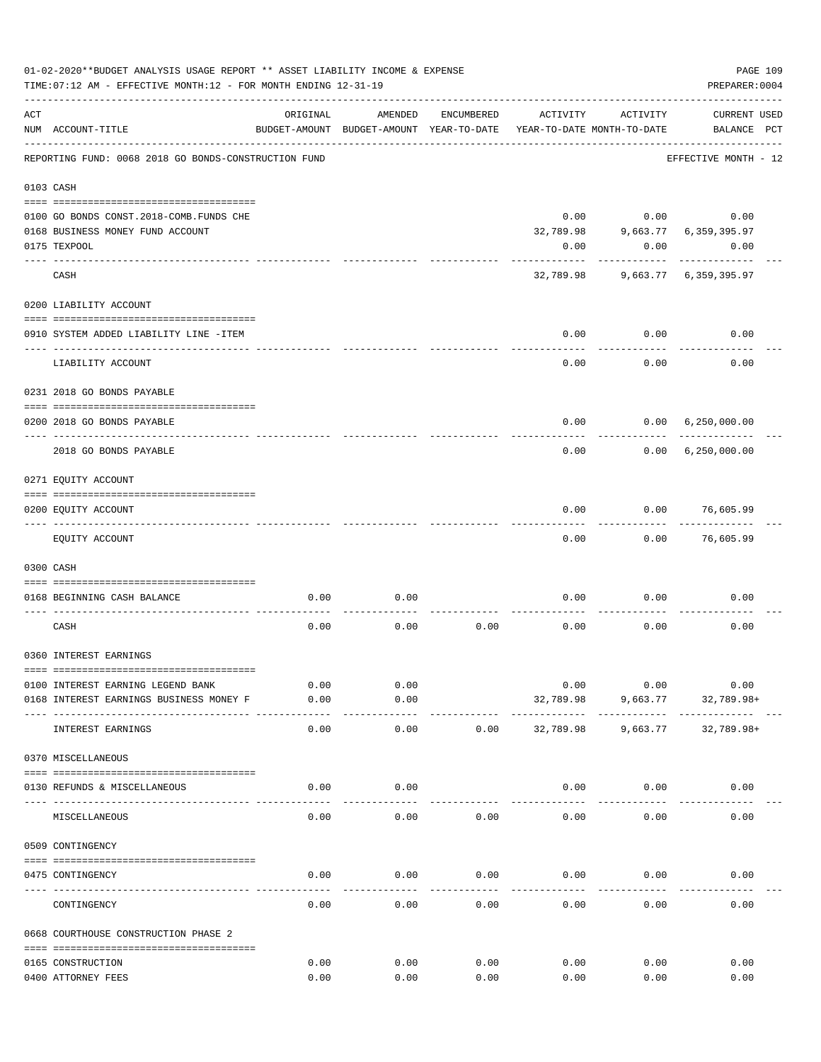01-02-2020**BUDGET ANALYSIS USAGE REPORT ** ASSET LIABILITY INCOME & EXPENSE

TIME:07:12 AM - EFFECTIVE MONTH:12 - FOR MONTH ENDING 12-31-19

PREPARER:0004

| ACT NUM | ACCOUNT-TITLE | ORIGINAL BUDGET-AMOUNT | AMENDED BUDGET-AMOUNT | ENCUMBERED YEAR-TO-DATE | ACTIVITY YEAR-TO-DATE | ACTIVITY MONTH-TO-DATE | CURRENT BALANCE | USED PCT |
|---|---|---|---|---|---|---|---|---|
| | REPORTING FUND: 0068 2018 GO BONDS-CONSTRUCTION FUND | | | | | | EFFECTIVE MONTH - 12 | |
| | 0103 CASH | | | | | | | |
| 0100 | GO BONDS CONST.2018-COMB.FUNDS CHE | | | | 0.00 | 0.00 | 0.00 | |
| 0168 | BUSINESS MONEY FUND ACCOUNT | | | | 32,789.98 | 9,663.77 | 6,359,395.97 | |
| 0175 | TEXPOOL | | | | 0.00 | 0.00 | 0.00 | |
| | CASH | | | | 32,789.98 | 9,663.77 | 6,359,395.97 | |
| | 0200 LIABILITY ACCOUNT | | | | | | | |
| 0910 | SYSTEM ADDED LIABILITY LINE -ITEM | | | | 0.00 | 0.00 | 0.00 | |
| | LIABILITY ACCOUNT | | | | 0.00 | 0.00 | 0.00 | |
| | 0231 2018 GO BONDS PAYABLE | | | | | | | |
| 0200 | 2018 GO BONDS PAYABLE | | | | 0.00 | 0.00 | 6,250,000.00 | |
| | 2018 GO BONDS PAYABLE | | | | 0.00 | 0.00 | 6,250,000.00 | |
| | 0271 EQUITY ACCOUNT | | | | | | | |
| 0200 | EQUITY ACCOUNT | | | | 0.00 | 0.00 | 76,605.99 | |
| | EQUITY ACCOUNT | | | | 0.00 | 0.00 | 76,605.99 | |
| | 0300 CASH | | | | | | | |
| 0168 | BEGINNING CASH BALANCE | 0.00 | 0.00 | | 0.00 | 0.00 | 0.00 | |
| | CASH | 0.00 | 0.00 | 0.00 | 0.00 | 0.00 | 0.00 | |
| | 0360 INTEREST EARNINGS | | | | | | | |
| 0100 | INTEREST EARNING LEGEND BANK | 0.00 | 0.00 | | 0.00 | 0.00 | 0.00 | |
| 0168 | INTEREST EARNINGS BUSINESS MONEY F | 0.00 | 0.00 | | 32,789.98 | 9,663.77 | 32,789.98+ | |
| | INTEREST EARNINGS | 0.00 | 0.00 | 0.00 | 32,789.98 | 9,663.77 | 32,789.98+ | |
| | 0370 MISCELLANEOUS | | | | | | | |
| 0130 | REFUNDS & MISCELLANEOUS | 0.00 | 0.00 | | 0.00 | 0.00 | 0.00 | |
| | MISCELLANEOUS | 0.00 | 0.00 | 0.00 | 0.00 | 0.00 | 0.00 | |
| | 0509 CONTINGENCY | | | | | | | |
| 0475 | CONTINGENCY | 0.00 | 0.00 | 0.00 | 0.00 | 0.00 | 0.00 | |
| | CONTINGENCY | 0.00 | 0.00 | 0.00 | 0.00 | 0.00 | 0.00 | |
| | 0668 COURTHOUSE CONSTRUCTION PHASE 2 | | | | | | | |
| 0165 | CONSTRUCTION | 0.00 | 0.00 | 0.00 | 0.00 | 0.00 | 0.00 | |
| 0400 | ATTORNEY FEES | 0.00 | 0.00 | 0.00 | 0.00 | 0.00 | 0.00 | |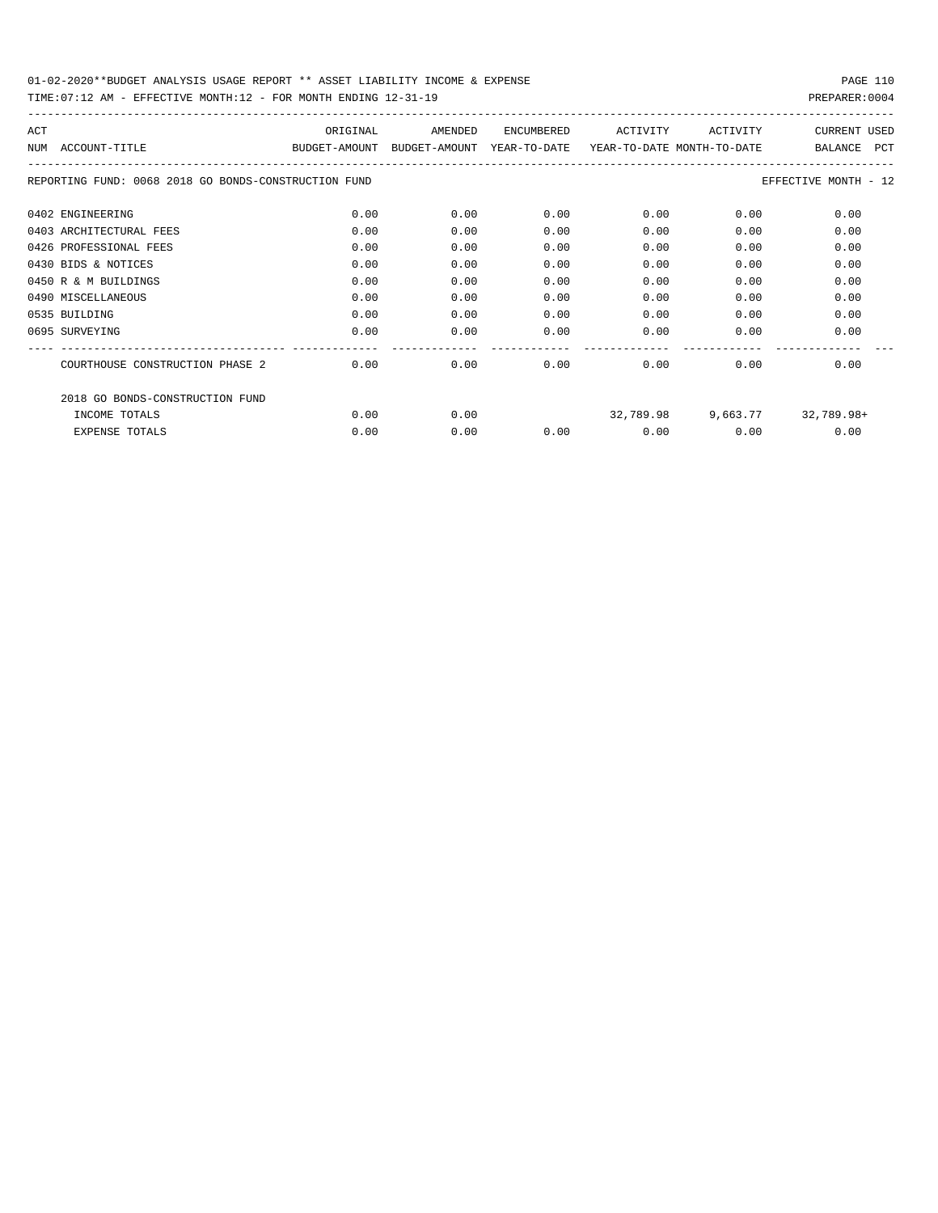01-02-2020**BUDGET ANALYSIS USAGE REPORT ** ASSET LIABILITY INCOME & EXPENSE

TIME:07:12 AM - EFFECTIVE MONTH:12 - FOR MONTH ENDING 12-31-19 PREPARER:0004

REPORTING FUND: 0068 2018 GO BONDS-CONSTRUCTION FUND — EFFECTIVE MONTH - 12

| ACT NUM | ACCOUNT-TITLE | ORIGINAL BUDGET-AMOUNT | AMENDED BUDGET-AMOUNT | ENCUMBERED YEAR-TO-DATE | ACTIVITY YEAR-TO-DATE | ACTIVITY MONTH-TO-DATE | CURRENT BALANCE | USED PCT |
|---|---|---|---|---|---|---|---|---|
| 0402 | ENGINEERING | 0.00 | 0.00 | 0.00 | 0.00 | 0.00 | 0.00 | |
| 0403 | ARCHITECTURAL FEES | 0.00 | 0.00 | 0.00 | 0.00 | 0.00 | 0.00 | |
| 0426 | PROFESSIONAL FEES | 0.00 | 0.00 | 0.00 | 0.00 | 0.00 | 0.00 | |
| 0430 | BIDS & NOTICES | 0.00 | 0.00 | 0.00 | 0.00 | 0.00 | 0.00 | |
| 0450 | R & M BUILDINGS | 0.00 | 0.00 | 0.00 | 0.00 | 0.00 | 0.00 | |
| 0490 | MISCELLANEOUS | 0.00 | 0.00 | 0.00 | 0.00 | 0.00 | 0.00 | |
| 0535 | BUILDING | 0.00 | 0.00 | 0.00 | 0.00 | 0.00 | 0.00 | |
| 0695 | SURVEYING | 0.00 | 0.00 | 0.00 | 0.00 | 0.00 | 0.00 | |
| | COURTHOUSE CONSTRUCTION PHASE 2 | 0.00 | 0.00 | 0.00 | 0.00 | 0.00 | 0.00 | |
| | 2018 GO BONDS-CONSTRUCTION FUND | | | | | | | |
| | INCOME TOTALS | 0.00 | 0.00 | | 32,789.98 | 9,663.77 | 32,789.98+ | |
| | EXPENSE TOTALS | 0.00 | 0.00 | 0.00 | 0.00 | 0.00 | 0.00 | |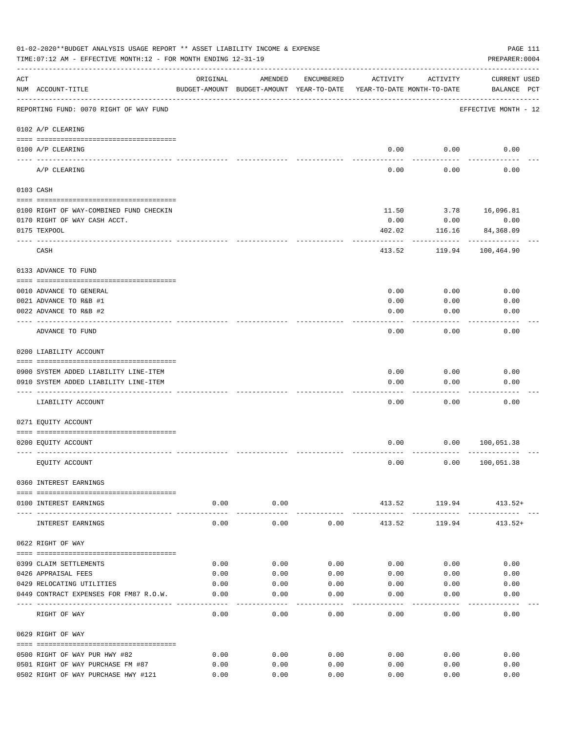01-02-2020**BUDGET ANALYSIS USAGE REPORT ** ASSET LIABILITY INCOME & EXPENSE

TIME:07:12 AM - EFFECTIVE MONTH:12 - FOR MONTH ENDING 12-31-19

PREPARER:0004

| ACT NUM | ACCOUNT-TITLE | ORIGINAL BUDGET-AMOUNT | AMENDED BUDGET-AMOUNT | ENCUMBERED YEAR-TO-DATE | ACTIVITY YEAR-TO-DATE | ACTIVITY MONTH-TO-DATE | CURRENT BALANCE | USED PCT |
|---|---|---|---|---|---|---|---|---|
| | REPORTING FUND: 0070 RIGHT OF WAY FUND | | | | | | EFFECTIVE MONTH - 12 | |
| | 0102 A/P CLEARING | | | | | | | |
| 0100 | A/P CLEARING | | | | 0.00 | 0.00 | 0.00 | |
| | A/P CLEARING | | | | 0.00 | 0.00 | 0.00 | |
| | 0103 CASH | | | | | | | |
| 0100 | RIGHT OF WAY-COMBINED FUND CHECKIN | | | | 11.50 | 3.78 | 16,096.81 | |
| 0170 | RIGHT OF WAY CASH ACCT. | | | | 0.00 | 0.00 | 0.00 | |
| 0175 | TEXPOOL | | | | 402.02 | 116.16 | 84,368.09 | |
| | CASH | | | | 413.52 | 119.94 | 100,464.90 | |
| | 0133 ADVANCE TO FUND | | | | | | | |
| 0010 | ADVANCE TO GENERAL | | | | 0.00 | 0.00 | 0.00 | |
| 0021 | ADVANCE TO R&B #1 | | | | 0.00 | 0.00 | 0.00 | |
| 0022 | ADVANCE TO R&B #2 | | | | 0.00 | 0.00 | 0.00 | |
| | ADVANCE TO FUND | | | | 0.00 | 0.00 | 0.00 | |
| | 0200 LIABILITY ACCOUNT | | | | | | | |
| 0900 | SYSTEM ADDED LIABILITY LINE-ITEM | | | | 0.00 | 0.00 | 0.00 | |
| 0910 | SYSTEM ADDED LIABILITY LINE-ITEM | | | | 0.00 | 0.00 | 0.00 | |
| | LIABILITY ACCOUNT | | | | 0.00 | 0.00 | 0.00 | |
| | 0271 EQUITY ACCOUNT | | | | | | | |
| 0200 | EQUITY ACCOUNT | | | | 0.00 | 0.00 | 100,051.38 | |
| | EQUITY ACCOUNT | | | | 0.00 | 0.00 | 100,051.38 | |
| | 0360 INTEREST EARNINGS | | | | | | | |
| 0100 | INTEREST EARNINGS | 0.00 | 0.00 | | 413.52 | 119.94 | 413.52+ | |
| | INTEREST EARNINGS | 0.00 | 0.00 | 0.00 | 413.52 | 119.94 | 413.52+ | |
| | 0622 RIGHT OF WAY | | | | | | | |
| 0399 | CLAIM SETTLEMENTS | 0.00 | 0.00 | 0.00 | 0.00 | 0.00 | 0.00 | |
| 0426 | APPRAISAL FEES | 0.00 | 0.00 | 0.00 | 0.00 | 0.00 | 0.00 | |
| 0429 | RELOCATING UTILITIES | 0.00 | 0.00 | 0.00 | 0.00 | 0.00 | 0.00 | |
| 0449 | CONTRACT EXPENSES FOR FM87 R.O.W. | 0.00 | 0.00 | 0.00 | 0.00 | 0.00 | 0.00 | |
| | RIGHT OF WAY | 0.00 | 0.00 | 0.00 | 0.00 | 0.00 | 0.00 | |
| | 0629 RIGHT OF WAY | | | | | | | |
| 0500 | RIGHT OF WAY PUR HWY #82 | 0.00 | 0.00 | 0.00 | 0.00 | 0.00 | 0.00 | |
| 0501 | RIGHT OF WAY PURCHASE FM #87 | 0.00 | 0.00 | 0.00 | 0.00 | 0.00 | 0.00 | |
| 0502 | RIGHT OF WAY PURCHASE HWY #121 | 0.00 | 0.00 | 0.00 | 0.00 | 0.00 | 0.00 | |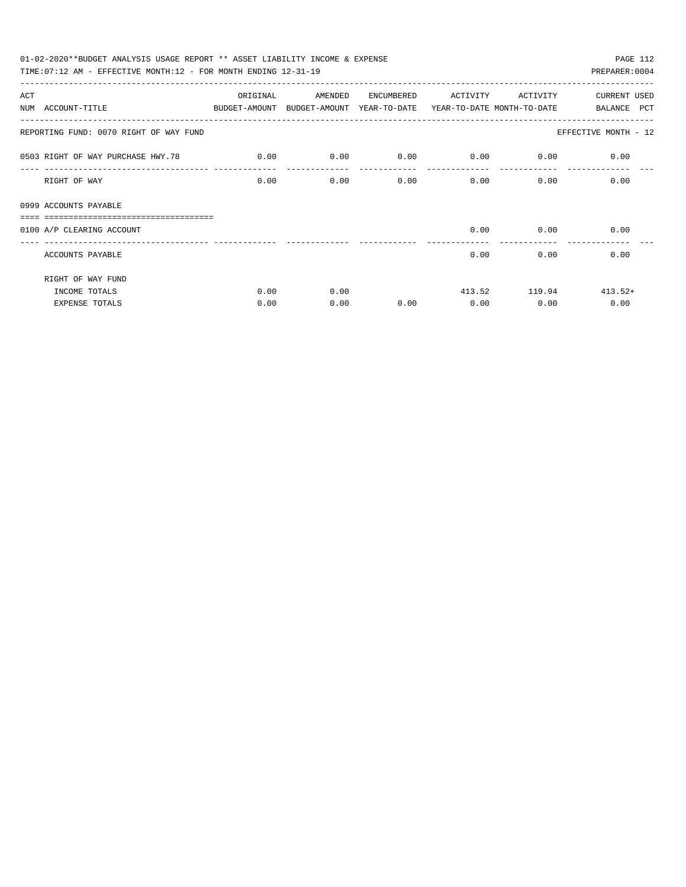01-02-2020**BUDGET ANALYSIS USAGE REPORT ** ASSET LIABILITY INCOME & EXPENSE

TIME:07:12 AM - EFFECTIVE MONTH:12 - FOR MONTH ENDING 12-31-19

PREPARER:0004

| ACT NUM | ACCOUNT-TITLE | ORIGINAL BUDGET-AMOUNT | AMENDED BUDGET-AMOUNT | ENCUMBERED YEAR-TO-DATE | ACTIVITY YEAR-TO-DATE | ACTIVITY MONTH-TO-DATE | CURRENT BALANCE | USED PCT |
|---|---|---|---|---|---|---|---|---|
| REPORTING FUND: 0070 RIGHT OF WAY FUND | | | | | | | EFFECTIVE MONTH - 12 | |
| 0503 | RIGHT OF WAY PURCHASE HWY.78 | 0.00 | 0.00 | 0.00 | 0.00 | 0.00 | 0.00 | |
| | RIGHT OF WAY | 0.00 | 0.00 | 0.00 | 0.00 | 0.00 | 0.00 | |
| 0999 | ACCOUNTS PAYABLE | | | | | | | |
| 0100 | A/P CLEARING ACCOUNT | | | | 0.00 | 0.00 | 0.00 | |
| | ACCOUNTS PAYABLE | | | | 0.00 | 0.00 | 0.00 | |
| | RIGHT OF WAY FUND | | | | | | | |
| | INCOME TOTALS | 0.00 | 0.00 | | 413.52 | 119.94 | 413.52+ | |
| | EXPENSE TOTALS | 0.00 | 0.00 | 0.00 | 0.00 | 0.00 | 0.00 | |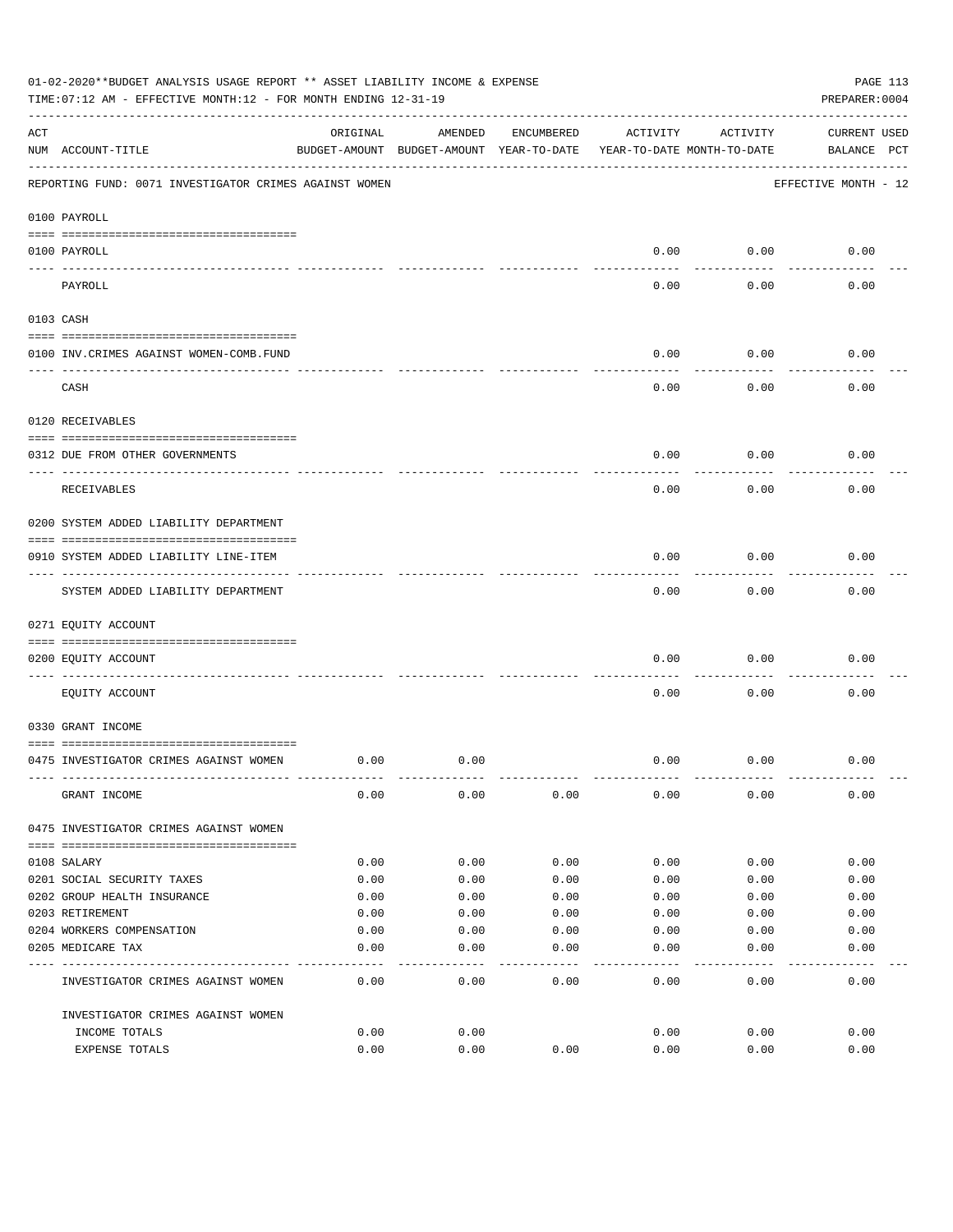01-02-2020**BUDGET ANALYSIS USAGE REPORT ** ASSET LIABILITY INCOME & EXPENSE

TIME:07:12 AM - EFFECTIVE MONTH:12 - FOR MONTH ENDING 12-31-19

PREPARER:0004

| ACT NUM | ACCOUNT-TITLE | ORIGINAL BUDGET-AMOUNT | AMENDED BUDGET-AMOUNT | ENCUMBERED YEAR-TO-DATE | ACTIVITY YEAR-TO-DATE | ACTIVITY MONTH-TO-DATE | CURRENT BALANCE | USED PCT |
|---|---|---|---|---|---|---|---|---|

REPORTING FUND: 0071 INVESTIGATOR CRIMES AGAINST WOMEN — EFFECTIVE MONTH - 12

| ACT NUM | ACCOUNT-TITLE | ORIGINAL BUDGET-AMOUNT | AMENDED BUDGET-AMOUNT | ENCUMBERED YEAR-TO-DATE | ACTIVITY YEAR-TO-DATE | ACTIVITY MONTH-TO-DATE | CURRENT BALANCE | USED PCT |
|---|---|---|---|---|---|---|---|---|
| **0100 PAYROLL** | | | | | | | | |
| 0100 | PAYROLL | | | | 0.00 | 0.00 | 0.00 | |
| | PAYROLL | | | | 0.00 | 0.00 | 0.00 | |
| **0103 CASH** | | | | | | | | |
| 0100 | INV.CRIMES AGAINST WOMEN-COMB.FUND | | | | 0.00 | 0.00 | 0.00 | |
| | CASH | | | | 0.00 | 0.00 | 0.00 | |
| **0120 RECEIVABLES** | | | | | | | | |
| 0312 | DUE FROM OTHER GOVERNMENTS | | | | 0.00 | 0.00 | 0.00 | |
| | RECEIVABLES | | | | 0.00 | 0.00 | 0.00 | |
| **0200 SYSTEM ADDED LIABILITY DEPARTMENT** | | | | | | | | |
| 0910 | SYSTEM ADDED LIABILITY LINE-ITEM | | | | 0.00 | 0.00 | 0.00 | |
| | SYSTEM ADDED LIABILITY DEPARTMENT | | | | 0.00 | 0.00 | 0.00 | |
| **0271 EQUITY ACCOUNT** | | | | | | | | |
| 0200 | EQUITY ACCOUNT | | | | 0.00 | 0.00 | 0.00 | |
| | EQUITY ACCOUNT | | | | 0.00 | 0.00 | 0.00 | |
| **0330 GRANT INCOME** | | | | | | | | |
| 0475 | INVESTIGATOR CRIMES AGAINST WOMEN | 0.00 | 0.00 | | 0.00 | 0.00 | 0.00 | |
| | GRANT INCOME | 0.00 | 0.00 | 0.00 | 0.00 | 0.00 | 0.00 | |
| **0475 INVESTIGATOR CRIMES AGAINST WOMEN** | | | | | | | | |
| 0108 | SALARY | 0.00 | 0.00 | 0.00 | 0.00 | 0.00 | 0.00 | |
| 0201 | SOCIAL SECURITY TAXES | 0.00 | 0.00 | 0.00 | 0.00 | 0.00 | 0.00 | |
| 0202 | GROUP HEALTH INSURANCE | 0.00 | 0.00 | 0.00 | 0.00 | 0.00 | 0.00 | |
| 0203 | RETIREMENT | 0.00 | 0.00 | 0.00 | 0.00 | 0.00 | 0.00 | |
| 0204 | WORKERS COMPENSATION | 0.00 | 0.00 | 0.00 | 0.00 | 0.00 | 0.00 | |
| 0205 | MEDICARE TAX | 0.00 | 0.00 | 0.00 | 0.00 | 0.00 | 0.00 | |
| | INVESTIGATOR CRIMES AGAINST WOMEN | 0.00 | 0.00 | 0.00 | 0.00 | 0.00 | 0.00 | |
| | INVESTIGATOR CRIMES AGAINST WOMEN | | | | | | | |
| | INCOME TOTALS | 0.00 | 0.00 | | 0.00 | 0.00 | 0.00 | |
| | EXPENSE TOTALS | 0.00 | 0.00 | 0.00 | 0.00 | 0.00 | 0.00 | |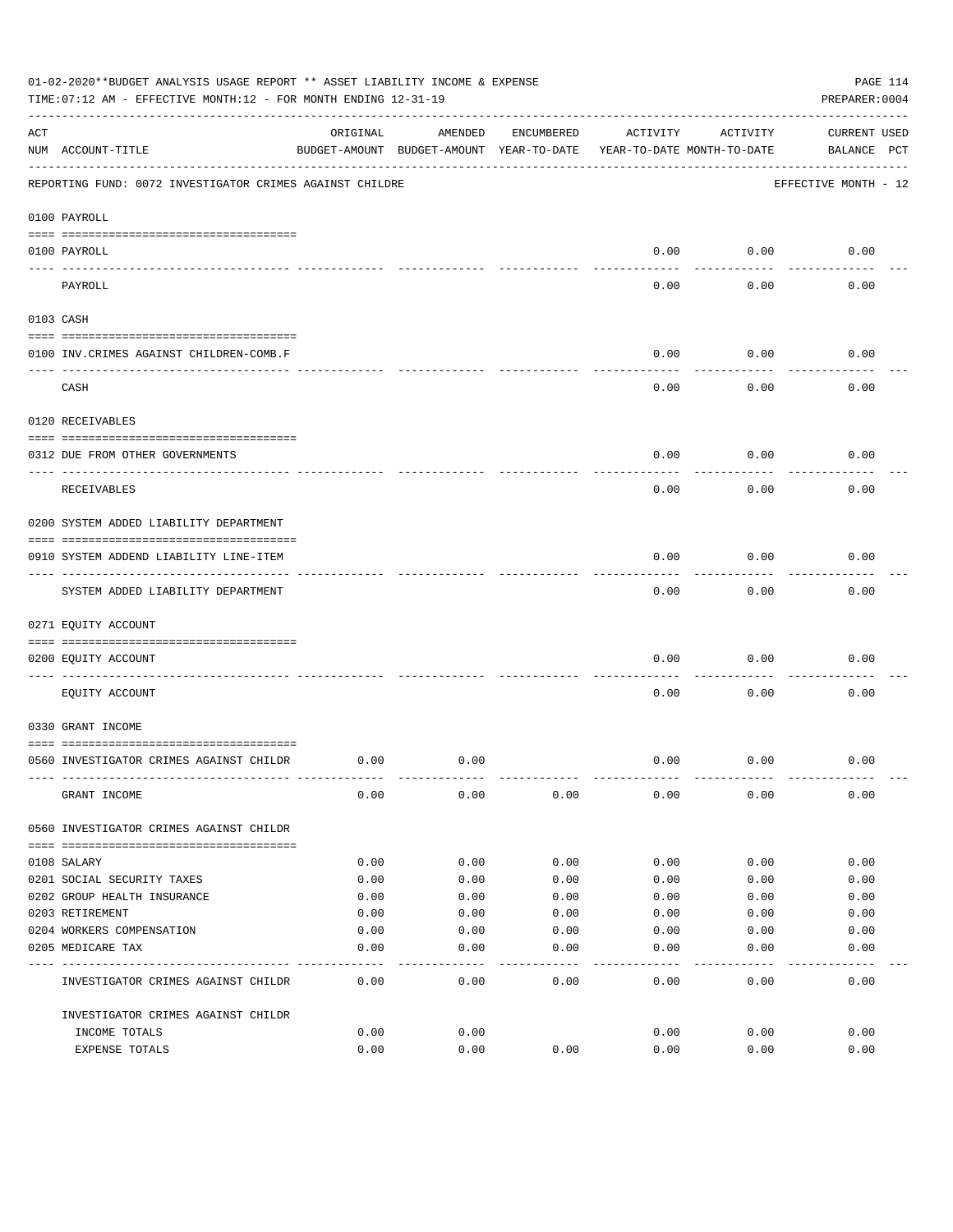01-02-2020**BUDGET ANALYSIS USAGE REPORT ** ASSET LIABILITY INCOME & EXPENSE

TIME:07:12 AM - EFFECTIVE MONTH:12 - FOR MONTH ENDING 12-31-19

PREPARER:0004

| ACT NUM | ACCOUNT-TITLE | ORIGINAL BUDGET-AMOUNT | AMENDED BUDGET-AMOUNT | ENCUMBERED YEAR-TO-DATE | ACTIVITY YEAR-TO-DATE | ACTIVITY MONTH-TO-DATE | CURRENT BALANCE | USED PCT |
|---|---|---|---|---|---|---|---|---|

REPORTING FUND: 0072 INVESTIGATOR CRIMES AGAINST CHILDRE — EFFECTIVE MONTH - 12

| ACT NUM | ACCOUNT-TITLE | ORIGINAL BUDGET-AMOUNT | AMENDED BUDGET-AMOUNT | ENCUMBERED YEAR-TO-DATE | ACTIVITY YEAR-TO-DATE | ACTIVITY MONTH-TO-DATE | CURRENT BALANCE | USED PCT |
|---|---|---|---|---|---|---|---|---|
| | **0100 PAYROLL** | | | | | | | |
| 0100 | PAYROLL | | | | 0.00 | 0.00 | 0.00 | |
| | PAYROLL | | | | 0.00 | 0.00 | 0.00 | |
| | **0103 CASH** | | | | | | | |
| 0100 | INV.CRIMES AGAINST CHILDREN-COMB.F | | | | 0.00 | 0.00 | 0.00 | |
| | CASH | | | | 0.00 | 0.00 | 0.00 | |
| | **0120 RECEIVABLES** | | | | | | | |
| 0312 | DUE FROM OTHER GOVERNMENTS | | | | 0.00 | 0.00 | 0.00 | |
| | RECEIVABLES | | | | 0.00 | 0.00 | 0.00 | |
| | **0200 SYSTEM ADDED LIABILITY DEPARTMENT** | | | | | | | |
| 0910 | SYSTEM ADDEND LIABILITY LINE-ITEM | | | | 0.00 | 0.00 | 0.00 | |
| | SYSTEM ADDED LIABILITY DEPARTMENT | | | | 0.00 | 0.00 | 0.00 | |
| | **0271 EQUITY ACCOUNT** | | | | | | | |
| 0200 | EQUITY ACCOUNT | | | | 0.00 | 0.00 | 0.00 | |
| | EQUITY ACCOUNT | | | | 0.00 | 0.00 | 0.00 | |
| | **0330 GRANT INCOME** | | | | | | | |
| 0560 | INVESTIGATOR CRIMES AGAINST CHILDR | 0.00 | 0.00 | | 0.00 | 0.00 | 0.00 | |
| | GRANT INCOME | 0.00 | 0.00 | 0.00 | 0.00 | 0.00 | 0.00 | |
| | **0560 INVESTIGATOR CRIMES AGAINST CHILDR** | | | | | | | |
| 0108 | SALARY | 0.00 | 0.00 | 0.00 | 0.00 | 0.00 | 0.00 | |
| 0201 | SOCIAL SECURITY TAXES | 0.00 | 0.00 | 0.00 | 0.00 | 0.00 | 0.00 | |
| 0202 | GROUP HEALTH INSURANCE | 0.00 | 0.00 | 0.00 | 0.00 | 0.00 | 0.00 | |
| 0203 | RETIREMENT | 0.00 | 0.00 | 0.00 | 0.00 | 0.00 | 0.00 | |
| 0204 | WORKERS COMPENSATION | 0.00 | 0.00 | 0.00 | 0.00 | 0.00 | 0.00 | |
| 0205 | MEDICARE TAX | 0.00 | 0.00 | 0.00 | 0.00 | 0.00 | 0.00 | |
| | INVESTIGATOR CRIMES AGAINST CHILDR | 0.00 | 0.00 | 0.00 | 0.00 | 0.00 | 0.00 | |
| | INVESTIGATOR CRIMES AGAINST CHILDR | | | | | | | |
| | INCOME TOTALS | 0.00 | 0.00 | | 0.00 | 0.00 | 0.00 | |
| | EXPENSE TOTALS | 0.00 | 0.00 | 0.00 | 0.00 | 0.00 | 0.00 | |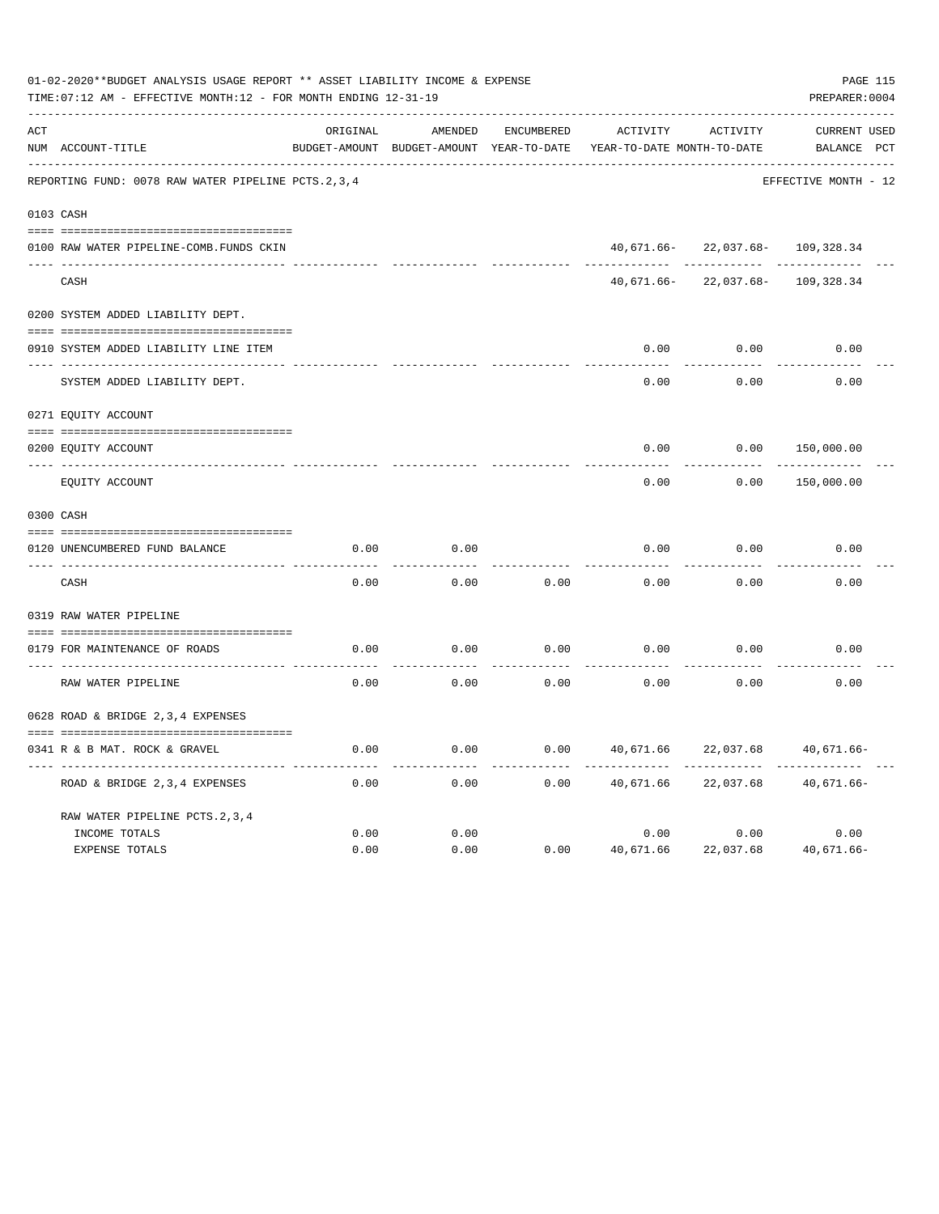01-02-2020**BUDGET ANALYSIS USAGE REPORT ** ASSET LIABILITY INCOME & EXPENSE

TIME:07:12 AM - EFFECTIVE MONTH:12 - FOR MONTH ENDING 12-31-19

PREPARER:0004

| ACT NUM | ACCOUNT-TITLE | ORIGINAL BUDGET-AMOUNT | AMENDED BUDGET-AMOUNT | ENCUMBERED YEAR-TO-DATE | ACTIVITY YEAR-TO-DATE | ACTIVITY MONTH-TO-DATE | CURRENT BALANCE | USED PCT |
|---|---|---|---|---|---|---|---|---|
| | REPORTING FUND: 0078 RAW WATER PIPELINE PCTS.2,3,4 | | | | | | EFFECTIVE MONTH - 12 | |
| 0103 | CASH | | | | | | | |
| 0100 | RAW WATER PIPELINE-COMB.FUNDS CKIN | | | | 40,671.66- | 22,037.68- | 109,328.34 | |
| | CASH | | | | 40,671.66- | 22,037.68- | 109,328.34 | |
| 0200 | SYSTEM ADDED LIABILITY DEPT. | | | | | | | |
| 0910 | SYSTEM ADDED LIABILITY LINE ITEM | | | | 0.00 | 0.00 | 0.00 | |
| | SYSTEM ADDED LIABILITY DEPT. | | | | 0.00 | 0.00 | 0.00 | |
| 0271 | EQUITY ACCOUNT | | | | | | | |
| 0200 | EQUITY ACCOUNT | | | | 0.00 | 0.00 | 150,000.00 | |
| | EQUITY ACCOUNT | | | | 0.00 | 0.00 | 150,000.00 | |
| 0300 | CASH | | | | | | | |
| 0120 | UNENCUMBERED FUND BALANCE | 0.00 | 0.00 | | 0.00 | 0.00 | 0.00 | |
| | CASH | 0.00 | 0.00 | 0.00 | 0.00 | 0.00 | 0.00 | |
| 0319 | RAW WATER PIPELINE | | | | | | | |
| 0179 | FOR MAINTENANCE OF ROADS | 0.00 | 0.00 | 0.00 | 0.00 | 0.00 | 0.00 | |
| | RAW WATER PIPELINE | 0.00 | 0.00 | 0.00 | 0.00 | 0.00 | 0.00 | |
| 0628 | ROAD & BRIDGE 2,3,4 EXPENSES | | | | | | | |
| 0341 | R & B MAT. ROCK & GRAVEL | 0.00 | 0.00 | 0.00 | 40,671.66 | 22,037.68 | 40,671.66- | |
| | ROAD & BRIDGE 2,3,4 EXPENSES | 0.00 | 0.00 | 0.00 | 40,671.66 | 22,037.68 | 40,671.66- | |
| | RAW WATER PIPELINE PCTS.2,3,4 | | | | | | | |
| | INCOME TOTALS | 0.00 | 0.00 | | 0.00 | 0.00 | 0.00 | |
| | EXPENSE TOTALS | 0.00 | 0.00 | 0.00 | 40,671.66 | 22,037.68 | 40,671.66- | |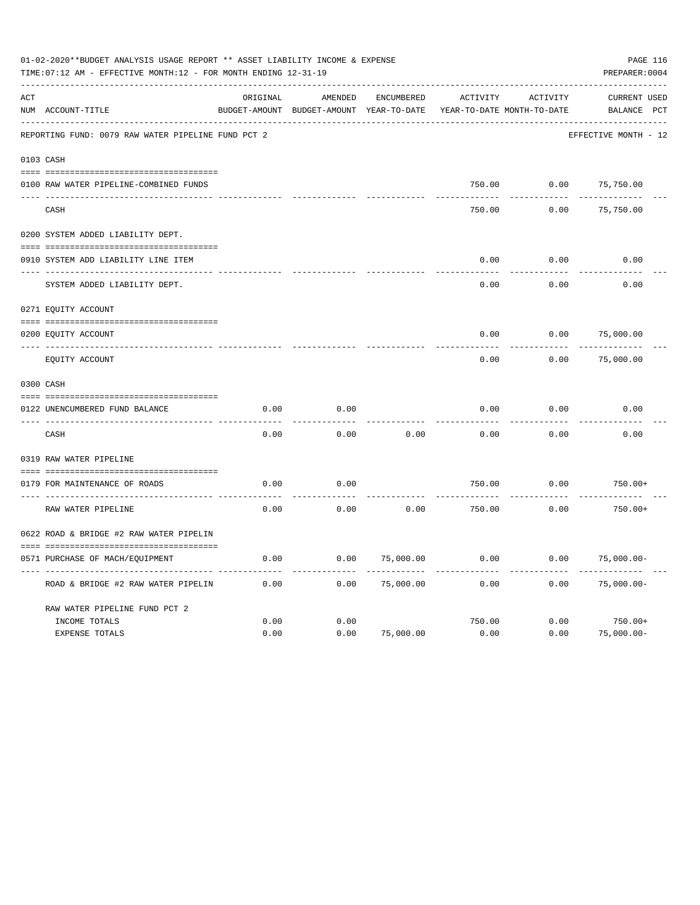01-02-2020**BUDGET ANALYSIS USAGE REPORT ** ASSET LIABILITY INCOME & EXPENSE

TIME:07:12 AM - EFFECTIVE MONTH:12 - FOR MONTH ENDING 12-31-19

PREPARER:0004

| ACT NUM | ACCOUNT-TITLE | ORIGINAL BUDGET-AMOUNT | AMENDED BUDGET-AMOUNT | ENCUMBERED YEAR-TO-DATE | ACTIVITY YEAR-TO-DATE | ACTIVITY MONTH-TO-DATE | CURRENT BALANCE | USED PCT |
|---|---|---|---|---|---|---|---|---|
| | REPORTING FUND: 0079 RAW WATER PIPELINE FUND PCT 2 | | | | | | EFFECTIVE MONTH - 12 | |
| 0103 | CASH | | | | | | | |
| 0100 | RAW WATER PIPELINE-COMBINED FUNDS | | | | 750.00 | 0.00 | 75,750.00 | |
| | CASH | | | | 750.00 | 0.00 | 75,750.00 | |
| 0200 | SYSTEM ADDED LIABILITY DEPT. | | | | | | | |
| 0910 | SYSTEM ADD LIABILITY LINE ITEM | | | | 0.00 | 0.00 | 0.00 | |
| | SYSTEM ADDED LIABILITY DEPT. | | | | 0.00 | 0.00 | 0.00 | |
| 0271 | EQUITY ACCOUNT | | | | | | | |
| 0200 | EQUITY ACCOUNT | | | | 0.00 | 0.00 | 75,000.00 | |
| | EQUITY ACCOUNT | | | | 0.00 | 0.00 | 75,000.00 | |
| 0300 | CASH | | | | | | | |
| 0122 | UNENCUMBERED FUND BALANCE | 0.00 | 0.00 | | 0.00 | 0.00 | 0.00 | |
| | CASH | 0.00 | 0.00 | 0.00 | 0.00 | 0.00 | 0.00 | |
| 0319 | RAW WATER PIPELINE | | | | | | | |
| 0179 | FOR MAINTENANCE OF ROADS | 0.00 | 0.00 | | 750.00 | 0.00 | 750.00+ | |
| | RAW WATER PIPELINE | 0.00 | 0.00 | 0.00 | 750.00 | 0.00 | 750.00+ | |
| 0622 | ROAD & BRIDGE #2 RAW WATER PIPELIN | | | | | | | |
| 0571 | PURCHASE OF MACH/EQUIPMENT | 0.00 | 0.00 | 75,000.00 | 0.00 | 0.00 | 75,000.00- | |
| | ROAD & BRIDGE #2 RAW WATER PIPELIN | 0.00 | 0.00 | 75,000.00 | 0.00 | 0.00 | 75,000.00- | |
| | RAW WATER PIPELINE FUND PCT 2 | | | | | | | |
| | INCOME TOTALS | 0.00 | 0.00 | | 750.00 | 0.00 | 750.00+ | |
| | EXPENSE TOTALS | 0.00 | 0.00 | 75,000.00 | 0.00 | 0.00 | 75,000.00- | |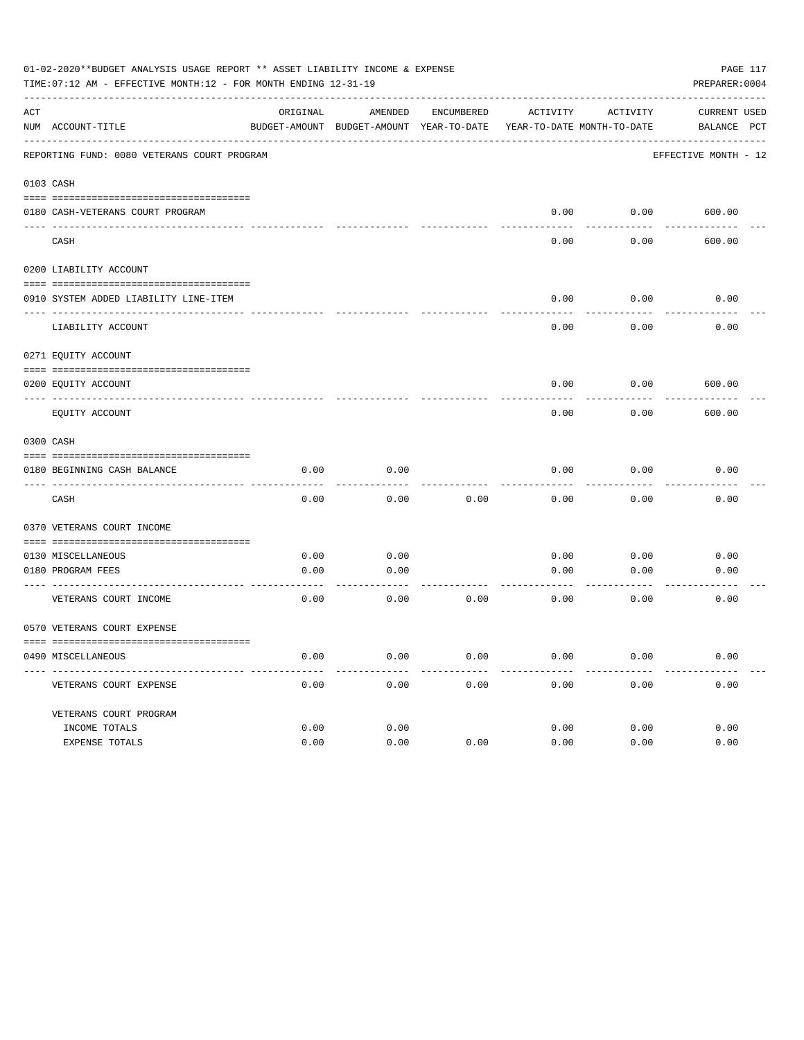01-02-2020**BUDGET ANALYSIS USAGE REPORT ** ASSET LIABILITY INCOME & EXPENSE

TIME:07:12 AM - EFFECTIVE MONTH:12 - FOR MONTH ENDING 12-31-19

PREPARER:0004

| ACT NUM | ACCOUNT-TITLE | ORIGINAL BUDGET-AMOUNT | AMENDED BUDGET-AMOUNT | ENCUMBERED YEAR-TO-DATE | ACTIVITY YEAR-TO-DATE | ACTIVITY MONTH-TO-DATE | CURRENT BALANCE | USED PCT |
|---|---|---|---|---|---|---|---|---|
| | REPORTING FUND: 0080 VETERANS COURT PROGRAM | | | | | | EFFECTIVE MONTH - 12 | |
| 0103 | CASH | | | | | | | |
| 0180 | CASH-VETERANS COURT PROGRAM | | | | 0.00 | 0.00 | 600.00 | |
| | CASH | | | | 0.00 | 0.00 | 600.00 | |
| 0200 | LIABILITY ACCOUNT | | | | | | | |
| 0910 | SYSTEM ADDED LIABILITY LINE-ITEM | | | | 0.00 | 0.00 | 0.00 | |
| | LIABILITY ACCOUNT | | | | 0.00 | 0.00 | 0.00 | |
| 0271 | EQUITY ACCOUNT | | | | | | | |
| 0200 | EQUITY ACCOUNT | | | | 0.00 | 0.00 | 600.00 | |
| | EQUITY ACCOUNT | | | | 0.00 | 0.00 | 600.00 | |
| 0300 | CASH | | | | | | | |
| 0180 | BEGINNING CASH BALANCE | 0.00 | 0.00 | | 0.00 | 0.00 | 0.00 | |
| | CASH | 0.00 | 0.00 | 0.00 | 0.00 | 0.00 | 0.00 | |
| 0370 | VETERANS COURT INCOME | | | | | | | |
| 0130 | MISCELLANEOUS | 0.00 | 0.00 | | 0.00 | 0.00 | 0.00 | |
| 0180 | PROGRAM FEES | 0.00 | 0.00 | | 0.00 | 0.00 | 0.00 | |
| | VETERANS COURT INCOME | 0.00 | 0.00 | 0.00 | 0.00 | 0.00 | 0.00 | |
| 0570 | VETERANS COURT EXPENSE | | | | | | | |
| 0490 | MISCELLANEOUS | 0.00 | 0.00 | 0.00 | 0.00 | 0.00 | 0.00 | |
| | VETERANS COURT EXPENSE | 0.00 | 0.00 | 0.00 | 0.00 | 0.00 | 0.00 | |
| | VETERANS COURT PROGRAM | | | | | | | |
| | INCOME TOTALS | 0.00 | 0.00 | | 0.00 | 0.00 | 0.00 | |
| | EXPENSE TOTALS | 0.00 | 0.00 | 0.00 | 0.00 | 0.00 | 0.00 | |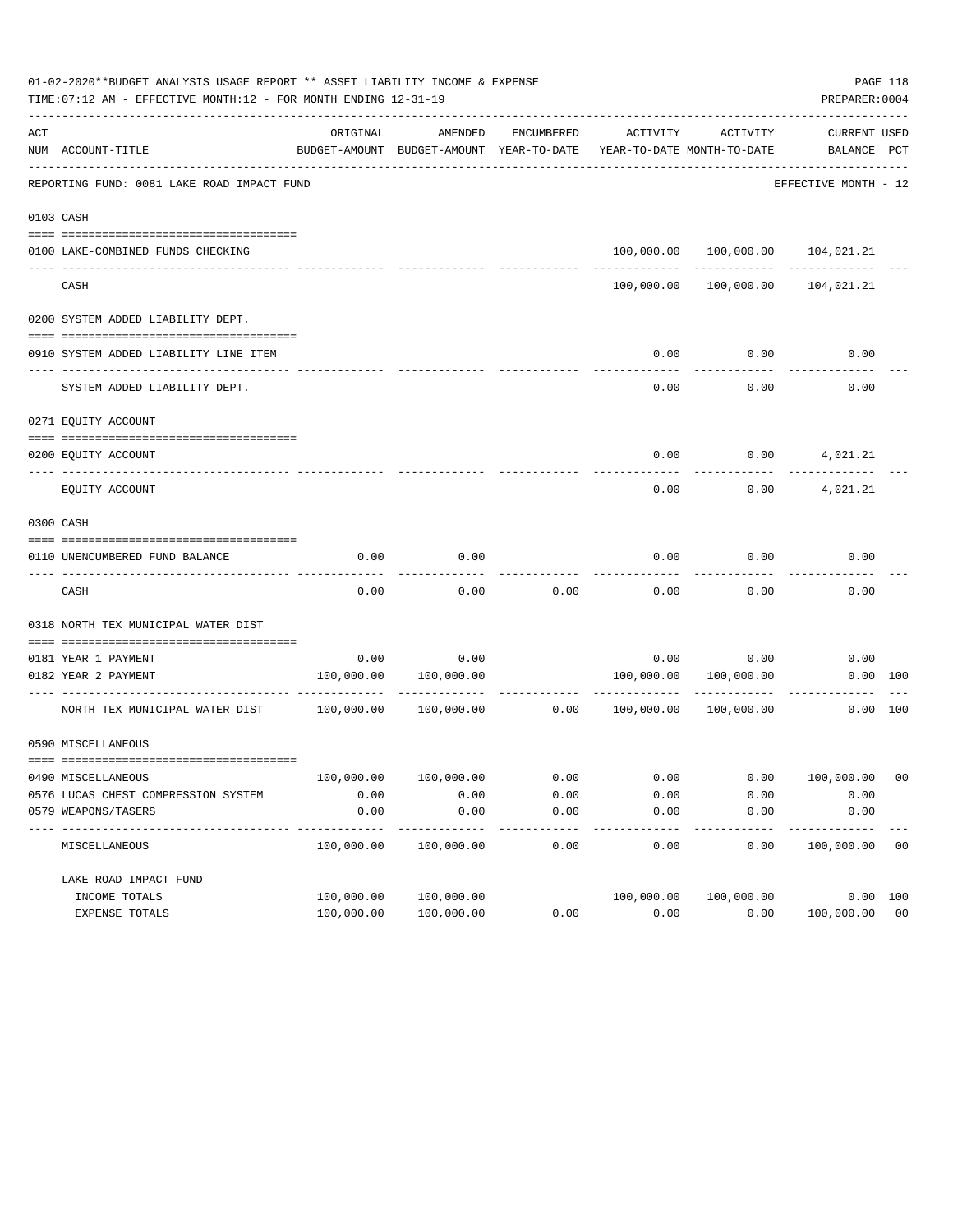01-02-2020**BUDGET ANALYSIS USAGE REPORT ** ASSET LIABILITY INCOME & EXPENSE

TIME:07:12 AM - EFFECTIVE MONTH:12 - FOR MONTH ENDING 12-31-19

PREPARER:0004

| ACT NUM | ACCOUNT-TITLE | ORIGINAL BUDGET-AMOUNT | AMENDED BUDGET-AMOUNT | ENCUMBERED YEAR-TO-DATE | ACTIVITY YEAR-TO-DATE | ACTIVITY MONTH-TO-DATE | CURRENT BALANCE | USED PCT |
|---|---|---|---|---|---|---|---|---|
| | **REPORTING FUND: 0081 LAKE ROAD IMPACT FUND** | | | | | | EFFECTIVE MONTH - 12 | |
| 0103 | CASH | | | | | | | |
| 0100 | LAKE-COMBINED FUNDS CHECKING | | | | 100,000.00 | 100,000.00 | 104,021.21 | |
| | CASH | | | | 100,000.00 | 100,000.00 | 104,021.21 | |
| 0200 | SYSTEM ADDED LIABILITY DEPT. | | | | | | | |
| 0910 | SYSTEM ADDED LIABILITY LINE ITEM | | | | 0.00 | 0.00 | 0.00 | |
| | SYSTEM ADDED LIABILITY DEPT. | | | | 0.00 | 0.00 | 0.00 | |
| 0271 | EQUITY ACCOUNT | | | | | | | |
| 0200 | EQUITY ACCOUNT | | | | 0.00 | 0.00 | 4,021.21 | |
| | EQUITY ACCOUNT | | | | 0.00 | 0.00 | 4,021.21 | |
| 0300 | CASH | | | | | | | |
| 0110 | UNENCUMBERED FUND BALANCE | 0.00 | 0.00 | | 0.00 | 0.00 | 0.00 | |
| | CASH | 0.00 | 0.00 | 0.00 | 0.00 | 0.00 | 0.00 | |
| 0318 | NORTH TEX MUNICIPAL WATER DIST | | | | | | | |
| 0181 | YEAR 1 PAYMENT | 0.00 | 0.00 | | 0.00 | 0.00 | 0.00 | |
| 0182 | YEAR 2 PAYMENT | 100,000.00 | 100,000.00 | | 100,000.00 | 100,000.00 | 0.00 | 100 |
| | NORTH TEX MUNICIPAL WATER DIST | 100,000.00 | 100,000.00 | 0.00 | 100,000.00 | 100,000.00 | 0.00 | 100 |
| 0590 | MISCELLANEOUS | | | | | | | |
| 0490 | MISCELLANEOUS | 100,000.00 | 100,000.00 | 0.00 | 0.00 | 0.00 | 100,000.00 | 00 |
| 0576 | LUCAS CHEST COMPRESSION SYSTEM | 0.00 | 0.00 | 0.00 | 0.00 | 0.00 | 0.00 | |
| 0579 | WEAPONS/TASERS | 0.00 | 0.00 | 0.00 | 0.00 | 0.00 | 0.00 | |
| | MISCELLANEOUS | 100,000.00 | 100,000.00 | 0.00 | 0.00 | 0.00 | 100,000.00 | 00 |
| | LAKE ROAD IMPACT FUND | | | | | | | |
| | INCOME TOTALS | 100,000.00 | 100,000.00 | | 100,000.00 | 100,000.00 | 0.00 | 100 |
| | EXPENSE TOTALS | 100,000.00 | 100,000.00 | 0.00 | 0.00 | 0.00 | 100,000.00 | 00 |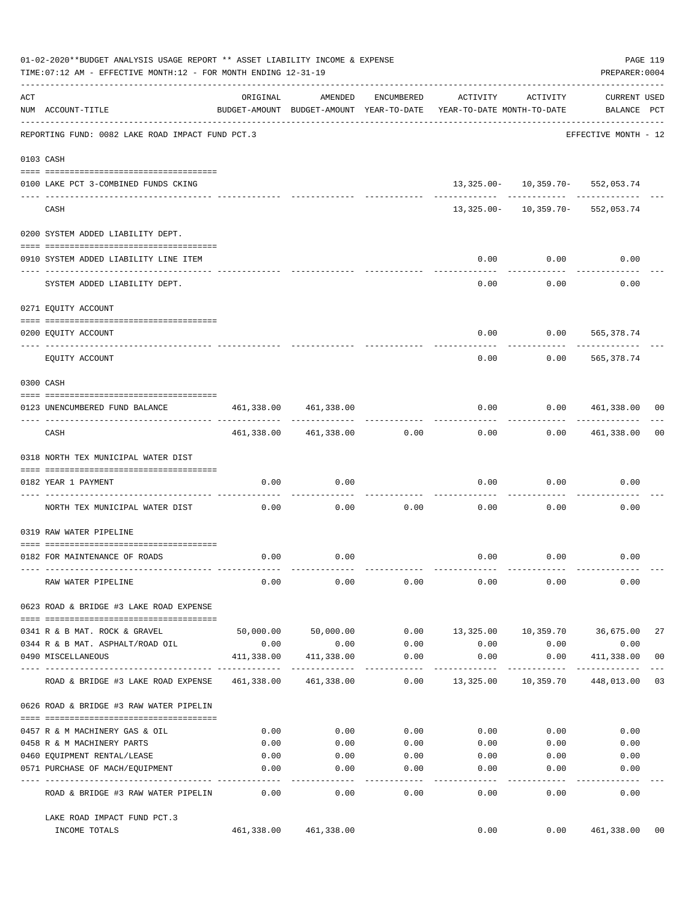01-02-2020**BUDGET ANALYSIS USAGE REPORT ** ASSET LIABILITY INCOME & EXPENSE

TIME:07:12 AM - EFFECTIVE MONTH:12 - FOR MONTH ENDING 12-31-19

PREPARER:0004

| ACT NUM | ACCOUNT-TITLE | ORIGINAL BUDGET-AMOUNT | AMENDED BUDGET-AMOUNT | ENCUMBERED YEAR-TO-DATE | ACTIVITY YEAR-TO-DATE | ACTIVITY MONTH-TO-DATE | CURRENT BALANCE | USED PCT |
|---|---|---|---|---|---|---|---|---|
| | REPORTING FUND: 0082 LAKE ROAD IMPACT FUND PCT.3 | | | | | | EFFECTIVE MONTH - 12 | |
| 0103 | CASH | | | | | | | |
| 0100 | LAKE PCT 3-COMBINED FUNDS CKING | | | | 13,325.00- | 10,359.70- | 552,053.74 | |
| | CASH | | | | 13,325.00- | 10,359.70- | 552,053.74 | |
| 0200 | SYSTEM ADDED LIABILITY DEPT. | | | | | | | |
| 0910 | SYSTEM ADDED LIABILITY LINE ITEM | | | | 0.00 | 0.00 | 0.00 | |
| | SYSTEM ADDED LIABILITY DEPT. | | | | 0.00 | 0.00 | 0.00 | |
| 0271 | EQUITY ACCOUNT | | | | | | | |
| 0200 | EQUITY ACCOUNT | | | | 0.00 | 0.00 | 565,378.74 | |
| | EQUITY ACCOUNT | | | | 0.00 | 0.00 | 565,378.74 | |
| 0300 | CASH | | | | | | | |
| 0123 | UNENCUMBERED FUND BALANCE | 461,338.00 | 461,338.00 | | 0.00 | 0.00 | 461,338.00 | 00 |
| | CASH | 461,338.00 | 461,338.00 | 0.00 | 0.00 | 0.00 | 461,338.00 | 00 |
| 0318 | NORTH TEX MUNICIPAL WATER DIST | | | | | | | |
| 0182 | YEAR 1 PAYMENT | 0.00 | 0.00 | | 0.00 | 0.00 | 0.00 | |
| | NORTH TEX MUNICIPAL WATER DIST | 0.00 | 0.00 | 0.00 | 0.00 | 0.00 | 0.00 | |
| 0319 | RAW WATER PIPELINE | | | | | | | |
| 0182 | FOR MAINTENANCE OF ROADS | 0.00 | 0.00 | | 0.00 | 0.00 | 0.00 | |
| | RAW WATER PIPELINE | 0.00 | 0.00 | 0.00 | 0.00 | 0.00 | 0.00 | |
| 0623 | ROAD & BRIDGE #3 LAKE ROAD EXPENSE | | | | | | | |
| 0341 | R & B MAT. ROCK & GRAVEL | 50,000.00 | 50,000.00 | 0.00 | 13,325.00 | 10,359.70 | 36,675.00 | 27 |
| 0344 | R & B MAT. ASPHALT/ROAD OIL | 0.00 | 0.00 | 0.00 | 0.00 | 0.00 | 0.00 | |
| 0490 | MISCELLANEOUS | 411,338.00 | 411,338.00 | 0.00 | 0.00 | 0.00 | 411,338.00 | 00 |
| | ROAD & BRIDGE #3 LAKE ROAD EXPENSE | 461,338.00 | 461,338.00 | 0.00 | 13,325.00 | 10,359.70 | 448,013.00 | 03 |
| 0626 | ROAD & BRIDGE #3 RAW WATER PIPELIN | | | | | | | |
| 0457 | R & M MACHINERY GAS & OIL | 0.00 | 0.00 | 0.00 | 0.00 | 0.00 | 0.00 | |
| 0458 | R & M MACHINERY PARTS | 0.00 | 0.00 | 0.00 | 0.00 | 0.00 | 0.00 | |
| 0460 | EQUIPMENT RENTAL/LEASE | 0.00 | 0.00 | 0.00 | 0.00 | 0.00 | 0.00 | |
| 0571 | PURCHASE OF MACH/EQUIPMENT | 0.00 | 0.00 | 0.00 | 0.00 | 0.00 | 0.00 | |
| | ROAD & BRIDGE #3 RAW WATER PIPELIN | 0.00 | 0.00 | 0.00 | 0.00 | 0.00 | 0.00 | |
| | LAKE ROAD IMPACT FUND PCT.3 INCOME TOTALS | 461,338.00 | 461,338.00 | | 0.00 | 0.00 | 461,338.00 | 00 |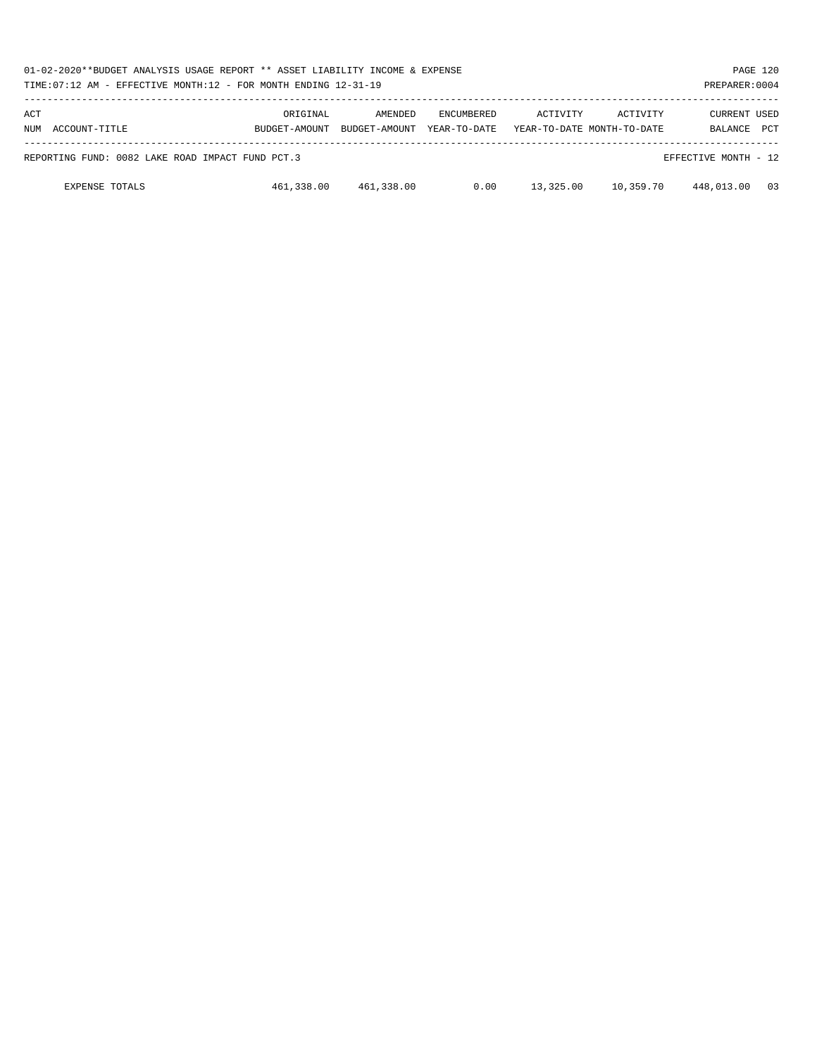01-02-2020**BUDGET ANALYSIS USAGE REPORT ** ASSET LIABILITY INCOME & EXPENSE

TIME:07:12 AM - EFFECTIVE MONTH:12 - FOR MONTH ENDING 12-31-19

PREPARER:0004

| ACT NUM ACCOUNT-TITLE | ORIGINAL BUDGET-AMOUNT | AMENDED BUDGET-AMOUNT | ENCUMBERED YEAR-TO-DATE | ACTIVITY YEAR-TO-DATE | ACTIVITY MONTH-TO-DATE | CURRENT BALANCE | USED PCT |
|---|---|---|---|---|---|---|---|
| REPORTING FUND: 0082 LAKE ROAD IMPACT FUND PCT.3 | | | | | | EFFECTIVE MONTH - 12 | |
| EXPENSE TOTALS | 461,338.00 | 461,338.00 | 0.00 | 13,325.00 | 10,359.70 | 448,013.00 | 03 |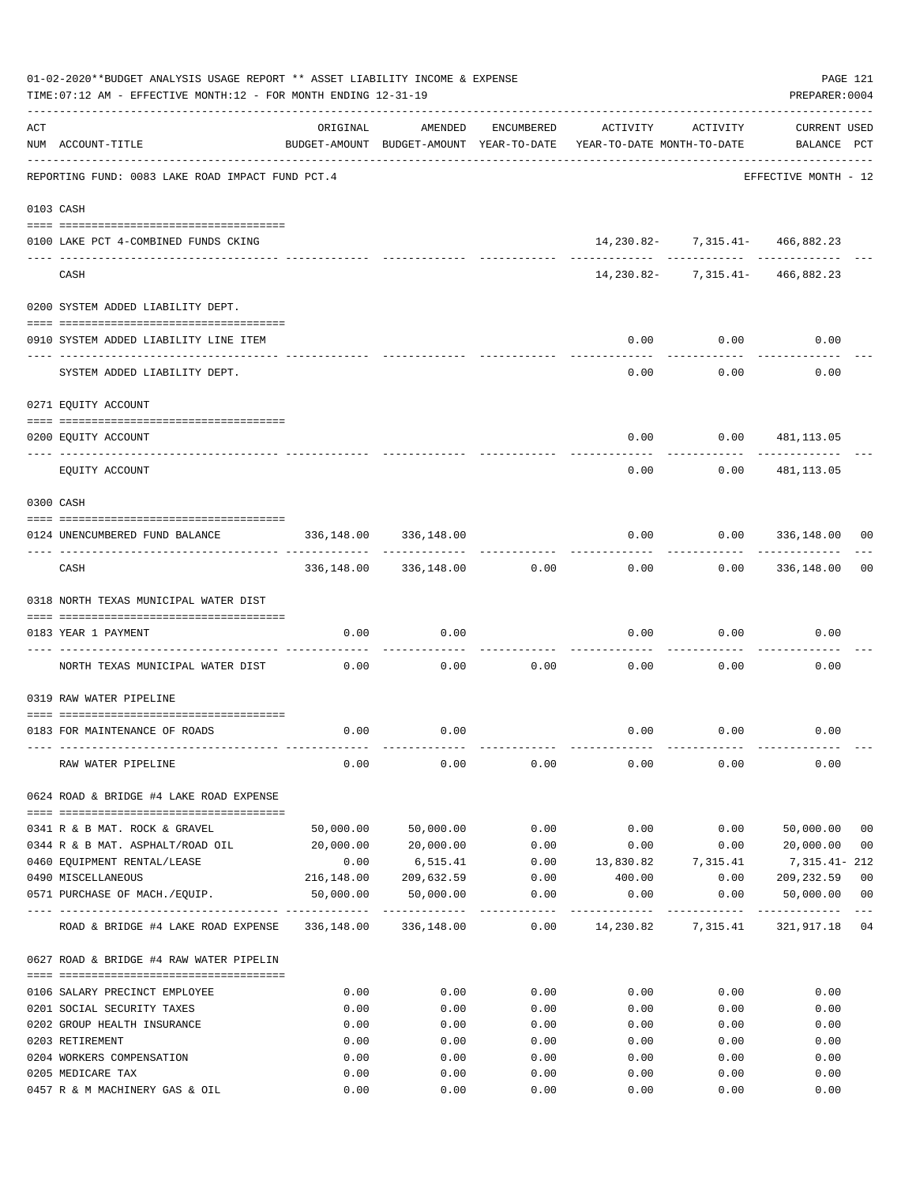01-02-2020**BUDGET ANALYSIS USAGE REPORT ** ASSET LIABILITY INCOME & EXPENSE

TIME:07:12 AM - EFFECTIVE MONTH:12 - FOR MONTH ENDING 12-31-19

PREPARER:0004

| ACT NUM | ACCOUNT-TITLE | ORIGINAL BUDGET-AMOUNT | AMENDED BUDGET-AMOUNT | ENCUMBERED YEAR-TO-DATE | ACTIVITY YEAR-TO-DATE | ACTIVITY MONTH-TO-DATE | CURRENT BALANCE | USED PCT |
|---|---|---|---|---|---|---|---|---|
| | REPORTING FUND: 0083 LAKE ROAD IMPACT FUND PCT.4 | | | | | | EFFECTIVE MONTH - 12 | |
| | 0103 CASH | | | | | | | |
| 0100 | LAKE PCT 4-COMBINED FUNDS CKING | | | | 14,230.82- | 7,315.41- | 466,882.23 | |
| | CASH | | | | 14,230.82- | 7,315.41- | 466,882.23 | |
| | 0200 SYSTEM ADDED LIABILITY DEPT. | | | | | | | |
| 0910 | SYSTEM ADDED LIABILITY LINE ITEM | | | | 0.00 | 0.00 | 0.00 | |
| | SYSTEM ADDED LIABILITY DEPT. | | | | 0.00 | 0.00 | 0.00 | |
| | 0271 EQUITY ACCOUNT | | | | | | | |
| 0200 | EQUITY ACCOUNT | | | | 0.00 | 0.00 | 481,113.05 | |
| | EQUITY ACCOUNT | | | | 0.00 | 0.00 | 481,113.05 | |
| | 0300 CASH | | | | | | | |
| 0124 | UNENCUMBERED FUND BALANCE | 336,148.00 | 336,148.00 | | 0.00 | 0.00 | 336,148.00 | 00 |
| | CASH | 336,148.00 | 336,148.00 | 0.00 | 0.00 | 0.00 | 336,148.00 | 00 |
| | 0318 NORTH TEXAS MUNICIPAL WATER DIST | | | | | | | |
| 0183 | YEAR 1 PAYMENT | 0.00 | 0.00 | | 0.00 | 0.00 | 0.00 | |
| | NORTH TEXAS MUNICIPAL WATER DIST | 0.00 | 0.00 | 0.00 | 0.00 | 0.00 | 0.00 | |
| | 0319 RAW WATER PIPELINE | | | | | | | |
| 0183 | FOR MAINTENANCE OF ROADS | 0.00 | 0.00 | | 0.00 | 0.00 | 0.00 | |
| | RAW WATER PIPELINE | 0.00 | 0.00 | 0.00 | 0.00 | 0.00 | 0.00 | |
| | 0624 ROAD & BRIDGE #4 LAKE ROAD EXPENSE | | | | | | | |
| 0341 | R & B MAT. ROCK & GRAVEL | 50,000.00 | 50,000.00 | 0.00 | 0.00 | 0.00 | 50,000.00 | 00 |
| 0344 | R & B MAT. ASPHALT/ROAD OIL | 20,000.00 | 20,000.00 | 0.00 | 0.00 | 0.00 | 20,000.00 | 00 |
| 0460 | EQUIPMENT RENTAL/LEASE | 0.00 | 6,515.41 | 0.00 | 13,830.82 | 7,315.41 | 7,315.41- | 212 |
| 0490 | MISCELLANEOUS | 216,148.00 | 209,632.59 | 0.00 | 400.00 | 0.00 | 209,232.59 | 00 |
| 0571 | PURCHASE OF MACH./EQUIP. | 50,000.00 | 50,000.00 | 0.00 | 0.00 | 0.00 | 50,000.00 | 00 |
| | ROAD & BRIDGE #4 LAKE ROAD EXPENSE | 336,148.00 | 336,148.00 | 0.00 | 14,230.82 | 7,315.41 | 321,917.18 | 04 |
| | 0627 ROAD & BRIDGE #4 RAW WATER PIPELIN | | | | | | | |
| 0106 | SALARY PRECINCT EMPLOYEE | 0.00 | 0.00 | 0.00 | 0.00 | 0.00 | 0.00 | |
| 0201 | SOCIAL SECURITY TAXES | 0.00 | 0.00 | 0.00 | 0.00 | 0.00 | 0.00 | |
| 0202 | GROUP HEALTH INSURANCE | 0.00 | 0.00 | 0.00 | 0.00 | 0.00 | 0.00 | |
| 0203 | RETIREMENT | 0.00 | 0.00 | 0.00 | 0.00 | 0.00 | 0.00 | |
| 0204 | WORKERS COMPENSATION | 0.00 | 0.00 | 0.00 | 0.00 | 0.00 | 0.00 | |
| 0205 | MEDICARE TAX | 0.00 | 0.00 | 0.00 | 0.00 | 0.00 | 0.00 | |
| 0457 | R & M MACHINERY GAS & OIL | 0.00 | 0.00 | 0.00 | 0.00 | 0.00 | 0.00 | |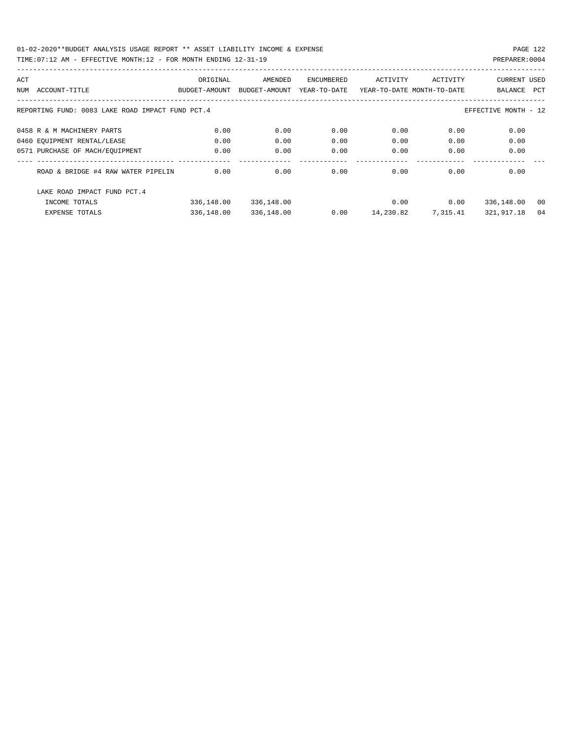01-02-2020**BUDGET ANALYSIS USAGE REPORT ** ASSET LIABILITY INCOME & EXPENSE

TIME:07:12 AM - EFFECTIVE MONTH:12 - FOR MONTH ENDING 12-31-19

PREPARER:0004

| ACT NUM | ACCOUNT-TITLE | ORIGINAL BUDGET-AMOUNT | AMENDED BUDGET-AMOUNT | ENCUMBERED YEAR-TO-DATE | ACTIVITY YEAR-TO-DATE | ACTIVITY MONTH-TO-DATE | CURRENT BALANCE | USED PCT |
|---|---|---|---|---|---|---|---|---|
| REPORTING FUND: 0083 LAKE ROAD IMPACT FUND PCT.4 | | | | | | | EFFECTIVE MONTH - 12 | |
| 0458 | R & M MACHINERY PARTS | 0.00 | 0.00 | 0.00 | 0.00 | 0.00 | 0.00 | |
| 0460 | EQUIPMENT RENTAL/LEASE | 0.00 | 0.00 | 0.00 | 0.00 | 0.00 | 0.00 | |
| 0571 | PURCHASE OF MACH/EQUIPMENT | 0.00 | 0.00 | 0.00 | 0.00 | 0.00 | 0.00 | |
| | ROAD & BRIDGE #4 RAW WATER PIPELIN | 0.00 | 0.00 | 0.00 | 0.00 | 0.00 | 0.00 | |
| | LAKE ROAD IMPACT FUND PCT.4 | | | | | | | |
| | INCOME TOTALS | 336,148.00 | 336,148.00 | | 0.00 | 0.00 | 336,148.00 | 00 |
| | EXPENSE TOTALS | 336,148.00 | 336,148.00 | 0.00 | 14,230.82 | 7,315.41 | 321,917.18 | 04 |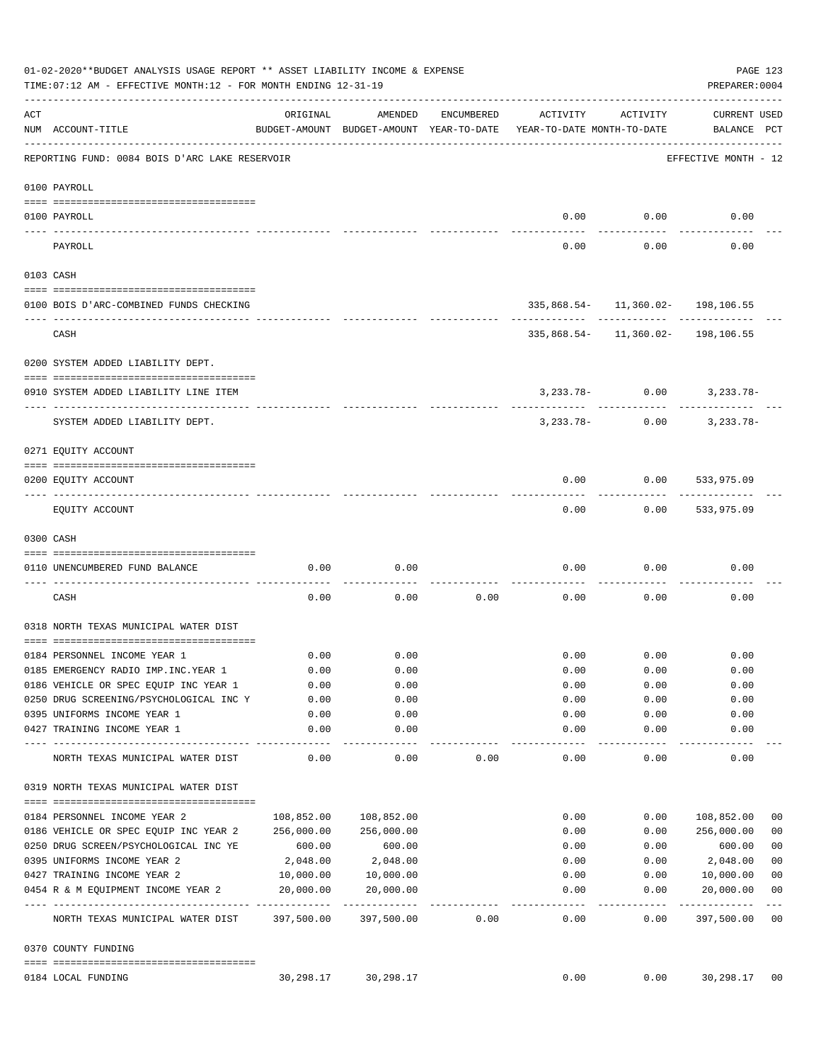01-02-2020**BUDGET ANALYSIS USAGE REPORT ** ASSET LIABILITY INCOME & EXPENSE

TIME:07:12 AM - EFFECTIVE MONTH:12 - FOR MONTH ENDING 12-31-19

PREPARER:0004

| ACT NUM | ACCOUNT-TITLE | ORIGINAL BUDGET-AMOUNT | AMENDED BUDGET-AMOUNT | ENCUMBERED YEAR-TO-DATE | ACTIVITY YEAR-TO-DATE | ACTIVITY MONTH-TO-DATE | CURRENT BALANCE | USED PCT |
|---|---|---|---|---|---|---|---|---|
| | REPORTING FUND: 0084 BOIS D'ARC LAKE RESERVOIR | | | | | | EFFECTIVE MONTH - 12 | |
| | 0100 PAYROLL | | | | | | | |
| 0100 | PAYROLL | | | | 0.00 | 0.00 | 0.00 | |
| | PAYROLL | | | | 0.00 | 0.00 | 0.00 | |
| | 0103 CASH | | | | | | | |
| 0100 | BOIS D'ARC-COMBINED FUNDS CHECKING | | | | 335,868.54- | 11,360.02- | 198,106.55 | |
| | CASH | | | | 335,868.54- | 11,360.02- | 198,106.55 | |
| | 0200 SYSTEM ADDED LIABILITY DEPT. | | | | | | | |
| 0910 | SYSTEM ADDED LIABILITY LINE ITEM | | | | 3,233.78- | 0.00 | 3,233.78- | |
| | SYSTEM ADDED LIABILITY DEPT. | | | | 3,233.78- | 0.00 | 3,233.78- | |
| | 0271 EQUITY ACCOUNT | | | | | | | |
| 0200 | EQUITY ACCOUNT | | | | 0.00 | 0.00 | 533,975.09 | |
| | EQUITY ACCOUNT | | | | 0.00 | 0.00 | 533,975.09 | |
| | 0300 CASH | | | | | | | |
| 0110 | UNENCUMBERED FUND BALANCE | 0.00 | 0.00 | | 0.00 | 0.00 | 0.00 | |
| | CASH | 0.00 | 0.00 | 0.00 | 0.00 | 0.00 | 0.00 | |
| | 0318 NORTH TEXAS MUNICIPAL WATER DIST | | | | | | | |
| 0184 | PERSONNEL INCOME YEAR 1 | 0.00 | 0.00 | | 0.00 | 0.00 | 0.00 | |
| 0185 | EMERGENCY RADIO IMP.INC.YEAR 1 | 0.00 | 0.00 | | 0.00 | 0.00 | 0.00 | |
| 0186 | VEHICLE OR SPEC EQUIP INC YEAR 1 | 0.00 | 0.00 | | 0.00 | 0.00 | 0.00 | |
| 0250 | DRUG SCREENING/PSYCHOLOGICAL INC Y | 0.00 | 0.00 | | 0.00 | 0.00 | 0.00 | |
| 0395 | UNIFORMS INCOME YEAR 1 | 0.00 | 0.00 | | 0.00 | 0.00 | 0.00 | |
| 0427 | TRAINING INCOME YEAR 1 | 0.00 | 0.00 | | 0.00 | 0.00 | 0.00 | |
| | NORTH TEXAS MUNICIPAL WATER DIST | 0.00 | 0.00 | 0.00 | 0.00 | 0.00 | 0.00 | |
| | 0319 NORTH TEXAS MUNICIPAL WATER DIST | | | | | | | |
| 0184 | PERSONNEL INCOME YEAR 2 | 108,852.00 | 108,852.00 | | 0.00 | 0.00 | 108,852.00 | 00 |
| 0186 | VEHICLE OR SPEC EQUIP INC YEAR 2 | 256,000.00 | 256,000.00 | | 0.00 | 0.00 | 256,000.00 | 00 |
| 0250 | DRUG SCREEN/PSYCHOLOGICAL INC YE | 600.00 | 600.00 | | 0.00 | 0.00 | 600.00 | 00 |
| 0395 | UNIFORMS INCOME YEAR 2 | 2,048.00 | 2,048.00 | | 0.00 | 0.00 | 2,048.00 | 00 |
| 0427 | TRAINING INCOME YEAR 2 | 10,000.00 | 10,000.00 | | 0.00 | 0.00 | 10,000.00 | 00 |
| 0454 | R & M EQUIPMENT INCOME YEAR 2 | 20,000.00 | 20,000.00 | | 0.00 | 0.00 | 20,000.00 | 00 |
| | NORTH TEXAS MUNICIPAL WATER DIST | 397,500.00 | 397,500.00 | 0.00 | 0.00 | 0.00 | 397,500.00 | 00 |
| | 0370 COUNTY FUNDING | | | | | | | |
| 0184 | LOCAL FUNDING | 30,298.17 | 30,298.17 | | 0.00 | 0.00 | 30,298.17 | 00 |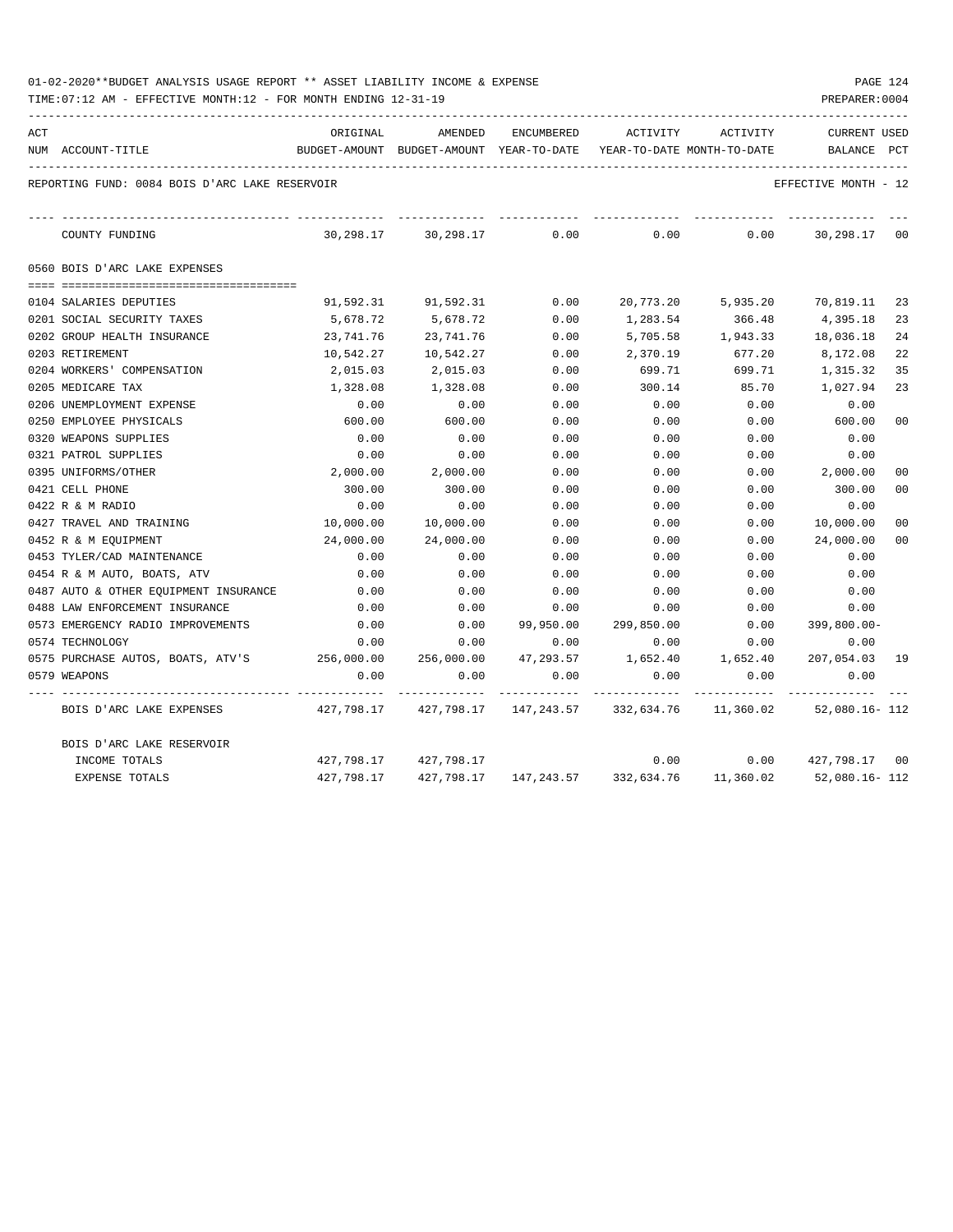01-02-2020**BUDGET ANALYSIS USAGE REPORT ** ASSET LIABILITY INCOME & EXPENSE

TIME:07:12 AM - EFFECTIVE MONTH:12 - FOR MONTH ENDING 12-31-19

PREPARER:0004

| ACT NUM | ACCOUNT-TITLE | ORIGINAL BUDGET-AMOUNT | AMENDED BUDGET-AMOUNT | ENCUMBERED YEAR-TO-DATE | ACTIVITY YEAR-TO-DATE | ACTIVITY MONTH-TO-DATE | CURRENT BALANCE | USED PCT |
|---|---|---|---|---|---|---|---|---|
| | REPORTING FUND: 0084 BOIS D'ARC LAKE RESERVOIR | | | | | | EFFECTIVE MONTH - 12 | |
| | COUNTY FUNDING | 30,298.17 | 30,298.17 | 0.00 | 0.00 | 0.00 | 30,298.17 | 00 |
| | 0560 BOIS D'ARC LAKE EXPENSES | | | | | | | |
| 0104 | SALARIES DEPUTIES | 91,592.31 | 91,592.31 | 0.00 | 20,773.20 | 5,935.20 | 70,819.11 | 23 |
| 0201 | SOCIAL SECURITY TAXES | 5,678.72 | 5,678.72 | 0.00 | 1,283.54 | 366.48 | 4,395.18 | 23 |
| 0202 | GROUP HEALTH INSURANCE | 23,741.76 | 23,741.76 | 0.00 | 5,705.58 | 1,943.33 | 18,036.18 | 24 |
| 0203 | RETIREMENT | 10,542.27 | 10,542.27 | 0.00 | 2,370.19 | 677.20 | 8,172.08 | 22 |
| 0204 | WORKERS' COMPENSATION | 2,015.03 | 2,015.03 | 0.00 | 699.71 | 699.71 | 1,315.32 | 35 |
| 0205 | MEDICARE TAX | 1,328.08 | 1,328.08 | 0.00 | 300.14 | 85.70 | 1,027.94 | 23 |
| 0206 | UNEMPLOYMENT EXPENSE | 0.00 | 0.00 | 0.00 | 0.00 | 0.00 | 0.00 | |
| 0250 | EMPLOYEE PHYSICALS | 600.00 | 600.00 | 0.00 | 0.00 | 0.00 | 600.00 | 00 |
| 0320 | WEAPONS SUPPLIES | 0.00 | 0.00 | 0.00 | 0.00 | 0.00 | 0.00 | |
| 0321 | PATROL SUPPLIES | 0.00 | 0.00 | 0.00 | 0.00 | 0.00 | 0.00 | |
| 0395 | UNIFORMS/OTHER | 2,000.00 | 2,000.00 | 0.00 | 0.00 | 0.00 | 2,000.00 | 00 |
| 0421 | CELL PHONE | 300.00 | 300.00 | 0.00 | 0.00 | 0.00 | 300.00 | 00 |
| 0422 | R & M RADIO | 0.00 | 0.00 | 0.00 | 0.00 | 0.00 | 0.00 | |
| 0427 | TRAVEL AND TRAINING | 10,000.00 | 10,000.00 | 0.00 | 0.00 | 0.00 | 10,000.00 | 00 |
| 0452 | R & M EQUIPMENT | 24,000.00 | 24,000.00 | 0.00 | 0.00 | 0.00 | 24,000.00 | 00 |
| 0453 | TYLER/CAD MAINTENANCE | 0.00 | 0.00 | 0.00 | 0.00 | 0.00 | 0.00 | |
| 0454 | R & M AUTO, BOATS, ATV | 0.00 | 0.00 | 0.00 | 0.00 | 0.00 | 0.00 | |
| 0487 | AUTO & OTHER EQUIPMENT INSURANCE | 0.00 | 0.00 | 0.00 | 0.00 | 0.00 | 0.00 | |
| 0488 | LAW ENFORCEMENT INSURANCE | 0.00 | 0.00 | 0.00 | 0.00 | 0.00 | 0.00 | |
| 0573 | EMERGENCY RADIO IMPROVEMENTS | 0.00 | 0.00 | 99,950.00 | 299,850.00 | 0.00 | 399,800.00- | |
| 0574 | TECHNOLOGY | 0.00 | 0.00 | 0.00 | 0.00 | 0.00 | 0.00 | |
| 0575 | PURCHASE AUTOS, BOATS, ATV'S | 256,000.00 | 256,000.00 | 47,293.57 | 1,652.40 | 1,652.40 | 207,054.03 | 19 |
| 0579 | WEAPONS | 0.00 | 0.00 | 0.00 | 0.00 | 0.00 | 0.00 | |
| | BOIS D'ARC LAKE EXPENSES | 427,798.17 | 427,798.17 | 147,243.57 | 332,634.76 | 11,360.02 | 52,080.16- | 112 |
| | BOIS D'ARC LAKE RESERVOIR | | | | | | | |
| | INCOME TOTALS | 427,798.17 | 427,798.17 | | 0.00 | 0.00 | 427,798.17 | 00 |
| | EXPENSE TOTALS | 427,798.17 | 427,798.17 | 147,243.57 | 332,634.76 | 11,360.02 | 52,080.16- | 112 |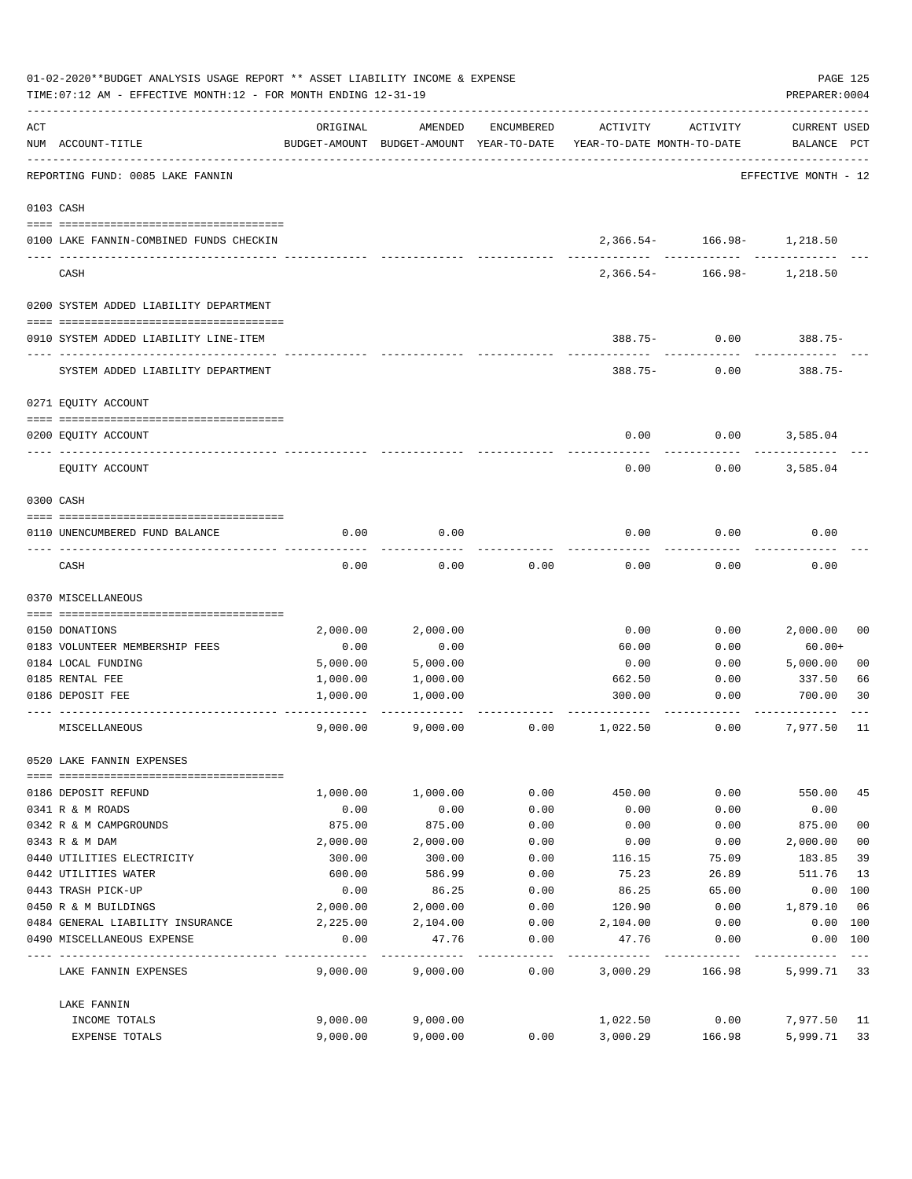01-02-2020**BUDGET ANALYSIS USAGE REPORT ** ASSET LIABILITY INCOME & EXPENSE

TIME:07:12 AM - EFFECTIVE MONTH:12 - FOR MONTH ENDING 12-31-19

PREPARER:0004

| ACT NUM | ACCOUNT-TITLE | ORIGINAL BUDGET-AMOUNT | AMENDED BUDGET-AMOUNT | ENCUMBERED YEAR-TO-DATE | ACTIVITY YEAR-TO-DATE | ACTIVITY MONTH-TO-DATE | CURRENT USED BALANCE | PCT |
|---|---|---|---|---|---|---|---|---|
| | REPORTING FUND: 0085 LAKE FANNIN | | | | | | EFFECTIVE MONTH - 12 | |
| 0103 | CASH | | | | | | | |
| 0100 | LAKE FANNIN-COMBINED FUNDS CHECKIN | | | | 2,366.54- | 166.98- | 1,218.50 | |
| | CASH | | | | 2,366.54- | 166.98- | 1,218.50 | |
| 0200 | SYSTEM ADDED LIABILITY DEPARTMENT | | | | | | | |
| 0910 | SYSTEM ADDED LIABILITY LINE-ITEM | | | | 388.75- | 0.00 | 388.75- | |
| | SYSTEM ADDED LIABILITY DEPARTMENT | | | | 388.75- | 0.00 | 388.75- | |
| 0271 | EQUITY ACCOUNT | | | | | | | |
| 0200 | EQUITY ACCOUNT | | | | 0.00 | 0.00 | 3,585.04 | |
| | EQUITY ACCOUNT | | | | 0.00 | 0.00 | 3,585.04 | |
| 0300 | CASH | | | | | | | |
| 0110 | UNENCUMBERED FUND BALANCE | 0.00 | 0.00 | | 0.00 | 0.00 | 0.00 | |
| | CASH | 0.00 | 0.00 | 0.00 | 0.00 | 0.00 | 0.00 | |
| 0370 | MISCELLANEOUS | | | | | | | |
| 0150 | DONATIONS | 2,000.00 | 2,000.00 | | 0.00 | 0.00 | 2,000.00 | 00 |
| 0183 | VOLUNTEER MEMBERSHIP FEES | 0.00 | 0.00 | | 60.00 | 0.00 | 60.00+ | |
| 0184 | LOCAL FUNDING | 5,000.00 | 5,000.00 | | 0.00 | 0.00 | 5,000.00 | 00 |
| 0185 | RENTAL FEE | 1,000.00 | 1,000.00 | | 662.50 | 0.00 | 337.50 | 66 |
| 0186 | DEPOSIT FEE | 1,000.00 | 1,000.00 | | 300.00 | 0.00 | 700.00 | 30 |
| | MISCELLANEOUS | 9,000.00 | 9,000.00 | 0.00 | 1,022.50 | 0.00 | 7,977.50 | 11 |
| 0520 | LAKE FANNIN EXPENSES | | | | | | | |
| 0186 | DEPOSIT REFUND | 1,000.00 | 1,000.00 | 0.00 | 450.00 | 0.00 | 550.00 | 45 |
| 0341 | R & M ROADS | 0.00 | 0.00 | 0.00 | 0.00 | 0.00 | 0.00 | |
| 0342 | R & M CAMPGROUNDS | 875.00 | 875.00 | 0.00 | 0.00 | 0.00 | 875.00 | 00 |
| 0343 | R & M DAM | 2,000.00 | 2,000.00 | 0.00 | 0.00 | 0.00 | 2,000.00 | 00 |
| 0440 | UTILITIES ELECTRICITY | 300.00 | 300.00 | 0.00 | 116.15 | 75.09 | 183.85 | 39 |
| 0442 | UTILITIES WATER | 600.00 | 586.99 | 0.00 | 75.23 | 26.89 | 511.76 | 13 |
| 0443 | TRASH PICK-UP | 0.00 | 86.25 | 0.00 | 86.25 | 65.00 | 0.00 | 100 |
| 0450 | R & M BUILDINGS | 2,000.00 | 2,000.00 | 0.00 | 120.90 | 0.00 | 1,879.10 | 06 |
| 0484 | GENERAL LIABILITY INSURANCE | 2,225.00 | 2,104.00 | 0.00 | 2,104.00 | 0.00 | 0.00 | 100 |
| 0490 | MISCELLANEOUS EXPENSE | 0.00 | 47.76 | 0.00 | 47.76 | 0.00 | 0.00 | 100 |
| | LAKE FANNIN EXPENSES | 9,000.00 | 9,000.00 | 0.00 | 3,000.29 | 166.98 | 5,999.71 | 33 |
| | LAKE FANNIN | | | | | | | |
| | INCOME TOTALS | 9,000.00 | 9,000.00 | | 1,022.50 | 0.00 | 7,977.50 | 11 |
| | EXPENSE TOTALS | 9,000.00 | 9,000.00 | 0.00 | 3,000.29 | 166.98 | 5,999.71 | 33 |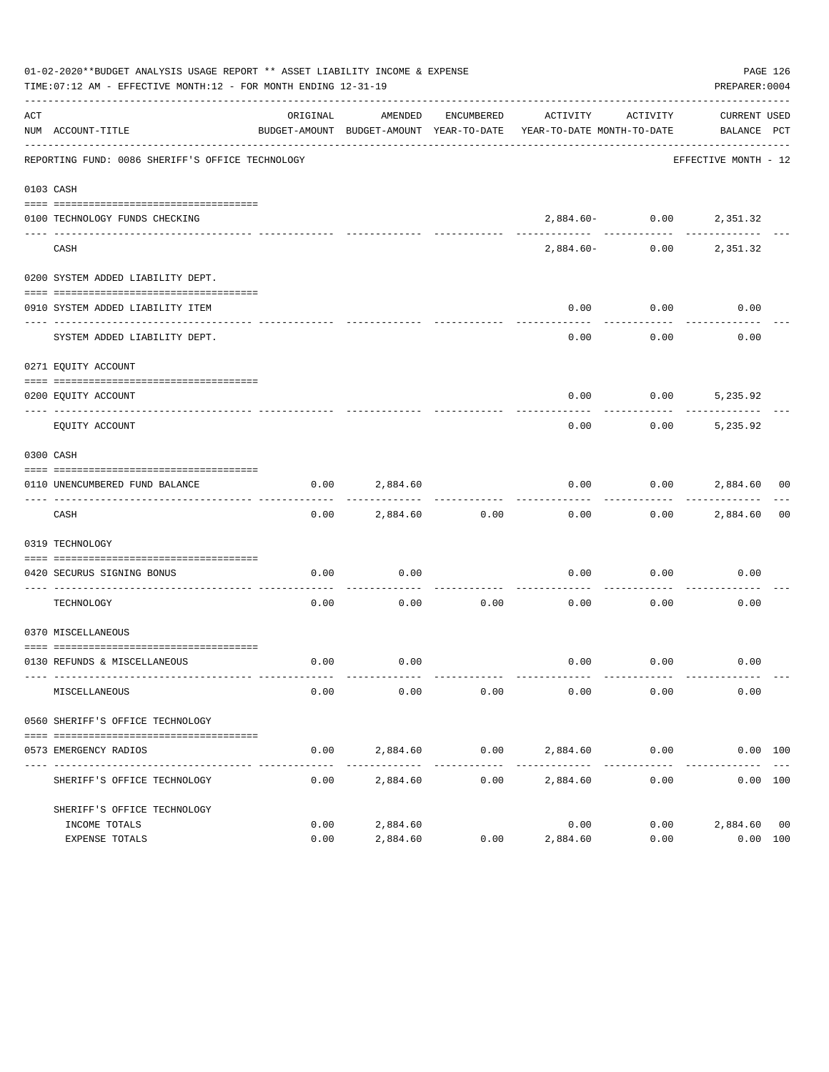01-02-2020**BUDGET ANALYSIS USAGE REPORT ** ASSET LIABILITY INCOME & EXPENSE

TIME:07:12 AM - EFFECTIVE MONTH:12 - FOR MONTH ENDING 12-31-19

PREPARER:0004

REPORTING FUND: 0086 SHERIFF'S OFFICE TECHNOLOGY — EFFECTIVE MONTH - 12

| ACT NUM | ACCOUNT-TITLE | ORIGINAL BUDGET-AMOUNT | AMENDED BUDGET-AMOUNT | ENCUMBERED YEAR-TO-DATE | ACTIVITY YEAR-TO-DATE | ACTIVITY MONTH-TO-DATE | CURRENT BALANCE | USED PCT |
|---|---|---|---|---|---|---|---|---|
| **0103** | **CASH** | | | | | | | |
| 0100 | TECHNOLOGY FUNDS CHECKING | | | | 2,884.60- | 0.00 | 2,351.32 | |
| | CASH | | | | 2,884.60- | 0.00 | 2,351.32 | |
| **0200** | **SYSTEM ADDED LIABILITY DEPT.** | | | | | | | |
| 0910 | SYSTEM ADDED LIABILITY ITEM | | | | 0.00 | 0.00 | 0.00 | |
| | SYSTEM ADDED LIABILITY DEPT. | | | | 0.00 | 0.00 | 0.00 | |
| **0271** | **EQUITY ACCOUNT** | | | | | | | |
| 0200 | EQUITY ACCOUNT | | | | 0.00 | 0.00 | 5,235.92 | |
| | EQUITY ACCOUNT | | | | 0.00 | 0.00 | 5,235.92 | |
| **0300** | **CASH** | | | | | | | |
| 0110 | UNENCUMBERED FUND BALANCE | 0.00 | 2,884.60 | | 0.00 | 0.00 | 2,884.60 | 00 |
| | CASH | 0.00 | 2,884.60 | 0.00 | 0.00 | 0.00 | 2,884.60 | 00 |
| **0319** | **TECHNOLOGY** | | | | | | | |
| 0420 | SECURUS SIGNING BONUS | 0.00 | 0.00 | | 0.00 | 0.00 | 0.00 | |
| | TECHNOLOGY | 0.00 | 0.00 | 0.00 | 0.00 | 0.00 | 0.00 | |
| **0370** | **MISCELLANEOUS** | | | | | | | |
| 0130 | REFUNDS & MISCELLANEOUS | 0.00 | 0.00 | | 0.00 | 0.00 | 0.00 | |
| | MISCELLANEOUS | 0.00 | 0.00 | 0.00 | 0.00 | 0.00 | 0.00 | |
| **0560** | **SHERIFF'S OFFICE TECHNOLOGY** | | | | | | | |
| 0573 | EMERGENCY RADIOS | 0.00 | 2,884.60 | 0.00 | 2,884.60 | 0.00 | 0.00 | 100 |
| | SHERIFF'S OFFICE TECHNOLOGY | 0.00 | 2,884.60 | 0.00 | 2,884.60 | 0.00 | 0.00 | 100 |
| | **SHERIFF'S OFFICE TECHNOLOGY** | | | | | | | |
| | INCOME TOTALS | 0.00 | 2,884.60 | | 0.00 | 0.00 | 2,884.60 | 00 |
| | EXPENSE TOTALS | 0.00 | 2,884.60 | 0.00 | 2,884.60 | 0.00 | 0.00 | 100 |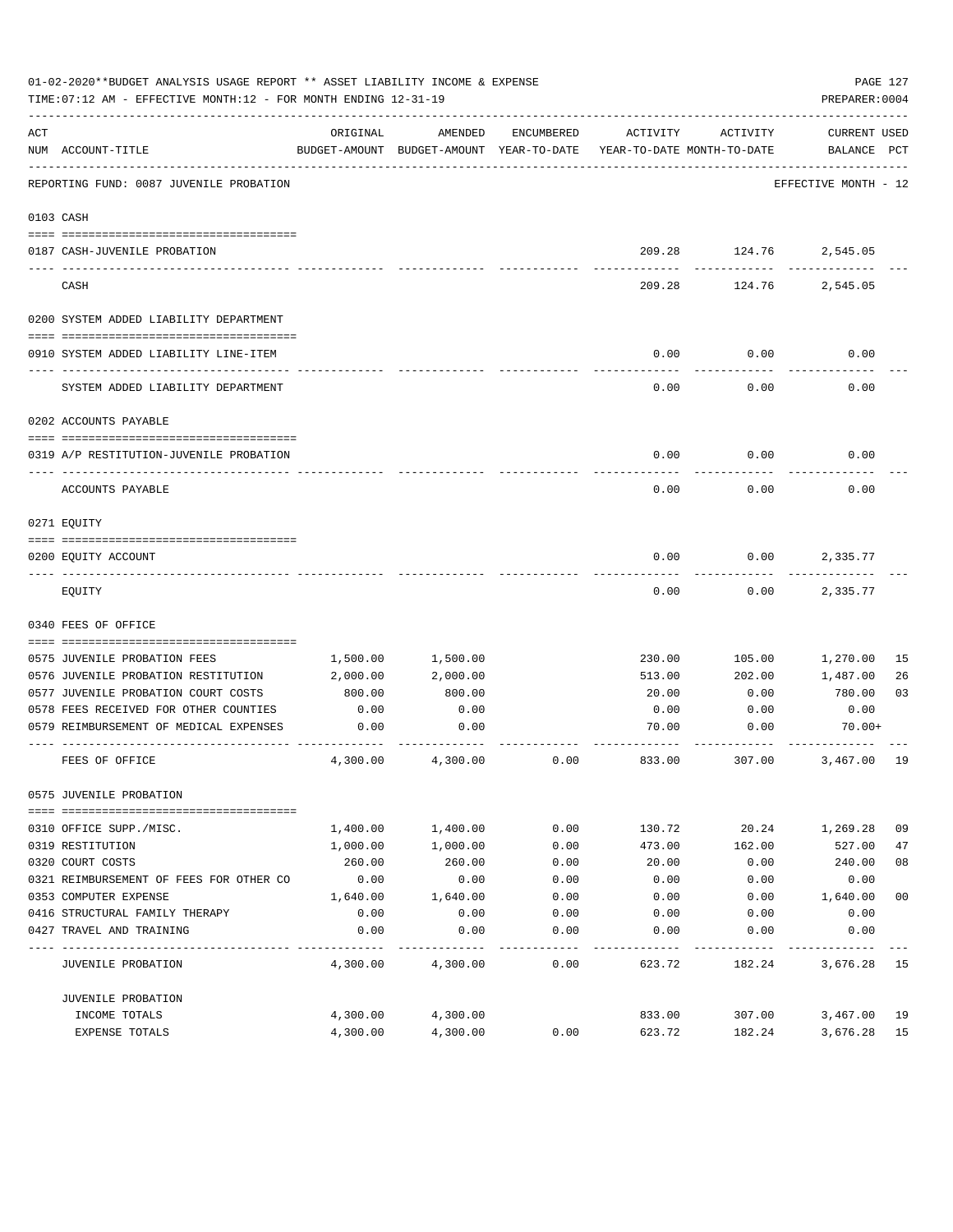01-02-2020**BUDGET ANALYSIS USAGE REPORT ** ASSET LIABILITY INCOME & EXPENSE

TIME:07:12 AM - EFFECTIVE MONTH:12 - FOR MONTH ENDING 12-31-19

PREPARER:0004

| ACT NUM | ACCOUNT-TITLE | ORIGINAL BUDGET-AMOUNT | AMENDED BUDGET-AMOUNT | ENCUMBERED YEAR-TO-DATE | ACTIVITY YEAR-TO-DATE | ACTIVITY MONTH-TO-DATE | CURRENT BALANCE | USED PCT |
|---|---|---|---|---|---|---|---|---|
| | REPORTING FUND: 0087 JUVENILE PROBATION | | | | | | EFFECTIVE MONTH - 12 | |
| | 0103 CASH | | | | | | | |
| 0187 | CASH-JUVENILE PROBATION | | | | 209.28 | 124.76 | 2,545.05 | |
| | CASH | | | | 209.28 | 124.76 | 2,545.05 | |
| | 0200 SYSTEM ADDED LIABILITY DEPARTMENT | | | | | | | |
| 0910 | SYSTEM ADDED LIABILITY LINE-ITEM | | | | 0.00 | 0.00 | 0.00 | |
| | SYSTEM ADDED LIABILITY DEPARTMENT | | | | 0.00 | 0.00 | 0.00 | |
| | 0202 ACCOUNTS PAYABLE | | | | | | | |
| 0319 | A/P RESTITUTION-JUVENILE PROBATION | | | | 0.00 | 0.00 | 0.00 | |
| | ACCOUNTS PAYABLE | | | | 0.00 | 0.00 | 0.00 | |
| | 0271 EQUITY | | | | | | | |
| 0200 | EQUITY ACCOUNT | | | | 0.00 | 0.00 | 2,335.77 | |
| | EQUITY | | | | 0.00 | 0.00 | 2,335.77 | |
| | 0340 FEES OF OFFICE | | | | | | | |
| 0575 | JUVENILE PROBATION FEES | 1,500.00 | 1,500.00 | | 230.00 | 105.00 | 1,270.00 | 15 |
| 0576 | JUVENILE PROBATION RESTITUTION | 2,000.00 | 2,000.00 | | 513.00 | 202.00 | 1,487.00 | 26 |
| 0577 | JUVENILE PROBATION COURT COSTS | 800.00 | 800.00 | | 20.00 | 0.00 | 780.00 | 03 |
| 0578 | FEES RECEIVED FOR OTHER COUNTIES | 0.00 | 0.00 | | 0.00 | 0.00 | 0.00 | |
| 0579 | REIMBURSEMENT OF MEDICAL EXPENSES | 0.00 | 0.00 | | 70.00 | 0.00 | 70.00+ | |
| | FEES OF OFFICE | 4,300.00 | 4,300.00 | 0.00 | 833.00 | 307.00 | 3,467.00 | 19 |
| | 0575 JUVENILE PROBATION | | | | | | | |
| 0310 | OFFICE SUPP./MISC. | 1,400.00 | 1,400.00 | 0.00 | 130.72 | 20.24 | 1,269.28 | 09 |
| 0319 | RESTITUTION | 1,000.00 | 1,000.00 | 0.00 | 473.00 | 162.00 | 527.00 | 47 |
| 0320 | COURT COSTS | 260.00 | 260.00 | 0.00 | 20.00 | 0.00 | 240.00 | 08 |
| 0321 | REIMBURSEMENT OF FEES FOR OTHER CO | 0.00 | 0.00 | 0.00 | 0.00 | 0.00 | 0.00 | |
| 0353 | COMPUTER EXPENSE | 1,640.00 | 1,640.00 | 0.00 | 0.00 | 0.00 | 1,640.00 | 00 |
| 0416 | STRUCTURAL FAMILY THERAPY | 0.00 | 0.00 | 0.00 | 0.00 | 0.00 | 0.00 | |
| 0427 | TRAVEL AND TRAINING | 0.00 | 0.00 | 0.00 | 0.00 | 0.00 | 0.00 | |
| | JUVENILE PROBATION | 4,300.00 | 4,300.00 | 0.00 | 623.72 | 182.24 | 3,676.28 | 15 |
| | JUVENILE PROBATION | | | | | | | |
| | INCOME TOTALS | 4,300.00 | 4,300.00 | | 833.00 | 307.00 | 3,467.00 | 19 |
| | EXPENSE TOTALS | 4,300.00 | 4,300.00 | 0.00 | 623.72 | 182.24 | 3,676.28 | 15 |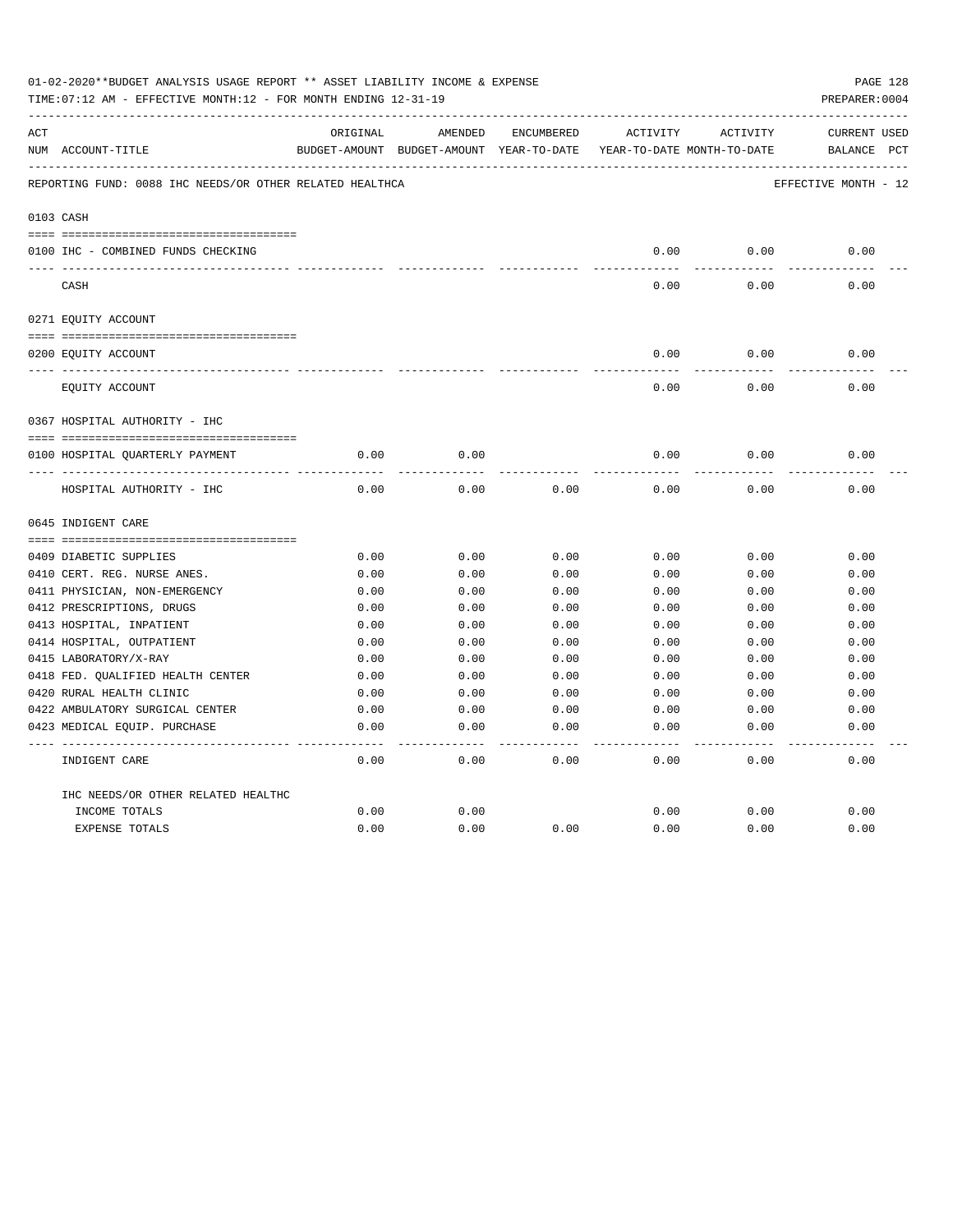01-02-2020**BUDGET ANALYSIS USAGE REPORT ** ASSET LIABILITY INCOME & EXPENSE

TIME:07:12 AM - EFFECTIVE MONTH:12 - FOR MONTH ENDING 12-31-19

PREPARER:0004

| ACT NUM | ACCOUNT-TITLE | ORIGINAL BUDGET-AMOUNT | AMENDED BUDGET-AMOUNT | ENCUMBERED YEAR-TO-DATE | ACTIVITY YEAR-TO-DATE | ACTIVITY MONTH-TO-DATE | CURRENT BALANCE | USED PCT |
|---|---|---|---|---|---|---|---|---|

REPORTING FUND: 0088 IHC NEEDS/OR OTHER RELATED HEALTHCA — EFFECTIVE MONTH - 12

| ACT NUM | ACCOUNT-TITLE | ORIGINAL BUDGET-AMOUNT | AMENDED BUDGET-AMOUNT | ENCUMBERED YEAR-TO-DATE | ACTIVITY YEAR-TO-DATE | ACTIVITY MONTH-TO-DATE | CURRENT BALANCE | USED PCT |
|---|---|---|---|---|---|---|---|---|
| 0103 | CASH | | | | | | | |
| 0100 | IHC - COMBINED FUNDS CHECKING | | | | 0.00 | 0.00 | 0.00 | |
| | CASH | | | | 0.00 | 0.00 | 0.00 | |
| 0271 | EQUITY ACCOUNT | | | | | | | |
| 0200 | EQUITY ACCOUNT | | | | 0.00 | 0.00 | 0.00 | |
| | EQUITY ACCOUNT | | | | 0.00 | 0.00 | 0.00 | |
| 0367 | HOSPITAL AUTHORITY - IHC | | | | | | | |
| 0100 | HOSPITAL QUARTERLY PAYMENT | 0.00 | 0.00 | | 0.00 | 0.00 | 0.00 | |
| | HOSPITAL AUTHORITY - IHC | 0.00 | 0.00 | 0.00 | 0.00 | 0.00 | 0.00 | |
| 0645 | INDIGENT CARE | | | | | | | |
| 0409 | DIABETIC SUPPLIES | 0.00 | 0.00 | 0.00 | 0.00 | 0.00 | 0.00 | |
| 0410 | CERT. REG. NURSE ANES. | 0.00 | 0.00 | 0.00 | 0.00 | 0.00 | 0.00 | |
| 0411 | PHYSICIAN, NON-EMERGENCY | 0.00 | 0.00 | 0.00 | 0.00 | 0.00 | 0.00 | |
| 0412 | PRESCRIPTIONS, DRUGS | 0.00 | 0.00 | 0.00 | 0.00 | 0.00 | 0.00 | |
| 0413 | HOSPITAL, INPATIENT | 0.00 | 0.00 | 0.00 | 0.00 | 0.00 | 0.00 | |
| 0414 | HOSPITAL, OUTPATIENT | 0.00 | 0.00 | 0.00 | 0.00 | 0.00 | 0.00 | |
| 0415 | LABORATORY/X-RAY | 0.00 | 0.00 | 0.00 | 0.00 | 0.00 | 0.00 | |
| 0418 | FED. QUALIFIED HEALTH CENTER | 0.00 | 0.00 | 0.00 | 0.00 | 0.00 | 0.00 | |
| 0420 | RURAL HEALTH CLINIC | 0.00 | 0.00 | 0.00 | 0.00 | 0.00 | 0.00 | |
| 0422 | AMBULATORY SURGICAL CENTER | 0.00 | 0.00 | 0.00 | 0.00 | 0.00 | 0.00 | |
| 0423 | MEDICAL EQUIP. PURCHASE | 0.00 | 0.00 | 0.00 | 0.00 | 0.00 | 0.00 | |
| | INDIGENT CARE | 0.00 | 0.00 | 0.00 | 0.00 | 0.00 | 0.00 | |
| | IHC NEEDS/OR OTHER RELATED HEALTHC | | | | | | | |
| | INCOME TOTALS | 0.00 | 0.00 | | 0.00 | 0.00 | 0.00 | |
| | EXPENSE TOTALS | 0.00 | 0.00 | 0.00 | 0.00 | 0.00 | 0.00 | |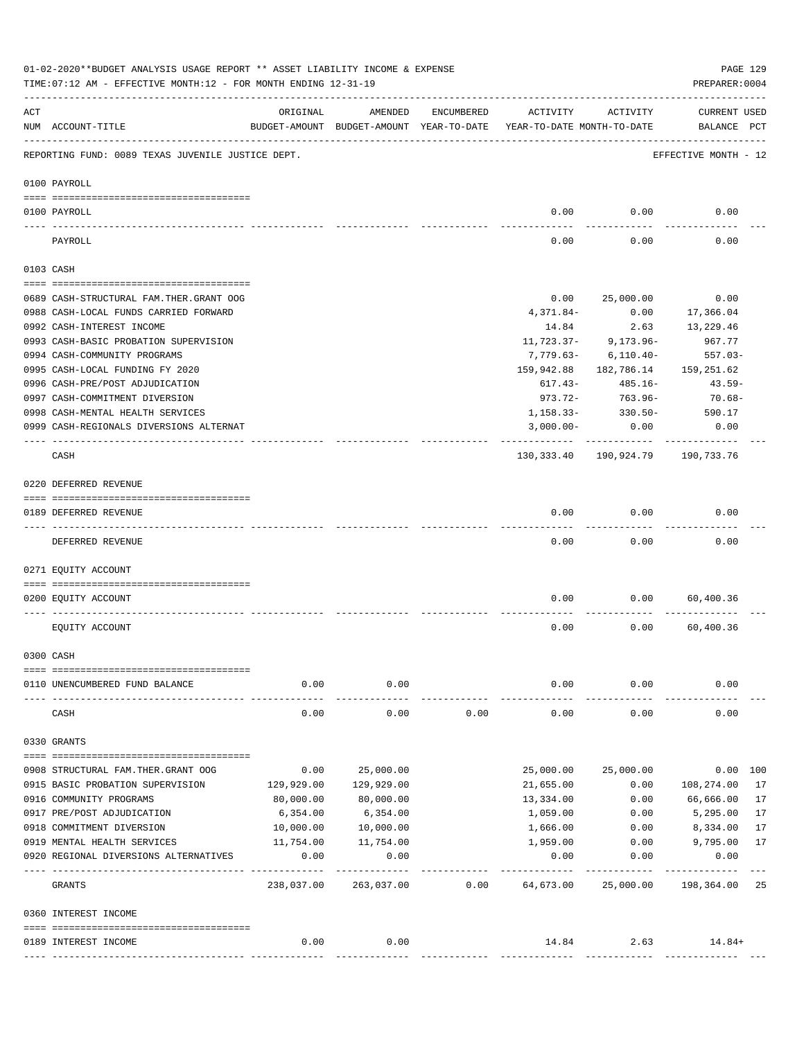01-02-2020**BUDGET ANALYSIS USAGE REPORT ** ASSET LIABILITY INCOME & EXPENSE

TIME:07:12 AM - EFFECTIVE MONTH:12 - FOR MONTH ENDING 12-31-19

PREPARER:0004

| ACT NUM | ACCOUNT-TITLE | ORIGINAL BUDGET-AMOUNT | AMENDED BUDGET-AMOUNT | ENCUMBERED YEAR-TO-DATE | ACTIVITY YEAR-TO-DATE | ACTIVITY MONTH-TO-DATE | CURRENT BALANCE | USED PCT |
|---|---|---|---|---|---|---|---|---|
| | REPORTING FUND: 0089 TEXAS JUVENILE JUSTICE DEPT. | | | | | | EFFECTIVE MONTH - 12 | |
| | **0100 PAYROLL** | | | | | | | |
| 0100 | PAYROLL | | | | 0.00 | 0.00 | 0.00 | |
| | PAYROLL | | | | 0.00 | 0.00 | 0.00 | |
| | **0103 CASH** | | | | | | | |
| 0689 | CASH-STRUCTURAL FAM.THER.GRANT OOG | | | | 0.00 | 25,000.00 | 0.00 | |
| 0988 | CASH-LOCAL FUNDS CARRIED FORWARD | | | | 4,371.84- | 0.00 | 17,366.04 | |
| 0992 | CASH-INTEREST INCOME | | | | 14.84 | 2.63 | 13,229.46 | |
| 0993 | CASH-BASIC PROBATION SUPERVISION | | | | 11,723.37- | 9,173.96- | 967.77 | |
| 0994 | CASH-COMMUNITY PROGRAMS | | | | 7,779.63- | 6,110.40- | 557.03- | |
| 0995 | CASH-LOCAL FUNDING FY 2020 | | | | 159,942.88 | 182,786.14 | 159,251.62 | |
| 0996 | CASH-PRE/POST ADJUDICATION | | | | 617.43- | 485.16- | 43.59- | |
| 0997 | CASH-COMMITMENT DIVERSION | | | | 973.72- | 763.96- | 70.68- | |
| 0998 | CASH-MENTAL HEALTH SERVICES | | | | 1,158.33- | 330.50- | 590.17 | |
| 0999 | CASH-REGIONALS DIVERSIONS ALTERNAT | | | | 3,000.00- | 0.00 | 0.00 | |
| | CASH | | | | 130,333.40 | 190,924.79 | 190,733.76 | |
| | **0220 DEFERRED REVENUE** | | | | | | | |
| 0189 | DEFERRED REVENUE | | | | 0.00 | 0.00 | 0.00 | |
| | DEFERRED REVENUE | | | | 0.00 | 0.00 | 0.00 | |
| | **0271 EQUITY ACCOUNT** | | | | | | | |
| 0200 | EQUITY ACCOUNT | | | | 0.00 | 0.00 | 60,400.36 | |
| | EQUITY ACCOUNT | | | | 0.00 | 0.00 | 60,400.36 | |
| | **0300 CASH** | | | | | | | |
| 0110 | UNENCUMBERED FUND BALANCE | 0.00 | 0.00 | | 0.00 | 0.00 | 0.00 | |
| | CASH | 0.00 | 0.00 | 0.00 | 0.00 | 0.00 | 0.00 | |
| | **0330 GRANTS** | | | | | | | |
| 0908 | STRUCTURAL FAM.THER.GRANT OOG | 0.00 | 25,000.00 | | 25,000.00 | 25,000.00 | 0.00 | 100 |
| 0915 | BASIC PROBATION SUPERVISION | 129,929.00 | 129,929.00 | | 21,655.00 | 0.00 | 108,274.00 | 17 |
| 0916 | COMMUNITY PROGRAMS | 80,000.00 | 80,000.00 | | 13,334.00 | 0.00 | 66,666.00 | 17 |
| 0917 | PRE/POST ADJUDICATION | 6,354.00 | 6,354.00 | | 1,059.00 | 0.00 | 5,295.00 | 17 |
| 0918 | COMMITMENT DIVERSION | 10,000.00 | 10,000.00 | | 1,666.00 | 0.00 | 8,334.00 | 17 |
| 0919 | MENTAL HEALTH SERVICES | 11,754.00 | 11,754.00 | | 1,959.00 | 0.00 | 9,795.00 | 17 |
| 0920 | REGIONAL DIVERSIONS ALTERNATIVES | 0.00 | 0.00 | | 0.00 | 0.00 | 0.00 | |
| | GRANTS | 238,037.00 | 263,037.00 | 0.00 | 64,673.00 | 25,000.00 | 198,364.00 | 25 |
| | **0360 INTEREST INCOME** | | | | | | | |
| 0189 | INTEREST INCOME | 0.00 | 0.00 | | 14.84 | 2.63 | 14.84+ | |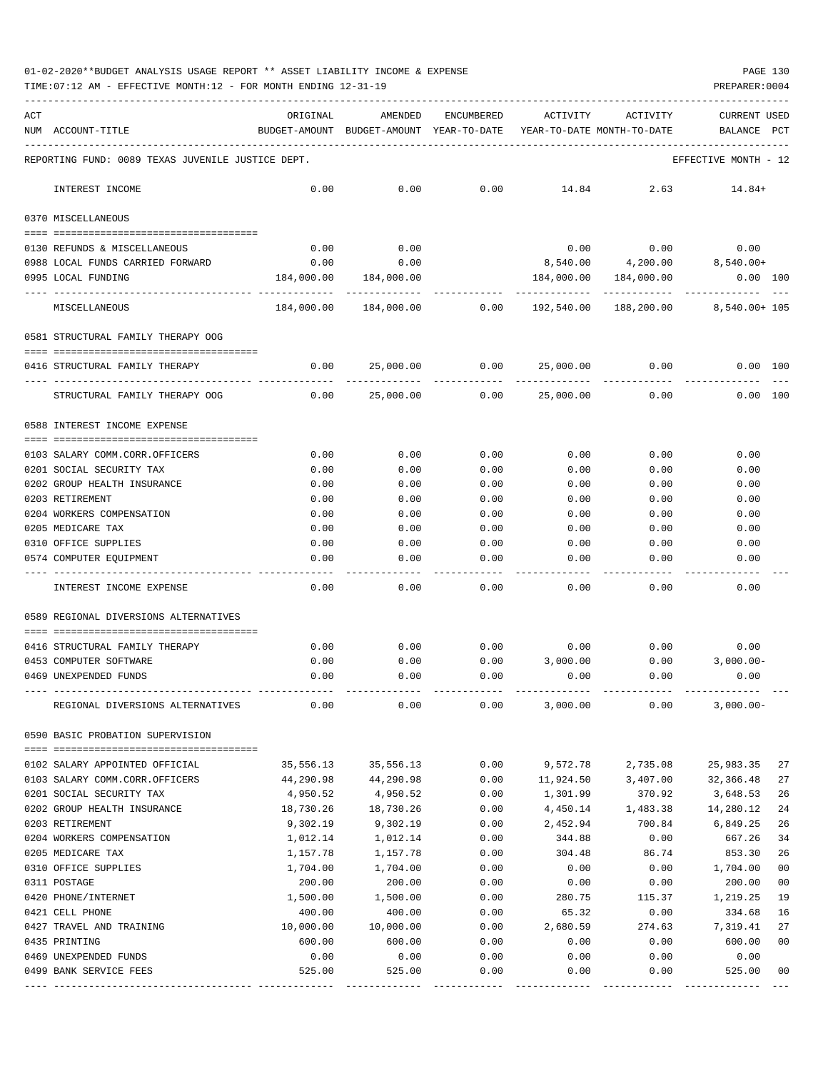01-02-2020**BUDGET ANALYSIS USAGE REPORT ** ASSET LIABILITY INCOME & EXPENSE

TIME:07:12 AM - EFFECTIVE MONTH:12 - FOR MONTH ENDING 12-31-19

| ACT NUM | ACCOUNT-TITLE | ORIGINAL BUDGET-AMOUNT | AMENDED BUDGET-AMOUNT | ENCUMBERED YEAR-TO-DATE | ACTIVITY YEAR-TO-DATE | ACTIVITY MONTH-TO-DATE | CURRENT BALANCE | USED PCT |
|---|---|---|---|---|---|---|---|---|
| | REPORTING FUND: 0089 TEXAS JUVENILE JUSTICE DEPT. | | | | | | EFFECTIVE MONTH - 12 | |
| | INTEREST INCOME | 0.00 | 0.00 | 0.00 | 14.84 | 2.63 | 14.84+ | |
| | 0370 MISCELLANEOUS | | | | | | | |
| 0130 | REFUNDS & MISCELLANEOUS | 0.00 | 0.00 | | 0.00 | 0.00 | 0.00 | |
| 0988 | LOCAL FUNDS CARRIED FORWARD | 0.00 | 0.00 | | 8,540.00 | 4,200.00 | 8,540.00+ | |
| 0995 | LOCAL FUNDING | 184,000.00 | 184,000.00 | | 184,000.00 | 184,000.00 | 0.00 | 100 |
| | MISCELLANEOUS | 184,000.00 | 184,000.00 | 0.00 | 192,540.00 | 188,200.00 | 8,540.00+ | 105 |
| | 0581 STRUCTURAL FAMILY THERAPY OOG | | | | | | | |
| 0416 | STRUCTURAL FAMILY THERAPY | 0.00 | 25,000.00 | 0.00 | 25,000.00 | 0.00 | 0.00 | 100 |
| | STRUCTURAL FAMILY THERAPY OOG | 0.00 | 25,000.00 | 0.00 | 25,000.00 | 0.00 | 0.00 | 100 |
| | 0588 INTEREST INCOME EXPENSE | | | | | | | |
| 0103 | SALARY COMM.CORR.OFFICERS | 0.00 | 0.00 | 0.00 | 0.00 | 0.00 | 0.00 | |
| 0201 | SOCIAL SECURITY TAX | 0.00 | 0.00 | 0.00 | 0.00 | 0.00 | 0.00 | |
| 0202 | GROUP HEALTH INSURANCE | 0.00 | 0.00 | 0.00 | 0.00 | 0.00 | 0.00 | |
| 0203 | RETIREMENT | 0.00 | 0.00 | 0.00 | 0.00 | 0.00 | 0.00 | |
| 0204 | WORKERS COMPENSATION | 0.00 | 0.00 | 0.00 | 0.00 | 0.00 | 0.00 | |
| 0205 | MEDICARE TAX | 0.00 | 0.00 | 0.00 | 0.00 | 0.00 | 0.00 | |
| 0310 | OFFICE SUPPLIES | 0.00 | 0.00 | 0.00 | 0.00 | 0.00 | 0.00 | |
| 0574 | COMPUTER EQUIPMENT | 0.00 | 0.00 | 0.00 | 0.00 | 0.00 | 0.00 | |
| | INTEREST INCOME EXPENSE | 0.00 | 0.00 | 0.00 | 0.00 | 0.00 | 0.00 | |
| | 0589 REGIONAL DIVERSIONS ALTERNATIVES | | | | | | | |
| 0416 | STRUCTURAL FAMILY THERAPY | 0.00 | 0.00 | 0.00 | 0.00 | 0.00 | 0.00 | |
| 0453 | COMPUTER SOFTWARE | 0.00 | 0.00 | 0.00 | 3,000.00 | 0.00 | 3,000.00- | |
| 0469 | UNEXPENDED FUNDS | 0.00 | 0.00 | 0.00 | 0.00 | 0.00 | 0.00 | |
| | REGIONAL DIVERSIONS ALTERNATIVES | 0.00 | 0.00 | 0.00 | 3,000.00 | 0.00 | 3,000.00- | |
| | 0590 BASIC PROBATION SUPERVISION | | | | | | | |
| 0102 | SALARY APPOINTED OFFICIAL | 35,556.13 | 35,556.13 | 0.00 | 9,572.78 | 2,735.08 | 25,983.35 | 27 |
| 0103 | SALARY COMM.CORR.OFFICERS | 44,290.98 | 44,290.98 | 0.00 | 11,924.50 | 3,407.00 | 32,366.48 | 27 |
| 0201 | SOCIAL SECURITY TAX | 4,950.52 | 4,950.52 | 0.00 | 1,301.99 | 370.92 | 3,648.53 | 26 |
| 0202 | GROUP HEALTH INSURANCE | 18,730.26 | 18,730.26 | 0.00 | 4,450.14 | 1,483.38 | 14,280.12 | 24 |
| 0203 | RETIREMENT | 9,302.19 | 9,302.19 | 0.00 | 2,452.94 | 700.84 | 6,849.25 | 26 |
| 0204 | WORKERS COMPENSATION | 1,012.14 | 1,012.14 | 0.00 | 344.88 | 0.00 | 667.26 | 34 |
| 0205 | MEDICARE TAX | 1,157.78 | 1,157.78 | 0.00 | 304.48 | 86.74 | 853.30 | 26 |
| 0310 | OFFICE SUPPLIES | 1,704.00 | 1,704.00 | 0.00 | 0.00 | 0.00 | 1,704.00 | 00 |
| 0311 | POSTAGE | 200.00 | 200.00 | 0.00 | 0.00 | 0.00 | 200.00 | 00 |
| 0420 | PHONE/INTERNET | 1,500.00 | 1,500.00 | 0.00 | 280.75 | 115.37 | 1,219.25 | 19 |
| 0421 | CELL PHONE | 400.00 | 400.00 | 0.00 | 65.32 | 0.00 | 334.68 | 16 |
| 0427 | TRAVEL AND TRAINING | 10,000.00 | 10,000.00 | 0.00 | 2,680.59 | 274.63 | 7,319.41 | 27 |
| 0435 | PRINTING | 600.00 | 600.00 | 0.00 | 0.00 | 0.00 | 600.00 | 00 |
| 0469 | UNEXPENDED FUNDS | 0.00 | 0.00 | 0.00 | 0.00 | 0.00 | 0.00 | |
| 0499 | BANK SERVICE FEES | 525.00 | 525.00 | 0.00 | 0.00 | 0.00 | 525.00 | 00 |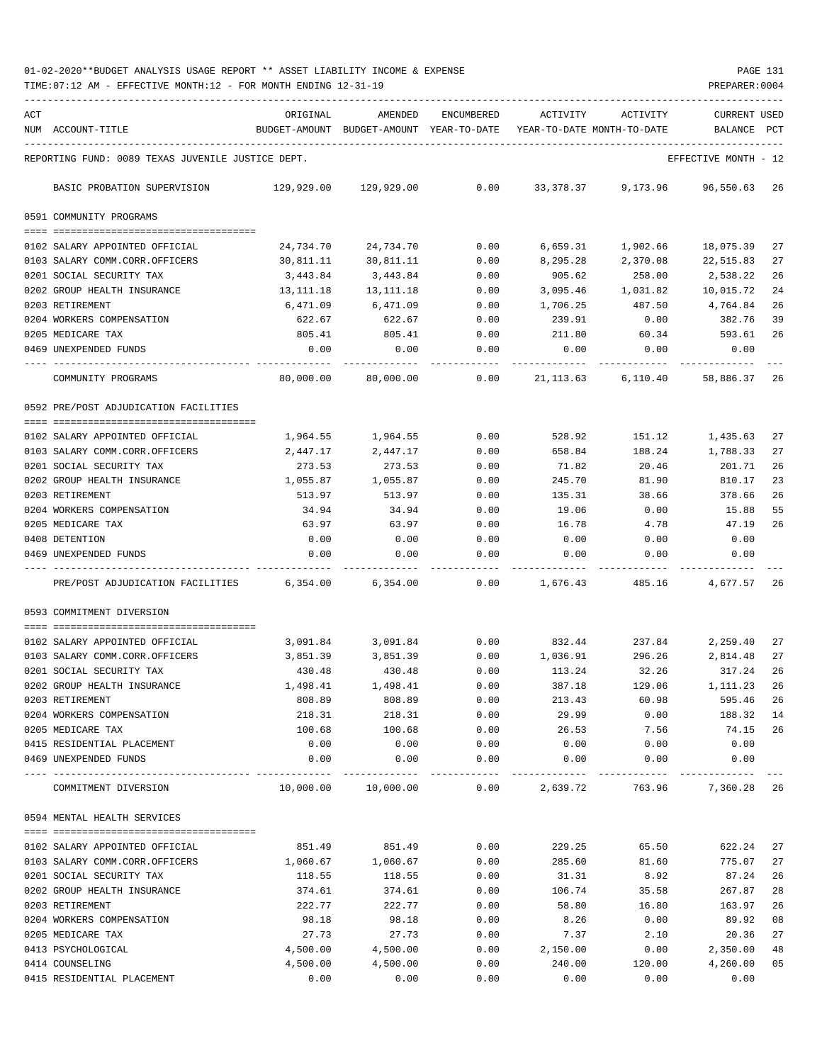01-02-2020**BUDGET ANALYSIS USAGE REPORT ** ASSET LIABILITY INCOME & EXPENSE

TIME:07:12 AM - EFFECTIVE MONTH:12 - FOR MONTH ENDING 12-31-19

| ACT NUM | ACCOUNT-TITLE | ORIGINAL BUDGET-AMOUNT | AMENDED BUDGET-AMOUNT | ENCUMBERED YEAR-TO-DATE | ACTIVITY YEAR-TO-DATE | ACTIVITY MONTH-TO-DATE | CURRENT BALANCE | USED PCT |
|---|---|---|---|---|---|---|---|---|
| REPORTING FUND: 0089 TEXAS JUVENILE JUSTICE DEPT. | | | | | | | EFFECTIVE MONTH - 12 | |
| | BASIC PROBATION SUPERVISION | 129,929.00 | 129,929.00 | 0.00 | 33,378.37 | 9,173.96 | 96,550.63 | 26 |
| 0591 COMMUNITY PROGRAMS | | | | | | | | |
| 0102 | SALARY APPOINTED OFFICIAL | 24,734.70 | 24,734.70 | 0.00 | 6,659.31 | 1,902.66 | 18,075.39 | 27 |
| 0103 | SALARY COMM.CORR.OFFICERS | 30,811.11 | 30,811.11 | 0.00 | 8,295.28 | 2,370.08 | 22,515.83 | 27 |
| 0201 | SOCIAL SECURITY TAX | 3,443.84 | 3,443.84 | 0.00 | 905.62 | 258.00 | 2,538.22 | 26 |
| 0202 | GROUP HEALTH INSURANCE | 13,111.18 | 13,111.18 | 0.00 | 3,095.46 | 1,031.82 | 10,015.72 | 24 |
| 0203 | RETIREMENT | 6,471.09 | 6,471.09 | 0.00 | 1,706.25 | 487.50 | 4,764.84 | 26 |
| 0204 | WORKERS COMPENSATION | 622.67 | 622.67 | 0.00 | 239.91 | 0.00 | 382.76 | 39 |
| 0205 | MEDICARE TAX | 805.41 | 805.41 | 0.00 | 211.80 | 60.34 | 593.61 | 26 |
| 0469 | UNEXPENDED FUNDS | 0.00 | 0.00 | 0.00 | 0.00 | 0.00 | 0.00 | |
| | COMMUNITY PROGRAMS | 80,000.00 | 80,000.00 | 0.00 | 21,113.63 | 6,110.40 | 58,886.37 | 26 |
| 0592 PRE/POST ADJUDICATION FACILITIES | | | | | | | | |
| 0102 | SALARY APPOINTED OFFICIAL | 1,964.55 | 1,964.55 | 0.00 | 528.92 | 151.12 | 1,435.63 | 27 |
| 0103 | SALARY COMM.CORR.OFFICERS | 2,447.17 | 2,447.17 | 0.00 | 658.84 | 188.24 | 1,788.33 | 27 |
| 0201 | SOCIAL SECURITY TAX | 273.53 | 273.53 | 0.00 | 71.82 | 20.46 | 201.71 | 26 |
| 0202 | GROUP HEALTH INSURANCE | 1,055.87 | 1,055.87 | 0.00 | 245.70 | 81.90 | 810.17 | 23 |
| 0203 | RETIREMENT | 513.97 | 513.97 | 0.00 | 135.31 | 38.66 | 378.66 | 26 |
| 0204 | WORKERS COMPENSATION | 34.94 | 34.94 | 0.00 | 19.06 | 0.00 | 15.88 | 55 |
| 0205 | MEDICARE TAX | 63.97 | 63.97 | 0.00 | 16.78 | 4.78 | 47.19 | 26 |
| 0408 | DETENTION | 0.00 | 0.00 | 0.00 | 0.00 | 0.00 | 0.00 | |
| 0469 | UNEXPENDED FUNDS | 0.00 | 0.00 | 0.00 | 0.00 | 0.00 | 0.00 | |
| | PRE/POST ADJUDICATION FACILITIES | 6,354.00 | 6,354.00 | 0.00 | 1,676.43 | 485.16 | 4,677.57 | 26 |
| 0593 COMMITMENT DIVERSION | | | | | | | | |
| 0102 | SALARY APPOINTED OFFICIAL | 3,091.84 | 3,091.84 | 0.00 | 832.44 | 237.84 | 2,259.40 | 27 |
| 0103 | SALARY COMM.CORR.OFFICERS | 3,851.39 | 3,851.39 | 0.00 | 1,036.91 | 296.26 | 2,814.48 | 27 |
| 0201 | SOCIAL SECURITY TAX | 430.48 | 430.48 | 0.00 | 113.24 | 32.26 | 317.24 | 26 |
| 0202 | GROUP HEALTH INSURANCE | 1,498.41 | 1,498.41 | 0.00 | 387.18 | 129.06 | 1,111.23 | 26 |
| 0203 | RETIREMENT | 808.89 | 808.89 | 0.00 | 213.43 | 60.98 | 595.46 | 26 |
| 0204 | WORKERS COMPENSATION | 218.31 | 218.31 | 0.00 | 29.99 | 0.00 | 188.32 | 14 |
| 0205 | MEDICARE TAX | 100.68 | 100.68 | 0.00 | 26.53 | 7.56 | 74.15 | 26 |
| 0415 | RESIDENTIAL PLACEMENT | 0.00 | 0.00 | 0.00 | 0.00 | 0.00 | 0.00 | |
| 0469 | UNEXPENDED FUNDS | 0.00 | 0.00 | 0.00 | 0.00 | 0.00 | 0.00 | |
| | COMMITMENT DIVERSION | 10,000.00 | 10,000.00 | 0.00 | 2,639.72 | 763.96 | 7,360.28 | 26 |
| 0594 MENTAL HEALTH SERVICES | | | | | | | | |
| 0102 | SALARY APPOINTED OFFICIAL | 851.49 | 851.49 | 0.00 | 229.25 | 65.50 | 622.24 | 27 |
| 0103 | SALARY COMM.CORR.OFFICERS | 1,060.67 | 1,060.67 | 0.00 | 285.60 | 81.60 | 775.07 | 27 |
| 0201 | SOCIAL SECURITY TAX | 118.55 | 118.55 | 0.00 | 31.31 | 8.92 | 87.24 | 26 |
| 0202 | GROUP HEALTH INSURANCE | 374.61 | 374.61 | 0.00 | 106.74 | 35.58 | 267.87 | 28 |
| 0203 | RETIREMENT | 222.77 | 222.77 | 0.00 | 58.80 | 16.80 | 163.97 | 26 |
| 0204 | WORKERS COMPENSATION | 98.18 | 98.18 | 0.00 | 8.26 | 0.00 | 89.92 | 08 |
| 0205 | MEDICARE TAX | 27.73 | 27.73 | 0.00 | 7.37 | 2.10 | 20.36 | 27 |
| 0413 | PSYCHOLOGICAL | 4,500.00 | 4,500.00 | 0.00 | 2,150.00 | 0.00 | 2,350.00 | 48 |
| 0414 | COUNSELING | 4,500.00 | 4,500.00 | 0.00 | 240.00 | 120.00 | 4,260.00 | 05 |
| 0415 | RESIDENTIAL PLACEMENT | 0.00 | 0.00 | 0.00 | 0.00 | 0.00 | 0.00 | |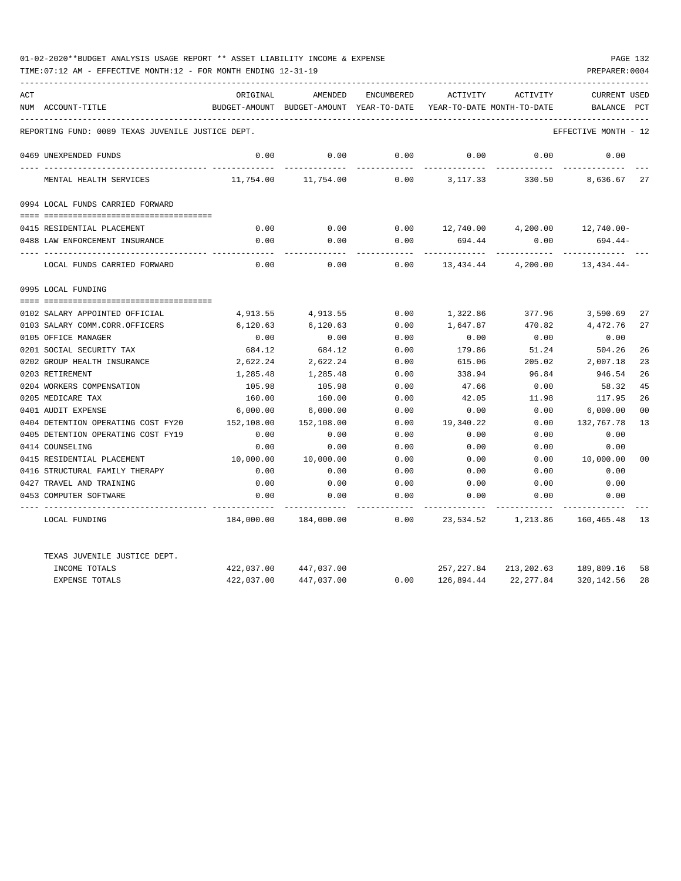01-02-2020**BUDGET ANALYSIS USAGE REPORT ** ASSET LIABILITY INCOME & EXPENSE

TIME:07:12 AM - EFFECTIVE MONTH:12 - FOR MONTH ENDING 12-31-19

PREPARER:0004

REPORTING FUND: 0089 TEXAS JUVENILE JUSTICE DEPT. — EFFECTIVE MONTH - 12

| ACT NUM | ACCOUNT-TITLE | ORIGINAL BUDGET-AMOUNT | AMENDED BUDGET-AMOUNT | ENCUMBERED YEAR-TO-DATE | ACTIVITY YEAR-TO-DATE | ACTIVITY MONTH-TO-DATE | CURRENT BALANCE | USED PCT |
|---|---|---|---|---|---|---|---|---|
| 0469 | UNEXPENDED FUNDS | 0.00 | 0.00 | 0.00 | 0.00 | 0.00 | 0.00 | |
| | MENTAL HEALTH SERVICES | 11,754.00 | 11,754.00 | 0.00 | 3,117.33 | 330.50 | 8,636.67 | 27 |
| | **0994 LOCAL FUNDS CARRIED FORWARD** | | | | | | | |
| 0415 | RESIDENTIAL PLACEMENT | 0.00 | 0.00 | 0.00 | 12,740.00 | 4,200.00 | 12,740.00- | |
| 0488 | LAW ENFORCEMENT INSURANCE | 0.00 | 0.00 | 0.00 | 694.44 | 0.00 | 694.44- | |
| | LOCAL FUNDS CARRIED FORWARD | 0.00 | 0.00 | 0.00 | 13,434.44 | 4,200.00 | 13,434.44- | |
| | **0995 LOCAL FUNDING** | | | | | | | |
| 0102 | SALARY APPOINTED OFFICIAL | 4,913.55 | 4,913.55 | 0.00 | 1,322.86 | 377.96 | 3,590.69 | 27 |
| 0103 | SALARY COMM.CORR.OFFICERS | 6,120.63 | 6,120.63 | 0.00 | 1,647.87 | 470.82 | 4,472.76 | 27 |
| 0105 | OFFICE MANAGER | 0.00 | 0.00 | 0.00 | 0.00 | 0.00 | 0.00 | |
| 0201 | SOCIAL SECURITY TAX | 684.12 | 684.12 | 0.00 | 179.86 | 51.24 | 504.26 | 26 |
| 0202 | GROUP HEALTH INSURANCE | 2,622.24 | 2,622.24 | 0.00 | 615.06 | 205.02 | 2,007.18 | 23 |
| 0203 | RETIREMENT | 1,285.48 | 1,285.48 | 0.00 | 338.94 | 96.84 | 946.54 | 26 |
| 0204 | WORKERS COMPENSATION | 105.98 | 105.98 | 0.00 | 47.66 | 0.00 | 58.32 | 45 |
| 0205 | MEDICARE TAX | 160.00 | 160.00 | 0.00 | 42.05 | 11.98 | 117.95 | 26 |
| 0401 | AUDIT EXPENSE | 6,000.00 | 6,000.00 | 0.00 | 0.00 | 0.00 | 6,000.00 | 00 |
| 0404 | DETENTION OPERATING COST FY20 | 152,108.00 | 152,108.00 | 0.00 | 19,340.22 | 0.00 | 132,767.78 | 13 |
| 0405 | DETENTION OPERATING COST FY19 | 0.00 | 0.00 | 0.00 | 0.00 | 0.00 | 0.00 | |
| 0414 | COUNSELING | 0.00 | 0.00 | 0.00 | 0.00 | 0.00 | 0.00 | |
| 0415 | RESIDENTIAL PLACEMENT | 10,000.00 | 10,000.00 | 0.00 | 0.00 | 0.00 | 10,000.00 | 00 |
| 0416 | STRUCTURAL FAMILY THERAPY | 0.00 | 0.00 | 0.00 | 0.00 | 0.00 | 0.00 | |
| 0427 | TRAVEL AND TRAINING | 0.00 | 0.00 | 0.00 | 0.00 | 0.00 | 0.00 | |
| 0453 | COMPUTER SOFTWARE | 0.00 | 0.00 | 0.00 | 0.00 | 0.00 | 0.00 | |
| | LOCAL FUNDING | 184,000.00 | 184,000.00 | 0.00 | 23,534.52 | 1,213.86 | 160,465.48 | 13 |
| | TEXAS JUVENILE JUSTICE DEPT. | | | | | | | |
| | INCOME TOTALS | 422,037.00 | 447,037.00 | | 257,227.84 | 213,202.63 | 189,809.16 | 58 |
| | EXPENSE TOTALS | 422,037.00 | 447,037.00 | 0.00 | 126,894.44 | 22,277.84 | 320,142.56 | 28 |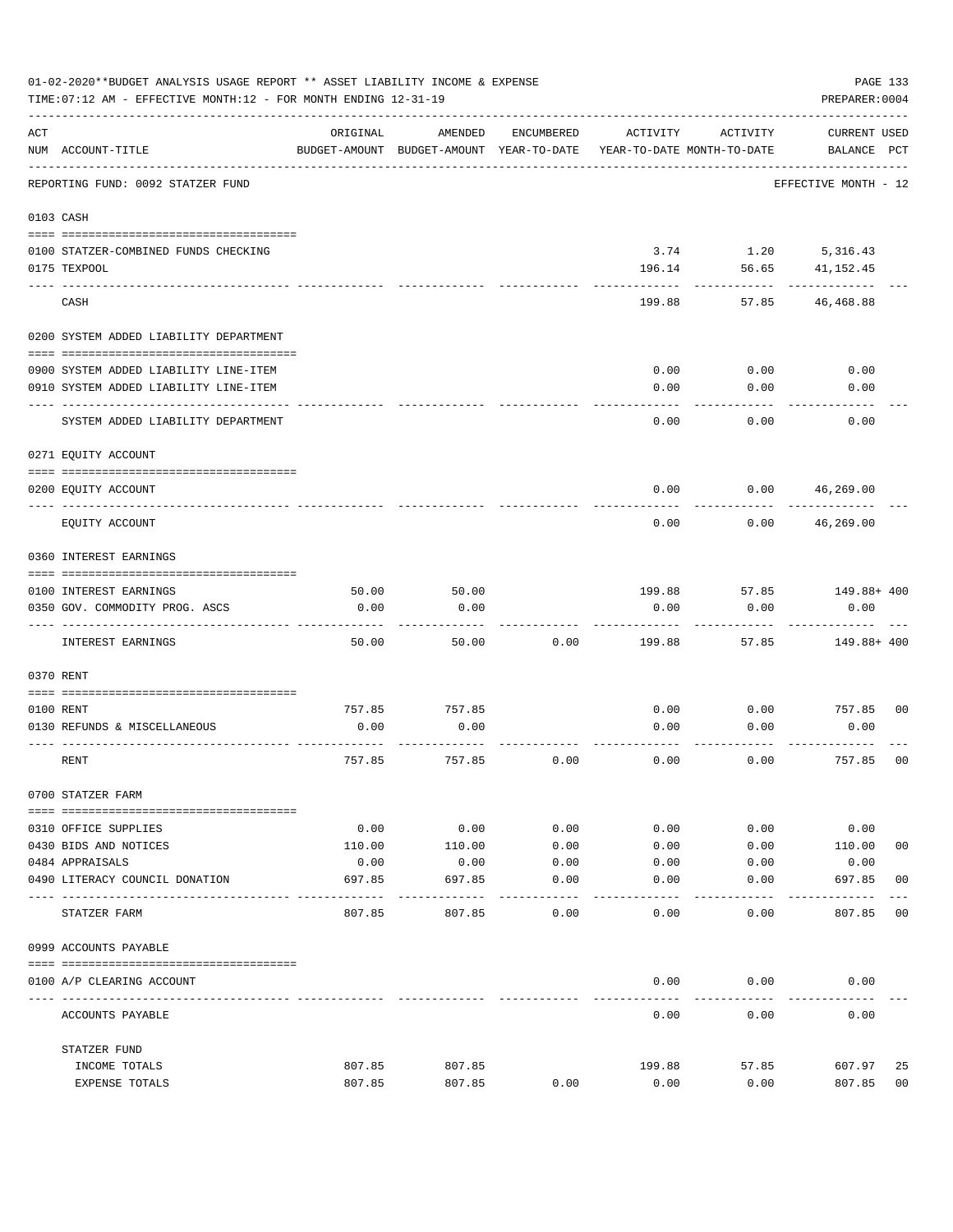01-02-2020**BUDGET ANALYSIS USAGE REPORT ** ASSET LIABILITY INCOME & EXPENSE

TIME:07:12 AM - EFFECTIVE MONTH:12 - FOR MONTH ENDING 12-31-19

PREPARER:0004

| ACT NUM | ACCOUNT-TITLE | ORIGINAL BUDGET-AMOUNT | AMENDED BUDGET-AMOUNT | ENCUMBERED YEAR-TO-DATE | ACTIVITY YEAR-TO-DATE | ACTIVITY MONTH-TO-DATE | CURRENT BALANCE | USED PCT |
|---|---|---|---|---|---|---|---|---|
| | REPORTING FUND: 0092 STATZER FUND | | | | | | EFFECTIVE MONTH - 12 | |
| | **0103 CASH** | | | | | | | |
| 0100 | STATZER-COMBINED FUNDS CHECKING | | | | 3.74 | 1.20 | 5,316.43 | |
| 0175 | TEXPOOL | | | | 196.14 | 56.65 | 41,152.45 | |
| | CASH | | | | 199.88 | 57.85 | 46,468.88 | |
| | **0200 SYSTEM ADDED LIABILITY DEPARTMENT** | | | | | | | |
| 0900 | SYSTEM ADDED LIABILITY LINE-ITEM | | | | 0.00 | 0.00 | 0.00 | |
| 0910 | SYSTEM ADDED LIABILITY LINE-ITEM | | | | 0.00 | 0.00 | 0.00 | |
| | SYSTEM ADDED LIABILITY DEPARTMENT | | | | 0.00 | 0.00 | 0.00 | |
| | **0271 EQUITY ACCOUNT** | | | | | | | |
| 0200 | EQUITY ACCOUNT | | | | 0.00 | 0.00 | 46,269.00 | |
| | EQUITY ACCOUNT | | | | 0.00 | 0.00 | 46,269.00 | |
| | **0360 INTEREST EARNINGS** | | | | | | | |
| 0100 | INTEREST EARNINGS | 50.00 | 50.00 | | 199.88 | 57.85 | 149.88+ | 400 |
| 0350 | GOV. COMMODITY PROG. ASCS | 0.00 | 0.00 | | 0.00 | 0.00 | 0.00 | |
| | INTEREST EARNINGS | 50.00 | 50.00 | 0.00 | 199.88 | 57.85 | 149.88+ | 400 |
| | **0370 RENT** | | | | | | | |
| 0100 | RENT | 757.85 | 757.85 | | 0.00 | 0.00 | 757.85 | 00 |
| 0130 | REFUNDS & MISCELLANEOUS | 0.00 | 0.00 | | 0.00 | 0.00 | 0.00 | |
| | RENT | 757.85 | 757.85 | 0.00 | 0.00 | 0.00 | 757.85 | 00 |
| | **0700 STATZER FARM** | | | | | | | |
| 0310 | OFFICE SUPPLIES | 0.00 | 0.00 | 0.00 | 0.00 | 0.00 | 0.00 | |
| 0430 | BIDS AND NOTICES | 110.00 | 110.00 | 0.00 | 0.00 | 0.00 | 110.00 | 00 |
| 0484 | APPRAISALS | 0.00 | 0.00 | 0.00 | 0.00 | 0.00 | 0.00 | |
| 0490 | LITERACY COUNCIL DONATION | 697.85 | 697.85 | 0.00 | 0.00 | 0.00 | 697.85 | 00 |
| | STATZER FARM | 807.85 | 807.85 | 0.00 | 0.00 | 0.00 | 807.85 | 00 |
| | **0999 ACCOUNTS PAYABLE** | | | | | | | |
| 0100 | A/P CLEARING ACCOUNT | | | | 0.00 | 0.00 | 0.00 | |
| | ACCOUNTS PAYABLE | | | | 0.00 | 0.00 | 0.00 | |
| | STATZER FUND | | | | | | | |
| | INCOME TOTALS | 807.85 | 807.85 | | 199.88 | 57.85 | 607.97 | 25 |
| | EXPENSE TOTALS | 807.85 | 807.85 | 0.00 | 0.00 | 0.00 | 807.85 | 00 |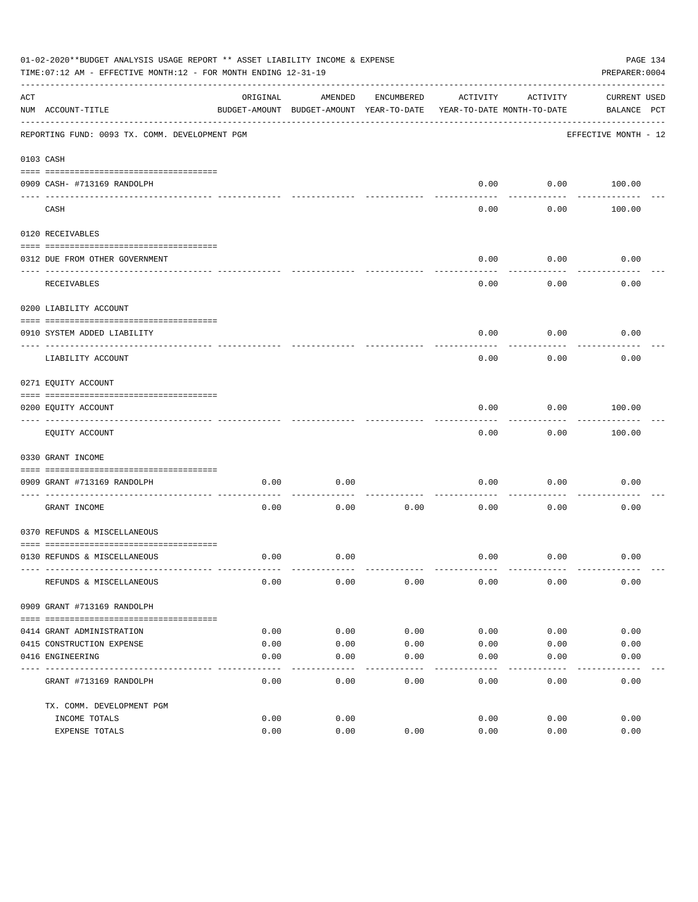01-02-2020**BUDGET ANALYSIS USAGE REPORT ** ASSET LIABILITY INCOME & EXPENSE

TIME:07:12 AM - EFFECTIVE MONTH:12 - FOR MONTH ENDING 12-31-19

PREPARER:0004

| ACT NUM | ACCOUNT-TITLE | ORIGINAL BUDGET-AMOUNT | AMENDED BUDGET-AMOUNT | ENCUMBERED YEAR-TO-DATE | ACTIVITY YEAR-TO-DATE | ACTIVITY MONTH-TO-DATE | CURRENT BALANCE | USED PCT |
|---|---|---|---|---|---|---|---|---|
| | REPORTING FUND: 0093 TX. COMM. DEVELOPMENT PGM | | | | | | EFFECTIVE MONTH - 12 | |
| 0103 | CASH | | | | | | | |
| 0909 | CASH- #713169 RANDOLPH | | | | 0.00 | 0.00 | 100.00 | |
| | CASH | | | | 0.00 | 0.00 | 100.00 | |
| 0120 | RECEIVABLES | | | | | | | |
| 0312 | DUE FROM OTHER GOVERNMENT | | | | 0.00 | 0.00 | 0.00 | |
| | RECEIVABLES | | | | 0.00 | 0.00 | 0.00 | |
| 0200 | LIABILITY ACCOUNT | | | | | | | |
| 0910 | SYSTEM ADDED LIABILITY | | | | 0.00 | 0.00 | 0.00 | |
| | LIABILITY ACCOUNT | | | | 0.00 | 0.00 | 0.00 | |
| 0271 | EQUITY ACCOUNT | | | | | | | |
| 0200 | EQUITY ACCOUNT | | | | 0.00 | 0.00 | 100.00 | |
| | EQUITY ACCOUNT | | | | 0.00 | 0.00 | 100.00 | |
| 0330 | GRANT INCOME | | | | | | | |
| 0909 | GRANT #713169 RANDOLPH | 0.00 | 0.00 | | 0.00 | 0.00 | 0.00 | |
| | GRANT INCOME | 0.00 | 0.00 | 0.00 | 0.00 | 0.00 | 0.00 | |
| 0370 | REFUNDS & MISCELLANEOUS | | | | | | | |
| 0130 | REFUNDS & MISCELLANEOUS | 0.00 | 0.00 | | 0.00 | 0.00 | 0.00 | |
| | REFUNDS & MISCELLANEOUS | 0.00 | 0.00 | 0.00 | 0.00 | 0.00 | 0.00 | |
| 0909 | GRANT #713169 RANDOLPH | | | | | | | |
| 0414 | GRANT ADMINISTRATION | 0.00 | 0.00 | 0.00 | 0.00 | 0.00 | 0.00 | |
| 0415 | CONSTRUCTION EXPENSE | 0.00 | 0.00 | 0.00 | 0.00 | 0.00 | 0.00 | |
| 0416 | ENGINEERING | 0.00 | 0.00 | 0.00 | 0.00 | 0.00 | 0.00 | |
| | GRANT #713169 RANDOLPH | 0.00 | 0.00 | 0.00 | 0.00 | 0.00 | 0.00 | |
| | TX. COMM. DEVELOPMENT PGM | | | | | | | |
| | INCOME TOTALS | 0.00 | 0.00 | | 0.00 | 0.00 | 0.00 | |
| | EXPENSE TOTALS | 0.00 | 0.00 | 0.00 | 0.00 | 0.00 | 0.00 | |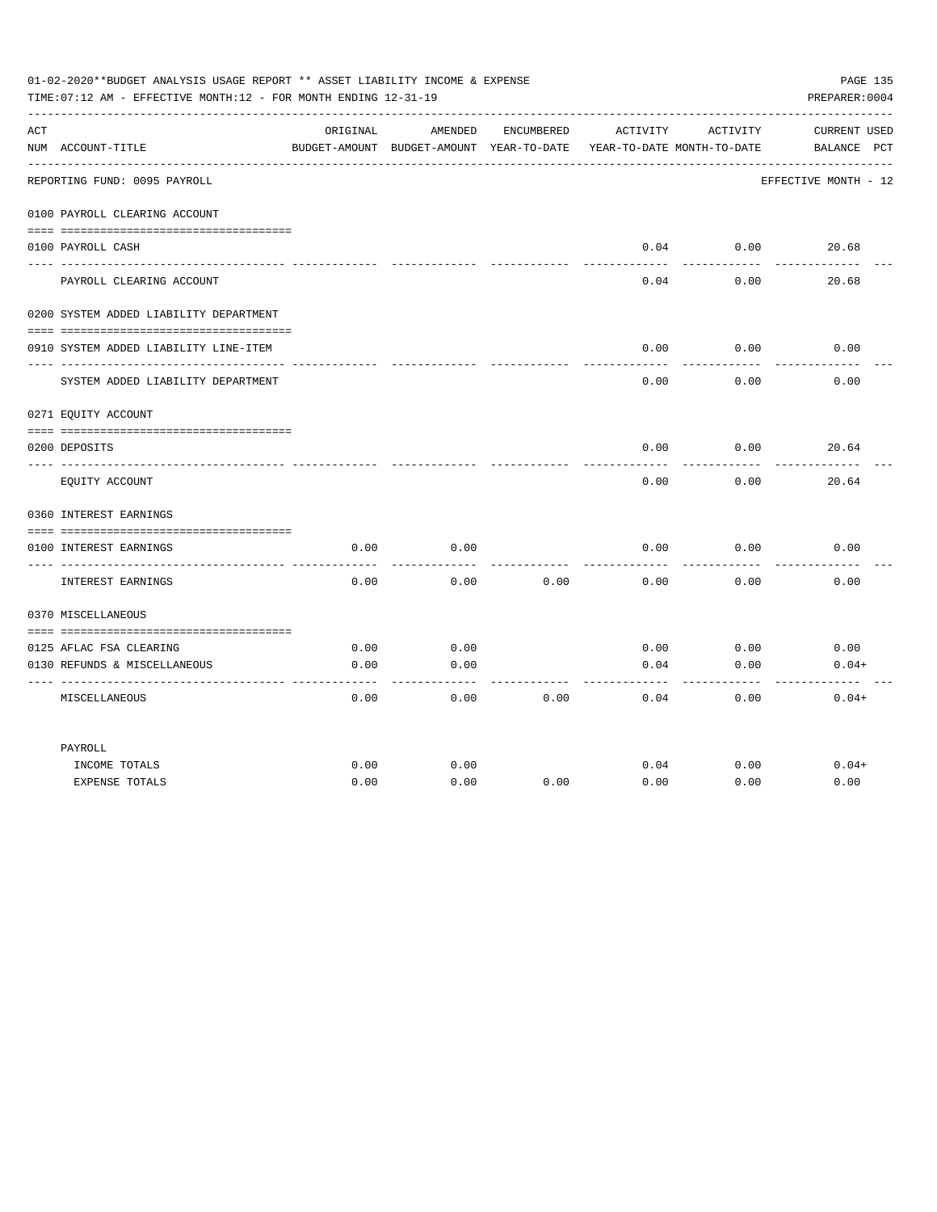01-02-2020**BUDGET ANALYSIS USAGE REPORT ** ASSET LIABILITY INCOME & EXPENSE

TIME:07:12 AM - EFFECTIVE MONTH:12 - FOR MONTH ENDING 12-31-19

PREPARER:0004

| ACT NUM | ACCOUNT-TITLE | ORIGINAL BUDGET-AMOUNT | AMENDED BUDGET-AMOUNT | ENCUMBERED YEAR-TO-DATE | ACTIVITY YEAR-TO-DATE | ACTIVITY MONTH-TO-DATE | CURRENT BALANCE | USED PCT |
|---|---|---|---|---|---|---|---|---|
| | REPORTING FUND: 0095 PAYROLL | | | | | | EFFECTIVE MONTH - 12 | |
| | 0100 PAYROLL CLEARING ACCOUNT | | | | | | | |
| 0100 | PAYROLL CASH | | | | 0.04 | 0.00 | 20.68 | |
| | PAYROLL CLEARING ACCOUNT | | | | 0.04 | 0.00 | 20.68 | |
| | 0200 SYSTEM ADDED LIABILITY DEPARTMENT | | | | | | | |
| 0910 | SYSTEM ADDED LIABILITY LINE-ITEM | | | | 0.00 | 0.00 | 0.00 | |
| | SYSTEM ADDED LIABILITY DEPARTMENT | | | | 0.00 | 0.00 | 0.00 | |
| | 0271 EQUITY ACCOUNT | | | | | | | |
| 0200 | DEPOSITS | | | | 0.00 | 0.00 | 20.64 | |
| | EQUITY ACCOUNT | | | | 0.00 | 0.00 | 20.64 | |
| | 0360 INTEREST EARNINGS | | | | | | | |
| 0100 | INTEREST EARNINGS | 0.00 | 0.00 | | 0.00 | 0.00 | 0.00 | |
| | INTEREST EARNINGS | 0.00 | 0.00 | 0.00 | 0.00 | 0.00 | 0.00 | |
| | 0370 MISCELLANEOUS | | | | | | | |
| 0125 | AFLAC FSA CLEARING | 0.00 | 0.00 | | 0.00 | 0.00 | 0.00 | |
| 0130 | REFUNDS & MISCELLANEOUS | 0.00 | 0.00 | | 0.04 | 0.00 | 0.04+ | |
| | MISCELLANEOUS | 0.00 | 0.00 | 0.00 | 0.04 | 0.00 | 0.04+ | |
| | PAYROLL | | | | | | | |
| | INCOME TOTALS | 0.00 | 0.00 | | 0.04 | 0.00 | 0.04+ | |
| | EXPENSE TOTALS | 0.00 | 0.00 | 0.00 | 0.00 | 0.00 | 0.00 | |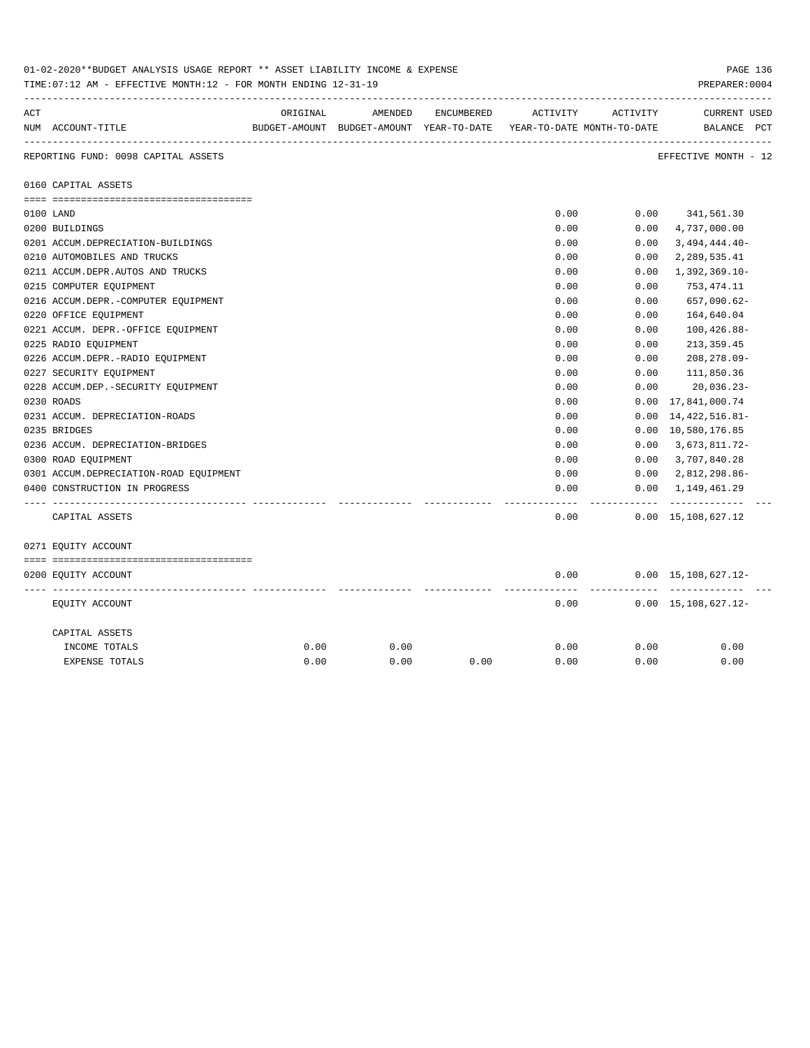01-02-2020**BUDGET ANALYSIS USAGE REPORT ** ASSET LIABILITY INCOME & EXPENSE

TIME:07:12 AM - EFFECTIVE MONTH:12 - FOR MONTH ENDING 12-31-19

PREPARER:0004

| ACT NUM | ACCOUNT-TITLE | ORIGINAL BUDGET-AMOUNT | AMENDED BUDGET-AMOUNT | ENCUMBERED YEAR-TO-DATE | ACTIVITY YEAR-TO-DATE | ACTIVITY MONTH-TO-DATE | CURRENT BALANCE | USED PCT |
|---|---|---|---|---|---|---|---|---|
| | REPORTING FUND: 0098 CAPITAL ASSETS | | | | | | EFFECTIVE MONTH - 12 | |
| | 0160 CAPITAL ASSETS | | | | | | | |
| 0100 | LAND | | | | 0.00 | 0.00 | 341,561.30 | |
| 0200 | BUILDINGS | | | | 0.00 | 0.00 | 4,737,000.00 | |
| 0201 | ACCUM.DEPRECIATION-BUILDINGS | | | | 0.00 | 0.00 | 3,494,444.40- | |
| 0210 | AUTOMOBILES AND TRUCKS | | | | 0.00 | 0.00 | 2,289,535.41 | |
| 0211 | ACCUM.DEPR.AUTOS AND TRUCKS | | | | 0.00 | 0.00 | 1,392,369.10- | |
| 0215 | COMPUTER EQUIPMENT | | | | 0.00 | 0.00 | 753,474.11 | |
| 0216 | ACCUM.DEPR.-COMPUTER EQUIPMENT | | | | 0.00 | 0.00 | 657,090.62- | |
| 0220 | OFFICE EQUIPMENT | | | | 0.00 | 0.00 | 164,640.04 | |
| 0221 | ACCUM. DEPR.-OFFICE EQUIPMENT | | | | 0.00 | 0.00 | 100,426.88- | |
| 0225 | RADIO EQUIPMENT | | | | 0.00 | 0.00 | 213,359.45 | |
| 0226 | ACCUM.DEPR.-RADIO EQUIPMENT | | | | 0.00 | 0.00 | 208,278.09- | |
| 0227 | SECURITY EQUIPMENT | | | | 0.00 | 0.00 | 111,850.36 | |
| 0228 | ACCUM.DEP.-SECURITY EQUIPMENT | | | | 0.00 | 0.00 | 20,036.23- | |
| 0230 | ROADS | | | | 0.00 | 0.00 | 17,841,000.74 | |
| 0231 | ACCUM. DEPRECIATION-ROADS | | | | 0.00 | 0.00 | 14,422,516.81- | |
| 0235 | BRIDGES | | | | 0.00 | 0.00 | 10,580,176.85 | |
| 0236 | ACCUM. DEPRECIATION-BRIDGES | | | | 0.00 | 0.00 | 3,673,811.72- | |
| 0300 | ROAD EQUIPMENT | | | | 0.00 | 0.00 | 3,707,840.28 | |
| 0301 | ACCUM.DEPRECIATION-ROAD EQUIPMENT | | | | 0.00 | 0.00 | 2,812,298.86- | |
| 0400 | CONSTRUCTION IN PROGRESS | | | | 0.00 | 0.00 | 1,149,461.29 | |
| | CAPITAL ASSETS | | | | 0.00 | 0.00 | 15,108,627.12 | |
| | 0271 EQUITY ACCOUNT | | | | | | | |
| 0200 | EQUITY ACCOUNT | | | | 0.00 | 0.00 | 15,108,627.12- | |
| | EQUITY ACCOUNT | | | | 0.00 | 0.00 | 15,108,627.12- | |
| | CAPITAL ASSETS | | | | | | | |
| | INCOME TOTALS | 0.00 | 0.00 | | 0.00 | 0.00 | 0.00 | |
| | EXPENSE TOTALS | 0.00 | 0.00 | 0.00 | 0.00 | 0.00 | 0.00 | |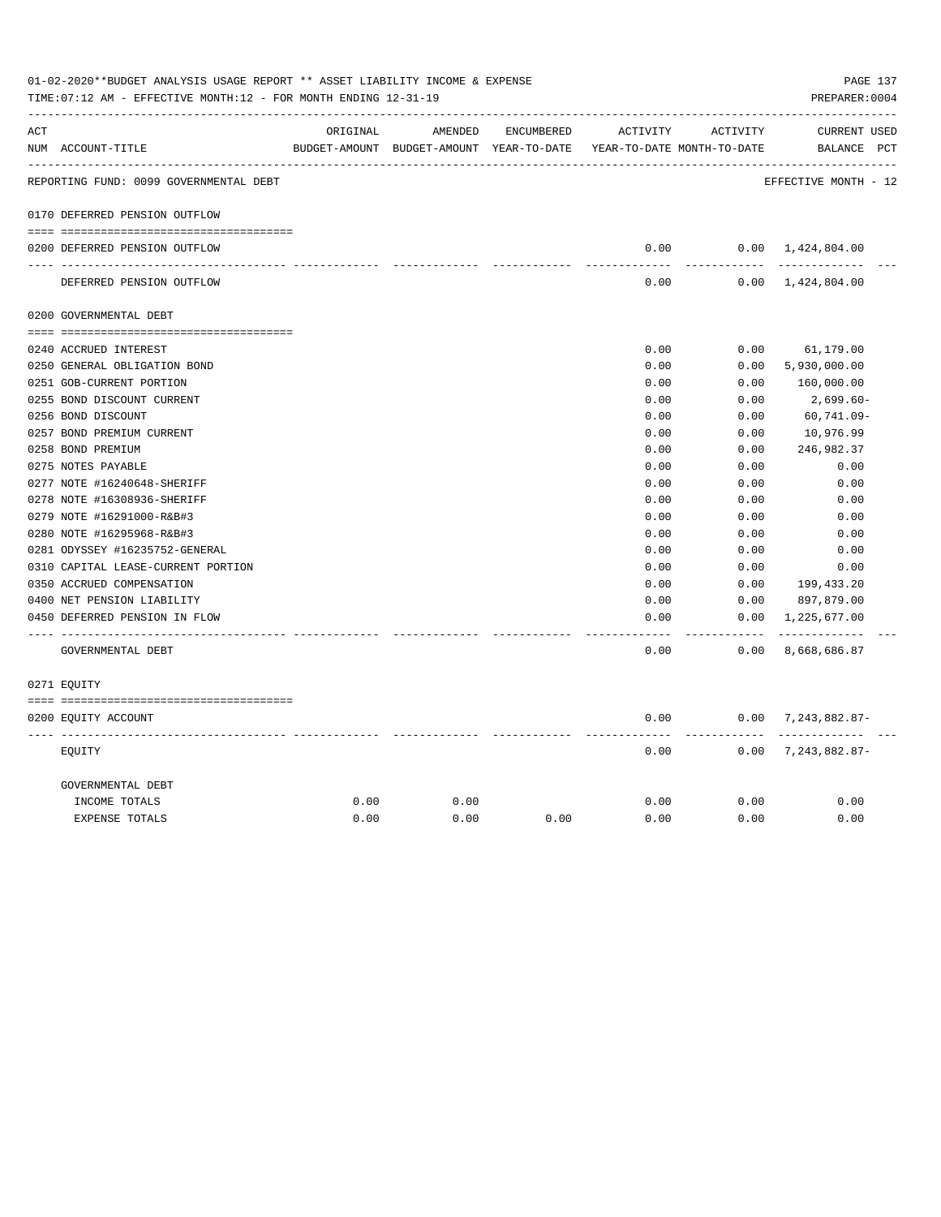01-02-2020**BUDGET ANALYSIS USAGE REPORT ** ASSET LIABILITY INCOME & EXPENSE

TIME:07:12 AM - EFFECTIVE MONTH:12 - FOR MONTH ENDING 12-31-19

PREPARER:0004

| ACT NUM | ACCOUNT-TITLE | ORIGINAL BUDGET-AMOUNT | AMENDED BUDGET-AMOUNT | ENCUMBERED YEAR-TO-DATE | ACTIVITY YEAR-TO-DATE | ACTIVITY MONTH-TO-DATE | CURRENT BALANCE | USED PCT |
|---|---|---|---|---|---|---|---|---|
| | REPORTING FUND: 0099 GOVERNMENTAL DEBT | | | | | | EFFECTIVE MONTH - 12 | |
| 0170 | DEFERRED PENSION OUTFLOW | | | | | | | |
| 0200 | DEFERRED PENSION OUTFLOW | | | | 0.00 | 0.00 | 1,424,804.00 | |
| | DEFERRED PENSION OUTFLOW | | | | 0.00 | 0.00 | 1,424,804.00 | |
| 0200 | GOVERNMENTAL DEBT | | | | | | | |
| 0240 | ACCRUED INTEREST | | | | 0.00 | 0.00 | 61,179.00 | |
| 0250 | GENERAL OBLIGATION BOND | | | | 0.00 | 0.00 | 5,930,000.00 | |
| 0251 | GOB-CURRENT PORTION | | | | 0.00 | 0.00 | 160,000.00 | |
| 0255 | BOND DISCOUNT CURRENT | | | | 0.00 | 0.00 | 2,699.60- | |
| 0256 | BOND DISCOUNT | | | | 0.00 | 0.00 | 60,741.09- | |
| 0257 | BOND PREMIUM CURRENT | | | | 0.00 | 0.00 | 10,976.99 | |
| 0258 | BOND PREMIUM | | | | 0.00 | 0.00 | 246,982.37 | |
| 0275 | NOTES PAYABLE | | | | 0.00 | 0.00 | 0.00 | |
| 0277 | NOTE #16240648-SHERIFF | | | | 0.00 | 0.00 | 0.00 | |
| 0278 | NOTE #16308936-SHERIFF | | | | 0.00 | 0.00 | 0.00 | |
| 0279 | NOTE #16291000-R&B#3 | | | | 0.00 | 0.00 | 0.00 | |
| 0280 | NOTE #16295968-R&B#3 | | | | 0.00 | 0.00 | 0.00 | |
| 0281 | ODYSSEY #16235752-GENERAL | | | | 0.00 | 0.00 | 0.00 | |
| 0310 | CAPITAL LEASE-CURRENT PORTION | | | | 0.00 | 0.00 | 0.00 | |
| 0350 | ACCRUED COMPENSATION | | | | 0.00 | 0.00 | 199,433.20 | |
| 0400 | NET PENSION LIABILITY | | | | 0.00 | 0.00 | 897,879.00 | |
| 0450 | DEFERRED PENSION IN FLOW | | | | 0.00 | 0.00 | 1,225,677.00 | |
| | GOVERNMENTAL DEBT | | | | 0.00 | 0.00 | 8,668,686.87 | |
| 0271 | EQUITY | | | | | | | |
| 0200 | EQUITY ACCOUNT | | | | 0.00 | 0.00 | 7,243,882.87- | |
| | EQUITY | | | | 0.00 | 0.00 | 7,243,882.87- | |
| | GOVERNMENTAL DEBT | | | | | | | |
| | INCOME TOTALS | 0.00 | 0.00 | | 0.00 | 0.00 | 0.00 | |
| | EXPENSE TOTALS | 0.00 | 0.00 | 0.00 | 0.00 | 0.00 | 0.00 | |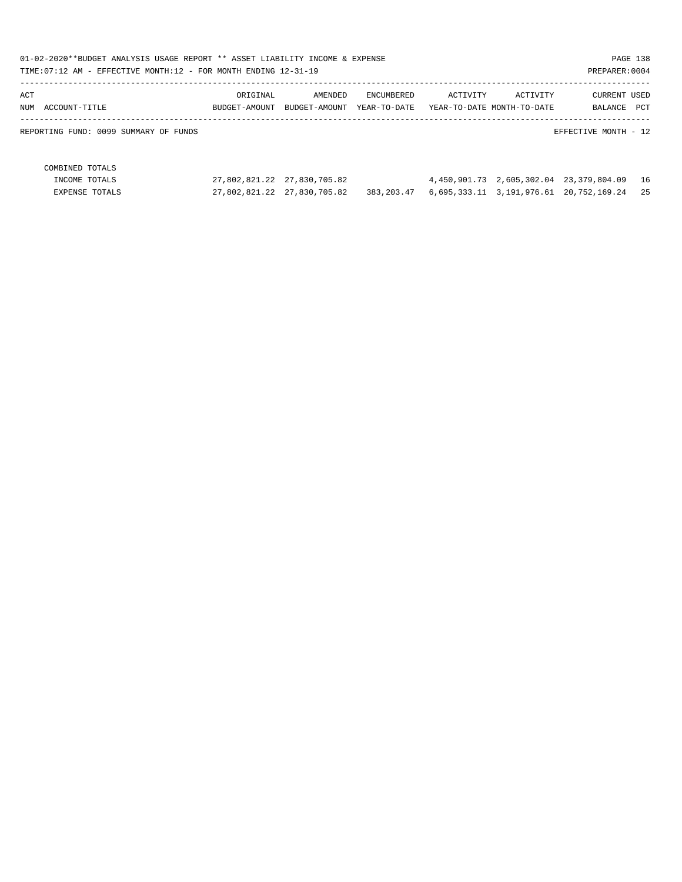01-02-2020**BUDGET ANALYSIS USAGE REPORT ** ASSET LIABILITY INCOME & EXPENSE

TIME:07:12 AM - EFFECTIVE MONTH:12 - FOR MONTH ENDING 12-31-19 PREPARER:0004

| ACT NUM ACCOUNT-TITLE | ORIGINAL BUDGET-AMOUNT | AMENDED BUDGET-AMOUNT | ENCUMBERED YEAR-TO-DATE | ACTIVITY YEAR-TO-DATE | ACTIVITY MONTH-TO-DATE | CURRENT BALANCE | USED PCT |
|---|---|---|---|---|---|---|---|
| REPORTING FUND: 0099 SUMMARY OF FUNDS | | | | | | EFFECTIVE MONTH - 12 | |
| COMBINED TOTALS | | | | | | | |
| INCOME TOTALS | 27,802,821.22 | 27,830,705.82 | | 4,450,901.73 | 2,605,302.04 | 23,379,804.09 | 16 |
| EXPENSE TOTALS | 27,802,821.22 | 27,830,705.82 | 383,203.47 | 6,695,333.11 | 3,191,976.61 | 20,752,169.24 | 25 |